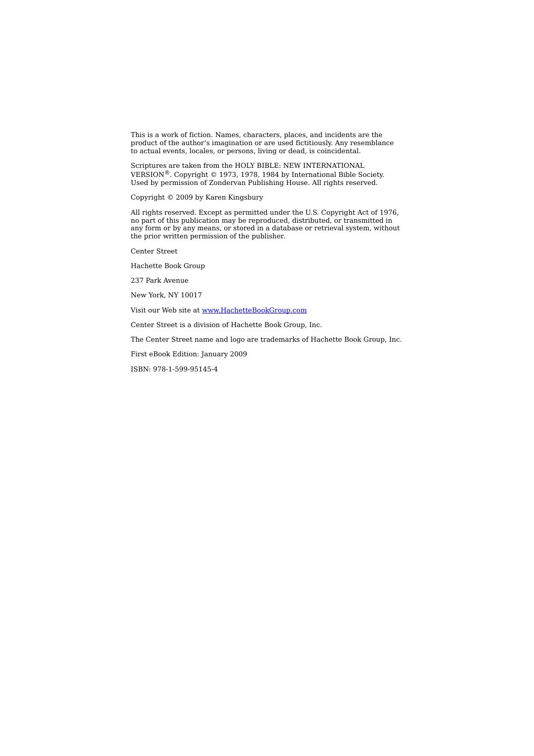This is a work of fiction. Names, characters, places, and incidents are the product of the author's imagination or are used fictitiously. Any resemblance to actual events, locales, or persons, living or dead, is coincidental.

Scriptures are taken from the HOLY BIBLE: NEW INTERNATIONAL VERSION®. Copyright © 1973, 1978, 1984 by International Bible Society. Used by permission of Zondervan Publishing House. All rights reserved.

Copyright © 2009 by Karen Kingsbury

All rights reserved. Except as permitted under the U.S. Copyright Act of 1976, no part of this publication may be reproduced, distributed, or transmitted in any form or by any means, or stored in a database or retrieval system, without the prior written permission of the publisher.

Center Street

Hachette Book Group

237 Park Avenue

New York, NY 10017

Visit our Web site at [www.HachetteBookGroup.com](http://www.HachetteBookGroup.com)

Center Street is a division of Hachette Book Group, Inc.

The Center Street name and logo are trademarks of Hachette Book Group, Inc.

First eBook Edition: January 2009

ISBN: 978-1-599-95145-4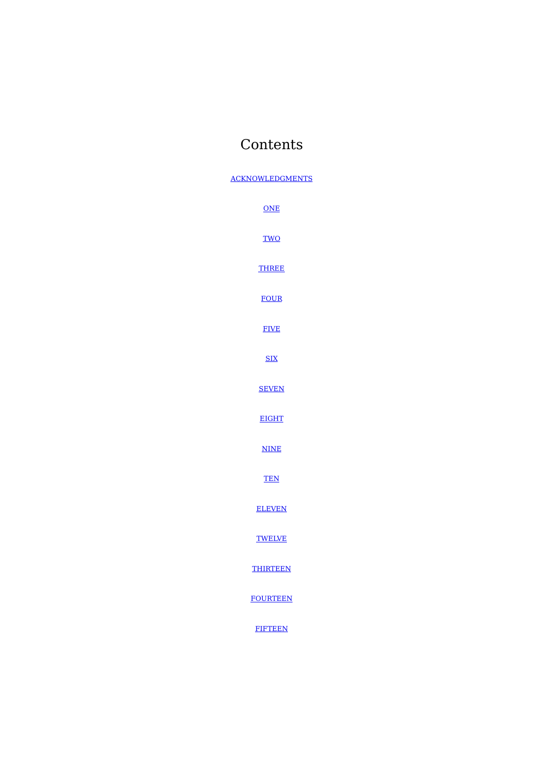# Contents

ACKNOWLEDGMENTS

ONE

TWO

THREE

FOUR

FIVE

SIX

SEVEN

EIGHT

NINE

TEN

ELEVEN

TWELVE

THIRTEEN

FOURTEEN

FIFTEEN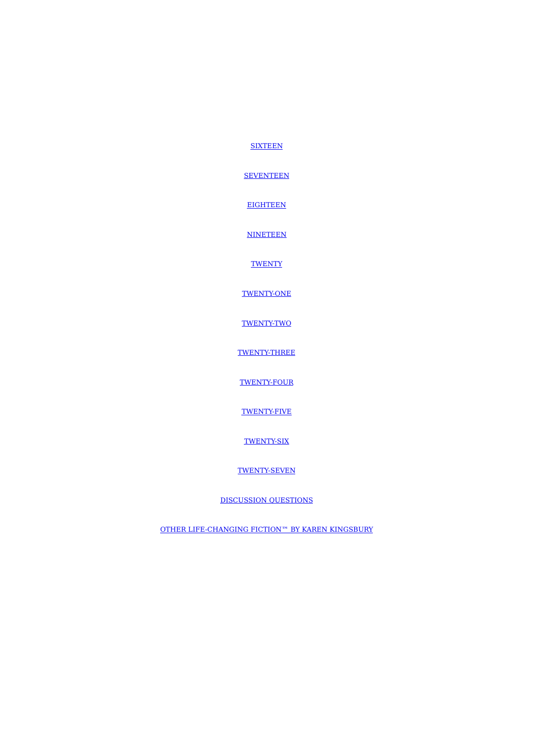SIXTEEN

SEVENTEEN

EIGHTEEN

NINETEEN

TWENTY

TWENTY-ONE

TWENTY-TWO

TWENTY-THREE

TWENTY-FOUR

TWENTY-FIVE

TWENTY-SIX

TWENTY-SEVEN

DISCUSSION QUESTIONS

OTHER LIFE-CHANGING FICTION™ BY KAREN KINGSBURY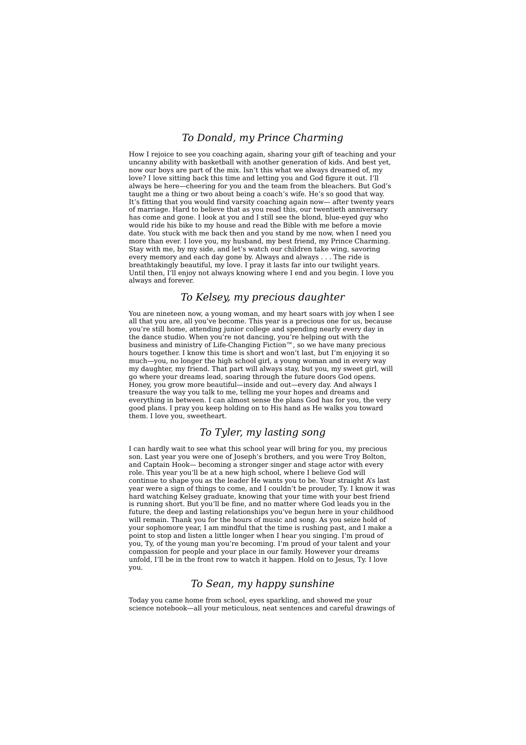## *To Donald, my Prince Charming*

How I rejoice to see you coaching again, sharing your gift of teaching and your uncanny ability with basketball with another generation of kids. And best yet, now our boys are part of the mix. Isn't this what we always dreamed of, my love? I love sitting back this time and letting you and God figure it out. I'll always be here—cheering for you and the team from the bleachers. But God's taught me a thing or two about being a coach's wife. He's so good that way. It's fitting that you would find varsity coaching again now— after twenty years of marriage. Hard to believe that as you read this, our twentieth anniversary has come and gone. I look at you and I still see the blond, blue-eyed guy who would ride his bike to my house and read the Bible with me before a movie date. You stuck with me back then and you stand by me now, when I need you more than ever. I love you, my husband, my best friend, my Prince Charming. Stay with me, by my side, and let's watch our children take wing, savoring every memory and each day gone by. Always and always . . . The ride is breathtakingly beautiful, my love. I pray it lasts far into our twilight years. Until then, I'll enjoy not always knowing where I end and you begin. I love you always and forever.

## *To Kelsey, my precious daughter*

You are nineteen now, a young woman, and my heart soars with joy when I see all that you are, all you've become. This year is a precious one for us, because you're still home, attending junior college and spending nearly every day in the dance studio. When you're not dancing, you're helping out with the business and ministry of Life-Changing Fiction™, so we have many precious hours together. I know this time is short and won't last, but I'm enjoying it so much—you, no longer the high school girl, a young woman and in every way my daughter, my friend. That part will always stay, but you, my sweet girl, will go where your dreams lead, soaring through the future doors God opens. Honey, you grow more beautiful—inside and out—every day. And always I treasure the way you talk to me, telling me your hopes and dreams and everything in between. I can almost sense the plans God has for you, the very good plans. I pray you keep holding on to His hand as He walks you toward them. I love you, sweetheart.

## *To Tyler, my lasting song*

I can hardly wait to see what this school year will bring for you, my precious son. Last year you were one of Joseph's brothers, and you were Troy Bolton, and Captain Hook— becoming a stronger singer and stage actor with every role. This year you'll be at a new high school, where I believe God will continue to shape you as the leader He wants you to be. Your straight A's last year were a sign of things to come, and I couldn't be prouder, Ty. I know it was hard watching Kelsey graduate, knowing that your time with your best friend is running short. But you'll be fine, and no matter where God leads you in the future, the deep and lasting relationships you've begun here in your childhood will remain. Thank you for the hours of music and song. As you seize hold of your sophomore year, I am mindful that the time is rushing past, and I make a point to stop and listen a little longer when I hear you singing. I'm proud of you, Ty, of the young man you're becoming. I'm proud of your talent and your compassion for people and your place in our family. However your dreams unfold, I'll be in the front row to watch it happen. Hold on to Jesus, Ty. I love you.

## *To Sean, my happy sunshine*

Today you came home from school, eyes sparkling, and showed me your science notebook—all your meticulous, neat sentences and careful drawings of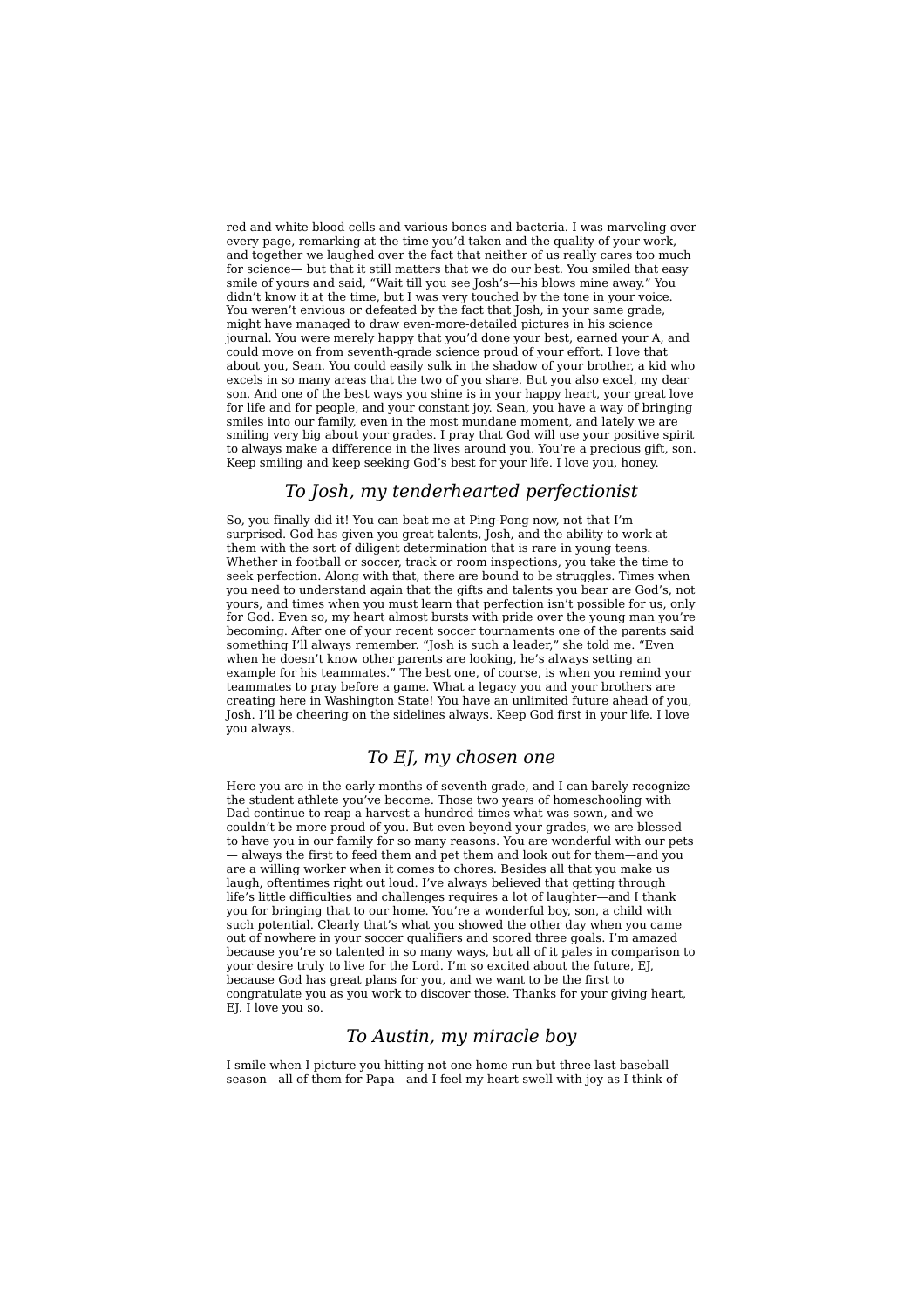red and white blood cells and various bones and bacteria. I was marveling over every page, remarking at the time you'd taken and the quality of your work, and together we laughed over the fact that neither of us really cares too much for science— but that it still matters that we do our best. You smiled that easy smile of yours and said, "Wait till you see Josh's—his blows mine away." You didn't know it at the time, but I was very touched by the tone in your voice. You weren't envious or defeated by the fact that Josh, in your same grade, might have managed to draw even-more-detailed pictures in his science journal. You were merely happy that you'd done your best, earned your A, and could move on from seventh-grade science proud of your effort. I love that about you, Sean. You could easily sulk in the shadow of your brother, a kid who excels in so many areas that the two of you share. But you also excel, my dear son. And one of the best ways you shine is in your happy heart, your great love for life and for people, and your constant joy. Sean, you have a way of bringing smiles into our family, even in the most mundane moment, and lately we are smiling very big about your grades. I pray that God will use your positive spirit to always make a difference in the lives around you. You're a precious gift, son. Keep smiling and keep seeking God's best for your life. I love you, honey.

## *To Josh, my tenderhearted perfectionist*

So, you finally did it! You can beat me at Ping-Pong now, not that I'm surprised. God has given you great talents, Josh, and the ability to work at them with the sort of diligent determination that is rare in young teens. Whether in football or soccer, track or room inspections, you take the time to seek perfection. Along with that, there are bound to be struggles. Times when you need to understand again that the gifts and talents you bear are God's, not yours, and times when you must learn that perfection isn't possible for us, only for God. Even so, my heart almost bursts with pride over the young man you're becoming. After one of your recent soccer tournaments one of the parents said something I'll always remember. "Josh is such a leader," she told me. "Even when he doesn't know other parents are looking, he's always setting an example for his teammates." The best one, of course, is when you remind your teammates to pray before a game. What a legacy you and your brothers are creating here in Washington State! You have an unlimited future ahead of you, Josh. I'll be cheering on the sidelines always. Keep God first in your life. I love you always.

## *To EJ, my chosen one*

Here you are in the early months of seventh grade, and I can barely recognize the student athlete you've become. Those two years of homeschooling with Dad continue to reap a harvest a hundred times what was sown, and we couldn't be more proud of you. But even beyond your grades, we are blessed to have you in our family for so many reasons. You are wonderful with our pets — always the first to feed them and pet them and look out for them—and you are a willing worker when it comes to chores. Besides all that you make us laugh, oftentimes right out loud. I've always believed that getting through life's little difficulties and challenges requires a lot of laughter—and I thank you for bringing that to our home. You're a wonderful boy, son, a child with such potential. Clearly that's what you showed the other day when you came out of nowhere in your soccer qualifiers and scored three goals. I'm amazed because you're so talented in so many ways, but all of it pales in comparison to your desire truly to live for the Lord. I'm so excited about the future, EJ, because God has great plans for you, and we want to be the first to congratulate you as you work to discover those. Thanks for your giving heart, EJ. I love you so.

## *To Austin, my miracle boy*

I smile when I picture you hitting not one home run but three last baseball season—all of them for Papa—and I feel my heart swell with joy as I think of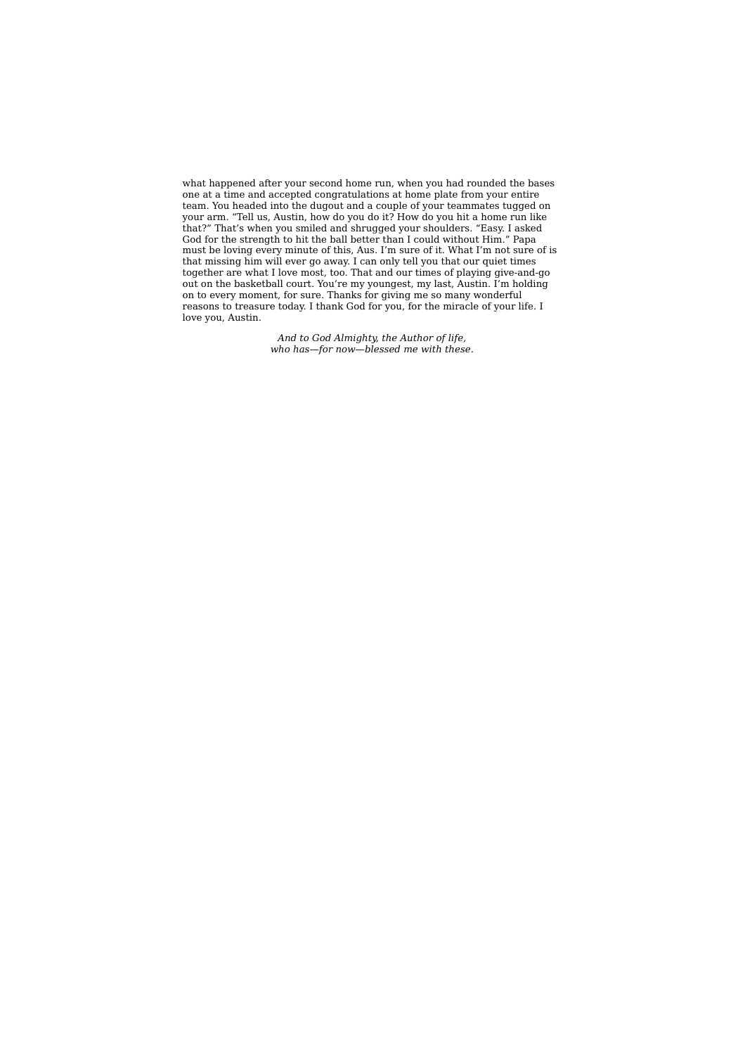what happened after your second home run, when you had rounded the bases one at a time and accepted congratulations at home plate from your entire team. You headed into the dugout and a couple of your teammates tugged on your arm. "Tell us, Austin, how do you do it? How do you hit a home run like that?" That's when you smiled and shrugged your shoulders. "Easy. I asked God for the strength to hit the ball better than I could without Him." Papa must be loving every minute of this, Aus. I'm sure of it. What I'm not sure of is that missing him will ever go away. I can only tell you that our quiet times together are what I love most, too. That and our times of playing give-and-go out on the basketball court. You're my youngest, my last, Austin. I'm holding on to every moment, for sure. Thanks for giving me so many wonderful reasons to treasure today. I thank God for you, for the miracle of your life. I love you, Austin.

*And to God Almighty, the Author of life,*
*who has—for now—blessed me with these.*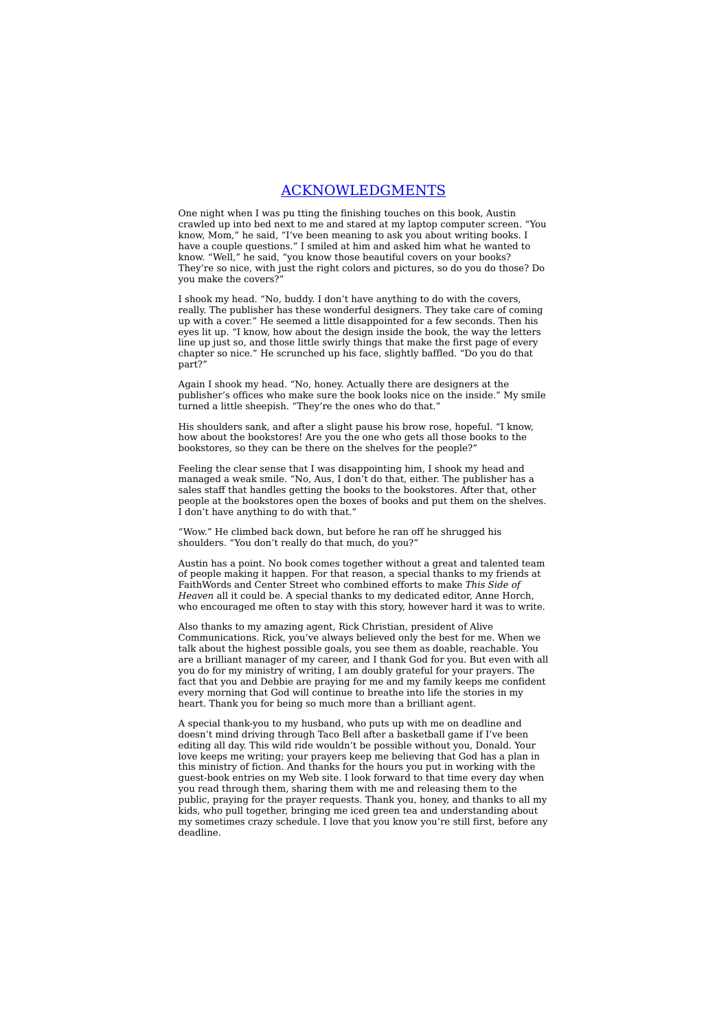# ACKNOWLEDGMENTS

One night when I was pu tting the finishing touches on this book, Austin crawled up into bed next to me and stared at my laptop computer screen. “You know, Mom,” he said, “I’ve been meaning to ask you about writing books. I have a couple questions.” I smiled at him and asked him what he wanted to know. “Well,” he said, “you know those beautiful covers on your books? They’re so nice, with just the right colors and pictures, so do you do those? Do you make the covers?”

I shook my head. “No, buddy. I don’t have anything to do with the covers, really. The publisher has these wonderful designers. They take care of coming up with a cover.” He seemed a little disappointed for a few seconds. Then his eyes lit up. “I know, how about the design inside the book, the way the letters line up just so, and those little swirly things that make the first page of every chapter so nice.” He scrunched up his face, slightly baffled. “Do you do that part?”

Again I shook my head. “No, honey. Actually there are designers at the publisher’s offices who make sure the book looks nice on the inside.” My smile turned a little sheepish. “They’re the ones who do that.”

His shoulders sank, and after a slight pause his brow rose, hopeful. “I know, how about the bookstores! Are you the one who gets all those books to the bookstores, so they can be there on the shelves for the people?”

Feeling the clear sense that I was disappointing him, I shook my head and managed a weak smile. “No, Aus, I don’t do that, either. The publisher has a sales staff that handles getting the books to the bookstores. After that, other people at the bookstores open the boxes of books and put them on the shelves. I don’t have anything to do with that.”

“Wow.” He climbed back down, but before he ran off he shrugged his shoulders. “You don’t really do that much, do you?”

Austin has a point. No book comes together without a great and talented team of people making it happen. For that reason, a special thanks to my friends at FaithWords and Center Street who combined efforts to make *This Side of Heaven* all it could be. A special thanks to my dedicated editor, Anne Horch, who encouraged me often to stay with this story, however hard it was to write.

Also thanks to my amazing agent, Rick Christian, president of Alive Communications. Rick, you’ve always believed only the best for me. When we talk about the highest possible goals, you see them as doable, reachable. You are a brilliant manager of my career, and I thank God for you. But even with all you do for my ministry of writing, I am doubly grateful for your prayers. The fact that you and Debbie are praying for me and my family keeps me confident every morning that God will continue to breathe into life the stories in my heart. Thank you for being so much more than a brilliant agent.

A special thank-you to my husband, who puts up with me on deadline and doesn’t mind driving through Taco Bell after a basketball game if I’ve been editing all day. This wild ride wouldn’t be possible without you, Donald. Your love keeps me writing; your prayers keep me believing that God has a plan in this ministry of fiction. And thanks for the hours you put in working with the guest-book entries on my Web site. I look forward to that time every day when you read through them, sharing them with me and releasing them to the public, praying for the prayer requests. Thank you, honey, and thanks to all my kids, who pull together, bringing me iced green tea and understanding about my sometimes crazy schedule. I love that you know you’re still first, before any deadline.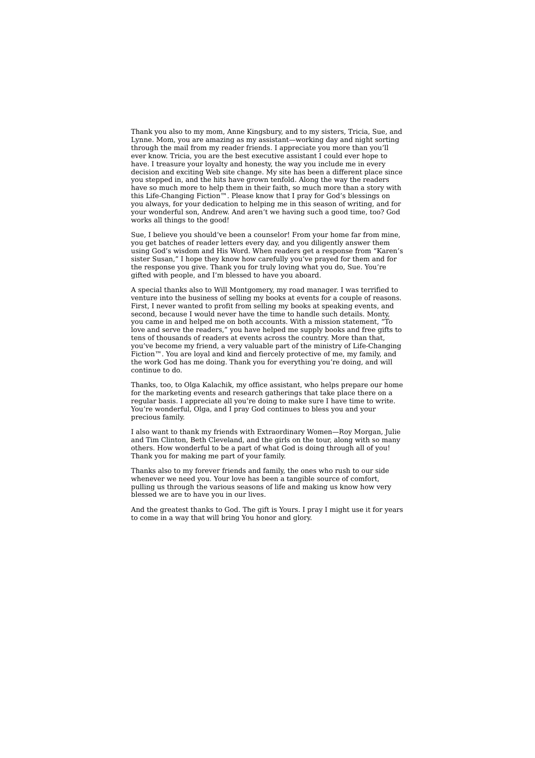Thank you also to my mom, Anne Kingsbury, and to my sisters, Tricia, Sue, and Lynne. Mom, you are amazing as my assistant—working day and night sorting through the mail from my reader friends. I appreciate you more than you'll ever know. Tricia, you are the best executive assistant I could ever hope to have. I treasure your loyalty and honesty, the way you include me in every decision and exciting Web site change. My site has been a different place since you stepped in, and the hits have grown tenfold. Along the way the readers have so much more to help them in their faith, so much more than a story with this Life-Changing Fiction™. Please know that I pray for God's blessings on you always, for your dedication to helping me in this season of writing, and for your wonderful son, Andrew. And aren't we having such a good time, too? God works all things to the good!

Sue, I believe you should've been a counselor! From your home far from mine, you get batches of reader letters every day, and you diligently answer them using God's wisdom and His Word. When readers get a response from "Karen's sister Susan," I hope they know how carefully you've prayed for them and for the response you give. Thank you for truly loving what you do, Sue. You're gifted with people, and I'm blessed to have you aboard.

A special thanks also to Will Montgomery, my road manager. I was terrified to venture into the business of selling my books at events for a couple of reasons. First, I never wanted to profit from selling my books at speaking events, and second, because I would never have the time to handle such details. Monty, you came in and helped me on both accounts. With a mission statement, "To love and serve the readers," you have helped me supply books and free gifts to tens of thousands of readers at events across the country. More than that, you've become my friend, a very valuable part of the ministry of Life-Changing Fiction™. You are loyal and kind and fiercely protective of me, my family, and the work God has me doing. Thank you for everything you're doing, and will continue to do.

Thanks, too, to Olga Kalachik, my office assistant, who helps prepare our home for the marketing events and research gatherings that take place there on a regular basis. I appreciate all you're doing to make sure I have time to write. You're wonderful, Olga, and I pray God continues to bless you and your precious family.

I also want to thank my friends with Extraordinary Women—Roy Morgan, Julie and Tim Clinton, Beth Cleveland, and the girls on the tour, along with so many others. How wonderful to be a part of what God is doing through all of you! Thank you for making me part of your family.

Thanks also to my forever friends and family, the ones who rush to our side whenever we need you. Your love has been a tangible source of comfort, pulling us through the various seasons of life and making us know how very blessed we are to have you in our lives.

And the greatest thanks to God. The gift is Yours. I pray I might use it for years to come in a way that will bring You honor and glory.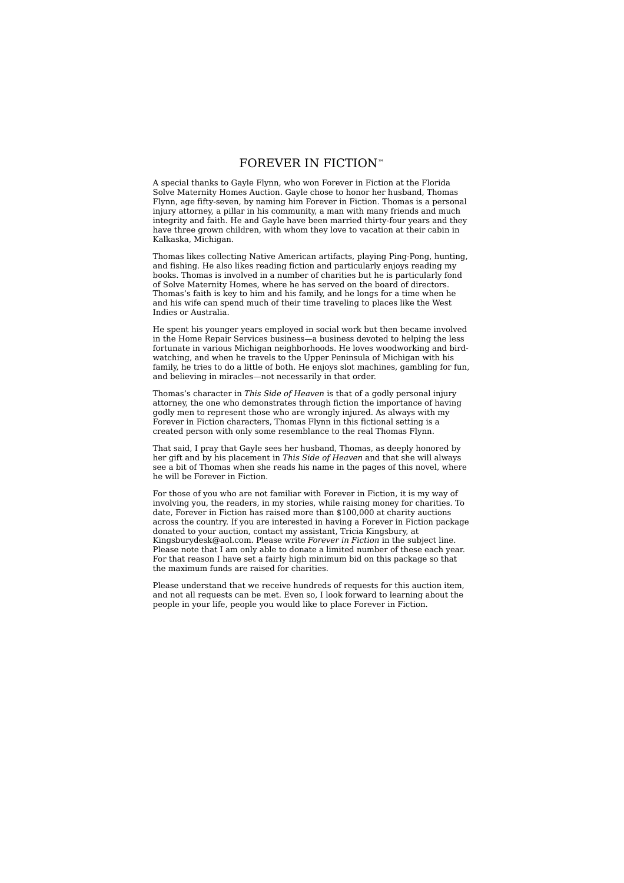# FOREVER IN FICTION™

A special thanks to Gayle Flynn, who won Forever in Fiction at the Florida Solve Maternity Homes Auction. Gayle chose to honor her husband, Thomas Flynn, age fifty-seven, by naming him Forever in Fiction. Thomas is a personal injury attorney, a pillar in his community, a man with many friends and much integrity and faith. He and Gayle have been married thirty-four years and they have three grown children, with whom they love to vacation at their cabin in Kalkaska, Michigan.

Thomas likes collecting Native American artifacts, playing Ping-Pong, hunting, and fishing. He also likes reading fiction and particularly enjoys reading my books. Thomas is involved in a number of charities but he is particularly fond of Solve Maternity Homes, where he has served on the board of directors. Thomas's faith is key to him and his family, and he longs for a time when he and his wife can spend much of their time traveling to places like the West Indies or Australia.

He spent his younger years employed in social work but then became involved in the Home Repair Services business—a business devoted to helping the less fortunate in various Michigan neighborhoods. He loves woodworking and bird-watching, and when he travels to the Upper Peninsula of Michigan with his family, he tries to do a little of both. He enjoys slot machines, gambling for fun, and believing in miracles—not necessarily in that order.

Thomas's character in *This Side of Heaven* is that of a godly personal injury attorney, the one who demonstrates through fiction the importance of having godly men to represent those who are wrongly injured. As always with my Forever in Fiction characters, Thomas Flynn in this fictional setting is a created person with only some resemblance to the real Thomas Flynn.

That said, I pray that Gayle sees her husband, Thomas, as deeply honored by her gift and by his placement in *This Side of Heaven* and that she will always see a bit of Thomas when she reads his name in the pages of this novel, where he will be Forever in Fiction.

For those of you who are not familiar with Forever in Fiction, it is my way of involving you, the readers, in my stories, while raising money for charities. To date, Forever in Fiction has raised more than $100,000 at charity auctions across the country. If you are interested in having a Forever in Fiction package donated to your auction, contact my assistant, Tricia Kingsbury, at Kingsburydesk@aol.com. Please write *Forever in Fiction* in the subject line. Please note that I am only able to donate a limited number of these each year. For that reason I have set a fairly high minimum bid on this package so that the maximum funds are raised for charities.

Please understand that we receive hundreds of requests for this auction item, and not all requests can be met. Even so, I look forward to learning about the people in your life, people you would like to place Forever in Fiction.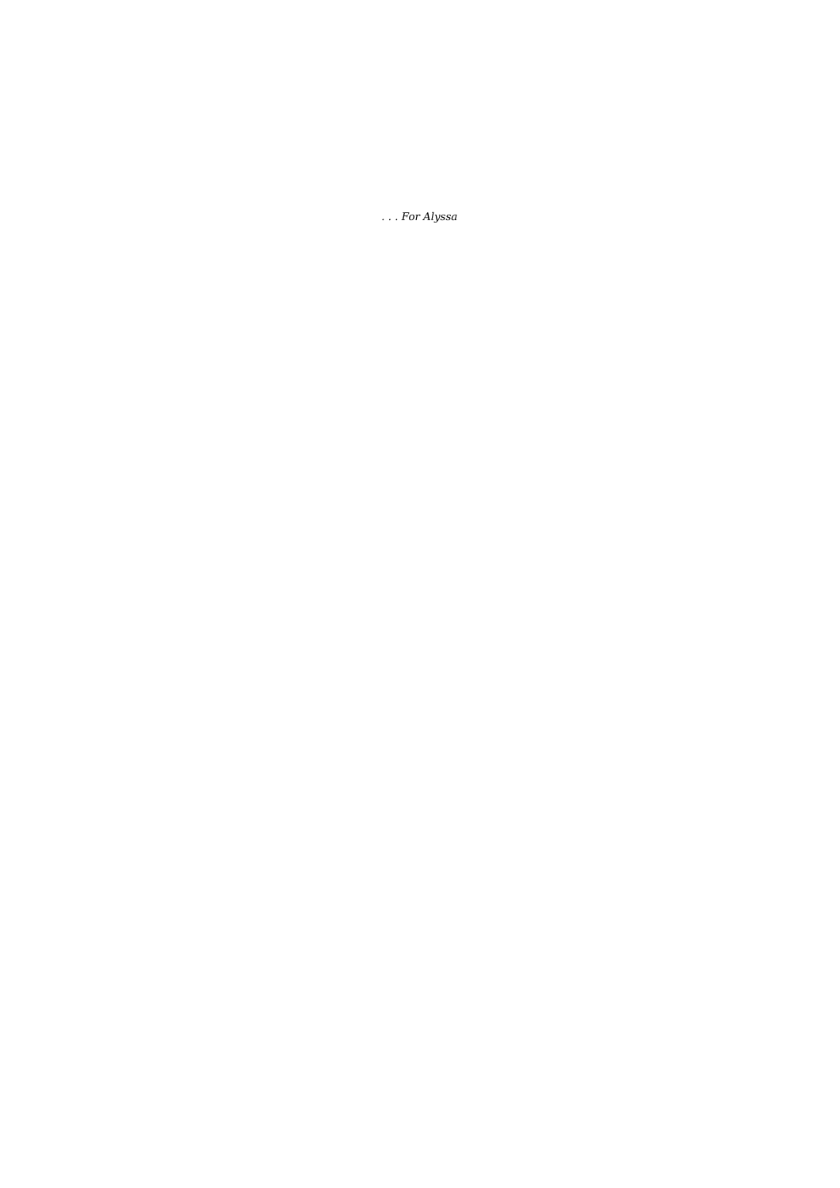*. . . For Alyssa*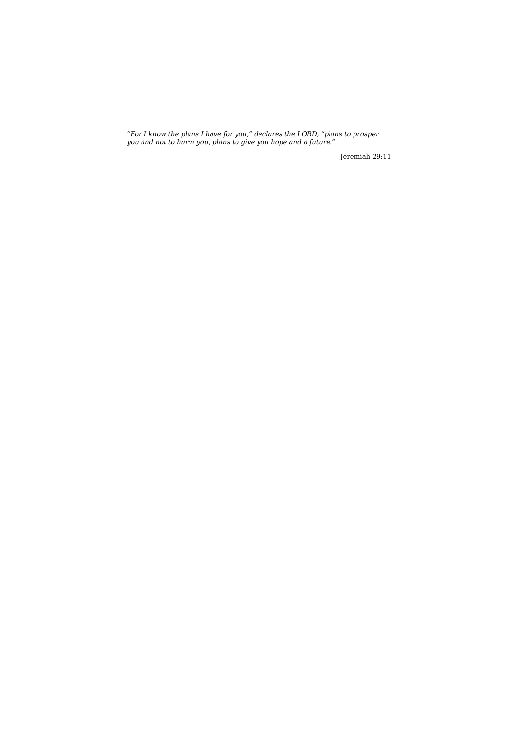*“For I know the plans I have for you,” declares the LORD, “plans to prosper you and not to harm you, plans to give you hope and a future.”*

—Jeremiah 29:11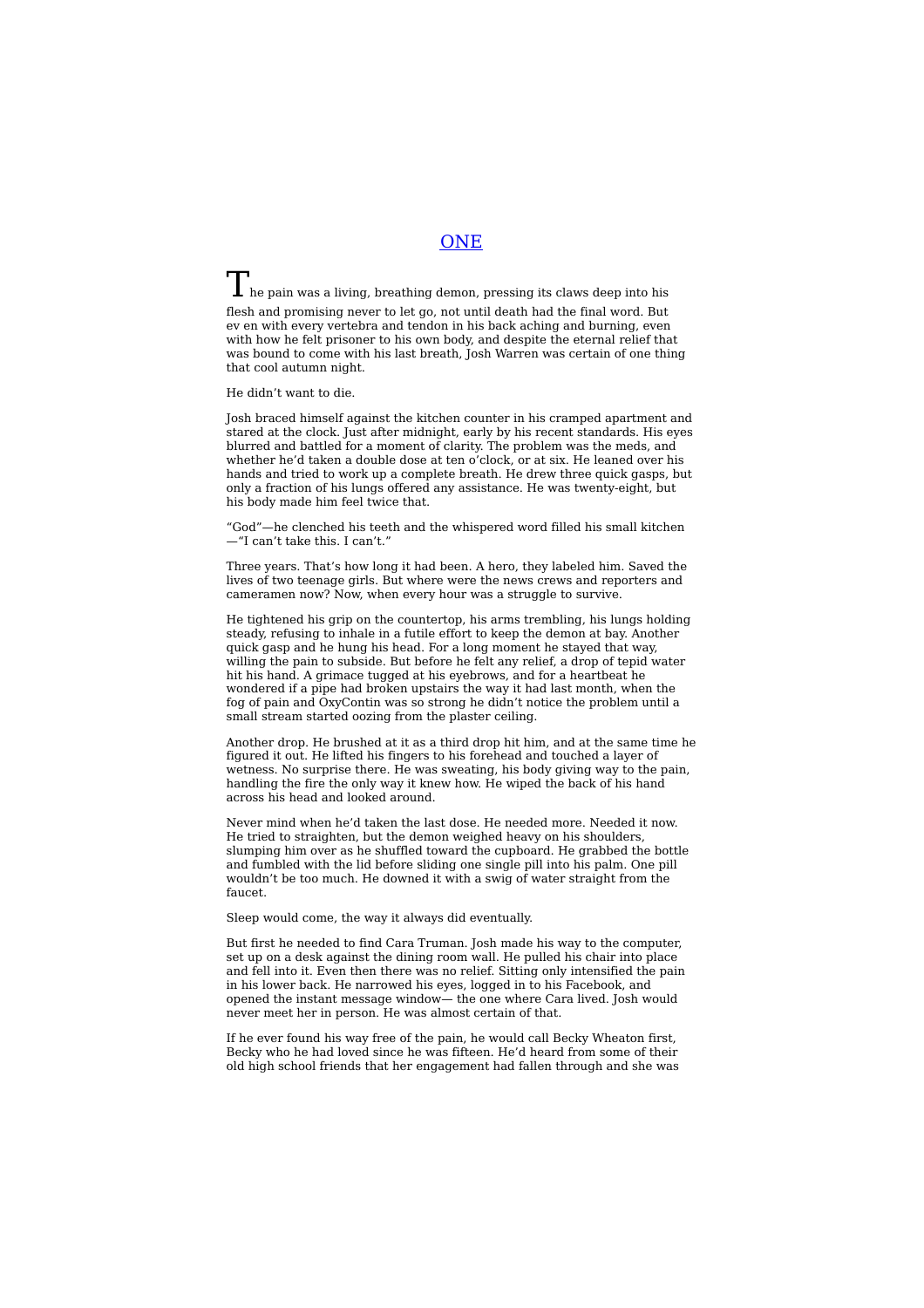# ONE

The pain was a living, breathing demon, pressing its claws deep into his flesh and promising never to let go, not until death had the final word. But ev en with every vertebra and tendon in his back aching and burning, even with how he felt prisoner to his own body, and despite the eternal relief that was bound to come with his last breath, Josh Warren was certain of one thing that cool autumn night.

He didn't want to die.

Josh braced himself against the kitchen counter in his cramped apartment and stared at the clock. Just after midnight, early by his recent standards. His eyes blurred and battled for a moment of clarity. The problem was the meds, and whether he'd taken a double dose at ten o'clock, or at six. He leaned over his hands and tried to work up a complete breath. He drew three quick gasps, but only a fraction of his lungs offered any assistance. He was twenty-eight, but his body made him feel twice that.

"God"—he clenched his teeth and the whispered word filled his small kitchen—"I can't take this. I can't."

Three years. That's how long it had been. A hero, they labeled him. Saved the lives of two teenage girls. But where were the news crews and reporters and cameramen now? Now, when every hour was a struggle to survive.

He tightened his grip on the countertop, his arms trembling, his lungs holding steady, refusing to inhale in a futile effort to keep the demon at bay. Another quick gasp and he hung his head. For a long moment he stayed that way, willing the pain to subside. But before he felt any relief, a drop of tepid water hit his hand. A grimace tugged at his eyebrows, and for a heartbeat he wondered if a pipe had broken upstairs the way it had last month, when the fog of pain and OxyContin was so strong he didn't notice the problem until a small stream started oozing from the plaster ceiling.

Another drop. He brushed at it as a third drop hit him, and at the same time he figured it out. He lifted his fingers to his forehead and touched a layer of wetness. No surprise there. He was sweating, his body giving way to the pain, handling the fire the only way it knew how. He wiped the back of his hand across his head and looked around.

Never mind when he'd taken the last dose. He needed more. Needed it now. He tried to straighten, but the demon weighed heavy on his shoulders, slumping him over as he shuffled toward the cupboard. He grabbed the bottle and fumbled with the lid before sliding one single pill into his palm. One pill wouldn't be too much. He downed it with a swig of water straight from the faucet.

Sleep would come, the way it always did eventually.

But first he needed to find Cara Truman. Josh made his way to the computer, set up on a desk against the dining room wall. He pulled his chair into place and fell into it. Even then there was no relief. Sitting only intensified the pain in his lower back. He narrowed his eyes, logged in to his Facebook, and opened the instant message window— the one where Cara lived. Josh would never meet her in person. He was almost certain of that.

If he ever found his way free of the pain, he would call Becky Wheaton first, Becky who he had loved since he was fifteen. He'd heard from some of their old high school friends that her engagement had fallen through and she was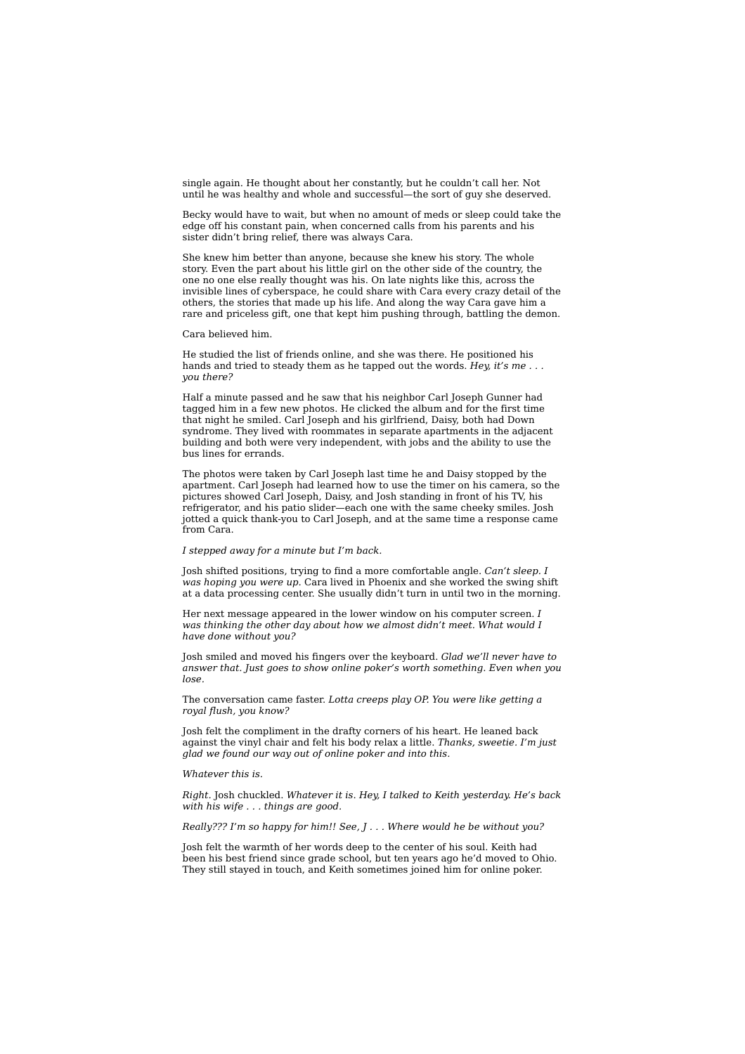single again. He thought about her constantly, but he couldn't call her. Not until he was healthy and whole and successful—the sort of guy she deserved.

Becky would have to wait, but when no amount of meds or sleep could take the edge off his constant pain, when concerned calls from his parents and his sister didn't bring relief, there was always Cara.

She knew him better than anyone, because she knew his story. The whole story. Even the part about his little girl on the other side of the country, the one no one else really thought was his. On late nights like this, across the invisible lines of cyberspace, he could share with Cara every crazy detail of the others, the stories that made up his life. And along the way Cara gave him a rare and priceless gift, one that kept him pushing through, battling the demon.

Cara believed him.

He studied the list of friends online, and she was there. He positioned his hands and tried to steady them as he tapped out the words. *Hey, it's me . . . you there?*

Half a minute passed and he saw that his neighbor Carl Joseph Gunner had tagged him in a few new photos. He clicked the album and for the first time that night he smiled. Carl Joseph and his girlfriend, Daisy, both had Down syndrome. They lived with roommates in separate apartments in the adjacent building and both were very independent, with jobs and the ability to use the bus lines for errands.

The photos were taken by Carl Joseph last time he and Daisy stopped by the apartment. Carl Joseph had learned how to use the timer on his camera, so the pictures showed Carl Joseph, Daisy, and Josh standing in front of his TV, his refrigerator, and his patio slider—each one with the same cheeky smiles. Josh jotted a quick thank-you to Carl Joseph, and at the same time a response came from Cara.

*I stepped away for a minute but I'm back.*

Josh shifted positions, trying to find a more comfortable angle. *Can't sleep. I was hoping you were up.* Cara lived in Phoenix and she worked the swing shift at a data processing center. She usually didn't turn in until two in the morning.

Her next message appeared in the lower window on his computer screen. *I was thinking the other day about how we almost didn't meet. What would I have done without you?*

Josh smiled and moved his fingers over the keyboard. *Glad we'll never have to answer that. Just goes to show online poker's worth something. Even when you lose.*

The conversation came faster. *Lotta creeps play OP. You were like getting a royal flush, you know?*

Josh felt the compliment in the drafty corners of his heart. He leaned back against the vinyl chair and felt his body relax a little. *Thanks, sweetie. I'm just glad we found our way out of online poker and into this.*

*Whatever this is.*

*Right.* Josh chuckled. *Whatever it is. Hey, I talked to Keith yesterday. He's back with his wife . . . things are good.*

*Really??? I'm so happy for him!! See, J . . . Where would he be without you?*

Josh felt the warmth of her words deep to the center of his soul. Keith had been his best friend since grade school, but ten years ago he'd moved to Ohio. They still stayed in touch, and Keith sometimes joined him for online poker.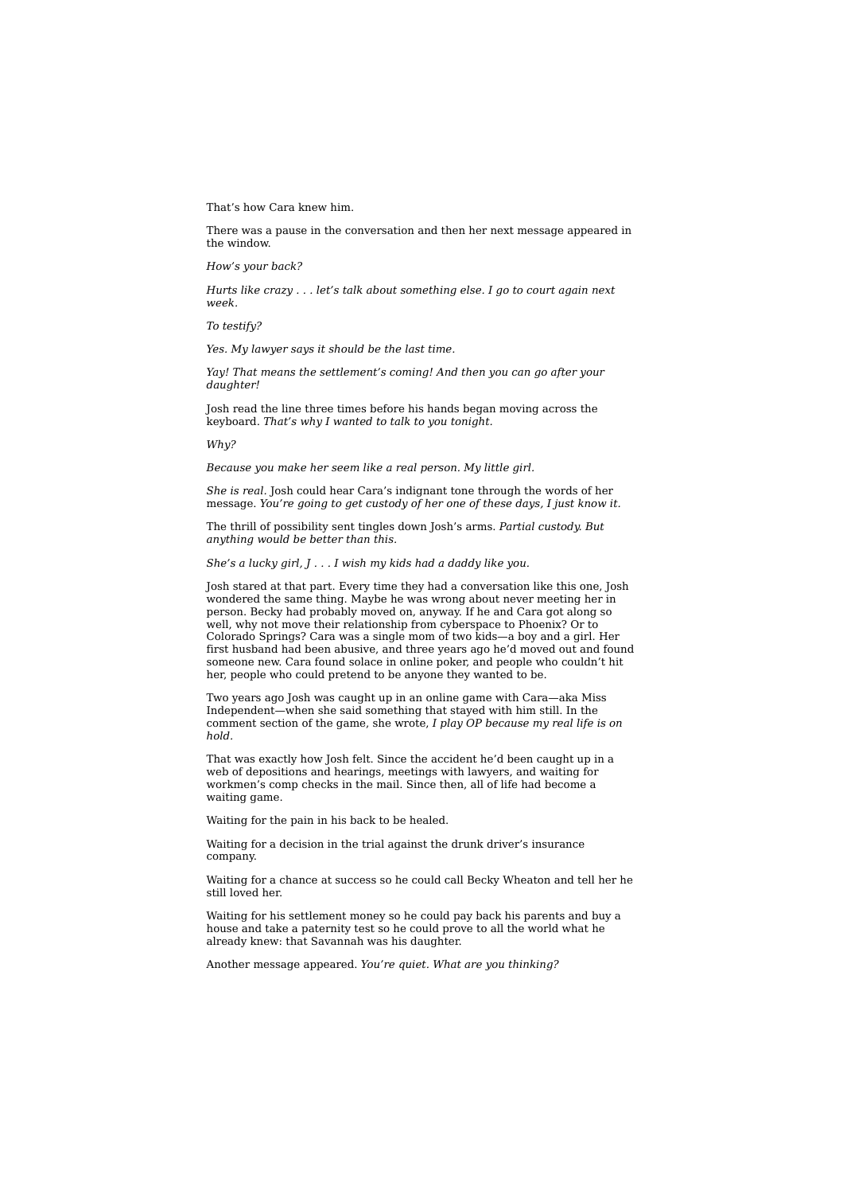That's how Cara knew him.

There was a pause in the conversation and then her next message appeared in the window.

*How's your back?*

*Hurts like crazy . . . let's talk about something else. I go to court again next week.*

*To testify?*

*Yes. My lawyer says it should be the last time.*

*Yay! That means the settlement's coming! And then you can go after your daughter!*

Josh read the line three times before his hands began moving across the keyboard. *That's why I wanted to talk to you tonight.*

*Why?*

*Because you make her seem like a real person. My little girl.*

*She is real.* Josh could hear Cara's indignant tone through the words of her message. *You're going to get custody of her one of these days, I just know it.*

The thrill of possibility sent tingles down Josh's arms. *Partial custody. But anything would be better than this.*

*She's a lucky girl, J . . . I wish my kids had a daddy like you.*

Josh stared at that part. Every time they had a conversation like this one, Josh wondered the same thing. Maybe he was wrong about never meeting her in person. Becky had probably moved on, anyway. If he and Cara got along so well, why not move their relationship from cyberspace to Phoenix? Or to Colorado Springs? Cara was a single mom of two kids—a boy and a girl. Her first husband had been abusive, and three years ago he'd moved out and found someone new. Cara found solace in online poker, and people who couldn't hit her, people who could pretend to be anyone they wanted to be.

Two years ago Josh was caught up in an online game with Cara—aka Miss Independent—when she said something that stayed with him still. In the comment section of the game, she wrote, *I play OP because my real life is on hold.*

That was exactly how Josh felt. Since the accident he'd been caught up in a web of depositions and hearings, meetings with lawyers, and waiting for workmen's comp checks in the mail. Since then, all of life had become a waiting game.

Waiting for the pain in his back to be healed.

Waiting for a decision in the trial against the drunk driver's insurance company.

Waiting for a chance at success so he could call Becky Wheaton and tell her he still loved her.

Waiting for his settlement money so he could pay back his parents and buy a house and take a paternity test so he could prove to all the world what he already knew: that Savannah was his daughter.

Another message appeared. *You're quiet. What are you thinking?*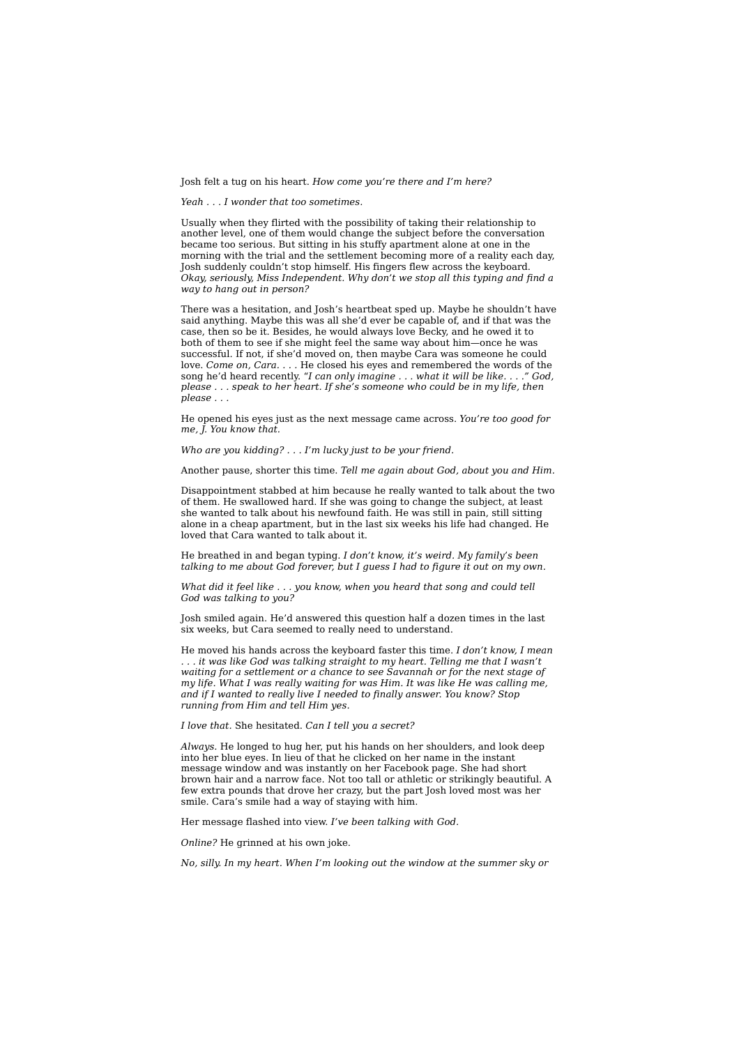Josh felt a tug on his heart. *How come you're there and I'm here?*

*Yeah . . . I wonder that too sometimes.*

Usually when they flirted with the possibility of taking their relationship to another level, one of them would change the subject before the conversation became too serious. But sitting in his stuffy apartment alone at one in the morning with the trial and the settlement becoming more of a reality each day, Josh suddenly couldn't stop himself. His fingers flew across the keyboard. *Okay, seriously, Miss Independent. Why don't we stop all this typing and find a way to hang out in person?*

There was a hesitation, and Josh's heartbeat sped up. Maybe he shouldn't have said anything. Maybe this was all she'd ever be capable of, and if that was the case, then so be it. Besides, he would always love Becky, and he owed it to both of them to see if she might feel the same way about him—once he was successful. If not, if she'd moved on, then maybe Cara was someone he could love. *Come on, Cara. . . .* He closed his eyes and remembered the words of the song he'd heard recently. "*I can only imagine . . . what it will be like. . . .*" *God, please . . . speak to her heart. If she's someone who could be in my life, then please . . .*

He opened his eyes just as the next message came across. *You're too good for me, J. You know that.*

*Who are you kidding? . . . I'm lucky just to be your friend.*

Another pause, shorter this time. *Tell me again about God, about you and Him.*

Disappointment stabbed at him because he really wanted to talk about the two of them. He swallowed hard. If she was going to change the subject, at least she wanted to talk about his newfound faith. He was still in pain, still sitting alone in a cheap apartment, but in the last six weeks his life had changed. He loved that Cara wanted to talk about it.

He breathed in and began typing. *I don't know, it's weird. My family's been talking to me about God forever, but I guess I had to figure it out on my own.*

*What did it feel like . . . you know, when you heard that song and could tell God was talking to you?*

Josh smiled again. He'd answered this question half a dozen times in the last six weeks, but Cara seemed to really need to understand.

He moved his hands across the keyboard faster this time. *I don't know, I mean . . . it was like God was talking straight to my heart. Telling me that I wasn't waiting for a settlement or a chance to see Savannah or for the next stage of my life. What I was really waiting for was Him. It was like He was calling me, and if I wanted to really live I needed to finally answer. You know? Stop running from Him and tell Him yes.*

*I love that.* She hesitated. *Can I tell you a secret?*

*Always.* He longed to hug her, put his hands on her shoulders, and look deep into her blue eyes. In lieu of that he clicked on her name in the instant message window and was instantly on her Facebook page. She had short brown hair and a narrow face. Not too tall or athletic or strikingly beautiful. A few extra pounds that drove her crazy, but the part Josh loved most was her smile. Cara's smile had a way of staying with him.

Her message flashed into view. *I've been talking with God.*

*Online?* He grinned at his own joke.

*No, silly. In my heart. When I'm looking out the window at the summer sky or*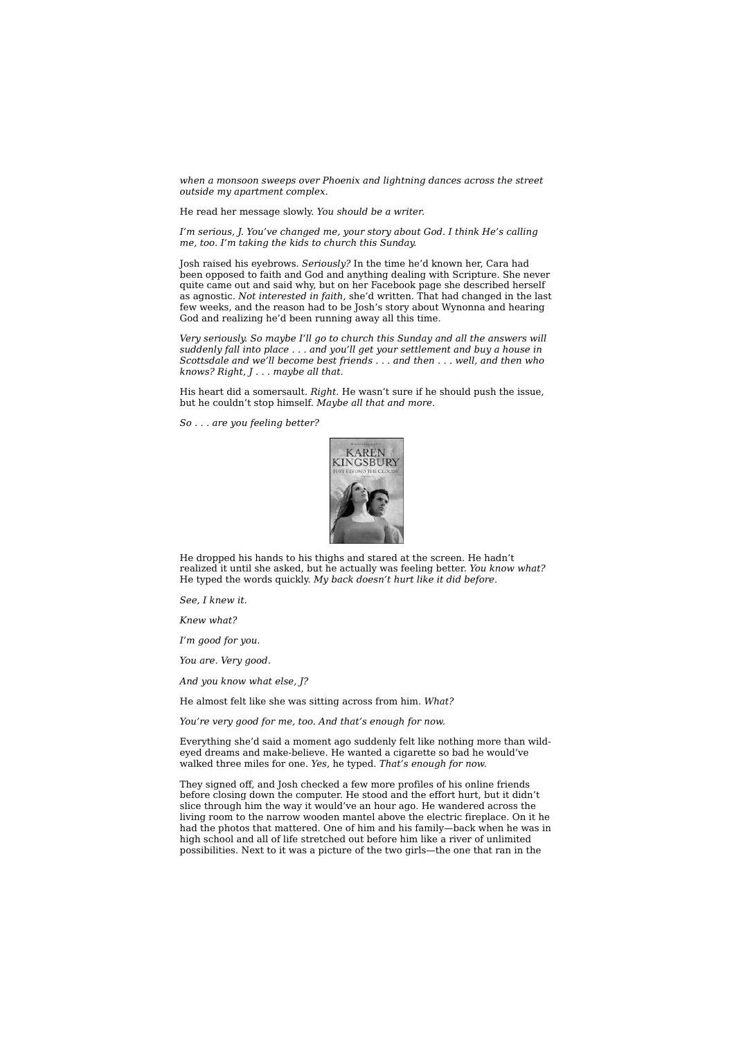*when a monsoon sweeps over Phoenix and lightning dances across the street outside my apartment complex.*

He read her message slowly. *You should be a writer.*

*I'm serious, J. You've changed me, your story about God. I think He's calling me, too. I'm taking the kids to church this Sunday.*

Josh raised his eyebrows. *Seriously?* In the time he'd known her, Cara had been opposed to faith and God and anything dealing with Scripture. She never quite came out and said why, but on her Facebook page she described herself as agnostic. *Not interested in faith*, she'd written. That had changed in the last few weeks, and the reason had to be Josh's story about Wynonna and hearing God and realizing he'd been running away all this time.

*Very seriously. So maybe I'll go to church this Sunday and all the answers will suddenly fall into place . . . and you'll get your settlement and buy a house in Scottsdale and we'll become best friends . . . and then . . . well, and then who knows? Right, J . . . maybe all that.*

His heart did a somersault. *Right.* He wasn't sure if he should push the issue, but he couldn't stop himself. *Maybe all that and more.*

*So . . . are you feeling better?*

He dropped his hands to his thighs and stared at the screen. He hadn't realized it until she asked, but he actually was feeling better. *You know what?* He typed the words quickly. *My back doesn't hurt like it did before.*

*See, I knew it.*

*Knew what?*

*I'm good for you.*

*You are. Very good.*

*And you know what else, J?*

He almost felt like she was sitting across from him. *What?*

*You're very good for me, too. And that's enough for now.*

Everything she'd said a moment ago suddenly felt like nothing more than wild-eyed dreams and make-believe. He wanted a cigarette so bad he would've walked three miles for one. *Yes,* he typed. *That's enough for now.*

They signed off, and Josh checked a few more profiles of his online friends before closing down the computer. He stood and the effort hurt, but it didn't slice through him the way it would've an hour ago. He wandered across the living room to the narrow wooden mantel above the electric fireplace. On it he had the photos that mattered. One of him and his family—back when he was in high school and all of life stretched out before him like a river of unlimited possibilities. Next to it was a picture of the two girls—the one that ran in the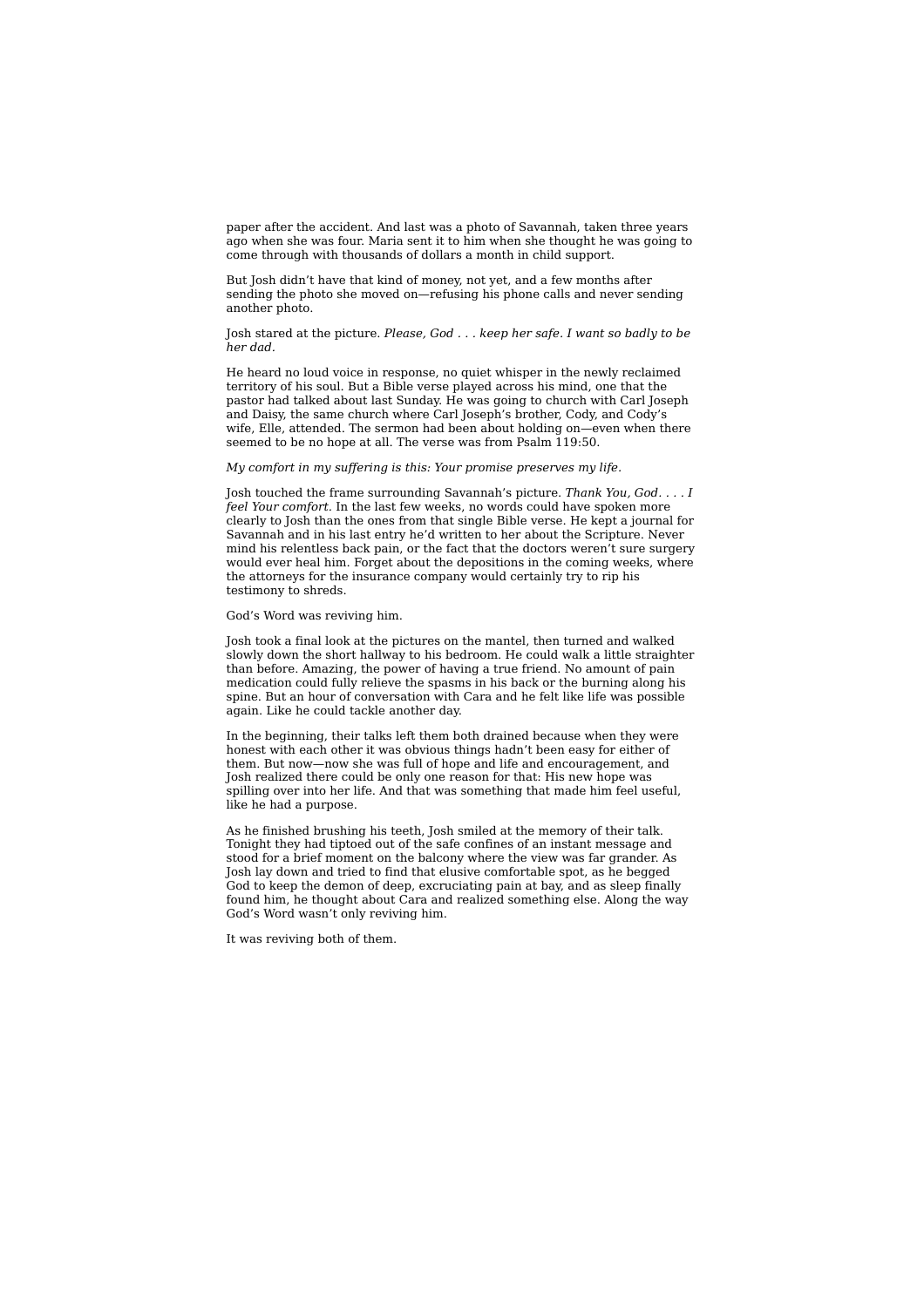paper after the accident. And last was a photo of Savannah, taken three years ago when she was four. Maria sent it to him when she thought he was going to come through with thousands of dollars a month in child support.

But Josh didn't have that kind of money, not yet, and a few months after sending the photo she moved on—refusing his phone calls and never sending another photo.

Josh stared at the picture. *Please, God . . . keep her safe. I want so badly to be her dad.*

He heard no loud voice in response, no quiet whisper in the newly reclaimed territory of his soul. But a Bible verse played across his mind, one that the pastor had talked about last Sunday. He was going to church with Carl Joseph and Daisy, the same church where Carl Joseph's brother, Cody, and Cody's wife, Elle, attended. The sermon had been about holding on—even when there seemed to be no hope at all. The verse was from Psalm 119:50.

*My comfort in my suffering is this: Your promise preserves my life.*

Josh touched the frame surrounding Savannah's picture. *Thank You, God. . . . I feel Your comfort.* In the last few weeks, no words could have spoken more clearly to Josh than the ones from that single Bible verse. He kept a journal for Savannah and in his last entry he'd written to her about the Scripture. Never mind his relentless back pain, or the fact that the doctors weren't sure surgery would ever heal him. Forget about the depositions in the coming weeks, where the attorneys for the insurance company would certainly try to rip his testimony to shreds.

God's Word was reviving him.

Josh took a final look at the pictures on the mantel, then turned and walked slowly down the short hallway to his bedroom. He could walk a little straighter than before. Amazing, the power of having a true friend. No amount of pain medication could fully relieve the spasms in his back or the burning along his spine. But an hour of conversation with Cara and he felt like life was possible again. Like he could tackle another day.

In the beginning, their talks left them both drained because when they were honest with each other it was obvious things hadn't been easy for either of them. But now—now she was full of hope and life and encouragement, and Josh realized there could be only one reason for that: His new hope was spilling over into her life. And that was something that made him feel useful, like he had a purpose.

As he finished brushing his teeth, Josh smiled at the memory of their talk. Tonight they had tiptoed out of the safe confines of an instant message and stood for a brief moment on the balcony where the view was far grander. As Josh lay down and tried to find that elusive comfortable spot, as he begged God to keep the demon of deep, excruciating pain at bay, and as sleep finally found him, he thought about Cara and realized something else. Along the way God's Word wasn't only reviving him.

It was reviving both of them.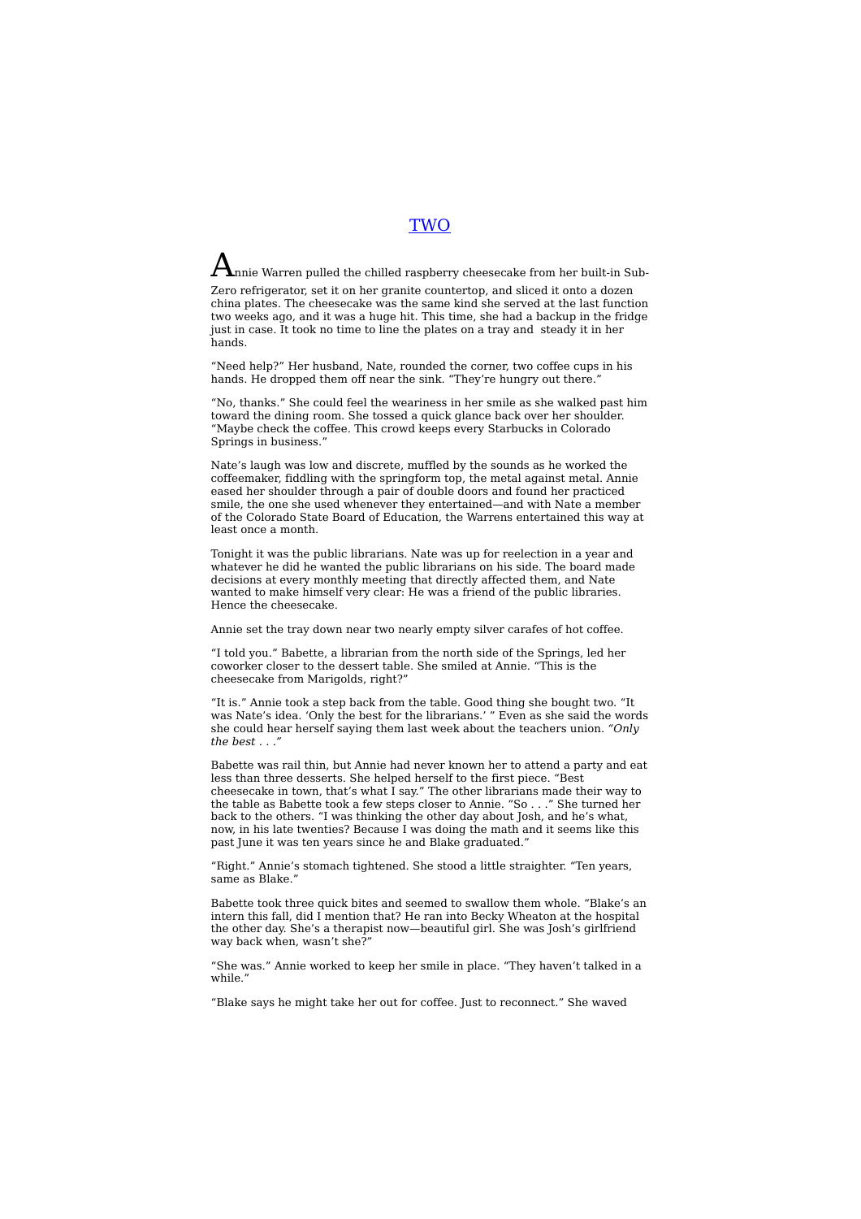# TWO

Annie Warren pulled the chilled raspberry cheesecake from her built-in Sub-Zero refrigerator, set it on her granite countertop, and sliced it onto a dozen china plates. The cheesecake was the same kind she served at the last function two weeks ago, and it was a huge hit. This time, she had a backup in the fridge just in case. It took no time to line the plates on a tray and steady it in her hands.

"Need help?" Her husband, Nate, rounded the corner, two coffee cups in his hands. He dropped them off near the sink. "They're hungry out there."

"No, thanks." She could feel the weariness in her smile as she walked past him toward the dining room. She tossed a quick glance back over her shoulder. "Maybe check the coffee. This crowd keeps every Starbucks in Colorado Springs in business."

Nate's laugh was low and discrete, muffled by the sounds as he worked the coffeemaker, fiddling with the springform top, the metal against metal. Annie eased her shoulder through a pair of double doors and found her practiced smile, the one she used whenever they entertained—and with Nate a member of the Colorado State Board of Education, the Warrens entertained this way at least once a month.

Tonight it was the public librarians. Nate was up for reelection in a year and whatever he did he wanted the public librarians on his side. The board made decisions at every monthly meeting that directly affected them, and Nate wanted to make himself very clear: He was a friend of the public libraries. Hence the cheesecake.

Annie set the tray down near two nearly empty silver carafes of hot coffee.

"I told you." Babette, a librarian from the north side of the Springs, led her coworker closer to the dessert table. She smiled at Annie. "This is the cheesecake from Marigolds, right?"

"It is." Annie took a step back from the table. Good thing she bought two. "It was Nate's idea. 'Only the best for the librarians.' " Even as she said the words she could hear herself saying them last week about the teachers union. *"Only the best . . ."*

Babette was rail thin, but Annie had never known her to attend a party and eat less than three desserts. She helped herself to the first piece. "Best cheesecake in town, that's what I say." The other librarians made their way to the table as Babette took a few steps closer to Annie. "So . . ." She turned her back to the others. "I was thinking the other day about Josh, and he's what, now, in his late twenties? Because I was doing the math and it seems like this past June it was ten years since he and Blake graduated."

"Right." Annie's stomach tightened. She stood a little straighter. "Ten years, same as Blake."

Babette took three quick bites and seemed to swallow them whole. "Blake's an intern this fall, did I mention that? He ran into Becky Wheaton at the hospital the other day. She's a therapist now—beautiful girl. She was Josh's girlfriend way back when, wasn't she?"

"She was." Annie worked to keep her smile in place. "They haven't talked in a while."

"Blake says he might take her out for coffee. Just to reconnect." She waved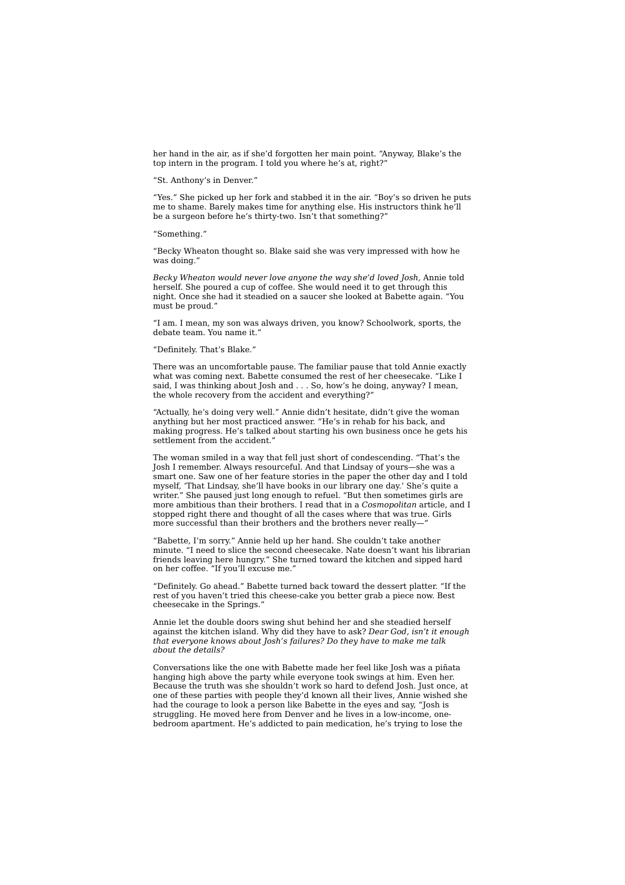her hand in the air, as if she'd forgotten her main point. "Anyway, Blake's the top intern in the program. I told you where he's at, right?"

"St. Anthony's in Denver."

"Yes." She picked up her fork and stabbed it in the air. "Boy's so driven he puts me to shame. Barely makes time for anything else. His instructors think he'll be a surgeon before he's thirty-two. Isn't that something?"

"Something."

"Becky Wheaton thought so. Blake said she was very impressed with how he was doing."

*Becky Wheaton would never love anyone the way she'd loved Josh,* Annie told herself. She poured a cup of coffee. She would need it to get through this night. Once she had it steadied on a saucer she looked at Babette again. "You must be proud."

"I am. I mean, my son was always driven, you know? Schoolwork, sports, the debate team. You name it."

"Definitely. That's Blake."

There was an uncomfortable pause. The familiar pause that told Annie exactly what was coming next. Babette consumed the rest of her cheesecake. "Like I said, I was thinking about Josh and . . . So, how's he doing, anyway? I mean, the whole recovery from the accident and everything?"

"Actually, he's doing very well." Annie didn't hesitate, didn't give the woman anything but her most practiced answer. "He's in rehab for his back, and making progress. He's talked about starting his own business once he gets his settlement from the accident."

The woman smiled in a way that fell just short of condescending. "That's the Josh I remember. Always resourceful. And that Lindsay of yours—she was a smart one. Saw one of her feature stories in the paper the other day and I told myself, 'That Lindsay, she'll have books in our library one day.' She's quite a writer." She paused just long enough to refuel. "But then sometimes girls are more ambitious than their brothers. I read that in a *Cosmopolitan* article, and I stopped right there and thought of all the cases where that was true. Girls more successful than their brothers and the brothers never really—"

"Babette, I'm sorry." Annie held up her hand. She couldn't take another minute. "I need to slice the second cheesecake. Nate doesn't want his librarian friends leaving here hungry." She turned toward the kitchen and sipped hard on her coffee. "If you'll excuse me."

"Definitely. Go ahead." Babette turned back toward the dessert platter. "If the rest of you haven't tried this cheese-cake you better grab a piece now. Best cheesecake in the Springs."

Annie let the double doors swing shut behind her and she steadied herself against the kitchen island. Why did they have to ask? *Dear God, isn't it enough that everyone knows about Josh's failures? Do they have to make me talk about the details?*

Conversations like the one with Babette made her feel like Josh was a piñata hanging high above the party while everyone took swings at him. Even her. Because the truth was she shouldn't work so hard to defend Josh. Just once, at one of these parties with people they'd known all their lives, Annie wished she had the courage to look a person like Babette in the eyes and say, "Josh is struggling. He moved here from Denver and he lives in a low-income, one-bedroom apartment. He's addicted to pain medication, he's trying to lose the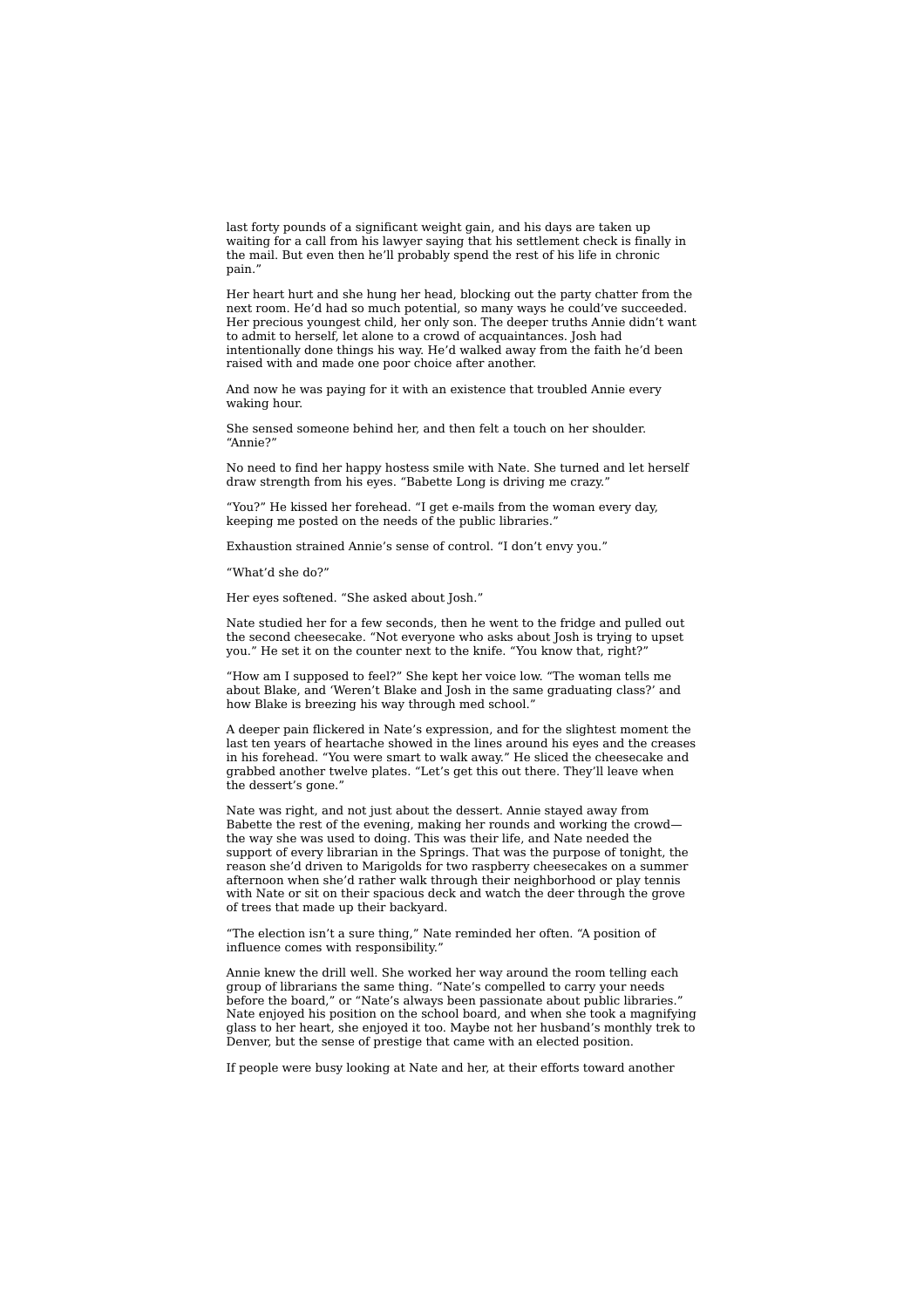last forty pounds of a significant weight gain, and his days are taken up waiting for a call from his lawyer saying that his settlement check is finally in the mail. But even then he'll probably spend the rest of his life in chronic pain."

Her heart hurt and she hung her head, blocking out the party chatter from the next room. He'd had so much potential, so many ways he could've succeeded. Her precious youngest child, her only son. The deeper truths Annie didn't want to admit to herself, let alone to a crowd of acquaintances. Josh had intentionally done things his way. He'd walked away from the faith he'd been raised with and made one poor choice after another.

And now he was paying for it with an existence that troubled Annie every waking hour.

She sensed someone behind her, and then felt a touch on her shoulder. "Annie?"

No need to find her happy hostess smile with Nate. She turned and let herself draw strength from his eyes. "Babette Long is driving me crazy."

"You?" He kissed her forehead. "I get e-mails from the woman every day, keeping me posted on the needs of the public libraries."

Exhaustion strained Annie's sense of control. "I don't envy you."

"What'd she do?"

Her eyes softened. "She asked about Josh."

Nate studied her for a few seconds, then he went to the fridge and pulled out the second cheesecake. "Not everyone who asks about Josh is trying to upset you." He set it on the counter next to the knife. "You know that, right?"

"How am I supposed to feel?" She kept her voice low. "The woman tells me about Blake, and 'Weren't Blake and Josh in the same graduating class?' and how Blake is breezing his way through med school."

A deeper pain flickered in Nate's expression, and for the slightest moment the last ten years of heartache showed in the lines around his eyes and the creases in his forehead. "You were smart to walk away." He sliced the cheesecake and grabbed another twelve plates. "Let's get this out there. They'll leave when the dessert's gone."

Nate was right, and not just about the dessert. Annie stayed away from Babette the rest of the evening, making her rounds and working the crowd—the way she was used to doing. This was their life, and Nate needed the support of every librarian in the Springs. That was the purpose of tonight, the reason she'd driven to Marigolds for two raspberry cheesecakes on a summer afternoon when she'd rather walk through their neighborhood or play tennis with Nate or sit on their spacious deck and watch the deer through the grove of trees that made up their backyard.

"The election isn't a sure thing," Nate reminded her often. "A position of influence comes with responsibility."

Annie knew the drill well. She worked her way around the room telling each group of librarians the same thing. "Nate's compelled to carry your needs before the board," or "Nate's always been passionate about public libraries." Nate enjoyed his position on the school board, and when she took a magnifying glass to her heart, she enjoyed it too. Maybe not her husband's monthly trek to Denver, but the sense of prestige that came with an elected position.

If people were busy looking at Nate and her, at their efforts toward another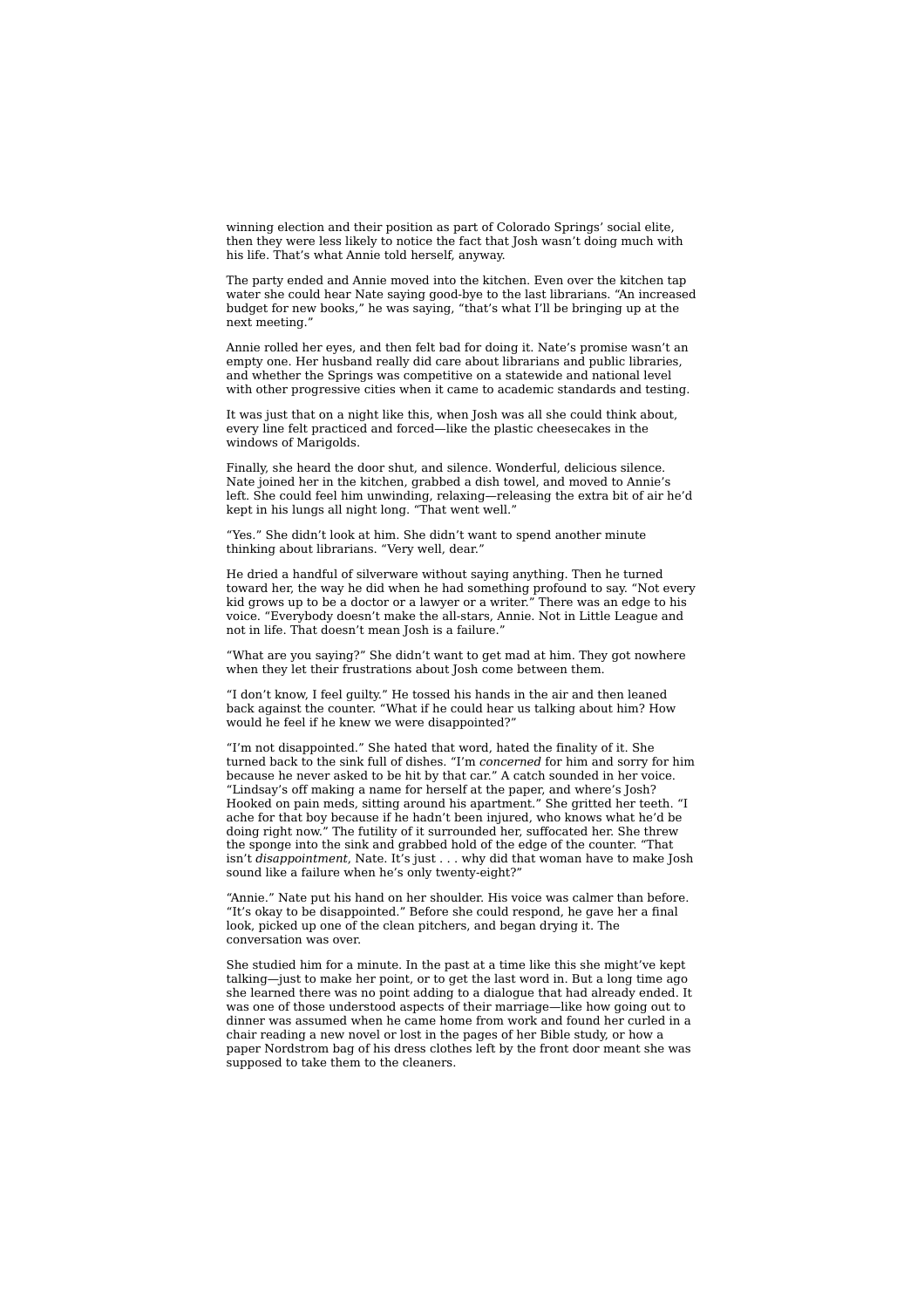winning election and their position as part of Colorado Springs' social elite, then they were less likely to notice the fact that Josh wasn't doing much with his life. That's what Annie told herself, anyway.

The party ended and Annie moved into the kitchen. Even over the kitchen tap water she could hear Nate saying good-bye to the last librarians. "An increased budget for new books," he was saying, "that's what I'll be bringing up at the next meeting."

Annie rolled her eyes, and then felt bad for doing it. Nate's promise wasn't an empty one. Her husband really did care about librarians and public libraries, and whether the Springs was competitive on a statewide and national level with other progressive cities when it came to academic standards and testing.

It was just that on a night like this, when Josh was all she could think about, every line felt practiced and forced—like the plastic cheesecakes in the windows of Marigolds.

Finally, she heard the door shut, and silence. Wonderful, delicious silence. Nate joined her in the kitchen, grabbed a dish towel, and moved to Annie's left. She could feel him unwinding, relaxing—releasing the extra bit of air he'd kept in his lungs all night long. "That went well."

"Yes." She didn't look at him. She didn't want to spend another minute thinking about librarians. "Very well, dear."

He dried a handful of silverware without saying anything. Then he turned toward her, the way he did when he had something profound to say. "Not every kid grows up to be a doctor or a lawyer or a writer." There was an edge to his voice. "Everybody doesn't make the all-stars, Annie. Not in Little League and not in life. That doesn't mean Josh is a failure."

"What are you saying?" She didn't want to get mad at him. They got nowhere when they let their frustrations about Josh come between them.

"I don't know, I feel guilty." He tossed his hands in the air and then leaned back against the counter. "What if he could hear us talking about him? How would he feel if he knew we were disappointed?"

"I'm not disappointed." She hated that word, hated the finality of it. She turned back to the sink full of dishes. "I'm *concerned* for him and sorry for him because he never asked to be hit by that car." A catch sounded in her voice. "Lindsay's off making a name for herself at the paper, and where's Josh? Hooked on pain meds, sitting around his apartment." She gritted her teeth. "I ache for that boy because if he hadn't been injured, who knows what he'd be doing right now." The futility of it surrounded her, suffocated her. She threw the sponge into the sink and grabbed hold of the edge of the counter. "That isn't *disappointment*, Nate. It's just . . . why did that woman have to make Josh sound like a failure when he's only twenty-eight?"

"Annie." Nate put his hand on her shoulder. His voice was calmer than before. "It's okay to be disappointed." Before she could respond, he gave her a final look, picked up one of the clean pitchers, and began drying it. The conversation was over.

She studied him for a minute. In the past at a time like this she might've kept talking—just to make her point, or to get the last word in. But a long time ago she learned there was no point adding to a dialogue that had already ended. It was one of those understood aspects of their marriage—like how going out to dinner was assumed when he came home from work and found her curled in a chair reading a new novel or lost in the pages of her Bible study, or how a paper Nordstrom bag of his dress clothes left by the front door meant she was supposed to take them to the cleaners.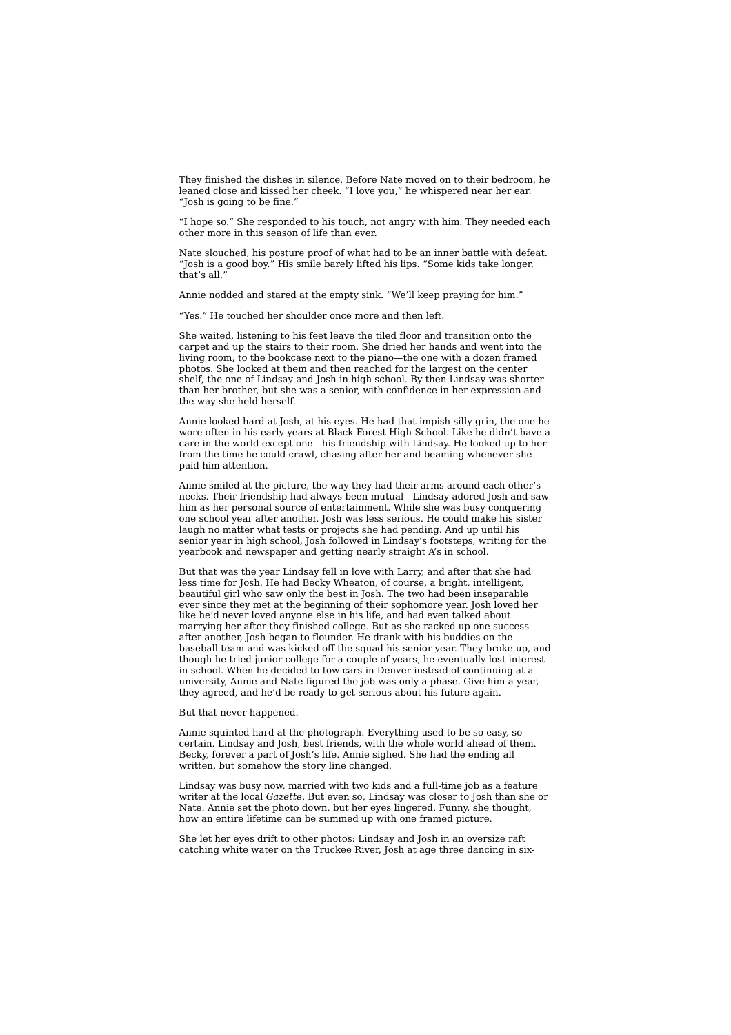They finished the dishes in silence. Before Nate moved on to their bedroom, he leaned close and kissed her cheek. “I love you,” he whispered near her ear. “Josh is going to be fine.”

“I hope so.” She responded to his touch, not angry with him. They needed each other more in this season of life than ever.

Nate slouched, his posture proof of what had to be an inner battle with defeat. “Josh is a good boy.” His smile barely lifted his lips. “Some kids take longer, that’s all.”

Annie nodded and stared at the empty sink. “We’ll keep praying for him.”

“Yes.” He touched her shoulder once more and then left.

She waited, listening to his feet leave the tiled floor and transition onto the carpet and up the stairs to their room. She dried her hands and went into the living room, to the bookcase next to the piano—the one with a dozen framed photos. She looked at them and then reached for the largest on the center shelf, the one of Lindsay and Josh in high school. By then Lindsay was shorter than her brother, but she was a senior, with confidence in her expression and the way she held herself.

Annie looked hard at Josh, at his eyes. He had that impish silly grin, the one he wore often in his early years at Black Forest High School. Like he didn’t have a care in the world except one—his friendship with Lindsay. He looked up to her from the time he could crawl, chasing after her and beaming whenever she paid him attention.

Annie smiled at the picture, the way they had their arms around each other’s necks. Their friendship had always been mutual—Lindsay adored Josh and saw him as her personal source of entertainment. While she was busy conquering one school year after another, Josh was less serious. He could make his sister laugh no matter what tests or projects she had pending. And up until his senior year in high school, Josh followed in Lindsay’s footsteps, writing for the yearbook and newspaper and getting nearly straight A’s in school.

But that was the year Lindsay fell in love with Larry, and after that she had less time for Josh. He had Becky Wheaton, of course, a bright, intelligent, beautiful girl who saw only the best in Josh. The two had been inseparable ever since they met at the beginning of their sophomore year. Josh loved her like he’d never loved anyone else in his life, and had even talked about marrying her after they finished college. But as she racked up one success after another, Josh began to flounder. He drank with his buddies on the baseball team and was kicked off the squad his senior year. They broke up, and though he tried junior college for a couple of years, he eventually lost interest in school. When he decided to tow cars in Denver instead of continuing at a university, Annie and Nate figured the job was only a phase. Give him a year, they agreed, and he’d be ready to get serious about his future again.

But that never happened.

Annie squinted hard at the photograph. Everything used to be so easy, so certain. Lindsay and Josh, best friends, with the whole world ahead of them. Becky, forever a part of Josh’s life. Annie sighed. She had the ending all written, but somehow the story line changed.

Lindsay was busy now, married with two kids and a full-time job as a feature writer at the local *Gazette*. But even so, Lindsay was closer to Josh than she or Nate. Annie set the photo down, but her eyes lingered. Funny, she thought, how an entire lifetime can be summed up with one framed picture.

She let her eyes drift to other photos: Lindsay and Josh in an oversize raft catching white water on the Truckee River, Josh at age three dancing in six-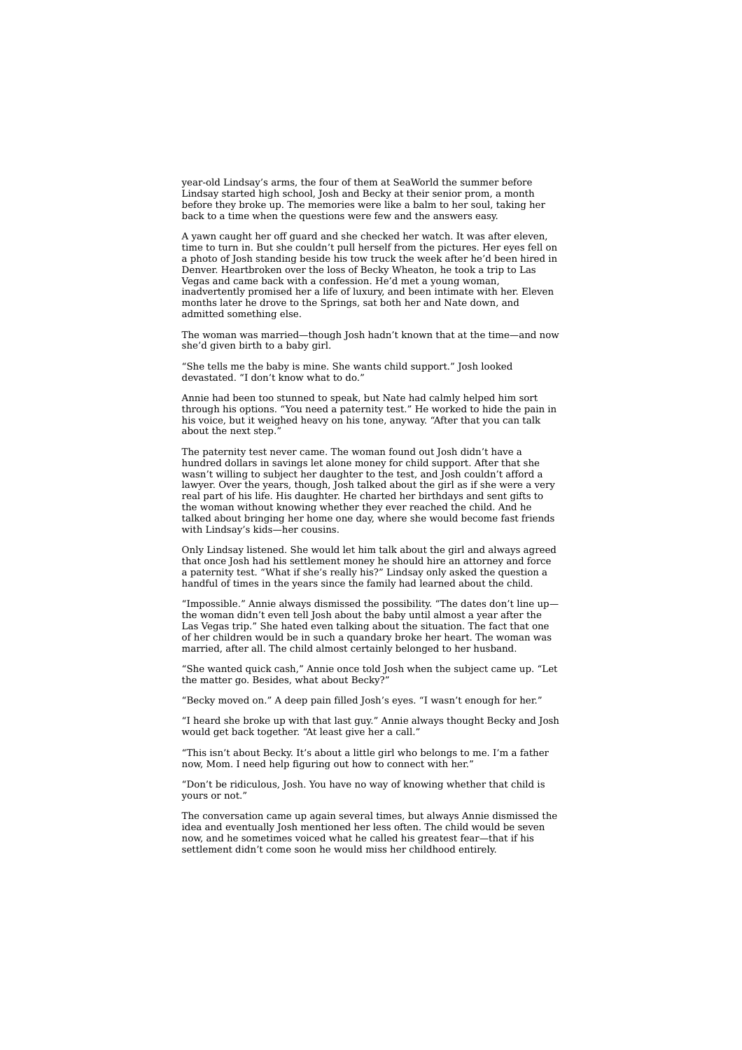year-old Lindsay's arms, the four of them at SeaWorld the summer before Lindsay started high school, Josh and Becky at their senior prom, a month before they broke up. The memories were like a balm to her soul, taking her back to a time when the questions were few and the answers easy.

A yawn caught her off guard and she checked her watch. It was after eleven, time to turn in. But she couldn't pull herself from the pictures. Her eyes fell on a photo of Josh standing beside his tow truck the week after he'd been hired in Denver. Heartbroken over the loss of Becky Wheaton, he took a trip to Las Vegas and came back with a confession. He'd met a young woman, inadvertently promised her a life of luxury, and been intimate with her. Eleven months later he drove to the Springs, sat both her and Nate down, and admitted something else.

The woman was married—though Josh hadn't known that at the time—and now she'd given birth to a baby girl.

"She tells me the baby is mine. She wants child support." Josh looked devastated. "I don't know what to do."

Annie had been too stunned to speak, but Nate had calmly helped him sort through his options. "You need a paternity test." He worked to hide the pain in his voice, but it weighed heavy on his tone, anyway. "After that you can talk about the next step."

The paternity test never came. The woman found out Josh didn't have a hundred dollars in savings let alone money for child support. After that she wasn't willing to subject her daughter to the test, and Josh couldn't afford a lawyer. Over the years, though, Josh talked about the girl as if she were a very real part of his life. His daughter. He charted her birthdays and sent gifts to the woman without knowing whether they ever reached the child. And he talked about bringing her home one day, where she would become fast friends with Lindsay's kids—her cousins.

Only Lindsay listened. She would let him talk about the girl and always agreed that once Josh had his settlement money he should hire an attorney and force a paternity test. "What if she's really his?" Lindsay only asked the question a handful of times in the years since the family had learned about the child.

"Impossible." Annie always dismissed the possibility. "The dates don't line up—the woman didn't even tell Josh about the baby until almost a year after the Las Vegas trip." She hated even talking about the situation. The fact that one of her children would be in such a quandary broke her heart. The woman was married, after all. The child almost certainly belonged to her husband.

"She wanted quick cash," Annie once told Josh when the subject came up. "Let the matter go. Besides, what about Becky?"

"Becky moved on." A deep pain filled Josh's eyes. "I wasn't enough for her."

"I heard she broke up with that last guy." Annie always thought Becky and Josh would get back together. "At least give her a call."

"This isn't about Becky. It's about a little girl who belongs to me. I'm a father now, Mom. I need help figuring out how to connect with her."

"Don't be ridiculous, Josh. You have no way of knowing whether that child is yours or not."

The conversation came up again several times, but always Annie dismissed the idea and eventually Josh mentioned her less often. The child would be seven now, and he sometimes voiced what he called his greatest fear—that if his settlement didn't come soon he would miss her childhood entirely.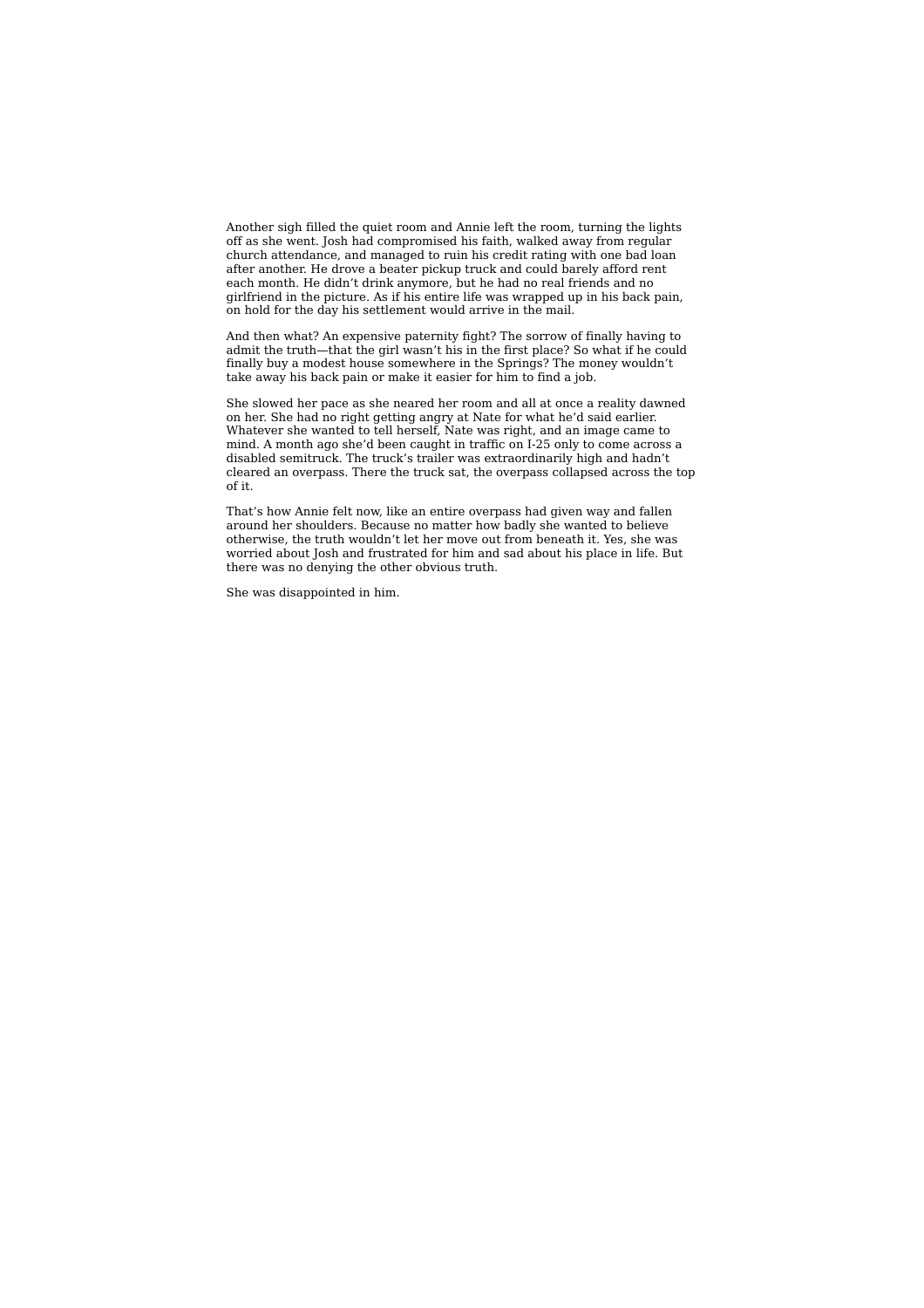Another sigh filled the quiet room and Annie left the room, turning the lights off as she went. Josh had compromised his faith, walked away from regular church attendance, and managed to ruin his credit rating with one bad loan after another. He drove a beater pickup truck and could barely afford rent each month. He didn't drink anymore, but he had no real friends and no girlfriend in the picture. As if his entire life was wrapped up in his back pain, on hold for the day his settlement would arrive in the mail.

And then what? An expensive paternity fight? The sorrow of finally having to admit the truth—that the girl wasn't his in the first place? So what if he could finally buy a modest house somewhere in the Springs? The money wouldn't take away his back pain or make it easier for him to find a job.

She slowed her pace as she neared her room and all at once a reality dawned on her. She had no right getting angry at Nate for what he'd said earlier. Whatever she wanted to tell herself, Nate was right, and an image came to mind. A month ago she'd been caught in traffic on I-25 only to come across a disabled semitruck. The truck's trailer was extraordinarily high and hadn't cleared an overpass. There the truck sat, the overpass collapsed across the top of it.

That's how Annie felt now, like an entire overpass had given way and fallen around her shoulders. Because no matter how badly she wanted to believe otherwise, the truth wouldn't let her move out from beneath it. Yes, she was worried about Josh and frustrated for him and sad about his place in life. But there was no denying the other obvious truth.

She was disappointed in him.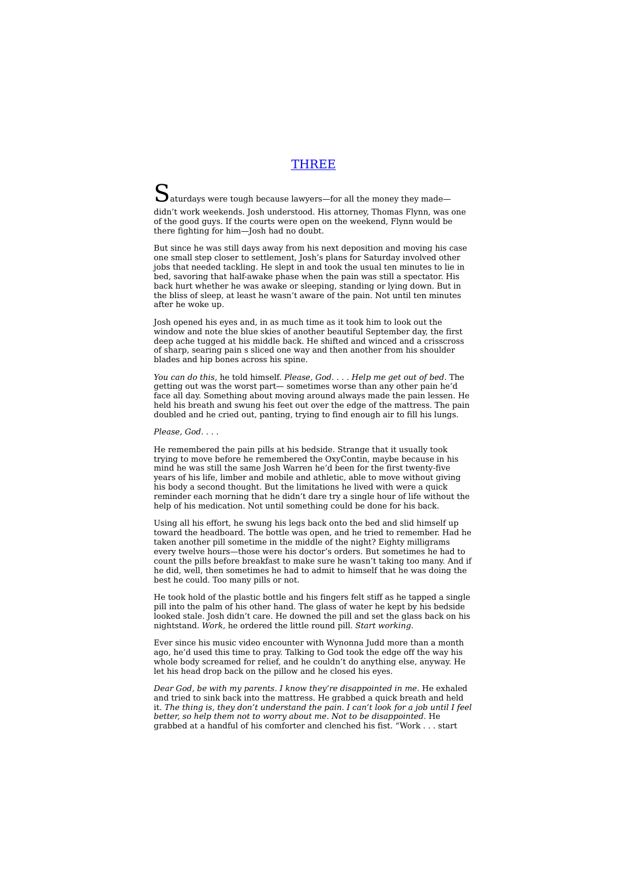# THREE

Saturdays were tough because lawyers—for all the money they made—didn't work weekends. Josh understood. His attorney, Thomas Flynn, was one of the good guys. If the courts were open on the weekend, Flynn would be there fighting for him—Josh had no doubt.

But since he was still days away from his next deposition and moving his case one small step closer to settlement, Josh's plans for Saturday involved other jobs that needed tackling. He slept in and took the usual ten minutes to lie in bed, savoring that half-awake phase when the pain was still a spectator. His back hurt whether he was awake or sleeping, standing or lying down. But in the bliss of sleep, at least he wasn't aware of the pain. Not until ten minutes after he woke up.

Josh opened his eyes and, in as much time as it took him to look out the window and note the blue skies of another beautiful September day, the first deep ache tugged at his middle back. He shifted and winced and a crisscross of sharp, searing pain s sliced one way and then another from his shoulder blades and hip bones across his spine.

*You can do this,* he told himself. *Please, God. . . . Help me get out of bed.* The getting out was the worst part— sometimes worse than any other pain he'd face all day. Something about moving around always made the pain lessen. He held his breath and swung his feet out over the edge of the mattress. The pain doubled and he cried out, panting, trying to find enough air to fill his lungs.

*Please, God. . . .*

He remembered the pain pills at his bedside. Strange that it usually took trying to move before he remembered the OxyContin, maybe because in his mind he was still the same Josh Warren he'd been for the first twenty-five years of his life, limber and mobile and athletic, able to move without giving his body a second thought. But the limitations he lived with were a quick reminder each morning that he didn't dare try a single hour of life without the help of his medication. Not until something could be done for his back.

Using all his effort, he swung his legs back onto the bed and slid himself up toward the headboard. The bottle was open, and he tried to remember. Had he taken another pill sometime in the middle of the night? Eighty milligrams every twelve hours—those were his doctor's orders. But sometimes he had to count the pills before breakfast to make sure he wasn't taking too many. And if he did, well, then sometimes he had to admit to himself that he was doing the best he could. Too many pills or not.

He took hold of the plastic bottle and his fingers felt stiff as he tapped a single pill into the palm of his other hand. The glass of water he kept by his bedside looked stale. Josh didn't care. He downed the pill and set the glass back on his nightstand. *Work,* he ordered the little round pill. *Start working.*

Ever since his music video encounter with Wynonna Judd more than a month ago, he'd used this time to pray. Talking to God took the edge off the way his whole body screamed for relief, and he couldn't do anything else, anyway. He let his head drop back on the pillow and he closed his eyes.

*Dear God, be with my parents. I know they're disappointed in me.* He exhaled and tried to sink back into the mattress. He grabbed a quick breath and held it. *The thing is, they don't understand the pain. I can't look for a job until I feel better, so help them not to worry about me. Not to be disappointed.* He grabbed at a handful of his comforter and clenched his fist. "Work . . . start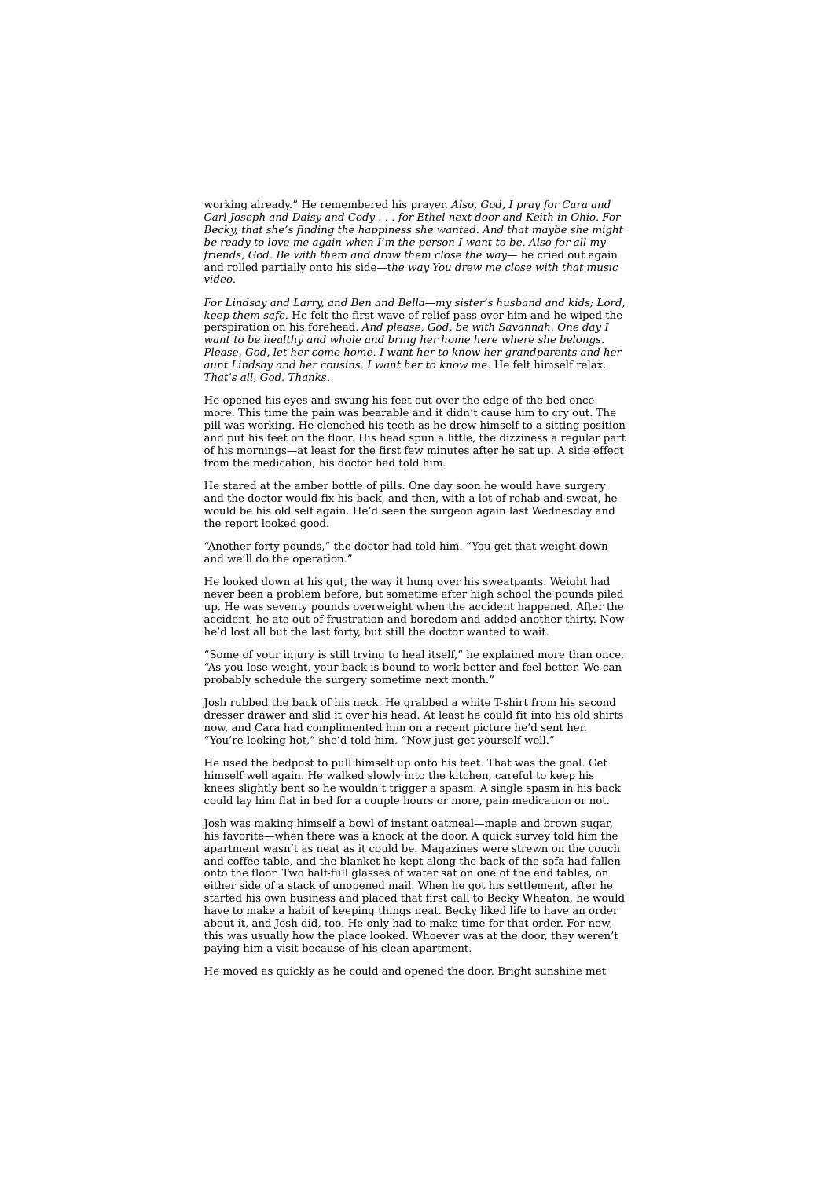working already." He remembered his prayer. *Also, God, I pray for Cara and Carl Joseph and Daisy and Cody . . . for Ethel next door and Keith in Ohio. For Becky, that she's finding the happiness she wanted. And that maybe she might be ready to love me again when I'm the person I want to be. Also for all my friends, God. Be with them and draw them close the way*— he cried out again and rolled partially onto his side—t*he way You drew me close with that music video.*

*For Lindsay and Larry, and Ben and Bella—my sister's husband and kids; Lord, keep them safe.* He felt the first wave of relief pass over him and he wiped the perspiration on his forehead. *And please, God, be with Savannah. One day I want to be healthy and whole and bring her home here where she belongs. Please, God, let her come home. I want her to know her grandparents and her aunt Lindsay and her cousins. I want her to know me.* He felt himself relax. *That's all, God. Thanks.*

He opened his eyes and swung his feet out over the edge of the bed once more. This time the pain was bearable and it didn't cause him to cry out. The pill was working. He clenched his teeth as he drew himself to a sitting position and put his feet on the floor. His head spun a little, the dizziness a regular part of his mornings—at least for the first few minutes after he sat up. A side effect from the medication, his doctor had told him.

He stared at the amber bottle of pills. One day soon he would have surgery and the doctor would fix his back, and then, with a lot of rehab and sweat, he would be his old self again. He'd seen the surgeon again last Wednesday and the report looked good.

"Another forty pounds," the doctor had told him. "You get that weight down and we'll do the operation."

He looked down at his gut, the way it hung over his sweatpants. Weight had never been a problem before, but sometime after high school the pounds piled up. He was seventy pounds overweight when the accident happened. After the accident, he ate out of frustration and boredom and added another thirty. Now he'd lost all but the last forty, but still the doctor wanted to wait.

"Some of your injury is still trying to heal itself," he explained more than once. "As you lose weight, your back is bound to work better and feel better. We can probably schedule the surgery sometime next month."

Josh rubbed the back of his neck. He grabbed a white T-shirt from his second dresser drawer and slid it over his head. At least he could fit into his old shirts now, and Cara had complimented him on a recent picture he'd sent her. "You're looking hot," she'd told him. "Now just get yourself well."

He used the bedpost to pull himself up onto his feet. That was the goal. Get himself well again. He walked slowly into the kitchen, careful to keep his knees slightly bent so he wouldn't trigger a spasm. A single spasm in his back could lay him flat in bed for a couple hours or more, pain medication or not.

Josh was making himself a bowl of instant oatmeal—maple and brown sugar, his favorite—when there was a knock at the door. A quick survey told him the apartment wasn't as neat as it could be. Magazines were strewn on the couch and coffee table, and the blanket he kept along the back of the sofa had fallen onto the floor. Two half-full glasses of water sat on one of the end tables, on either side of a stack of unopened mail. When he got his settlement, after he started his own business and placed that first call to Becky Wheaton, he would have to make a habit of keeping things neat. Becky liked life to have an order about it, and Josh did, too. He only had to make time for that order. For now, this was usually how the place looked. Whoever was at the door, they weren't paying him a visit because of his clean apartment.

He moved as quickly as he could and opened the door. Bright sunshine met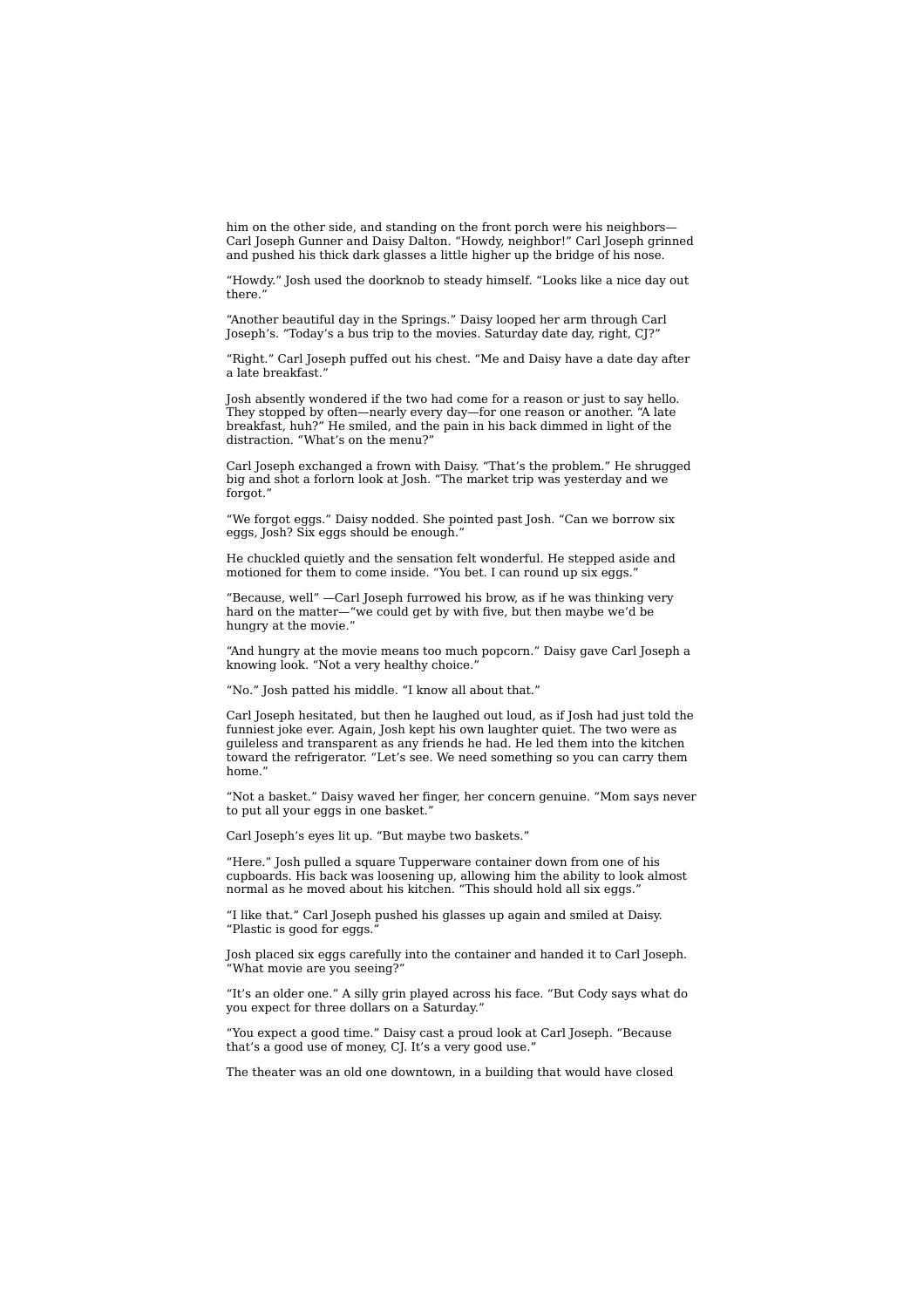him on the other side, and standing on the front porch were his neighbors—Carl Joseph Gunner and Daisy Dalton. "Howdy, neighbor!" Carl Joseph grinned and pushed his thick dark glasses a little higher up the bridge of his nose.

"Howdy." Josh used the doorknob to steady himself. "Looks like a nice day out there."

"Another beautiful day in the Springs." Daisy looped her arm through Carl Joseph's. "Today's a bus trip to the movies. Saturday date day, right, CJ?"

"Right." Carl Joseph puffed out his chest. "Me and Daisy have a date day after a late breakfast."

Josh absently wondered if the two had come for a reason or just to say hello. They stopped by often—nearly every day—for one reason or another. "A late breakfast, huh?" He smiled, and the pain in his back dimmed in light of the distraction. "What's on the menu?"

Carl Joseph exchanged a frown with Daisy. "That's the problem." He shrugged big and shot a forlorn look at Josh. "The market trip was yesterday and we forgot."

"We forgot eggs." Daisy nodded. She pointed past Josh. "Can we borrow six eggs, Josh? Six eggs should be enough."

He chuckled quietly and the sensation felt wonderful. He stepped aside and motioned for them to come inside. "You bet. I can round up six eggs."

"Because, well" —Carl Joseph furrowed his brow, as if he was thinking very hard on the matter—"we could get by with five, but then maybe we'd be hungry at the movie."

"And hungry at the movie means too much popcorn." Daisy gave Carl Joseph a knowing look. "Not a very healthy choice."

"No." Josh patted his middle. "I know all about that."

Carl Joseph hesitated, but then he laughed out loud, as if Josh had just told the funniest joke ever. Again, Josh kept his own laughter quiet. The two were as guileless and transparent as any friends he had. He led them into the kitchen toward the refrigerator. "Let's see. We need something so you can carry them home."

"Not a basket." Daisy waved her finger, her concern genuine. "Mom says never to put all your eggs in one basket."

Carl Joseph's eyes lit up. "But maybe two baskets."

"Here." Josh pulled a square Tupperware container down from one of his cupboards. His back was loosening up, allowing him the ability to look almost normal as he moved about his kitchen. "This should hold all six eggs."

"I like that." Carl Joseph pushed his glasses up again and smiled at Daisy. "Plastic is good for eggs."

Josh placed six eggs carefully into the container and handed it to Carl Joseph. "What movie are you seeing?"

"It's an older one." A silly grin played across his face. "But Cody says what do you expect for three dollars on a Saturday."

"You expect a good time." Daisy cast a proud look at Carl Joseph. "Because that's a good use of money, CJ. It's a very good use."

The theater was an old one downtown, in a building that would have closed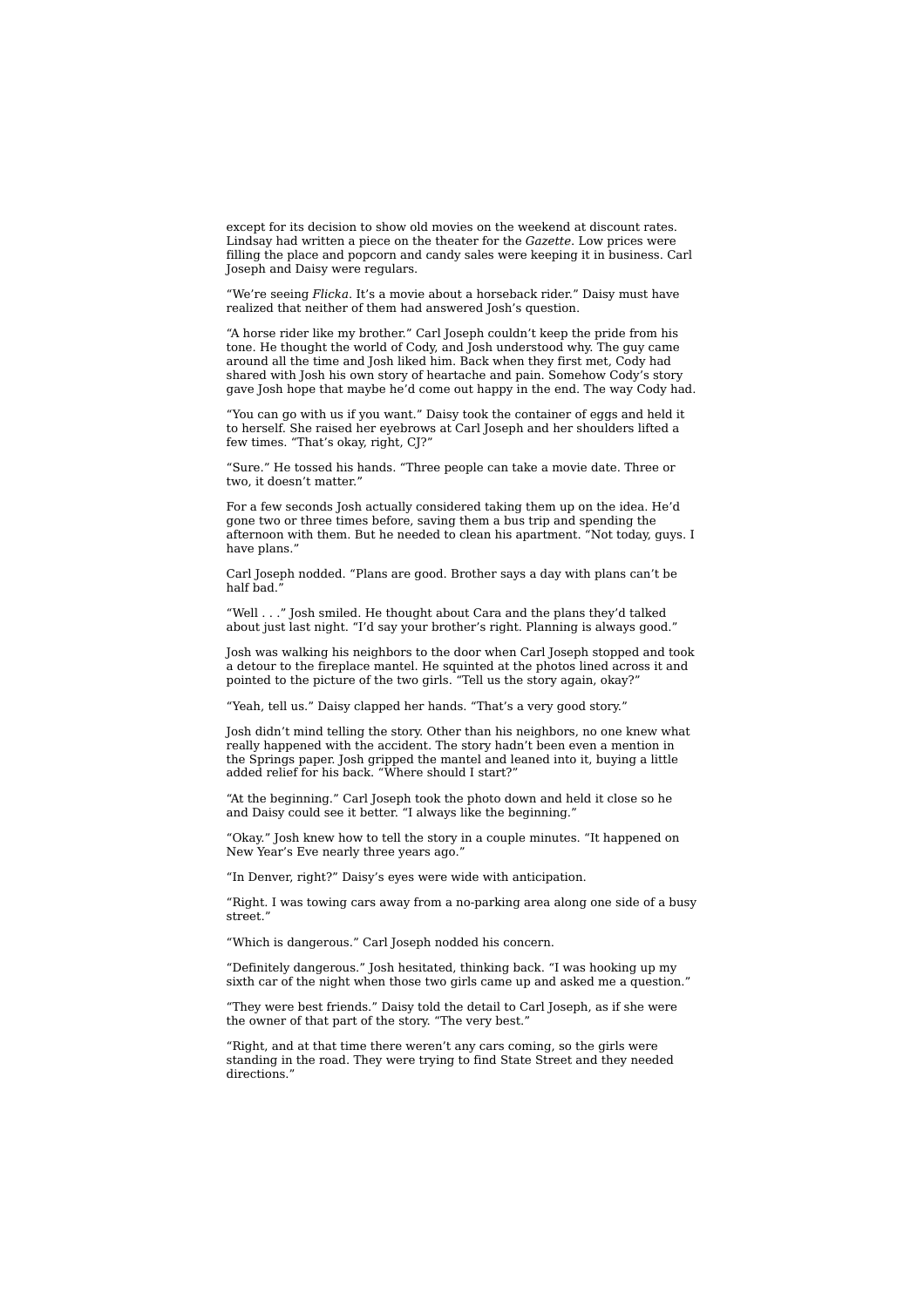except for its decision to show old movies on the weekend at discount rates. Lindsay had written a piece on the theater for the *Gazette*. Low prices were filling the place and popcorn and candy sales were keeping it in business. Carl Joseph and Daisy were regulars.

"We're seeing *Flicka*. It's a movie about a horseback rider." Daisy must have realized that neither of them had answered Josh's question.

"A horse rider like my brother." Carl Joseph couldn't keep the pride from his tone. He thought the world of Cody, and Josh understood why. The guy came around all the time and Josh liked him. Back when they first met, Cody had shared with Josh his own story of heartache and pain. Somehow Cody's story gave Josh hope that maybe he'd come out happy in the end. The way Cody had.

"You can go with us if you want." Daisy took the container of eggs and held it to herself. She raised her eyebrows at Carl Joseph and her shoulders lifted a few times. "That's okay, right, CJ?"

"Sure." He tossed his hands. "Three people can take a movie date. Three or two, it doesn't matter."

For a few seconds Josh actually considered taking them up on the idea. He'd gone two or three times before, saving them a bus trip and spending the afternoon with them. But he needed to clean his apartment. "Not today, guys. I have plans."

Carl Joseph nodded. "Plans are good. Brother says a day with plans can't be half bad."

"Well . . ." Josh smiled. He thought about Cara and the plans they'd talked about just last night. "I'd say your brother's right. Planning is always good."

Josh was walking his neighbors to the door when Carl Joseph stopped and took a detour to the fireplace mantel. He squinted at the photos lined across it and pointed to the picture of the two girls. "Tell us the story again, okay?"

"Yeah, tell us." Daisy clapped her hands. "That's a very good story."

Josh didn't mind telling the story. Other than his neighbors, no one knew what really happened with the accident. The story hadn't been even a mention in the Springs paper. Josh gripped the mantel and leaned into it, buying a little added relief for his back. "Where should I start?"

"At the beginning." Carl Joseph took the photo down and held it close so he and Daisy could see it better. "I always like the beginning."

"Okay." Josh knew how to tell the story in a couple minutes. "It happened on New Year's Eve nearly three years ago."

"In Denver, right?" Daisy's eyes were wide with anticipation.

"Right. I was towing cars away from a no-parking area along one side of a busy street."

"Which is dangerous." Carl Joseph nodded his concern.

"Definitely dangerous." Josh hesitated, thinking back. "I was hooking up my sixth car of the night when those two girls came up and asked me a question."

"They were best friends." Daisy told the detail to Carl Joseph, as if she were the owner of that part of the story. "The very best."

"Right, and at that time there weren't any cars coming, so the girls were standing in the road. They were trying to find State Street and they needed directions."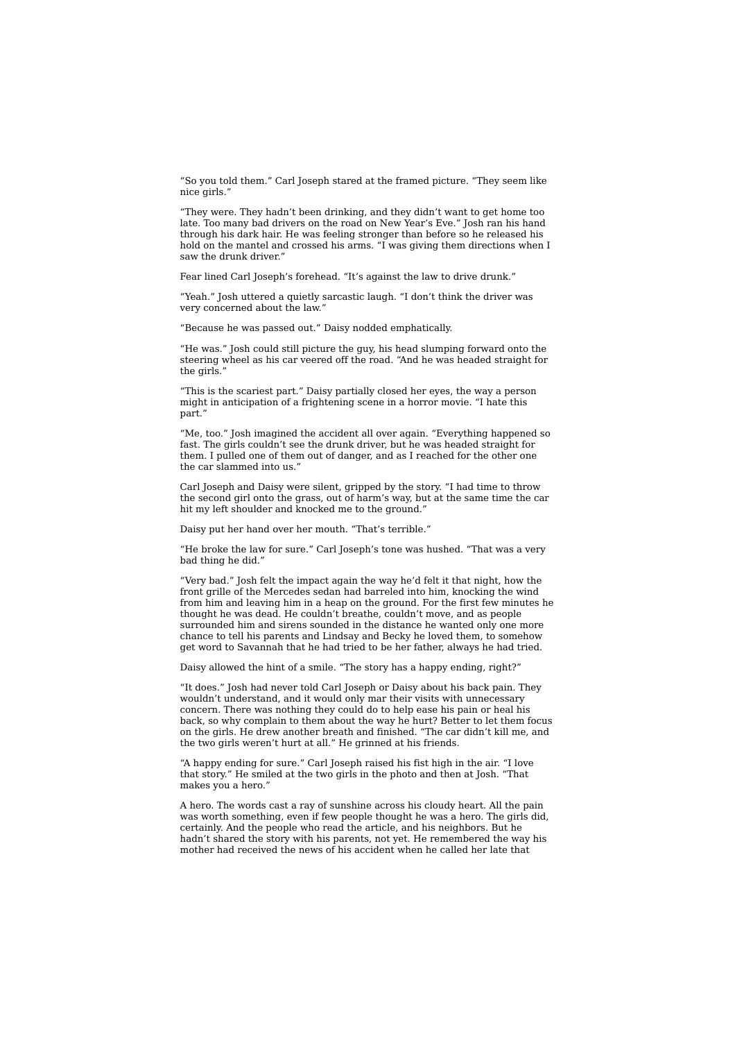“So you told them.” Carl Joseph stared at the framed picture. “They seem like nice girls.”

“They were. They hadn’t been drinking, and they didn’t want to get home too late. Too many bad drivers on the road on New Year’s Eve.” Josh ran his hand through his dark hair. He was feeling stronger than before so he released his hold on the mantel and crossed his arms. “I was giving them directions when I saw the drunk driver.”

Fear lined Carl Joseph’s forehead. “It’s against the law to drive drunk.”

“Yeah.” Josh uttered a quietly sarcastic laugh. “I don’t think the driver was very concerned about the law.”

“Because he was passed out.” Daisy nodded emphatically.

“He was.” Josh could still picture the guy, his head slumping forward onto the steering wheel as his car veered off the road. “And he was headed straight for the girls.”

“This is the scariest part.” Daisy partially closed her eyes, the way a person might in anticipation of a frightening scene in a horror movie. “I hate this part.”

“Me, too.” Josh imagined the accident all over again. “Everything happened so fast. The girls couldn’t see the drunk driver, but he was headed straight for them. I pulled one of them out of danger, and as I reached for the other one the car slammed into us.”

Carl Joseph and Daisy were silent, gripped by the story. “I had time to throw the second girl onto the grass, out of harm’s way, but at the same time the car hit my left shoulder and knocked me to the ground.”

Daisy put her hand over her mouth. “That’s terrible.”

“He broke the law for sure.” Carl Joseph’s tone was hushed. “That was a very bad thing he did.”

“Very bad.” Josh felt the impact again the way he’d felt it that night, how the front grille of the Mercedes sedan had barreled into him, knocking the wind from him and leaving him in a heap on the ground. For the first few minutes he thought he was dead. He couldn’t breathe, couldn’t move, and as people surrounded him and sirens sounded in the distance he wanted only one more chance to tell his parents and Lindsay and Becky he loved them, to somehow get word to Savannah that he had tried to be her father, always he had tried.

Daisy allowed the hint of a smile. “The story has a happy ending, right?”

“It does.” Josh had never told Carl Joseph or Daisy about his back pain. They wouldn’t understand, and it would only mar their visits with unnecessary concern. There was nothing they could do to help ease his pain or heal his back, so why complain to them about the way he hurt? Better to let them focus on the girls. He drew another breath and finished. “The car didn’t kill me, and the two girls weren’t hurt at all.” He grinned at his friends.

“A happy ending for sure.” Carl Joseph raised his fist high in the air. “I love that story.” He smiled at the two girls in the photo and then at Josh. “That makes you a hero.”

A hero. The words cast a ray of sunshine across his cloudy heart. All the pain was worth something, even if few people thought he was a hero. The girls did, certainly. And the people who read the article, and his neighbors. But he hadn’t shared the story with his parents, not yet. He remembered the way his mother had received the news of his accident when he called her late that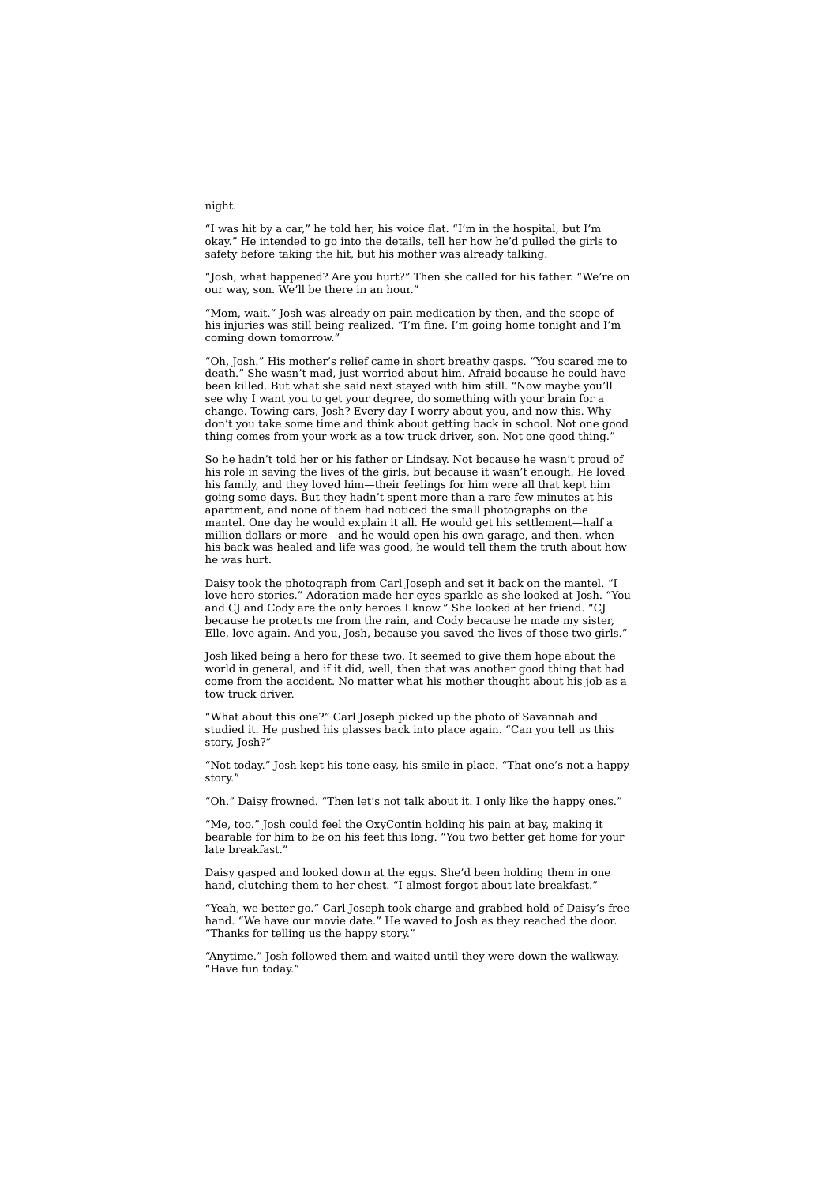night.

“I was hit by a car,” he told her, his voice flat. “I’m in the hospital, but I’m okay.” He intended to go into the details, tell her how he’d pulled the girls to safety before taking the hit, but his mother was already talking.

“Josh, what happened? Are you hurt?” Then she called for his father. “We’re on our way, son. We’ll be there in an hour.”

“Mom, wait.” Josh was already on pain medication by then, and the scope of his injuries was still being realized. “I’m fine. I’m going home tonight and I’m coming down tomorrow.”

“Oh, Josh.” His mother’s relief came in short breathy gasps. “You scared me to death.” She wasn’t mad, just worried about him. Afraid because he could have been killed. But what she said next stayed with him still. “Now maybe you’ll see why I want you to get your degree, do something with your brain for a change. Towing cars, Josh? Every day I worry about you, and now this. Why don’t you take some time and think about getting back in school. Not one good thing comes from your work as a tow truck driver, son. Not one good thing.”

So he hadn’t told her or his father or Lindsay. Not because he wasn’t proud of his role in saving the lives of the girls, but because it wasn’t enough. He loved his family, and they loved him—their feelings for him were all that kept him going some days. But they hadn’t spent more than a rare few minutes at his apartment, and none of them had noticed the small photographs on the mantel. One day he would explain it all. He would get his settlement—half a million dollars or more—and he would open his own garage, and then, when his back was healed and life was good, he would tell them the truth about how he was hurt.

Daisy took the photograph from Carl Joseph and set it back on the mantel. “I love hero stories.” Adoration made her eyes sparkle as she looked at Josh. “You and CJ and Cody are the only heroes I know.” She looked at her friend. “CJ because he protects me from the rain, and Cody because he made my sister, Elle, love again. And you, Josh, because you saved the lives of those two girls.”

Josh liked being a hero for these two. It seemed to give them hope about the world in general, and if it did, well, then that was another good thing that had come from the accident. No matter what his mother thought about his job as a tow truck driver.

“What about this one?” Carl Joseph picked up the photo of Savannah and studied it. He pushed his glasses back into place again. “Can you tell us this story, Josh?”

“Not today.” Josh kept his tone easy, his smile in place. “That one’s not a happy story.”

“Oh.” Daisy frowned. “Then let’s not talk about it. I only like the happy ones.”

“Me, too.” Josh could feel the OxyContin holding his pain at bay, making it bearable for him to be on his feet this long. “You two better get home for your late breakfast.”

Daisy gasped and looked down at the eggs. She’d been holding them in one hand, clutching them to her chest. “I almost forgot about late breakfast.”

“Yeah, we better go.” Carl Joseph took charge and grabbed hold of Daisy’s free hand. “We have our movie date.” He waved to Josh as they reached the door. “Thanks for telling us the happy story.”

“Anytime.” Josh followed them and waited until they were down the walkway. “Have fun today.”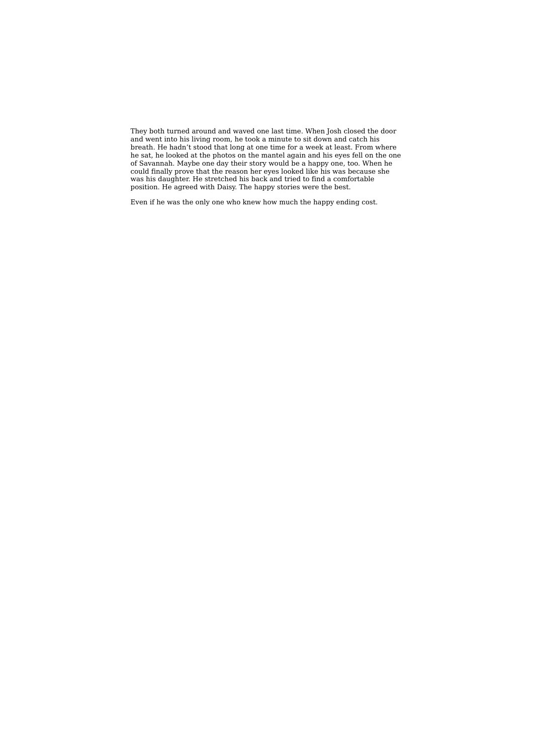They both turned around and waved one last time. When Josh closed the door and went into his living room, he took a minute to sit down and catch his breath. He hadn't stood that long at one time for a week at least. From where he sat, he looked at the photos on the mantel again and his eyes fell on the one of Savannah. Maybe one day their story would be a happy one, too. When he could finally prove that the reason her eyes looked like his was because she was his daughter. He stretched his back and tried to find a comfortable position. He agreed with Daisy. The happy stories were the best.

Even if he was the only one who knew how much the happy ending cost.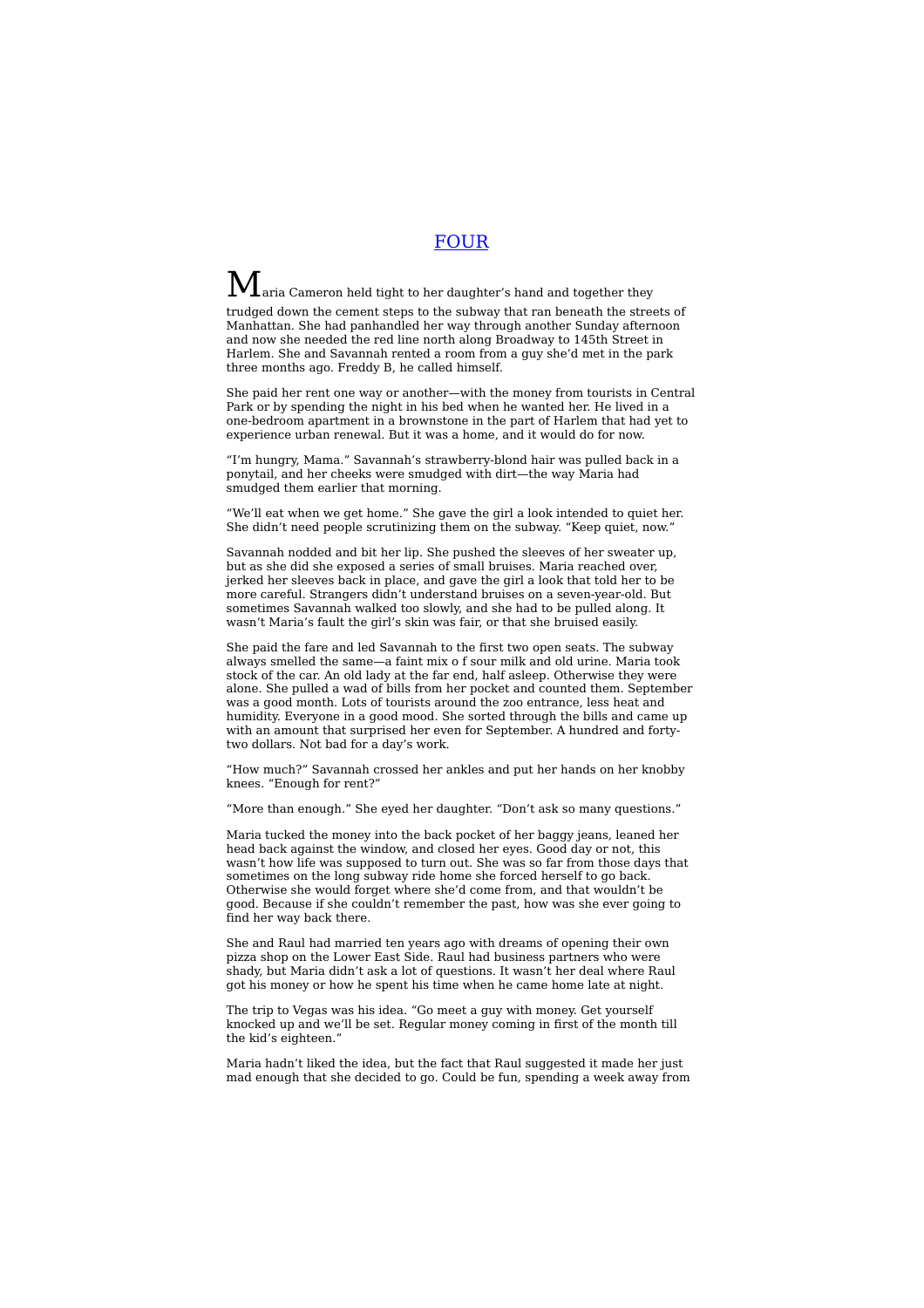# FOUR

Maria Cameron held tight to her daughter's hand and together they trudged down the cement steps to the subway that ran beneath the streets of Manhattan. She had panhandled her way through another Sunday afternoon and now she needed the red line north along Broadway to 145th Street in Harlem. She and Savannah rented a room from a guy she'd met in the park three months ago. Freddy B, he called himself.

She paid her rent one way or another—with the money from tourists in Central Park or by spending the night in his bed when he wanted her. He lived in a one-bedroom apartment in a brownstone in the part of Harlem that had yet to experience urban renewal. But it was a home, and it would do for now.

"I'm hungry, Mama." Savannah's strawberry-blond hair was pulled back in a ponytail, and her cheeks were smudged with dirt—the way Maria had smudged them earlier that morning.

"We'll eat when we get home." She gave the girl a look intended to quiet her. She didn't need people scrutinizing them on the subway. "Keep quiet, now."

Savannah nodded and bit her lip. She pushed the sleeves of her sweater up, but as she did she exposed a series of small bruises. Maria reached over, jerked her sleeves back in place, and gave the girl a look that told her to be more careful. Strangers didn't understand bruises on a seven-year-old. But sometimes Savannah walked too slowly, and she had to be pulled along. It wasn't Maria's fault the girl's skin was fair, or that she bruised easily.

She paid the fare and led Savannah to the first two open seats. The subway always smelled the same—a faint mix o f sour milk and old urine. Maria took stock of the car. An old lady at the far end, half asleep. Otherwise they were alone. She pulled a wad of bills from her pocket and counted them. September was a good month. Lots of tourists around the zoo entrance, less heat and humidity. Everyone in a good mood. She sorted through the bills and came up with an amount that surprised her even for September. A hundred and forty-two dollars. Not bad for a day's work.

"How much?" Savannah crossed her ankles and put her hands on her knobby knees. "Enough for rent?"

"More than enough." She eyed her daughter. "Don't ask so many questions."

Maria tucked the money into the back pocket of her baggy jeans, leaned her head back against the window, and closed her eyes. Good day or not, this wasn't how life was supposed to turn out. She was so far from those days that sometimes on the long subway ride home she forced herself to go back. Otherwise she would forget where she'd come from, and that wouldn't be good. Because if she couldn't remember the past, how was she ever going to find her way back there.

She and Raul had married ten years ago with dreams of opening their own pizza shop on the Lower East Side. Raul had business partners who were shady, but Maria didn't ask a lot of questions. It wasn't her deal where Raul got his money or how he spent his time when he came home late at night.

The trip to Vegas was his idea. "Go meet a guy with money. Get yourself knocked up and we'll be set. Regular money coming in first of the month till the kid's eighteen."

Maria hadn't liked the idea, but the fact that Raul suggested it made her just mad enough that she decided to go. Could be fun, spending a week away from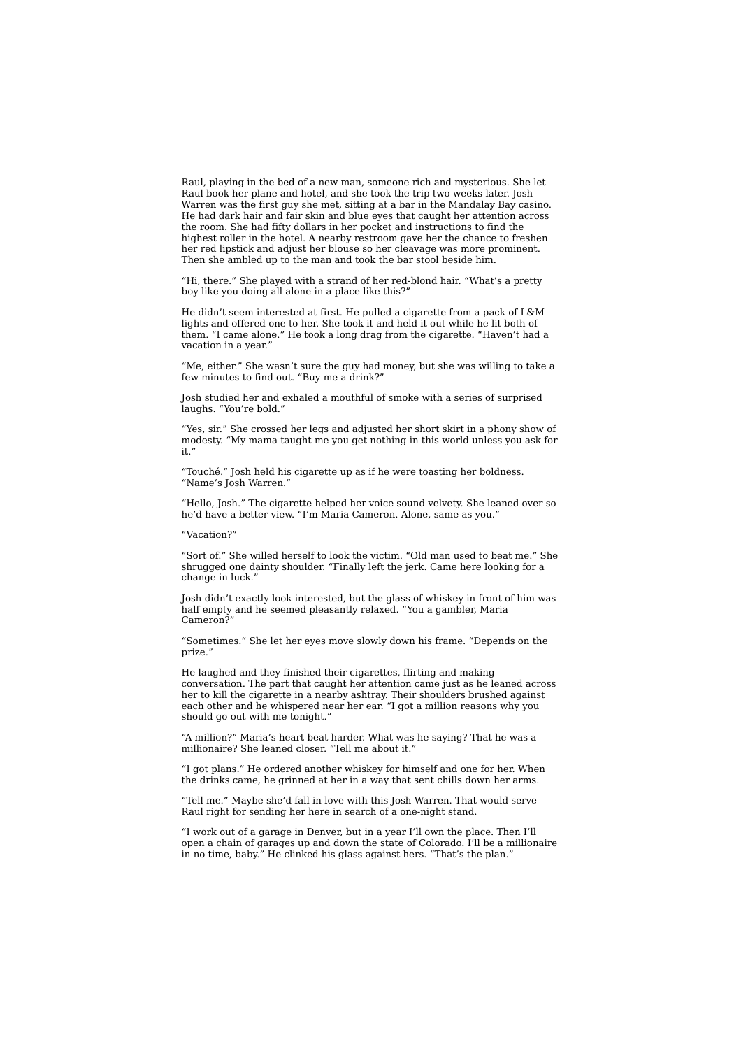Raul, playing in the bed of a new man, someone rich and mysterious. She let Raul book her plane and hotel, and she took the trip two weeks later. Josh Warren was the first guy she met, sitting at a bar in the Mandalay Bay casino. He had dark hair and fair skin and blue eyes that caught her attention across the room. She had fifty dollars in her pocket and instructions to find the highest roller in the hotel. A nearby restroom gave her the chance to freshen her red lipstick and adjust her blouse so her cleavage was more prominent. Then she ambled up to the man and took the bar stool beside him.

"Hi, there." She played with a strand of her red-blond hair. "What's a pretty boy like you doing all alone in a place like this?"

He didn't seem interested at first. He pulled a cigarette from a pack of L&M lights and offered one to her. She took it and held it out while he lit both of them. "I came alone." He took a long drag from the cigarette. "Haven't had a vacation in a year."

"Me, either." She wasn't sure the guy had money, but she was willing to take a few minutes to find out. "Buy me a drink?"

Josh studied her and exhaled a mouthful of smoke with a series of surprised laughs. "You're bold."

"Yes, sir." She crossed her legs and adjusted her short skirt in a phony show of modesty. "My mama taught me you get nothing in this world unless you ask for it."

"Touché." Josh held his cigarette up as if he were toasting her boldness. "Name's Josh Warren."

"Hello, Josh." The cigarette helped her voice sound velvety. She leaned over so he'd have a better view. "I'm Maria Cameron. Alone, same as you."

"Vacation?"

"Sort of." She willed herself to look the victim. "Old man used to beat me." She shrugged one dainty shoulder. "Finally left the jerk. Came here looking for a change in luck."

Josh didn't exactly look interested, but the glass of whiskey in front of him was half empty and he seemed pleasantly relaxed. "You a gambler, Maria Cameron?"

"Sometimes." She let her eyes move slowly down his frame. "Depends on the prize."

He laughed and they finished their cigarettes, flirting and making conversation. The part that caught her attention came just as he leaned across her to kill the cigarette in a nearby ashtray. Their shoulders brushed against each other and he whispered near her ear. "I got a million reasons why you should go out with me tonight."

"A million?" Maria's heart beat harder. What was he saying? That he was a millionaire? She leaned closer. "Tell me about it."

"I got plans." He ordered another whiskey for himself and one for her. When the drinks came, he grinned at her in a way that sent chills down her arms.

"Tell me." Maybe she'd fall in love with this Josh Warren. That would serve Raul right for sending her here in search of a one-night stand.

"I work out of a garage in Denver, but in a year I'll own the place. Then I'll open a chain of garages up and down the state of Colorado. I'll be a millionaire in no time, baby." He clinked his glass against hers. "That's the plan."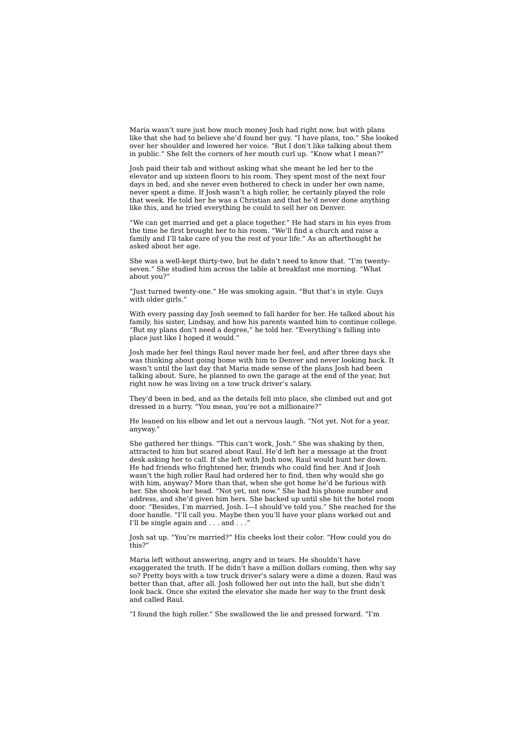Maria wasn't sure just how much money Josh had right now, but with plans like that she had to believe she'd found her guy. "I have plans, too." She looked over her shoulder and lowered her voice. "But I don't like talking about them in public." She felt the corners of her mouth curl up. "Know what I mean?"

Josh paid their tab and without asking what she meant he led her to the elevator and up sixteen floors to his room. They spent most of the next four days in bed, and she never even bothered to check in under her own name, never spent a dime. If Josh wasn't a high roller, he certainly played the role that week. He told her he was a Christian and that he'd never done anything like this, and he tried everything he could to sell her on Denver.

"We can get married and get a place together." He had stars in his eyes from the time he first brought her to his room. "We'll find a church and raise a family and I'll take care of you the rest of your life." As an afterthought he asked about her age.

She was a well-kept thirty-two, but he didn't need to know that. "I'm twenty-seven." She studied him across the table at breakfast one morning. "What about you?"

"Just turned twenty-one." He was smoking again. "But that's in style. Guys with older girls."

With every passing day Josh seemed to fall harder for her. He talked about his family, his sister, Lindsay, and how his parents wanted him to continue college. "But my plans don't need a degree," he told her. "Everything's falling into place just like I hoped it would."

Josh made her feel things Raul never made her feel, and after three days she was thinking about going home with him to Denver and never looking back. It wasn't until the last day that Maria made sense of the plans Josh had been talking about. Sure, he planned to own the garage at the end of the year, but right now he was living on a tow truck driver's salary.

They'd been in bed, and as the details fell into place, she climbed out and got dressed in a hurry. "You mean, you're not a millionaire?"

He leaned on his elbow and let out a nervous laugh. "Not yet. Not for a year, anyway."

She gathered her things. "This can't work, Josh." She was shaking by then, attracted to him but scared about Raul. He'd left her a message at the front desk asking her to call. If she left with Josh now, Raul would hunt her down. He had friends who frightened her, friends who could find her. And if Josh wasn't the high roller Raul had ordered her to find, then why would she go with him, anyway? More than that, when she got home he'd be furious with her. She shook her head. "Not yet, not now." She had his phone number and address, and she'd given him hers. She backed up until she hit the hotel room door. "Besides, I'm married, Josh. I—I should've told you." She reached for the door handle. "I'll call you. Maybe then you'll have your plans worked out and I'll be single again and . . . and . . ."

Josh sat up. "You're married?" His cheeks lost their color. "How could you do this?"

Maria left without answering, angry and in tears. He shouldn't have exaggerated the truth. If he didn't have a million dollars coming, then why say so? Pretty boys with a tow truck driver's salary were a dime a dozen. Raul was better than that, after all. Josh followed her out into the hall, but she didn't look back. Once she exited the elevator she made her way to the front desk and called Raul.

"I found the high roller." She swallowed the lie and pressed forward. "I'm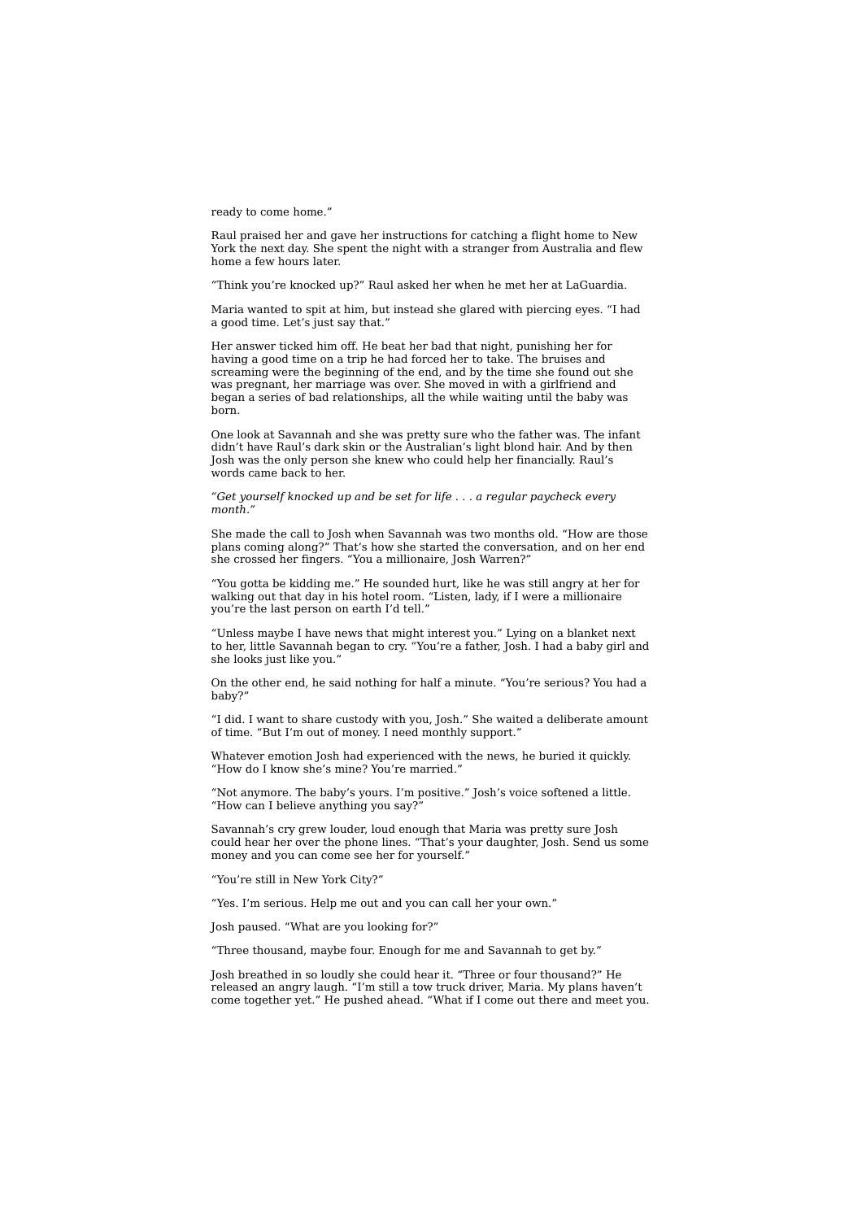ready to come home."

Raul praised her and gave her instructions for catching a flight home to New York the next day. She spent the night with a stranger from Australia and flew home a few hours later.

"Think you're knocked up?" Raul asked her when he met her at LaGuardia.

Maria wanted to spit at him, but instead she glared with piercing eyes. "I had a good time. Let's just say that."

Her answer ticked him off. He beat her bad that night, punishing her for having a good time on a trip he had forced her to take. The bruises and screaming were the beginning of the end, and by the time she found out she was pregnant, her marriage was over. She moved in with a girlfriend and began a series of bad relationships, all the while waiting until the baby was born.

One look at Savannah and she was pretty sure who the father was. The infant didn't have Raul's dark skin or the Australian's light blond hair. And by then Josh was the only person she knew who could help her financially. Raul's words came back to her.

*"Get yourself knocked up and be set for life . . . a regular paycheck every month."*

She made the call to Josh when Savannah was two months old. "How are those plans coming along?" That's how she started the conversation, and on her end she crossed her fingers. "You a millionaire, Josh Warren?"

"You gotta be kidding me." He sounded hurt, like he was still angry at her for walking out that day in his hotel room. "Listen, lady, if I were a millionaire you're the last person on earth I'd tell."

"Unless maybe I have news that might interest you." Lying on a blanket next to her, little Savannah began to cry. "You're a father, Josh. I had a baby girl and she looks just like you."

On the other end, he said nothing for half a minute. "You're serious? You had a baby?"

"I did. I want to share custody with you, Josh." She waited a deliberate amount of time. "But I'm out of money. I need monthly support."

Whatever emotion Josh had experienced with the news, he buried it quickly. "How do I know she's mine? You're married."

"Not anymore. The baby's yours. I'm positive." Josh's voice softened a little. "How can I believe anything you say?"

Savannah's cry grew louder, loud enough that Maria was pretty sure Josh could hear her over the phone lines. "That's your daughter, Josh. Send us some money and you can come see her for yourself."

"You're still in New York City?"

"Yes. I'm serious. Help me out and you can call her your own."

Josh paused. "What are you looking for?"

"Three thousand, maybe four. Enough for me and Savannah to get by."

Josh breathed in so loudly she could hear it. "Three or four thousand?" He released an angry laugh. "I'm still a tow truck driver, Maria. My plans haven't come together yet." He pushed ahead. "What if I come out there and meet you.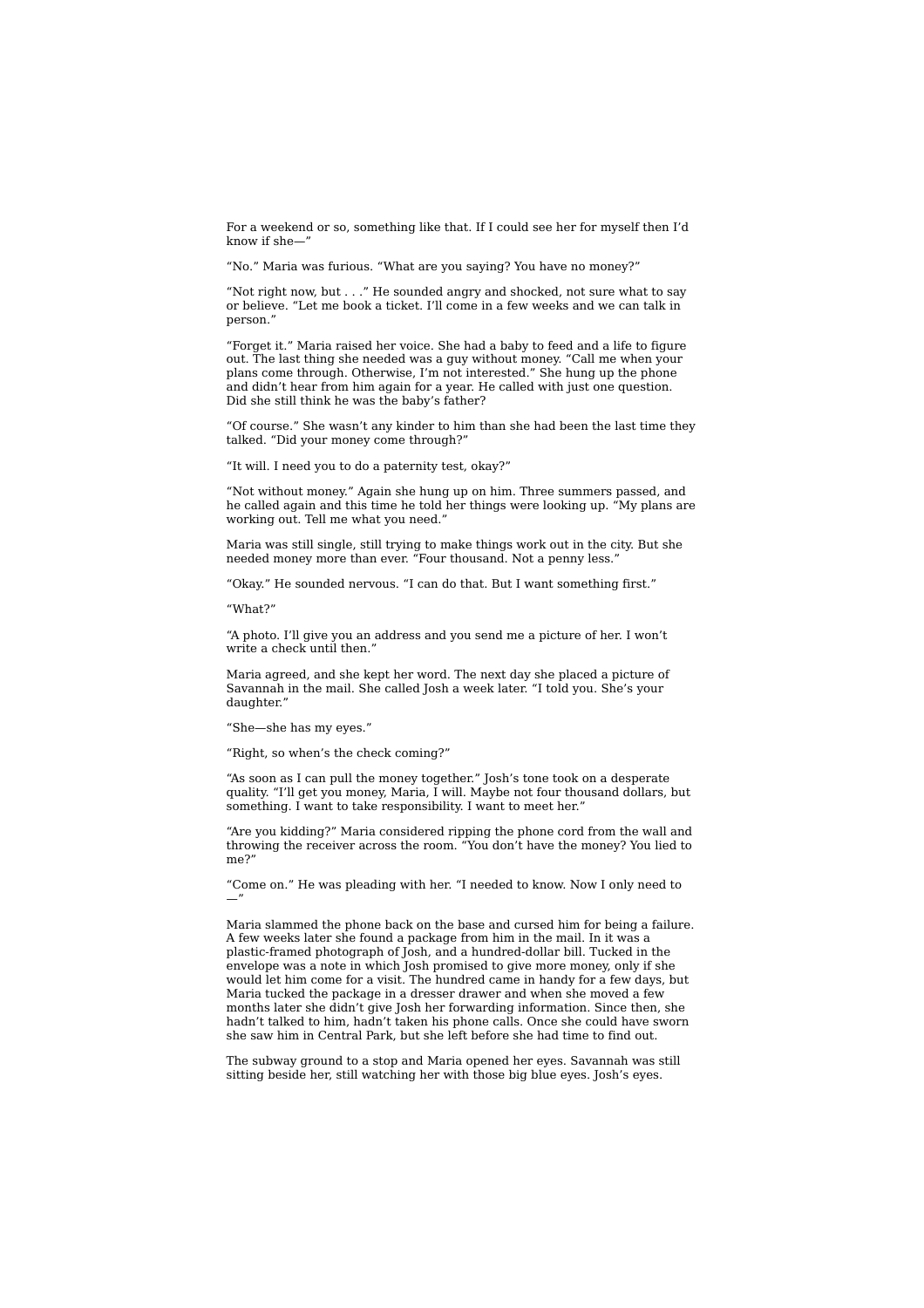For a weekend or so, something like that. If I could see her for myself then I'd know if she—"

"No." Maria was furious. "What are you saying? You have no money?"

"Not right now, but . . ." He sounded angry and shocked, not sure what to say or believe. "Let me book a ticket. I'll come in a few weeks and we can talk in person."

"Forget it." Maria raised her voice. She had a baby to feed and a life to figure out. The last thing she needed was a guy without money. "Call me when your plans come through. Otherwise, I'm not interested." She hung up the phone and didn't hear from him again for a year. He called with just one question. Did she still think he was the baby's father?

"Of course." She wasn't any kinder to him than she had been the last time they talked. "Did your money come through?"

"It will. I need you to do a paternity test, okay?"

"Not without money." Again she hung up on him. Three summers passed, and he called again and this time he told her things were looking up. "My plans are working out. Tell me what you need."

Maria was still single, still trying to make things work out in the city. But she needed money more than ever. "Four thousand. Not a penny less."

"Okay." He sounded nervous. "I can do that. But I want something first."

"What?"

"A photo. I'll give you an address and you send me a picture of her. I won't write a check until then."

Maria agreed, and she kept her word. The next day she placed a picture of Savannah in the mail. She called Josh a week later. "I told you. She's your daughter."

"She—she has my eyes."

"Right, so when's the check coming?"

"As soon as I can pull the money together." Josh's tone took on a desperate quality. "I'll get you money, Maria, I will. Maybe not four thousand dollars, but something. I want to take responsibility. I want to meet her."

"Are you kidding?" Maria considered ripping the phone cord from the wall and throwing the receiver across the room. "You don't have the money? You lied to me?"

"Come on." He was pleading with her. "I needed to know. Now I only need to —"

Maria slammed the phone back on the base and cursed him for being a failure. A few weeks later she found a package from him in the mail. In it was a plastic-framed photograph of Josh, and a hundred-dollar bill. Tucked in the envelope was a note in which Josh promised to give more money, only if she would let him come for a visit. The hundred came in handy for a few days, but Maria tucked the package in a dresser drawer and when she moved a few months later she didn't give Josh her forwarding information. Since then, she hadn't talked to him, hadn't taken his phone calls. Once she could have sworn she saw him in Central Park, but she left before she had time to find out.

The subway ground to a stop and Maria opened her eyes. Savannah was still sitting beside her, still watching her with those big blue eyes. Josh's eyes.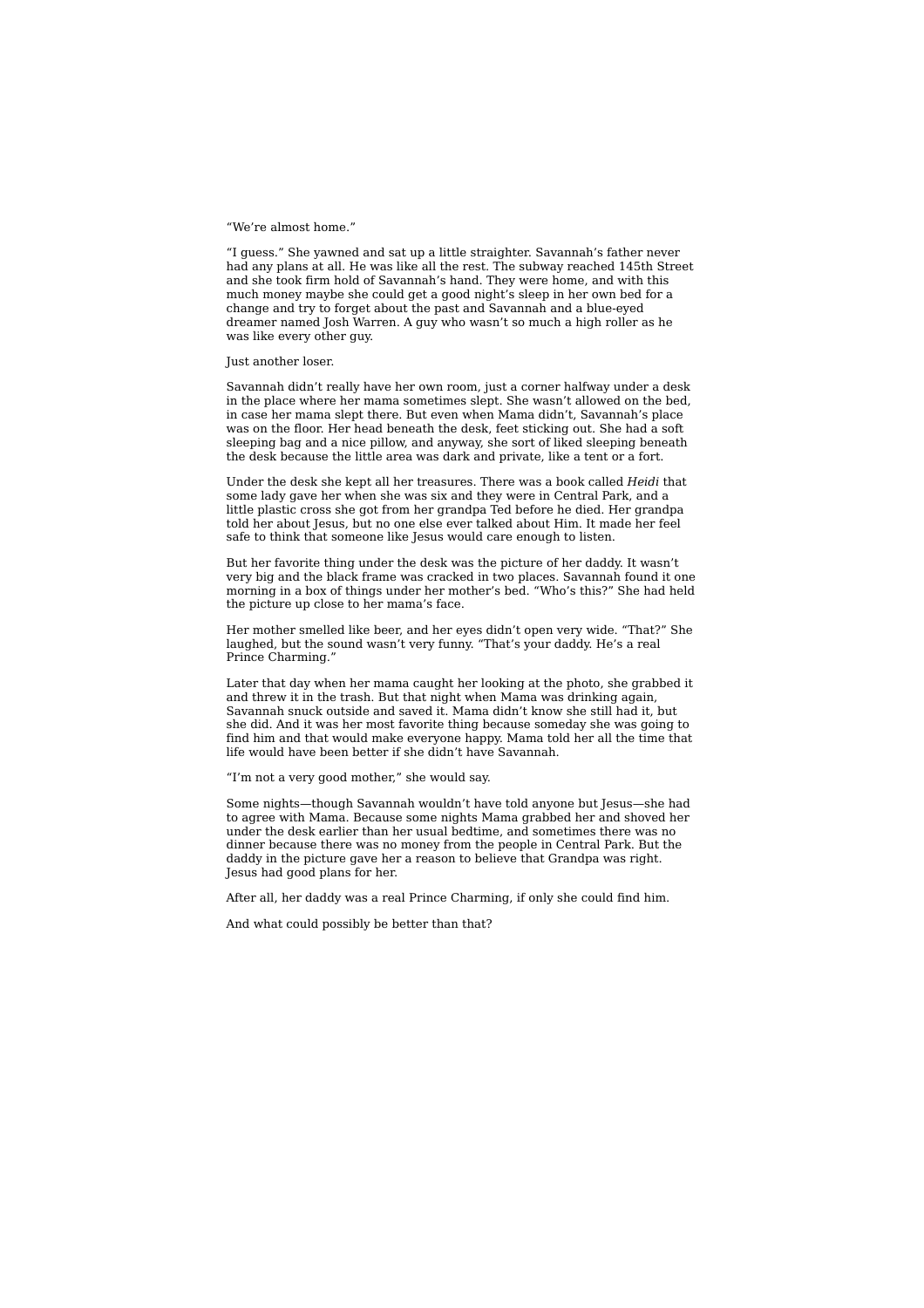"We're almost home."

"I guess." She yawned and sat up a little straighter. Savannah's father never had any plans at all. He was like all the rest. The subway reached 145th Street and she took firm hold of Savannah's hand. They were home, and with this much money maybe she could get a good night's sleep in her own bed for a change and try to forget about the past and Savannah and a blue-eyed dreamer named Josh Warren. A guy who wasn't so much a high roller as he was like every other guy.

Just another loser.

Savannah didn't really have her own room, just a corner halfway under a desk in the place where her mama sometimes slept. She wasn't allowed on the bed, in case her mama slept there. But even when Mama didn't, Savannah's place was on the floor. Her head beneath the desk, feet sticking out. She had a soft sleeping bag and a nice pillow, and anyway, she sort of liked sleeping beneath the desk because the little area was dark and private, like a tent or a fort.

Under the desk she kept all her treasures. There was a book called *Heidi* that some lady gave her when she was six and they were in Central Park, and a little plastic cross she got from her grandpa Ted before he died. Her grandpa told her about Jesus, but no one else ever talked about Him. It made her feel safe to think that someone like Jesus would care enough to listen.

But her favorite thing under the desk was the picture of her daddy. It wasn't very big and the black frame was cracked in two places. Savannah found it one morning in a box of things under her mother's bed. "Who's this?" She had held the picture up close to her mama's face.

Her mother smelled like beer, and her eyes didn't open very wide. "That?" She laughed, but the sound wasn't very funny. "That's your daddy. He's a real Prince Charming."

Later that day when her mama caught her looking at the photo, she grabbed it and threw it in the trash. But that night when Mama was drinking again, Savannah snuck outside and saved it. Mama didn't know she still had it, but she did. And it was her most favorite thing because someday she was going to find him and that would make everyone happy. Mama told her all the time that life would have been better if she didn't have Savannah.

"I'm not a very good mother," she would say.

Some nights—though Savannah wouldn't have told anyone but Jesus—she had to agree with Mama. Because some nights Mama grabbed her and shoved her under the desk earlier than her usual bedtime, and sometimes there was no dinner because there was no money from the people in Central Park. But the daddy in the picture gave her a reason to believe that Grandpa was right. Jesus had good plans for her.

After all, her daddy was a real Prince Charming, if only she could find him.

And what could possibly be better than that?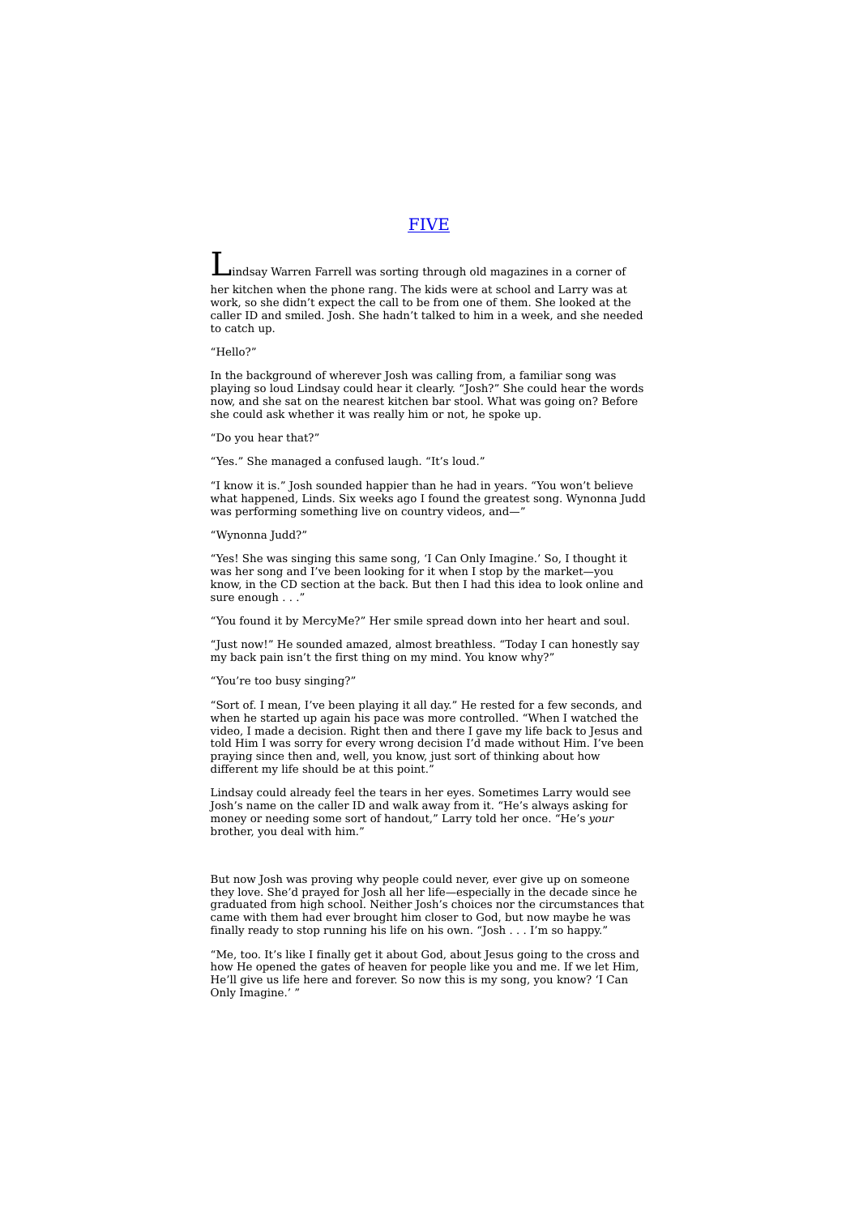# FIVE

Lindsay Warren Farrell was sorting through old magazines in a corner of her kitchen when the phone rang. The kids were at school and Larry was at work, so she didn't expect the call to be from one of them. She looked at the caller ID and smiled. Josh. She hadn't talked to him in a week, and she needed to catch up.

"Hello?"

In the background of wherever Josh was calling from, a familiar song was playing so loud Lindsay could hear it clearly. "Josh?" She could hear the words now, and she sat on the nearest kitchen bar stool. What was going on? Before she could ask whether it was really him or not, he spoke up.

"Do you hear that?"

"Yes." She managed a confused laugh. "It's loud."

"I know it is." Josh sounded happier than he had in years. "You won't believe what happened, Linds. Six weeks ago I found the greatest song. Wynonna Judd was performing something live on country videos, and—"

"Wynonna Judd?"

"Yes! She was singing this same song, 'I Can Only Imagine.' So, I thought it was her song and I've been looking for it when I stop by the market—you know, in the CD section at the back. But then I had this idea to look online and sure enough . . ."

"You found it by MercyMe?" Her smile spread down into her heart and soul.

"Just now!" He sounded amazed, almost breathless. "Today I can honestly say my back pain isn't the first thing on my mind. You know why?"

"You're too busy singing?"

"Sort of. I mean, I've been playing it all day." He rested for a few seconds, and when he started up again his pace was more controlled. "When I watched the video, I made a decision. Right then and there I gave my life back to Jesus and told Him I was sorry for every wrong decision I'd made without Him. I've been praying since then and, well, you know, just sort of thinking about how different my life should be at this point."

Lindsay could already feel the tears in her eyes. Sometimes Larry would see Josh's name on the caller ID and walk away from it. "He's always asking for money or needing some sort of handout," Larry told her once. "He's *your* brother, you deal with him."

But now Josh was proving why people could never, ever give up on someone they love. She'd prayed for Josh all her life—especially in the decade since he graduated from high school. Neither Josh's choices nor the circumstances that came with them had ever brought him closer to God, but now maybe he was finally ready to stop running his life on his own. "Josh . . . I'm so happy."

"Me, too. It's like I finally get it about God, about Jesus going to the cross and how He opened the gates of heaven for people like you and me. If we let Him, He'll give us life here and forever. So now this is my song, you know? 'I Can Only Imagine.' "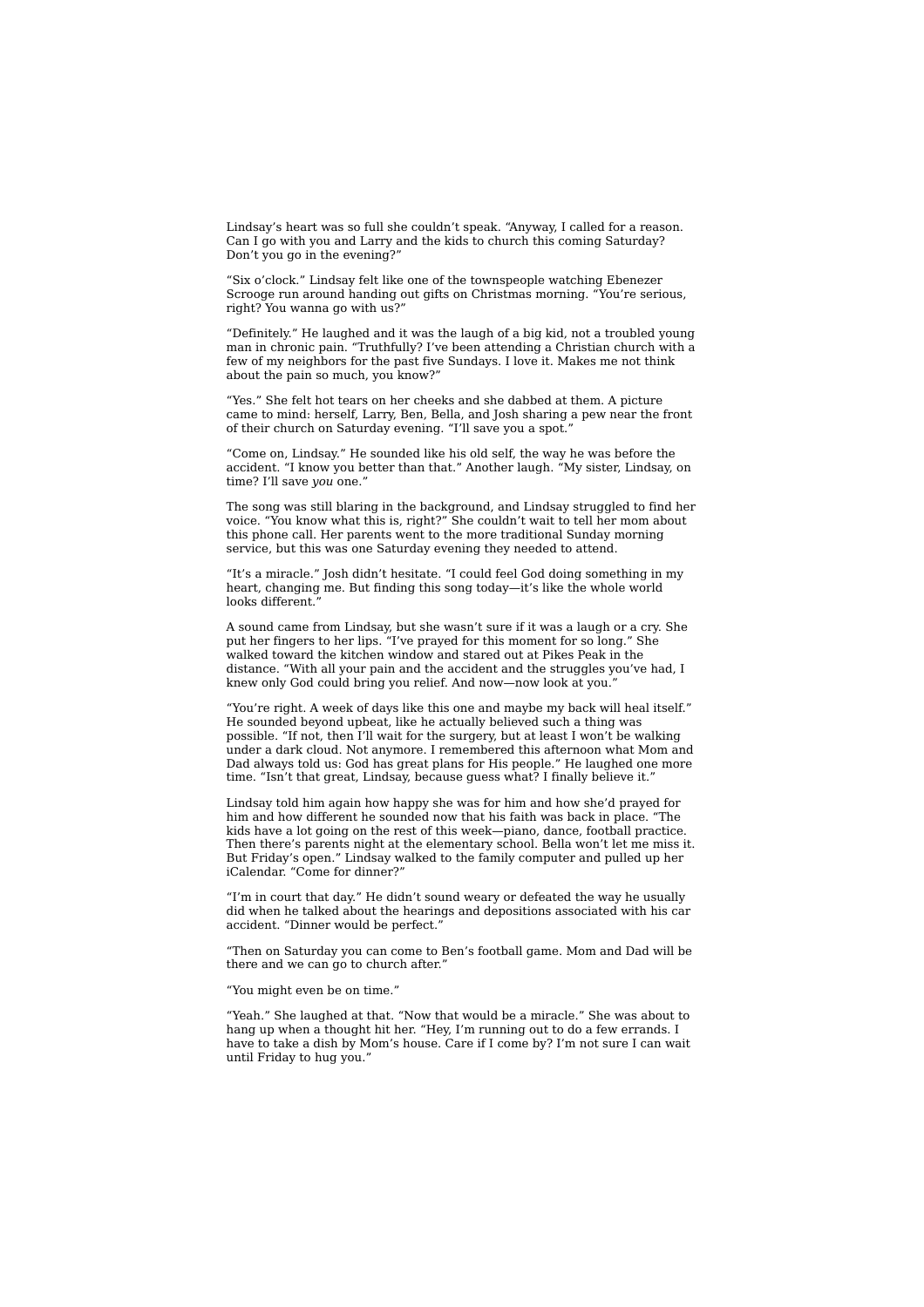Lindsay's heart was so full she couldn't speak. "Anyway, I called for a reason. Can I go with you and Larry and the kids to church this coming Saturday? Don't you go in the evening?"

"Six o'clock." Lindsay felt like one of the townspeople watching Ebenezer Scrooge run around handing out gifts on Christmas morning. "You're serious, right? You wanna go with us?"

"Definitely." He laughed and it was the laugh of a big kid, not a troubled young man in chronic pain. "Truthfully? I've been attending a Christian church with a few of my neighbors for the past five Sundays. I love it. Makes me not think about the pain so much, you know?"

"Yes." She felt hot tears on her cheeks and she dabbed at them. A picture came to mind: herself, Larry, Ben, Bella, and Josh sharing a pew near the front of their church on Saturday evening. "I'll save you a spot."

"Come on, Lindsay." He sounded like his old self, the way he was before the accident. "I know you better than that." Another laugh. "My sister, Lindsay, on time? I'll save *you* one."

The song was still blaring in the background, and Lindsay struggled to find her voice. "You know what this is, right?" She couldn't wait to tell her mom about this phone call. Her parents went to the more traditional Sunday morning service, but this was one Saturday evening they needed to attend.

"It's a miracle." Josh didn't hesitate. "I could feel God doing something in my heart, changing me. But finding this song today—it's like the whole world looks different."

A sound came from Lindsay, but she wasn't sure if it was a laugh or a cry. She put her fingers to her lips. "I've prayed for this moment for so long." She walked toward the kitchen window and stared out at Pikes Peak in the distance. "With all your pain and the accident and the struggles you've had, I knew only God could bring you relief. And now—now look at you."

"You're right. A week of days like this one and maybe my back will heal itself." He sounded beyond upbeat, like he actually believed such a thing was possible. "If not, then I'll wait for the surgery, but at least I won't be walking under a dark cloud. Not anymore. I remembered this afternoon what Mom and Dad always told us: God has great plans for His people." He laughed one more time. "Isn't that great, Lindsay, because guess what? I finally believe it."

Lindsay told him again how happy she was for him and how she'd prayed for him and how different he sounded now that his faith was back in place. "The kids have a lot going on the rest of this week—piano, dance, football practice. Then there's parents night at the elementary school. Bella won't let me miss it. But Friday's open." Lindsay walked to the family computer and pulled up her iCalendar. "Come for dinner?"

"I'm in court that day." He didn't sound weary or defeated the way he usually did when he talked about the hearings and depositions associated with his car accident. "Dinner would be perfect."

"Then on Saturday you can come to Ben's football game. Mom and Dad will be there and we can go to church after."

"You might even be on time."

"Yeah." She laughed at that. "Now that would be a miracle." She was about to hang up when a thought hit her. "Hey, I'm running out to do a few errands. I have to take a dish by Mom's house. Care if I come by? I'm not sure I can wait until Friday to hug you."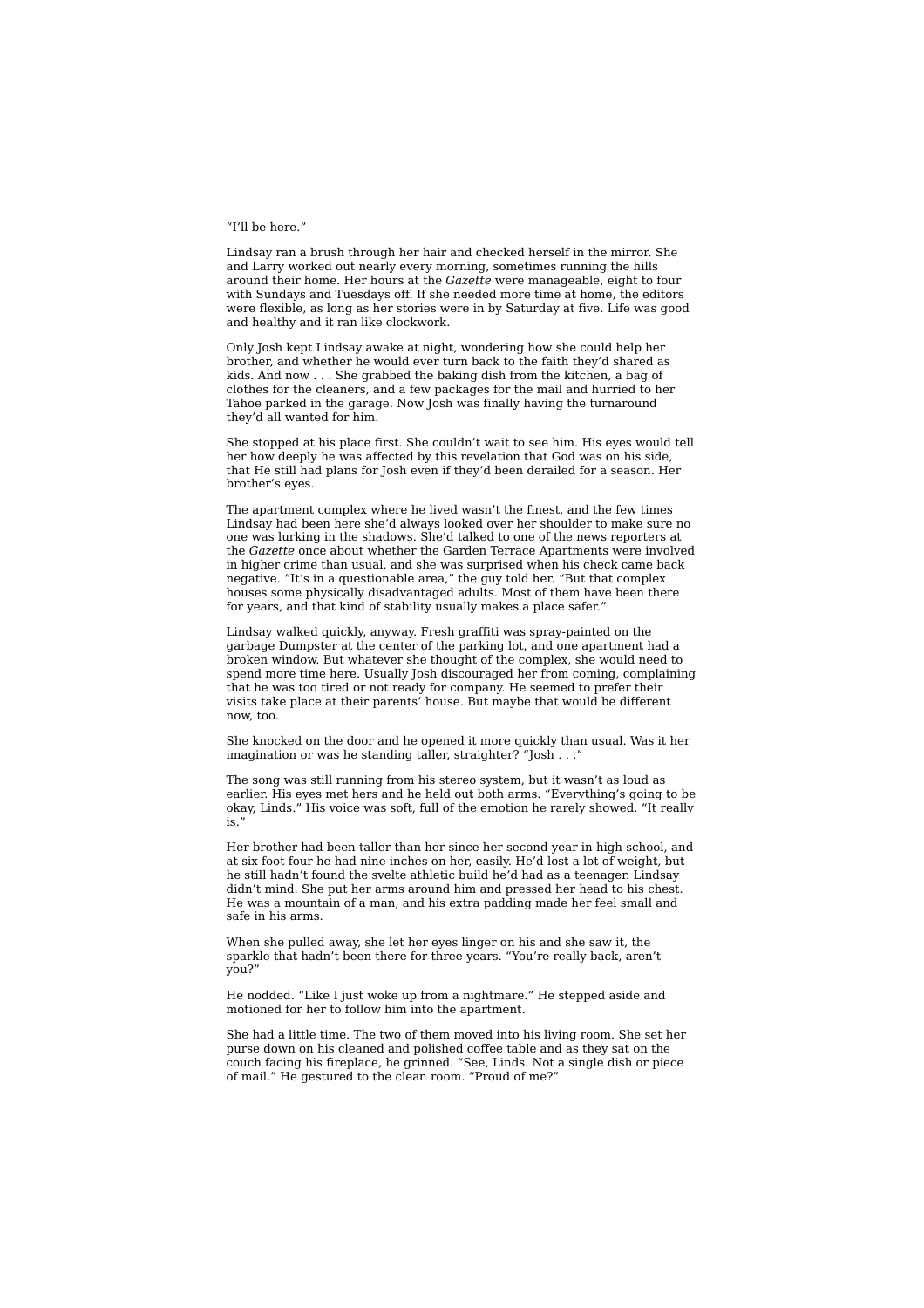"I'll be here."

Lindsay ran a brush through her hair and checked herself in the mirror. She and Larry worked out nearly every morning, sometimes running the hills around their home. Her hours at the *Gazette* were manageable, eight to four with Sundays and Tuesdays off. If she needed more time at home, the editors were flexible, as long as her stories were in by Saturday at five. Life was good and healthy and it ran like clockwork.

Only Josh kept Lindsay awake at night, wondering how she could help her brother, and whether he would ever turn back to the faith they'd shared as kids. And now . . . She grabbed the baking dish from the kitchen, a bag of clothes for the cleaners, and a few packages for the mail and hurried to her Tahoe parked in the garage. Now Josh was finally having the turnaround they'd all wanted for him.

She stopped at his place first. She couldn't wait to see him. His eyes would tell her how deeply he was affected by this revelation that God was on his side, that He still had plans for Josh even if they'd been derailed for a season. Her brother's eyes.

The apartment complex where he lived wasn't the finest, and the few times Lindsay had been here she'd always looked over her shoulder to make sure no one was lurking in the shadows. She'd talked to one of the news reporters at the *Gazette* once about whether the Garden Terrace Apartments were involved in higher crime than usual, and she was surprised when his check came back negative. "It's in a questionable area," the guy told her. "But that complex houses some physically disadvantaged adults. Most of them have been there for years, and that kind of stability usually makes a place safer."

Lindsay walked quickly, anyway. Fresh graffiti was spray-painted on the garbage Dumpster at the center of the parking lot, and one apartment had a broken window. But whatever she thought of the complex, she would need to spend more time here. Usually Josh discouraged her from coming, complaining that he was too tired or not ready for company. He seemed to prefer their visits take place at their parents' house. But maybe that would be different now, too.

She knocked on the door and he opened it more quickly than usual. Was it her imagination or was he standing taller, straighter? "Josh . . ."

The song was still running from his stereo system, but it wasn't as loud as earlier. His eyes met hers and he held out both arms. "Everything's going to be okay, Linds." His voice was soft, full of the emotion he rarely showed. "It really is."

Her brother had been taller than her since her second year in high school, and at six foot four he had nine inches on her, easily. He'd lost a lot of weight, but he still hadn't found the svelte athletic build he'd had as a teenager. Lindsay didn't mind. She put her arms around him and pressed her head to his chest. He was a mountain of a man, and his extra padding made her feel small and safe in his arms.

When she pulled away, she let her eyes linger on his and she saw it, the sparkle that hadn't been there for three years. "You're really back, aren't you?"

He nodded. "Like I just woke up from a nightmare." He stepped aside and motioned for her to follow him into the apartment.

She had a little time. The two of them moved into his living room. She set her purse down on his cleaned and polished coffee table and as they sat on the couch facing his fireplace, he grinned. "See, Linds. Not a single dish or piece of mail." He gestured to the clean room. "Proud of me?"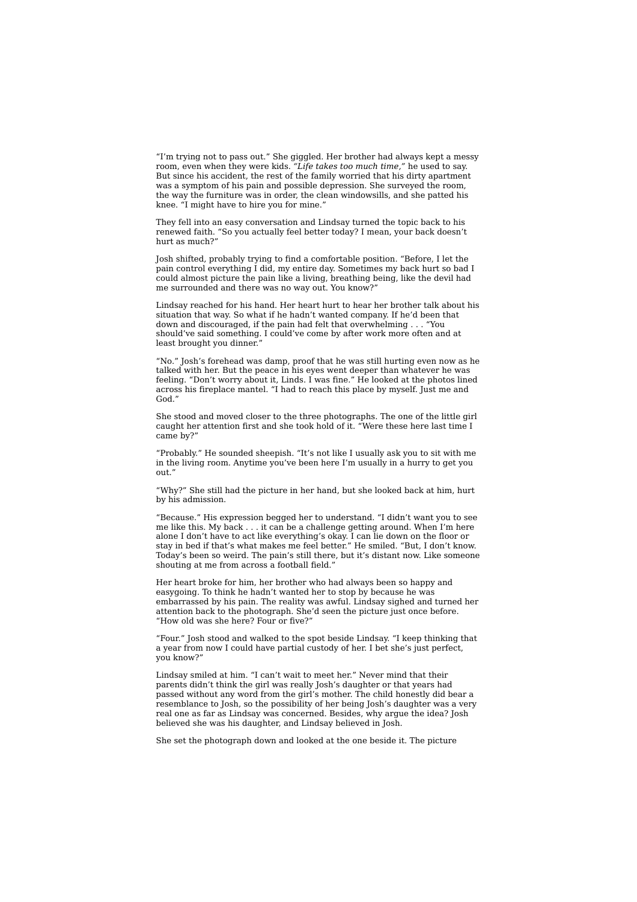"I'm trying not to pass out." She giggled. Her brother had always kept a messy room, even when they were kids. *"Life takes too much time,"* he used to say. But since his accident, the rest of the family worried that his dirty apartment was a symptom of his pain and possible depression. She surveyed the room, the way the furniture was in order, the clean windowsills, and she patted his knee. "I might have to hire you for mine."

They fell into an easy conversation and Lindsay turned the topic back to his renewed faith. "So you actually feel better today? I mean, your back doesn't hurt as much?"

Josh shifted, probably trying to find a comfortable position. "Before, I let the pain control everything I did, my entire day. Sometimes my back hurt so bad I could almost picture the pain like a living, breathing being, like the devil had me surrounded and there was no way out. You know?"

Lindsay reached for his hand. Her heart hurt to hear her brother talk about his situation that way. So what if he hadn't wanted company. If he'd been that down and discouraged, if the pain had felt that overwhelming . . . "You should've said something. I could've come by after work more often and at least brought you dinner."

"No." Josh's forehead was damp, proof that he was still hurting even now as he talked with her. But the peace in his eyes went deeper than whatever he was feeling. "Don't worry about it, Linds. I was fine." He looked at the photos lined across his fireplace mantel. "I had to reach this place by myself. Just me and God."

She stood and moved closer to the three photographs. The one of the little girl caught her attention first and she took hold of it. "Were these here last time I came by?"

"Probably." He sounded sheepish. "It's not like I usually ask you to sit with me in the living room. Anytime you've been here I'm usually in a hurry to get you out."

"Why?" She still had the picture in her hand, but she looked back at him, hurt by his admission.

"Because." His expression begged her to understand. "I didn't want you to see me like this. My back . . . it can be a challenge getting around. When I'm here alone I don't have to act like everything's okay. I can lie down on the floor or stay in bed if that's what makes me feel better." He smiled. "But, I don't know. Today's been so weird. The pain's still there, but it's distant now. Like someone shouting at me from across a football field."

Her heart broke for him, her brother who had always been so happy and easygoing. To think he hadn't wanted her to stop by because he was embarrassed by his pain. The reality was awful. Lindsay sighed and turned her attention back to the photograph. She'd seen the picture just once before. "How old was she here? Four or five?"

"Four." Josh stood and walked to the spot beside Lindsay. "I keep thinking that a year from now I could have partial custody of her. I bet she's just perfect, you know?"

Lindsay smiled at him. "I can't wait to meet her." Never mind that their parents didn't think the girl was really Josh's daughter or that years had passed without any word from the girl's mother. The child honestly did bear a resemblance to Josh, so the possibility of her being Josh's daughter was a very real one as far as Lindsay was concerned. Besides, why argue the idea? Josh believed she was his daughter, and Lindsay believed in Josh.

She set the photograph down and looked at the one beside it. The picture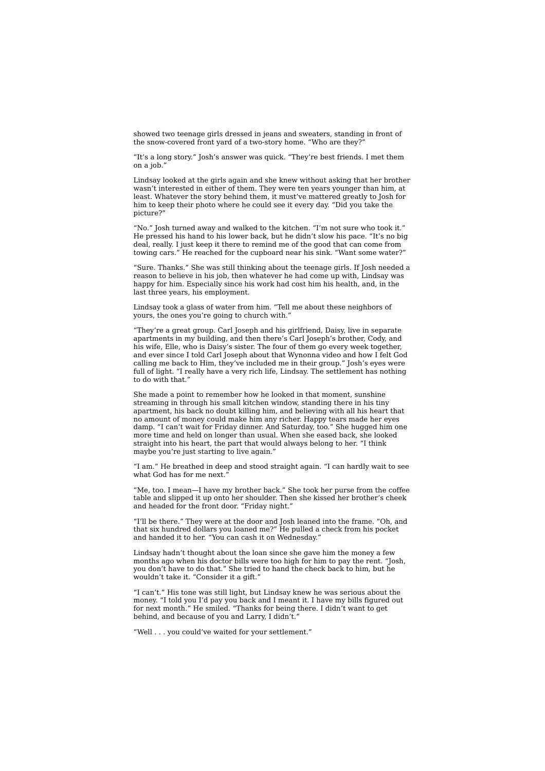showed two teenage girls dressed in jeans and sweaters, standing in front of the snow-covered front yard of a two-story home. “Who are they?”

“It’s a long story.” Josh’s answer was quick. “They’re best friends. I met them on a job.”

Lindsay looked at the girls again and she knew without asking that her brother wasn’t interested in either of them. They were ten years younger than him, at least. Whatever the story behind them, it must’ve mattered greatly to Josh for him to keep their photo where he could see it every day. “Did you take the picture?”

“No.” Josh turned away and walked to the kitchen. “I’m not sure who took it.” He pressed his hand to his lower back, but he didn’t slow his pace. “It’s no big deal, really. I just keep it there to remind me of the good that can come from towing cars.” He reached for the cupboard near his sink. “Want some water?”

“Sure. Thanks.” She was still thinking about the teenage girls. If Josh needed a reason to believe in his job, then whatever he had come up with, Lindsay was happy for him. Especially since his work had cost him his health, and, in the last three years, his employment.

Lindsay took a glass of water from him. “Tell me about these neighbors of yours, the ones you’re going to church with.”

“They’re a great group. Carl Joseph and his girlfriend, Daisy, live in separate apartments in my building, and then there’s Carl Joseph’s brother, Cody, and his wife, Elle, who is Daisy’s sister. The four of them go every week together, and ever since I told Carl Joseph about that Wynonna video and how I felt God calling me back to Him, they’ve included me in their group.” Josh’s eyes were full of light. “I really have a very rich life, Lindsay. The settlement has nothing to do with that.”

She made a point to remember how he looked in that moment, sunshine streaming in through his small kitchen window, standing there in his tiny apartment, his back no doubt killing him, and believing with all his heart that no amount of money could make him any richer. Happy tears made her eyes damp. “I can’t wait for Friday dinner. And Saturday, too.” She hugged him one more time and held on longer than usual. When she eased back, she looked straight into his heart, the part that would always belong to her. “I think maybe you’re just starting to live again.”

“I am.” He breathed in deep and stood straight again. “I can hardly wait to see what God has for me next.”

“Me, too. I mean—I have my brother back.” She took her purse from the coffee table and slipped it up onto her shoulder. Then she kissed her brother’s cheek and headed for the front door. “Friday night.”

“I’ll be there.” They were at the door and Josh leaned into the frame. “Oh, and that six hundred dollars you loaned me?” He pulled a check from his pocket and handed it to her. “You can cash it on Wednesday.”

Lindsay hadn’t thought about the loan since she gave him the money a few months ago when his doctor bills were too high for him to pay the rent. “Josh, you don’t have to do that.” She tried to hand the check back to him, but he wouldn’t take it. “Consider it a gift.”

“I can’t.” His tone was still light, but Lindsay knew he was serious about the money. “I told you I’d pay you back and I meant it. I have my bills figured out for next month.” He smiled. “Thanks for being there. I didn’t want to get behind, and because of you and Larry, I didn’t.”

“Well . . . you could’ve waited for your settlement.”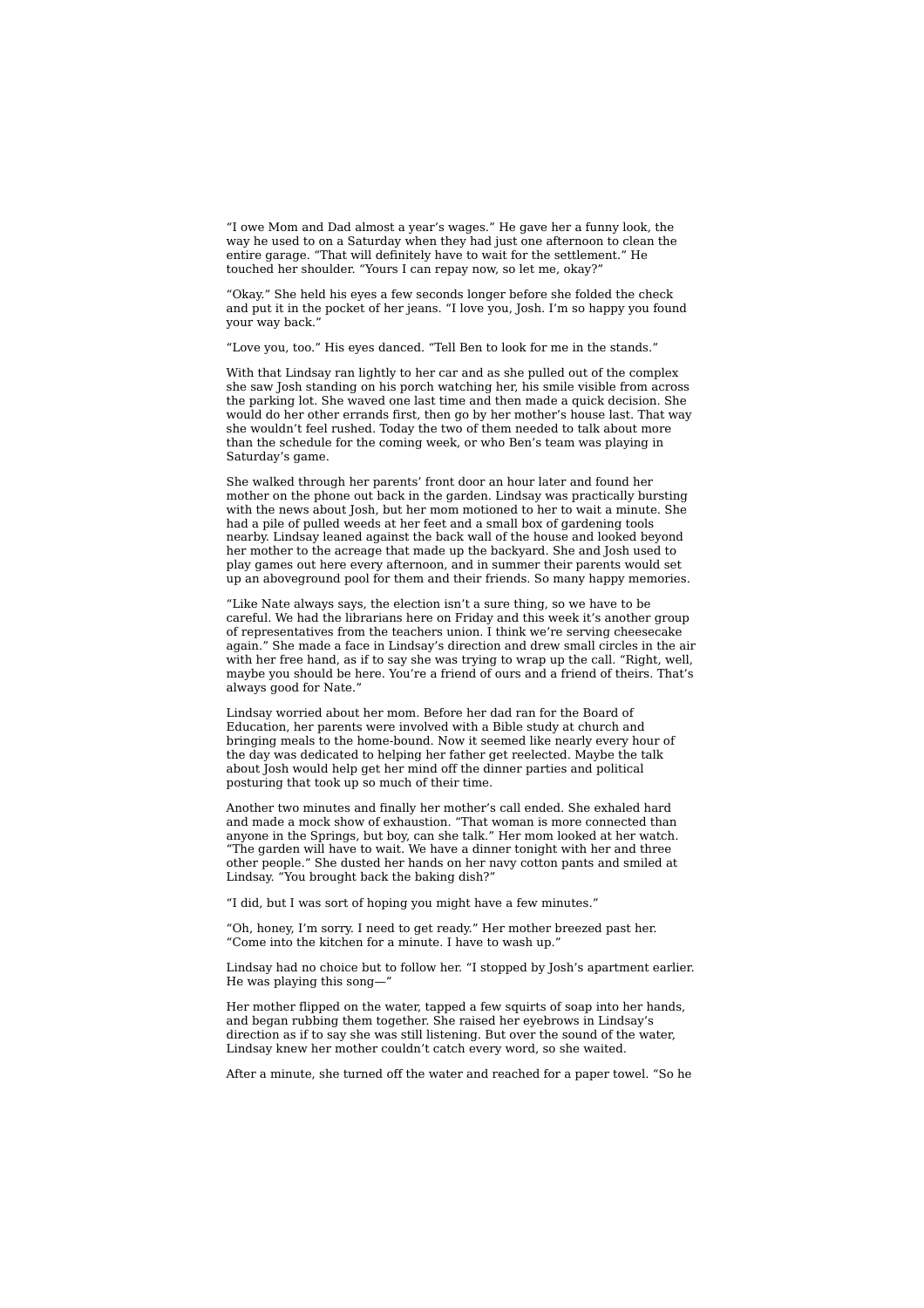"I owe Mom and Dad almost a year's wages." He gave her a funny look, the way he used to on a Saturday when they had just one afternoon to clean the entire garage. "That will definitely have to wait for the settlement." He touched her shoulder. "Yours I can repay now, so let me, okay?"

"Okay." She held his eyes a few seconds longer before she folded the check and put it in the pocket of her jeans. "I love you, Josh. I'm so happy you found your way back."

"Love you, too." His eyes danced. "Tell Ben to look for me in the stands."

With that Lindsay ran lightly to her car and as she pulled out of the complex she saw Josh standing on his porch watching her, his smile visible from across the parking lot. She waved one last time and then made a quick decision. She would do her other errands first, then go by her mother's house last. That way she wouldn't feel rushed. Today the two of them needed to talk about more than the schedule for the coming week, or who Ben's team was playing in Saturday's game.

She walked through her parents' front door an hour later and found her mother on the phone out back in the garden. Lindsay was practically bursting with the news about Josh, but her mom motioned to her to wait a minute. She had a pile of pulled weeds at her feet and a small box of gardening tools nearby. Lindsay leaned against the back wall of the house and looked beyond her mother to the acreage that made up the backyard. She and Josh used to play games out here every afternoon, and in summer their parents would set up an aboveground pool for them and their friends. So many happy memories.

"Like Nate always says, the election isn't a sure thing, so we have to be careful. We had the librarians here on Friday and this week it's another group of representatives from the teachers union. I think we're serving cheesecake again." She made a face in Lindsay's direction and drew small circles in the air with her free hand, as if to say she was trying to wrap up the call. "Right, well, maybe you should be here. You're a friend of ours and a friend of theirs. That's always good for Nate."

Lindsay worried about her mom. Before her dad ran for the Board of Education, her parents were involved with a Bible study at church and bringing meals to the home-bound. Now it seemed like nearly every hour of the day was dedicated to helping her father get reelected. Maybe the talk about Josh would help get her mind off the dinner parties and political posturing that took up so much of their time.

Another two minutes and finally her mother's call ended. She exhaled hard and made a mock show of exhaustion. "That woman is more connected than anyone in the Springs, but boy, can she talk." Her mom looked at her watch. "The garden will have to wait. We have a dinner tonight with her and three other people." She dusted her hands on her navy cotton pants and smiled at Lindsay. "You brought back the baking dish?"

"I did, but I was sort of hoping you might have a few minutes."

"Oh, honey, I'm sorry. I need to get ready." Her mother breezed past her. "Come into the kitchen for a minute. I have to wash up."

Lindsay had no choice but to follow her. "I stopped by Josh's apartment earlier. He was playing this song—"

Her mother flipped on the water, tapped a few squirts of soap into her hands, and began rubbing them together. She raised her eyebrows in Lindsay's direction as if to say she was still listening. But over the sound of the water, Lindsay knew her mother couldn't catch every word, so she waited.

After a minute, she turned off the water and reached for a paper towel. "So he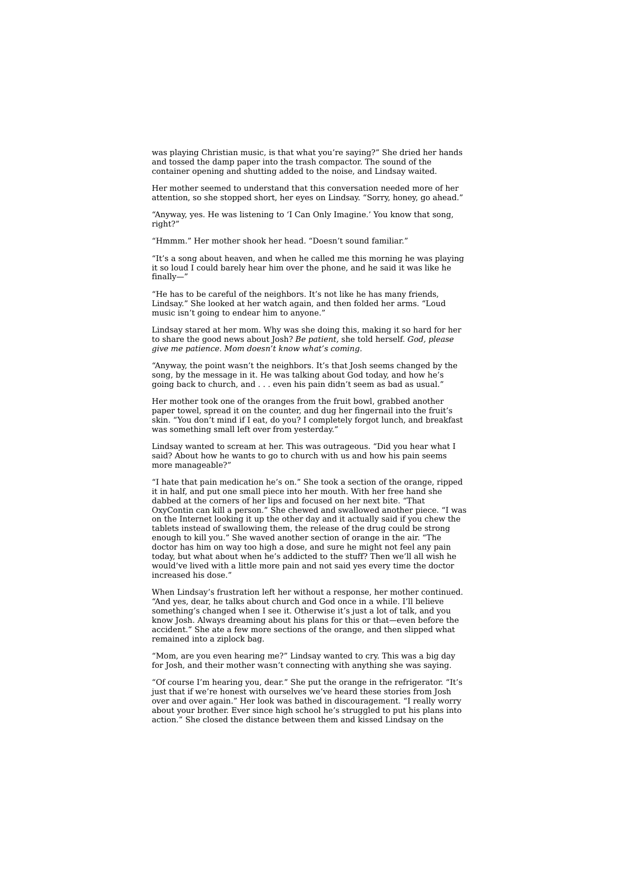was playing Christian music, is that what you're saying?" She dried her hands and tossed the damp paper into the trash compactor. The sound of the container opening and shutting added to the noise, and Lindsay waited.

Her mother seemed to understand that this conversation needed more of her attention, so she stopped short, her eyes on Lindsay. "Sorry, honey, go ahead."

"Anyway, yes. He was listening to 'I Can Only Imagine.' You know that song, right?"

"Hmmm." Her mother shook her head. "Doesn't sound familiar."

"It's a song about heaven, and when he called me this morning he was playing it so loud I could barely hear him over the phone, and he said it was like he finally—"

"He has to be careful of the neighbors. It's not like he has many friends, Lindsay." She looked at her watch again, and then folded her arms. "Loud music isn't going to endear him to anyone."

Lindsay stared at her mom. Why was she doing this, making it so hard for her to share the good news about Josh? *Be patient,* she told herself. *God, please give me patience. Mom doesn't know what's coming.*

"Anyway, the point wasn't the neighbors. It's that Josh seems changed by the song, by the message in it. He was talking about God today, and how he's going back to church, and . . . even his pain didn't seem as bad as usual."

Her mother took one of the oranges from the fruit bowl, grabbed another paper towel, spread it on the counter, and dug her fingernail into the fruit's skin. "You don't mind if I eat, do you? I completely forgot lunch, and breakfast was something small left over from yesterday."

Lindsay wanted to scream at her. This was outrageous. "Did you hear what I said? About how he wants to go to church with us and how his pain seems more manageable?"

"I hate that pain medication he's on." She took a section of the orange, ripped it in half, and put one small piece into her mouth. With her free hand she dabbed at the corners of her lips and focused on her next bite. "That OxyContin can kill a person." She chewed and swallowed another piece. "I was on the Internet looking it up the other day and it actually said if you chew the tablets instead of swallowing them, the release of the drug could be strong enough to kill you." She waved another section of orange in the air. "The doctor has him on way too high a dose, and sure he might not feel any pain today, but what about when he's addicted to the stuff? Then we'll all wish he would've lived with a little more pain and not said yes every time the doctor increased his dose."

When Lindsay's frustration left her without a response, her mother continued. "And yes, dear, he talks about church and God once in a while. I'll believe something's changed when I see it. Otherwise it's just a lot of talk, and you know Josh. Always dreaming about his plans for this or that—even before the accident." She ate a few more sections of the orange, and then slipped what remained into a ziplock bag.

"Mom, are you even hearing me?" Lindsay wanted to cry. This was a big day for Josh, and their mother wasn't connecting with anything she was saying.

"Of course I'm hearing you, dear." She put the orange in the refrigerator. "It's just that if we're honest with ourselves we've heard these stories from Josh over and over again." Her look was bathed in discouragement. "I really worry about your brother. Ever since high school he's struggled to put his plans into action." She closed the distance between them and kissed Lindsay on the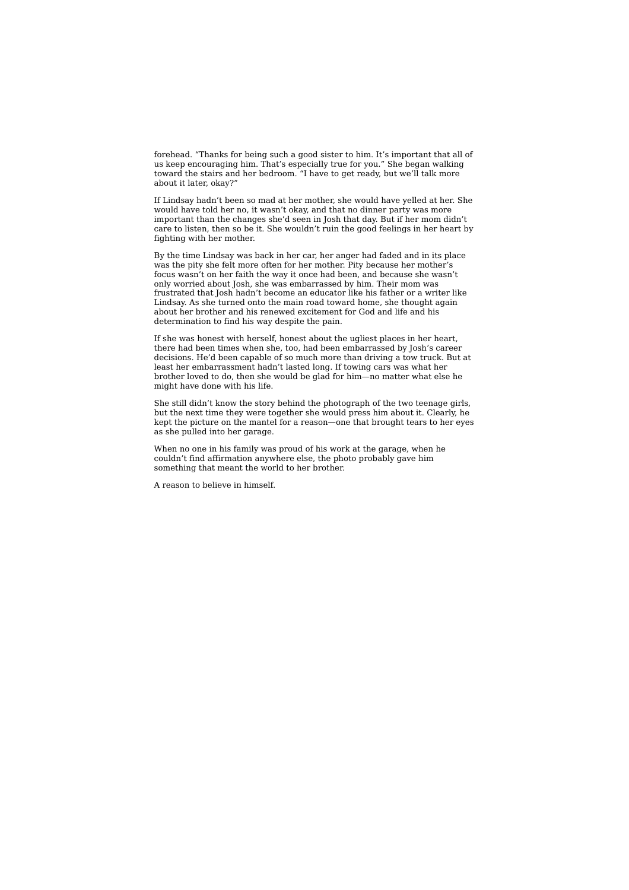forehead. “Thanks for being such a good sister to him. It’s important that all of us keep encouraging him. That’s especially true for you.” She began walking toward the stairs and her bedroom. “I have to get ready, but we’ll talk more about it later, okay?”

If Lindsay hadn’t been so mad at her mother, she would have yelled at her. She would have told her no, it wasn’t okay, and that no dinner party was more important than the changes she’d seen in Josh that day. But if her mom didn’t care to listen, then so be it. She wouldn’t ruin the good feelings in her heart by fighting with her mother.

By the time Lindsay was back in her car, her anger had faded and in its place was the pity she felt more often for her mother. Pity because her mother’s focus wasn’t on her faith the way it once had been, and because she wasn’t only worried about Josh, she was embarrassed by him. Their mom was frustrated that Josh hadn’t become an educator like his father or a writer like Lindsay. As she turned onto the main road toward home, she thought again about her brother and his renewed excitement for God and life and his determination to find his way despite the pain.

If she was honest with herself, honest about the ugliest places in her heart, there had been times when she, too, had been embarrassed by Josh’s career decisions. He’d been capable of so much more than driving a tow truck. But at least her embarrassment hadn’t lasted long. If towing cars was what her brother loved to do, then she would be glad for him—no matter what else he might have done with his life.

She still didn’t know the story behind the photograph of the two teenage girls, but the next time they were together she would press him about it. Clearly, he kept the picture on the mantel for a reason—one that brought tears to her eyes as she pulled into her garage.

When no one in his family was proud of his work at the garage, when he couldn’t find affirmation anywhere else, the photo probably gave him something that meant the world to her brother.

A reason to believe in himself.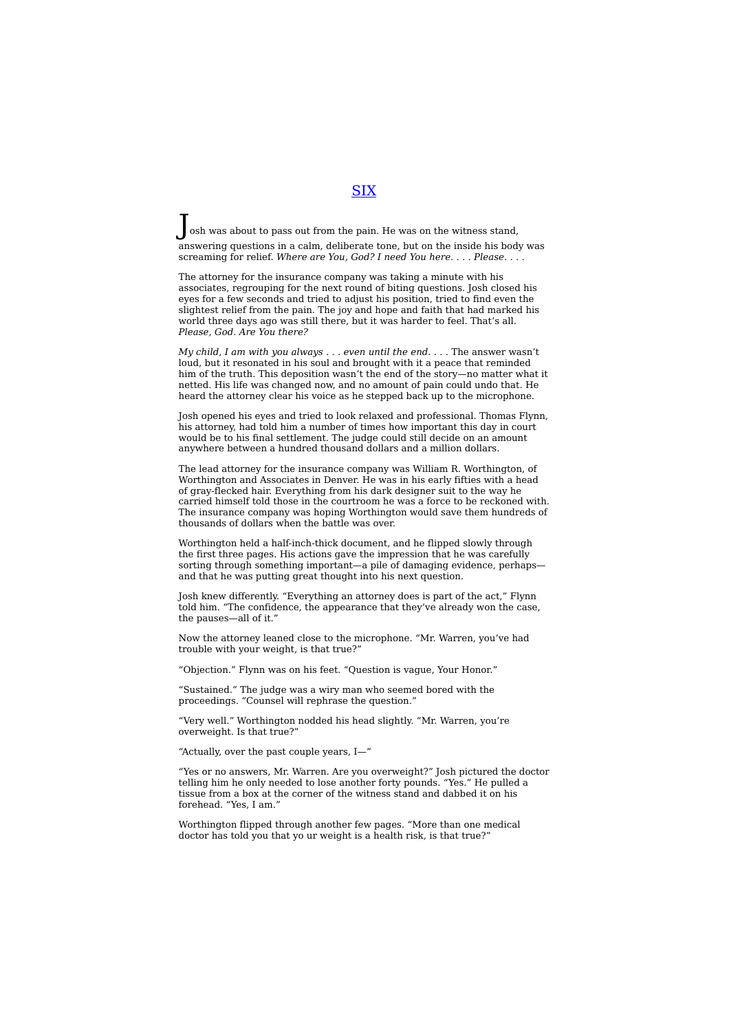# SIX

Josh was about to pass out from the pain. He was on the witness stand, answering questions in a calm, deliberate tone, but on the inside his body was screaming for relief. *Where are You, God? I need You here. . . . Please. . . .*

The attorney for the insurance company was taking a minute with his associates, regrouping for the next round of biting questions. Josh closed his eyes for a few seconds and tried to adjust his position, tried to find even the slightest relief from the pain. The joy and hope and faith that had marked his world three days ago was still there, but it was harder to feel. That's all. *Please, God. Are You there?*

*My child, I am with you always . . . even until the end. . . .* The answer wasn't loud, but it resonated in his soul and brought with it a peace that reminded him of the truth. This deposition wasn't the end of the story—no matter what it netted. His life was changed now, and no amount of pain could undo that. He heard the attorney clear his voice as he stepped back up to the microphone.

Josh opened his eyes and tried to look relaxed and professional. Thomas Flynn, his attorney, had told him a number of times how important this day in court would be to his final settlement. The judge could still decide on an amount anywhere between a hundred thousand dollars and a million dollars.

The lead attorney for the insurance company was William R. Worthington, of Worthington and Associates in Denver. He was in his early fifties with a head of gray-flecked hair. Everything from his dark designer suit to the way he carried himself told those in the courtroom he was a force to be reckoned with. The insurance company was hoping Worthington would save them hundreds of thousands of dollars when the battle was over.

Worthington held a half-inch-thick document, and he flipped slowly through the first three pages. His actions gave the impression that he was carefully sorting through something important—a pile of damaging evidence, perhaps—and that he was putting great thought into his next question.

Josh knew differently. "Everything an attorney does is part of the act," Flynn told him. "The confidence, the appearance that they've already won the case, the pauses—all of it."

Now the attorney leaned close to the microphone. "Mr. Warren, you've had trouble with your weight, is that true?"

"Objection." Flynn was on his feet. "Question is vague, Your Honor."

"Sustained." The judge was a wiry man who seemed bored with the proceedings. "Counsel will rephrase the question."

"Very well." Worthington nodded his head slightly. "Mr. Warren, you're overweight. Is that true?"

"Actually, over the past couple years, I—"

"Yes or no answers, Mr. Warren. Are you overweight?" Josh pictured the doctor telling him he only needed to lose another forty pounds. "Yes." He pulled a tissue from a box at the corner of the witness stand and dabbed it on his forehead. "Yes, I am."

Worthington flipped through another few pages. "More than one medical doctor has told you that yo ur weight is a health risk, is that true?"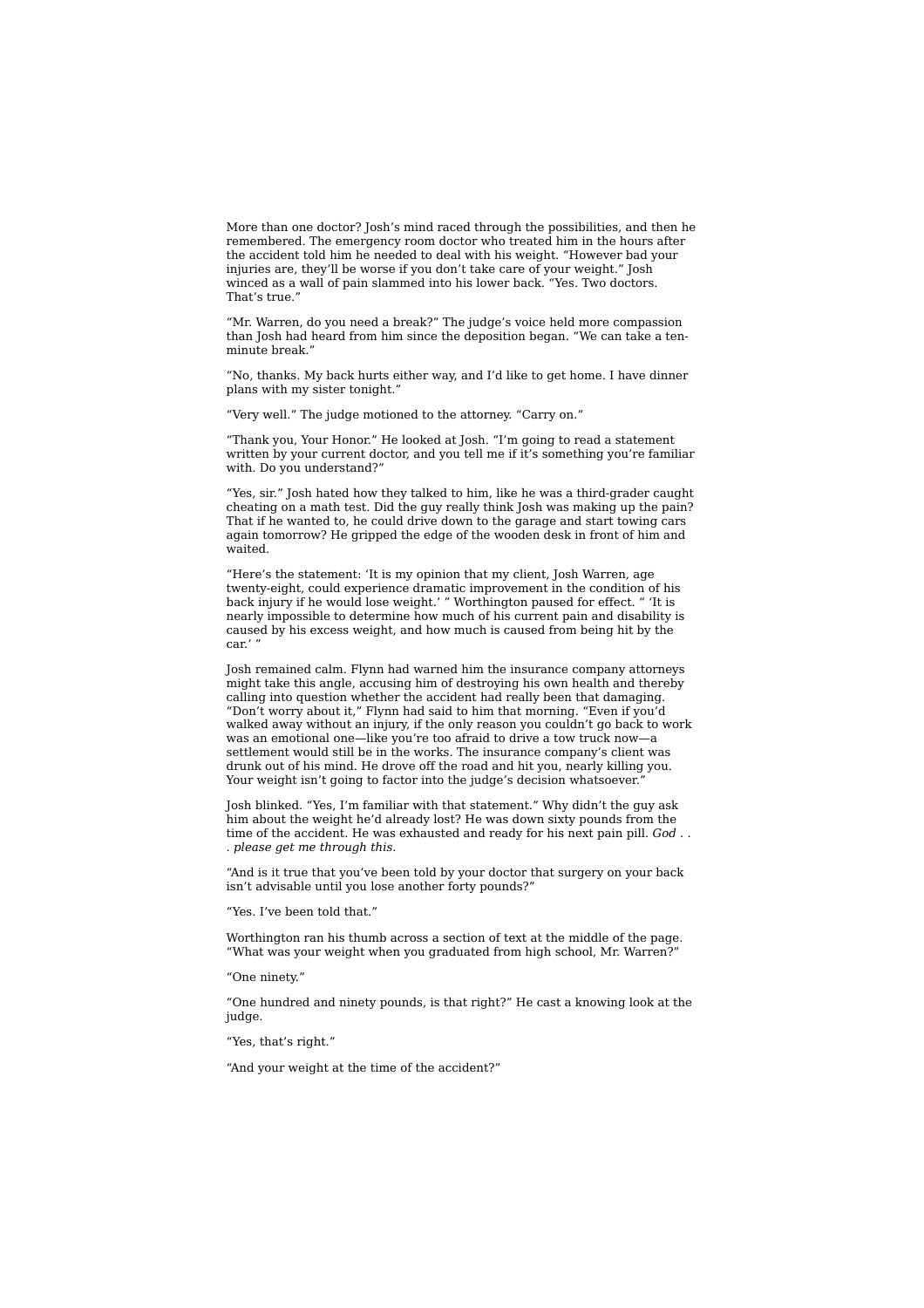More than one doctor? Josh's mind raced through the possibilities, and then he remembered. The emergency room doctor who treated him in the hours after the accident told him he needed to deal with his weight. "However bad your injuries are, they'll be worse if you don't take care of your weight." Josh winced as a wall of pain slammed into his lower back. "Yes. Two doctors. That's true."

"Mr. Warren, do you need a break?" The judge's voice held more compassion than Josh had heard from him since the deposition began. "We can take a ten-minute break."

"No, thanks. My back hurts either way, and I'd like to get home. I have dinner plans with my sister tonight."

"Very well." The judge motioned to the attorney. "Carry on."

"Thank you, Your Honor." He looked at Josh. "I'm going to read a statement written by your current doctor, and you tell me if it's something you're familiar with. Do you understand?"

"Yes, sir." Josh hated how they talked to him, like he was a third-grader caught cheating on a math test. Did the guy really think Josh was making up the pain? That if he wanted to, he could drive down to the garage and start towing cars again tomorrow? He gripped the edge of the wooden desk in front of him and waited.

"Here's the statement: 'It is my opinion that my client, Josh Warren, age twenty-eight, could experience dramatic improvement in the condition of his back injury if he would lose weight.' " Worthington paused for effect. " 'It is nearly impossible to determine how much of his current pain and disability is caused by his excess weight, and how much is caused from being hit by the car.' "

Josh remained calm. Flynn had warned him the insurance company attorneys might take this angle, accusing him of destroying his own health and thereby calling into question whether the accident had really been that damaging. "Don't worry about it," Flynn had said to him that morning. "Even if you'd walked away without an injury, if the only reason you couldn't go back to work was an emotional one—like you're too afraid to drive a tow truck now—a settlement would still be in the works. The insurance company's client was drunk out of his mind. He drove off the road and hit you, nearly killing you. Your weight isn't going to factor into the judge's decision whatsoever."

Josh blinked. "Yes, I'm familiar with that statement." Why didn't the guy ask him about the weight he'd already lost? He was down sixty pounds from the time of the accident. He was exhausted and ready for his next pain pill. *God . . . please get me through this.*

"And is it true that you've been told by your doctor that surgery on your back isn't advisable until you lose another forty pounds?"

"Yes. I've been told that."

Worthington ran his thumb across a section of text at the middle of the page. "What was your weight when you graduated from high school, Mr. Warren?"

"One ninety."

"One hundred and ninety pounds, is that right?" He cast a knowing look at the judge.

"Yes, that's right."

"And your weight at the time of the accident?"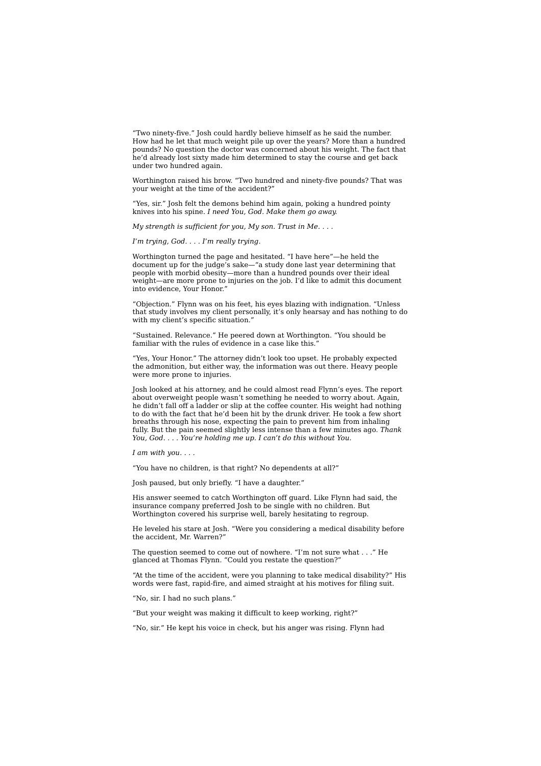"Two ninety-five." Josh could hardly believe himself as he said the number. How had he let that much weight pile up over the years? More than a hundred pounds? No question the doctor was concerned about his weight. The fact that he'd already lost sixty made him determined to stay the course and get back under two hundred again.

Worthington raised his brow. "Two hundred and ninety-five pounds? That was your weight at the time of the accident?"

"Yes, sir." Josh felt the demons behind him again, poking a hundred pointy knives into his spine. *I need You, God. Make them go away.*

*My strength is sufficient for you, My son. Trust in Me. . . .*

*I'm trying, God. . . . I'm really trying.*

Worthington turned the page and hesitated. "I have here"—he held the document up for the judge's sake—"a study done last year determining that people with morbid obesity—more than a hundred pounds over their ideal weight—are more prone to injuries on the job. I'd like to admit this document into evidence, Your Honor."

"Objection." Flynn was on his feet, his eyes blazing with indignation. "Unless that study involves my client personally, it's only hearsay and has nothing to do with my client's specific situation."

"Sustained. Relevance." He peered down at Worthington. "You should be familiar with the rules of evidence in a case like this."

"Yes, Your Honor." The attorney didn't look too upset. He probably expected the admonition, but either way, the information was out there. Heavy people were more prone to injuries.

Josh looked at his attorney, and he could almost read Flynn's eyes. The report about overweight people wasn't something he needed to worry about. Again, he didn't fall off a ladder or slip at the coffee counter. His weight had nothing to do with the fact that he'd been hit by the drunk driver. He took a few short breaths through his nose, expecting the pain to prevent him from inhaling fully. But the pain seemed slightly less intense than a few minutes ago. *Thank You, God. . . . You're holding me up. I can't do this without You.*

*I am with you. . . .*

"You have no children, is that right? No dependents at all?"

Josh paused, but only briefly. "I have a daughter."

His answer seemed to catch Worthington off guard. Like Flynn had said, the insurance company preferred Josh to be single with no children. But Worthington covered his surprise well, barely hesitating to regroup.

He leveled his stare at Josh. "Were you considering a medical disability before the accident, Mr. Warren?"

The question seemed to come out of nowhere. "I'm not sure what . . ." He glanced at Thomas Flynn. "Could you restate the question?"

"At the time of the accident, were you planning to take medical disability?" His words were fast, rapid-fire, and aimed straight at his motives for filing suit.

"No, sir. I had no such plans."

"But your weight was making it difficult to keep working, right?"

"No, sir." He kept his voice in check, but his anger was rising. Flynn had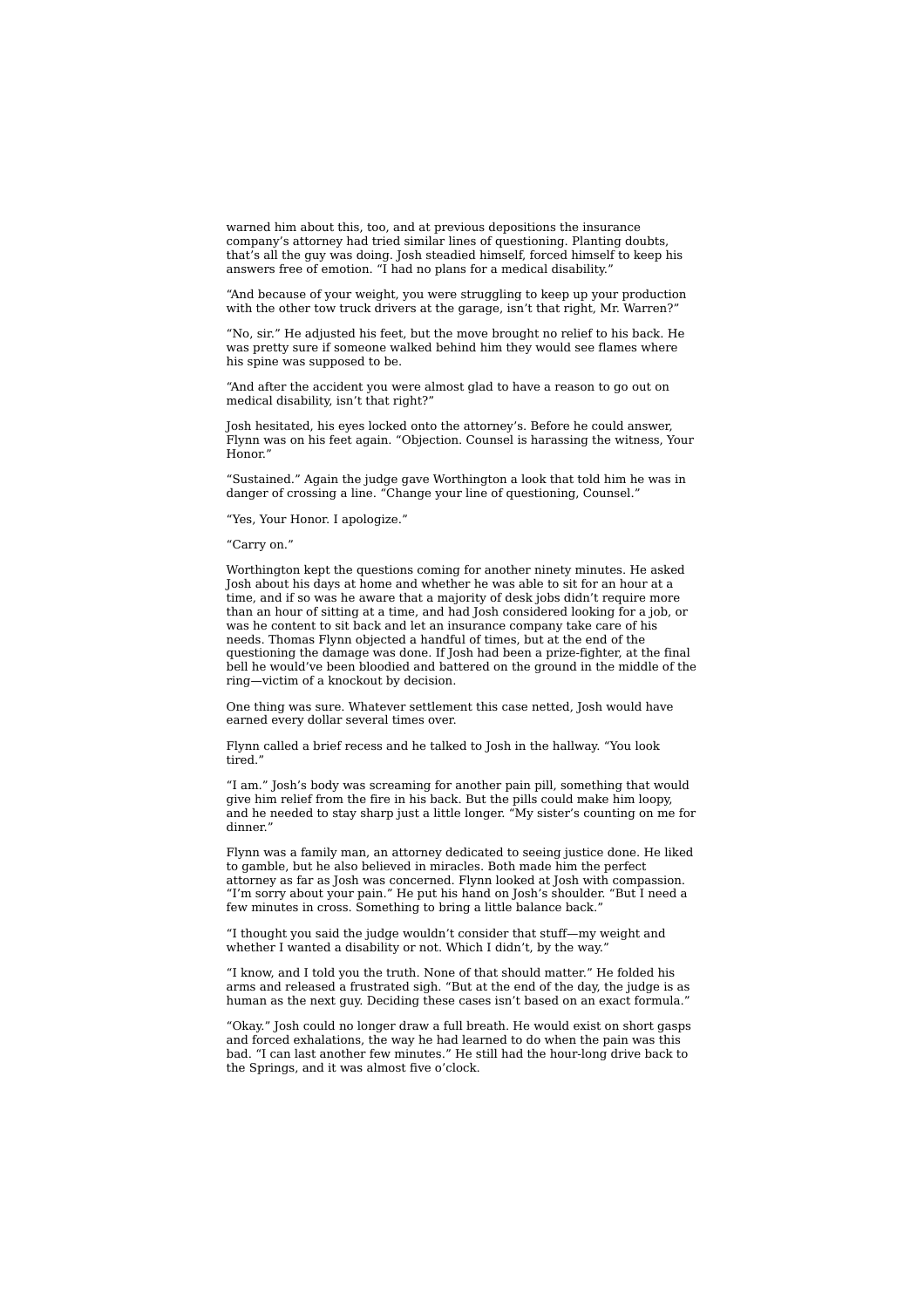warned him about this, too, and at previous depositions the insurance company's attorney had tried similar lines of questioning. Planting doubts, that's all the guy was doing. Josh steadied himself, forced himself to keep his answers free of emotion. "I had no plans for a medical disability."

"And because of your weight, you were struggling to keep up your production with the other tow truck drivers at the garage, isn't that right, Mr. Warren?"

"No, sir." He adjusted his feet, but the move brought no relief to his back. He was pretty sure if someone walked behind him they would see flames where his spine was supposed to be.

"And after the accident you were almost glad to have a reason to go out on medical disability, isn't that right?"

Josh hesitated, his eyes locked onto the attorney's. Before he could answer, Flynn was on his feet again. "Objection. Counsel is harassing the witness, Your Honor."

"Sustained." Again the judge gave Worthington a look that told him he was in danger of crossing a line. "Change your line of questioning, Counsel."

"Yes, Your Honor. I apologize."

"Carry on."

Worthington kept the questions coming for another ninety minutes. He asked Josh about his days at home and whether he was able to sit for an hour at a time, and if so was he aware that a majority of desk jobs didn't require more than an hour of sitting at a time, and had Josh considered looking for a job, or was he content to sit back and let an insurance company take care of his needs. Thomas Flynn objected a handful of times, but at the end of the questioning the damage was done. If Josh had been a prize-fighter, at the final bell he would've been bloodied and battered on the ground in the middle of the ring—victim of a knockout by decision.

One thing was sure. Whatever settlement this case netted, Josh would have earned every dollar several times over.

Flynn called a brief recess and he talked to Josh in the hallway. "You look tired."

"I am." Josh's body was screaming for another pain pill, something that would give him relief from the fire in his back. But the pills could make him loopy, and he needed to stay sharp just a little longer. "My sister's counting on me for dinner."

Flynn was a family man, an attorney dedicated to seeing justice done. He liked to gamble, but he also believed in miracles. Both made him the perfect attorney as far as Josh was concerned. Flynn looked at Josh with compassion. "I'm sorry about your pain." He put his hand on Josh's shoulder. "But I need a few minutes in cross. Something to bring a little balance back."

"I thought you said the judge wouldn't consider that stuff—my weight and whether I wanted a disability or not. Which I didn't, by the way."

"I know, and I told you the truth. None of that should matter." He folded his arms and released a frustrated sigh. "But at the end of the day, the judge is as human as the next guy. Deciding these cases isn't based on an exact formula."

"Okay." Josh could no longer draw a full breath. He would exist on short gasps and forced exhalations, the way he had learned to do when the pain was this bad. "I can last another few minutes." He still had the hour-long drive back to the Springs, and it was almost five o'clock.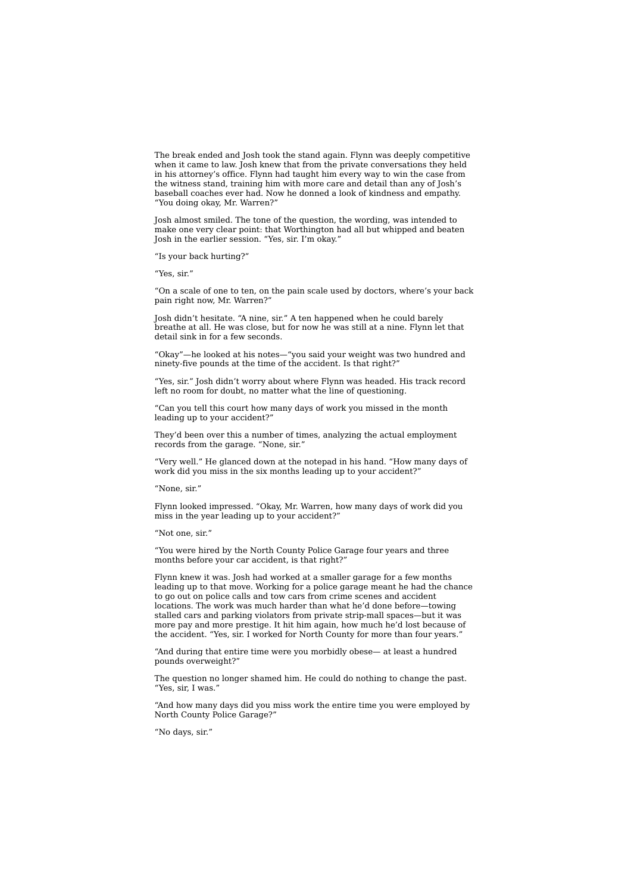The break ended and Josh took the stand again. Flynn was deeply competitive when it came to law. Josh knew that from the private conversations they held in his attorney's office. Flynn had taught him every way to win the case from the witness stand, training him with more care and detail than any of Josh's baseball coaches ever had. Now he donned a look of kindness and empathy. "You doing okay, Mr. Warren?"

Josh almost smiled. The tone of the question, the wording, was intended to make one very clear point: that Worthington had all but whipped and beaten Josh in the earlier session. "Yes, sir. I'm okay."

"Is your back hurting?"

"Yes, sir."

"On a scale of one to ten, on the pain scale used by doctors, where's your back pain right now, Mr. Warren?"

Josh didn't hesitate. "A nine, sir." A ten happened when he could barely breathe at all. He was close, but for now he was still at a nine. Flynn let that detail sink in for a few seconds.

"Okay"—he looked at his notes—"you said your weight was two hundred and ninety-five pounds at the time of the accident. Is that right?"

"Yes, sir." Josh didn't worry about where Flynn was headed. His track record left no room for doubt, no matter what the line of questioning.

"Can you tell this court how many days of work you missed in the month leading up to your accident?"

They'd been over this a number of times, analyzing the actual employment records from the garage. "None, sir."

"Very well." He glanced down at the notepad in his hand. "How many days of work did you miss in the six months leading up to your accident?"

"None, sir."

Flynn looked impressed. "Okay, Mr. Warren, how many days of work did you miss in the year leading up to your accident?"

"Not one, sir."

"You were hired by the North County Police Garage four years and three months before your car accident, is that right?"

Flynn knew it was. Josh had worked at a smaller garage for a few months leading up to that move. Working for a police garage meant he had the chance to go out on police calls and tow cars from crime scenes and accident locations. The work was much harder than what he'd done before—towing stalled cars and parking violators from private strip-mall spaces—but it was more pay and more prestige. It hit him again, how much he'd lost because of the accident. "Yes, sir. I worked for North County for more than four years."

"And during that entire time were you morbidly obese— at least a hundred pounds overweight?"

The question no longer shamed him. He could do nothing to change the past. "Yes, sir, I was."

"And how many days did you miss work the entire time you were employed by North County Police Garage?"

"No days, sir."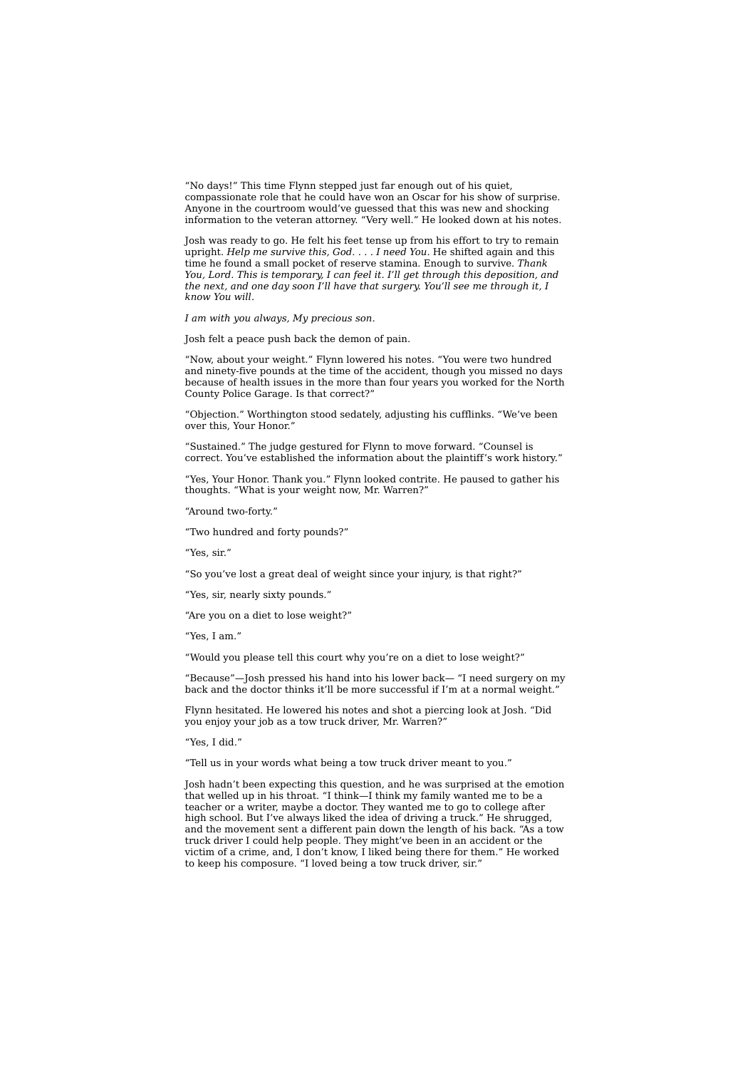“No days!” This time Flynn stepped just far enough out of his quiet, compassionate role that he could have won an Oscar for his show of surprise. Anyone in the courtroom would’ve guessed that this was new and shocking information to the veteran attorney. “Very well.” He looked down at his notes.

Josh was ready to go. He felt his feet tense up from his effort to try to remain upright. *Help me survive this, God. . . . I need You.* He shifted again and this time he found a small pocket of reserve stamina. Enough to survive. *Thank You, Lord. This is temporary, I can feel it. I’ll get through this deposition, and the next, and one day soon I’ll have that surgery. You’ll see me through it, I know You will.*

*I am with you always, My precious son.*

Josh felt a peace push back the demon of pain.

“Now, about your weight.” Flynn lowered his notes. “You were two hundred and ninety-five pounds at the time of the accident, though you missed no days because of health issues in the more than four years you worked for the North County Police Garage. Is that correct?”

“Objection.” Worthington stood sedately, adjusting his cufflinks. “We’ve been over this, Your Honor.”

“Sustained.” The judge gestured for Flynn to move forward. “Counsel is correct. You’ve established the information about the plaintiff’s work history.”

“Yes, Your Honor. Thank you.” Flynn looked contrite. He paused to gather his thoughts. “What is your weight now, Mr. Warren?”

“Around two-forty.”

“Two hundred and forty pounds?”

“Yes, sir.”

“So you’ve lost a great deal of weight since your injury, is that right?”

“Yes, sir, nearly sixty pounds.”

“Are you on a diet to lose weight?”

“Yes, I am.”

“Would you please tell this court why you’re on a diet to lose weight?”

“Because”—Josh pressed his hand into his lower back— “I need surgery on my back and the doctor thinks it’ll be more successful if I’m at a normal weight.”

Flynn hesitated. He lowered his notes and shot a piercing look at Josh. “Did you enjoy your job as a tow truck driver, Mr. Warren?”

“Yes, I did.”

“Tell us in your words what being a tow truck driver meant to you.”

Josh hadn’t been expecting this question, and he was surprised at the emotion that welled up in his throat. “I think—I think my family wanted me to be a teacher or a writer, maybe a doctor. They wanted me to go to college after high school. But I’ve always liked the idea of driving a truck.” He shrugged, and the movement sent a different pain down the length of his back. “As a tow truck driver I could help people. They might’ve been in an accident or the victim of a crime, and, I don’t know, I liked being there for them.” He worked to keep his composure. “I loved being a tow truck driver, sir.”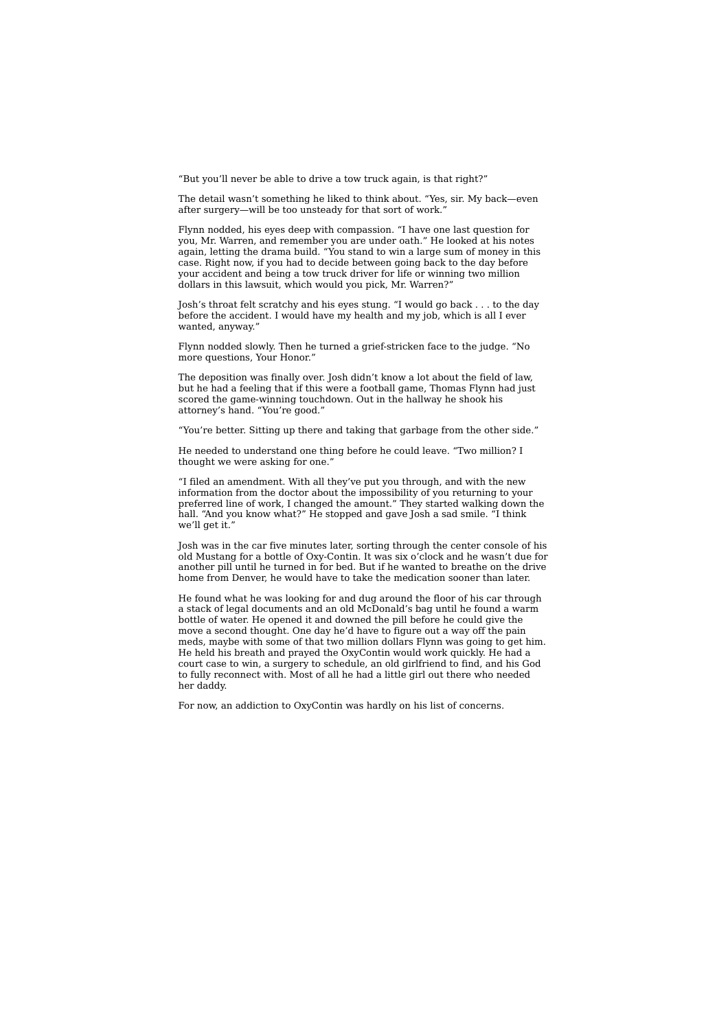"But you'll never be able to drive a tow truck again, is that right?"

The detail wasn't something he liked to think about. "Yes, sir. My back—even after surgery—will be too unsteady for that sort of work."

Flynn nodded, his eyes deep with compassion. "I have one last question for you, Mr. Warren, and remember you are under oath." He looked at his notes again, letting the drama build. "You stand to win a large sum of money in this case. Right now, if you had to decide between going back to the day before your accident and being a tow truck driver for life or winning two million dollars in this lawsuit, which would you pick, Mr. Warren?"

Josh's throat felt scratchy and his eyes stung. "I would go back . . . to the day before the accident. I would have my health and my job, which is all I ever wanted, anyway."

Flynn nodded slowly. Then he turned a grief-stricken face to the judge. "No more questions, Your Honor."

The deposition was finally over. Josh didn't know a lot about the field of law, but he had a feeling that if this were a football game, Thomas Flynn had just scored the game-winning touchdown. Out in the hallway he shook his attorney's hand. "You're good."

"You're better. Sitting up there and taking that garbage from the other side."

He needed to understand one thing before he could leave. "Two million? I thought we were asking for one."

"I filed an amendment. With all they've put you through, and with the new information from the doctor about the impossibility of you returning to your preferred line of work, I changed the amount." They started walking down the hall. "And you know what?" He stopped and gave Josh a sad smile. "I think we'll get it."

Josh was in the car five minutes later, sorting through the center console of his old Mustang for a bottle of Oxy-Contin. It was six o'clock and he wasn't due for another pill until he turned in for bed. But if he wanted to breathe on the drive home from Denver, he would have to take the medication sooner than later.

He found what he was looking for and dug around the floor of his car through a stack of legal documents and an old McDonald's bag until he found a warm bottle of water. He opened it and downed the pill before he could give the move a second thought. One day he'd have to figure out a way off the pain meds, maybe with some of that two million dollars Flynn was going to get him. He held his breath and prayed the OxyContin would work quickly. He had a court case to win, a surgery to schedule, an old girlfriend to find, and his God to fully reconnect with. Most of all he had a little girl out there who needed her daddy.

For now, an addiction to OxyContin was hardly on his list of concerns.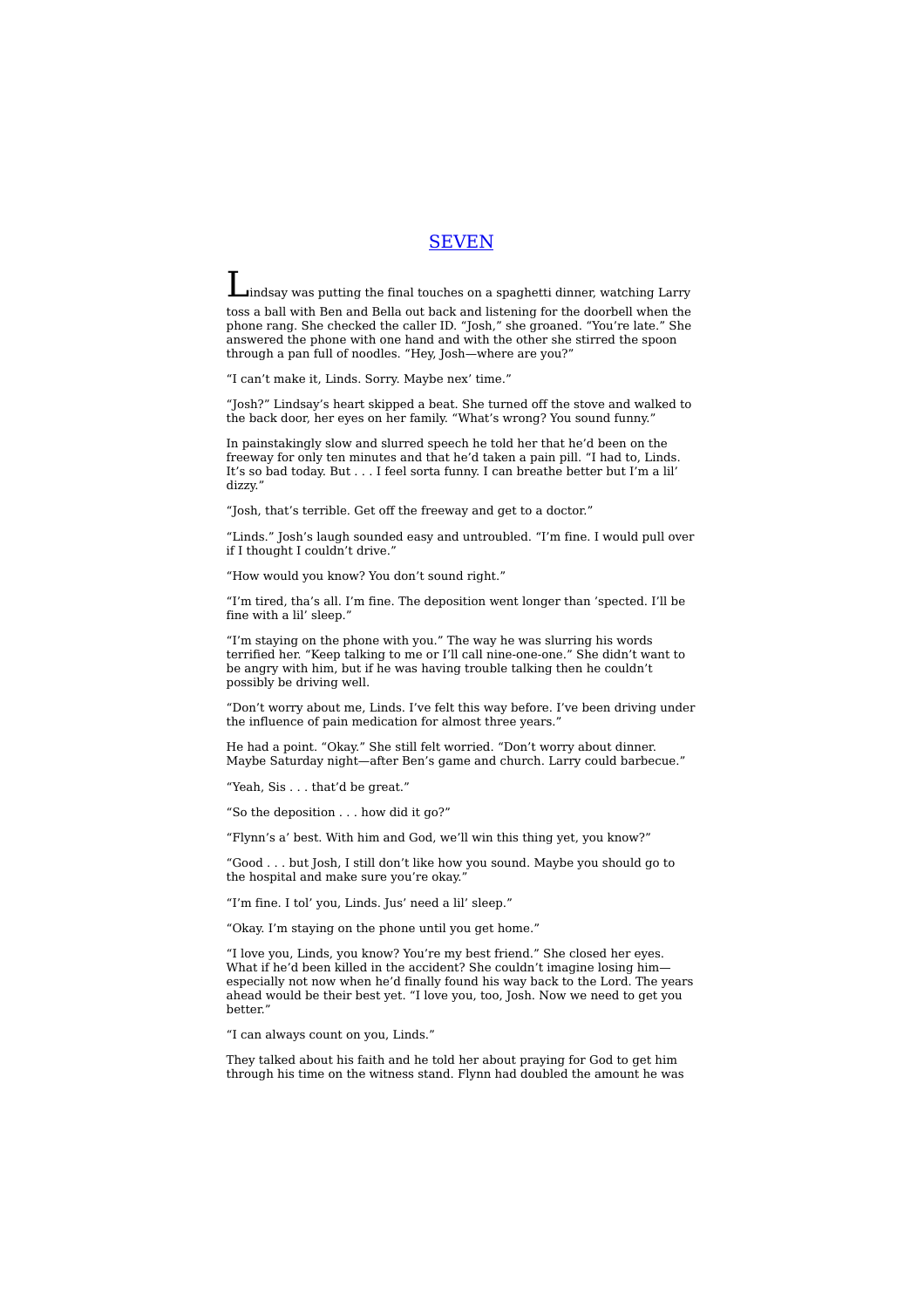# SEVEN

Lindsay was putting the final touches on a spaghetti dinner, watching Larry toss a ball with Ben and Bella out back and listening for the doorbell when the phone rang. She checked the caller ID. "Josh," she groaned. "You're late." She answered the phone with one hand and with the other she stirred the spoon through a pan full of noodles. "Hey, Josh—where are you?"

"I can't make it, Linds. Sorry. Maybe nex' time."

"Josh?" Lindsay's heart skipped a beat. She turned off the stove and walked to the back door, her eyes on her family. "What's wrong? You sound funny."

In painstakingly slow and slurred speech he told her that he'd been on the freeway for only ten minutes and that he'd taken a pain pill. "I had to, Linds. It's so bad today. But . . . I feel sorta funny. I can breathe better but I'm a lil' dizzy."

"Josh, that's terrible. Get off the freeway and get to a doctor."

"Linds." Josh's laugh sounded easy and untroubled. "I'm fine. I would pull over if I thought I couldn't drive."

"How would you know? You don't sound right."

"I'm tired, tha's all. I'm fine. The deposition went longer than 'spected. I'll be fine with a lil' sleep."

"I'm staying on the phone with you." The way he was slurring his words terrified her. "Keep talking to me or I'll call nine-one-one." She didn't want to be angry with him, but if he was having trouble talking then he couldn't possibly be driving well.

"Don't worry about me, Linds. I've felt this way before. I've been driving under the influence of pain medication for almost three years."

He had a point. "Okay." She still felt worried. "Don't worry about dinner. Maybe Saturday night—after Ben's game and church. Larry could barbecue."

"Yeah, Sis . . . that'd be great."

"So the deposition . . . how did it go?"

"Flynn's a' best. With him and God, we'll win this thing yet, you know?"

"Good . . . but Josh, I still don't like how you sound. Maybe you should go to the hospital and make sure you're okay."

"I'm fine. I tol' you, Linds. Jus' need a lil' sleep."

"Okay. I'm staying on the phone until you get home."

"I love you, Linds, you know? You're my best friend." She closed her eyes. What if he'd been killed in the accident? She couldn't imagine losing him—especially not now when he'd finally found his way back to the Lord. The years ahead would be their best yet. "I love you, too, Josh. Now we need to get you better."

"I can always count on you, Linds."

They talked about his faith and he told her about praying for God to get him through his time on the witness stand. Flynn had doubled the amount he was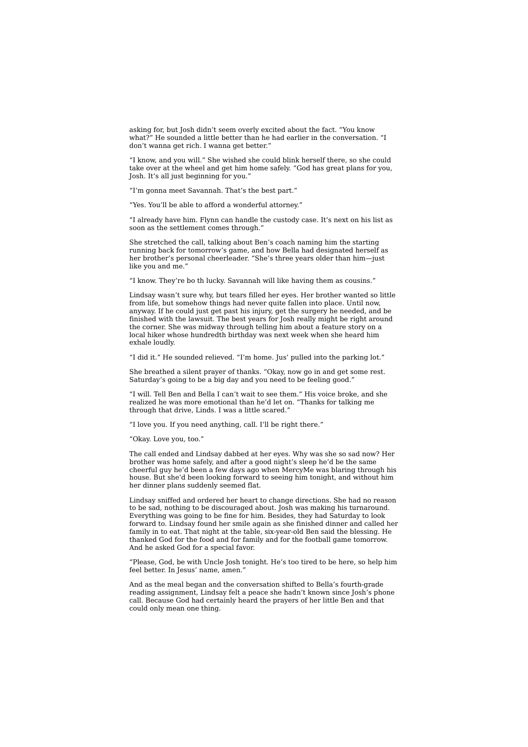asking for, but Josh didn't seem overly excited about the fact. "You know what?" He sounded a little better than he had earlier in the conversation. "I don't wanna get rich. I wanna get better."

"I know, and you will." She wished she could blink herself there, so she could take over at the wheel and get him home safely. "God has great plans for you, Josh. It's all just beginning for you."

"I'm gonna meet Savannah. That's the best part."

"Yes. You'll be able to afford a wonderful attorney."

"I already have him. Flynn can handle the custody case. It's next on his list as soon as the settlement comes through."

She stretched the call, talking about Ben's coach naming him the starting running back for tomorrow's game, and how Bella had designated herself as her brother's personal cheerleader. "She's three years older than him—just like you and me."

"I know. They're bo th lucky. Savannah will like having them as cousins."

Lindsay wasn't sure why, but tears filled her eyes. Her brother wanted so little from life, but somehow things had never quite fallen into place. Until now, anyway. If he could just get past his injury, get the surgery he needed, and be finished with the lawsuit. The best years for Josh really might be right around the corner. She was midway through telling him about a feature story on a local hiker whose hundredth birthday was next week when she heard him exhale loudly.

"I did it." He sounded relieved. "I'm home. Jus' pulled into the parking lot."

She breathed a silent prayer of thanks. "Okay, now go in and get some rest. Saturday's going to be a big day and you need to be feeling good."

"I will. Tell Ben and Bella I can't wait to see them." His voice broke, and she realized he was more emotional than he'd let on. "Thanks for talking me through that drive, Linds. I was a little scared."

"I love you. If you need anything, call. I'll be right there."

"Okay. Love you, too."

The call ended and Lindsay dabbed at her eyes. Why was she so sad now? Her brother was home safely, and after a good night's sleep he'd be the same cheerful guy he'd been a few days ago when MercyMe was blaring through his house. But she'd been looking forward to seeing him tonight, and without him her dinner plans suddenly seemed flat.

Lindsay sniffed and ordered her heart to change directions. She had no reason to be sad, nothing to be discouraged about. Josh was making his turnaround. Everything was going to be fine for him. Besides, they had Saturday to look forward to. Lindsay found her smile again as she finished dinner and called her family in to eat. That night at the table, six-year-old Ben said the blessing. He thanked God for the food and for family and for the football game tomorrow. And he asked God for a special favor.

"Please, God, be with Uncle Josh tonight. He's too tired to be here, so help him feel better. In Jesus' name, amen."

And as the meal began and the conversation shifted to Bella's fourth-grade reading assignment, Lindsay felt a peace she hadn't known since Josh's phone call. Because God had certainly heard the prayers of her little Ben and that could only mean one thing.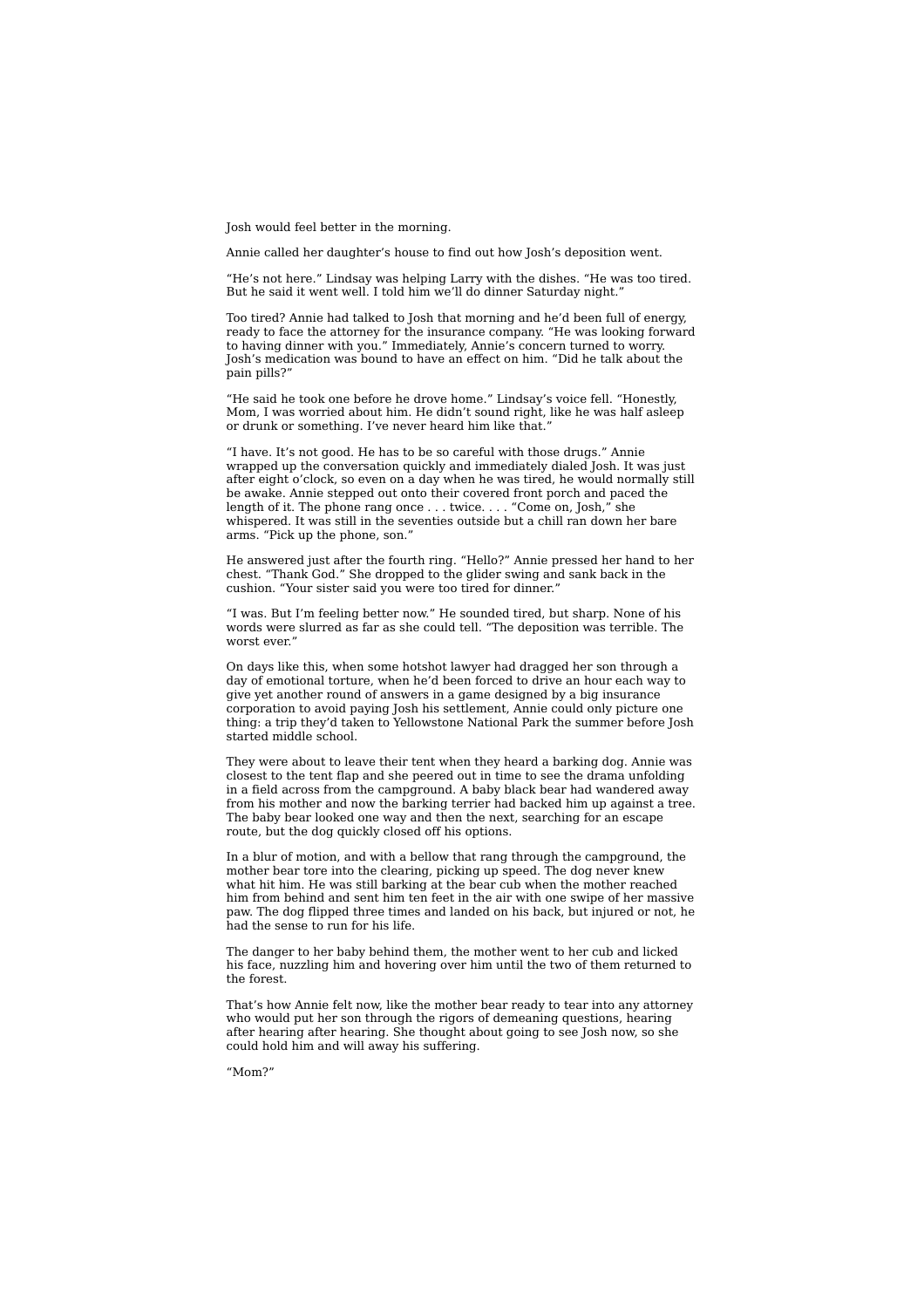Josh would feel better in the morning.

Annie called her daughter's house to find out how Josh's deposition went.

"He's not here." Lindsay was helping Larry with the dishes. "He was too tired. But he said it went well. I told him we'll do dinner Saturday night."

Too tired? Annie had talked to Josh that morning and he'd been full of energy, ready to face the attorney for the insurance company. "He was looking forward to having dinner with you." Immediately, Annie's concern turned to worry. Josh's medication was bound to have an effect on him. "Did he talk about the pain pills?"

"He said he took one before he drove home." Lindsay's voice fell. "Honestly, Mom, I was worried about him. He didn't sound right, like he was half asleep or drunk or something. I've never heard him like that."

"I have. It's not good. He has to be so careful with those drugs." Annie wrapped up the conversation quickly and immediately dialed Josh. It was just after eight o'clock, so even on a day when he was tired, he would normally still be awake. Annie stepped out onto their covered front porch and paced the length of it. The phone rang once . . . twice. . . . "Come on, Josh," she whispered. It was still in the seventies outside but a chill ran down her bare arms. "Pick up the phone, son."

He answered just after the fourth ring. "Hello?" Annie pressed her hand to her chest. "Thank God." She dropped to the glider swing and sank back in the cushion. "Your sister said you were too tired for dinner."

"I was. But I'm feeling better now." He sounded tired, but sharp. None of his words were slurred as far as she could tell. "The deposition was terrible. The worst ever."

On days like this, when some hotshot lawyer had dragged her son through a day of emotional torture, when he'd been forced to drive an hour each way to give yet another round of answers in a game designed by a big insurance corporation to avoid paying Josh his settlement, Annie could only picture one thing: a trip they'd taken to Yellowstone National Park the summer before Josh started middle school.

They were about to leave their tent when they heard a barking dog. Annie was closest to the tent flap and she peered out in time to see the drama unfolding in a field across from the campground. A baby black bear had wandered away from his mother and now the barking terrier had backed him up against a tree. The baby bear looked one way and then the next, searching for an escape route, but the dog quickly closed off his options.

In a blur of motion, and with a bellow that rang through the campground, the mother bear tore into the clearing, picking up speed. The dog never knew what hit him. He was still barking at the bear cub when the mother reached him from behind and sent him ten feet in the air with one swipe of her massive paw. The dog flipped three times and landed on his back, but injured or not, he had the sense to run for his life.

The danger to her baby behind them, the mother went to her cub and licked his face, nuzzling him and hovering over him until the two of them returned to the forest.

That's how Annie felt now, like the mother bear ready to tear into any attorney who would put her son through the rigors of demeaning questions, hearing after hearing after hearing. She thought about going to see Josh now, so she could hold him and will away his suffering.

"Mom?"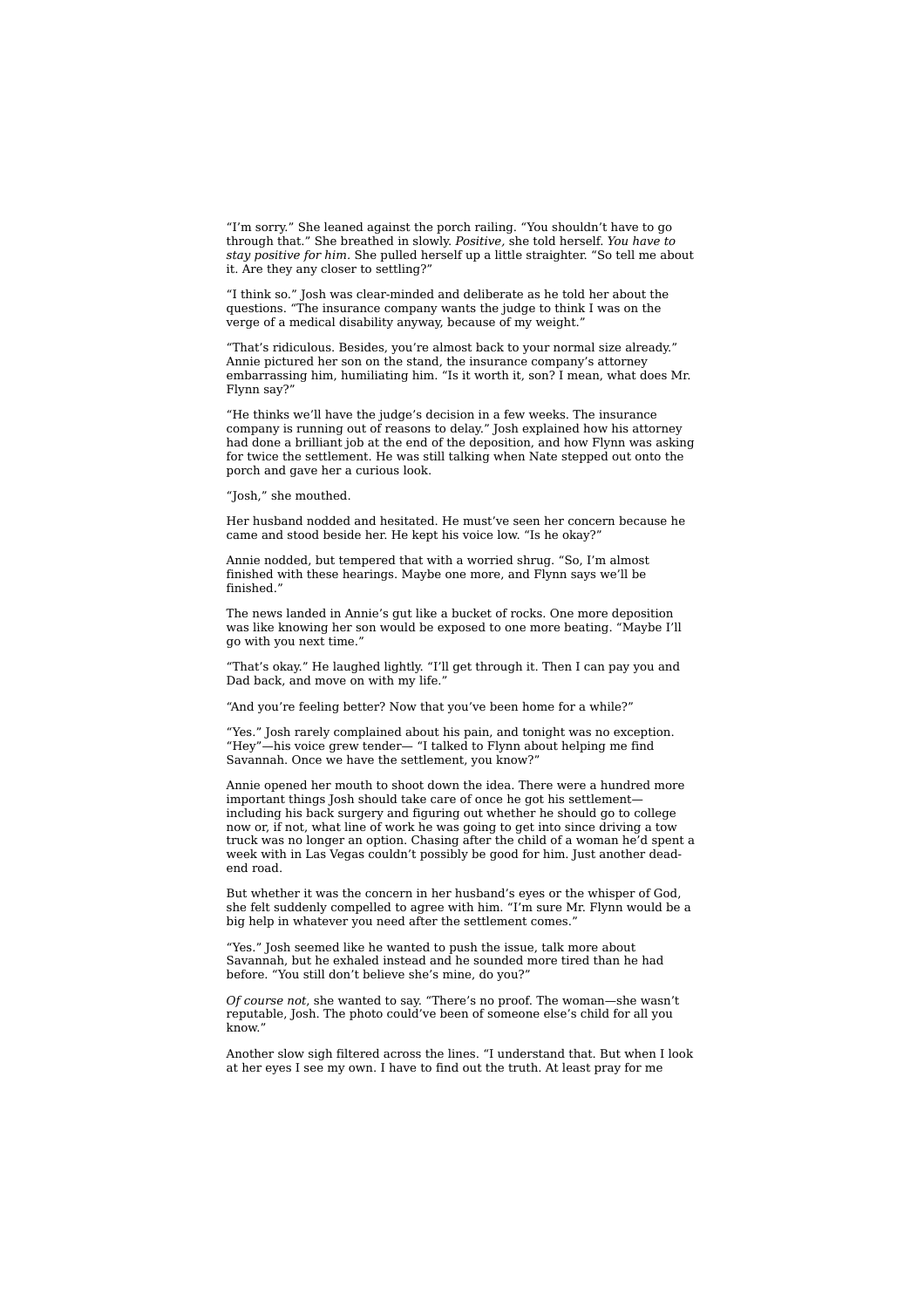"I'm sorry." She leaned against the porch railing. "You shouldn't have to go through that." She breathed in slowly. *Positive,* she told herself. *You have to stay positive for him.* She pulled herself up a little straighter. "So tell me about it. Are they any closer to settling?"

"I think so." Josh was clear-minded and deliberate as he told her about the questions. "The insurance company wants the judge to think I was on the verge of a medical disability anyway, because of my weight."

"That's ridiculous. Besides, you're almost back to your normal size already." Annie pictured her son on the stand, the insurance company's attorney embarrassing him, humiliating him. "Is it worth it, son? I mean, what does Mr. Flynn say?"

"He thinks we'll have the judge's decision in a few weeks. The insurance company is running out of reasons to delay." Josh explained how his attorney had done a brilliant job at the end of the deposition, and how Flynn was asking for twice the settlement. He was still talking when Nate stepped out onto the porch and gave her a curious look.

"Josh," she mouthed.

Her husband nodded and hesitated. He must've seen her concern because he came and stood beside her. He kept his voice low. "Is he okay?"

Annie nodded, but tempered that with a worried shrug. "So, I'm almost finished with these hearings. Maybe one more, and Flynn says we'll be finished."

The news landed in Annie's gut like a bucket of rocks. One more deposition was like knowing her son would be exposed to one more beating. "Maybe I'll go with you next time."

"That's okay." He laughed lightly. "I'll get through it. Then I can pay you and Dad back, and move on with my life."

"And you're feeling better? Now that you've been home for a while?"

"Yes." Josh rarely complained about his pain, and tonight was no exception. "Hey"—his voice grew tender— "I talked to Flynn about helping me find Savannah. Once we have the settlement, you know?"

Annie opened her mouth to shoot down the idea. There were a hundred more important things Josh should take care of once he got his settlement—including his back surgery and figuring out whether he should go to college now or, if not, what line of work he was going to get into since driving a tow truck was no longer an option. Chasing after the child of a woman he'd spent a week with in Las Vegas couldn't possibly be good for him. Just another dead-end road.

But whether it was the concern in her husband's eyes or the whisper of God, she felt suddenly compelled to agree with him. "I'm sure Mr. Flynn would be a big help in whatever you need after the settlement comes."

"Yes." Josh seemed like he wanted to push the issue, talk more about Savannah, but he exhaled instead and he sounded more tired than he had before. "You still don't believe she's mine, do you?"

*Of course not*, she wanted to say. "There's no proof. The woman—she wasn't reputable, Josh. The photo could've been of someone else's child for all you know."

Another slow sigh filtered across the lines. "I understand that. But when I look at her eyes I see my own. I have to find out the truth. At least pray for me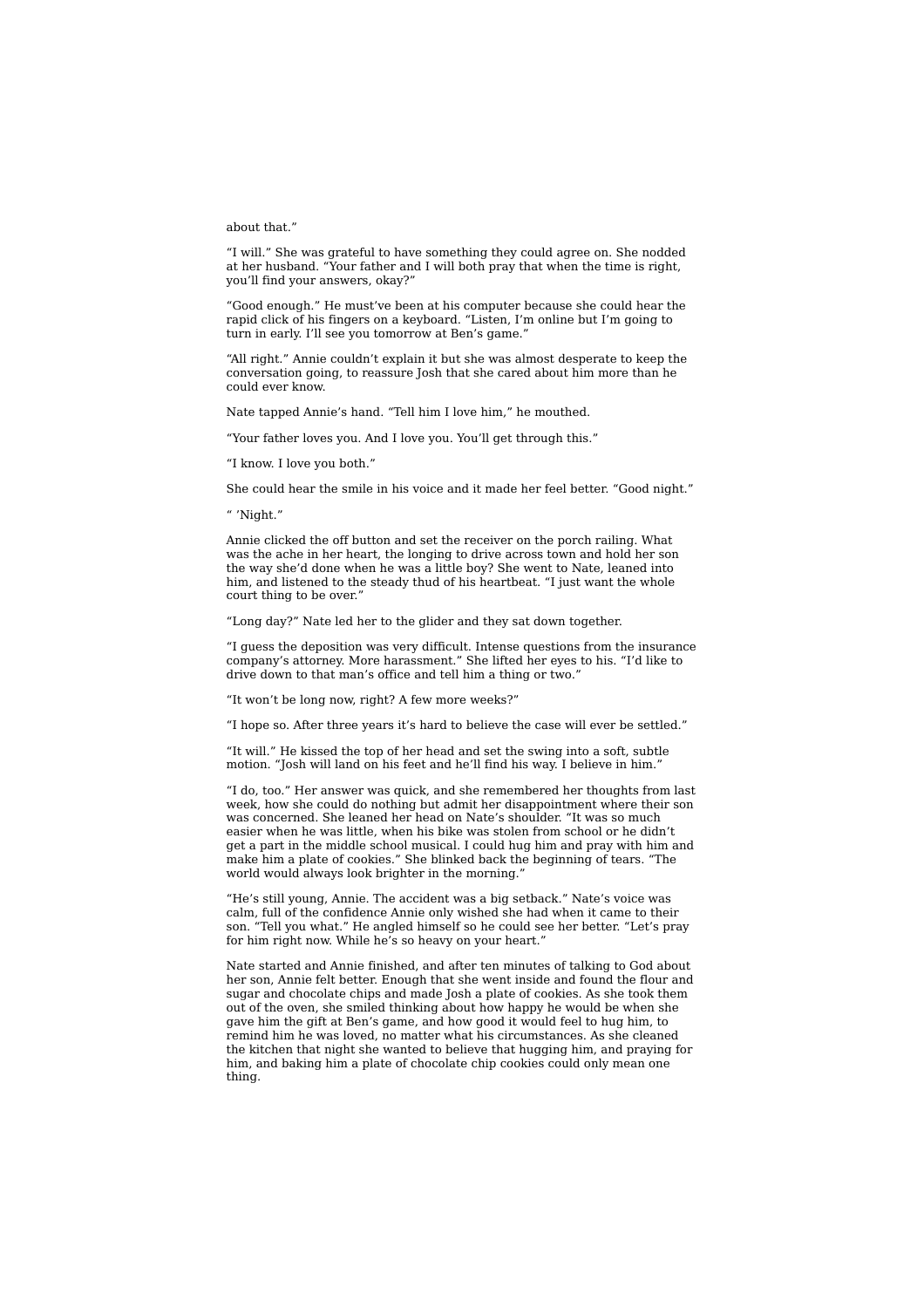about that."

"I will." She was grateful to have something they could agree on. She nodded at her husband. "Your father and I will both pray that when the time is right, you'll find your answers, okay?"

"Good enough." He must've been at his computer because she could hear the rapid click of his fingers on a keyboard. "Listen, I'm online but I'm going to turn in early. I'll see you tomorrow at Ben's game."

"All right." Annie couldn't explain it but she was almost desperate to keep the conversation going, to reassure Josh that she cared about him more than he could ever know.

Nate tapped Annie's hand. "Tell him I love him," he mouthed.

"Your father loves you. And I love you. You'll get through this."

"I know. I love you both."

She could hear the smile in his voice and it made her feel better. "Good night."

" 'Night."

Annie clicked the off button and set the receiver on the porch railing. What was the ache in her heart, the longing to drive across town and hold her son the way she'd done when he was a little boy? She went to Nate, leaned into him, and listened to the steady thud of his heartbeat. "I just want the whole court thing to be over."

"Long day?" Nate led her to the glider and they sat down together.

"I guess the deposition was very difficult. Intense questions from the insurance company's attorney. More harassment." She lifted her eyes to his. "I'd like to drive down to that man's office and tell him a thing or two."

"It won't be long now, right? A few more weeks?"

"I hope so. After three years it's hard to believe the case will ever be settled."

"It will." He kissed the top of her head and set the swing into a soft, subtle motion. "Josh will land on his feet and he'll find his way. I believe in him."

"I do, too." Her answer was quick, and she remembered her thoughts from last week, how she could do nothing but admit her disappointment where their son was concerned. She leaned her head on Nate's shoulder. "It was so much easier when he was little, when his bike was stolen from school or he didn't get a part in the middle school musical. I could hug him and pray with him and make him a plate of cookies." She blinked back the beginning of tears. "The world would always look brighter in the morning."

"He's still young, Annie. The accident was a big setback." Nate's voice was calm, full of the confidence Annie only wished she had when it came to their son. "Tell you what." He angled himself so he could see her better. "Let's pray for him right now. While he's so heavy on your heart."

Nate started and Annie finished, and after ten minutes of talking to God about her son, Annie felt better. Enough that she went inside and found the flour and sugar and chocolate chips and made Josh a plate of cookies. As she took them out of the oven, she smiled thinking about how happy he would be when she gave him the gift at Ben's game, and how good it would feel to hug him, to remind him he was loved, no matter what his circumstances. As she cleaned the kitchen that night she wanted to believe that hugging him, and praying for him, and baking him a plate of chocolate chip cookies could only mean one thing.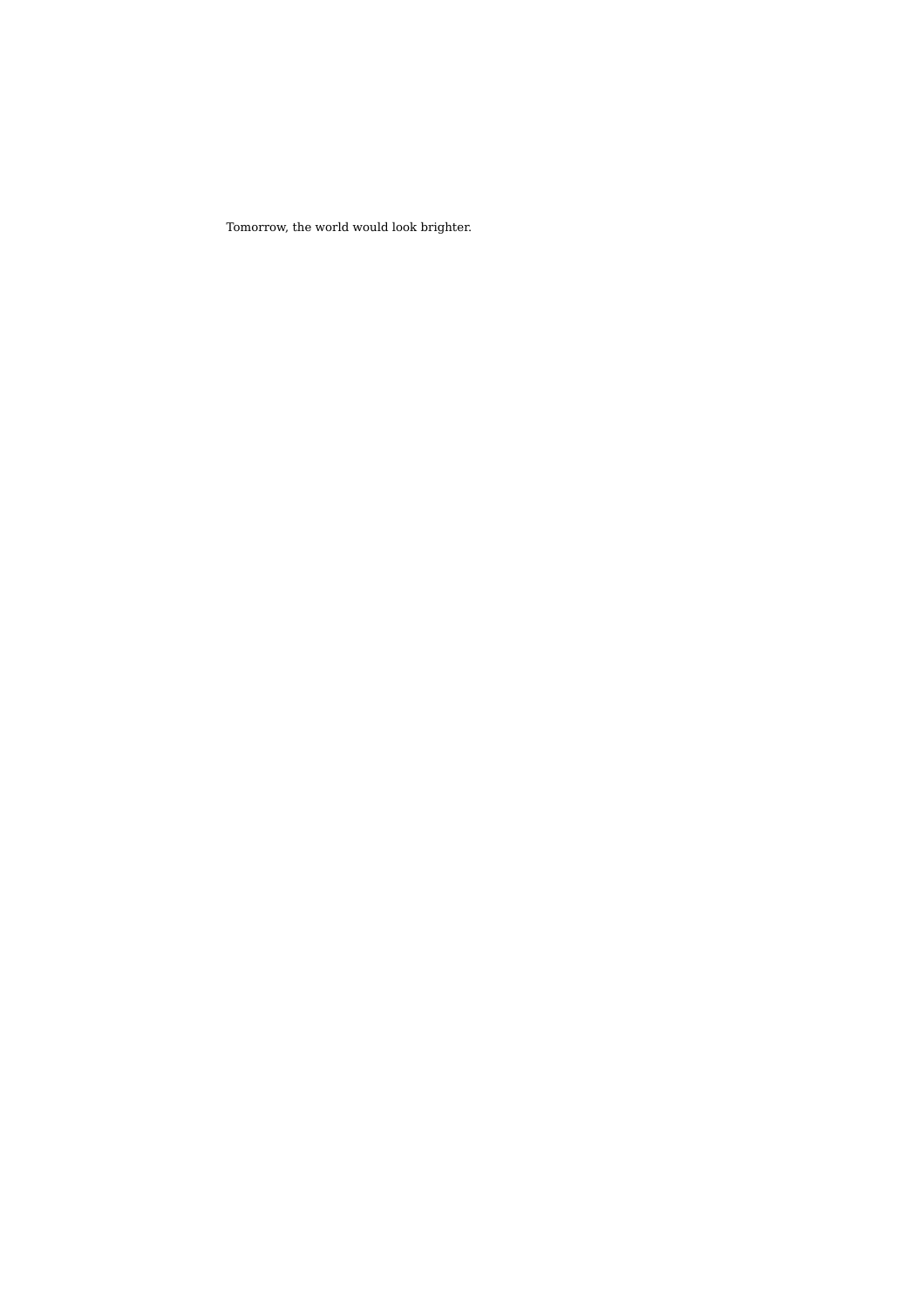Tomorrow, the world would look brighter.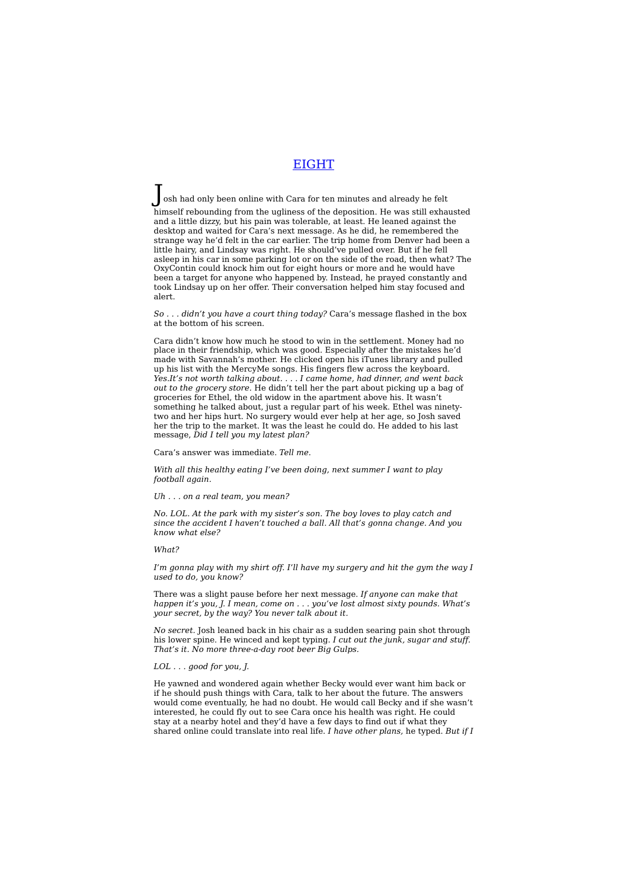# EIGHT

Josh had only been online with Cara for ten minutes and already he felt himself rebounding from the ugliness of the deposition. He was still exhausted and a little dizzy, but his pain was tolerable, at least. He leaned against the desktop and waited for Cara's next message. As he did, he remembered the strange way he'd felt in the car earlier. The trip home from Denver had been a little hairy, and Lindsay was right. He should've pulled over. But if he fell asleep in his car in some parking lot or on the side of the road, then what? The OxyContin could knock him out for eight hours or more and he would have been a target for anyone who happened by. Instead, he prayed constantly and took Lindsay up on her offer. Their conversation helped him stay focused and alert.

*So . . . didn't you have a court thing today?* Cara's message flashed in the box at the bottom of his screen.

Cara didn't know how much he stood to win in the settlement. Money had no place in their friendship, which was good. Especially after the mistakes he'd made with Savannah's mother. He clicked open his iTunes library and pulled up his list with the MercyMe songs. His fingers flew across the keyboard. *Yes.It's not worth talking about. . . . I came home, had dinner, and went back out to the grocery store.* He didn't tell her the part about picking up a bag of groceries for Ethel, the old widow in the apartment above his. It wasn't something he talked about, just a regular part of his week. Ethel was ninety-two and her hips hurt. No surgery would ever help at her age, so Josh saved her the trip to the market. It was the least he could do. He added to his last message, *Did I tell you my latest plan?*

Cara's answer was immediate. *Tell me.*

*With all this healthy eating I've been doing, next summer I want to play football again.*

*Uh . . . on a real team, you mean?*

*No. LOL. At the park with my sister's son. The boy loves to play catch and since the accident I haven't touched a ball. All that's gonna change. And you know what else?*

*What?*

*I'm gonna play with my shirt off. I'll have my surgery and hit the gym the way I used to do, you know?*

There was a slight pause before her next message. *If anyone can make that happen it's you, J. I mean, come on . . . you've lost almost sixty pounds. What's your secret, by the way? You never talk about it.*

*No secret.* Josh leaned back in his chair as a sudden searing pain shot through his lower spine. He winced and kept typing. *I cut out the junk, sugar and stuff. That's it. No more three-a-day root beer Big Gulps.*

*LOL . . . good for you, J.*

He yawned and wondered again whether Becky would ever want him back or if he should push things with Cara, talk to her about the future. The answers would come eventually, he had no doubt. He would call Becky and if she wasn't interested, he could fly out to see Cara once his health was right. He could stay at a nearby hotel and they'd have a few days to find out if what they shared online could translate into real life. *I have other plans,* he typed. *But if I*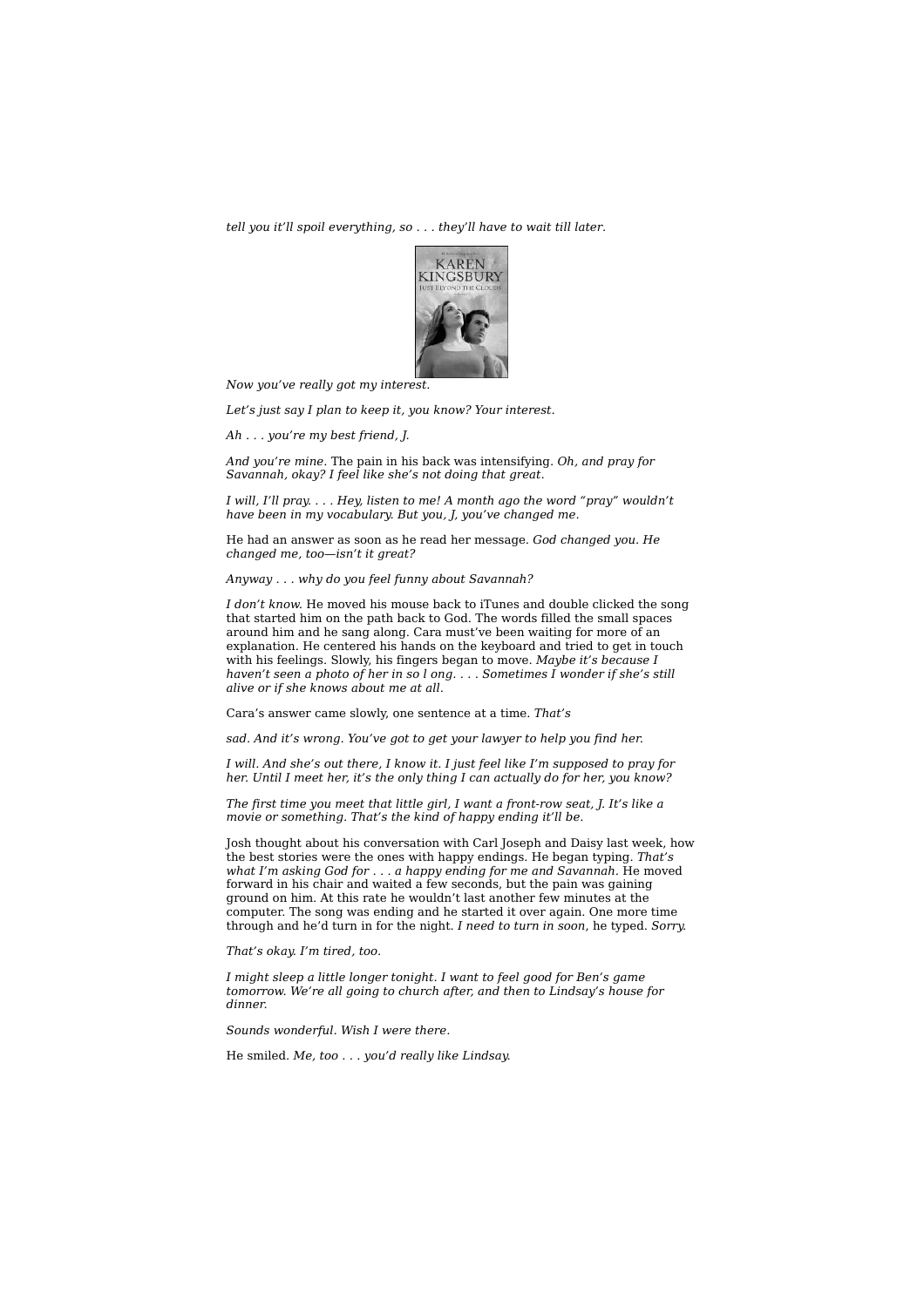*tell you it'll spoil everything, so . . . they'll have to wait till later.*

*Now you've really got my interest.*

*Let's just say I plan to keep it, you know? Your interest.*

*Ah . . . you're my best friend, J.*

*And you're mine.* The pain in his back was intensifying. *Oh, and pray for Savannah, okay? I feel like she's not doing that great.*

*I will, I'll pray. . . . Hey, listen to me! A month ago the word "pray" wouldn't have been in my vocabulary. But you, J, you've changed me.*

He had an answer as soon as he read her message. *God changed you. He changed me, too—isn't it great?*

*Anyway . . . why do you feel funny about Savannah?*

*I don't know.* He moved his mouse back to iTunes and double clicked the song that started him on the path back to God. The words filled the small spaces around him and he sang along. Cara must've been waiting for more of an explanation. He centered his hands on the keyboard and tried to get in touch with his feelings. Slowly, his fingers began to move. *Maybe it's because I haven't seen a photo of her in so l ong. . . . Sometimes I wonder if she's still alive or if she knows about me at all.*

Cara's answer came slowly, one sentence at a time. *That's*

*sad. And it's wrong. You've got to get your lawyer to help you find her.*

*I will. And she's out there, I know it. I just feel like I'm supposed to pray for her. Until I meet her, it's the only thing I can actually do for her, you know?*

*The first time you meet that little girl, I want a front-row seat, J. It's like a movie or something. That's the kind of happy ending it'll be.*

Josh thought about his conversation with Carl Joseph and Daisy last week, how the best stories were the ones with happy endings. He began typing. *That's what I'm asking God for . . . a happy ending for me and Savannah.* He moved forward in his chair and waited a few seconds, but the pain was gaining ground on him. At this rate he wouldn't last another few minutes at the computer. The song was ending and he started it over again. One more time through and he'd turn in for the night. *I need to turn in soon,* he typed. *Sorry.*

*That's okay. I'm tired, too.*

*I might sleep a little longer tonight. I want to feel good for Ben's game tomorrow. We're all going to church after, and then to Lindsay's house for dinner.*

*Sounds wonderful. Wish I were there.*

He smiled. *Me, too . . . you'd really like Lindsay.*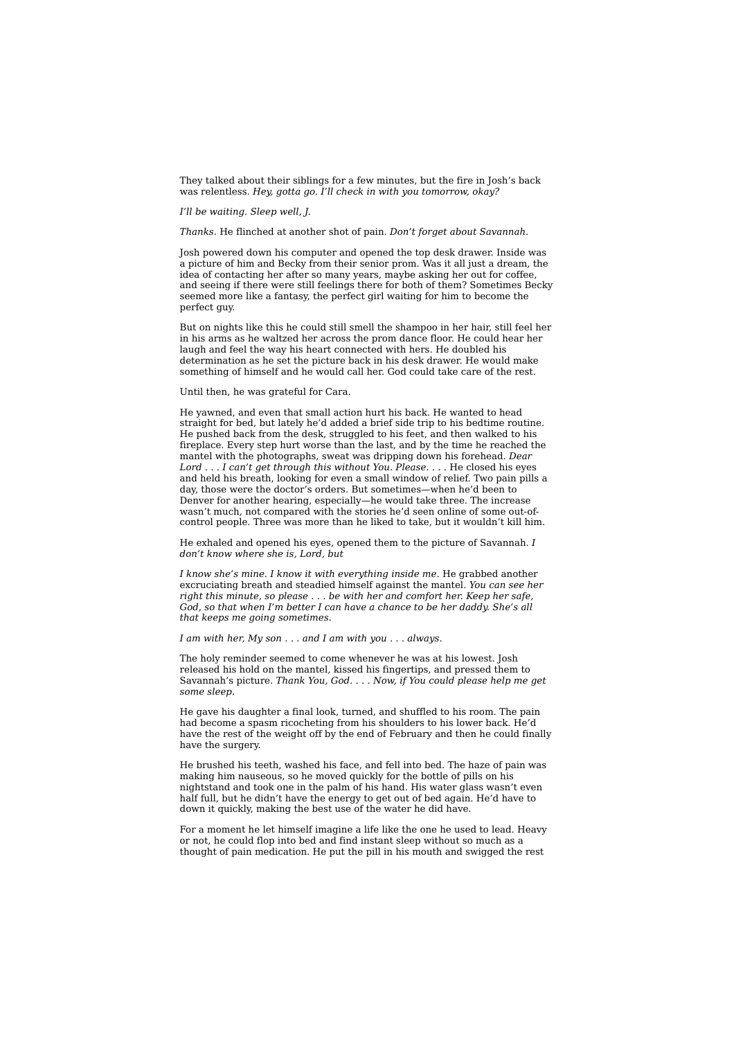They talked about their siblings for a few minutes, but the fire in Josh's back was relentless. *Hey, gotta go. I'll check in with you tomorrow, okay?*

*I'll be waiting. Sleep well, J.*

*Thanks.* He flinched at another shot of pain. *Don't forget about Savannah.*

Josh powered down his computer and opened the top desk drawer. Inside was a picture of him and Becky from their senior prom. Was it all just a dream, the idea of contacting her after so many years, maybe asking her out for coffee, and seeing if there were still feelings there for both of them? Sometimes Becky seemed more like a fantasy, the perfect girl waiting for him to become the perfect guy.

But on nights like this he could still smell the shampoo in her hair, still feel her in his arms as he waltzed her across the prom dance floor. He could hear her laugh and feel the way his heart connected with hers. He doubled his determination as he set the picture back in his desk drawer. He would make something of himself and he would call her. God could take care of the rest.

Until then, he was grateful for Cara.

He yawned, and even that small action hurt his back. He wanted to head straight for bed, but lately he'd added a brief side trip to his bedtime routine. He pushed back from the desk, struggled to his feet, and then walked to his fireplace. Every step hurt worse than the last, and by the time he reached the mantel with the photographs, sweat was dripping down his forehead. *Dear Lord . . . I can't get through this without You. Please. . . .* He closed his eyes and held his breath, looking for even a small window of relief. Two pain pills a day, those were the doctor's orders. But sometimes—when he'd been to Denver for another hearing, especially—he would take three. The increase wasn't much, not compared with the stories he'd seen online of some out-of-control people. Three was more than he liked to take, but it wouldn't kill him.

He exhaled and opened his eyes, opened them to the picture of Savannah. *I don't know where she is, Lord, but*

*I know she's mine. I know it with everything inside me.* He grabbed another excruciating breath and steadied himself against the mantel. *You can see her right this minute, so please . . . be with her and comfort her. Keep her safe, God, so that when I'm better I can have a chance to be her daddy. She's all that keeps me going sometimes.*

*I am with her, My son . . . and I am with you . . . always.*

The holy reminder seemed to come whenever he was at his lowest. Josh released his hold on the mantel, kissed his fingertips, and pressed them to Savannah's picture. *Thank You, God. . . . Now, if You could please help me get some sleep.*

He gave his daughter a final look, turned, and shuffled to his room. The pain had become a spasm ricocheting from his shoulders to his lower back. He'd have the rest of the weight off by the end of February and then he could finally have the surgery.

He brushed his teeth, washed his face, and fell into bed. The haze of pain was making him nauseous, so he moved quickly for the bottle of pills on his nightstand and took one in the palm of his hand. His water glass wasn't even half full, but he didn't have the energy to get out of bed again. He'd have to down it quickly, making the best use of the water he did have.

For a moment he let himself imagine a life like the one he used to lead. Heavy or not, he could flop into bed and find instant sleep without so much as a thought of pain medication. He put the pill in his mouth and swigged the rest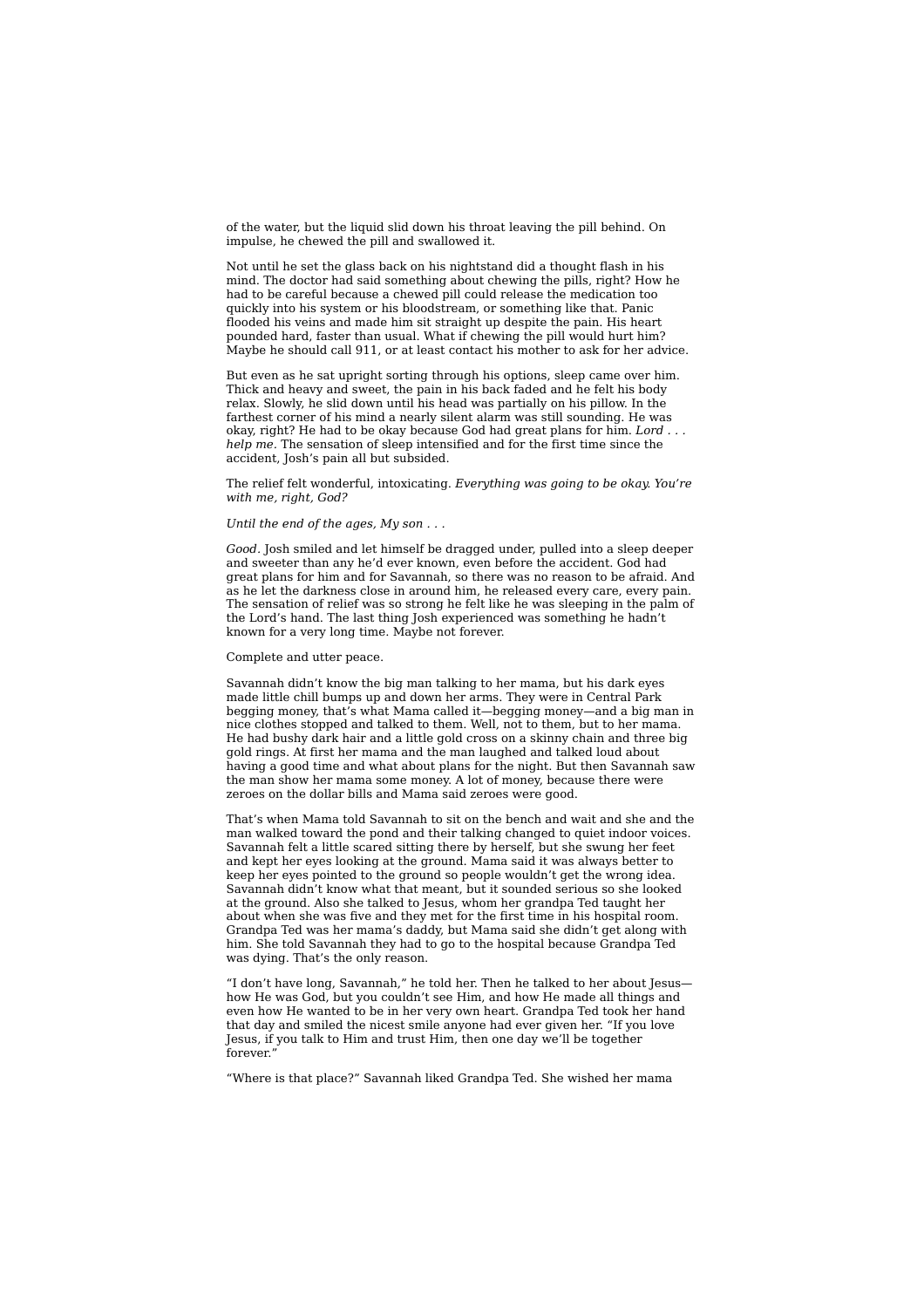of the water, but the liquid slid down his throat leaving the pill behind. On impulse, he chewed the pill and swallowed it.

Not until he set the glass back on his nightstand did a thought flash in his mind. The doctor had said something about chewing the pills, right? How he had to be careful because a chewed pill could release the medication too quickly into his system or his bloodstream, or something like that. Panic flooded his veins and made him sit straight up despite the pain. His heart pounded hard, faster than usual. What if chewing the pill would hurt him? Maybe he should call 911, or at least contact his mother to ask for her advice.

But even as he sat upright sorting through his options, sleep came over him. Thick and heavy and sweet, the pain in his back faded and he felt his body relax. Slowly, he slid down until his head was partially on his pillow. In the farthest corner of his mind a nearly silent alarm was still sounding. He was okay, right? He had to be okay because God had great plans for him. *Lord . . . help me*. The sensation of sleep intensified and for the first time since the accident, Josh's pain all but subsided.

The relief felt wonderful, intoxicating. *Everything was going to be okay. You're with me, right, God?*

*Until the end of the ages, My son . . .*

*Good*. Josh smiled and let himself be dragged under, pulled into a sleep deeper and sweeter than any he'd ever known, even before the accident. God had great plans for him and for Savannah, so there was no reason to be afraid. And as he let the darkness close in around him, he released every care, every pain. The sensation of relief was so strong he felt like he was sleeping in the palm of the Lord's hand. The last thing Josh experienced was something he hadn't known for a very long time. Maybe not forever.

Complete and utter peace.

Savannah didn't know the big man talking to her mama, but his dark eyes made little chill bumps up and down her arms. They were in Central Park begging money, that's what Mama called it—begging money—and a big man in nice clothes stopped and talked to them. Well, not to them, but to her mama. He had bushy dark hair and a little gold cross on a skinny chain and three big gold rings. At first her mama and the man laughed and talked loud about having a good time and what about plans for the night. But then Savannah saw the man show her mama some money. A lot of money, because there were zeroes on the dollar bills and Mama said zeroes were good.

That's when Mama told Savannah to sit on the bench and wait and she and the man walked toward the pond and their talking changed to quiet indoor voices. Savannah felt a little scared sitting there by herself, but she swung her feet and kept her eyes looking at the ground. Mama said it was always better to keep her eyes pointed to the ground so people wouldn't get the wrong idea. Savannah didn't know what that meant, but it sounded serious so she looked at the ground. Also she talked to Jesus, whom her grandpa Ted taught her about when she was five and they met for the first time in his hospital room. Grandpa Ted was her mama's daddy, but Mama said she didn't get along with him. She told Savannah they had to go to the hospital because Grandpa Ted was dying. That's the only reason.

"I don't have long, Savannah," he told her. Then he talked to her about Jesus—how He was God, but you couldn't see Him, and how He made all things and even how He wanted to be in her very own heart. Grandpa Ted took her hand that day and smiled the nicest smile anyone had ever given her. "If you love Jesus, if you talk to Him and trust Him, then one day we'll be together forever."

"Where is that place?" Savannah liked Grandpa Ted. She wished her mama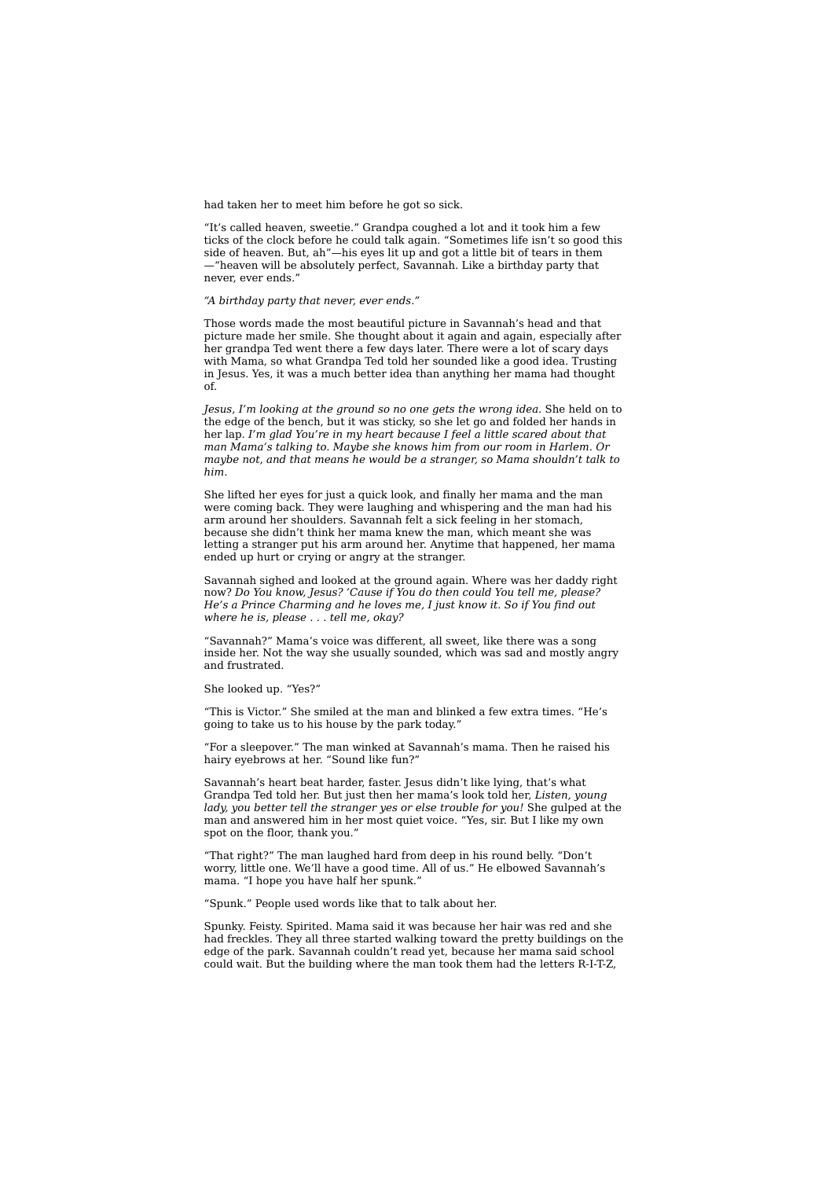had taken her to meet him before he got so sick.

“It’s called heaven, sweetie.” Grandpa coughed a lot and it took him a few ticks of the clock before he could talk again. “Sometimes life isn’t so good this side of heaven. But, ah”—his eyes lit up and got a little bit of tears in them—“heaven will be absolutely perfect, Savannah. Like a birthday party that never, ever ends.”

*“A birthday party that never, ever ends.”*

Those words made the most beautiful picture in Savannah’s head and that picture made her smile. She thought about it again and again, especially after her grandpa Ted went there a few days later. There were a lot of scary days with Mama, so what Grandpa Ted told her sounded like a good idea. Trusting in Jesus. Yes, it was a much better idea than anything her mama had thought of.

*Jesus, I’m looking at the ground so no one gets the wrong idea.* She held on to the edge of the bench, but it was sticky, so she let go and folded her hands in her lap. *I’m glad You’re in my heart because I feel a little scared about that man Mama’s talking to. Maybe she knows him from our room in Harlem. Or maybe not, and that means he would be a stranger, so Mama shouldn’t talk to him.*

She lifted her eyes for just a quick look, and finally her mama and the man were coming back. They were laughing and whispering and the man had his arm around her shoulders. Savannah felt a sick feeling in her stomach, because she didn’t think her mama knew the man, which meant she was letting a stranger put his arm around her. Anytime that happened, her mama ended up hurt or crying or angry at the stranger.

Savannah sighed and looked at the ground again. Where was her daddy right now? *Do You know, Jesus? ’Cause if You do then could You tell me, please? He’s a Prince Charming and he loves me, I just know it. So if You find out where he is, please . . . tell me, okay?*

“Savannah?” Mama’s voice was different, all sweet, like there was a song inside her. Not the way she usually sounded, which was sad and mostly angry and frustrated.

She looked up. “Yes?”

“This is Victor.” She smiled at the man and blinked a few extra times. “He’s going to take us to his house by the park today.”

“For a sleepover.” The man winked at Savannah’s mama. Then he raised his hairy eyebrows at her. “Sound like fun?”

Savannah’s heart beat harder, faster. Jesus didn’t like lying, that’s what Grandpa Ted told her. But just then her mama’s look told her, *Listen, young lady, you better tell the stranger yes or else trouble for you!* She gulped at the man and answered him in her most quiet voice. “Yes, sir. But I like my own spot on the floor, thank you.”

“That right?” The man laughed hard from deep in his round belly. “Don’t worry, little one. We’ll have a good time. All of us.” He elbowed Savannah’s mama. “I hope you have half her spunk.”

“Spunk.” People used words like that to talk about her.

Spunky. Feisty. Spirited. Mama said it was because her hair was red and she had freckles. They all three started walking toward the pretty buildings on the edge of the park. Savannah couldn’t read yet, because her mama said school could wait. But the building where the man took them had the letters R-I-T-Z,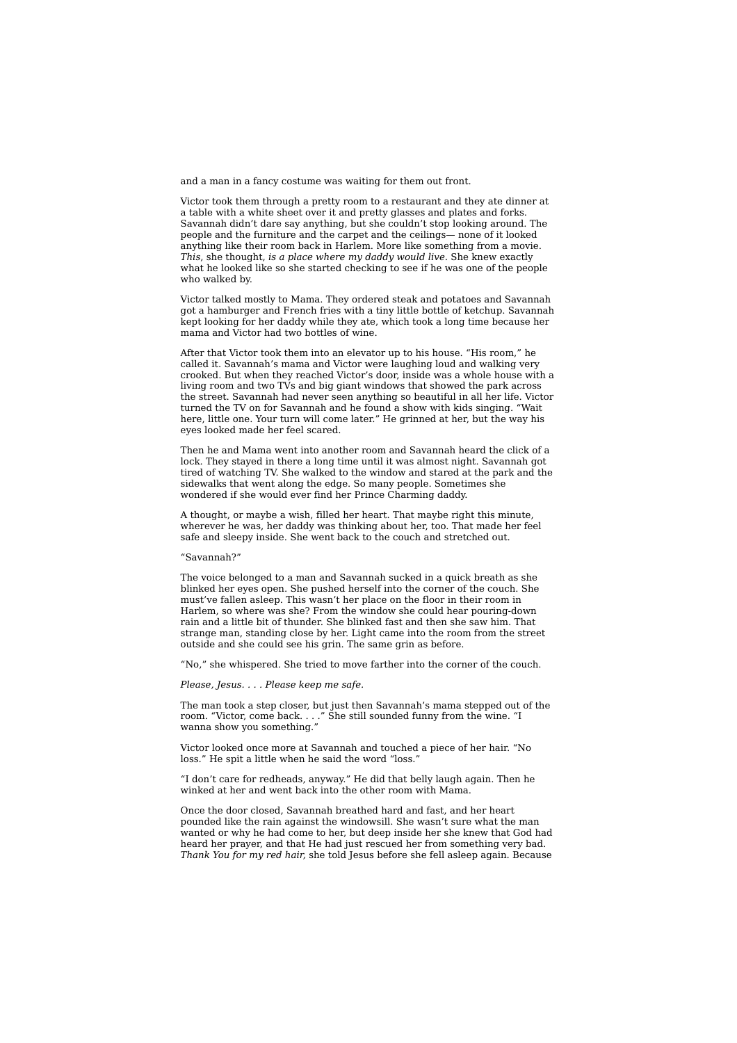and a man in a fancy costume was waiting for them out front.

Victor took them through a pretty room to a restaurant and they ate dinner at a table with a white sheet over it and pretty glasses and plates and forks. Savannah didn't dare say anything, but she couldn't stop looking around. The people and the furniture and the carpet and the ceilings— none of it looked anything like their room back in Harlem. More like something from a movie. *This*, she thought, *is a place where my daddy would live.* She knew exactly what he looked like so she started checking to see if he was one of the people who walked by.

Victor talked mostly to Mama. They ordered steak and potatoes and Savannah got a hamburger and French fries with a tiny little bottle of ketchup. Savannah kept looking for her daddy while they ate, which took a long time because her mama and Victor had two bottles of wine.

After that Victor took them into an elevator up to his house. "His room," he called it. Savannah's mama and Victor were laughing loud and walking very crooked. But when they reached Victor's door, inside was a whole house with a living room and two TVs and big giant windows that showed the park across the street. Savannah had never seen anything so beautiful in all her life. Victor turned the TV on for Savannah and he found a show with kids singing. "Wait here, little one. Your turn will come later." He grinned at her, but the way his eyes looked made her feel scared.

Then he and Mama went into another room and Savannah heard the click of a lock. They stayed in there a long time until it was almost night. Savannah got tired of watching TV. She walked to the window and stared at the park and the sidewalks that went along the edge. So many people. Sometimes she wondered if she would ever find her Prince Charming daddy.

A thought, or maybe a wish, filled her heart. That maybe right this minute, wherever he was, her daddy was thinking about her, too. That made her feel safe and sleepy inside. She went back to the couch and stretched out.

"Savannah?"

The voice belonged to a man and Savannah sucked in a quick breath as she blinked her eyes open. She pushed herself into the corner of the couch. She must've fallen asleep. This wasn't her place on the floor in their room in Harlem, so where was she? From the window she could hear pouring-down rain and a little bit of thunder. She blinked fast and then she saw him. That strange man, standing close by her. Light came into the room from the street outside and she could see his grin. The same grin as before.

"No," she whispered. She tried to move farther into the corner of the couch.

*Please, Jesus. . . . Please keep me safe.*

The man took a step closer, but just then Savannah's mama stepped out of the room. "Victor, come back. . . ." She still sounded funny from the wine. "I wanna show you something."

Victor looked once more at Savannah and touched a piece of her hair. "No loss." He spit a little when he said the word "loss."

"I don't care for redheads, anyway." He did that belly laugh again. Then he winked at her and went back into the other room with Mama.

Once the door closed, Savannah breathed hard and fast, and her heart pounded like the rain against the windowsill. She wasn't sure what the man wanted or why he had come to her, but deep inside her she knew that God had heard her prayer, and that He had just rescued her from something very bad. *Thank You for my red hair,* she told Jesus before she fell asleep again. Because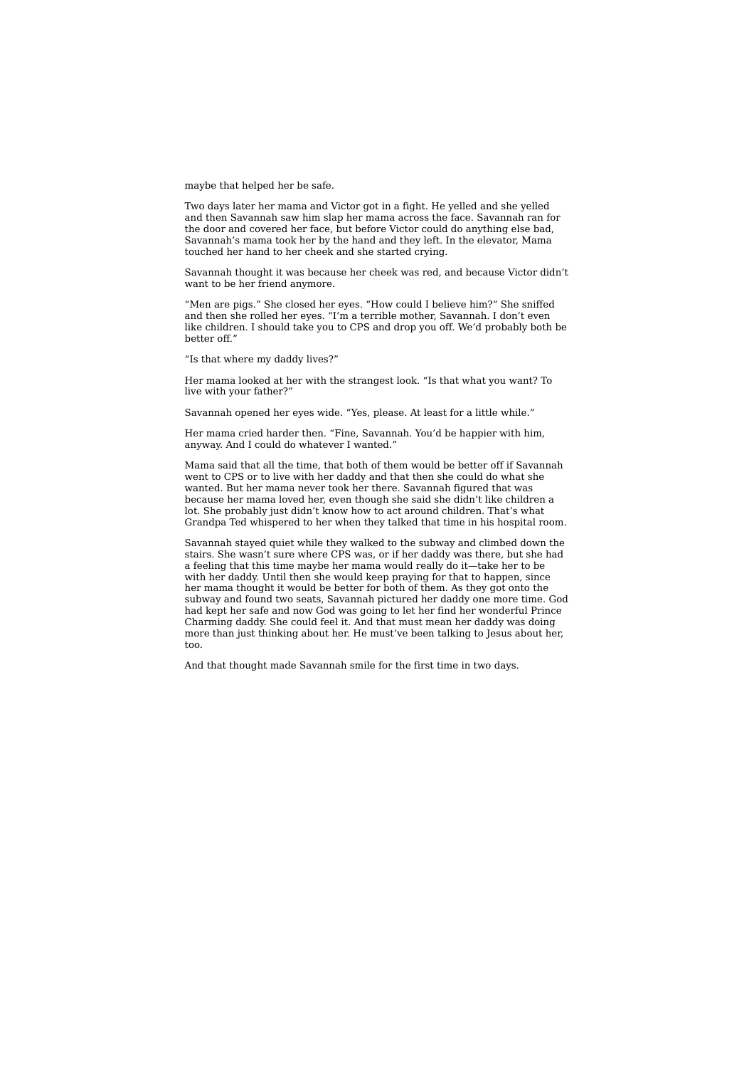maybe that helped her be safe.

Two days later her mama and Victor got in a fight. He yelled and she yelled and then Savannah saw him slap her mama across the face. Savannah ran for the door and covered her face, but before Victor could do anything else bad, Savannah's mama took her by the hand and they left. In the elevator, Mama touched her hand to her cheek and she started crying.

Savannah thought it was because her cheek was red, and because Victor didn't want to be her friend anymore.

"Men are pigs." She closed her eyes. "How could I believe him?" She sniffed and then she rolled her eyes. "I'm a terrible mother, Savannah. I don't even like children. I should take you to CPS and drop you off. We'd probably both be better off."

"Is that where my daddy lives?"

Her mama looked at her with the strangest look. "Is that what you want? To live with your father?"

Savannah opened her eyes wide. "Yes, please. At least for a little while."

Her mama cried harder then. "Fine, Savannah. You'd be happier with him, anyway. And I could do whatever I wanted."

Mama said that all the time, that both of them would be better off if Savannah went to CPS or to live with her daddy and that then she could do what she wanted. But her mama never took her there. Savannah figured that was because her mama loved her, even though she said she didn't like children a lot. She probably just didn't know how to act around children. That's what Grandpa Ted whispered to her when they talked that time in his hospital room.

Savannah stayed quiet while they walked to the subway and climbed down the stairs. She wasn't sure where CPS was, or if her daddy was there, but she had a feeling that this time maybe her mama would really do it—take her to be with her daddy. Until then she would keep praying for that to happen, since her mama thought it would be better for both of them. As they got onto the subway and found two seats, Savannah pictured her daddy one more time. God had kept her safe and now God was going to let her find her wonderful Prince Charming daddy. She could feel it. And that must mean her daddy was doing more than just thinking about her. He must've been talking to Jesus about her, too.

And that thought made Savannah smile for the first time in two days.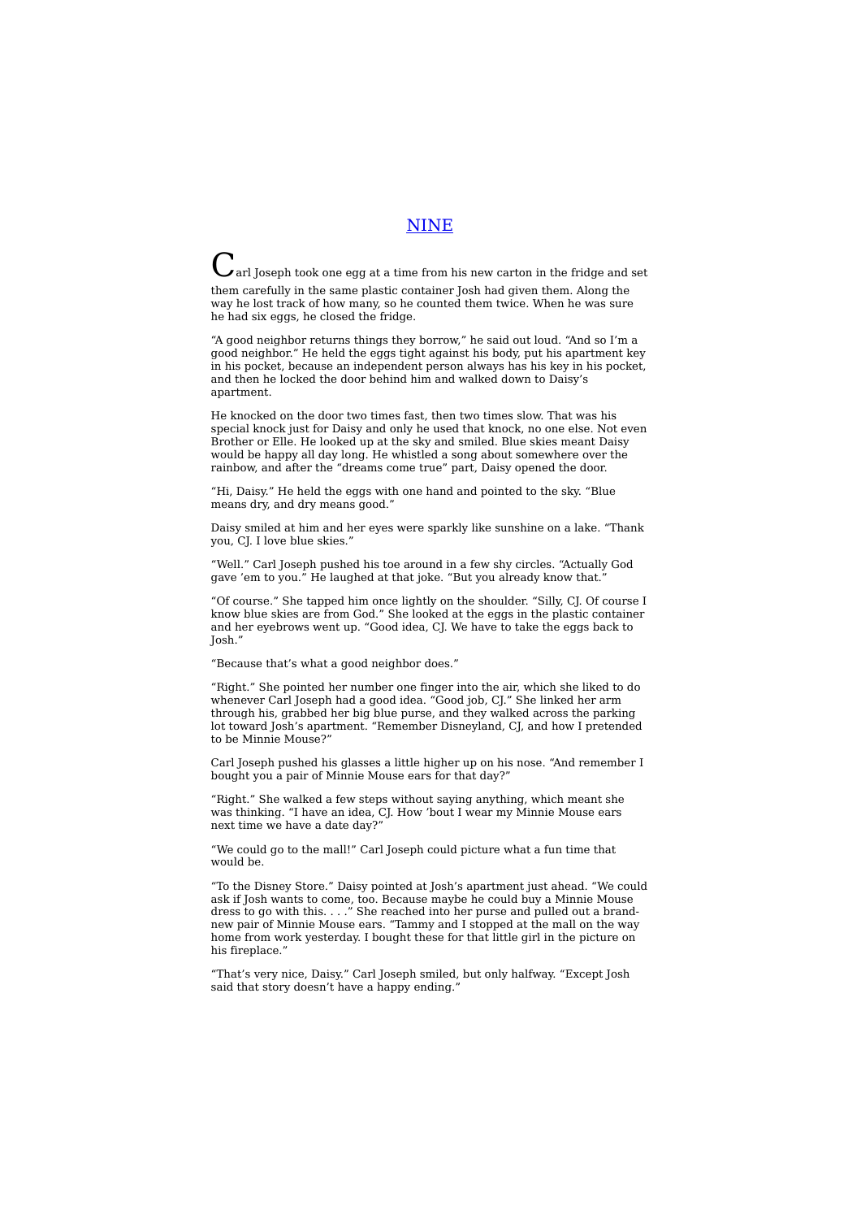# NINE

Carl Joseph took one egg at a time from his new carton in the fridge and set them carefully in the same plastic container Josh had given them. Along the way he lost track of how many, so he counted them twice. When he was sure he had six eggs, he closed the fridge.

"A good neighbor returns things they borrow," he said out loud. "And so I'm a good neighbor." He held the eggs tight against his body, put his apartment key in his pocket, because an independent person always has his key in his pocket, and then he locked the door behind him and walked down to Daisy's apartment.

He knocked on the door two times fast, then two times slow. That was his special knock just for Daisy and only he used that knock, no one else. Not even Brother or Elle. He looked up at the sky and smiled. Blue skies meant Daisy would be happy all day long. He whistled a song about somewhere over the rainbow, and after the "dreams come true" part, Daisy opened the door.

"Hi, Daisy." He held the eggs with one hand and pointed to the sky. "Blue means dry, and dry means good."

Daisy smiled at him and her eyes were sparkly like sunshine on a lake. "Thank you, CJ. I love blue skies."

"Well." Carl Joseph pushed his toe around in a few shy circles. "Actually God gave 'em to you." He laughed at that joke. "But you already know that."

"Of course." She tapped him once lightly on the shoulder. "Silly, CJ. Of course I know blue skies are from God." She looked at the eggs in the plastic container and her eyebrows went up. "Good idea, CJ. We have to take the eggs back to Josh."

"Because that's what a good neighbor does."

"Right." She pointed her number one finger into the air, which she liked to do whenever Carl Joseph had a good idea. "Good job, CJ." She linked her arm through his, grabbed her big blue purse, and they walked across the parking lot toward Josh's apartment. "Remember Disneyland, CJ, and how I pretended to be Minnie Mouse?"

Carl Joseph pushed his glasses a little higher up on his nose. "And remember I bought you a pair of Minnie Mouse ears for that day?"

"Right." She walked a few steps without saying anything, which meant she was thinking. "I have an idea, CJ. How 'bout I wear my Minnie Mouse ears next time we have a date day?"

"We could go to the mall!" Carl Joseph could picture what a fun time that would be.

"To the Disney Store." Daisy pointed at Josh's apartment just ahead. "We could ask if Josh wants to come, too. Because maybe he could buy a Minnie Mouse dress to go with this. . . ." She reached into her purse and pulled out a brand-new pair of Minnie Mouse ears. "Tammy and I stopped at the mall on the way home from work yesterday. I bought these for that little girl in the picture on his fireplace."

"That's very nice, Daisy." Carl Joseph smiled, but only halfway. "Except Josh said that story doesn't have a happy ending."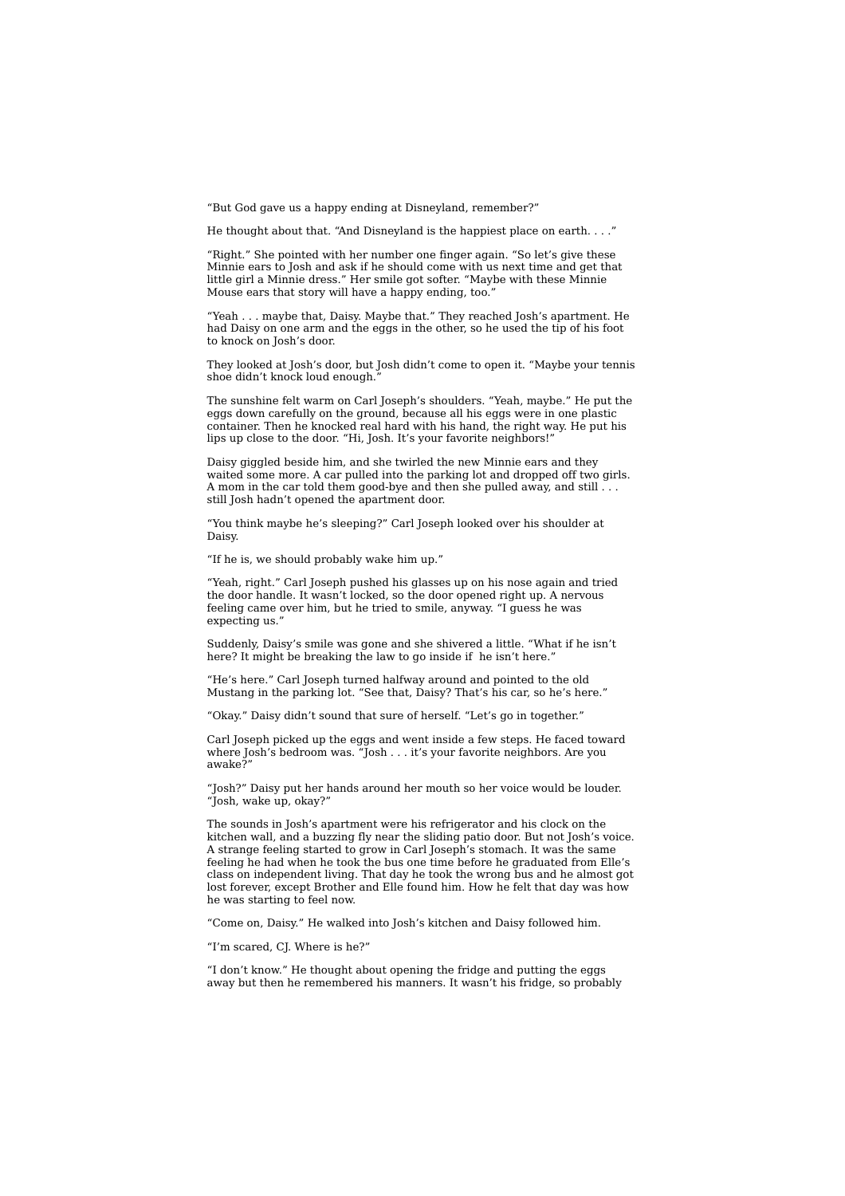“But God gave us a happy ending at Disneyland, remember?”

He thought about that. “And Disneyland is the happiest place on earth. . . .”

“Right.” She pointed with her number one finger again. “So let’s give these Minnie ears to Josh and ask if he should come with us next time and get that little girl a Minnie dress.” Her smile got softer. “Maybe with these Minnie Mouse ears that story will have a happy ending, too.”

“Yeah . . . maybe that, Daisy. Maybe that.” They reached Josh’s apartment. He had Daisy on one arm and the eggs in the other, so he used the tip of his foot to knock on Josh’s door.

They looked at Josh’s door, but Josh didn’t come to open it. “Maybe your tennis shoe didn’t knock loud enough.”

The sunshine felt warm on Carl Joseph’s shoulders. “Yeah, maybe.” He put the eggs down carefully on the ground, because all his eggs were in one plastic container. Then he knocked real hard with his hand, the right way. He put his lips up close to the door. “Hi, Josh. It’s your favorite neighbors!”

Daisy giggled beside him, and she twirled the new Minnie ears and they waited some more. A car pulled into the parking lot and dropped off two girls. A mom in the car told them good-bye and then she pulled away, and still . . . still Josh hadn’t opened the apartment door.

“You think maybe he’s sleeping?” Carl Joseph looked over his shoulder at Daisy.

“If he is, we should probably wake him up.”

“Yeah, right.” Carl Joseph pushed his glasses up on his nose again and tried the door handle. It wasn’t locked, so the door opened right up. A nervous feeling came over him, but he tried to smile, anyway. “I guess he was expecting us.”

Suddenly, Daisy’s smile was gone and she shivered a little. “What if he isn’t here? It might be breaking the law to go inside if he isn’t here.”

“He’s here.” Carl Joseph turned halfway around and pointed to the old Mustang in the parking lot. “See that, Daisy? That’s his car, so he’s here.”

“Okay.” Daisy didn’t sound that sure of herself. “Let’s go in together.”

Carl Joseph picked up the eggs and went inside a few steps. He faced toward where Josh’s bedroom was. “Josh . . . it’s your favorite neighbors. Are you awake?”

“Josh?” Daisy put her hands around her mouth so her voice would be louder. “Josh, wake up, okay?”

The sounds in Josh’s apartment were his refrigerator and his clock on the kitchen wall, and a buzzing fly near the sliding patio door. But not Josh’s voice. A strange feeling started to grow in Carl Joseph’s stomach. It was the same feeling he had when he took the bus one time before he graduated from Elle’s class on independent living. That day he took the wrong bus and he almost got lost forever, except Brother and Elle found him. How he felt that day was how he was starting to feel now.

“Come on, Daisy.” He walked into Josh’s kitchen and Daisy followed him.

“I’m scared, CJ. Where is he?”

“I don’t know.” He thought about opening the fridge and putting the eggs away but then he remembered his manners. It wasn’t his fridge, so probably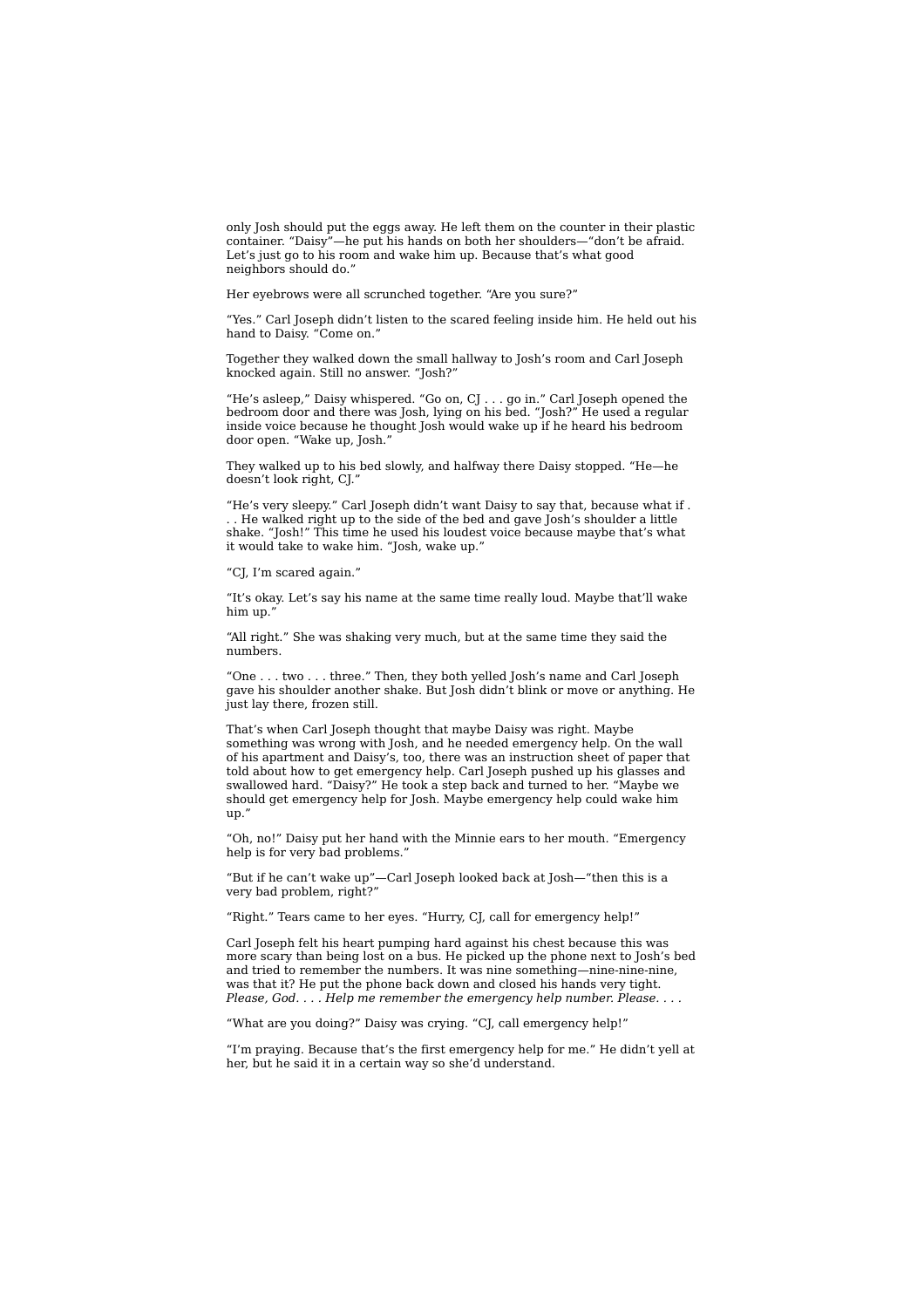only Josh should put the eggs away. He left them on the counter in their plastic container. "Daisy"—he put his hands on both her shoulders—"don't be afraid. Let's just go to his room and wake him up. Because that's what good neighbors should do."

Her eyebrows were all scrunched together. "Are you sure?"

"Yes." Carl Joseph didn't listen to the scared feeling inside him. He held out his hand to Daisy. "Come on."

Together they walked down the small hallway to Josh's room and Carl Joseph knocked again. Still no answer. "Josh?"

"He's asleep," Daisy whispered. "Go on, CJ . . . go in." Carl Joseph opened the bedroom door and there was Josh, lying on his bed. "Josh?" He used a regular inside voice because he thought Josh would wake up if he heard his bedroom door open. "Wake up, Josh."

They walked up to his bed slowly, and halfway there Daisy stopped. "He—he doesn't look right, CJ."

"He's very sleepy." Carl Joseph didn't want Daisy to say that, because what if . . . He walked right up to the side of the bed and gave Josh's shoulder a little shake. "Josh!" This time he used his loudest voice because maybe that's what it would take to wake him. "Josh, wake up."

"CJ, I'm scared again."

"It's okay. Let's say his name at the same time really loud. Maybe that'll wake him up."

"All right." She was shaking very much, but at the same time they said the numbers.

"One . . . two . . . three." Then, they both yelled Josh's name and Carl Joseph gave his shoulder another shake. But Josh didn't blink or move or anything. He just lay there, frozen still.

That's when Carl Joseph thought that maybe Daisy was right. Maybe something was wrong with Josh, and he needed emergency help. On the wall of his apartment and Daisy's, too, there was an instruction sheet of paper that told about how to get emergency help. Carl Joseph pushed up his glasses and swallowed hard. "Daisy?" He took a step back and turned to her. "Maybe we should get emergency help for Josh. Maybe emergency help could wake him up."

"Oh, no!" Daisy put her hand with the Minnie ears to her mouth. "Emergency help is for very bad problems."

"But if he can't wake up"—Carl Joseph looked back at Josh—"then this is a very bad problem, right?"

"Right." Tears came to her eyes. "Hurry, CJ, call for emergency help!"

Carl Joseph felt his heart pumping hard against his chest because this was more scary than being lost on a bus. He picked up the phone next to Josh's bed and tried to remember the numbers. It was nine something—nine-nine-nine, was that it? He put the phone back down and closed his hands very tight. *Please, God. . . . Help me remember the emergency help number. Please. . . .*

"What are you doing?" Daisy was crying. "CJ, call emergency help!"

"I'm praying. Because that's the first emergency help for me." He didn't yell at her, but he said it in a certain way so she'd understand.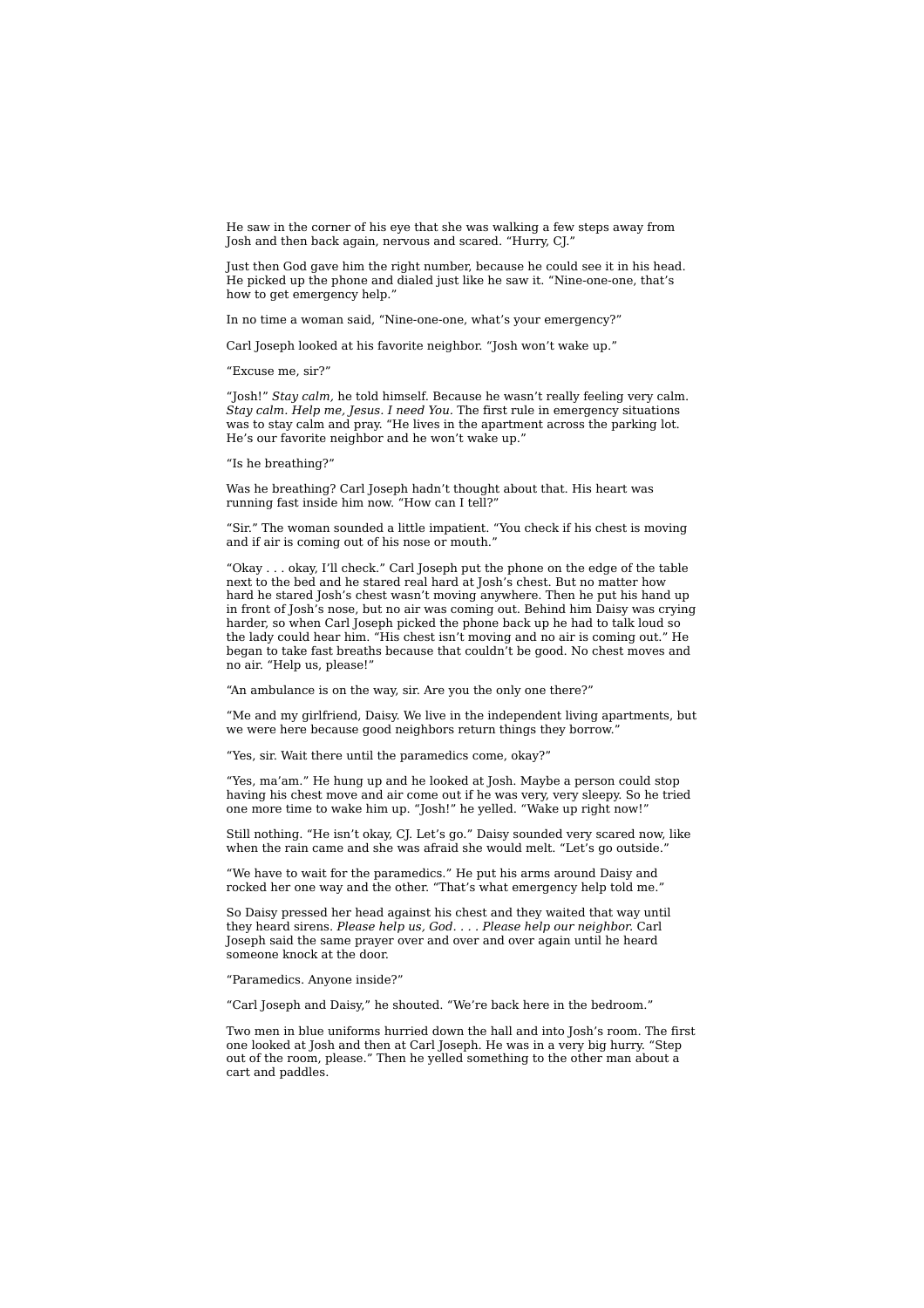He saw in the corner of his eye that she was walking a few steps away from Josh and then back again, nervous and scared. “Hurry, CJ.”

Just then God gave him the right number, because he could see it in his head. He picked up the phone and dialed just like he saw it. “Nine-one-one, that’s how to get emergency help.”

In no time a woman said, “Nine-one-one, what’s your emergency?”

Carl Joseph looked at his favorite neighbor. “Josh won’t wake up.”

“Excuse me, sir?”

“Josh!” *Stay calm,* he told himself. Because he wasn’t really feeling very calm. *Stay calm. Help me, Jesus. I need You.* The first rule in emergency situations was to stay calm and pray. “He lives in the apartment across the parking lot. He’s our favorite neighbor and he won’t wake up.”

“Is he breathing?”

Was he breathing? Carl Joseph hadn’t thought about that. His heart was running fast inside him now. “How can I tell?”

“Sir.” The woman sounded a little impatient. “You check if his chest is moving and if air is coming out of his nose or mouth.”

“Okay . . . okay, I’ll check.” Carl Joseph put the phone on the edge of the table next to the bed and he stared real hard at Josh’s chest. But no matter how hard he stared Josh’s chest wasn’t moving anywhere. Then he put his hand up in front of Josh’s nose, but no air was coming out. Behind him Daisy was crying harder, so when Carl Joseph picked the phone back up he had to talk loud so the lady could hear him. “His chest isn’t moving and no air is coming out.” He began to take fast breaths because that couldn’t be good. No chest moves and no air. “Help us, please!”

“An ambulance is on the way, sir. Are you the only one there?”

“Me and my girlfriend, Daisy. We live in the independent living apartments, but we were here because good neighbors return things they borrow.”

“Yes, sir. Wait there until the paramedics come, okay?”

“Yes, ma’am.” He hung up and he looked at Josh. Maybe a person could stop having his chest move and air come out if he was very, very sleepy. So he tried one more time to wake him up. “Josh!” he yelled. “Wake up right now!”

Still nothing. “He isn’t okay, CJ. Let’s go.” Daisy sounded very scared now, like when the rain came and she was afraid she would melt. “Let’s go outside.”

“We have to wait for the paramedics.” He put his arms around Daisy and rocked her one way and the other. “That’s what emergency help told me.”

So Daisy pressed her head against his chest and they waited that way until they heard sirens. *Please help us, God. . . . Please help our neighbor.* Carl Joseph said the same prayer over and over and over again until he heard someone knock at the door.

“Paramedics. Anyone inside?”

“Carl Joseph and Daisy,” he shouted. “We’re back here in the bedroom.”

Two men in blue uniforms hurried down the hall and into Josh’s room. The first one looked at Josh and then at Carl Joseph. He was in a very big hurry. “Step out of the room, please.” Then he yelled something to the other man about a cart and paddles.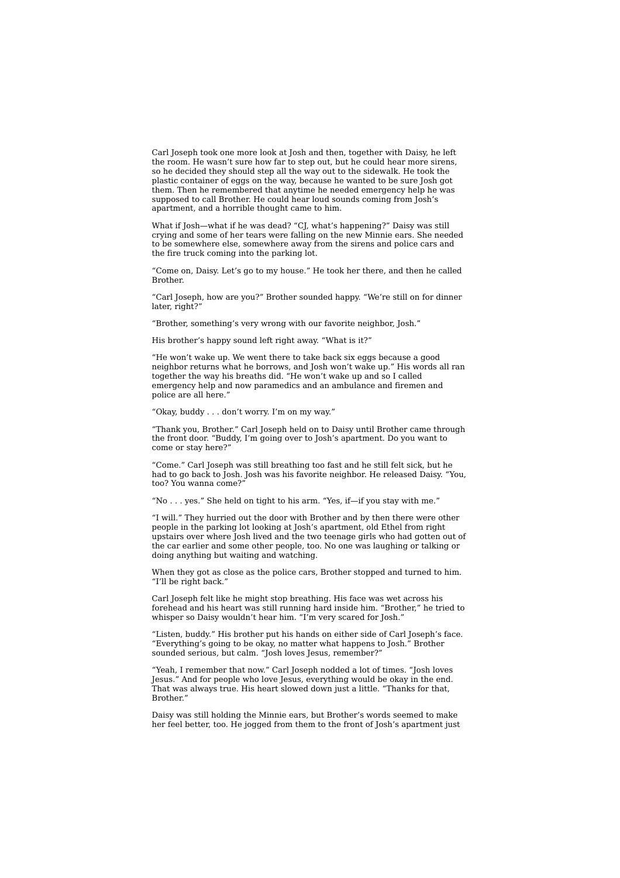Carl Joseph took one more look at Josh and then, together with Daisy, he left the room. He wasn't sure how far to step out, but he could hear more sirens, so he decided they should step all the way out to the sidewalk. He took the plastic container of eggs on the way, because he wanted to be sure Josh got them. Then he remembered that anytime he needed emergency help he was supposed to call Brother. He could hear loud sounds coming from Josh's apartment, and a horrible thought came to him.

What if Josh—what if he was dead? "CJ, what's happening?" Daisy was still crying and some of her tears were falling on the new Minnie ears. She needed to be somewhere else, somewhere away from the sirens and police cars and the fire truck coming into the parking lot.

"Come on, Daisy. Let's go to my house." He took her there, and then he called Brother.

"Carl Joseph, how are you?" Brother sounded happy. "We're still on for dinner later, right?"

"Brother, something's very wrong with our favorite neighbor, Josh."

His brother's happy sound left right away. "What is it?"

"He won't wake up. We went there to take back six eggs because a good neighbor returns what he borrows, and Josh won't wake up." His words all ran together the way his breaths did. "He won't wake up and so I called emergency help and now paramedics and an ambulance and firemen and police are all here."

"Okay, buddy . . . don't worry. I'm on my way."

"Thank you, Brother." Carl Joseph held on to Daisy until Brother came through the front door. "Buddy, I'm going over to Josh's apartment. Do you want to come or stay here?"

"Come." Carl Joseph was still breathing too fast and he still felt sick, but he had to go back to Josh. Josh was his favorite neighbor. He released Daisy. "You, too? You wanna come?"

"No . . . yes." She held on tight to his arm. "Yes, if—if you stay with me."

"I will." They hurried out the door with Brother and by then there were other people in the parking lot looking at Josh's apartment, old Ethel from right upstairs over where Josh lived and the two teenage girls who had gotten out of the car earlier and some other people, too. No one was laughing or talking or doing anything but waiting and watching.

When they got as close as the police cars, Brother stopped and turned to him. "I'll be right back."

Carl Joseph felt like he might stop breathing. His face was wet across his forehead and his heart was still running hard inside him. "Brother," he tried to whisper so Daisy wouldn't hear him. "I'm very scared for Josh."

"Listen, buddy." His brother put his hands on either side of Carl Joseph's face. "Everything's going to be okay, no matter what happens to Josh." Brother sounded serious, but calm. "Josh loves Jesus, remember?"

"Yeah, I remember that now." Carl Joseph nodded a lot of times. "Josh loves Jesus." And for people who love Jesus, everything would be okay in the end. That was always true. His heart slowed down just a little. "Thanks for that, Brother."

Daisy was still holding the Minnie ears, but Brother's words seemed to make her feel better, too. He jogged from them to the front of Josh's apartment just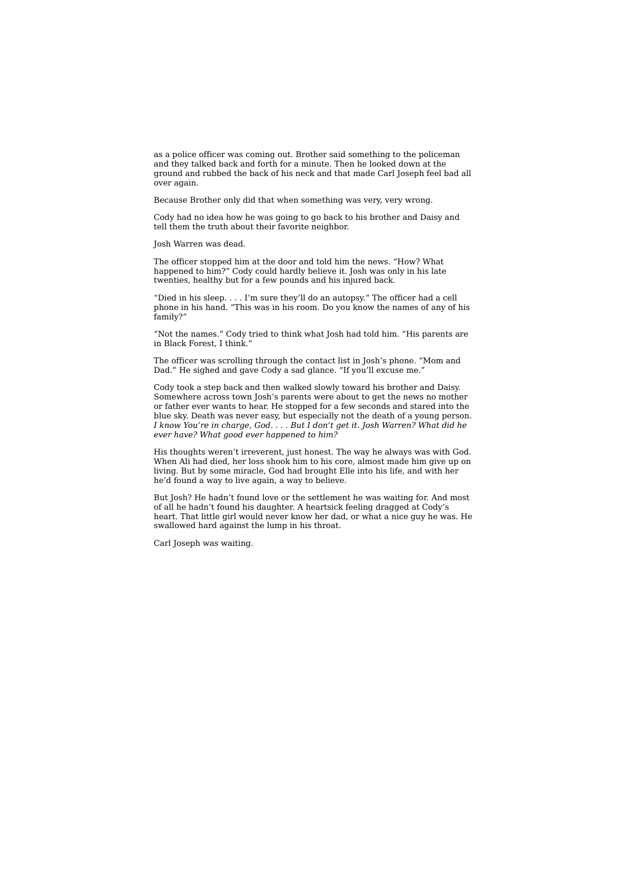as a police officer was coming out. Brother said something to the policeman and they talked back and forth for a minute. Then he looked down at the ground and rubbed the back of his neck and that made Carl Joseph feel bad all over again.

Because Brother only did that when something was very, very wrong.

Cody had no idea how he was going to go back to his brother and Daisy and tell them the truth about their favorite neighbor.

Josh Warren was dead.

The officer stopped him at the door and told him the news. "How? What happened to him?" Cody could hardly believe it. Josh was only in his late twenties, healthy but for a few pounds and his injured back.

"Died in his sleep. . . . I'm sure they'll do an autopsy." The officer had a cell phone in his hand. "This was in his room. Do you know the names of any of his family?"

"Not the names." Cody tried to think what Josh had told him. "His parents are in Black Forest, I think."

The officer was scrolling through the contact list in Josh's phone. "Mom and Dad." He sighed and gave Cody a sad glance. "If you'll excuse me."

Cody took a step back and then walked slowly toward his brother and Daisy. Somewhere across town Josh's parents were about to get the news no mother or father ever wants to hear. He stopped for a few seconds and stared into the blue sky. Death was never easy, but especially not the death of a young person. *I know You're in charge, God. . . . But I don't get it. Josh Warren? What did he ever have? What good ever happened to him?*

His thoughts weren't irreverent, just honest. The way he always was with God. When Ali had died, her loss shook him to his core, almost made him give up on living. But by some miracle, God had brought Elle into his life, and with her he'd found a way to live again, a way to believe.

But Josh? He hadn't found love or the settlement he was waiting for. And most of all he hadn't found his daughter. A heartsick feeling dragged at Cody's heart. That little girl would never know her dad, or what a nice guy he was. He swallowed hard against the lump in his throat.

Carl Joseph was waiting.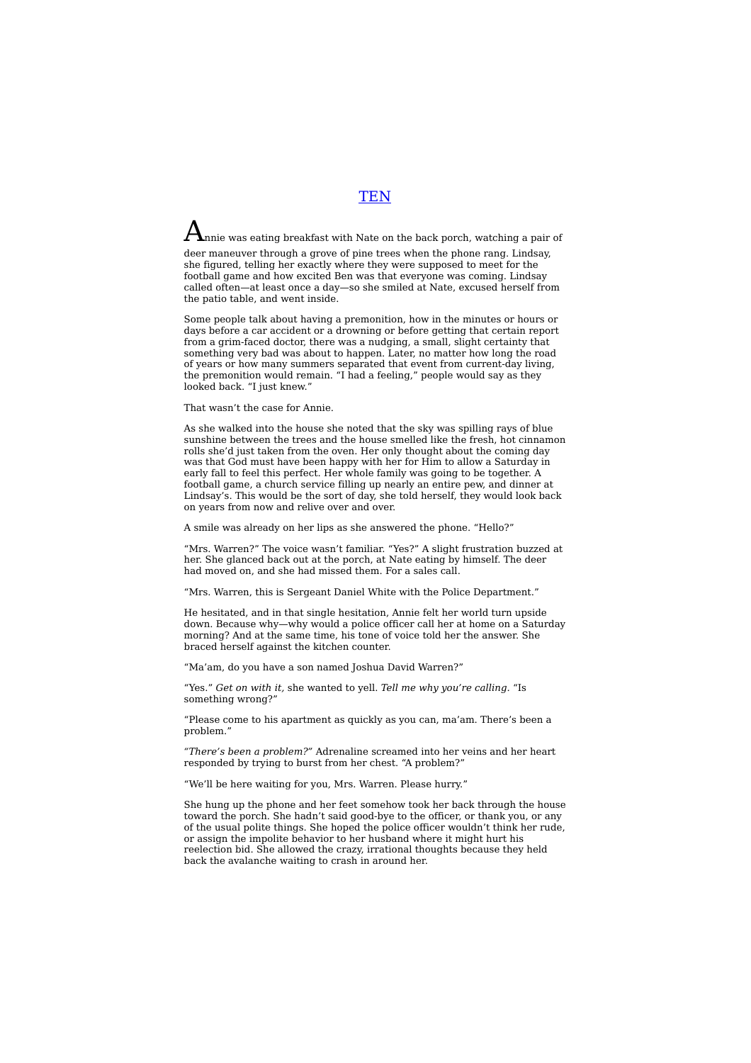# TEN

Annie was eating breakfast with Nate on the back porch, watching a pair of deer maneuver through a grove of pine trees when the phone rang. Lindsay, she figured, telling her exactly where they were supposed to meet for the football game and how excited Ben was that everyone was coming. Lindsay called often—at least once a day—so she smiled at Nate, excused herself from the patio table, and went inside.

Some people talk about having a premonition, how in the minutes or hours or days before a car accident or a drowning or before getting that certain report from a grim-faced doctor, there was a nudging, a small, slight certainty that something very bad was about to happen. Later, no matter how long the road of years or how many summers separated that event from current-day living, the premonition would remain. "I had a feeling," people would say as they looked back. "I just knew."

That wasn't the case for Annie.

As she walked into the house she noted that the sky was spilling rays of blue sunshine between the trees and the house smelled like the fresh, hot cinnamon rolls she'd just taken from the oven. Her only thought about the coming day was that God must have been happy with her for Him to allow a Saturday in early fall to feel this perfect. Her whole family was going to be together. A football game, a church service filling up nearly an entire pew, and dinner at Lindsay's. This would be the sort of day, she told herself, they would look back on years from now and relive over and over.

A smile was already on her lips as she answered the phone. "Hello?"

"Mrs. Warren?" The voice wasn't familiar. "Yes?" A slight frustration buzzed at her. She glanced back out at the porch, at Nate eating by himself. The deer had moved on, and she had missed them. For a sales call.

"Mrs. Warren, this is Sergeant Daniel White with the Police Department."

He hesitated, and in that single hesitation, Annie felt her world turn upside down. Because why—why would a police officer call her at home on a Saturday morning? And at the same time, his tone of voice told her the answer. She braced herself against the kitchen counter.

"Ma'am, do you have a son named Joshua David Warren?"

"Yes." *Get on with it,* she wanted to yell. *Tell me why you're calling.* "Is something wrong?"

"Please come to his apartment as quickly as you can, ma'am. There's been a problem."

*"There's been a problem?"* Adrenaline screamed into her veins and her heart responded by trying to burst from her chest. "A problem?"

"We'll be here waiting for you, Mrs. Warren. Please hurry."

She hung up the phone and her feet somehow took her back through the house toward the porch. She hadn't said good-bye to the officer, or thank you, or any of the usual polite things. She hoped the police officer wouldn't think her rude, or assign the impolite behavior to her husband where it might hurt his reelection bid. She allowed the crazy, irrational thoughts because they held back the avalanche waiting to crash in around her.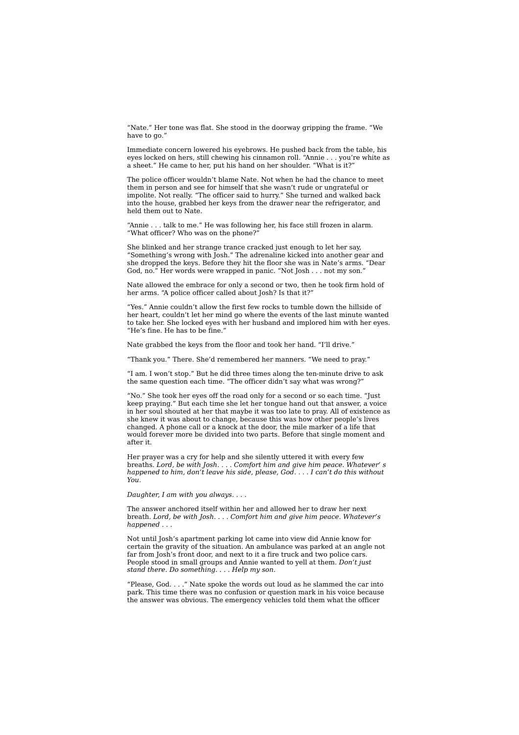"Nate." Her tone was flat. She stood in the doorway gripping the frame. "We have to go."

Immediate concern lowered his eyebrows. He pushed back from the table, his eyes locked on hers, still chewing his cinnamon roll. "Annie . . . you're white as a sheet." He came to her, put his hand on her shoulder. "What is it?"

The police officer wouldn't blame Nate. Not when he had the chance to meet them in person and see for himself that she wasn't rude or ungrateful or impolite. Not really. "The officer said to hurry." She turned and walked back into the house, grabbed her keys from the drawer near the refrigerator, and held them out to Nate.

"Annie . . . talk to me." He was following her, his face still frozen in alarm. "What officer? Who was on the phone?"

She blinked and her strange trance cracked just enough to let her say, "Something's wrong with Josh." The adrenaline kicked into another gear and she dropped the keys. Before they hit the floor she was in Nate's arms. "Dear God, no." Her words were wrapped in panic. "Not Josh . . . not my son."

Nate allowed the embrace for only a second or two, then he took firm hold of her arms. "A police officer called about Josh? Is that it?"

"Yes." Annie couldn't allow the first few rocks to tumble down the hillside of her heart, couldn't let her mind go where the events of the last minute wanted to take her. She locked eyes with her husband and implored him with her eyes. "He's fine. He has to be fine."

Nate grabbed the keys from the floor and took her hand. "I'll drive."

"Thank you." There. She'd remembered her manners. "We need to pray."

"I am. I won't stop." But he did three times along the ten-minute drive to ask the same question each time. "The officer didn't say what was wrong?"

"No." She took her eyes off the road only for a second or so each time. "Just keep praying." But each time she let her tongue hand out that answer, a voice in her soul shouted at her that maybe it was too late to pray. All of existence as she knew it was about to change, because this was how other people's lives changed. A phone call or a knock at the door, the mile marker of a life that would forever more be divided into two parts. Before that single moment and after it.

Her prayer was a cry for help and she silently uttered it with every few breaths. *Lord, be with Josh. . . . Comfort him and give him peace. Whatever' s happened to him, don't leave his side, please, God. . . . I can't do this without You.*

*Daughter, I am with you always. . . .*

The answer anchored itself within her and allowed her to draw her next breath. *Lord, be with Josh. . . . Comfort him and give him peace. Whatever's happened . . .*

Not until Josh's apartment parking lot came into view did Annie know for certain the gravity of the situation. An ambulance was parked at an angle not far from Josh's front door, and next to it a fire truck and two police cars. People stood in small groups and Annie wanted to yell at them. *Don't just stand there. Do something. . . . Help my son.*

"Please, God. . . ." Nate spoke the words out loud as he slammed the car into park. This time there was no confusion or question mark in his voice because the answer was obvious. The emergency vehicles told them what the officer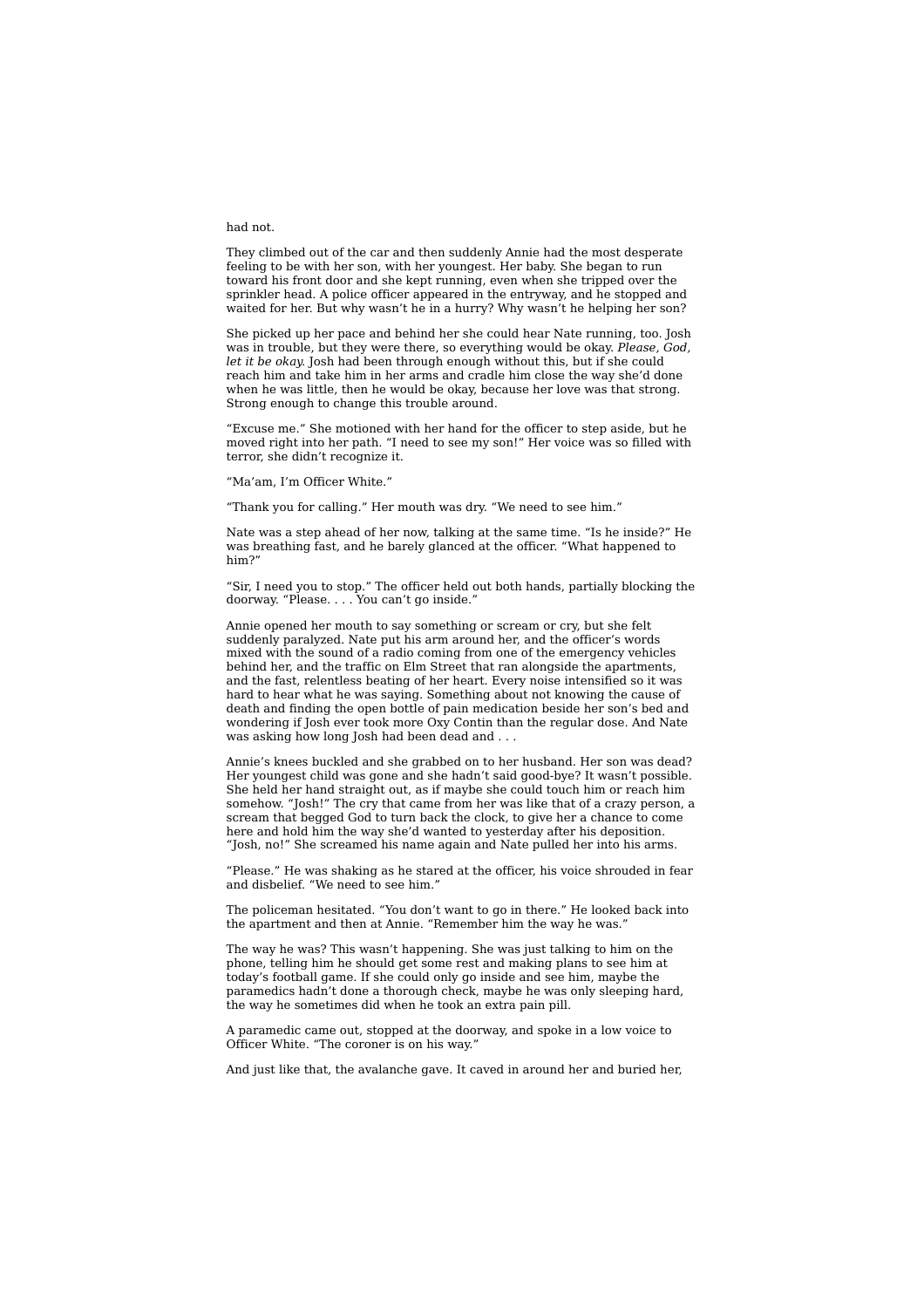had not.

They climbed out of the car and then suddenly Annie had the most desperate feeling to be with her son, with her youngest. Her baby. She began to run toward his front door and she kept running, even when she tripped over the sprinkler head. A police officer appeared in the entryway, and he stopped and waited for her. But why wasn't he in a hurry? Why wasn't he helping her son?

She picked up her pace and behind her she could hear Nate running, too. Josh was in trouble, but they were there, so everything would be okay. *Please, God, let it be okay.* Josh had been through enough without this, but if she could reach him and take him in her arms and cradle him close the way she'd done when he was little, then he would be okay, because her love was that strong. Strong enough to change this trouble around.

"Excuse me." She motioned with her hand for the officer to step aside, but he moved right into her path. "I need to see my son!" Her voice was so filled with terror, she didn't recognize it.

"Ma'am, I'm Officer White."

"Thank you for calling." Her mouth was dry. "We need to see him."

Nate was a step ahead of her now, talking at the same time. "Is he inside?" He was breathing fast, and he barely glanced at the officer. "What happened to him?"

"Sir, I need you to stop." The officer held out both hands, partially blocking the doorway. "Please. . . . You can't go inside."

Annie opened her mouth to say something or scream or cry, but she felt suddenly paralyzed. Nate put his arm around her, and the officer's words mixed with the sound of a radio coming from one of the emergency vehicles behind her, and the traffic on Elm Street that ran alongside the apartments, and the fast, relentless beating of her heart. Every noise intensified so it was hard to hear what he was saying. Something about not knowing the cause of death and finding the open bottle of pain medication beside her son's bed and wondering if Josh ever took more Oxy Contin than the regular dose. And Nate was asking how long Josh had been dead and . . .

Annie's knees buckled and she grabbed on to her husband. Her son was dead? Her youngest child was gone and she hadn't said good-bye? It wasn't possible. She held her hand straight out, as if maybe she could touch him or reach him somehow. "Josh!" The cry that came from her was like that of a crazy person, a scream that begged God to turn back the clock, to give her a chance to come here and hold him the way she'd wanted to yesterday after his deposition. "Josh, no!" She screamed his name again and Nate pulled her into his arms.

"Please." He was shaking as he stared at the officer, his voice shrouded in fear and disbelief. "We need to see him."

The policeman hesitated. "You don't want to go in there." He looked back into the apartment and then at Annie. "Remember him the way he was."

The way he was? This wasn't happening. She was just talking to him on the phone, telling him he should get some rest and making plans to see him at today's football game. If she could only go inside and see him, maybe the paramedics hadn't done a thorough check, maybe he was only sleeping hard, the way he sometimes did when he took an extra pain pill.

A paramedic came out, stopped at the doorway, and spoke in a low voice to Officer White. "The coroner is on his way."

And just like that, the avalanche gave. It caved in around her and buried her,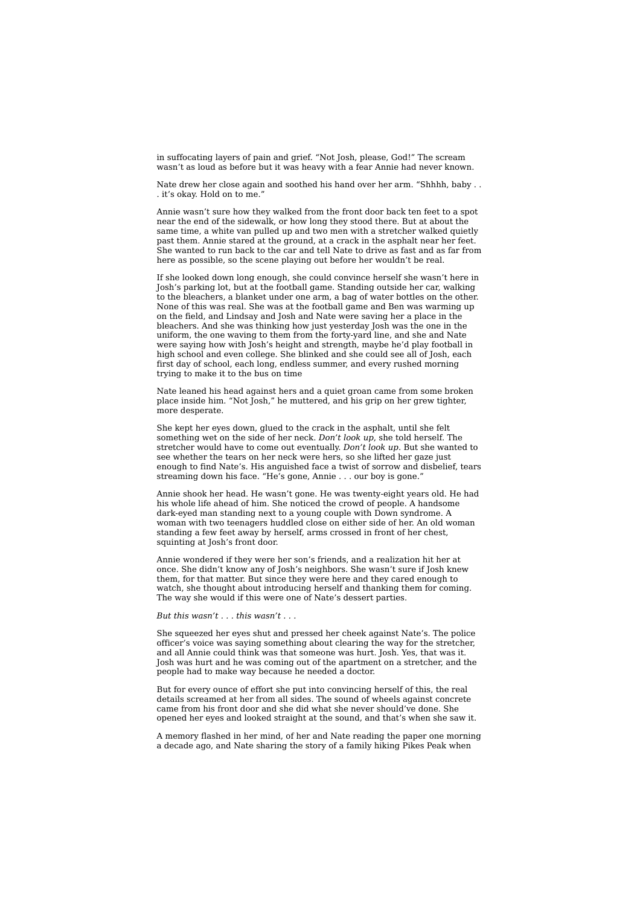in suffocating layers of pain and grief. “Not Josh, please, God!” The scream wasn’t as loud as before but it was heavy with a fear Annie had never known.

Nate drew her close again and soothed his hand over her arm. “Shhhh, baby . . . it’s okay. Hold on to me.”

Annie wasn’t sure how they walked from the front door back ten feet to a spot near the end of the sidewalk, or how long they stood there. But at about the same time, a white van pulled up and two men with a stretcher walked quietly past them. Annie stared at the ground, at a crack in the asphalt near her feet. She wanted to run back to the car and tell Nate to drive as fast and as far from here as possible, so the scene playing out before her wouldn’t be real.

If she looked down long enough, she could convince herself she wasn’t here in Josh’s parking lot, but at the football game. Standing outside her car, walking to the bleachers, a blanket under one arm, a bag of water bottles on the other. None of this was real. She was at the football game and Ben was warming up on the field, and Lindsay and Josh and Nate were saving her a place in the bleachers. And she was thinking how just yesterday Josh was the one in the uniform, the one waving to them from the forty-yard line, and she and Nate were saying how with Josh’s height and strength, maybe he’d play football in high school and even college. She blinked and she could see all of Josh, each first day of school, each long, endless summer, and every rushed morning trying to make it to the bus on time

Nate leaned his head against hers and a quiet groan came from some broken place inside him. “Not Josh,” he muttered, and his grip on her grew tighter, more desperate.

She kept her eyes down, glued to the crack in the asphalt, until she felt something wet on the side of her neck. *Don’t look up,* she told herself. The stretcher would have to come out eventually. *Don’t look up*. But she wanted to see whether the tears on her neck were hers, so she lifted her gaze just enough to find Nate’s. His anguished face a twist of sorrow and disbelief, tears streaming down his face. “He’s gone, Annie . . . our boy is gone.”

Annie shook her head. He wasn’t gone. He was twenty-eight years old. He had his whole life ahead of him. She noticed the crowd of people. A handsome dark-eyed man standing next to a young couple with Down syndrome. A woman with two teenagers huddled close on either side of her. An old woman standing a few feet away by herself, arms crossed in front of her chest, squinting at Josh’s front door.

Annie wondered if they were her son’s friends, and a realization hit her at once. She didn’t know any of Josh’s neighbors. She wasn’t sure if Josh knew them, for that matter. But since they were here and they cared enough to watch, she thought about introducing herself and thanking them for coming. The way she would if this were one of Nate’s dessert parties.

*But this wasn’t . . . this wasn’t . . .*

She squeezed her eyes shut and pressed her cheek against Nate’s. The police officer’s voice was saying something about clearing the way for the stretcher, and all Annie could think was that someone was hurt. Josh. Yes, that was it. Josh was hurt and he was coming out of the apartment on a stretcher, and the people had to make way because he needed a doctor.

But for every ounce of effort she put into convincing herself of this, the real details screamed at her from all sides. The sound of wheels against concrete came from his front door and she did what she never should’ve done. She opened her eyes and looked straight at the sound, and that’s when she saw it.

A memory flashed in her mind, of her and Nate reading the paper one morning a decade ago, and Nate sharing the story of a family hiking Pikes Peak when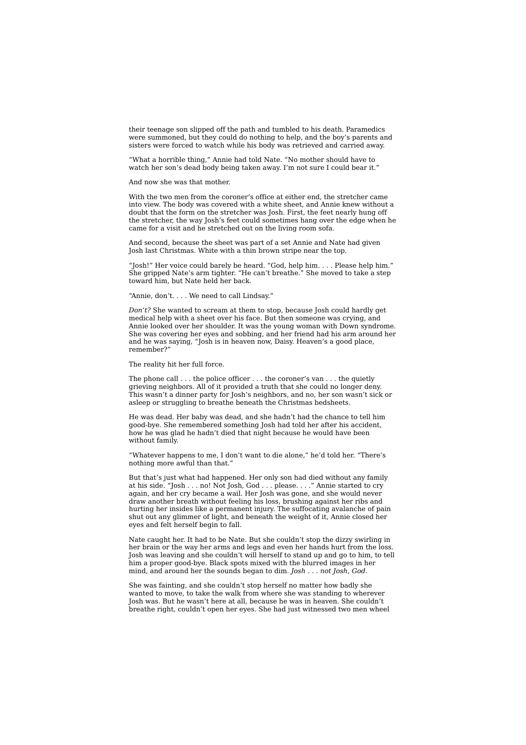their teenage son slipped off the path and tumbled to his death. Paramedics were summoned, but they could do nothing to help, and the boy's parents and sisters were forced to watch while his body was retrieved and carried away.

"What a horrible thing," Annie had told Nate. "No mother should have to watch her son's dead body being taken away. I'm not sure I could bear it."

And now she was that mother.

With the two men from the coroner's office at either end, the stretcher came into view. The body was covered with a white sheet, and Annie knew without a doubt that the form on the stretcher was Josh. First, the feet nearly hung off the stretcher, the way Josh's feet could sometimes hang over the edge when he came for a visit and he stretched out on the living room sofa.

And second, because the sheet was part of a set Annie and Nate had given Josh last Christmas. White with a thin brown stripe near the top.

"Josh!" Her voice could barely be heard. "God, help him. . . . Please help him." She gripped Nate's arm tighter. "He can't breathe." She moved to take a step toward him, but Nate held her back.

"Annie, don't. . . . We need to call Lindsay."

*Don't?* She wanted to scream at them to stop, because Josh could hardly get medical help with a sheet over his face. But then someone was crying, and Annie looked over her shoulder. It was the young woman with Down syndrome. She was covering her eyes and sobbing, and her friend had his arm around her and he was saying, "Josh is in heaven now, Daisy. Heaven's a good place, remember?"

The reality hit her full force.

The phone call . . . the police officer . . . the coroner's van . . . the quietly grieving neighbors. All of it provided a truth that she could no longer deny. This wasn't a dinner party for Josh's neighbors, and no, her son wasn't sick or asleep or struggling to breathe beneath the Christmas bedsheets.

He was dead. Her baby was dead, and she hadn't had the chance to tell him good-bye. She remembered something Josh had told her after his accident, how he was glad he hadn't died that night because he would have been without family.

"Whatever happens to me, I don't want to die alone," he'd told her. "There's nothing more awful than that."

But that's just what had happened. Her only son had died without any family at his side. "Josh . . . no! Not Josh, God . . . please. . . ." Annie started to cry again, and her cry became a wail. Her Josh was gone, and she would never draw another breath without feeling his loss, brushing against her ribs and hurting her insides like a permanent injury. The suffocating avalanche of pain shut out any glimmer of light, and beneath the weight of it, Annie closed her eyes and felt herself begin to fall.

Nate caught her. It had to be Nate. But she couldn't stop the dizzy swirling in her brain or the way her arms and legs and even her hands hurt from the loss. Josh was leaving and she couldn't will herself to stand up and go to him, to tell him a proper good-bye. Black spots mixed with the blurred images in her mind, and around her the sounds began to dim. *Josh . . . not Josh, God.*

She was fainting, and she couldn't stop herself no matter how badly she wanted to move, to take the walk from where she was standing to wherever Josh was. But he wasn't here at all, because he was in heaven. She couldn't breathe right, couldn't open her eyes. She had just witnessed two men wheel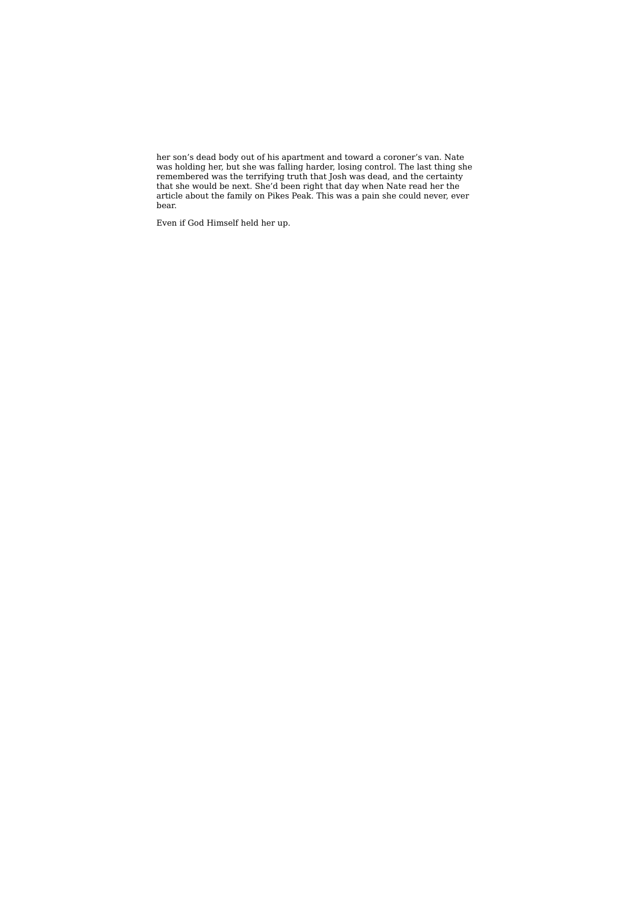her son’s dead body out of his apartment and toward a coroner’s van. Nate was holding her, but she was falling harder, losing control. The last thing she remembered was the terrifying truth that Josh was dead, and the certainty that she would be next. She’d been right that day when Nate read her the article about the family on Pikes Peak. This was a pain she could never, ever bear.

Even if God Himself held her up.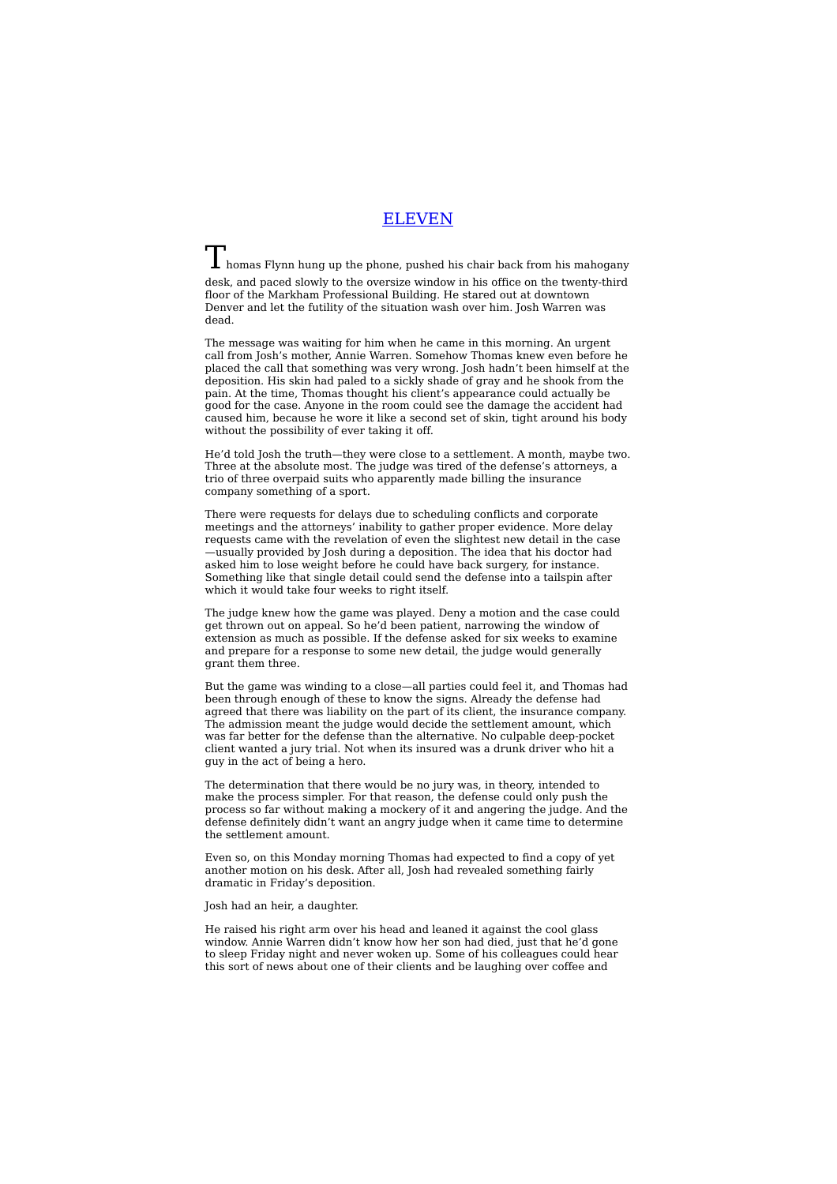# ELEVEN

Thomas Flynn hung up the phone, pushed his chair back from his mahogany desk, and paced slowly to the oversize window in his office on the twenty-third floor of the Markham Professional Building. He stared out at downtown Denver and let the futility of the situation wash over him. Josh Warren was dead.

The message was waiting for him when he came in this morning. An urgent call from Josh's mother, Annie Warren. Somehow Thomas knew even before he placed the call that something was very wrong. Josh hadn't been himself at the deposition. His skin had paled to a sickly shade of gray and he shook from the pain. At the time, Thomas thought his client's appearance could actually be good for the case. Anyone in the room could see the damage the accident had caused him, because he wore it like a second set of skin, tight around his body without the possibility of ever taking it off.

He'd told Josh the truth—they were close to a settlement. A month, maybe two. Three at the absolute most. The judge was tired of the defense's attorneys, a trio of three overpaid suits who apparently made billing the insurance company something of a sport.

There were requests for delays due to scheduling conflicts and corporate meetings and the attorneys' inability to gather proper evidence. More delay requests came with the revelation of even the slightest new detail in the case—usually provided by Josh during a deposition. The idea that his doctor had asked him to lose weight before he could have back surgery, for instance. Something like that single detail could send the defense into a tailspin after which it would take four weeks to right itself.

The judge knew how the game was played. Deny a motion and the case could get thrown out on appeal. So he'd been patient, narrowing the window of extension as much as possible. If the defense asked for six weeks to examine and prepare for a response to some new detail, the judge would generally grant them three.

But the game was winding to a close—all parties could feel it, and Thomas had been through enough of these to know the signs. Already the defense had agreed that there was liability on the part of its client, the insurance company. The admission meant the judge would decide the settlement amount, which was far better for the defense than the alternative. No culpable deep-pocket client wanted a jury trial. Not when its insured was a drunk driver who hit a guy in the act of being a hero.

The determination that there would be no jury was, in theory, intended to make the process simpler. For that reason, the defense could only push the process so far without making a mockery of it and angering the judge. And the defense definitely didn't want an angry judge when it came time to determine the settlement amount.

Even so, on this Monday morning Thomas had expected to find a copy of yet another motion on his desk. After all, Josh had revealed something fairly dramatic in Friday's deposition.

Josh had an heir, a daughter.

He raised his right arm over his head and leaned it against the cool glass window. Annie Warren didn't know how her son had died, just that he'd gone to sleep Friday night and never woken up. Some of his colleagues could hear this sort of news about one of their clients and be laughing over coffee and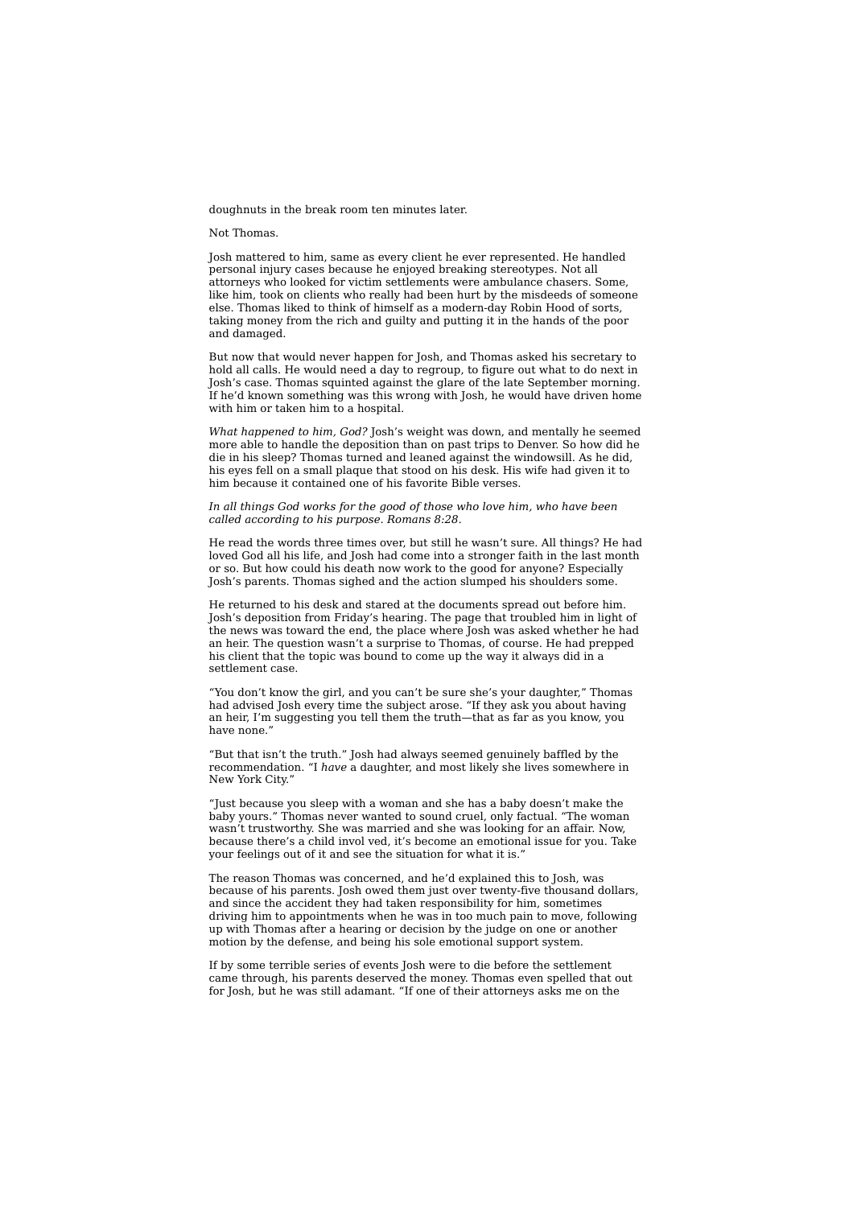doughnuts in the break room ten minutes later.

Not Thomas.

Josh mattered to him, same as every client he ever represented. He handled personal injury cases because he enjoyed breaking stereotypes. Not all attorneys who looked for victim settlements were ambulance chasers. Some, like him, took on clients who really had been hurt by the misdeeds of someone else. Thomas liked to think of himself as a modern-day Robin Hood of sorts, taking money from the rich and guilty and putting it in the hands of the poor and damaged.

But now that would never happen for Josh, and Thomas asked his secretary to hold all calls. He would need a day to regroup, to figure out what to do next in Josh's case. Thomas squinted against the glare of the late September morning. If he'd known something was this wrong with Josh, he would have driven home with him or taken him to a hospital.

*What happened to him, God?* Josh's weight was down, and mentally he seemed more able to handle the deposition than on past trips to Denver. So how did he die in his sleep? Thomas turned and leaned against the windowsill. As he did, his eyes fell on a small plaque that stood on his desk. His wife had given it to him because it contained one of his favorite Bible verses.

*In all things God works for the good of those who love him, who have been called according to his purpose. Romans 8:28.*

He read the words three times over, but still he wasn't sure. All things? He had loved God all his life, and Josh had come into a stronger faith in the last month or so. But how could his death now work to the good for anyone? Especially Josh's parents. Thomas sighed and the action slumped his shoulders some.

He returned to his desk and stared at the documents spread out before him. Josh's deposition from Friday's hearing. The page that troubled him in light of the news was toward the end, the place where Josh was asked whether he had an heir. The question wasn't a surprise to Thomas, of course. He had prepped his client that the topic was bound to come up the way it always did in a settlement case.

"You don't know the girl, and you can't be sure she's your daughter," Thomas had advised Josh every time the subject arose. "If they ask you about having an heir, I'm suggesting you tell them the truth—that as far as you know, you have none."

"But that isn't the truth." Josh had always seemed genuinely baffled by the recommendation. "I *have* a daughter, and most likely she lives somewhere in New York City."

"Just because you sleep with a woman and she has a baby doesn't make the baby yours." Thomas never wanted to sound cruel, only factual. "The woman wasn't trustworthy. She was married and she was looking for an affair. Now, because there's a child invol ved, it's become an emotional issue for you. Take your feelings out of it and see the situation for what it is."

The reason Thomas was concerned, and he'd explained this to Josh, was because of his parents. Josh owed them just over twenty-five thousand dollars, and since the accident they had taken responsibility for him, sometimes driving him to appointments when he was in too much pain to move, following up with Thomas after a hearing or decision by the judge on one or another motion by the defense, and being his sole emotional support system.

If by some terrible series of events Josh were to die before the settlement came through, his parents deserved the money. Thomas even spelled that out for Josh, but he was still adamant. "If one of their attorneys asks me on the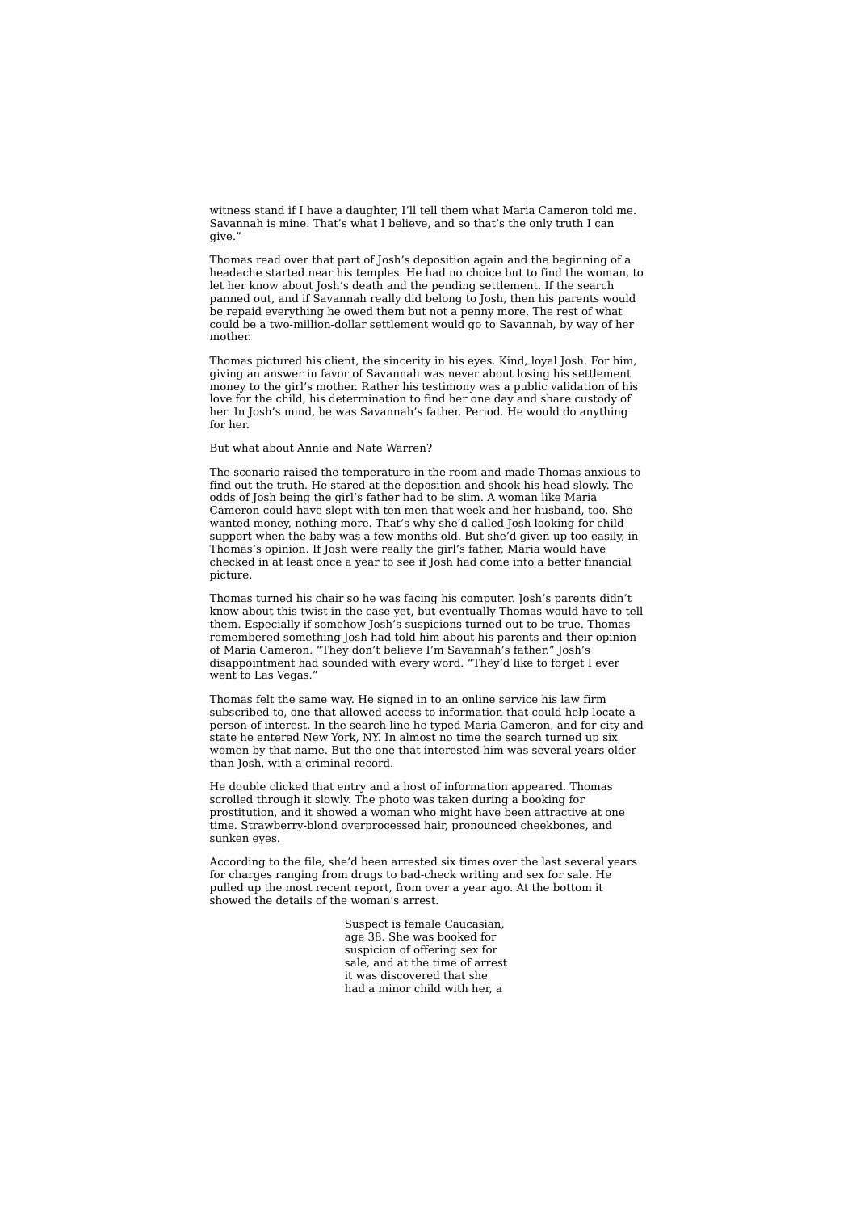witness stand if I have a daughter, I'll tell them what Maria Cameron told me. Savannah is mine. That's what I believe, and so that's the only truth I can give."

Thomas read over that part of Josh's deposition again and the beginning of a headache started near his temples. He had no choice but to find the woman, to let her know about Josh's death and the pending settlement. If the search panned out, and if Savannah really did belong to Josh, then his parents would be repaid everything he owed them but not a penny more. The rest of what could be a two-million-dollar settlement would go to Savannah, by way of her mother.

Thomas pictured his client, the sincerity in his eyes. Kind, loyal Josh. For him, giving an answer in favor of Savannah was never about losing his settlement money to the girl's mother. Rather his testimony was a public validation of his love for the child, his determination to find her one day and share custody of her. In Josh's mind, he was Savannah's father. Period. He would do anything for her.

But what about Annie and Nate Warren?

The scenario raised the temperature in the room and made Thomas anxious to find out the truth. He stared at the deposition and shook his head slowly. The odds of Josh being the girl's father had to be slim. A woman like Maria Cameron could have slept with ten men that week and her husband, too. She wanted money, nothing more. That's why she'd called Josh looking for child support when the baby was a few months old. But she'd given up too easily, in Thomas's opinion. If Josh were really the girl's father, Maria would have checked in at least once a year to see if Josh had come into a better financial picture.

Thomas turned his chair so he was facing his computer. Josh's parents didn't know about this twist in the case yet, but eventually Thomas would have to tell them. Especially if somehow Josh's suspicions turned out to be true. Thomas remembered something Josh had told him about his parents and their opinion of Maria Cameron. "They don't believe I'm Savannah's father." Josh's disappointment had sounded with every word. "They'd like to forget I ever went to Las Vegas."

Thomas felt the same way. He signed in to an online service his law firm subscribed to, one that allowed access to information that could help locate a person of interest. In the search line he typed Maria Cameron, and for city and state he entered New York, NY. In almost no time the search turned up six women by that name. But the one that interested him was several years older than Josh, with a criminal record.

He double clicked that entry and a host of information appeared. Thomas scrolled through it slowly. The photo was taken during a booking for prostitution, and it showed a woman who might have been attractive at one time. Strawberry-blond overprocessed hair, pronounced cheekbones, and sunken eyes.

According to the file, she'd been arrested six times over the last several years for charges ranging from drugs to bad-check writing and sex for sale. He pulled up the most recent report, from over a year ago. At the bottom it showed the details of the woman's arrest.

> Suspect is female Caucasian, age 38. She was booked for suspicion of offering sex for sale, and at the time of arrest it was discovered that she had a minor child with her, a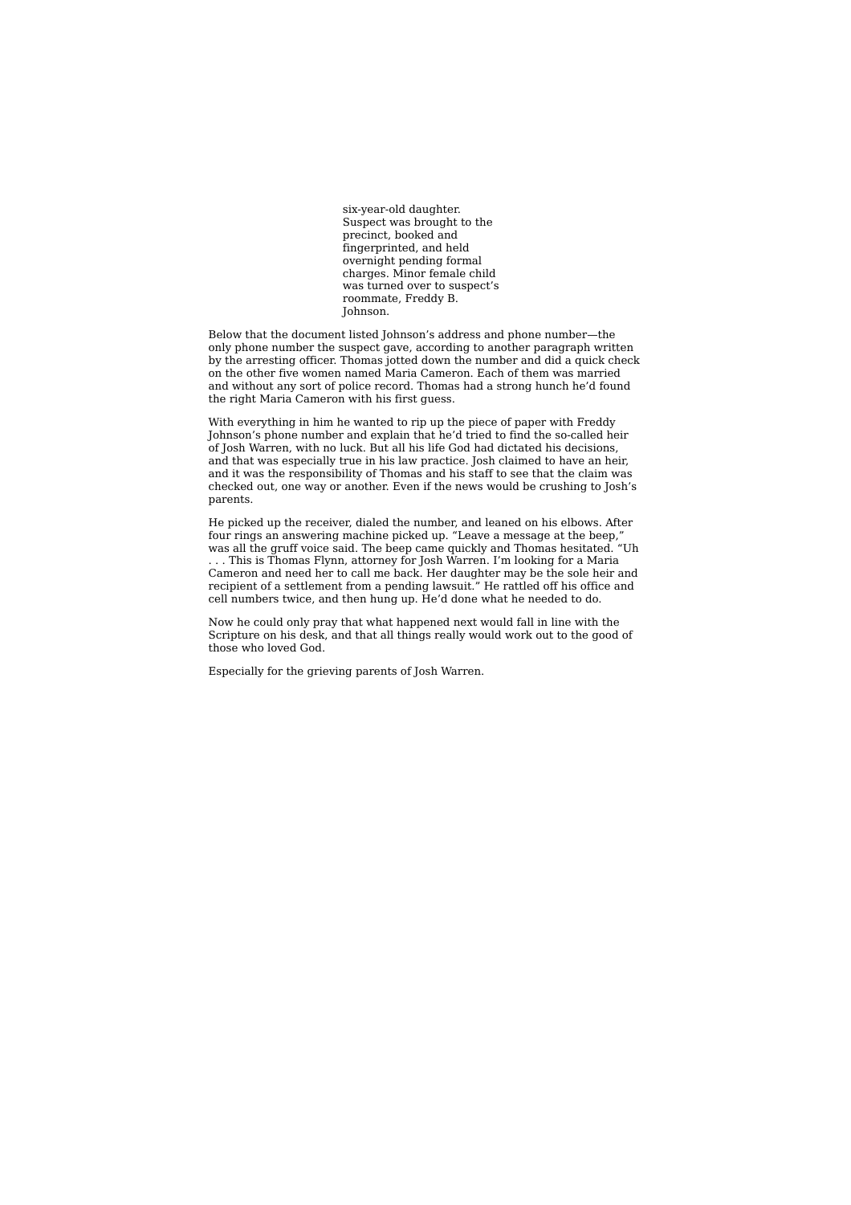> six-year-old daughter. Suspect was brought to the precinct, booked and fingerprinted, and held overnight pending formal charges. Minor female child was turned over to suspect's roommate, Freddy B. Johnson.

Below that the document listed Johnson's address and phone number—the only phone number the suspect gave, according to another paragraph written by the arresting officer. Thomas jotted down the number and did a quick check on the other five women named Maria Cameron. Each of them was married and without any sort of police record. Thomas had a strong hunch he'd found the right Maria Cameron with his first guess.

With everything in him he wanted to rip up the piece of paper with Freddy Johnson's phone number and explain that he'd tried to find the so-called heir of Josh Warren, with no luck. But all his life God had dictated his decisions, and that was especially true in his law practice. Josh claimed to have an heir, and it was the responsibility of Thomas and his staff to see that the claim was checked out, one way or another. Even if the news would be crushing to Josh's parents.

He picked up the receiver, dialed the number, and leaned on his elbows. After four rings an answering machine picked up. "Leave a message at the beep," was all the gruff voice said. The beep came quickly and Thomas hesitated. "Uh . . . This is Thomas Flynn, attorney for Josh Warren. I'm looking for a Maria Cameron and need her to call me back. Her daughter may be the sole heir and recipient of a settlement from a pending lawsuit." He rattled off his office and cell numbers twice, and then hung up. He'd done what he needed to do.

Now he could only pray that what happened next would fall in line with the Scripture on his desk, and that all things really would work out to the good of those who loved God.

Especially for the grieving parents of Josh Warren.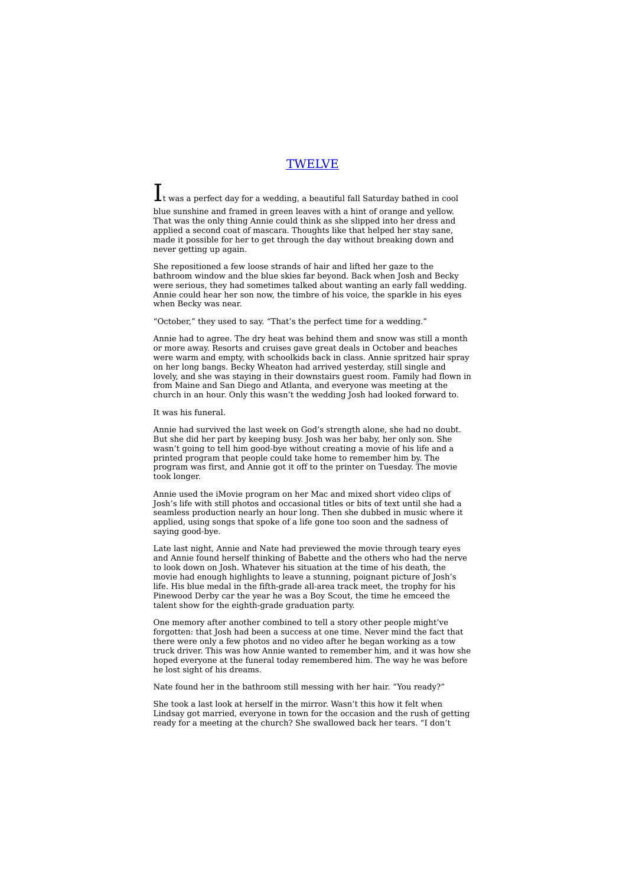# TWELVE

It was a perfect day for a wedding, a beautiful fall Saturday bathed in cool blue sunshine and framed in green leaves with a hint of orange and yellow. That was the only thing Annie could think as she slipped into her dress and applied a second coat of mascara. Thoughts like that helped her stay sane, made it possible for her to get through the day without breaking down and never getting up again.

She repositioned a few loose strands of hair and lifted her gaze to the bathroom window and the blue skies far beyond. Back when Josh and Becky were serious, they had sometimes talked about wanting an early fall wedding. Annie could hear her son now, the timbre of his voice, the sparkle in his eyes when Becky was near.

“October,” they used to say. “That’s the perfect time for a wedding.”

Annie had to agree. The dry heat was behind them and snow was still a month or more away. Resorts and cruises gave great deals in October and beaches were warm and empty, with schoolkids back in class. Annie spritzed hair spray on her long bangs. Becky Wheaton had arrived yesterday, still single and lovely, and she was staying in their downstairs guest room. Family had flown in from Maine and San Diego and Atlanta, and everyone was meeting at the church in an hour. Only this wasn’t the wedding Josh had looked forward to.

It was his funeral.

Annie had survived the last week on God’s strength alone, she had no doubt. But she did her part by keeping busy. Josh was her baby, her only son. She wasn’t going to tell him good-bye without creating a movie of his life and a printed program that people could take home to remember him by. The program was first, and Annie got it off to the printer on Tuesday. The movie took longer.

Annie used the iMovie program on her Mac and mixed short video clips of Josh’s life with still photos and occasional titles or bits of text until she had a seamless production nearly an hour long. Then she dubbed in music where it applied, using songs that spoke of a life gone too soon and the sadness of saying good-bye.

Late last night, Annie and Nate previewed the movie through teary eyes and Annie found herself thinking of Babette and the others who had the nerve to look down on Josh. Whatever his situation at the time of his death, the movie had enough highlights to leave a stunning, poignant picture of Josh’s life. His blue medal in the fifth-grade all-area track meet, the trophy for his Pinewood Derby car the year he was a Boy Scout, the time he emceed the talent show for the eighth-grade graduation party.

One memory after another combined to tell a story other people might’ve forgotten: that Josh had been a success at one time. Never mind the fact that there were only a few photos and no video after he began working as a tow truck driver. This was how Annie wanted to remember him, and it was how she hoped everyone at the funeral today remembered him. The way he was before he lost sight of his dreams.

Nate found her in the bathroom still messing with her hair. “You ready?”

She took a last look at herself in the mirror. Wasn’t this how it felt when Lindsay got married, everyone in town for the occasion and the rush of getting ready for a meeting at the church? She swallowed back her tears. “I don’t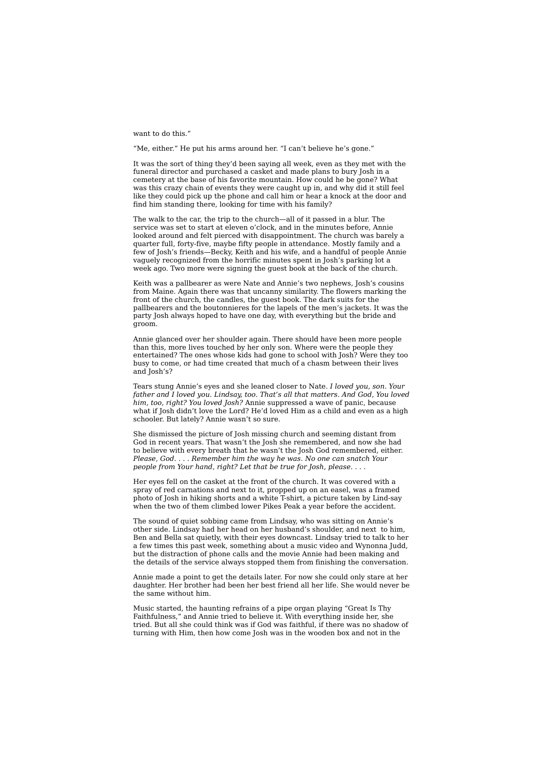want to do this."

"Me, either." He put his arms around her. "I can't believe he's gone."

It was the sort of thing they'd been saying all week, even as they met with the funeral director and purchased a casket and made plans to bury Josh in a cemetery at the base of his favorite mountain. How could he be gone? What was this crazy chain of events they were caught up in, and why did it still feel like they could pick up the phone and call him or hear a knock at the door and find him standing there, looking for time with his family?

The walk to the car, the trip to the church—all of it passed in a blur. The service was set to start at eleven o'clock, and in the minutes before, Annie looked around and felt pierced with disappointment. The church was barely a quarter full, forty-five, maybe fifty people in attendance. Mostly family and a few of Josh's friends—Becky, Keith and his wife, and a handful of people Annie vaguely recognized from the horrific minutes spent in Josh's parking lot a week ago. Two more were signing the guest book at the back of the church.

Keith was a pallbearer as were Nate and Annie's two nephews, Josh's cousins from Maine. Again there was that uncanny similarity. The flowers marking the front of the church, the candles, the guest book. The dark suits for the pallbearers and the boutonnieres for the lapels of the men's jackets. It was the party Josh always hoped to have one day, with everything but the bride and groom.

Annie glanced over her shoulder again. There should have been more people than this, more lives touched by her only son. Where were the people they entertained? The ones whose kids had gone to school with Josh? Were they too busy to come, or had time created that much of a chasm between their lives and Josh's?

Tears stung Annie's eyes and she leaned closer to Nate. *I loved you, son. Your father and I loved you. Lindsay, too. That's all that matters. And God, You loved him, too, right? You loved Josh?* Annie suppressed a wave of panic, because what if Josh didn't love the Lord? He'd loved Him as a child and even as a high schooler. But lately? Annie wasn't so sure.

She dismissed the picture of Josh missing church and seeming distant from God in recent years. That wasn't the Josh she remembered, and now she had to believe with every breath that he wasn't the Josh God remembered, either. *Please, God. . . . Remember him the way he was. No one can snatch Your people from Your hand, right? Let that be true for Josh, please. . . .*

Her eyes fell on the casket at the front of the church. It was covered with a spray of red carnations and next to it, propped up on an easel, was a framed photo of Josh in hiking shorts and a white T-shirt, a picture taken by Lind-say when the two of them climbed lower Pikes Peak a year before the accident.

The sound of quiet sobbing came from Lindsay, who was sitting on Annie's other side. Lindsay had her head on her husband's shoulder, and next to him, Ben and Bella sat quietly, with their eyes downcast. Lindsay tried to talk to her a few times this past week, something about a music video and Wynonna Judd, but the distraction of phone calls and the movie Annie had been making and the details of the service always stopped them from finishing the conversation.

Annie made a point to get the details later. For now she could only stare at her daughter. Her brother had been her best friend all her life. She would never be the same without him.

Music started, the haunting refrains of a pipe organ playing "Great Is Thy Faithfulness," and Annie tried to believe it. With everything inside her, she tried. But all she could think was if God was faithful, if there was no shadow of turning with Him, then how come Josh was in the wooden box and not in the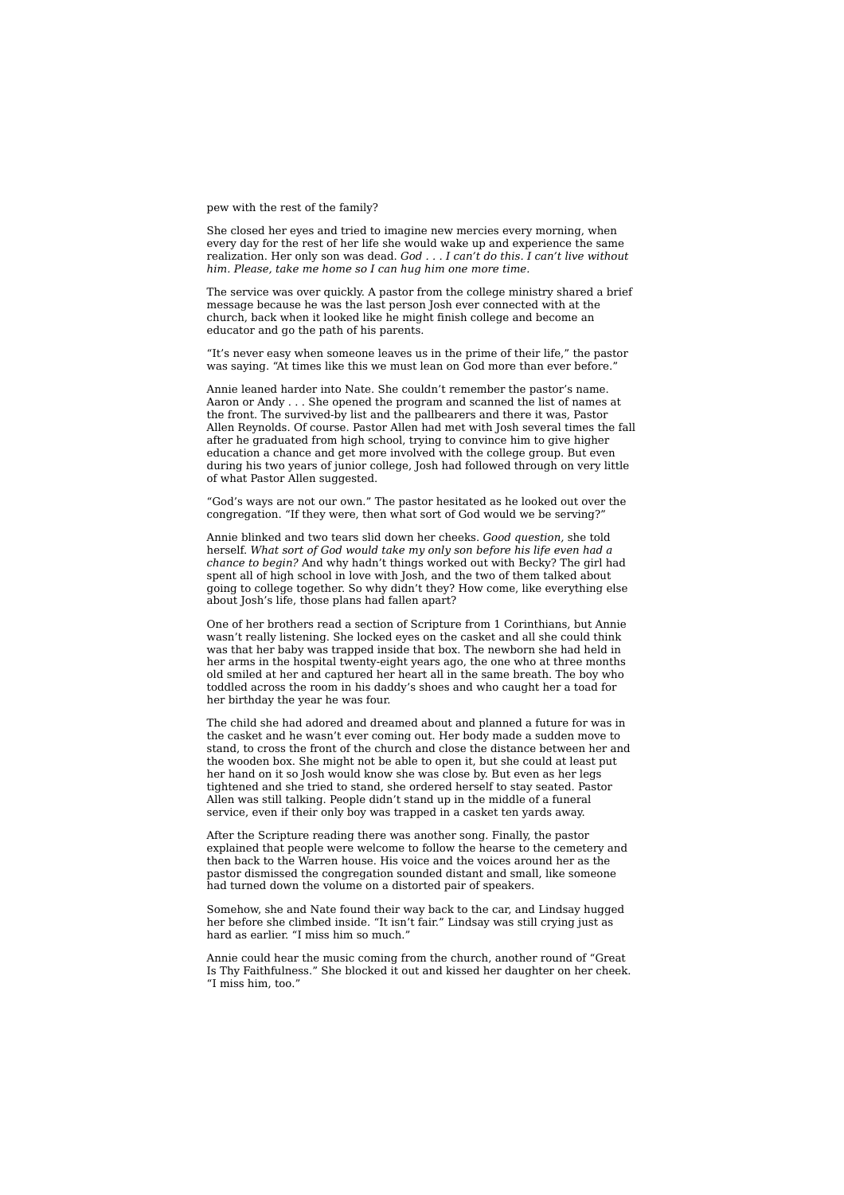pew with the rest of the family?

She closed her eyes and tried to imagine new mercies every morning, when every day for the rest of her life she would wake up and experience the same realization. Her only son was dead. *God . . . I can't do this. I can't live without him. Please, take me home so I can hug him one more time.*

The service was over quickly. A pastor from the college ministry shared a brief message because he was the last person Josh ever connected with at the church, back when it looked like he might finish college and become an educator and go the path of his parents.

"It's never easy when someone leaves us in the prime of their life," the pastor was saying. "At times like this we must lean on God more than ever before."

Annie leaned harder into Nate. She couldn't remember the pastor's name. Aaron or Andy . . . She opened the program and scanned the list of names at the front. The survived-by list and the pallbearers and there it was, Pastor Allen Reynolds. Of course. Pastor Allen had met with Josh several times the fall after he graduated from high school, trying to convince him to give higher education a chance and get more involved with the college group. But even during his two years of junior college, Josh had followed through on very little of what Pastor Allen suggested.

"God's ways are not our own." The pastor hesitated as he looked out over the congregation. "If they were, then what sort of God would we be serving?"

Annie blinked and two tears slid down her cheeks. *Good question,* she told herself. *What sort of God would take my only son before his life even had a chance to begin?* And why hadn't things worked out with Becky? The girl had spent all of high school in love with Josh, and the two of them talked about going to college together. So why didn't they? How come, like everything else about Josh's life, those plans had fallen apart?

One of her brothers read a section of Scripture from 1 Corinthians, but Annie wasn't really listening. She locked eyes on the casket and all she could think was that her baby was trapped inside that box. The newborn she had held in her arms in the hospital twenty-eight years ago, the one who at three months old smiled at her and captured her heart all in the same breath. The boy who toddled across the room in his daddy's shoes and who caught her a toad for her birthday the year he was four.

The child she had adored and dreamed about and planned a future for was in the casket and he wasn't ever coming out. Her body made a sudden move to stand, to cross the front of the church and close the distance between her and the wooden box. She might not be able to open it, but she could at least put her hand on it so Josh would know she was close by. But even as her legs tightened and she tried to stand, she ordered herself to stay seated. Pastor Allen was still talking. People didn't stand up in the middle of a funeral service, even if their only boy was trapped in a casket ten yards away.

After the Scripture reading there was another song. Finally, the pastor explained that people were welcome to follow the hearse to the cemetery and then back to the Warren house. His voice and the voices around her as the pastor dismissed the congregation sounded distant and small, like someone had turned down the volume on a distorted pair of speakers.

Somehow, she and Nate found their way back to the car, and Lindsay hugged her before she climbed inside. "It isn't fair." Lindsay was still crying just as hard as earlier. "I miss him so much."

Annie could hear the music coming from the church, another round of "Great Is Thy Faithfulness." She blocked it out and kissed her daughter on her cheek. "I miss him, too."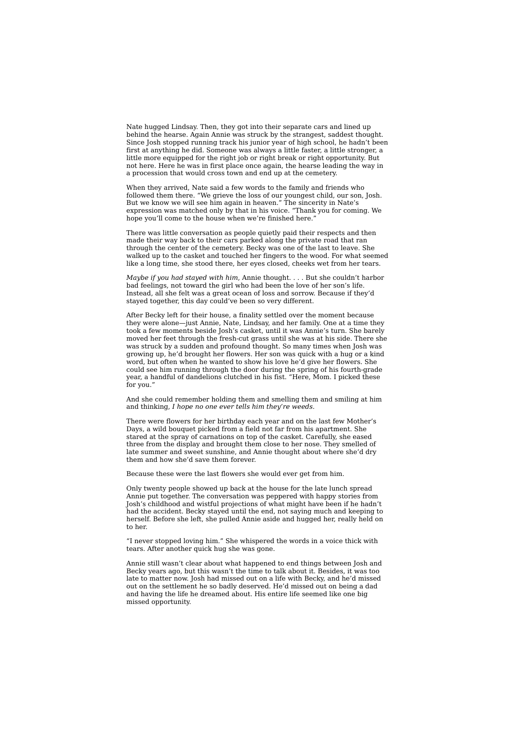Nate hugged Lindsay. Then, they got into their separate cars and lined up behind the hearse. Again Annie was struck by the strangest, saddest thought. Since Josh stopped running track his junior year of high school, he hadn't been first at anything he did. Someone was always a little faster, a little stronger, a little more equipped for the right job or right break or right opportunity. But not here. Here he was in first place once again, the hearse leading the way in a procession that would cross town and end up at the cemetery.

When they arrived, Nate said a few words to the family and friends who followed them there. "We grieve the loss of our youngest child, our son, Josh. But we know we will see him again in heaven." The sincerity in Nate's expression was matched only by that in his voice. "Thank you for coming. We hope you'll come to the house when we're finished here."

There was little conversation as people quietly paid their respects and then made their way back to their cars parked along the private road that ran through the center of the cemetery. Becky was one of the last to leave. She walked up to the casket and touched her fingers to the wood. For what seemed like a long time, she stood there, her eyes closed, cheeks wet from her tears.

*Maybe if you had stayed with him*, Annie thought. . . . But she couldn't harbor bad feelings, not toward the girl who had been the love of her son's life. Instead, all she felt was a great ocean of loss and sorrow. Because if they'd stayed together, this day could've been so very different.

After Becky left for their house, a finality settled over the moment because they were alone—just Annie, Nate, Lindsay, and her family. One at a time they took a few moments beside Josh's casket, until it was Annie's turn. She barely moved her feet through the fresh-cut grass until she was at his side. There she was struck by a sudden and profound thought. So many times when Josh was growing up, he'd brought her flowers. Her son was quick with a hug or a kind word, but often when he wanted to show his love he'd give her flowers. She could see him running through the door during the spring of his fourth-grade year, a handful of dandelions clutched in his fist. "Here, Mom. I picked these for you."

And she could remember holding them and smelling them and smiling at him and thinking, *I hope no one ever tells him they're weeds.*

There were flowers for her birthday each year and on the last few Mother's Days, a wild bouquet picked from a field not far from his apartment. She stared at the spray of carnations on top of the casket. Carefully, she eased three from the display and brought them close to her nose. They smelled of late summer and sweet sunshine, and Annie thought about where she'd dry them and how she'd save them forever.

Because these were the last flowers she would ever get from him.

Only twenty people showed up back at the house for the late lunch spread Annie put together. The conversation was peppered with happy stories from Josh's childhood and wistful projections of what might have been if he hadn't had the accident. Becky stayed until the end, not saying much and keeping to herself. Before she left, she pulled Annie aside and hugged her, really held on to her.

"I never stopped loving him." She whispered the words in a voice thick with tears. After another quick hug she was gone.

Annie still wasn't clear about what happened to end things between Josh and Becky years ago, but this wasn't the time to talk about it. Besides, it was too late to matter now. Josh had missed out on a life with Becky, and he'd missed out on the settlement he so badly deserved. He'd missed out on being a dad and having the life he dreamed about. His entire life seemed like one big missed opportunity.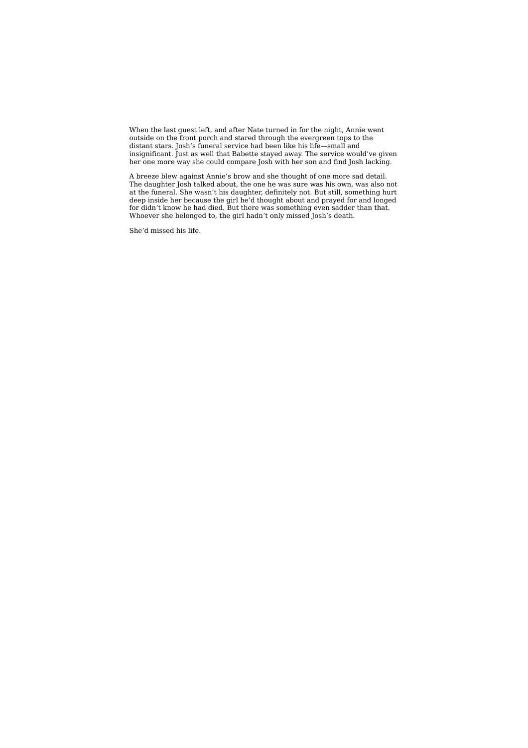When the last guest left, and after Nate turned in for the night, Annie went outside on the front porch and stared through the evergreen tops to the distant stars. Josh's funeral service had been like his life—small and insignificant. Just as well that Babette stayed away. The service would've given her one more way she could compare Josh with her son and find Josh lacking.

A breeze blew against Annie's brow and she thought of one more sad detail. The daughter Josh talked about, the one he was sure was his own, was also not at the funeral. She wasn't his daughter, definitely not. But still, something hurt deep inside her because the girl he'd thought about and prayed for and longed for didn't know he had died. But there was something even sadder than that. Whoever she belonged to, the girl hadn't only missed Josh's death.

She'd missed his life.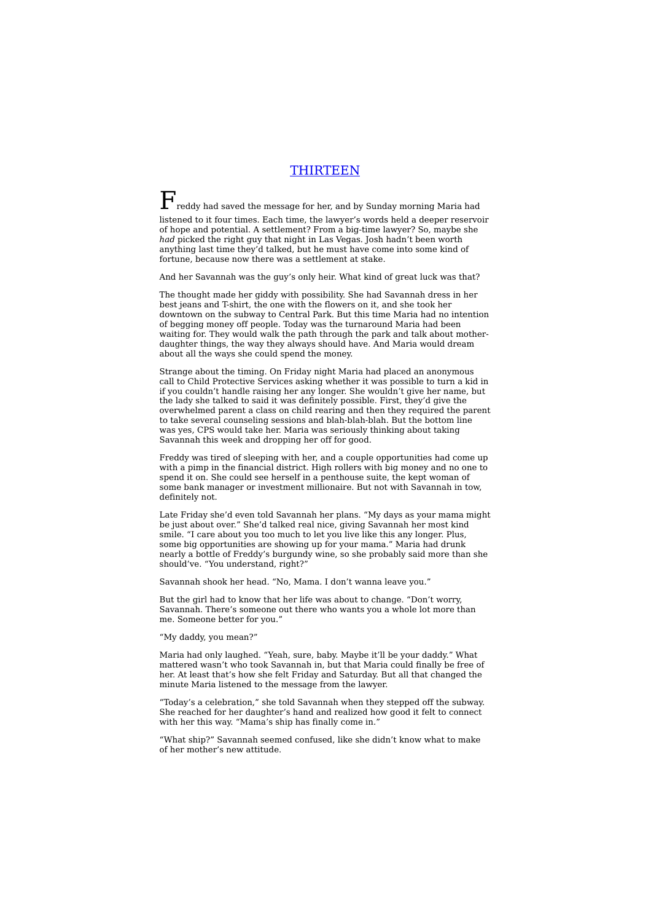# THIRTEEN

Freddy had saved the message for her, and by Sunday morning Maria had listened to it four times. Each time, the lawyer's words held a deeper reservoir of hope and potential. A settlement? From a big-time lawyer? So, maybe she *had* picked the right guy that night in Las Vegas. Josh hadn't been worth anything last time they'd talked, but he must have come into some kind of fortune, because now there was a settlement at stake.

And her Savannah was the guy's only heir. What kind of great luck was that?

The thought made her giddy with possibility. She had Savannah dress in her best jeans and T-shirt, the one with the flowers on it, and she took her downtown on the subway to Central Park. But this time Maria had no intention of begging money off people. Today was the turnaround Maria had been waiting for. They would walk the path through the park and talk about mother-daughter things, the way they always should have. And Maria would dream about all the ways she could spend the money.

Strange about the timing. On Friday night Maria had placed an anonymous call to Child Protective Services asking whether it was possible to turn a kid in if you couldn't handle raising her any longer. She wouldn't give her name, but the lady she talked to said it was definitely possible. First, they'd give the overwhelmed parent a class on child rearing and then they required the parent to take several counseling sessions and blah-blah-blah. But the bottom line was yes, CPS would take her. Maria was seriously thinking about taking Savannah this week and dropping her off for good.

Freddy was tired of sleeping with her, and a couple opportunities had come up with a pimp in the financial district. High rollers with big money and no one to spend it on. She could see herself in a penthouse suite, the kept woman of some bank manager or investment millionaire. But not with Savannah in tow, definitely not.

Late Friday she'd even told Savannah her plans. "My days as your mama might be just about over." She'd talked real nice, giving Savannah her most kind smile. "I care about you too much to let you live like this any longer. Plus, some big opportunities are showing up for your mama." Maria had drunk nearly a bottle of Freddy's burgundy wine, so she probably said more than she should've. "You understand, right?"

Savannah shook her head. "No, Mama. I don't wanna leave you."

But the girl had to know that her life was about to change. "Don't worry, Savannah. There's someone out there who wants you a whole lot more than me. Someone better for you."

"My daddy, you mean?"

Maria had only laughed. "Yeah, sure, baby. Maybe it'll be your daddy." What mattered wasn't who took Savannah in, but that Maria could finally be free of her. At least that's how she felt Friday and Saturday. But all that changed the minute Maria listened to the message from the lawyer.

"Today's a celebration," she told Savannah when they stepped off the subway. She reached for her daughter's hand and realized how good it felt to connect with her this way. "Mama's ship has finally come in."

"What ship?" Savannah seemed confused, like she didn't know what to make of her mother's new attitude.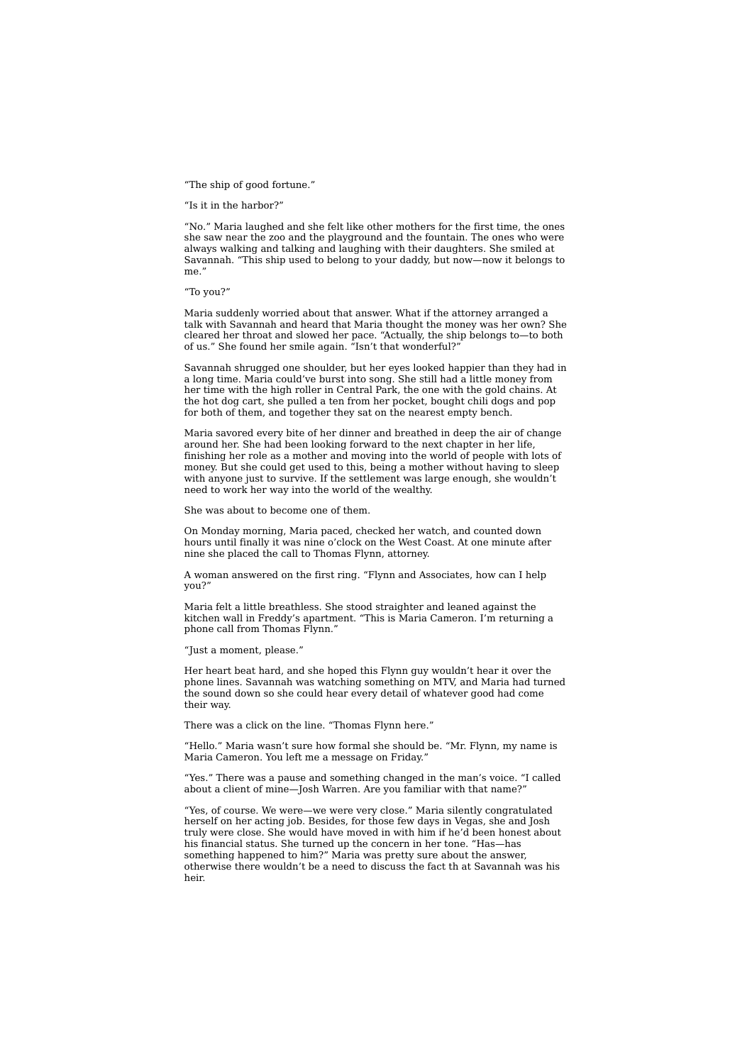“The ship of good fortune.”

“Is it in the harbor?”

“No.” Maria laughed and she felt like other mothers for the first time, the ones she saw near the zoo and the playground and the fountain. The ones who were always walking and talking and laughing with their daughters. She smiled at Savannah. “This ship used to belong to your daddy, but now—now it belongs to me.”

“To you?”

Maria suddenly worried about that answer. What if the attorney arranged a talk with Savannah and heard that Maria thought the money was her own? She cleared her throat and slowed her pace. “Actually, the ship belongs to—to both of us.” She found her smile again. “Isn’t that wonderful?”

Savannah shrugged one shoulder, but her eyes looked happier than they had in a long time. Maria could’ve burst into song. She still had a little money from her time with the high roller in Central Park, the one with the gold chains. At the hot dog cart, she pulled a ten from her pocket, bought chili dogs and pop for both of them, and together they sat on the nearest empty bench.

Maria savored every bite of her dinner and breathed in deep the air of change around her. She had been looking forward to the next chapter in her life, finishing her role as a mother and moving into the world of people with lots of money. But she could get used to this, being a mother without having to sleep with anyone just to survive. If the settlement was large enough, she wouldn’t need to work her way into the world of the wealthy.

She was about to become one of them.

On Monday morning, Maria paced, checked her watch, and counted down hours until finally it was nine o’clock on the West Coast. At one minute after nine she placed the call to Thomas Flynn, attorney.

A woman answered on the first ring. “Flynn and Associates, how can I help you?”

Maria felt a little breathless. She stood straighter and leaned against the kitchen wall in Freddy’s apartment. “This is Maria Cameron. I’m returning a phone call from Thomas Flynn.”

“Just a moment, please.”

Her heart beat hard, and she hoped this Flynn guy wouldn’t hear it over the phone lines. Savannah was watching something on MTV, and Maria had turned the sound down so she could hear every detail of whatever good had come their way.

There was a click on the line. “Thomas Flynn here.”

“Hello.” Maria wasn’t sure how formal she should be. “Mr. Flynn, my name is Maria Cameron. You left me a message on Friday.”

“Yes.” There was a pause and something changed in the man’s voice. “I called about a client of mine—Josh Warren. Are you familiar with that name?”

“Yes, of course. We were—we were very close.” Maria silently congratulated herself on her acting job. Besides, for those few days in Vegas, she and Josh truly were close. She would have moved in with him if he’d been honest about his financial status. She turned up the concern in her tone. “Has—has something happened to him?” Maria was pretty sure about the answer, otherwise there wouldn’t be a need to discuss the fact th at Savannah was his heir.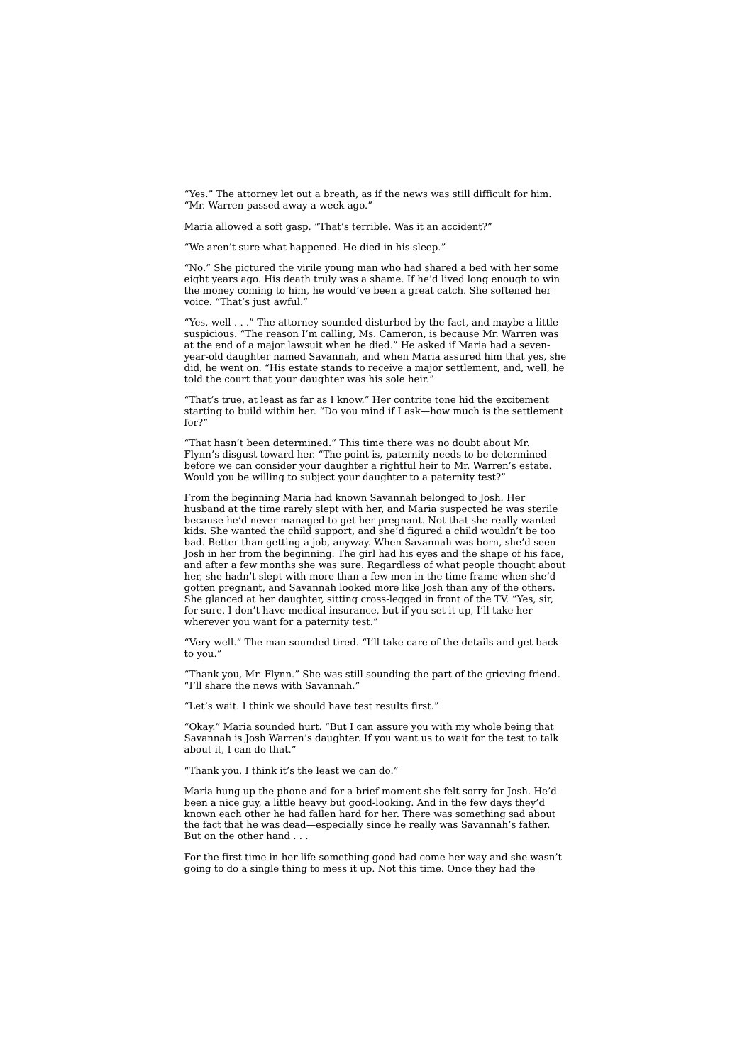"Yes." The attorney let out a breath, as if the news was still difficult for him. "Mr. Warren passed away a week ago."

Maria allowed a soft gasp. "That's terrible. Was it an accident?"

"We aren't sure what happened. He died in his sleep."

"No." She pictured the virile young man who had shared a bed with her some eight years ago. His death truly was a shame. If he'd lived long enough to win the money coming to him, he would've been a great catch. She softened her voice. "That's just awful."

"Yes, well . . ." The attorney sounded disturbed by the fact, and maybe a little suspicious. "The reason I'm calling, Ms. Cameron, is because Mr. Warren was at the end of a major lawsuit when he died." He asked if Maria had a seven-year-old daughter named Savannah, and when Maria assured him that yes, she did, he went on. "His estate stands to receive a major settlement, and, well, he told the court that your daughter was his sole heir."

"That's true, at least as far as I know." Her contrite tone hid the excitement starting to build within her. "Do you mind if I ask—how much is the settlement for?"

"That hasn't been determined." This time there was no doubt about Mr. Flynn's disgust toward her. "The point is, paternity needs to be determined before we can consider your daughter a rightful heir to Mr. Warren's estate. Would you be willing to subject your daughter to a paternity test?"

From the beginning Maria had known Savannah belonged to Josh. Her husband at the time rarely slept with her, and Maria suspected he was sterile because he'd never managed to get her pregnant. Not that she really wanted kids. She wanted the child support, and she'd figured a child wouldn't be too bad. Better than getting a job, anyway. When Savannah was born, she'd seen Josh in her from the beginning. The girl had his eyes and the shape of his face, and after a few months she was sure. Regardless of what people thought about her, she hadn't slept with more than a few men in the time frame when she'd gotten pregnant, and Savannah looked more like Josh than any of the others. She glanced at her daughter, sitting cross-legged in front of the TV. "Yes, sir, for sure. I don't have medical insurance, but if you set it up, I'll take her wherever you want for a paternity test."

"Very well." The man sounded tired. "I'll take care of the details and get back to you."

"Thank you, Mr. Flynn." She was still sounding the part of the grieving friend. "I'll share the news with Savannah."

"Let's wait. I think we should have test results first."

"Okay." Maria sounded hurt. "But I can assure you with my whole being that Savannah is Josh Warren's daughter. If you want us to wait for the test to talk about it, I can do that."

"Thank you. I think it's the least we can do."

Maria hung up the phone and for a brief moment she felt sorry for Josh. He'd been a nice guy, a little heavy but good-looking. And in the few days they'd known each other he had fallen hard for her. There was something sad about the fact that he was dead—especially since he really was Savannah's father. But on the other hand . . .

For the first time in her life something good had come her way and she wasn't going to do a single thing to mess it up. Not this time. Once they had the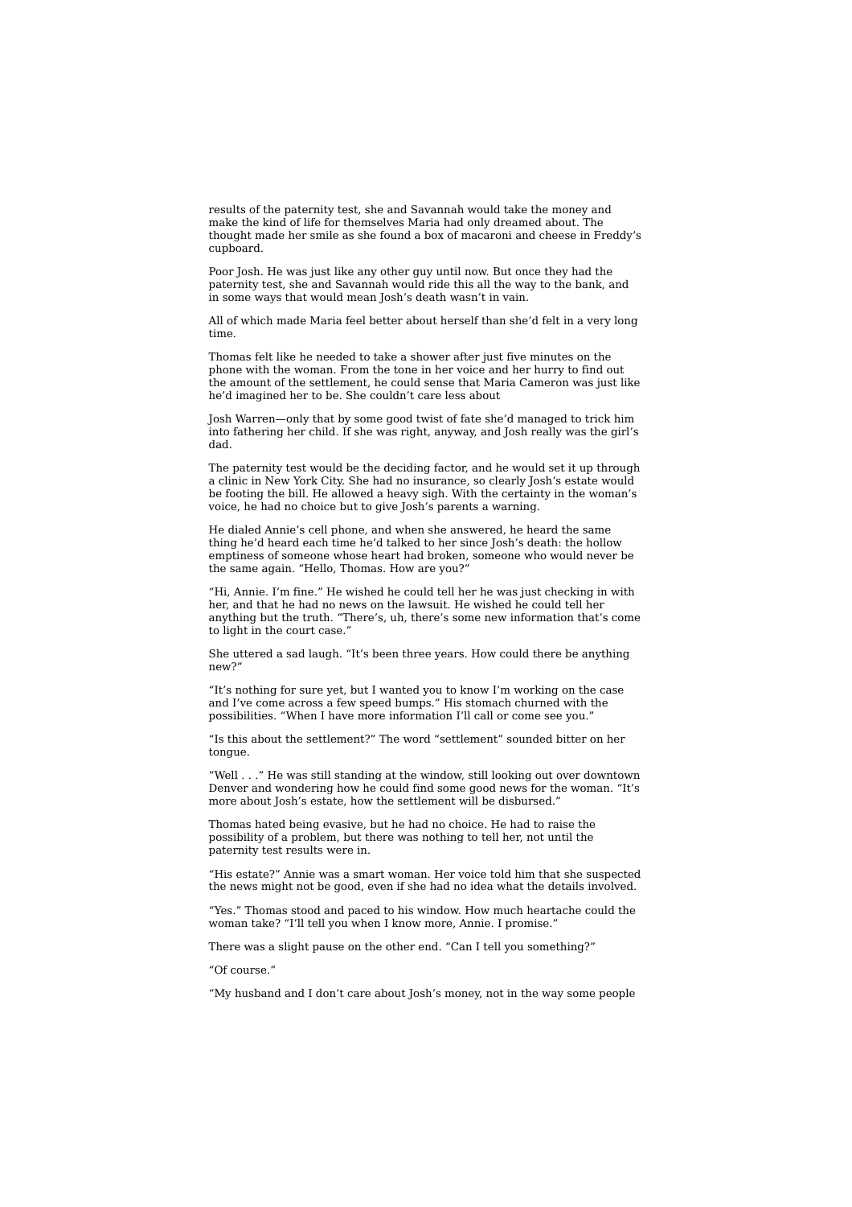results of the paternity test, she and Savannah would take the money and make the kind of life for themselves Maria had only dreamed about. The thought made her smile as she found a box of macaroni and cheese in Freddy's cupboard.

Poor Josh. He was just like any other guy until now. But once they had the paternity test, she and Savannah would ride this all the way to the bank, and in some ways that would mean Josh's death wasn't in vain.

All of which made Maria feel better about herself than she'd felt in a very long time.

Thomas felt like he needed to take a shower after just five minutes on the phone with the woman. From the tone in her voice and her hurry to find out the amount of the settlement, he could sense that Maria Cameron was just like he'd imagined her to be. She couldn't care less about

Josh Warren—only that by some good twist of fate she'd managed to trick him into fathering her child. If she was right, anyway, and Josh really was the girl's dad.

The paternity test would be the deciding factor, and he would set it up through a clinic in New York City. She had no insurance, so clearly Josh's estate would be footing the bill. He allowed a heavy sigh. With the certainty in the woman's voice, he had no choice but to give Josh's parents a warning.

He dialed Annie's cell phone, and when she answered, he heard the same thing he'd heard each time he'd talked to her since Josh's death: the hollow emptiness of someone whose heart had broken, someone who would never be the same again. "Hello, Thomas. How are you?"

"Hi, Annie. I'm fine." He wished he could tell her he was just checking in with her, and that he had no news on the lawsuit. He wished he could tell her anything but the truth. "There's, uh, there's some new information that's come to light in the court case."

She uttered a sad laugh. "It's been three years. How could there be anything new?"

"It's nothing for sure yet, but I wanted you to know I'm working on the case and I've come across a few speed bumps." His stomach churned with the possibilities. "When I have more information I'll call or come see you."

"Is this about the settlement?" The word "settlement" sounded bitter on her tongue.

"Well . . ." He was still standing at the window, still looking out over downtown Denver and wondering how he could find some good news for the woman. "It's more about Josh's estate, how the settlement will be disbursed."

Thomas hated being evasive, but he had no choice. He had to raise the possibility of a problem, but there was nothing to tell her, not until the paternity test results were in.

"His estate?" Annie was a smart woman. Her voice told him that she suspected the news might not be good, even if she had no idea what the details involved.

"Yes." Thomas stood and paced to his window. How much heartache could the woman take? "I'll tell you when I know more, Annie. I promise."

There was a slight pause on the other end. "Can I tell you something?"

"Of course."

"My husband and I don't care about Josh's money, not in the way some people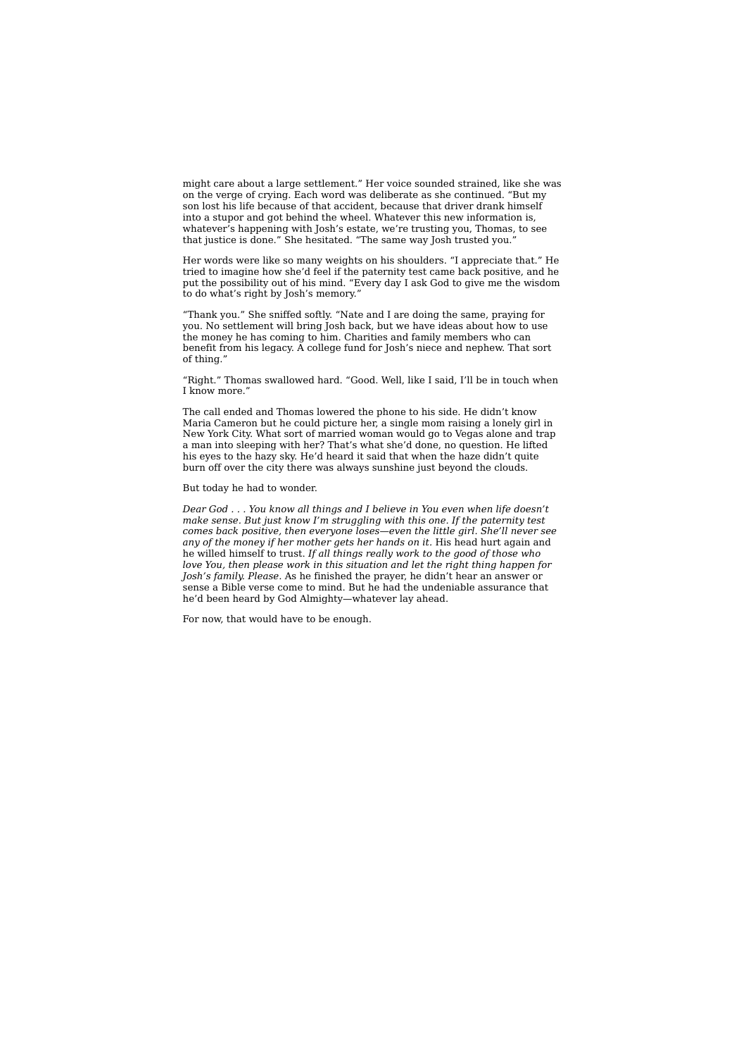might care about a large settlement." Her voice sounded strained, like she was on the verge of crying. Each word was deliberate as she continued. "But my son lost his life because of that accident, because that driver drank himself into a stupor and got behind the wheel. Whatever this new information is, whatever's happening with Josh's estate, we're trusting you, Thomas, to see that justice is done." She hesitated. "The same way Josh trusted you."

Her words were like so many weights on his shoulders. "I appreciate that." He tried to imagine how she'd feel if the paternity test came back positive, and he put the possibility out of his mind. "Every day I ask God to give me the wisdom to do what's right by Josh's memory."

"Thank you." She sniffed softly. "Nate and I are doing the same, praying for you. No settlement will bring Josh back, but we have ideas about how to use the money he has coming to him. Charities and family members who can benefit from his legacy. A college fund for Josh's niece and nephew. That sort of thing."

"Right." Thomas swallowed hard. "Good. Well, like I said, I'll be in touch when I know more."

The call ended and Thomas lowered the phone to his side. He didn't know Maria Cameron but he could picture her, a single mom raising a lonely girl in New York City. What sort of married woman would go to Vegas alone and trap a man into sleeping with her? That's what she'd done, no question. He lifted his eyes to the hazy sky. He'd heard it said that when the haze didn't quite burn off over the city there was always sunshine just beyond the clouds.

But today he had to wonder.

*Dear God . . . You know all things and I believe in You even when life doesn't make sense. But just know I'm struggling with this one. If the paternity test comes back positive, then everyone loses—even the little girl. She'll never see any of the money if her mother gets her hands on it.* His head hurt again and he willed himself to trust. *If all things really work to the good of those who love You, then please work in this situation and let the right thing happen for Josh's family. Please.* As he finished the prayer, he didn't hear an answer or sense a Bible verse come to mind. But he had the undeniable assurance that he'd been heard by God Almighty—whatever lay ahead.

For now, that would have to be enough.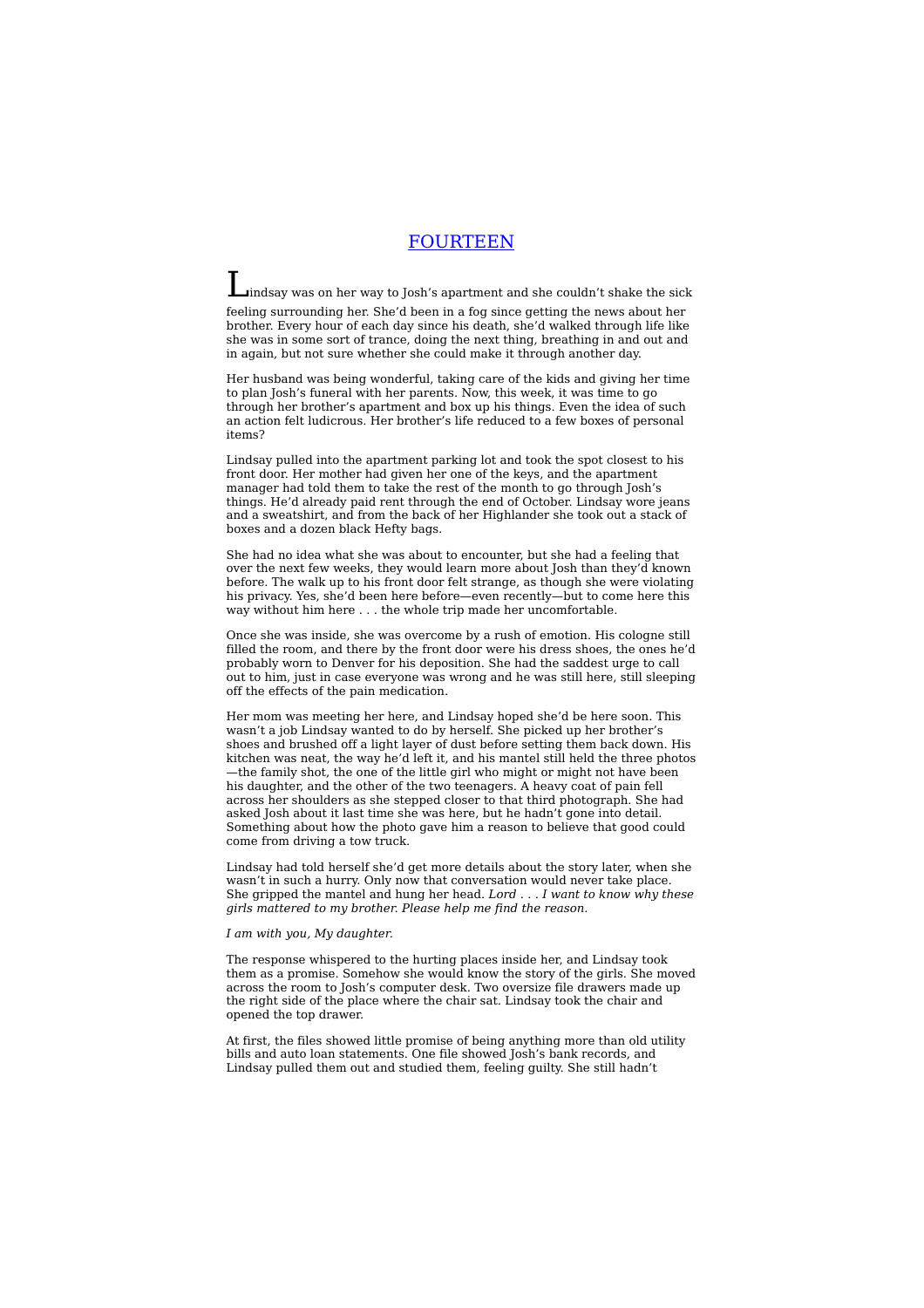# FOURTEEN

Lindsay was on her way to Josh's apartment and she couldn't shake the sick feeling surrounding her. She'd been in a fog since getting the news about her brother. Every hour of each day since his death, she'd walked through life like she was in some sort of trance, doing the next thing, breathing in and out and in again, but not sure whether she could make it through another day.

Her husband was being wonderful, taking care of the kids and giving her time to plan Josh's funeral with her parents. Now, this week, it was time to go through her brother's apartment and box up his things. Even the idea of such an action felt ludicrous. Her brother's life reduced to a few boxes of personal items?

Lindsay pulled into the apartment parking lot and took the spot closest to his front door. Her mother had given her one of the keys, and the apartment manager had told them to take the rest of the month to go through Josh's things. He'd already paid rent through the end of October. Lindsay wore jeans and a sweatshirt, and from the back of her Highlander she took out a stack of boxes and a dozen black Hefty bags.

She had no idea what she was about to encounter, but she had a feeling that over the next few weeks, they would learn more about Josh than they'd known before. The walk up to his front door felt strange, as though she were violating his privacy. Yes, she'd been here before—even recently—but to come here this way without him here . . . the whole trip made her uncomfortable.

Once she was inside, she was overcome by a rush of emotion. His cologne still filled the room, and there by the front door were his dress shoes, the ones he'd probably worn to Denver for his deposition. She had the saddest urge to call out to him, just in case everyone was wrong and he was still here, still sleeping off the effects of the pain medication.

Her mom was meeting her here, and Lindsay hoped she'd be here soon. This wasn't a job Lindsay wanted to do by herself. She picked up her brother's shoes and brushed off a light layer of dust before setting them back down. His kitchen was neat, the way he'd left it, and his mantel still held the three photos—the family shot, the one of the little girl who might or might not have been his daughter, and the other of the two teenagers. A heavy coat of pain fell across her shoulders as she stepped closer to that third photograph. She had asked Josh about it last time she was here, but he hadn't gone into detail. Something about how the photo gave him a reason to believe that good could come from driving a tow truck.

Lindsay had told herself she'd get more details about the story later, when she wasn't in such a hurry. Only now that conversation would never take place. She gripped the mantel and hung her head. *Lord . . . I want to know why these girls mattered to my brother. Please help me find the reason.*

*I am with you, My daughter.*

The response whispered to the hurting places inside her, and Lindsay took them as a promise. Somehow she would know the story of the girls. She moved across the room to Josh's computer desk. Two oversize file drawers made up the right side of the place where the chair sat. Lindsay took the chair and opened the top drawer.

At first, the files showed little promise of being anything more than old utility bills and auto loan statements. One file showed Josh's bank records, and Lindsay pulled them out and studied them, feeling guilty. She still hadn't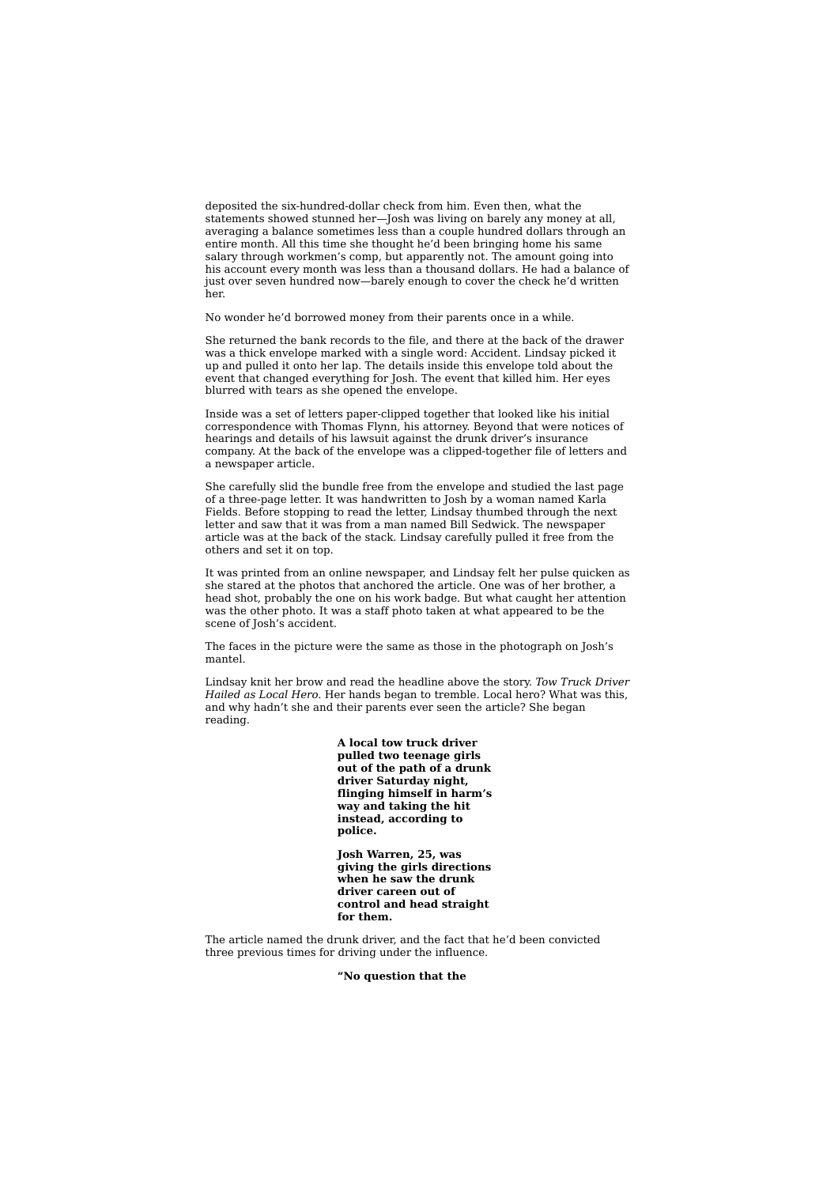deposited the six-hundred-dollar check from him. Even then, what the statements showed stunned her—Josh was living on barely any money at all, averaging a balance sometimes less than a couple hundred dollars through an entire month. All this time she thought he'd been bringing home his same salary through workmen's comp, but apparently not. The amount going into his account every month was less than a thousand dollars. He had a balance of just over seven hundred now—barely enough to cover the check he'd written her.

No wonder he'd borrowed money from their parents once in a while.

She returned the bank records to the file, and there at the back of the drawer was a thick envelope marked with a single word: Accident. Lindsay picked it up and pulled it onto her lap. The details inside this envelope told about the event that changed everything for Josh. The event that killed him. Her eyes blurred with tears as she opened the envelope.

Inside was a set of letters paper-clipped together that looked like his initial correspondence with Thomas Flynn, his attorney. Beyond that were notices of hearings and details of his lawsuit against the drunk driver's insurance company. At the back of the envelope was a clipped-together file of letters and a newspaper article.

She carefully slid the bundle free from the envelope and studied the last page of a three-page letter. It was handwritten to Josh by a woman named Karla Fields. Before stopping to read the letter, Lindsay thumbed through the next letter and saw that it was from a man named Bill Sedwick. The newspaper article was at the back of the stack. Lindsay carefully pulled it free from the others and set it on top.

It was printed from an online newspaper, and Lindsay felt her pulse quicken as she stared at the photos that anchored the article. One was of her brother, a head shot, probably the one on his work badge. But what caught her attention was the other photo. It was a staff photo taken at what appeared to be the scene of Josh's accident.

The faces in the picture were the same as those in the photograph on Josh's mantel.

Lindsay knit her brow and read the headline above the story. *Tow Truck Driver Hailed as Local Hero.* Her hands began to tremble. Local hero? What was this, and why hadn't she and their parents ever seen the article? She began reading.

> **A local tow truck driver pulled two teenage girls out of the path of a drunk driver Saturday night, flinging himself in harm's way and taking the hit instead, according to police.**
>
> **Josh Warren, 25, was giving the girls directions when he saw the drunk driver careen out of control and head straight for them.**

The article named the drunk driver, and the fact that he'd been convicted three previous times for driving under the influence.

> **"No question that the**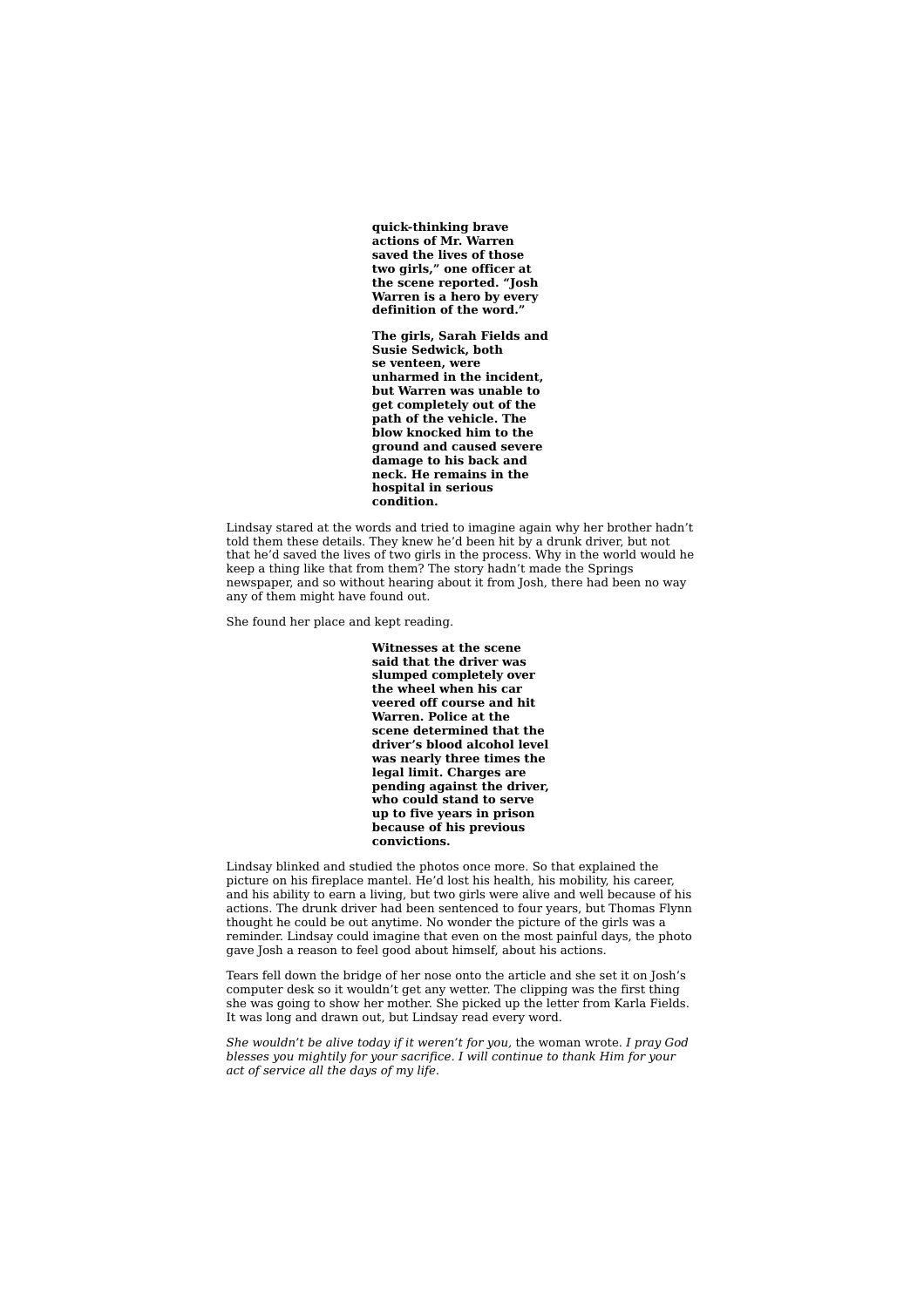**quick-thinking brave actions of Mr. Warren saved the lives of those two girls," one officer at the scene reported. "Josh Warren is a hero by every definition of the word."**

**The girls, Sarah Fields and Susie Sedwick, both se venteen, were unharmed in the incident, but Warren was unable to get completely out of the path of the vehicle. The blow knocked him to the ground and caused severe damage to his back and neck. He remains in the hospital in serious condition.**

Lindsay stared at the words and tried to imagine again why her brother hadn't told them these details. They knew he'd been hit by a drunk driver, but not that he'd saved the lives of two girls in the process. Why in the world would he keep a thing like that from them? The story hadn't made the Springs newspaper, and so without hearing about it from Josh, there had been no way any of them might have found out.

She found her place and kept reading.

**Witnesses at the scene said that the driver was slumped completely over the wheel when his car veered off course and hit Warren. Police at the scene determined that the driver's blood alcohol level was nearly three times the legal limit. Charges are pending against the driver, who could stand to serve up to five years in prison because of his previous convictions.**

Lindsay blinked and studied the photos once more. So that explained the picture on his fireplace mantel. He'd lost his health, his mobility, his career, and his ability to earn a living, but two girls were alive and well because of his actions. The drunk driver had been sentenced to four years, but Thomas Flynn thought he could be out anytime. No wonder the picture of the girls was a reminder. Lindsay could imagine that even on the most painful days, the photo gave Josh a reason to feel good about himself, about his actions.

Tears fell down the bridge of her nose onto the article and she set it on Josh's computer desk so it wouldn't get any wetter. The clipping was the first thing she was going to show her mother. She picked up the letter from Karla Fields. It was long and drawn out, but Lindsay read every word.

*She wouldn't be alive today if it weren't for you,* the woman wrote. *I pray God blesses you mightily for your sacrifice. I will continue to thank Him for your act of service all the days of my life.*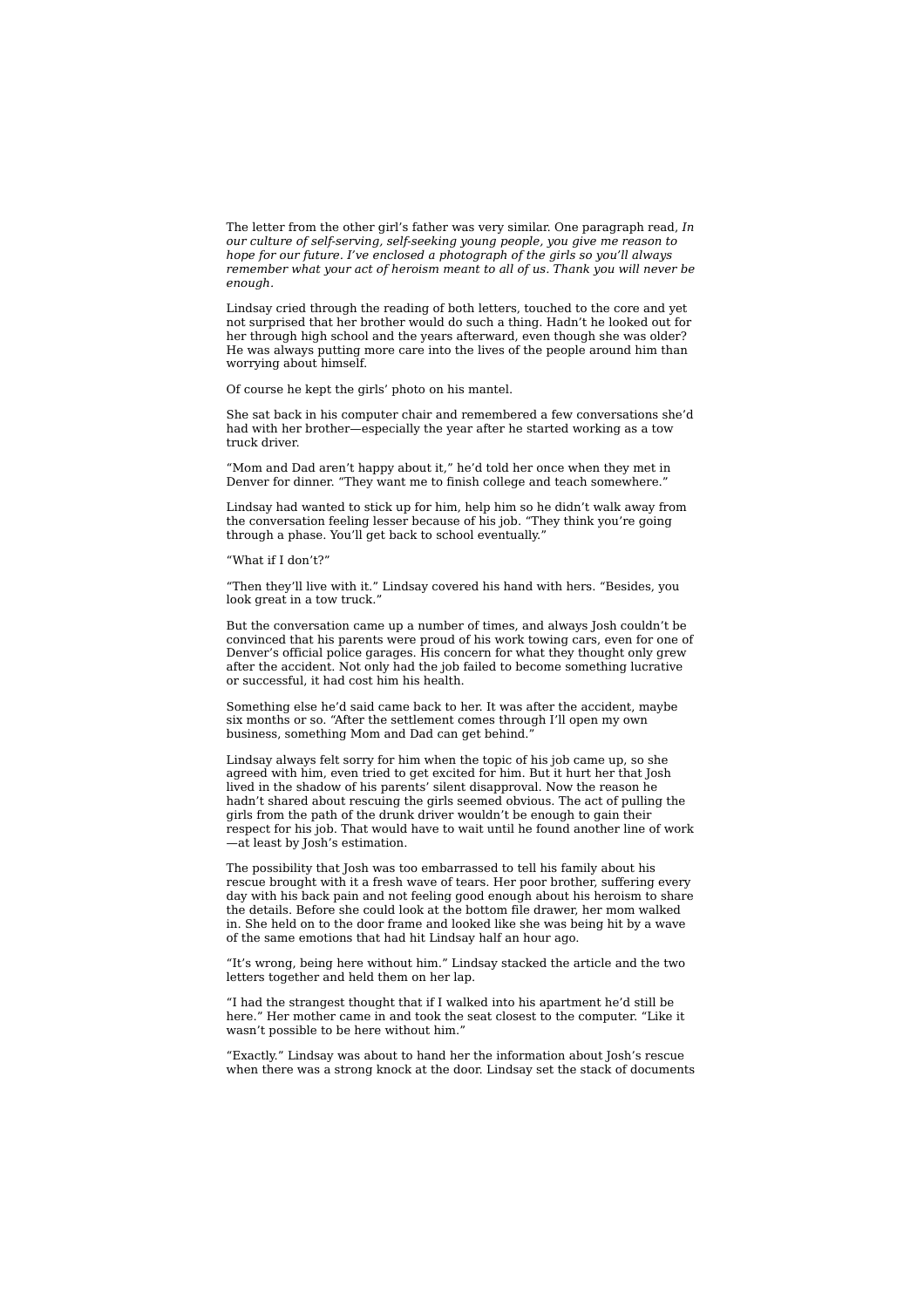The letter from the other girl's father was very similar. One paragraph read, *In our culture of self-serving, self-seeking young people, you give me reason to hope for our future. I've enclosed a photograph of the girls so you'll always remember what your act of heroism meant to all of us. Thank you will never be enough.*

Lindsay cried through the reading of both letters, touched to the core and yet not surprised that her brother would do such a thing. Hadn't he looked out for her through high school and the years afterward, even though she was older? He was always putting more care into the lives of the people around him than worrying about himself.

Of course he kept the girls' photo on his mantel.

She sat back in his computer chair and remembered a few conversations she'd had with her brother—especially the year after he started working as a tow truck driver.

"Mom and Dad aren't happy about it," he'd told her once when they met in Denver for dinner. "They want me to finish college and teach somewhere."

Lindsay had wanted to stick up for him, help him so he didn't walk away from the conversation feeling lesser because of his job. "They think you're going through a phase. You'll get back to school eventually."

"What if I don't?"

"Then they'll live with it." Lindsay covered his hand with hers. "Besides, you look great in a tow truck."

But the conversation came up a number of times, and always Josh couldn't be convinced that his parents were proud of his work towing cars, even for one of Denver's official police garages. His concern for what they thought only grew after the accident. Not only had the job failed to become something lucrative or successful, it had cost him his health.

Something else he'd said came back to her. It was after the accident, maybe six months or so. "After the settlement comes through I'll open my own business, something Mom and Dad can get behind."

Lindsay always felt sorry for him when the topic of his job came up, so she agreed with him, even tried to get excited for him. But it hurt her that Josh lived in the shadow of his parents' silent disapproval. Now the reason he hadn't shared about rescuing the girls seemed obvious. The act of pulling the girls from the path of the drunk driver wouldn't be enough to gain their respect for his job. That would have to wait until he found another line of work—at least by Josh's estimation.

The possibility that Josh was too embarrassed to tell his family about his rescue brought with it a fresh wave of tears. Her poor brother, suffering every day with his back pain and not feeling good enough about his heroism to share the details. Before she could look at the bottom file drawer, her mom walked in. She held on to the door frame and looked like she was being hit by a wave of the same emotions that had hit Lindsay half an hour ago.

"It's wrong, being here without him." Lindsay stacked the article and the two letters together and held them on her lap.

"I had the strangest thought that if I walked into his apartment he'd still be here." Her mother came in and took the seat closest to the computer. "Like it wasn't possible to be here without him."

"Exactly." Lindsay was about to hand her the information about Josh's rescue when there was a strong knock at the door. Lindsay set the stack of documents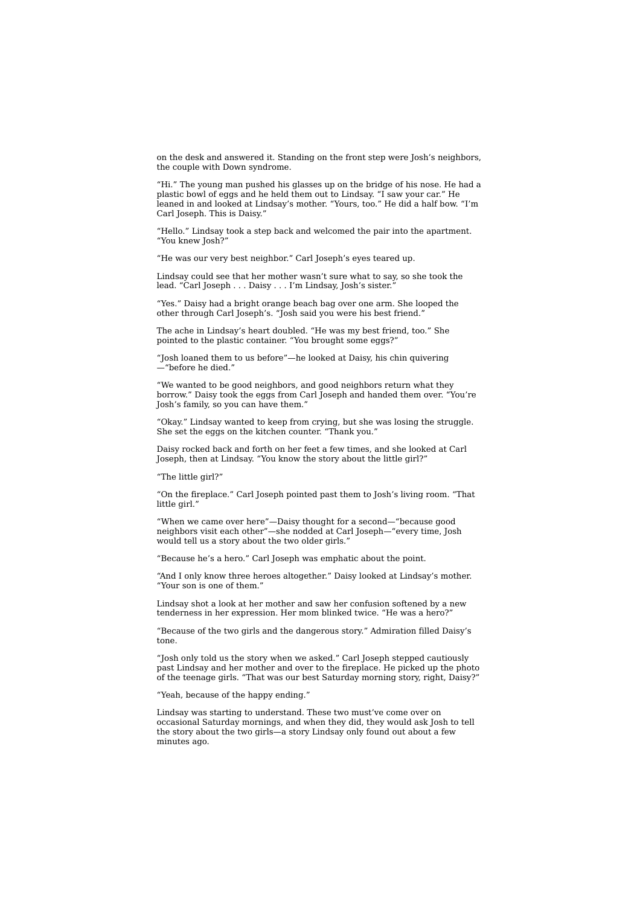on the desk and answered it. Standing on the front step were Josh's neighbors, the couple with Down syndrome.

"Hi." The young man pushed his glasses up on the bridge of his nose. He had a plastic bowl of eggs and he held them out to Lindsay. "I saw your car." He leaned in and looked at Lindsay's mother. "Yours, too." He did a half bow. "I'm Carl Joseph. This is Daisy."

"Hello." Lindsay took a step back and welcomed the pair into the apartment. "You knew Josh?"

"He was our very best neighbor." Carl Joseph's eyes teared up.

Lindsay could see that her mother wasn't sure what to say, so she took the lead. "Carl Joseph . . . Daisy . . . I'm Lindsay, Josh's sister."

"Yes." Daisy had a bright orange beach bag over one arm. She looped the other through Carl Joseph's. "Josh said you were his best friend."

The ache in Lindsay's heart doubled. "He was my best friend, too." She pointed to the plastic container. "You brought some eggs?"

"Josh loaned them to us before"—he looked at Daisy, his chin quivering—"before he died."

"We wanted to be good neighbors, and good neighbors return what they borrow." Daisy took the eggs from Carl Joseph and handed them over. "You're Josh's family, so you can have them."

"Okay." Lindsay wanted to keep from crying, but she was losing the struggle. She set the eggs on the kitchen counter. "Thank you."

Daisy rocked back and forth on her feet a few times, and she looked at Carl Joseph, then at Lindsay. "You know the story about the little girl?"

"The little girl?"

"On the fireplace." Carl Joseph pointed past them to Josh's living room. "That little girl."

"When we came over here"—Daisy thought for a second—"because good neighbors visit each other"—she nodded at Carl Joseph—"every time, Josh would tell us a story about the two older girls."

"Because he's a hero." Carl Joseph was emphatic about the point.

"And I only know three heroes altogether." Daisy looked at Lindsay's mother. "Your son is one of them."

Lindsay shot a look at her mother and saw her confusion softened by a new tenderness in her expression. Her mom blinked twice. "He was a hero?"

"Because of the two girls and the dangerous story." Admiration filled Daisy's tone.

"Josh only told us the story when we asked." Carl Joseph stepped cautiously past Lindsay and her mother and over to the fireplace. He picked up the photo of the teenage girls. "That was our best Saturday morning story, right, Daisy?"

"Yeah, because of the happy ending."

Lindsay was starting to understand. These two must've come over on occasional Saturday mornings, and when they did, they would ask Josh to tell the story about the two girls—a story Lindsay only found out about a few minutes ago.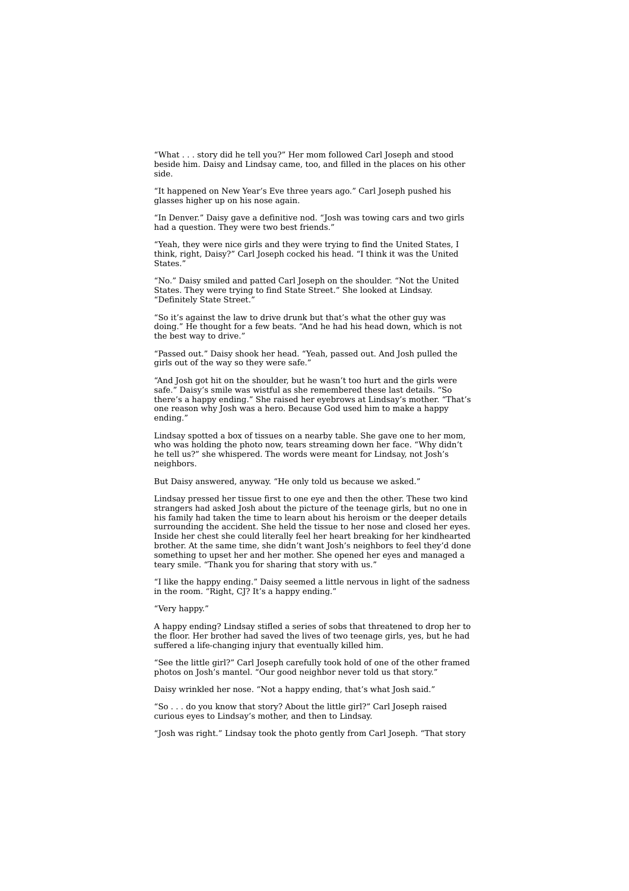"What . . . story did he tell you?" Her mom followed Carl Joseph and stood beside him. Daisy and Lindsay came, too, and filled in the places on his other side.

"It happened on New Year's Eve three years ago." Carl Joseph pushed his glasses higher up on his nose again.

"In Denver." Daisy gave a definitive nod. "Josh was towing cars and two girls had a question. They were two best friends."

"Yeah, they were nice girls and they were trying to find the United States, I think, right, Daisy?" Carl Joseph cocked his head. "I think it was the United States."

"No." Daisy smiled and patted Carl Joseph on the shoulder. "Not the United States. They were trying to find State Street." She looked at Lindsay. "Definitely State Street."

"So it's against the law to drive drunk but that's what the other guy was doing." He thought for a few beats. "And he had his head down, which is not the best way to drive."

"Passed out." Daisy shook her head. "Yeah, passed out. And Josh pulled the girls out of the way so they were safe."

"And Josh got hit on the shoulder, but he wasn't too hurt and the girls were safe." Daisy's smile was wistful as she remembered these last details. "So there's a happy ending." She raised her eyebrows at Lindsay's mother. "That's one reason why Josh was a hero. Because God used him to make a happy ending."

Lindsay spotted a box of tissues on a nearby table. She gave one to her mom, who was holding the photo now, tears streaming down her face. "Why didn't he tell us?" she whispered. The words were meant for Lindsay, not Josh's neighbors.

But Daisy answered, anyway. "He only told us because we asked."

Lindsay pressed her tissue first to one eye and then the other. These two kind strangers had asked Josh about the picture of the teenage girls, but no one in his family had taken the time to learn about his heroism or the deeper details surrounding the accident. She held the tissue to her nose and closed her eyes. Inside her chest she could literally feel her heart breaking for her kindhearted brother. At the same time, she didn't want Josh's neighbors to feel they'd done something to upset her and her mother. She opened her eyes and managed a teary smile. "Thank you for sharing that story with us."

"I like the happy ending." Daisy seemed a little nervous in light of the sadness in the room. "Right, CJ? It's a happy ending."

"Very happy."

A happy ending? Lindsay stifled a series of sobs that threatened to drop her to the floor. Her brother had saved the lives of two teenage girls, yes, but he had suffered a life-changing injury that eventually killed him.

"See the little girl?" Carl Joseph carefully took hold of one of the other framed photos on Josh's mantel. "Our good neighbor never told us that story."

Daisy wrinkled her nose. "Not a happy ending, that's what Josh said."

"So . . . do you know that story? About the little girl?" Carl Joseph raised curious eyes to Lindsay's mother, and then to Lindsay.

"Josh was right." Lindsay took the photo gently from Carl Joseph. "That story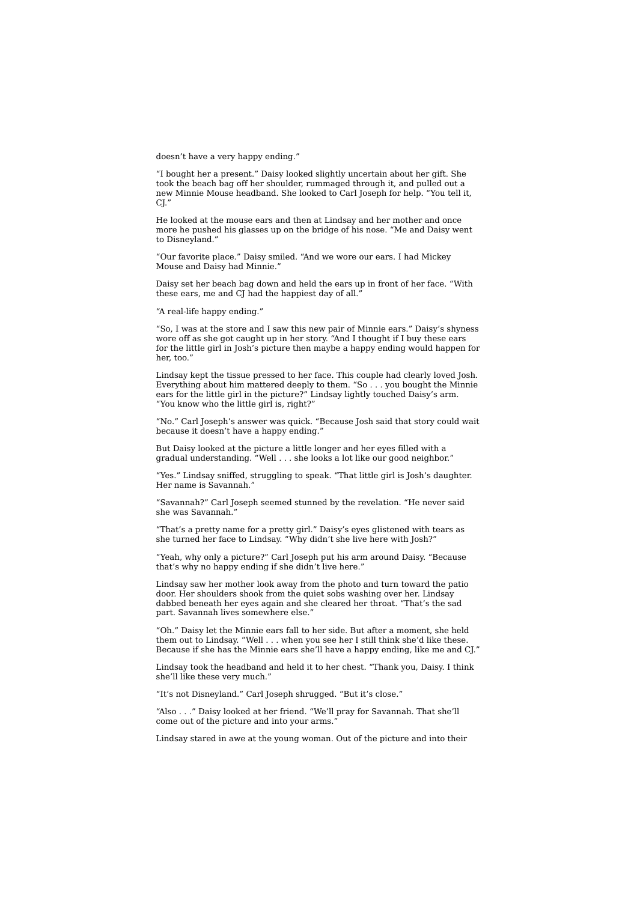doesn't have a very happy ending."

"I bought her a present." Daisy looked slightly uncertain about her gift. She took the beach bag off her shoulder, rummaged through it, and pulled out a new Minnie Mouse headband. She looked to Carl Joseph for help. "You tell it, CJ."

He looked at the mouse ears and then at Lindsay and her mother and once more he pushed his glasses up on the bridge of his nose. "Me and Daisy went to Disneyland."

"Our favorite place." Daisy smiled. "And we wore our ears. I had Mickey Mouse and Daisy had Minnie."

Daisy set her beach bag down and held the ears up in front of her face. "With these ears, me and CJ had the happiest day of all."

"A real-life happy ending."

"So, I was at the store and I saw this new pair of Minnie ears." Daisy's shyness wore off as she got caught up in her story. "And I thought if I buy these ears for the little girl in Josh's picture then maybe a happy ending would happen for her, too."

Lindsay kept the tissue pressed to her face. This couple had clearly loved Josh. Everything about him mattered deeply to them. "So . . . you bought the Minnie ears for the little girl in the picture?" Lindsay lightly touched Daisy's arm. "You know who the little girl is, right?"

"No." Carl Joseph's answer was quick. "Because Josh said that story could wait because it doesn't have a happy ending."

But Daisy looked at the picture a little longer and her eyes filled with a gradual understanding. "Well . . . she looks a lot like our good neighbor."

"Yes." Lindsay sniffed, struggling to speak. "That little girl is Josh's daughter. Her name is Savannah."

"Savannah?" Carl Joseph seemed stunned by the revelation. "He never said she was Savannah."

"That's a pretty name for a pretty girl." Daisy's eyes glistened with tears as she turned her face to Lindsay. "Why didn't she live here with Josh?"

"Yeah, why only a picture?" Carl Joseph put his arm around Daisy. "Because that's why no happy ending if she didn't live here."

Lindsay saw her mother look away from the photo and turn toward the patio door. Her shoulders shook from the quiet sobs washing over her. Lindsay dabbed beneath her eyes again and she cleared her throat. "That's the sad part. Savannah lives somewhere else."

"Oh." Daisy let the Minnie ears fall to her side. But after a moment, she held them out to Lindsay. "Well . . . when you see her I still think she'd like these. Because if she has the Minnie ears she'll have a happy ending, like me and CJ."

Lindsay took the headband and held it to her chest. "Thank you, Daisy. I think she'll like these very much."

"It's not Disneyland." Carl Joseph shrugged. "But it's close."

"Also . . ." Daisy looked at her friend. "We'll pray for Savannah. That she'll come out of the picture and into your arms."

Lindsay stared in awe at the young woman. Out of the picture and into their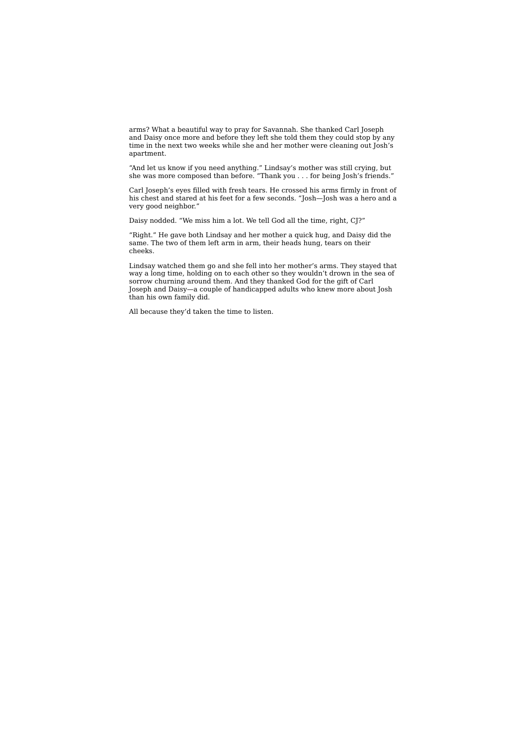arms? What a beautiful way to pray for Savannah. She thanked Carl Joseph and Daisy once more and before they left she told them they could stop by any time in the next two weeks while she and her mother were cleaning out Josh's apartment.

"And let us know if you need anything." Lindsay's mother was still crying, but she was more composed than before. "Thank you . . . for being Josh's friends."

Carl Joseph's eyes filled with fresh tears. He crossed his arms firmly in front of his chest and stared at his feet for a few seconds. "Josh—Josh was a hero and a very good neighbor."

Daisy nodded. "We miss him a lot. We tell God all the time, right, CJ?"

"Right." He gave both Lindsay and her mother a quick hug, and Daisy did the same. The two of them left arm in arm, their heads hung, tears on their cheeks.

Lindsay watched them go and she fell into her mother's arms. They stayed that way a long time, holding on to each other so they wouldn't drown in the sea of sorrow churning around them. And they thanked God for the gift of Carl Joseph and Daisy—a couple of handicapped adults who knew more about Josh than his own family did.

All because they'd taken the time to listen.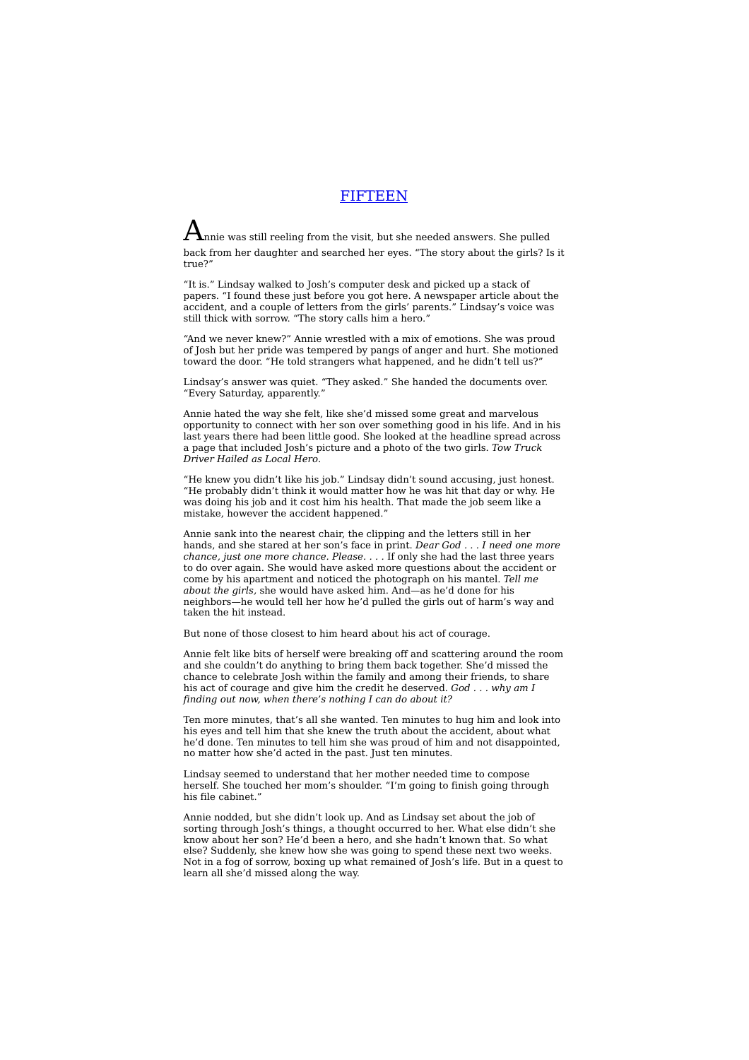# FIFTEEN

Annie was still reeling from the visit, but she needed answers. She pulled back from her daughter and searched her eyes. “The story about the girls? Is it true?”

“It is.” Lindsay walked to Josh’s computer desk and picked up a stack of papers. “I found these just before you got here. A newspaper article about the accident, and a couple of letters from the girls’ parents.” Lindsay’s voice was still thick with sorrow. “The story calls him a hero.”

“And we never knew?” Annie wrestled with a mix of emotions. She was proud of Josh but her pride was tempered by pangs of anger and hurt. She motioned toward the door. “He told strangers what happened, and he didn’t tell us?”

Lindsay’s answer was quiet. “They asked.” She handed the documents over. “Every Saturday, apparently.”

Annie hated the way she felt, like she’d missed some great and marvelous opportunity to connect with her son over something good in his life. And in his last years there had been little good. She looked at the headline spread across a page that included Josh’s picture and a photo of the two girls. *Tow Truck Driver Hailed as Local Hero.*

“He knew you didn’t like his job.” Lindsay didn’t sound accusing, just honest. “He probably didn’t think it would matter how he was hit that day or why. He was doing his job and it cost him his health. That made the job seem like a mistake, however the accident happened.”

Annie sank into the nearest chair, the clipping and the letters still in her hands, and she stared at her son’s face in print. *Dear God . . . I need one more chance, just one more chance. Please. . . .* If only she had the last three years to do over again. She would have asked more questions about the accident or come by his apartment and noticed the photograph on his mantel. *Tell me about the girls,* she would have asked him. And—as he’d done for his neighbors—he would tell her how he’d pulled the girls out of harm’s way and taken the hit instead.

But none of those closest to him heard about his act of courage.

Annie felt like bits of herself were breaking off and scattering around the room and she couldn’t do anything to bring them back together. She’d missed the chance to celebrate Josh within the family and among their friends, to share his act of courage and give him the credit he deserved. *God . . . why am I finding out now, when there’s nothing I can do about it?*

Ten more minutes, that’s all she wanted. Ten minutes to hug him and look into his eyes and tell him that she knew the truth about the accident, about what he’d done. Ten minutes to tell him she was proud of him and not disappointed, no matter how she’d acted in the past. Just ten minutes.

Lindsay seemed to understand that her mother needed time to compose herself. She touched her mom’s shoulder. “I’m going to finish going through his file cabinet.”

Annie nodded, but she didn’t look up. And as Lindsay set about the job of sorting through Josh’s things, a thought occurred to her. What else didn’t she know about her son? He’d been a hero, and she hadn’t known that. So what else? Suddenly, she knew how she was going to spend these next two weeks. Not in a fog of sorrow, boxing up what remained of Josh’s life. But in a quest to learn all she’d missed along the way.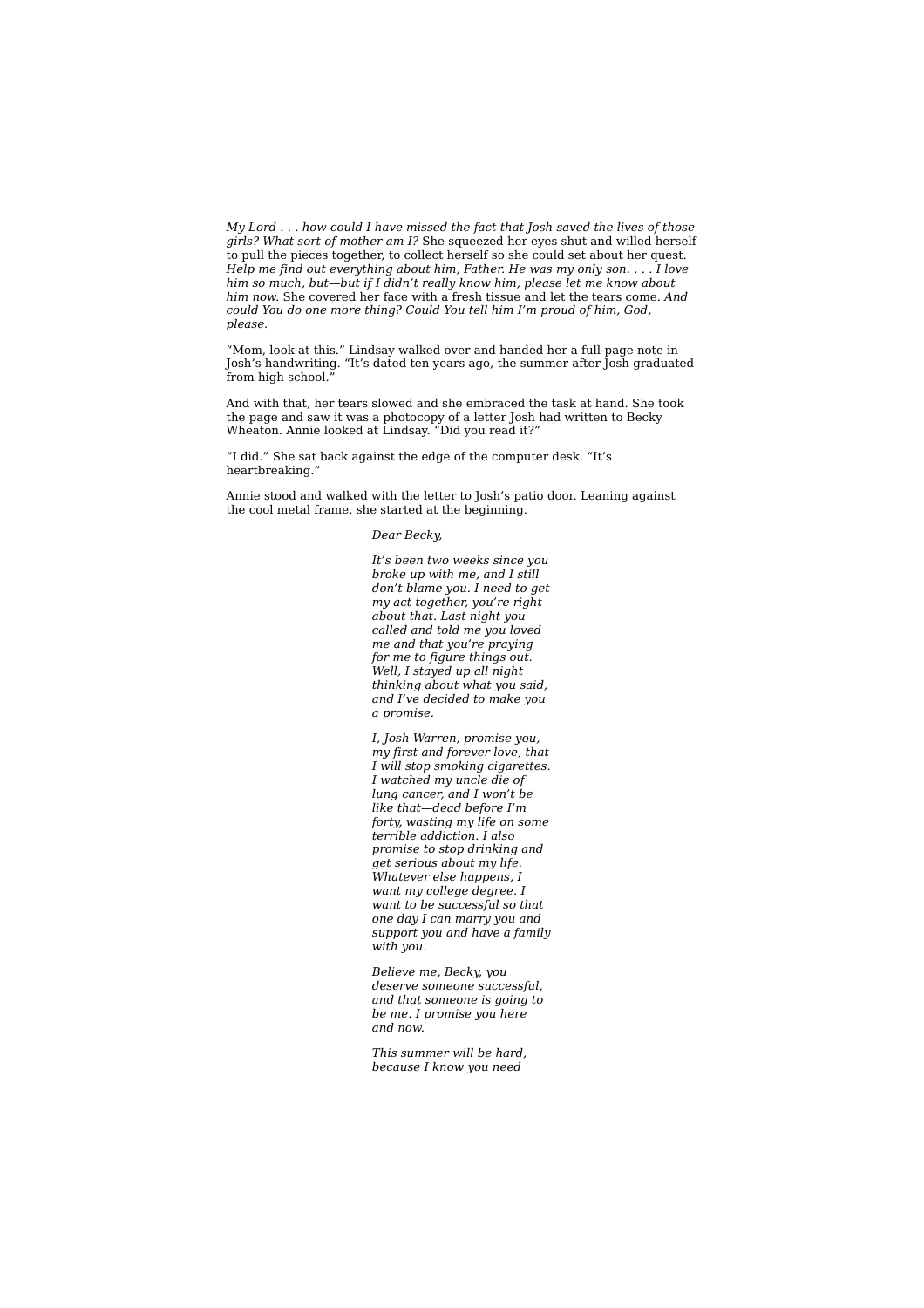*My Lord . . . how could I have missed the fact that Josh saved the lives of those girls? What sort of mother am I?* She squeezed her eyes shut and willed herself to pull the pieces together, to collect herself so she could set about her quest. *Help me find out everything about him, Father. He was my only son. . . . I love him so much, but—but if I didn't really know him, please let me know about him now.* She covered her face with a fresh tissue and let the tears come. *And could You do one more thing? Could You tell him I'm proud of him, God, please.*

"Mom, look at this." Lindsay walked over and handed her a full-page note in Josh's handwriting. "It's dated ten years ago, the summer after Josh graduated from high school."

And with that, her tears slowed and she embraced the task at hand. She took the page and saw it was a photocopy of a letter Josh had written to Becky Wheaton. Annie looked at Lindsay. "Did you read it?"

"I did." She sat back against the edge of the computer desk. "It's heartbreaking."

Annie stood and walked with the letter to Josh's patio door. Leaning against the cool metal frame, she started at the beginning.

> *Dear Becky,*
>
> *It's been two weeks since you broke up with me, and I still don't blame you. I need to get my act together, you're right about that. Last night you called and told me you loved me and that you're praying for me to figure things out. Well, I stayed up all night thinking about what you said, and I've decided to make you a promise.*
>
> *I, Josh Warren, promise you, my first and forever love, that I will stop smoking cigarettes. I watched my uncle die of lung cancer, and I won't be like that—dead before I'm forty, wasting my life on some terrible addiction. I also promise to stop drinking and get serious about my life. Whatever else happens, I want my college degree. I want to be successful so that one day I can marry you and support you and have a family with you.*
>
> *Believe me, Becky, you deserve someone successful, and that someone is going to be me. I promise you here and now.*
>
> *This summer will be hard, because I know you need*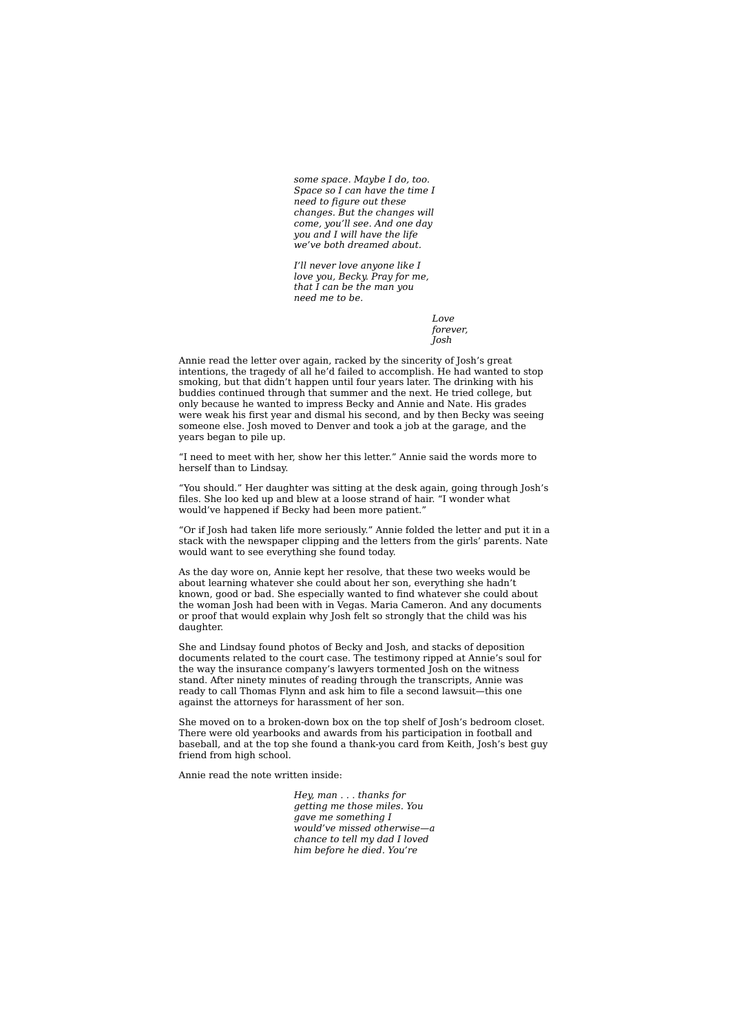*some space. Maybe I do, too. Space so I can have the time I need to figure out these changes. But the changes will come, you'll see. And one day you and I will have the life we've both dreamed about.*

*I'll never love anyone like I love you, Becky. Pray for me, that I can be the man you need me to be.*

*Love forever,*
*Josh*

Annie read the letter over again, racked by the sincerity of Josh's great intentions, the tragedy of all he'd failed to accomplish. He had wanted to stop smoking, but that didn't happen until four years later. The drinking with his buddies continued through that summer and the next. He tried college, but only because he wanted to impress Becky and Annie and Nate. His grades were weak his first year and dismal his second, and by then Becky was seeing someone else. Josh moved to Denver and took a job at the garage, and the years began to pile up.

"I need to meet with her, show her this letter." Annie said the words more to herself than to Lindsay.

"You should." Her daughter was sitting at the desk again, going through Josh's files. She loo ked up and blew at a loose strand of hair. "I wonder what would've happened if Becky had been more patient."

"Or if Josh had taken life more seriously." Annie folded the letter and put it in a stack with the newspaper clipping and the letters from the girls' parents. Nate would want to see everything she found today.

As the day wore on, Annie kept her resolve, that these two weeks would be about learning whatever she could about her son, everything she hadn't known, good or bad. She especially wanted to find whatever she could about the woman Josh had been with in Vegas. Maria Cameron. And any documents or proof that would explain why Josh felt so strongly that the child was his daughter.

She and Lindsay found photos of Becky and Josh, and stacks of deposition documents related to the court case. The testimony ripped at Annie's soul for the way the insurance company's lawyers tormented Josh on the witness stand. After ninety minutes of reading through the transcripts, Annie was ready to call Thomas Flynn and ask him to file a second lawsuit—this one against the attorneys for harassment of her son.

She moved on to a broken-down box on the top shelf of Josh's bedroom closet. There were old yearbooks and awards from his participation in football and baseball, and at the top she found a thank-you card from Keith, Josh's best guy friend from high school.

Annie read the note written inside:

*Hey, man . . . thanks for getting me those miles. You gave me something I would've missed otherwise—a chance to tell my dad I loved him before he died. You're*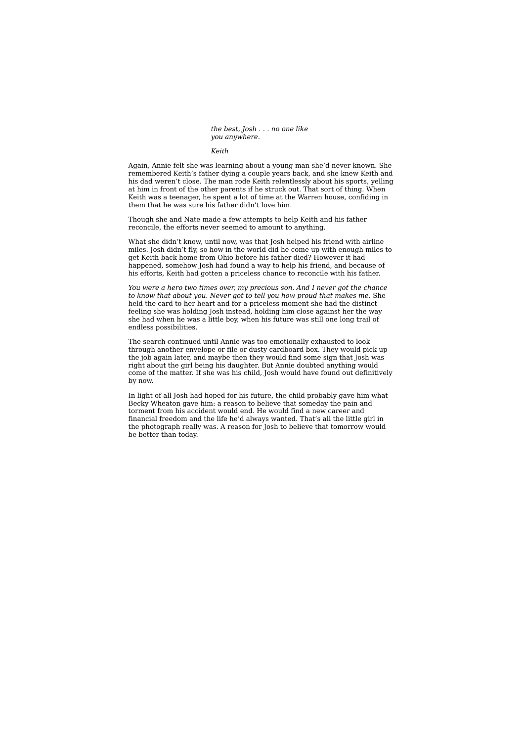*the best, Josh . . . no one like you anywhere.*

*Keith*

Again, Annie felt she was learning about a young man she'd never known. She remembered Keith's father dying a couple years back, and she knew Keith and his dad weren't close. The man rode Keith relentlessly about his sports, yelling at him in front of the other parents if he struck out. That sort of thing. When Keith was a teenager, he spent a lot of time at the Warren house, confiding in them that he was sure his father didn't love him.

Though she and Nate made a few attempts to help Keith and his father reconcile, the efforts never seemed to amount to anything.

What she didn't know, until now, was that Josh helped his friend with airline miles. Josh didn't fly, so how in the world did he come up with enough miles to get Keith back home from Ohio before his father died? However it had happened, somehow Josh had found a way to help his friend, and because of his efforts, Keith had gotten a priceless chance to reconcile with his father.

*You were a hero two times over, my precious son. And I never got the chance to know that about you. Never got to tell you how proud that makes me.* She held the card to her heart and for a priceless moment she had the distinct feeling she was holding Josh instead, holding him close against her the way she had when he was a little boy, when his future was still one long trail of endless possibilities.

The search continued until Annie was too emotionally exhausted to look through another envelope or file or dusty cardboard box. They would pick up the job again later, and maybe then they would find some sign that Josh was right about the girl being his daughter. But Annie doubted anything would come of the matter. If she was his child, Josh would have found out definitively by now.

In light of all Josh had hoped for his future, the child probably gave him what Becky Wheaton gave him: a reason to believe that someday the pain and torment from his accident would end. He would find a new career and financial freedom and the life he'd always wanted. That's all the little girl in the photograph really was. A reason for Josh to believe that tomorrow would be better than today.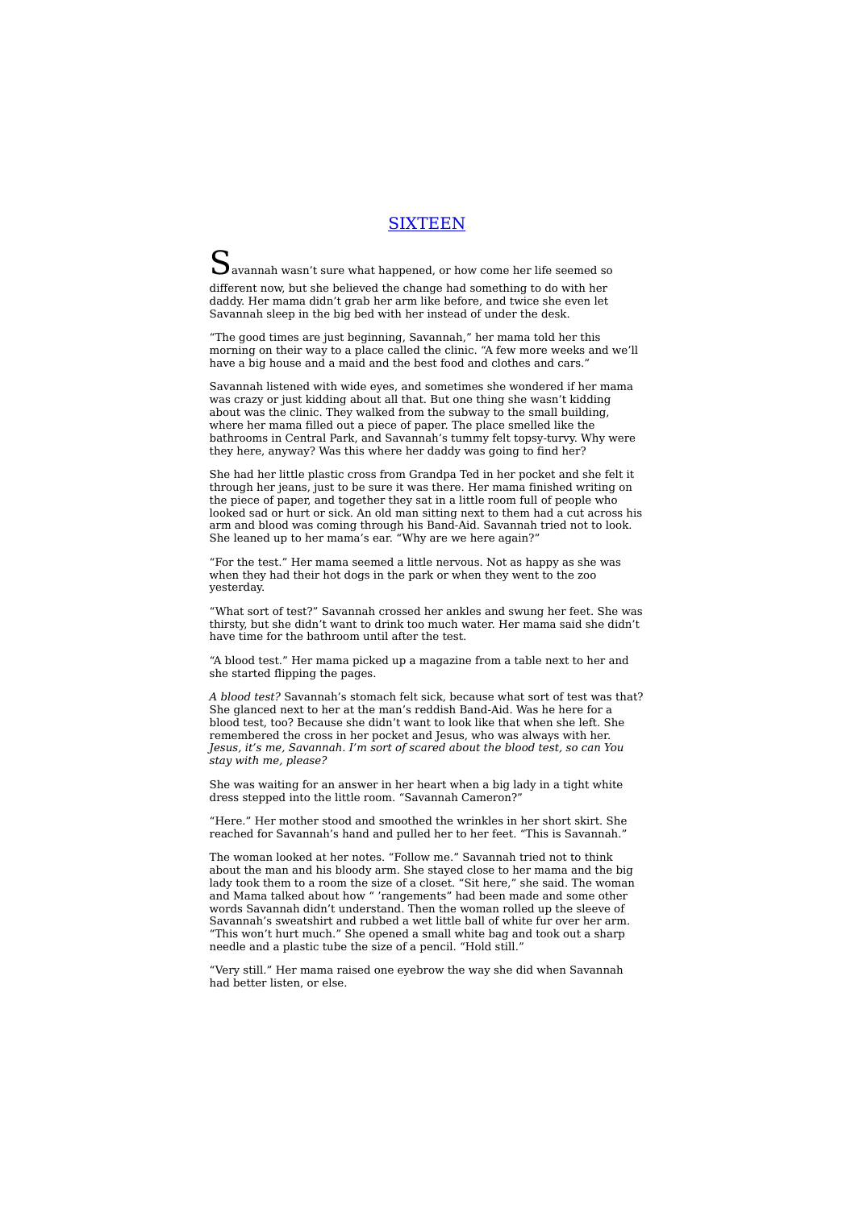# SIXTEEN

Savannah wasn't sure what happened, or how come her life seemed so different now, but she believed the change had something to do with her daddy. Her mama didn't grab her arm like before, and twice she even let Savannah sleep in the big bed with her instead of under the desk.

"The good times are just beginning, Savannah," her mama told her this morning on their way to a place called the clinic. "A few more weeks and we'll have a big house and a maid and the best food and clothes and cars."

Savannah listened with wide eyes, and sometimes she wondered if her mama was crazy or just kidding about all that. But one thing she wasn't kidding about was the clinic. They walked from the subway to the small building, where her mama filled out a piece of paper. The place smelled like the bathrooms in Central Park, and Savannah's tummy felt topsy-turvy. Why were they here, anyway? Was this where her daddy was going to find her?

She had her little plastic cross from Grandpa Ted in her pocket and she felt it through her jeans, just to be sure it was there. Her mama finished writing on the piece of paper, and together they sat in a little room full of people who looked sad or hurt or sick. An old man sitting next to them had a cut across his arm and blood was coming through his Band-Aid. Savannah tried not to look. She leaned up to her mama's ear. "Why are we here again?"

"For the test." Her mama seemed a little nervous. Not as happy as she was when they had their hot dogs in the park or when they went to the zoo yesterday.

"What sort of test?" Savannah crossed her ankles and swung her feet. She was thirsty, but she didn't want to drink too much water. Her mama said she didn't have time for the bathroom until after the test.

"A blood test." Her mama picked up a magazine from a table next to her and she started flipping the pages.

*A blood test?* Savannah's stomach felt sick, because what sort of test was that? She glanced next to her at the man's reddish Band-Aid. Was he here for a blood test, too? Because she didn't want to look like that when she left. She remembered the cross in her pocket and Jesus, who was always with her. *Jesus, it's me, Savannah. I'm sort of scared about the blood test, so can You stay with me, please?*

She was waiting for an answer in her heart when a big lady in a tight white dress stepped into the little room. "Savannah Cameron?"

"Here." Her mother stood and smoothed the wrinkles in her short skirt. She reached for Savannah's hand and pulled her to her feet. "This is Savannah."

The woman looked at her notes. "Follow me." Savannah tried not to think about the man and his bloody arm. She stayed close to her mama and the big lady took them to a room the size of a closet. "Sit here," she said. The woman and Mama talked about how " 'rangements" had been made and some other words Savannah didn't understand. Then the woman rolled up the sleeve of Savannah's sweatshirt and rubbed a wet little ball of white fur over her arm. "This won't hurt much." She opened a small white bag and took out a sharp needle and a plastic tube the size of a pencil. "Hold still."

"Very still." Her mama raised one eyebrow the way she did when Savannah had better listen, or else.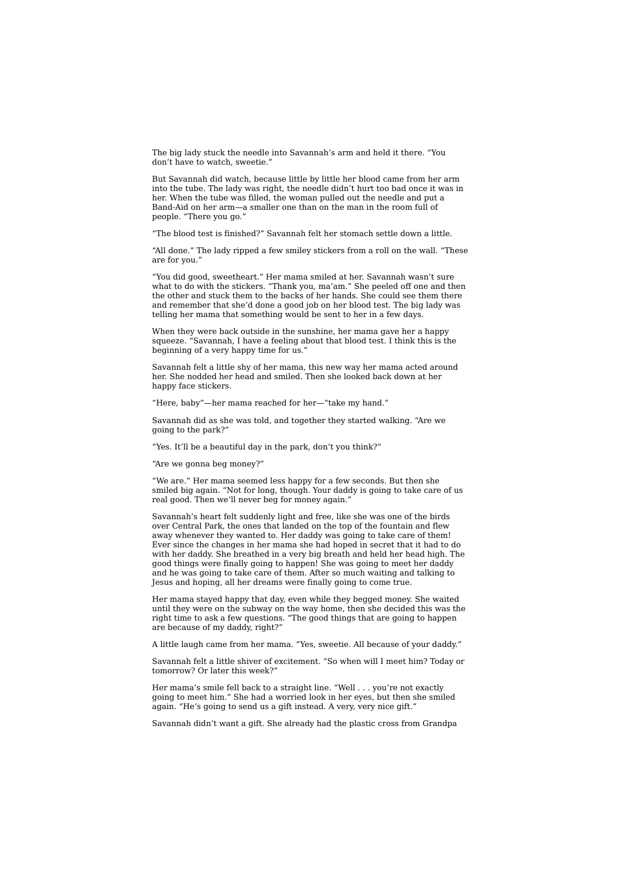The big lady stuck the needle into Savannah’s arm and held it there. “You don’t have to watch, sweetie.”

But Savannah did watch, because little by little her blood came from her arm into the tube. The lady was right, the needle didn’t hurt too bad once it was in her. When the tube was filled, the woman pulled out the needle and put a Band-Aid on her arm—a smaller one than on the man in the room full of people. “There you go.”

“The blood test is finished?” Savannah felt her stomach settle down a little.

“All done.” The lady ripped a few smiley stickers from a roll on the wall. “These are for you.”

“You did good, sweetheart.” Her mama smiled at her. Savannah wasn’t sure what to do with the stickers. “Thank you, ma’am.” She peeled off one and then the other and stuck them to the backs of her hands. She could see them there and remember that she’d done a good job on her blood test. The big lady was telling her mama that something would be sent to her in a few days.

When they were back outside in the sunshine, her mama gave her a happy squeeze. “Savannah, I have a feeling about that blood test. I think this is the beginning of a very happy time for us.”

Savannah felt a little shy of her mama, this new way her mama acted around her. She nodded her head and smiled. Then she looked back down at her happy face stickers.

“Here, baby”—her mama reached for her—“take my hand.”

Savannah did as she was told, and together they started walking. “Are we going to the park?”

“Yes. It’ll be a beautiful day in the park, don’t you think?”

“Are we gonna beg money?”

“We are.” Her mama seemed less happy for a few seconds. But then she smiled big again. “Not for long, though. Your daddy is going to take care of us real good. Then we’ll never beg for money again.”

Savannah’s heart felt suddenly light and free, like she was one of the birds over Central Park, the ones that landed on the top of the fountain and flew away whenever they wanted to. Her daddy was going to take care of them! Ever since the changes in her mama she had hoped in secret that it had to do with her daddy. She breathed in a very big breath and held her head high. The good things were finally going to happen! She was going to meet her daddy and he was going to take care of them. After so much waiting and talking to Jesus and hoping, all her dreams were finally going to come true.

Her mama stayed happy that day, even while they begged money. She waited until they were on the subway on the way home, then she decided this was the right time to ask a few questions. “The good things that are going to happen are because of my daddy, right?”

A little laugh came from her mama. “Yes, sweetie. All because of your daddy.”

Savannah felt a little shiver of excitement. “So when will I meet him? Today or tomorrow? Or later this week?”

Her mama’s smile fell back to a straight line. “Well . . . you’re not exactly going to meet him.” She had a worried look in her eyes, but then she smiled again. “He’s going to send us a gift instead. A very, very nice gift.”

Savannah didn’t want a gift. She already had the plastic cross from Grandpa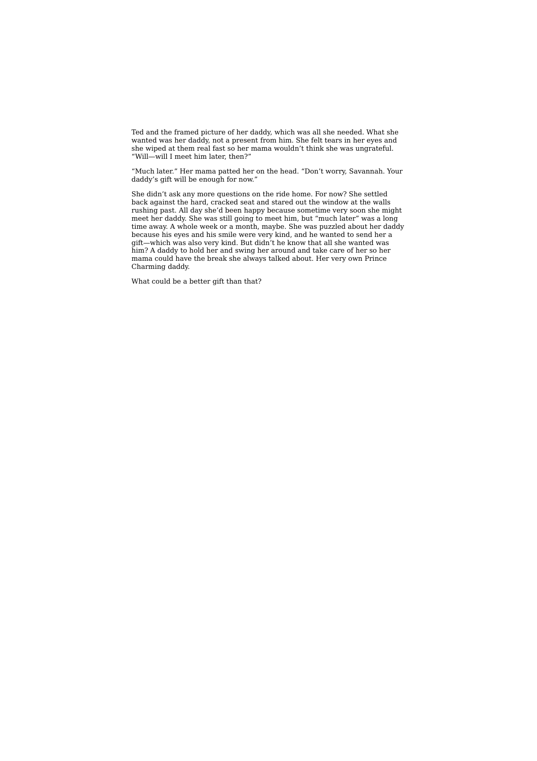Ted and the framed picture of her daddy, which was all she needed. What she wanted was her daddy, not a present from him. She felt tears in her eyes and she wiped at them real fast so her mama wouldn't think she was ungrateful. "Will—will I meet him later, then?"

"Much later." Her mama patted her on the head. "Don't worry, Savannah. Your daddy's gift will be enough for now."

She didn't ask any more questions on the ride home. For now? She settled back against the hard, cracked seat and stared out the window at the walls rushing past. All day she'd been happy because sometime very soon she might meet her daddy. She was still going to meet him, but "much later" was a long time away. A whole week or a month, maybe. She was puzzled about her daddy because his eyes and his smile were very kind, and he wanted to send her a gift—which was also very kind. But didn't he know that all she wanted was him? A daddy to hold her and swing her around and take care of her so her mama could have the break she always talked about. Her very own Prince Charming daddy.

What could be a better gift than that?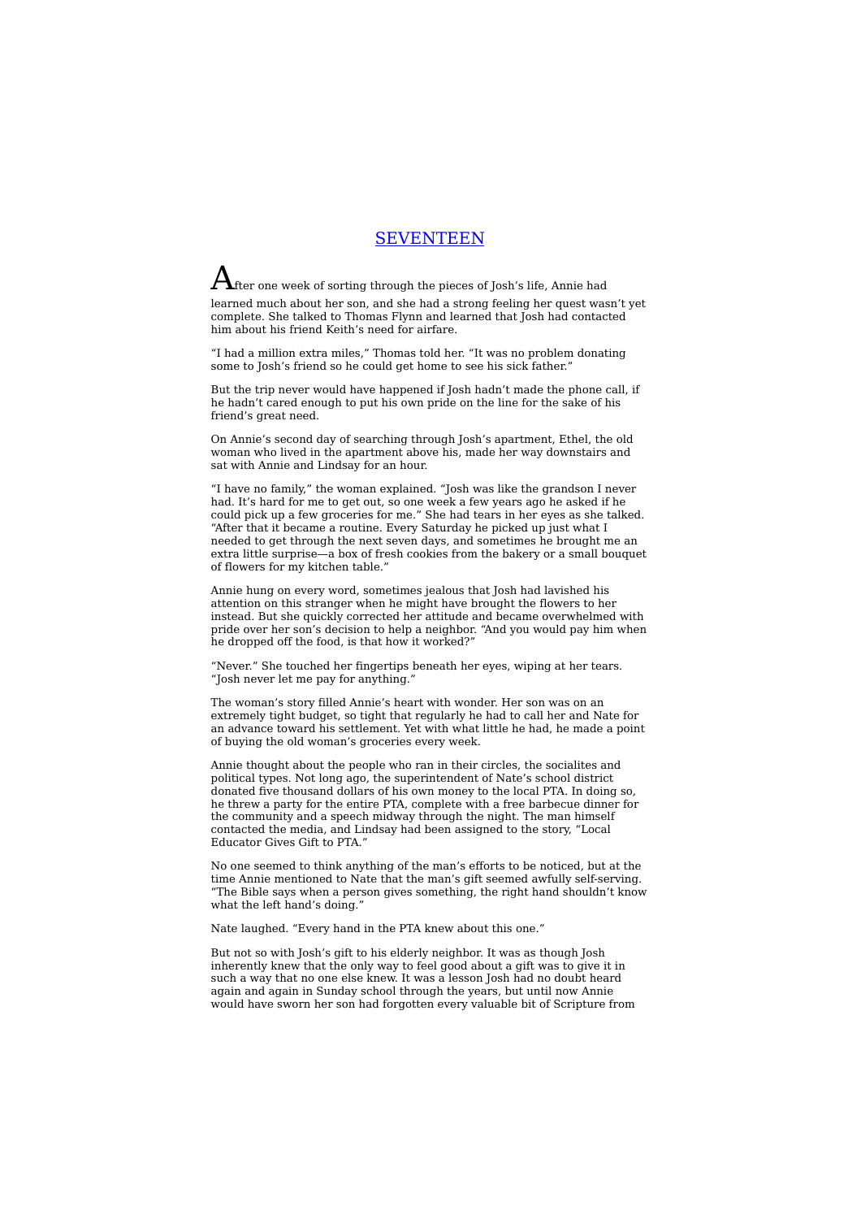# SEVENTEEN

After one week of sorting through the pieces of Josh's life, Annie had learned much about her son, and she had a strong feeling her quest wasn't yet complete. She talked to Thomas Flynn and learned that Josh had contacted him about his friend Keith's need for airfare.

"I had a million extra miles," Thomas told her. "It was no problem donating some to Josh's friend so he could get home to see his sick father."

But the trip never would have happened if Josh hadn't made the phone call, if he hadn't cared enough to put his own pride on the line for the sake of his friend's great need.

On Annie's second day of searching through Josh's apartment, Ethel, the old woman who lived in the apartment above his, made her way downstairs and sat with Annie and Lindsay for an hour.

"I have no family," the woman explained. "Josh was like the grandson I never had. It's hard for me to get out, so one week a few years ago he asked if he could pick up a few groceries for me." She had tears in her eyes as she talked. "After that it became a routine. Every Saturday he picked up just what I needed to get through the next seven days, and sometimes he brought me an extra little surprise—a box of fresh cookies from the bakery or a small bouquet of flowers for my kitchen table."

Annie hung on every word, sometimes jealous that Josh had lavished his attention on this stranger when he might have brought the flowers to her instead. But she quickly corrected her attitude and became overwhelmed with pride over her son's decision to help a neighbor. "And you would pay him when he dropped off the food, is that how it worked?"

"Never." She touched her fingertips beneath her eyes, wiping at her tears. "Josh never let me pay for anything."

The woman's story filled Annie's heart with wonder. Her son was on an extremely tight budget, so tight that regularly he had to call her and Nate for an advance toward his settlement. Yet with what little he had, he made a point of buying the old woman's groceries every week.

Annie thought about the people who ran in their circles, the socialites and political types. Not long ago, the superintendent of Nate's school district donated five thousand dollars of his own money to the local PTA. In doing so, he threw a party for the entire PTA, complete with a free barbecue dinner for the community and a speech midway through the night. The man himself contacted the media, and Lindsay had been assigned to the story, "Local Educator Gives Gift to PTA."

No one seemed to think anything of the man's efforts to be noticed, but at the time Annie mentioned to Nate that the man's gift seemed awfully self-serving. "The Bible says when a person gives something, the right hand shouldn't know what the left hand's doing."

Nate laughed. "Every hand in the PTA knew about this one."

But not so with Josh's gift to his elderly neighbor. It was as though Josh inherently knew that the only way to feel good about a gift was to give it in such a way that no one else knew. It was a lesson Josh had no doubt heard again and again in Sunday school through the years, but until now Annie would have sworn her son had forgotten every valuable bit of Scripture from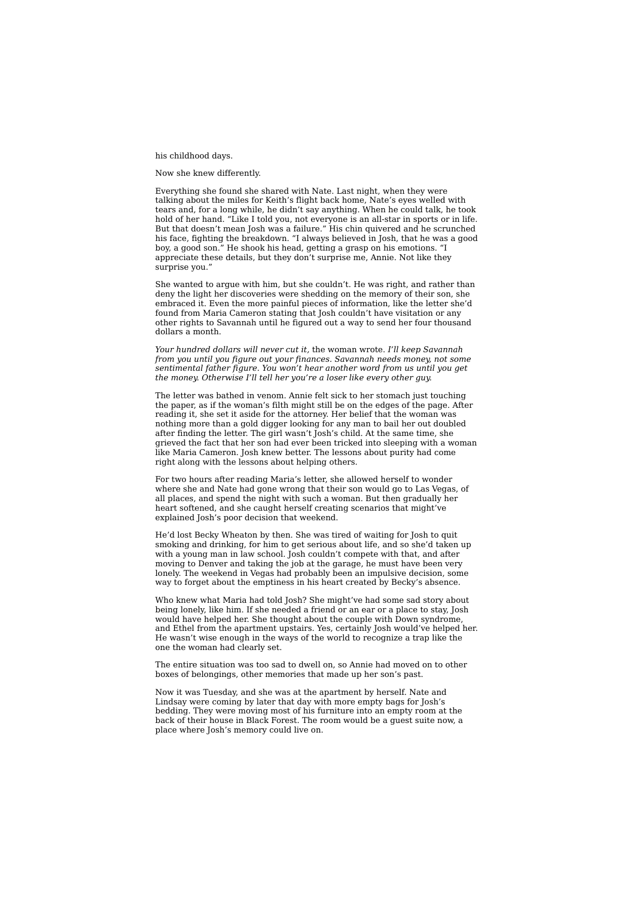his childhood days.

Now she knew differently.

Everything she found she shared with Nate. Last night, when they were talking about the miles for Keith's flight back home, Nate's eyes welled with tears and, for a long while, he didn't say anything. When he could talk, he took hold of her hand. "Like I told you, not everyone is an all-star in sports or in life. But that doesn't mean Josh was a failure." His chin quivered and he scrunched his face, fighting the breakdown. "I always believed in Josh, that he was a good boy, a good son." He shook his head, getting a grasp on his emotions. "I appreciate these details, but they don't surprise me, Annie. Not like they surprise you."

She wanted to argue with him, but she couldn't. He was right, and rather than deny the light her discoveries were shedding on the memory of their son, she embraced it. Even the more painful pieces of information, like the letter she'd found from Maria Cameron stating that Josh couldn't have visitation or any other rights to Savannah until he figured out a way to send her four thousand dollars a month.

*Your hundred dollars will never cut it,* the woman wrote. *I'll keep Savannah from you until you figure out your finances. Savannah needs money, not some sentimental father figure. You won't hear another word from us until you get the money. Otherwise I'll tell her you're a loser like every other guy.*

The letter was bathed in venom. Annie felt sick to her stomach just touching the paper, as if the woman's filth might still be on the edges of the page. After reading it, she set it aside for the attorney. Her belief that the woman was nothing more than a gold digger looking for any man to bail her out doubled after finding the letter. The girl wasn't Josh's child. At the same time, she grieved the fact that her son had ever been tricked into sleeping with a woman like Maria Cameron. Josh knew better. The lessons about purity had come right along with the lessons about helping others.

For two hours after reading Maria's letter, she allowed herself to wonder where she and Nate had gone wrong that their son would go to Las Vegas, of all places, and spend the night with such a woman. But then gradually her heart softened, and she caught herself creating scenarios that might've explained Josh's poor decision that weekend.

He'd lost Becky Wheaton by then. She was tired of waiting for Josh to quit smoking and drinking, for him to get serious about life, and so she'd taken up with a young man in law school. Josh couldn't compete with that, and after moving to Denver and taking the job at the garage, he must have been very lonely. The weekend in Vegas had probably been an impulsive decision, some way to forget about the emptiness in his heart created by Becky's absence.

Who knew what Maria had told Josh? She might've had some sad story about being lonely, like him. If she needed a friend or an ear or a place to stay, Josh would have helped her. She thought about the couple with Down syndrome, and Ethel from the apartment upstairs. Yes, certainly Josh would've helped her. He wasn't wise enough in the ways of the world to recognize a trap like the one the woman had clearly set.

The entire situation was too sad to dwell on, so Annie had moved on to other boxes of belongings, other memories that made up her son's past.

Now it was Tuesday, and she was at the apartment by herself. Nate and Lindsay were coming by later that day with more empty bags for Josh's bedding. They were moving most of his furniture into an empty room at the back of their house in Black Forest. The room would be a guest suite now, a place where Josh's memory could live on.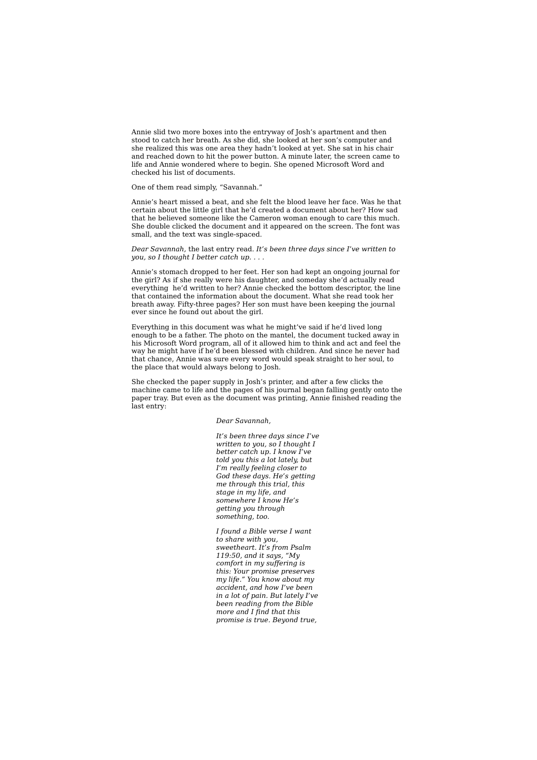Annie slid two more boxes into the entryway of Josh’s apartment and then stood to catch her breath. As she did, she looked at her son’s computer and she realized this was one area they hadn’t looked at yet. She sat in his chair and reached down to hit the power button. A minute later, the screen came to life and Annie wondered where to begin. She opened Microsoft Word and checked his list of documents.

One of them read simply, “Savannah.”

Annie’s heart missed a beat, and she felt the blood leave her face. Was he that certain about the little girl that he’d created a document about her? How sad that he believed someone like the Cameron woman enough to care this much. She double clicked the document and it appeared on the screen. The font was small, and the text was single-spaced.

*Dear Savannah,* the last entry read. *It’s been three days since I’ve written to you, so I thought I better catch up. . . .*

Annie’s stomach dropped to her feet. Her son had kept an ongoing journal for the girl? As if she really were his daughter, and someday she’d actually read everything he’d written to her? Annie checked the bottom descriptor, the line that contained the information about the document. What she read took her breath away. Fifty-three pages? Her son must have been keeping the journal ever since he found out about the girl.

Everything in this document was what he might’ve said if he’d lived long enough to be a father. The photo on the mantel, the document tucked away in his Microsoft Word program, all of it allowed him to think and act and feel the way he might have if he’d been blessed with children. And since he never had that chance, Annie was sure every word would speak straight to her soul, to the place that would always belong to Josh.

She checked the paper supply in Josh’s printer, and after a few clicks the machine came to life and the pages of his journal began falling gently onto the paper tray. But even as the document was printing, Annie finished reading the last entry:

*Dear Savannah,*

*It’s been three days since I’ve written to you, so I thought I better catch up. I know I’ve told you this a lot lately, but I’m really feeling closer to God these days. He’s getting me through this trial, this stage in my life, and somewhere I know He’s getting you through something, too.*

*I found a Bible verse I want to share with you, sweetheart. It’s from Psalm 119:50, and it says, “My comfort in my suffering is this: Your promise preserves my life.” You know about my accident, and how I’ve been in a lot of pain. But lately I’ve been reading from the Bible more and I find that this promise is true. Beyond true,*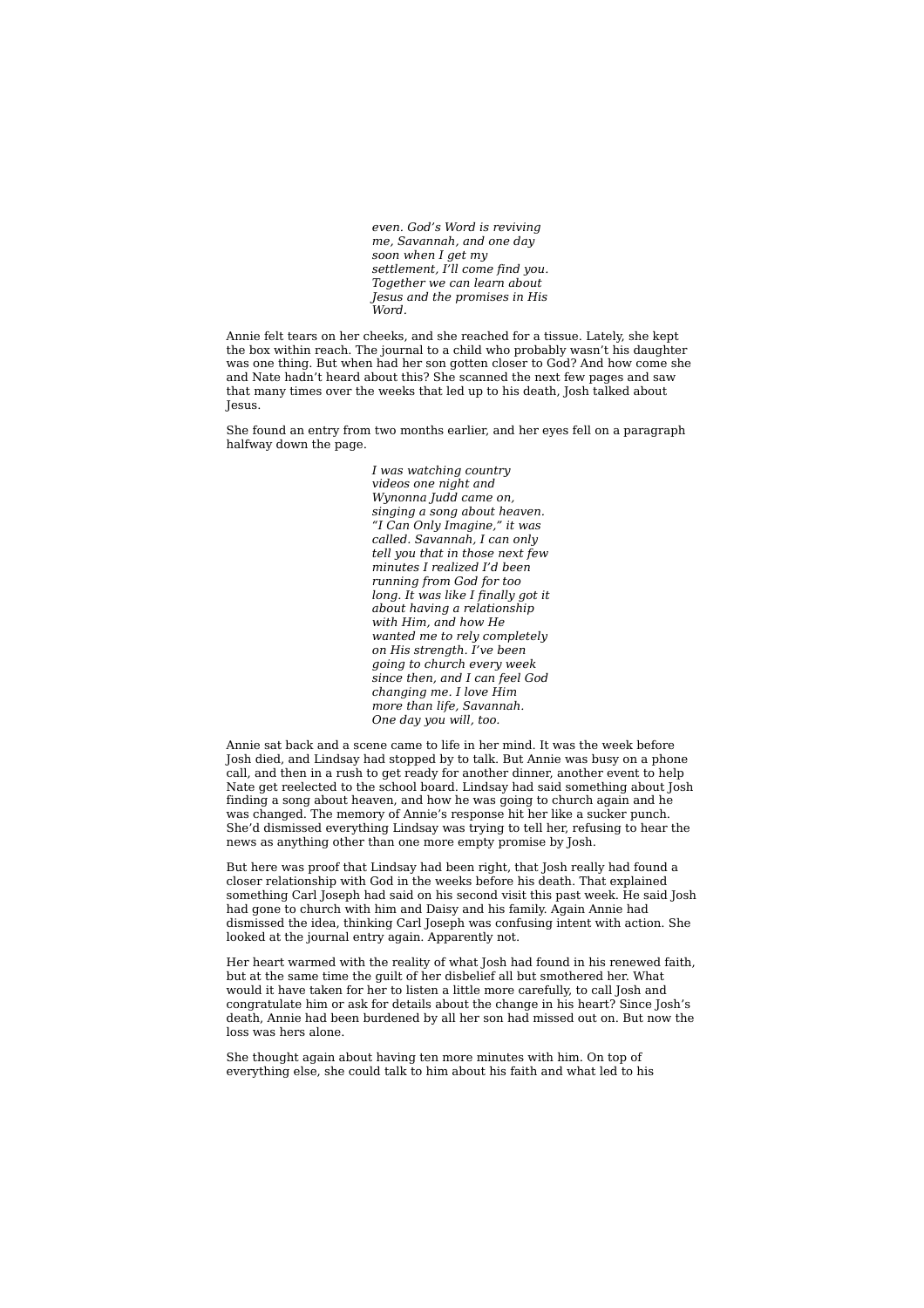*even. God’s Word is reviving me, Savannah, and one day soon when I get my settlement, I’ll come find you. Together we can learn about Jesus and the promises in His Word.*

Annie felt tears on her cheeks, and she reached for a tissue. Lately, she kept the box within reach. The journal to a child who probably wasn’t his daughter was one thing. But when had her son gotten closer to God? And how come she and Nate hadn’t heard about this? She scanned the next few pages and saw that many times over the weeks that led up to his death, Josh talked about Jesus.

She found an entry from two months earlier, and her eyes fell on a paragraph halfway down the page.

*I was watching country videos one night and Wynonna Judd came on, singing a song about heaven. “I Can Only Imagine,” it was called. Savannah, I can only tell you that in those next few minutes I realized I’d been running from God for too long. It was like I finally got it about having a relationship with Him, and how He wanted me to rely completely on His strength. I’ve been going to church every week since then, and I can feel God changing me. I love Him more than life, Savannah. One day you will, too.*

Annie sat back and a scene came to life in her mind. It was the week before Josh died, and Lindsay had stopped by to talk. But Annie was busy on a phone call, and then in a rush to get ready for another dinner, another event to help Nate get reelected to the school board. Lindsay had said something about Josh finding a song about heaven, and how he was going to church again and he was changed. The memory of Annie’s response hit her like a sucker punch. She’d dismissed everything Lindsay was trying to tell her, refusing to hear the news as anything other than one more empty promise by Josh.

But here was proof that Lindsay had been right, that Josh really had found a closer relationship with God in the weeks before his death. That explained something Carl Joseph had said on his second visit this past week. He said Josh had gone to church with him and Daisy and his family. Again Annie had dismissed the idea, thinking Carl Joseph was confusing intent with action. She looked at the journal entry again. Apparently not.

Her heart warmed with the reality of what Josh had found in his renewed faith, but at the same time the guilt of her disbelief all but smothered her. What would it have taken for her to listen a little more carefully, to call Josh and congratulate him or ask for details about the change in his heart? Since Josh’s death, Annie had been burdened by all her son had missed out on. But now the loss was hers alone.

She thought again about having ten more minutes with him. On top of everything else, she could talk to him about his faith and what led to his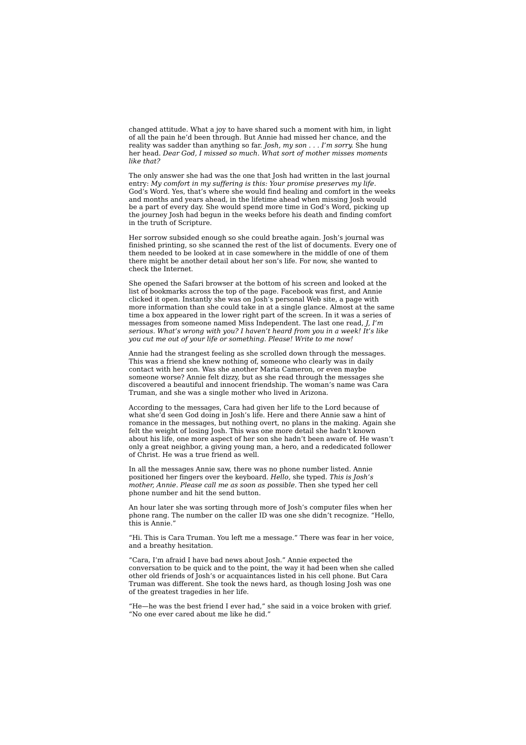changed attitude. What a joy to have shared such a moment with him, in light of all the pain he'd been through. But Annie had missed her chance, and the reality was sadder than anything so far. *Josh, my son . . . I'm sorry.* She hung her head. *Dear God, I missed so much. What sort of mother misses moments like that?*

The only answer she had was the one that Josh had written in the last journal entry: *My comfort in my suffering is this: Your promise preserves my life.* God's Word. Yes, that's where she would find healing and comfort in the weeks and months and years ahead, in the lifetime ahead when missing Josh would be a part of every day. She would spend more time in God's Word, picking up the journey Josh had begun in the weeks before his death and finding comfort in the truth of Scripture.

Her sorrow subsided enough so she could breathe again. Josh's journal was finished printing, so she scanned the rest of the list of documents. Every one of them needed to be looked at in case somewhere in the middle of one of them there might be another detail about her son's life. For now, she wanted to check the Internet.

She opened the Safari browser at the bottom of his screen and looked at the list of bookmarks across the top of the page. Facebook was first, and Annie clicked it open. Instantly she was on Josh's personal Web site, a page with more information than she could take in at a single glance. Almost at the same time a box appeared in the lower right part of the screen. In it was a series of messages from someone named Miss Independent. The last one read, *J, I'm serious. What's wrong with you? I haven't heard from you in a week! It's like you cut me out of your life or something. Please! Write to me now!*

Annie had the strangest feeling as she scrolled down through the messages. This was a friend she knew nothing of, someone who clearly was in daily contact with her son. Was she another Maria Cameron, or even maybe someone worse? Annie felt dizzy, but as she read through the messages she discovered a beautiful and innocent friendship. The woman's name was Cara Truman, and she was a single mother who lived in Arizona.

According to the messages, Cara had given her life to the Lord because of what she'd seen God doing in Josh's life. Here and there Annie saw a hint of romance in the messages, but nothing overt, no plans in the making. Again she felt the weight of losing Josh. This was one more detail she hadn't known about his life, one more aspect of her son she hadn't been aware of. He wasn't only a great neighbor, a giving young man, a hero, and a rededicated follower of Christ. He was a true friend as well.

In all the messages Annie saw, there was no phone number listed. Annie positioned her fingers over the keyboard. *Hello*, she typed. *This is Josh's mother, Annie. Please call me as soon as possible.* Then she typed her cell phone number and hit the send button.

An hour later she was sorting through more of Josh's computer files when her phone rang. The number on the caller ID was one she didn't recognize. "Hello, this is Annie."

"Hi. This is Cara Truman. You left me a message." There was fear in her voice, and a breathy hesitation.

"Cara, I'm afraid I have bad news about Josh." Annie expected the conversation to be quick and to the point, the way it had been when she called other old friends of Josh's or acquaintances listed in his cell phone. But Cara Truman was different. She took the news hard, as though losing Josh was one of the greatest tragedies in her life.

"He—he was the best friend I ever had," she said in a voice broken with grief. "No one ever cared about me like he did."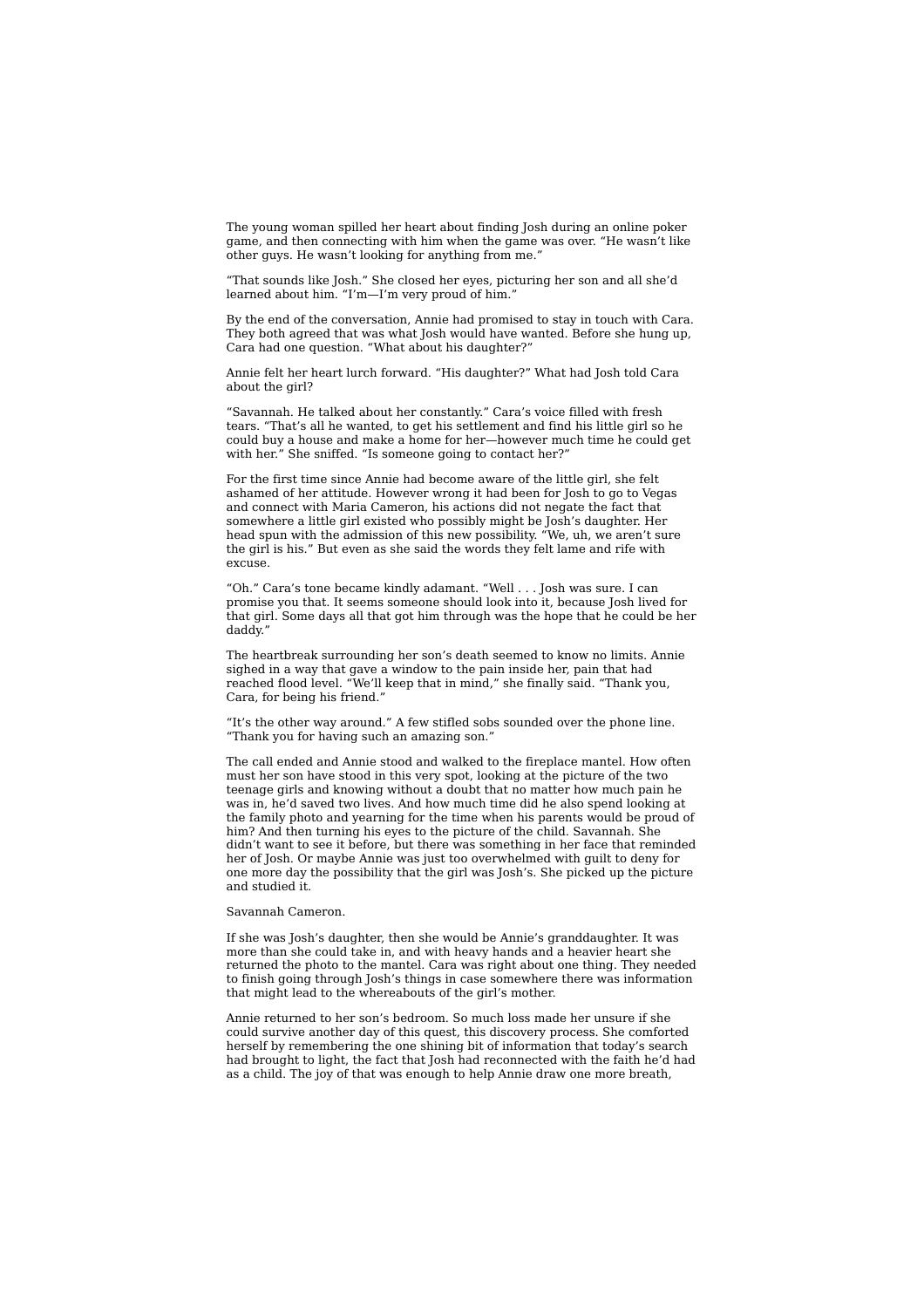The young woman spilled her heart about finding Josh during an online poker game, and then connecting with him when the game was over. “He wasn’t like other guys. He wasn’t looking for anything from me.”

“That sounds like Josh.” She closed her eyes, picturing her son and all she’d learned about him. “I’m—I’m very proud of him.”

By the end of the conversation, Annie had promised to stay in touch with Cara. They both agreed that was what Josh would have wanted. Before she hung up, Cara had one question. “What about his daughter?”

Annie felt her heart lurch forward. “His daughter?” What had Josh told Cara about the girl?

“Savannah. He talked about her constantly.” Cara’s voice filled with fresh tears. “That’s all he wanted, to get his settlement and find his little girl so he could buy a house and make a home for her—however much time he could get with her.” She sniffed. “Is someone going to contact her?”

For the first time since Annie had become aware of the little girl, she felt ashamed of her attitude. However wrong it had been for Josh to go to Vegas and connect with Maria Cameron, his actions did not negate the fact that somewhere a little girl existed who possibly might be Josh’s daughter. Her head spun with the admission of this new possibility. “We, uh, we aren’t sure the girl is his.” But even as she said the words they felt lame and rife with excuse.

“Oh.” Cara’s tone became kindly adamant. “Well . . . Josh was sure. I can promise you that. It seems someone should look into it, because Josh lived for that girl. Some days all that got him through was the hope that he could be her daddy.”

The heartbreak surrounding her son’s death seemed to know no limits. Annie sighed in a way that gave a window to the pain inside her, pain that had reached flood level. “We’ll keep that in mind,” she finally said. “Thank you, Cara, for being his friend.”

“It’s the other way around.” A few stifled sobs sounded over the phone line. “Thank you for having such an amazing son.”

The call ended and Annie stood and walked to the fireplace mantel. How often must her son have stood in this very spot, looking at the picture of the two teenage girls and knowing without a doubt that no matter how much pain he was in, he’d saved two lives. And how much time did he also spend looking at the family photo and yearning for the time when his parents would be proud of him? And then turning his eyes to the picture of the child. Savannah. She didn’t want to see it before, but there was something in her face that reminded her of Josh. Or maybe Annie was just too overwhelmed with guilt to deny for one more day the possibility that the girl was Josh’s. She picked up the picture and studied it.

Savannah Cameron.

If she was Josh’s daughter, then she would be Annie’s granddaughter. It was more than she could take in, and with heavy hands and a heavier heart she returned the photo to the mantel. Cara was right about one thing. They needed to finish going through Josh’s things in case somewhere there was information that might lead to the whereabouts of the girl’s mother.

Annie returned to her son’s bedroom. So much loss made her unsure if she could survive another day of this quest, this discovery process. She comforted herself by remembering the one shining bit of information that today’s search had brought to light, the fact that Josh had reconnected with the faith he’d had as a child. The joy of that was enough to help Annie draw one more breath,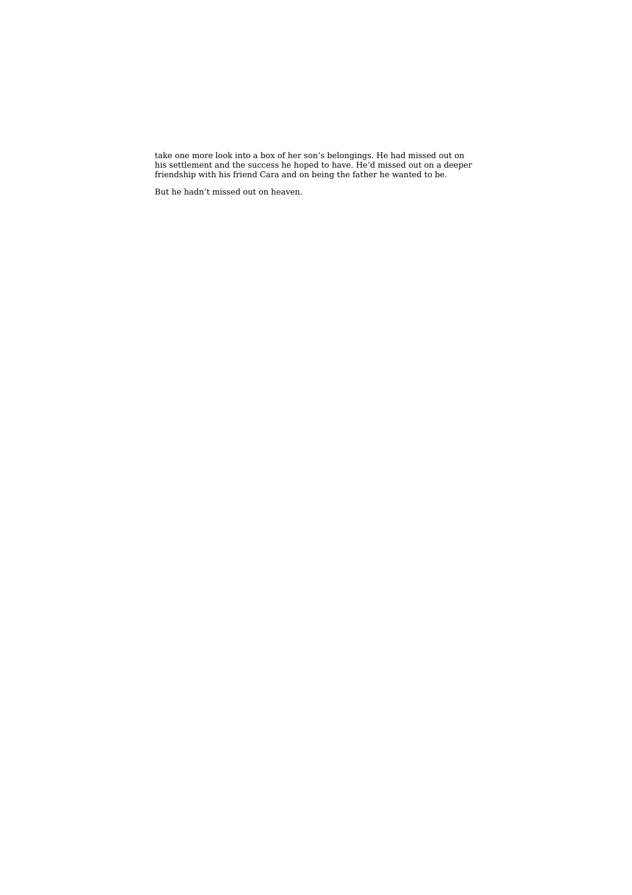take one more look into a box of her son’s belongings. He had missed out on his settlement and the success he hoped to have. He’d missed out on a deeper friendship with his friend Cara and on being the father he wanted to be.

But he hadn’t missed out on heaven.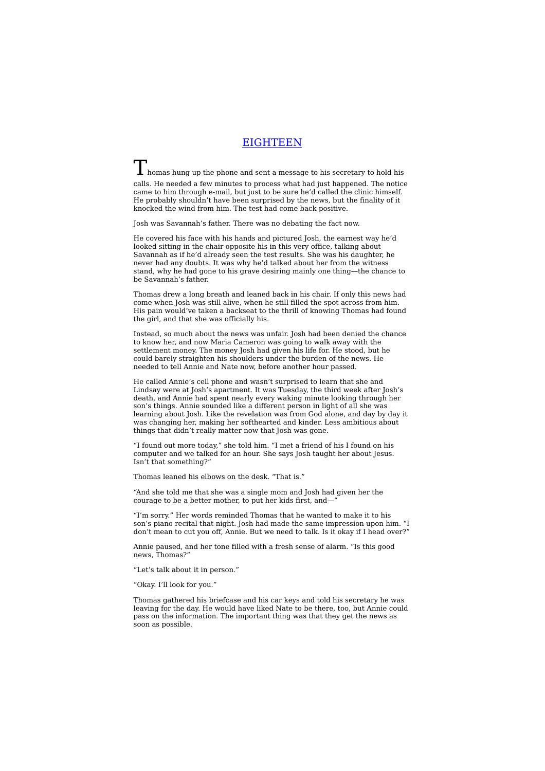## EIGHTEEN

Thomas hung up the phone and sent a message to his secretary to hold his calls. He needed a few minutes to process what had just happened. The notice came to him through e-mail, but just to be sure he'd called the clinic himself. He probably shouldn't have been surprised by the news, but the finality of it knocked the wind from him. The test had come back positive.

Josh was Savannah's father. There was no debating the fact now.

He covered his face with his hands and pictured Josh, the earnest way he'd looked sitting in the chair opposite his in this very office, talking about Savannah as if he'd already seen the test results. She was his daughter, he never had any doubts. It was why he'd talked about her from the witness stand, why he had gone to his grave desiring mainly one thing—the chance to be Savannah's father.

Thomas drew a long breath and leaned back in his chair. If only this news had come when Josh was still alive, when he still filled the spot across from him. His pain would've taken a backseat to the thrill of knowing Thomas had found the girl, and that she was officially his.

Instead, so much about the news was unfair. Josh had been denied the chance to know her, and now Maria Cameron was going to walk away with the settlement money. The money Josh had given his life for. He stood, but he could barely straighten his shoulders under the burden of the news. He needed to tell Annie and Nate now, before another hour passed.

He called Annie's cell phone and wasn't surprised to learn that she and Lindsay were at Josh's apartment. It was Tuesday, the third week after Josh's death, and Annie had spent nearly every waking minute looking through her son's things. Annie sounded like a different person in light of all she was learning about Josh. Like the revelation was from God alone, and day by day it was changing her, making her softhearted and kinder. Less ambitious about things that didn't really matter now that Josh was gone.

"I found out more today," she told him. "I met a friend of his I found on his computer and we talked for an hour. She says Josh taught her about Jesus. Isn't that something?"

Thomas leaned his elbows on the desk. "That is."

"And she told me that she was a single mom and Josh had given her the courage to be a better mother, to put her kids first, and—"

"I'm sorry." Her words reminded Thomas that he wanted to make it to his son's piano recital that night. Josh had made the same impression upon him. "I don't mean to cut you off, Annie. But we need to talk. Is it okay if I head over?"

Annie paused, and her tone filled with a fresh sense of alarm. "Is this good news, Thomas?"

"Let's talk about it in person."

"Okay. I'll look for you."

Thomas gathered his briefcase and his car keys and told his secretary he was leaving for the day. He would have liked Nate to be there, too, but Annie could pass on the information. The important thing was that they get the news as soon as possible.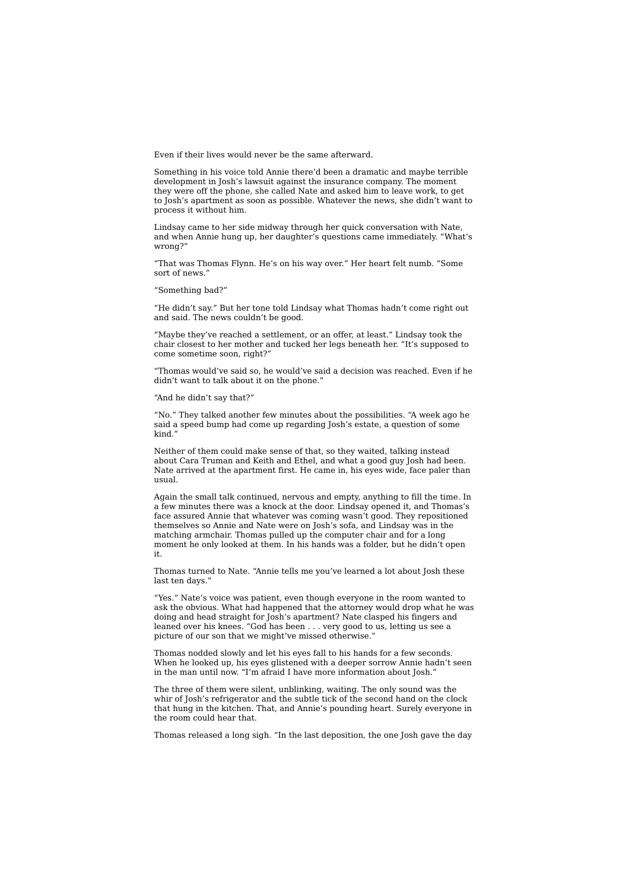Even if their lives would never be the same afterward.

Something in his voice told Annie there'd been a dramatic and maybe terrible development in Josh's lawsuit against the insurance company. The moment they were off the phone, she called Nate and asked him to leave work, to get to Josh's apartment as soon as possible. Whatever the news, she didn't want to process it without him.

Lindsay came to her side midway through her quick conversation with Nate, and when Annie hung up, her daughter's questions came immediately. "What's wrong?"

"That was Thomas Flynn. He's on his way over." Her heart felt numb. "Some sort of news."

"Something bad?"

"He didn't say." But her tone told Lindsay what Thomas hadn't come right out and said. The news couldn't be good.

"Maybe they've reached a settlement, or an offer, at least." Lindsay took the chair closest to her mother and tucked her legs beneath her. "It's supposed to come sometime soon, right?"

"Thomas would've said so, he would've said a decision was reached. Even if he didn't want to talk about it on the phone."

"And he didn't say that?"

"No." They talked another few minutes about the possibilities. "A week ago he said a speed bump had come up regarding Josh's estate, a question of some kind."

Neither of them could make sense of that, so they waited, talking instead about Cara Truman and Keith and Ethel, and what a good guy Josh had been. Nate arrived at the apartment first. He came in, his eyes wide, face paler than usual.

Again the small talk continued, nervous and empty, anything to fill the time. In a few minutes there was a knock at the door. Lindsay opened it, and Thomas's face assured Annie that whatever was coming wasn't good. They repositioned themselves so Annie and Nate were on Josh's sofa, and Lindsay was in the matching armchair. Thomas pulled up the computer chair and for a long moment he only looked at them. In his hands was a folder, but he didn't open it.

Thomas turned to Nate. "Annie tells me you've learned a lot about Josh these last ten days."

"Yes." Nate's voice was patient, even though everyone in the room wanted to ask the obvious. What had happened that the attorney would drop what he was doing and head straight for Josh's apartment? Nate clasped his fingers and leaned over his knees. "God has been . . . very good to us, letting us see a picture of our son that we might've missed otherwise."

Thomas nodded slowly and let his eyes fall to his hands for a few seconds. When he looked up, his eyes glistened with a deeper sorrow Annie hadn't seen in the man until now. "I'm afraid I have more information about Josh."

The three of them were silent, unblinking, waiting. The only sound was the whir of Josh's refrigerator and the subtle tick of the second hand on the clock that hung in the kitchen. That, and Annie's pounding heart. Surely everyone in the room could hear that.

Thomas released a long sigh. "In the last deposition, the one Josh gave the day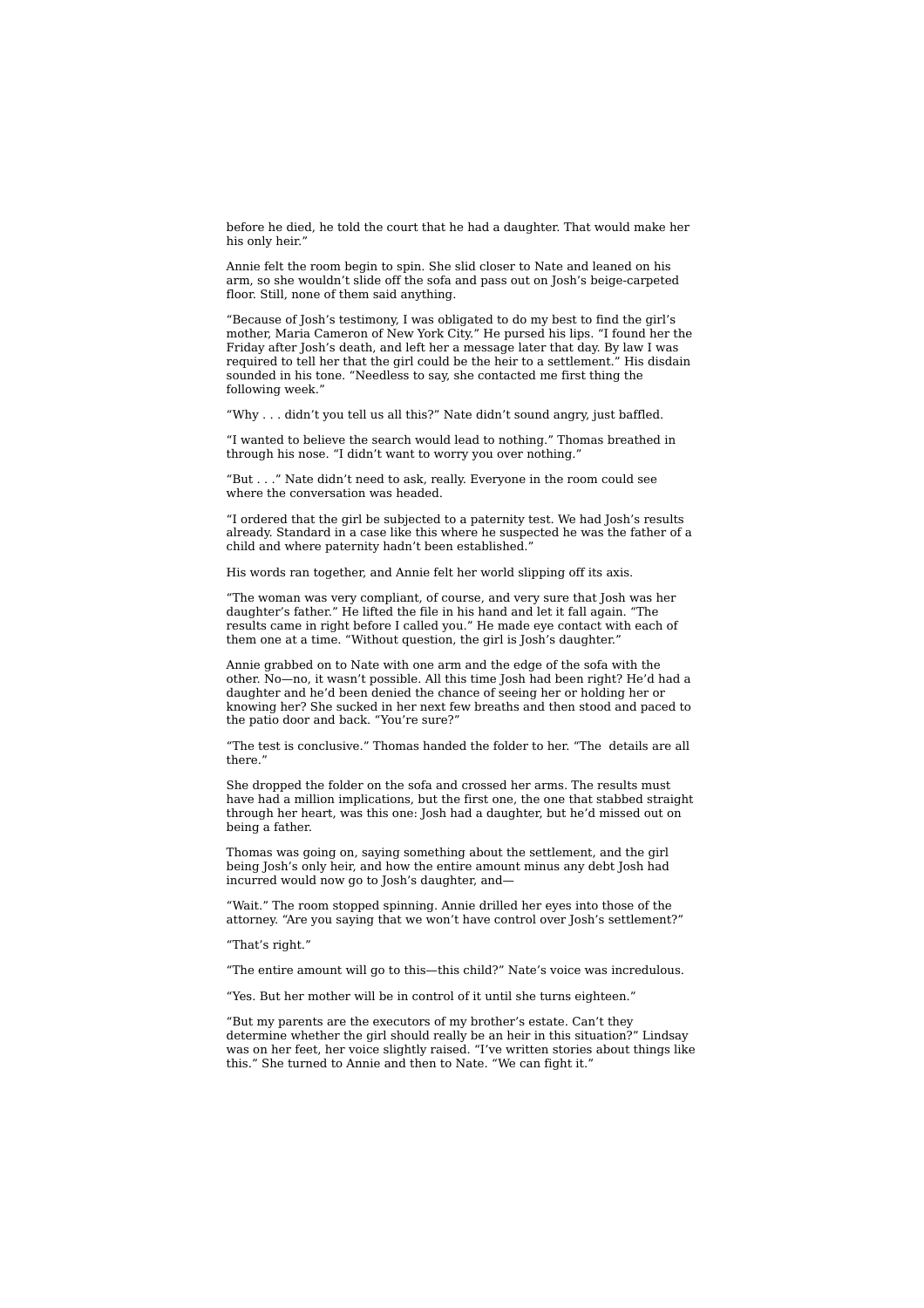before he died, he told the court that he had a daughter. That would make her his only heir."

Annie felt the room begin to spin. She slid closer to Nate and leaned on his arm, so she wouldn't slide off the sofa and pass out on Josh's beige-carpeted floor. Still, none of them said anything.

"Because of Josh's testimony, I was obligated to do my best to find the girl's mother, Maria Cameron of New York City." He pursed his lips. "I found her the Friday after Josh's death, and left her a message later that day. By law I was required to tell her that the girl could be the heir to a settlement." His disdain sounded in his tone. "Needless to say, she contacted me first thing the following week."

"Why . . . didn't you tell us all this?" Nate didn't sound angry, just baffled.

"I wanted to believe the search would lead to nothing." Thomas breathed in through his nose. "I didn't want to worry you over nothing."

"But . . ." Nate didn't need to ask, really. Everyone in the room could see where the conversation was headed.

"I ordered that the girl be subjected to a paternity test. We had Josh's results already. Standard in a case like this where he suspected he was the father of a child and where paternity hadn't been established."

His words ran together, and Annie felt her world slipping off its axis.

"The woman was very compliant, of course, and very sure that Josh was her daughter's father." He lifted the file in his hand and let it fall again. "The results came in right before I called you." He made eye contact with each of them one at a time. "Without question, the girl is Josh's daughter."

Annie grabbed on to Nate with one arm and the edge of the sofa with the other. No—no, it wasn't possible. All this time Josh had been right? He'd had a daughter and he'd been denied the chance of seeing her or holding her or knowing her? She sucked in her next few breaths and then stood and paced to the patio door and back. "You're sure?"

"The test is conclusive." Thomas handed the folder to her. "The details are all there."

She dropped the folder on the sofa and crossed her arms. The results must have had a million implications, but the first one, the one that stabbed straight through her heart, was this one: Josh had a daughter, but he'd missed out on being a father.

Thomas was going on, saying something about the settlement, and the girl being Josh's only heir, and how the entire amount minus any debt Josh had incurred would now go to Josh's daughter, and—

"Wait." The room stopped spinning. Annie drilled her eyes into those of the attorney. "Are you saying that we won't have control over Josh's settlement?"

"That's right."

"The entire amount will go to this—this child?" Nate's voice was incredulous.

"Yes. But her mother will be in control of it until she turns eighteen."

"But my parents are the executors of my brother's estate. Can't they determine whether the girl should really be an heir in this situation?" Lindsay was on her feet, her voice slightly raised. "I've written stories about things like this." She turned to Annie and then to Nate. "We can fight it."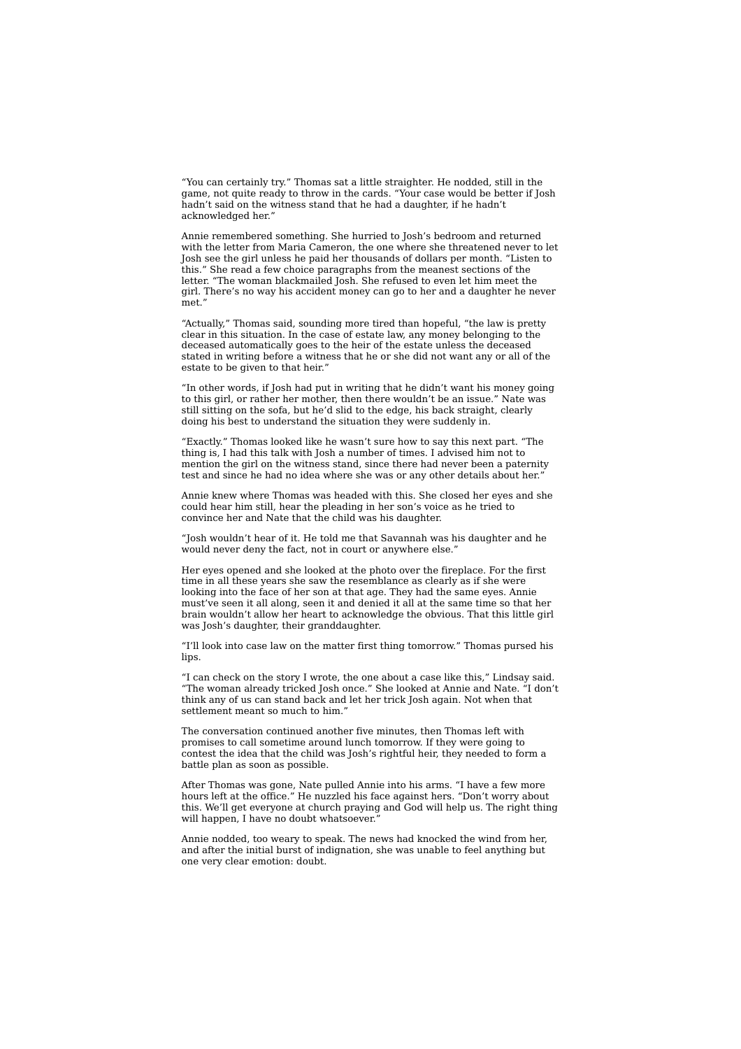"You can certainly try." Thomas sat a little straighter. He nodded, still in the game, not quite ready to throw in the cards. "Your case would be better if Josh hadn't said on the witness stand that he had a daughter, if he hadn't acknowledged her."

Annie remembered something. She hurried to Josh's bedroom and returned with the letter from Maria Cameron, the one where she threatened never to let Josh see the girl unless he paid her thousands of dollars per month. "Listen to this." She read a few choice paragraphs from the meanest sections of the letter. "The woman blackmailed Josh. She refused to even let him meet the girl. There's no way his accident money can go to her and a daughter he never met."

"Actually," Thomas said, sounding more tired than hopeful, "the law is pretty clear in this situation. In the case of estate law, any money belonging to the deceased automatically goes to the heir of the estate unless the deceased stated in writing before a witness that he or she did not want any or all of the estate to be given to that heir."

"In other words, if Josh had put in writing that he didn't want his money going to this girl, or rather her mother, then there wouldn't be an issue." Nate was still sitting on the sofa, but he'd slid to the edge, his back straight, clearly doing his best to understand the situation they were suddenly in.

"Exactly." Thomas looked like he wasn't sure how to say this next part. "The thing is, I had this talk with Josh a number of times. I advised him not to mention the girl on the witness stand, since there had never been a paternity test and since he had no idea where she was or any other details about her."

Annie knew where Thomas was headed with this. She closed her eyes and she could hear him still, hear the pleading in her son's voice as he tried to convince her and Nate that the child was his daughter.

"Josh wouldn't hear of it. He told me that Savannah was his daughter and he would never deny the fact, not in court or anywhere else."

Her eyes opened and she looked at the photo over the fireplace. For the first time in all these years she saw the resemblance as clearly as if she were looking into the face of her son at that age. They had the same eyes. Annie must've seen it all along, seen it and denied it all at the same time so that her brain wouldn't allow her heart to acknowledge the obvious. That this little girl was Josh's daughter, their granddaughter.

"I'll look into case law on the matter first thing tomorrow." Thomas pursed his lips.

"I can check on the story I wrote, the one about a case like this," Lindsay said. "The woman already tricked Josh once." She looked at Annie and Nate. "I don't think any of us can stand back and let her trick Josh again. Not when that settlement meant so much to him."

The conversation continued another five minutes, then Thomas left with promises to call sometime around lunch tomorrow. If they were going to contest the idea that the child was Josh's rightful heir, they needed to form a battle plan as soon as possible.

After Thomas was gone, Nate pulled Annie into his arms. "I have a few more hours left at the office." He nuzzled his face against hers. "Don't worry about this. We'll get everyone at church praying and God will help us. The right thing will happen, I have no doubt whatsoever."

Annie nodded, too weary to speak. The news had knocked the wind from her, and after the initial burst of indignation, she was unable to feel anything but one very clear emotion: doubt.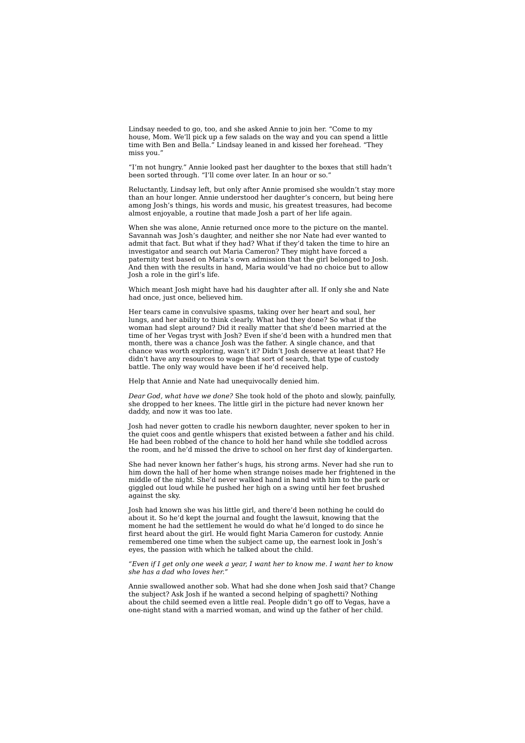Lindsay needed to go, too, and she asked Annie to join her. “Come to my house, Mom. We’ll pick up a few salads on the way and you can spend a little time with Ben and Bella.” Lindsay leaned in and kissed her forehead. “They miss you.”

“I’m not hungry.” Annie looked past her daughter to the boxes that still hadn’t been sorted through. “I’ll come over later. In an hour or so.”

Reluctantly, Lindsay left, but only after Annie promised she wouldn’t stay more than an hour longer. Annie understood her daughter’s concern, but being here among Josh’s things, his words and music, his greatest treasures, had become almost enjoyable, a routine that made Josh a part of her life again.

When she was alone, Annie returned once more to the picture on the mantel. Savannah was Josh’s daughter, and neither she nor Nate had ever wanted to admit that fact. But what if they had? What if they’d taken the time to hire an investigator and search out Maria Cameron? They might have forced a paternity test based on Maria’s own admission that the girl belonged to Josh. And then with the results in hand, Maria would’ve had no choice but to allow Josh a role in the girl’s life.

Which meant Josh might have had his daughter after all. If only she and Nate had once, just once, believed him.

Her tears came in convulsive spasms, taking over her heart and soul, her lungs, and her ability to think clearly. What had they done? So what if the woman had slept around? Did it really matter that she’d been married at the time of her Vegas tryst with Josh? Even if she’d been with a hundred men that month, there was a chance Josh was the father. A single chance, and that chance was worth exploring, wasn’t it? Didn’t Josh deserve at least that? He didn’t have any resources to wage that sort of search, that type of custody battle. The only way would have been if he’d received help.

Help that Annie and Nate had unequivocally denied him.

*Dear God, what have we done?* She took hold of the photo and slowly, painfully, she dropped to her knees. The little girl in the picture had never known her daddy, and now it was too late.

Josh had never gotten to cradle his newborn daughter, never spoken to her in the quiet coos and gentle whispers that existed between a father and his child. He had been robbed of the chance to hold her hand while she toddled across the room, and he’d missed the drive to school on her first day of kindergarten.

She had never known her father’s hugs, his strong arms. Never had she run to him down the hall of her home when strange noises made her frightened in the middle of the night. She’d never walked hand in hand with him to the park or giggled out loud while he pushed her high on a swing until her feet brushed against the sky.

Josh had known she was his little girl, and there’d been nothing he could do about it. So he’d kept the journal and fought the lawsuit, knowing that the moment he had the settlement he would do what he’d longed to do since he first heard about the girl. He would fight Maria Cameron for custody. Annie remembered one time when the subject came up, the earnest look in Josh’s eyes, the passion with which he talked about the child.

*“Even if I get only one week a year, I want her to know me. I want her to know she has a dad who loves her.”*

Annie swallowed another sob. What had she done when Josh said that? Change the subject? Ask Josh if he wanted a second helping of spaghetti? Nothing about the child seemed even a little real. People didn’t go off to Vegas, have a one-night stand with a married woman, and wind up the father of her child.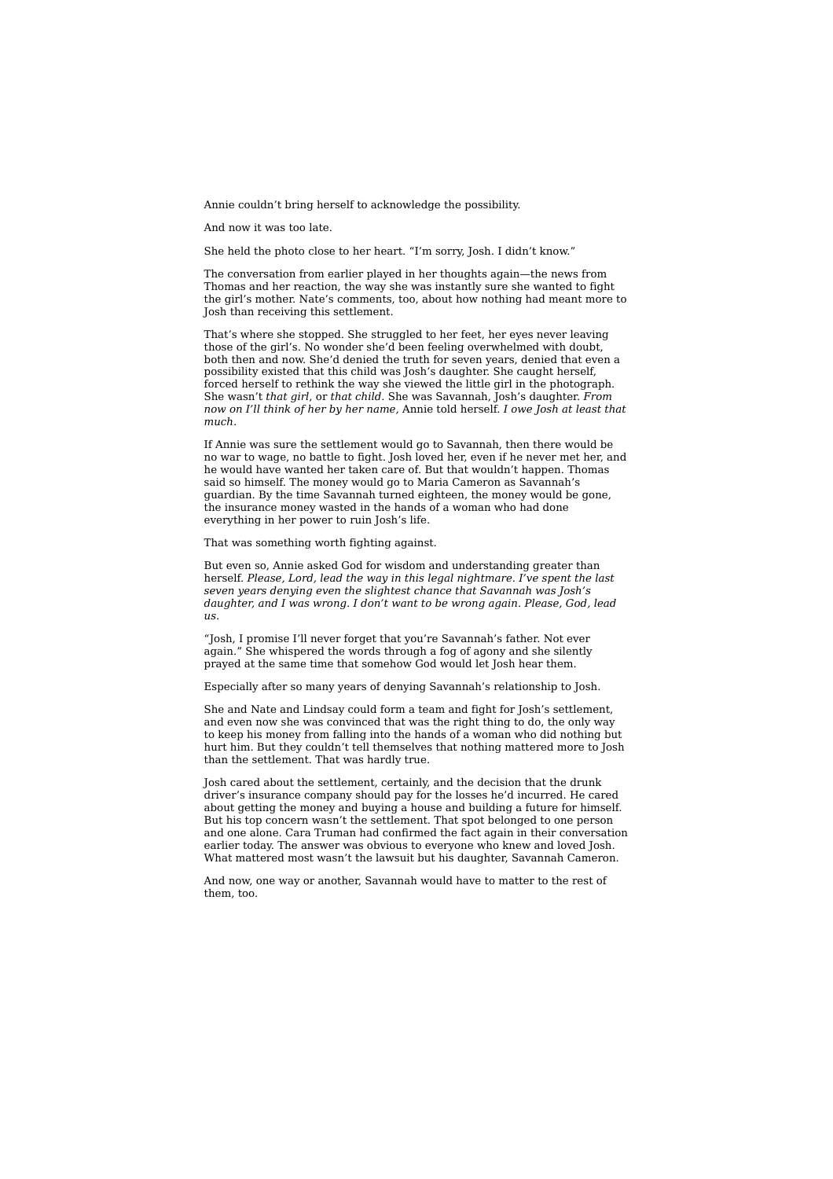Annie couldn't bring herself to acknowledge the possibility.

And now it was too late.

She held the photo close to her heart. "I'm sorry, Josh. I didn't know."

The conversation from earlier played in her thoughts again—the news from Thomas and her reaction, the way she was instantly sure she wanted to fight the girl's mother. Nate's comments, too, about how nothing had meant more to Josh than receiving this settlement.

That's where she stopped. She struggled to her feet, her eyes never leaving those of the girl's. No wonder she'd been feeling overwhelmed with doubt, both then and now. She'd denied the truth for seven years, denied that even a possibility existed that this child was Josh's daughter. She caught herself, forced herself to rethink the way she viewed the little girl in the photograph. She wasn't *that girl*, or *that child*. She was Savannah, Josh's daughter. *From now on I'll think of her by her name,* Annie told herself. *I owe Josh at least that much.*

If Annie was sure the settlement would go to Savannah, then there would be no war to wage, no battle to fight. Josh loved her, even if he never met her, and he would have wanted her taken care of. But that wouldn't happen. Thomas said so himself. The money would go to Maria Cameron as Savannah's guardian. By the time Savannah turned eighteen, the money would be gone, the insurance money wasted in the hands of a woman who had done everything in her power to ruin Josh's life.

That was something worth fighting against.

But even so, Annie asked God for wisdom and understanding greater than herself. *Please, Lord, lead the way in this legal nightmare. I've spent the last seven years denying even the slightest chance that Savannah was Josh's daughter, and I was wrong. I don't want to be wrong again. Please, God, lead us.*

"Josh, I promise I'll never forget that you're Savannah's father. Not ever again." She whispered the words through a fog of agony and she silently prayed at the same time that somehow God would let Josh hear them.

Especially after so many years of denying Savannah's relationship to Josh.

She and Nate and Lindsay could form a team and fight for Josh's settlement, and even now she was convinced that was the right thing to do, the only way to keep his money from falling into the hands of a woman who did nothing but hurt him. But they couldn't tell themselves that nothing mattered more to Josh than the settlement. That was hardly true.

Josh cared about the settlement, certainly, and the decision that the drunk driver's insurance company should pay for the losses he'd incurred. He cared about getting the money and buying a house and building a future for himself. But his top concern wasn't the settlement. That spot belonged to one person and one alone. Cara Truman had confirmed the fact again in their conversation earlier today. The answer was obvious to everyone who knew and loved Josh. What mattered most wasn't the lawsuit but his daughter, Savannah Cameron.

And now, one way or another, Savannah would have to matter to the rest of them, too.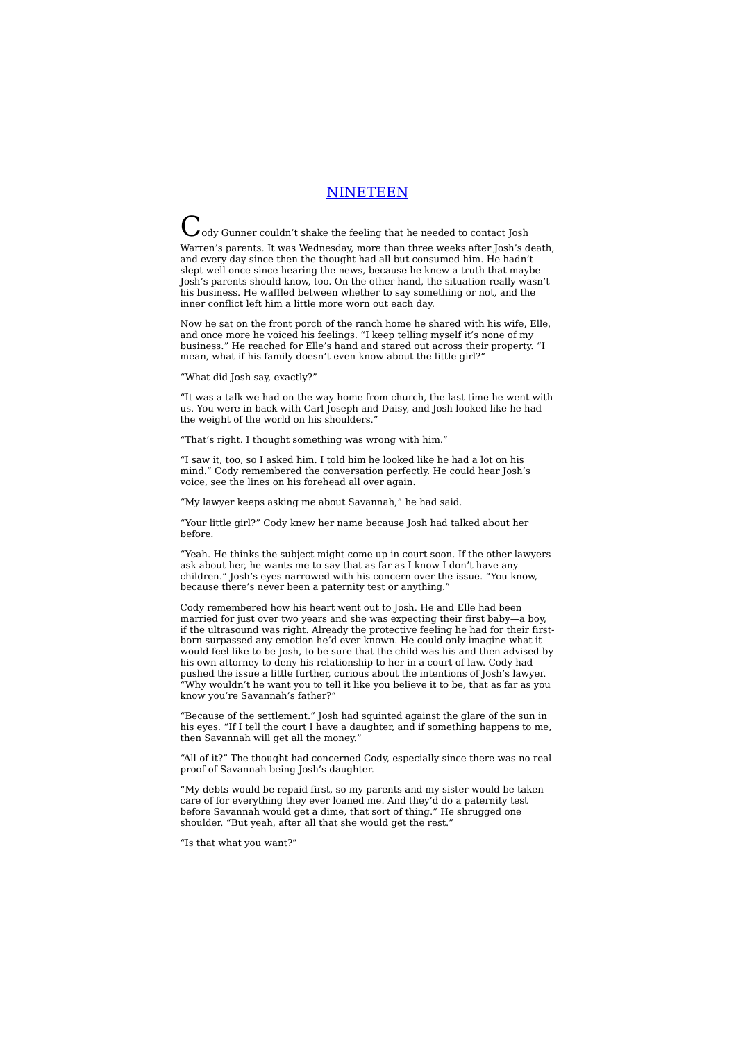# NINETEEN

Cody Gunner couldn't shake the feeling that he needed to contact Josh Warren's parents. It was Wednesday, more than three weeks after Josh's death, and every day since then the thought had all but consumed him. He hadn't slept well once since hearing the news, because he knew a truth that maybe Josh's parents should know, too. On the other hand, the situation really wasn't his business. He waffled between whether to say something or not, and the inner conflict left him a little more worn out each day.

Now he sat on the front porch of the ranch home he shared with his wife, Elle, and once more he voiced his feelings. "I keep telling myself it's none of my business." He reached for Elle's hand and stared out across their property. "I mean, what if his family doesn't even know about the little girl?"

"What did Josh say, exactly?"

"It was a talk we had on the way home from church, the last time he went with us. You were in back with Carl Joseph and Daisy, and Josh looked like he had the weight of the world on his shoulders."

"That's right. I thought something was wrong with him."

"I saw it, too, so I asked him. I told him he looked like he had a lot on his mind." Cody remembered the conversation perfectly. He could hear Josh's voice, see the lines on his forehead all over again.

"My lawyer keeps asking me about Savannah," he had said.

"Your little girl?" Cody knew her name because Josh had talked about her before.

"Yeah. He thinks the subject might come up in court soon. If the other lawyers ask about her, he wants me to say that as far as I know I don't have any children." Josh's eyes narrowed with his concern over the issue. "You know, because there's never been a paternity test or anything."

Cody remembered how his heart went out to Josh. He and Elle had been married for just over two years and she was expecting their first baby—a boy, if the ultrasound was right. Already the protective feeling he had for their first-born surpassed any emotion he'd ever known. He could only imagine what it would feel like to be Josh, to be sure that the child was his and then advised by his own attorney to deny his relationship to her in a court of law. Cody had pushed the issue a little further, curious about the intentions of Josh's lawyer. "Why wouldn't he want you to tell it like you believe it to be, that as far as you know you're Savannah's father?"

"Because of the settlement." Josh had squinted against the glare of the sun in his eyes. "If I tell the court I have a daughter, and if something happens to me, then Savannah will get all the money."

"All of it?" The thought had concerned Cody, especially since there was no real proof of Savannah being Josh's daughter.

"My debts would be repaid first, so my parents and my sister would be taken care of for everything they ever loaned me. And they'd do a paternity test before Savannah would get a dime, that sort of thing." He shrugged one shoulder. "But yeah, after all that she would get the rest."

"Is that what you want?"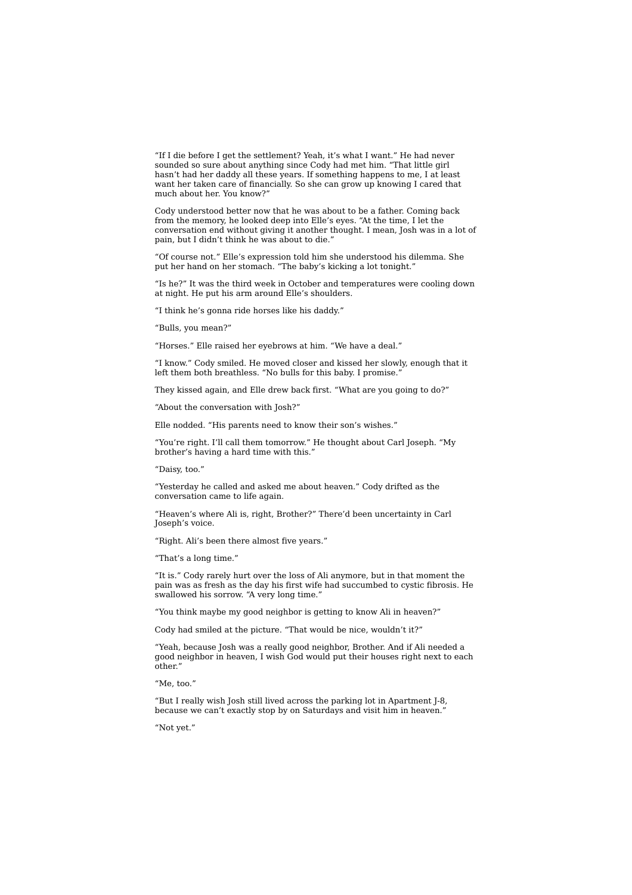"If I die before I get the settlement? Yeah, it's what I want." He had never sounded so sure about anything since Cody had met him. "That little girl hasn't had her daddy all these years. If something happens to me, I at least want her taken care of financially. So she can grow up knowing I cared that much about her. You know?"

Cody understood better now that he was about to be a father. Coming back from the memory, he looked deep into Elle's eyes. "At the time, I let the conversation end without giving it another thought. I mean, Josh was in a lot of pain, but I didn't think he was about to die."

"Of course not." Elle's expression told him she understood his dilemma. She put her hand on her stomach. "The baby's kicking a lot tonight."

"Is he?" It was the third week in October and temperatures were cooling down at night. He put his arm around Elle's shoulders.

"I think he's gonna ride horses like his daddy."

"Bulls, you mean?"

"Horses." Elle raised her eyebrows at him. "We have a deal."

"I know." Cody smiled. He moved closer and kissed her slowly, enough that it left them both breathless. "No bulls for this baby. I promise."

They kissed again, and Elle drew back first. "What are you going to do?"

"About the conversation with Josh?"

Elle nodded. "His parents need to know their son's wishes."

"You're right. I'll call them tomorrow." He thought about Carl Joseph. "My brother's having a hard time with this."

"Daisy, too."

"Yesterday he called and asked me about heaven." Cody drifted as the conversation came to life again.

"Heaven's where Ali is, right, Brother?" There'd been uncertainty in Carl Joseph's voice.

"Right. Ali's been there almost five years."

"That's a long time."

"It is." Cody rarely hurt over the loss of Ali anymore, but in that moment the pain was as fresh as the day his first wife had succumbed to cystic fibrosis. He swallowed his sorrow. "A very long time."

"You think maybe my good neighbor is getting to know Ali in heaven?"

Cody had smiled at the picture. "That would be nice, wouldn't it?"

"Yeah, because Josh was a really good neighbor, Brother. And if Ali needed a good neighbor in heaven, I wish God would put their houses right next to each other."

"Me, too."

"But I really wish Josh still lived across the parking lot in Apartment J-8, because we can't exactly stop by on Saturdays and visit him in heaven."

"Not yet."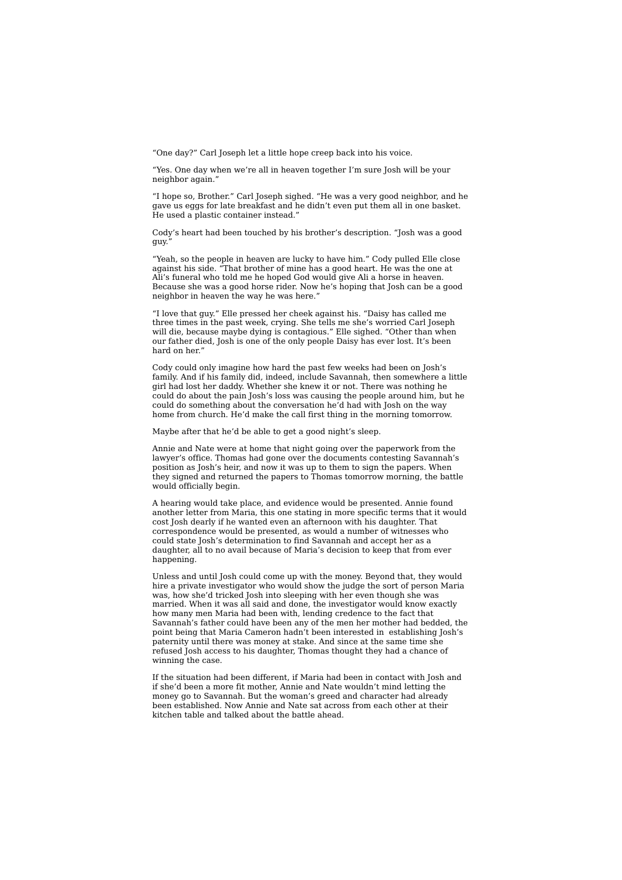“One day?” Carl Joseph let a little hope creep back into his voice.

“Yes. One day when we’re all in heaven together I’m sure Josh will be your neighbor again.”

“I hope so, Brother.” Carl Joseph sighed. “He was a very good neighbor, and he gave us eggs for late breakfast and he didn’t even put them all in one basket. He used a plastic container instead.”

Cody’s heart had been touched by his brother’s description. “Josh was a good guy.”

“Yeah, so the people in heaven are lucky to have him.” Cody pulled Elle close against his side. “That brother of mine has a good heart. He was the one at Ali’s funeral who told me he hoped God would give Ali a horse in heaven. Because she was a good horse rider. Now he’s hoping that Josh can be a good neighbor in heaven the way he was here.”

“I love that guy.” Elle pressed her cheek against his. “Daisy has called me three times in the past week, crying. She tells me she’s worried Carl Joseph will die, because maybe dying is contagious.” Elle sighed. “Other than when our father died, Josh is one of the only people Daisy has ever lost. It’s been hard on her.”

Cody could only imagine how hard the past few weeks had been on Josh’s family. And if his family did, indeed, include Savannah, then somewhere a little girl had lost her daddy. Whether she knew it or not. There was nothing he could do about the pain Josh’s loss was causing the people around him, but he could do something about the conversation he’d had with Josh on the way home from church. He’d make the call first thing in the morning tomorrow.

Maybe after that he’d be able to get a good night’s sleep.

Annie and Nate were at home that night going over the paperwork from the lawyer’s office. Thomas had gone over the documents contesting Savannah’s position as Josh’s heir, and now it was up to them to sign the papers. When they signed and returned the papers to Thomas tomorrow morning, the battle would officially begin.

A hearing would take place, and evidence would be presented. Annie found another letter from Maria, this one stating in more specific terms that it would cost Josh dearly if he wanted even an afternoon with his daughter. That correspondence would be presented, as would a number of witnesses who could state Josh’s determination to find Savannah and accept her as a daughter, all to no avail because of Maria’s decision to keep that from ever happening.

Unless and until Josh could come up with the money. Beyond that, they would hire a private investigator who would show the judge the sort of person Maria was, how she’d tricked Josh into sleeping with her even though she was married. When it was all said and done, the investigator would know exactly how many men Maria had been with, lending credence to the fact that Savannah’s father could have been any of the men her mother had bedded, the point being that Maria Cameron hadn’t been interested in establishing Josh’s paternity until there was money at stake. And since at the same time she refused Josh access to his daughter, Thomas thought they had a chance of winning the case.

If the situation had been different, if Maria had been in contact with Josh and if she’d been a more fit mother, Annie and Nate wouldn’t mind letting the money go to Savannah. But the woman’s greed and character had already been established. Now Annie and Nate sat across from each other at their kitchen table and talked about the battle ahead.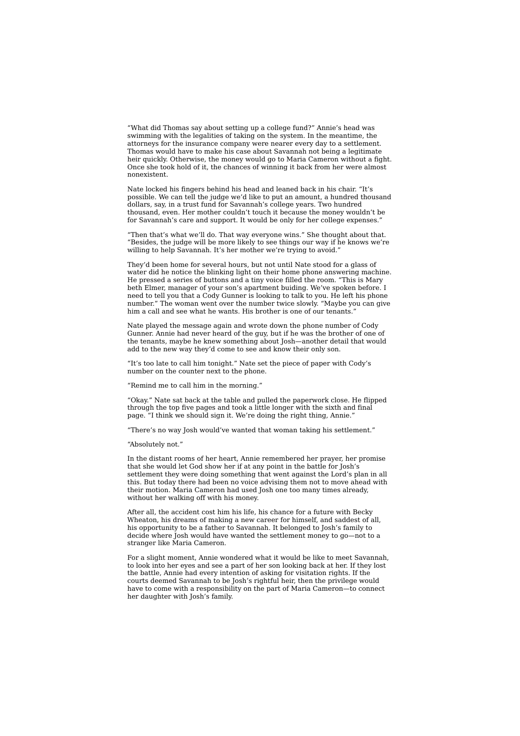“What did Thomas say about setting up a college fund?” Annie’s head was swimming with the legalities of taking on the system. In the meantime, the attorneys for the insurance company were nearer every day to a settlement. Thomas would have to make his case about Savannah not being a legitimate heir quickly. Otherwise, the money would go to Maria Cameron without a fight. Once she took hold of it, the chances of winning it back from her were almost nonexistent.

Nate locked his fingers behind his head and leaned back in his chair. “It’s possible. We can tell the judge we’d like to put an amount, a hundred thousand dollars, say, in a trust fund for Savannah’s college years. Two hundred thousand, even. Her mother couldn’t touch it because the money wouldn’t be for Savannah’s care and support. It would be only for her college expenses.”

“Then that’s what we’ll do. That way everyone wins.” She thought about that. “Besides, the judge will be more likely to see things our way if he knows we’re willing to help Savannah. It’s her mother we’re trying to avoid.”

They’d been home for several hours, but not until Nate stood for a glass of water did he notice the blinking light on their home phone answering machine. He pressed a series of buttons and a tiny voice filled the room. “This is Mary beth Elmer, manager of your son’s apartment buiding. We’ve spoken before. I need to tell you that a Cody Gunner is looking to talk to you. He left his phone number.” The woman went over the number twice slowly. “Maybe you can give him a call and see what he wants. His brother is one of our tenants.”

Nate played the message again and wrote down the phone number of Cody Gunner. Annie had never heard of the guy, but if he was the brother of one of the tenants, maybe he knew something about Josh—another detail that would add to the new way they’d come to see and know their only son.

“It’s too late to call him tonight.” Nate set the piece of paper with Cody’s number on the counter next to the phone.

“Remind me to call him in the morning.”

“Okay.” Nate sat back at the table and pulled the paperwork close. He flipped through the top five pages and took a little longer with the sixth and final page. “I think we should sign it. We’re doing the right thing, Annie.”

“There’s no way Josh would’ve wanted that woman taking his settlement.”

“Absolutely not.”

In the distant rooms of her heart, Annie remembered her prayer, her promise that she would let God show her if at any point in the battle for Josh’s settlement they were doing something that went against the Lord’s plan in all this. But today there had been no voice advising them not to move ahead with their motion. Maria Cameron had used Josh one too many times already, without her walking off with his money.

After all, the accident cost him his life, his chance for a future with Becky Wheaton, his dreams of making a new career for himself, and saddest of all, his opportunity to be a father to Savannah. It belonged to Josh’s family to decide where Josh would have wanted the settlement money to go—not to a stranger like Maria Cameron.

For a slight moment, Annie wondered what it would be like to meet Savannah, to look into her eyes and see a part of her son looking back at her. If they lost the battle, Annie had every intention of asking for visitation rights. If the courts deemed Savannah to be Josh’s rightful heir, then the privilege would have to come with a responsibility on the part of Maria Cameron—to connect her daughter with Josh’s family.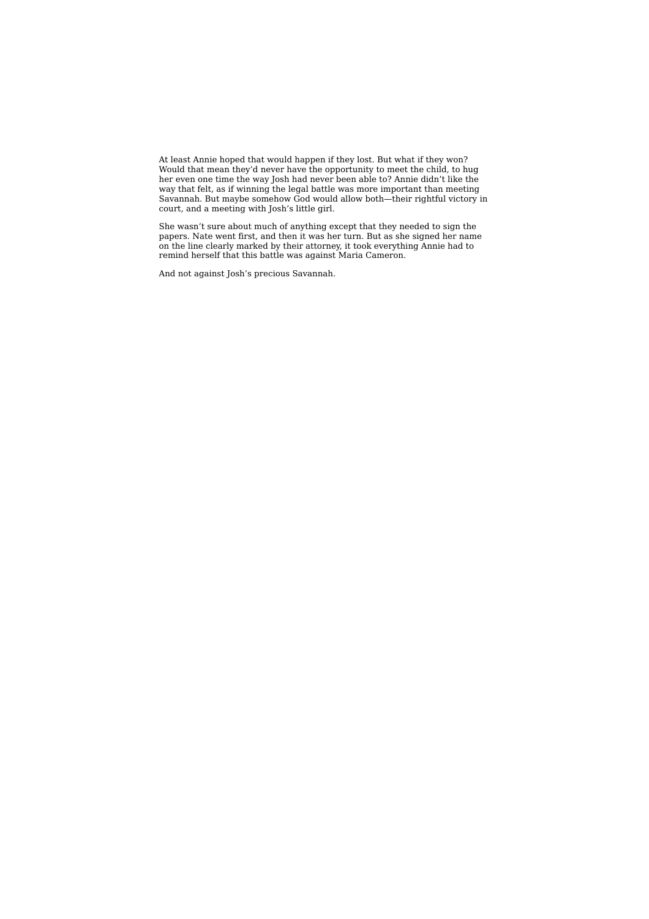At least Annie hoped that would happen if they lost. But what if they won? Would that mean they'd never have the opportunity to meet the child, to hug her even one time the way Josh had never been able to? Annie didn't like the way that felt, as if winning the legal battle was more important than meeting Savannah. But maybe somehow God would allow both—their rightful victory in court, and a meeting with Josh's little girl.

She wasn't sure about much of anything except that they needed to sign the papers. Nate went first, and then it was her turn. But as she signed her name on the line clearly marked by their attorney, it took everything Annie had to remind herself that this battle was against Maria Cameron.

And not against Josh's precious Savannah.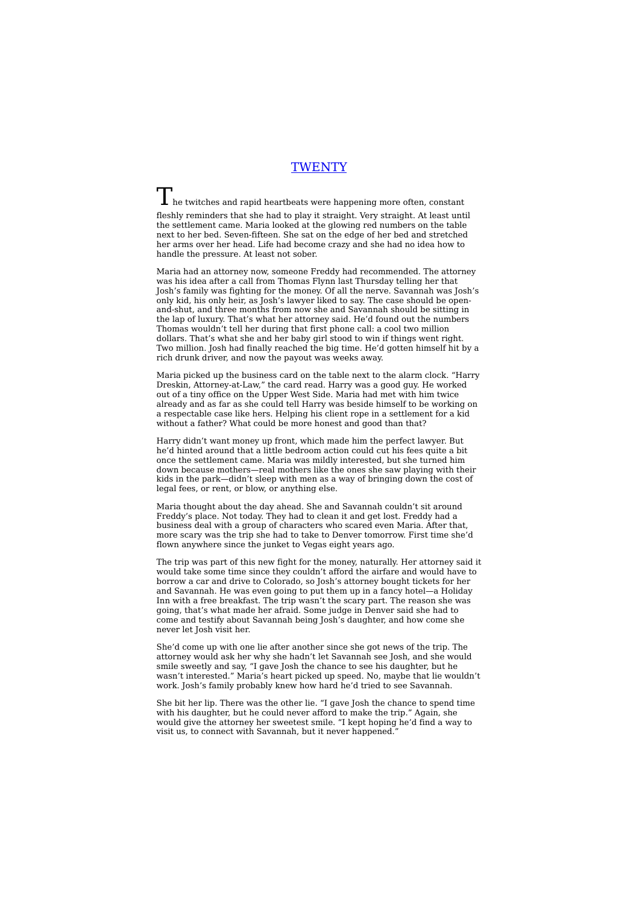# TWENTY

The twitches and rapid heartbeats were happening more often, constant fleshly reminders that she had to play it straight. Very straight. At least until the settlement came. Maria looked at the glowing red numbers on the table next to her bed. Seven-fifteen. She sat on the edge of her bed and stretched her arms over her head. Life had become crazy and she had no idea how to handle the pressure. At least not sober.

Maria had an attorney now, someone Freddy had recommended. The attorney was his idea after a call from Thomas Flynn last Thursday telling her that Josh's family was fighting for the money. Of all the nerve. Savannah was Josh's only kid, his only heir, as Josh's lawyer liked to say. The case should be open-and-shut, and three months from now she and Savannah should be sitting in the lap of luxury. That's what her attorney said. He'd found out the numbers Thomas wouldn't tell her during that first phone call: a cool two million dollars. That's what she and her baby girl stood to win if things went right. Two million. Josh had finally reached the big time. He'd gotten himself hit by a rich drunk driver, and now the payout was weeks away.

Maria picked up the business card on the table next to the alarm clock. "Harry Dreskin, Attorney-at-Law," the card read. Harry was a good guy. He worked out of a tiny office on the Upper West Side. Maria had met with him twice already and as far as she could tell Harry was beside himself to be working on a respectable case like hers. Helping his client rope in a settlement for a kid without a father? What could be more honest and good than that?

Harry didn't want money up front, which made him the perfect lawyer. But he'd hinted around that a little bedroom action could cut his fees quite a bit once the settlement came. Maria was mildly interested, but she turned him down because mothers—real mothers like the ones she saw playing with their kids in the park—didn't sleep with men as a way of bringing down the cost of legal fees, or rent, or blow, or anything else.

Maria thought about the day ahead. She and Savannah couldn't sit around Freddy's place. Not today. They had to clean it and get lost. Freddy had a business deal with a group of characters who scared even Maria. After that, more scary was the trip she had to take to Denver tomorrow. First time she'd flown anywhere since the junket to Vegas eight years ago.

The trip was part of this new fight for the money, naturally. Her attorney said it would take some time since they couldn't afford the airfare and would have to borrow a car and drive to Colorado, so Josh's attorney bought tickets for her and Savannah. He was even going to put them up in a fancy hotel—a Holiday Inn with a free breakfast. The trip wasn't the scary part. The reason she was going, that's what made her afraid. Some judge in Denver said she had to come and testify about Savannah being Josh's daughter, and how come she never let Josh visit her.

She'd come up with one lie after another since she got news of the trip. The attorney would ask her why she hadn't let Savannah see Josh, and she would smile sweetly and say, "I gave Josh the chance to see his daughter, but he wasn't interested." Maria's heart picked up speed. No, maybe that lie wouldn't work. Josh's family probably knew how hard he'd tried to see Savannah.

She bit her lip. There was the other lie. "I gave Josh the chance to spend time with his daughter, but he could never afford to make the trip." Again, she would give the attorney her sweetest smile. "I kept hoping he'd find a way to visit us, to connect with Savannah, but it never happened."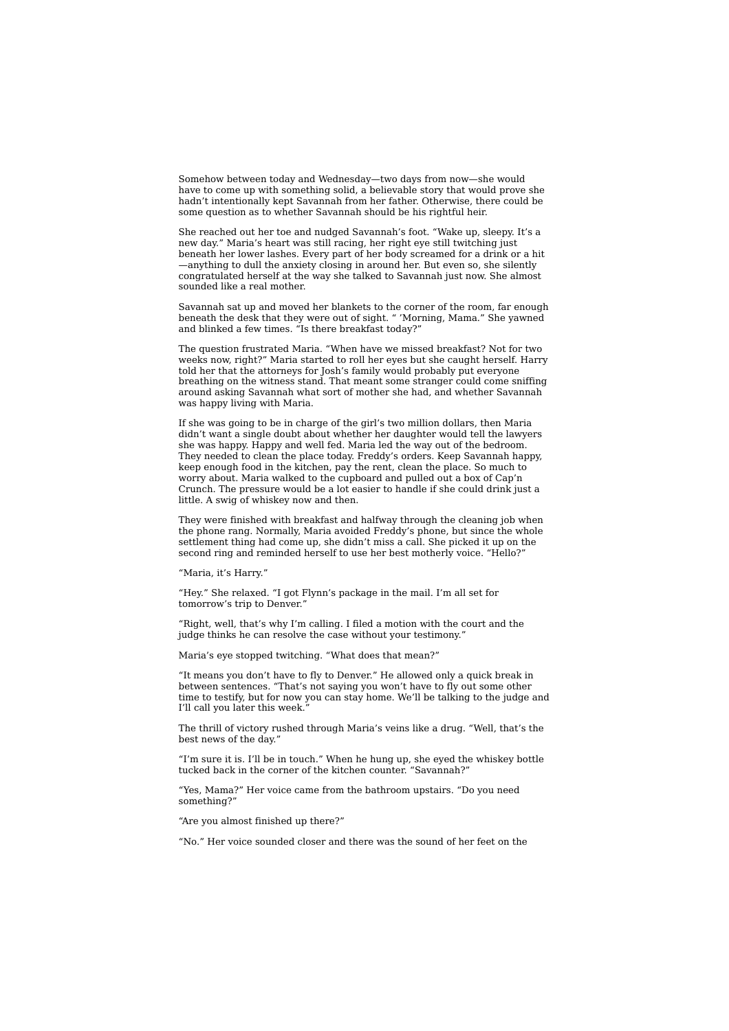Somehow between today and Wednesday—two days from now—she would have to come up with something solid, a believable story that would prove she hadn't intentionally kept Savannah from her father. Otherwise, there could be some question as to whether Savannah should be his rightful heir.

She reached out her toe and nudged Savannah's foot. "Wake up, sleepy. It's a new day." Maria's heart was still racing, her right eye still twitching just beneath her lower lashes. Every part of her body screamed for a drink or a hit—anything to dull the anxiety closing in around her. But even so, she silently congratulated herself at the way she talked to Savannah just now. She almost sounded like a real mother.

Savannah sat up and moved her blankets to the corner of the room, far enough beneath the desk that they were out of sight. " 'Morning, Mama." She yawned and blinked a few times. "Is there breakfast today?"

The question frustrated Maria. "When have we missed breakfast? Not for two weeks now, right?" Maria started to roll her eyes but she caught herself. Harry told her that the attorneys for Josh's family would probably put everyone breathing on the witness stand. That meant some stranger could come sniffing around asking Savannah what sort of mother she had, and whether Savannah was happy living with Maria.

If she was going to be in charge of the girl's two million dollars, then Maria didn't want a single doubt about whether her daughter would tell the lawyers she was happy. Happy and well fed. Maria led the way out of the bedroom. They needed to clean the place today. Freddy's orders. Keep Savannah happy, keep enough food in the kitchen, pay the rent, clean the place. So much to worry about. Maria walked to the cupboard and pulled out a box of Cap'n Crunch. The pressure would be a lot easier to handle if she could drink just a little. A swig of whiskey now and then.

They were finished with breakfast and halfway through the cleaning job when the phone rang. Normally, Maria avoided Freddy's phone, but since the whole settlement thing had come up, she didn't miss a call. She picked it up on the second ring and reminded herself to use her best motherly voice. "Hello?"

"Maria, it's Harry."

"Hey." She relaxed. "I got Flynn's package in the mail. I'm all set for tomorrow's trip to Denver."

"Right, well, that's why I'm calling. I filed a motion with the court and the judge thinks he can resolve the case without your testimony."

Maria's eye stopped twitching. "What does that mean?"

"It means you don't have to fly to Denver." He allowed only a quick break in between sentences. "That's not saying you won't have to fly out some other time to testify, but for now you can stay home. We'll be talking to the judge and I'll call you later this week."

The thrill of victory rushed through Maria's veins like a drug. "Well, that's the best news of the day."

"I'm sure it is. I'll be in touch." When he hung up, she eyed the whiskey bottle tucked back in the corner of the kitchen counter. "Savannah?"

"Yes, Mama?" Her voice came from the bathroom upstairs. "Do you need something?"

"Are you almost finished up there?"

"No." Her voice sounded closer and there was the sound of her feet on the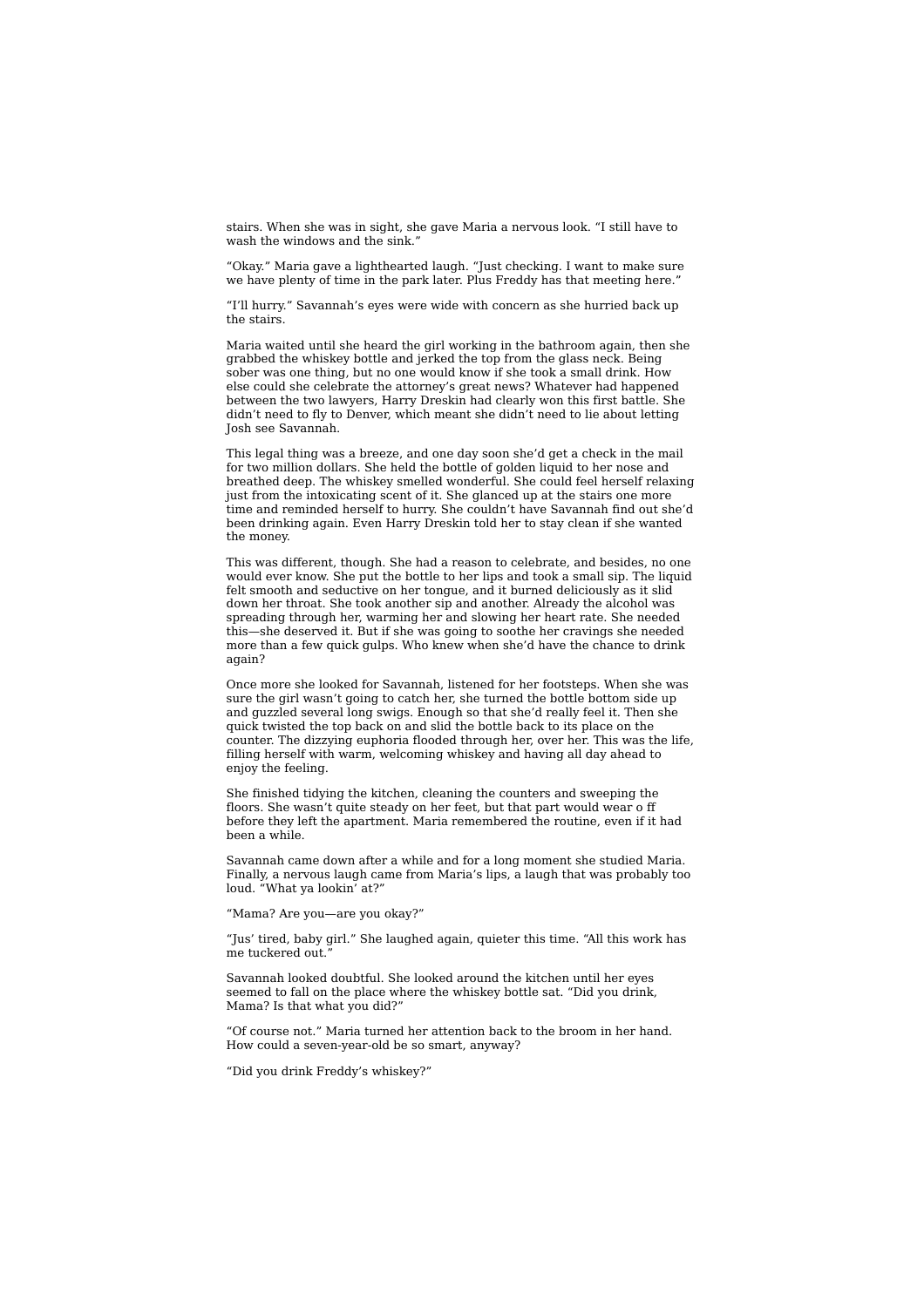stairs. When she was in sight, she gave Maria a nervous look. “I still have to wash the windows and the sink.”

“Okay.” Maria gave a lighthearted laugh. “Just checking. I want to make sure we have plenty of time in the park later. Plus Freddy has that meeting here.”

“I’ll hurry.” Savannah’s eyes were wide with concern as she hurried back up the stairs.

Maria waited until she heard the girl working in the bathroom again, then she grabbed the whiskey bottle and jerked the top from the glass neck. Being sober was one thing, but no one would know if she took a small drink. How else could she celebrate the attorney’s great news? Whatever had happened between the two lawyers, Harry Dreskin had clearly won this first battle. She didn’t need to fly to Denver, which meant she didn’t need to lie about letting Josh see Savannah.

This legal thing was a breeze, and one day soon she’d get a check in the mail for two million dollars. She held the bottle of golden liquid to her nose and breathed deep. The whiskey smelled wonderful. She could feel herself relaxing just from the intoxicating scent of it. She glanced up at the stairs one more time and reminded herself to hurry. She couldn’t have Savannah find out she’d been drinking again. Even Harry Dreskin told her to stay clean if she wanted the money.

This was different, though. She had a reason to celebrate, and besides, no one would ever know. She put the bottle to her lips and took a small sip. The liquid felt smooth and seductive on her tongue, and it burned deliciously as it slid down her throat. She took another sip and another. Already the alcohol was spreading through her, warming her and slowing her heart rate. She needed this—she deserved it. But if she was going to soothe her cravings she needed more than a few quick gulps. Who knew when she’d have the chance to drink again?

Once more she looked for Savannah, listened for her footsteps. When she was sure the girl wasn’t going to catch her, she turned the bottle bottom side up and guzzled several long swigs. Enough so that she’d really feel it. Then she quick twisted the top back on and slid the bottle back to its place on the counter. The dizzying euphoria flooded through her, over her. This was the life, filling herself with warm, welcoming whiskey and having all day ahead to enjoy the feeling.

She finished tidying the kitchen, cleaning the counters and sweeping the floors. She wasn’t quite steady on her feet, but that part would wear o ff before they left the apartment. Maria remembered the routine, even if it had been a while.

Savannah came down after a while and for a long moment she studied Maria. Finally, a nervous laugh came from Maria’s lips, a laugh that was probably too loud. “What ya lookin’ at?”

“Mama? Are you—are you okay?”

“Jus’ tired, baby girl.” She laughed again, quieter this time. “All this work has me tuckered out.”

Savannah looked doubtful. She looked around the kitchen until her eyes seemed to fall on the place where the whiskey bottle sat. “Did you drink, Mama? Is that what you did?”

“Of course not.” Maria turned her attention back to the broom in her hand. How could a seven-year-old be so smart, anyway?

“Did you drink Freddy’s whiskey?”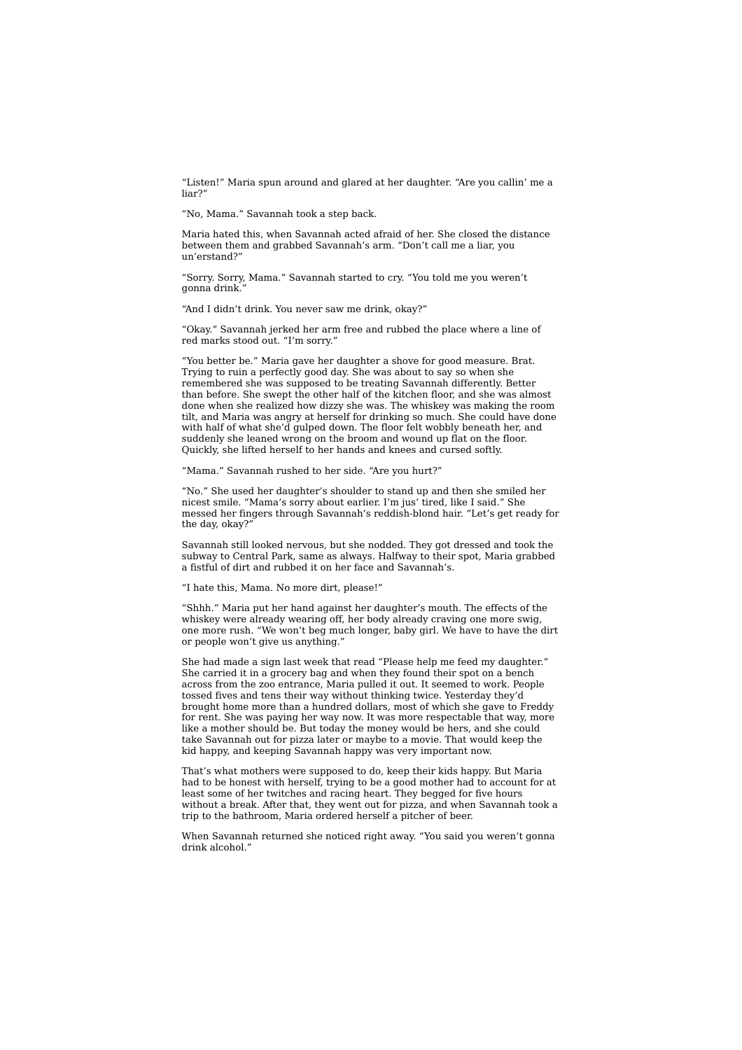“Listen!” Maria spun around and glared at her daughter. “Are you callin’ me a liar?”

“No, Mama.” Savannah took a step back.

Maria hated this, when Savannah acted afraid of her. She closed the distance between them and grabbed Savannah’s arm. “Don’t call me a liar, you un’erstand?”

“Sorry. Sorry, Mama.” Savannah started to cry. “You told me you weren’t gonna drink.”

“And I didn’t drink. You never saw me drink, okay?”

“Okay.” Savannah jerked her arm free and rubbed the place where a line of red marks stood out. “I’m sorry.”

“You better be.” Maria gave her daughter a shove for good measure. Brat. Trying to ruin a perfectly good day. She was about to say so when she remembered she was supposed to be treating Savannah differently. Better than before. She swept the other half of the kitchen floor, and she was almost done when she realized how dizzy she was. The whiskey was making the room tilt, and Maria was angry at herself for drinking so much. She could have done with half of what she’d gulped down. The floor felt wobbly beneath her, and suddenly she leaned wrong on the broom and wound up flat on the floor. Quickly, she lifted herself to her hands and knees and cursed softly.

“Mama.” Savannah rushed to her side. “Are you hurt?”

“No.” She used her daughter’s shoulder to stand up and then she smiled her nicest smile. “Mama’s sorry about earlier. I’m jus’ tired, like I said.” She messed her fingers through Savannah’s reddish-blond hair. “Let’s get ready for the day, okay?”

Savannah still looked nervous, but she nodded. They got dressed and took the subway to Central Park, same as always. Halfway to their spot, Maria grabbed a fistful of dirt and rubbed it on her face and Savannah’s.

“I hate this, Mama. No more dirt, please!”

“Shhh.” Maria put her hand against her daughter’s mouth. The effects of the whiskey were already wearing off, her body already craving one more swig, one more rush. “We won’t beg much longer, baby girl. We have to have the dirt or people won’t give us anything.”

She had made a sign last week that read “Please help me feed my daughter.” She carried it in a grocery bag and when they found their spot on a bench across from the zoo entrance, Maria pulled it out. It seemed to work. People tossed fives and tens their way without thinking twice. Yesterday they’d brought home more than a hundred dollars, most of which she gave to Freddy for rent. She was paying her way now. It was more respectable that way, more like a mother should be. But today the money would be hers, and she could take Savannah out for pizza later or maybe to a movie. That would keep the kid happy, and keeping Savannah happy was very important now.

That’s what mothers were supposed to do, keep their kids happy. But Maria had to be honest with herself, trying to be a good mother had to account for at least some of her twitches and racing heart. They begged for five hours without a break. After that, they went out for pizza, and when Savannah took a trip to the bathroom, Maria ordered herself a pitcher of beer.

When Savannah returned she noticed right away. “You said you weren’t gonna drink alcohol.”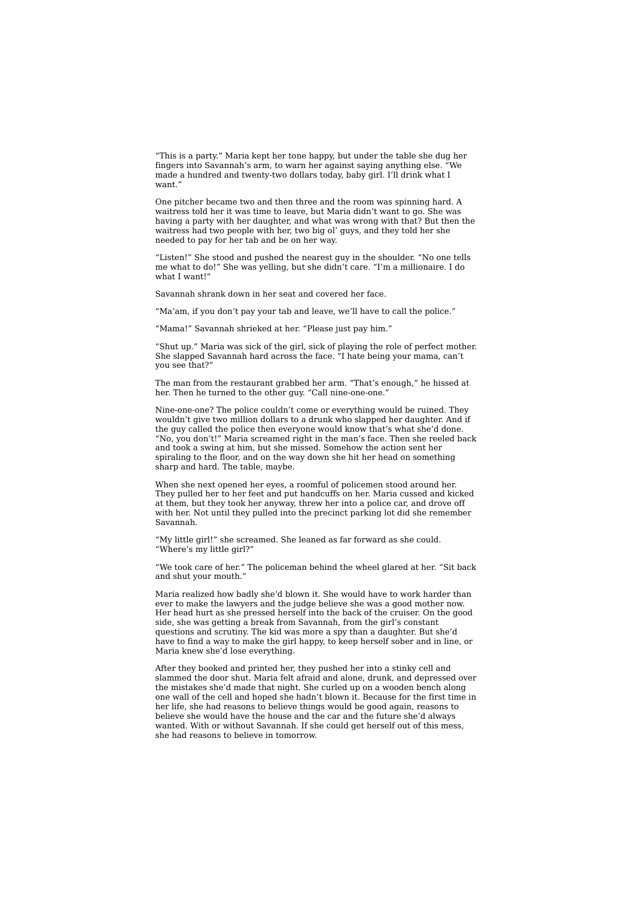“This is a party.” Maria kept her tone happy, but under the table she dug her fingers into Savannah’s arm, to warn her against saying anything else. “We made a hundred and twenty-two dollars today, baby girl. I’ll drink what I want.”

One pitcher became two and then three and the room was spinning hard. A waitress told her it was time to leave, but Maria didn’t want to go. She was having a party with her daughter, and what was wrong with that? But then the waitress had two people with her, two big ol’ guys, and they told her she needed to pay for her tab and be on her way.

“Listen!” She stood and pushed the nearest guy in the shoulder. “No one tells me what to do!” She was yelling, but she didn’t care. “I’m a millionaire. I do what I want!”

Savannah shrank down in her seat and covered her face.

“Ma’am, if you don’t pay your tab and leave, we’ll have to call the police.”

“Mama!” Savannah shrieked at her. “Please just pay him.”

“Shut up.” Maria was sick of the girl, sick of playing the role of perfect mother. She slapped Savannah hard across the face. “I hate being your mama, can’t you see that?”

The man from the restaurant grabbed her arm. “That’s enough,” he hissed at her. Then he turned to the other guy. “Call nine-one-one.”

Nine-one-one? The police couldn’t come or everything would be ruined. They wouldn’t give two million dollars to a drunk who slapped her daughter. And if the guy called the police then everyone would know that’s what she’d done. “No, you don’t!” Maria screamed right in the man’s face. Then she reeled back and took a swing at him, but she missed. Somehow the action sent her spiraling to the floor, and on the way down she hit her head on something sharp and hard. The table, maybe.

When she next opened her eyes, a roomful of policemen stood around her. They pulled her to her feet and put handcuffs on her. Maria cussed and kicked at them, but they took her anyway, threw her into a police car, and drove off with her. Not until they pulled into the precinct parking lot did she remember Savannah.

“My little girl!” she screamed. She leaned as far forward as she could. “Where’s my little girl?”

“We took care of her.” The policeman behind the wheel glared at her. “Sit back and shut your mouth.”

Maria realized how badly she’d blown it. She would have to work harder than ever to make the lawyers and the judge believe she was a good mother now. Her head hurt as she pressed herself into the back of the cruiser. On the good side, she was getting a break from Savannah, from the girl’s constant questions and scrutiny. The kid was more a spy than a daughter. But she’d have to find a way to make the girl happy, to keep herself sober and in line, or Maria knew she’d lose everything.

After they booked and printed her, they pushed her into a stinky cell and slammed the door shut. Maria felt afraid and alone, drunk, and depressed over the mistakes she’d made that night. She curled up on a wooden bench along one wall of the cell and hoped she hadn’t blown it. Because for the first time in her life, she had reasons to believe things would be good again, reasons to believe she would have the house and the car and the future she’d always wanted. With or without Savannah. If she could get herself out of this mess, she had reasons to believe in tomorrow.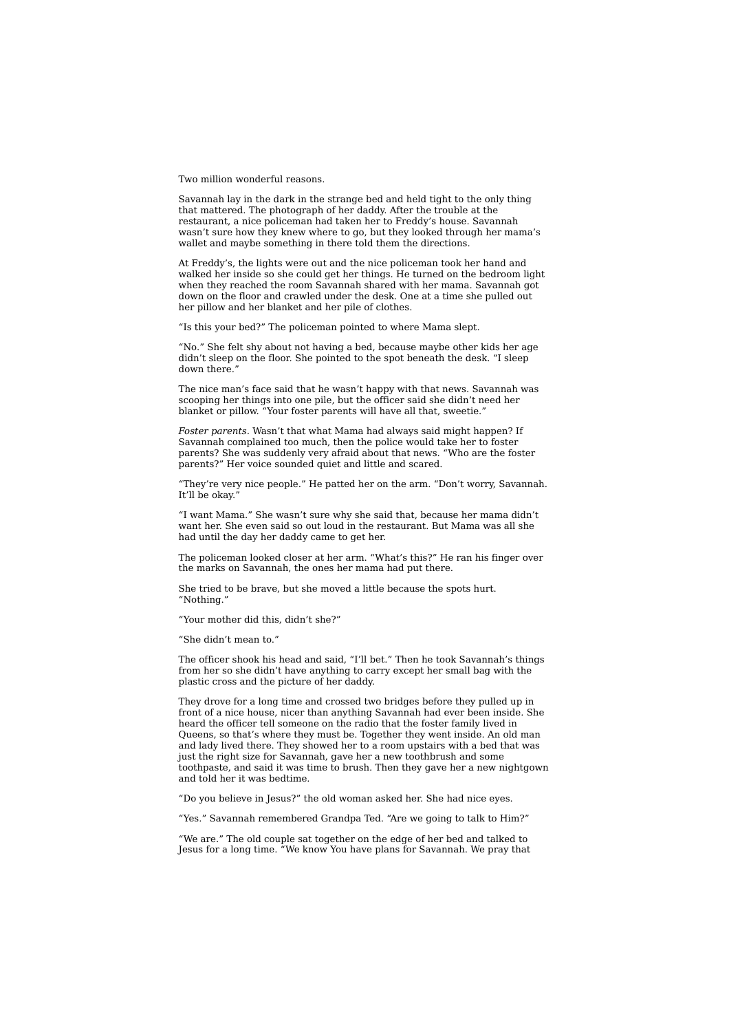Two million wonderful reasons.

Savannah lay in the dark in the strange bed and held tight to the only thing that mattered. The photograph of her daddy. After the trouble at the restaurant, a nice policeman had taken her to Freddy's house. Savannah wasn't sure how they knew where to go, but they looked through her mama's wallet and maybe something in there told them the directions.

At Freddy's, the lights were out and the nice policeman took her hand and walked her inside so she could get her things. He turned on the bedroom light when they reached the room Savannah shared with her mama. Savannah got down on the floor and crawled under the desk. One at a time she pulled out her pillow and her blanket and her pile of clothes.

"Is this your bed?" The policeman pointed to where Mama slept.

"No." She felt shy about not having a bed, because maybe other kids her age didn't sleep on the floor. She pointed to the spot beneath the desk. "I sleep down there."

The nice man's face said that he wasn't happy with that news. Savannah was scooping her things into one pile, but the officer said she didn't need her blanket or pillow. "Your foster parents will have all that, sweetie."

*Foster parents*. Wasn't that what Mama had always said might happen? If Savannah complained too much, then the police would take her to foster parents? She was suddenly very afraid about that news. "Who are the foster parents?" Her voice sounded quiet and little and scared.

"They're very nice people." He patted her on the arm. "Don't worry, Savannah. It'll be okay."

"I want Mama." She wasn't sure why she said that, because her mama didn't want her. She even said so out loud in the restaurant. But Mama was all she had until the day her daddy came to get her.

The policeman looked closer at her arm. "What's this?" He ran his finger over the marks on Savannah, the ones her mama had put there.

She tried to be brave, but she moved a little because the spots hurt. "Nothing."

"Your mother did this, didn't she?"

"She didn't mean to."

The officer shook his head and said, "I'll bet." Then he took Savannah's things from her so she didn't have anything to carry except her small bag with the plastic cross and the picture of her daddy.

They drove for a long time and crossed two bridges before they pulled up in front of a nice house, nicer than anything Savannah had ever been inside. She heard the officer tell someone on the radio that the foster family lived in Queens, so that's where they must be. Together they went inside. An old man and lady lived there. They showed her to a room upstairs with a bed that was just the right size for Savannah, gave her a new toothbrush and some toothpaste, and said it was time to brush. Then they gave her a new nightgown and told her it was bedtime.

"Do you believe in Jesus?" the old woman asked her. She had nice eyes.

"Yes." Savannah remembered Grandpa Ted. "Are we going to talk to Him?"

"We are." The old couple sat together on the edge of her bed and talked to Jesus for a long time. "We know You have plans for Savannah. We pray that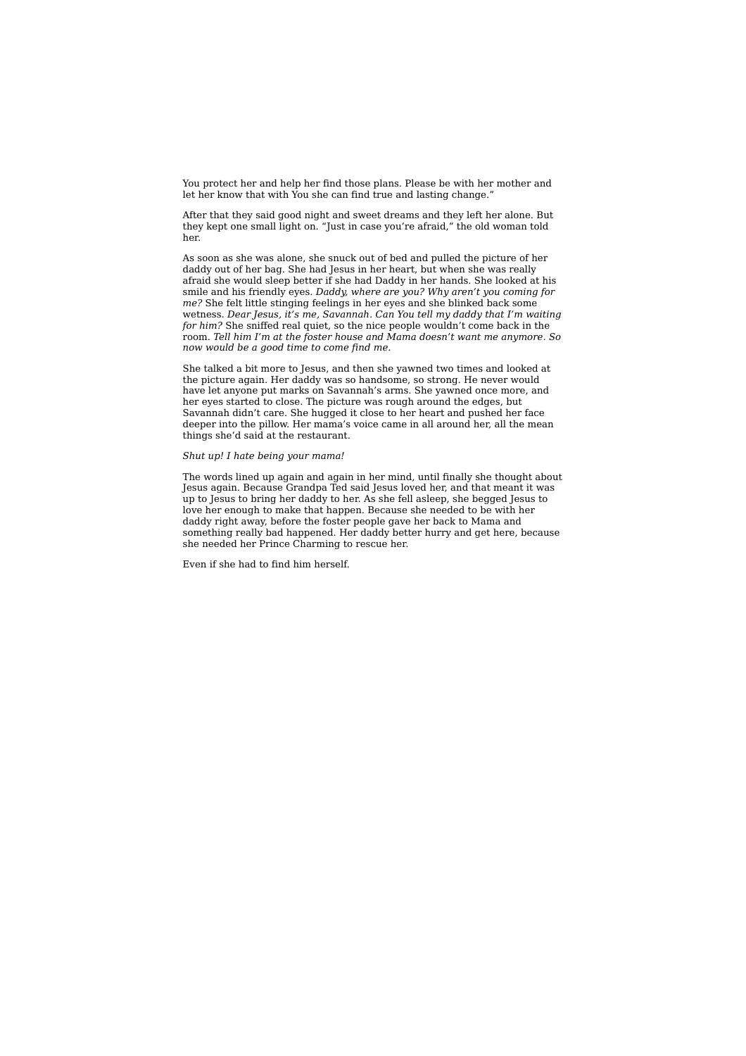You protect her and help her find those plans. Please be with her mother and let her know that with You she can find true and lasting change."

After that they said good night and sweet dreams and they left her alone. But they kept one small light on. "Just in case you're afraid," the old woman told her.

As soon as she was alone, she snuck out of bed and pulled the picture of her daddy out of her bag. She had Jesus in her heart, but when she was really afraid she would sleep better if she had Daddy in her hands. She looked at his smile and his friendly eyes. *Daddy, where are you? Why aren't you coming for me?* She felt little stinging feelings in her eyes and she blinked back some wetness. *Dear Jesus, it's me, Savannah. Can You tell my daddy that I'm waiting for him?* She sniffed real quiet, so the nice people wouldn't come back in the room. *Tell him I'm at the foster house and Mama doesn't want me anymore. So now would be a good time to come find me.*

She talked a bit more to Jesus, and then she yawned two times and looked at the picture again. Her daddy was so handsome, so strong. He never would have let anyone put marks on Savannah's arms. She yawned once more, and her eyes started to close. The picture was rough around the edges, but Savannah didn't care. She hugged it close to her heart and pushed her face deeper into the pillow. Her mama's voice came in all around her, all the mean things she'd said at the restaurant.

*Shut up! I hate being your mama!*

The words lined up again and again in her mind, until finally she thought about Jesus again. Because Grandpa Ted said Jesus loved her, and that meant it was up to Jesus to bring her daddy to her. As she fell asleep, she begged Jesus to love her enough to make that happen. Because she needed to be with her daddy right away, before the foster people gave her back to Mama and something really bad happened. Her daddy better hurry and get here, because she needed her Prince Charming to rescue her.

Even if she had to find him herself.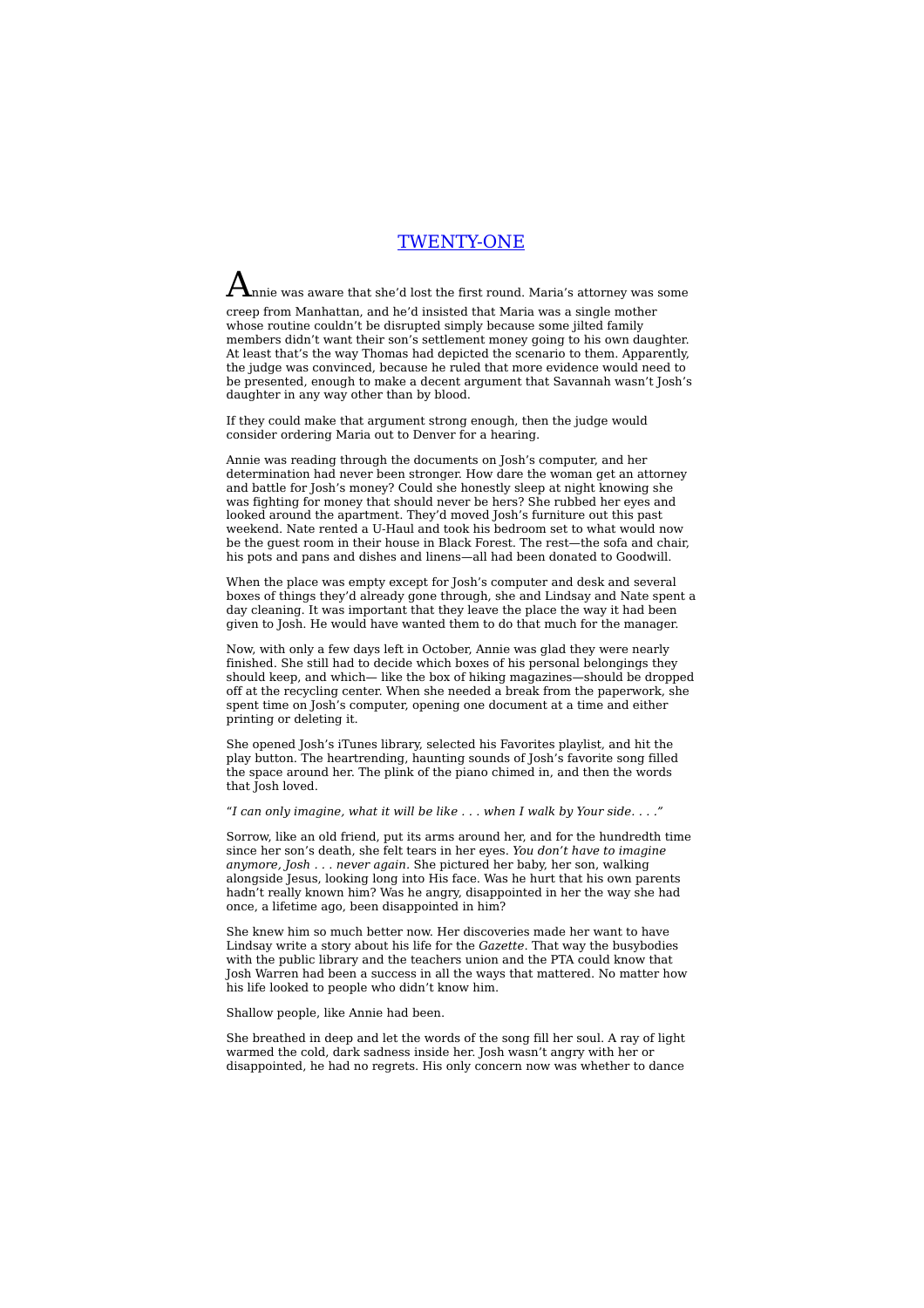## TWENTY-ONE

Annie was aware that she'd lost the first round. Maria's attorney was some creep from Manhattan, and he'd insisted that Maria was a single mother whose routine couldn't be disrupted simply because some jilted family members didn't want their son's settlement money going to his own daughter. At least that's the way Thomas had depicted the scenario to them. Apparently, the judge was convinced, because he ruled that more evidence would need to be presented, enough to make a decent argument that Savannah wasn't Josh's daughter in any way other than by blood.

If they could make that argument strong enough, then the judge would consider ordering Maria out to Denver for a hearing.

Annie was reading through the documents on Josh's computer, and her determination had never been stronger. How dare the woman get an attorney and battle for Josh's money? Could she honestly sleep at night knowing she was fighting for money that should never be hers? She rubbed her eyes and looked around the apartment. They'd moved Josh's furniture out this past weekend. Nate rented a U-Haul and took his bedroom set to what would now be the guest room in their house in Black Forest. The rest—the sofa and chair, his pots and pans and dishes and linens—all had been donated to Goodwill.

When the place was empty except for Josh's computer and desk and several boxes of things they'd already gone through, she and Lindsay and Nate spent a day cleaning. It was important that they leave the place the way it had been given to Josh. He would have wanted them to do that much for the manager.

Now, with only a few days left in October, Annie was glad they were nearly finished. She still had to decide which boxes of his personal belongings they should keep, and which— like the box of hiking magazines—should be dropped off at the recycling center. When she needed a break from the paperwork, she spent time on Josh's computer, opening one document at a time and either printing or deleting it.

She opened Josh's iTunes library, selected his Favorites playlist, and hit the play button. The heartrending, haunting sounds of Josh's favorite song filled the space around her. The plink of the piano chimed in, and then the words that Josh loved.

"*I can only imagine, what it will be like . . . when I walk by Your side. . . .*"

Sorrow, like an old friend, put its arms around her, and for the hundredth time since her son's death, she felt tears in her eyes. *You don't have to imagine anymore, Josh . . . never again*. She pictured her baby, her son, walking alongside Jesus, looking long into His face. Was he hurt that his own parents hadn't really known him? Was he angry, disappointed in her the way she had once, a lifetime ago, been disappointed in him?

She knew him so much better now. Her discoveries made her want to have Lindsay write a story about his life for the *Gazette*. That way the busybodies with the public library and the teachers union and the PTA could know that Josh Warren had been a success in all the ways that mattered. No matter how his life looked to people who didn't know him.

Shallow people, like Annie had been.

She breathed in deep and let the words of the song fill her soul. A ray of light warmed the cold, dark sadness inside her. Josh wasn't angry with her or disappointed, he had no regrets. His only concern now was whether to dance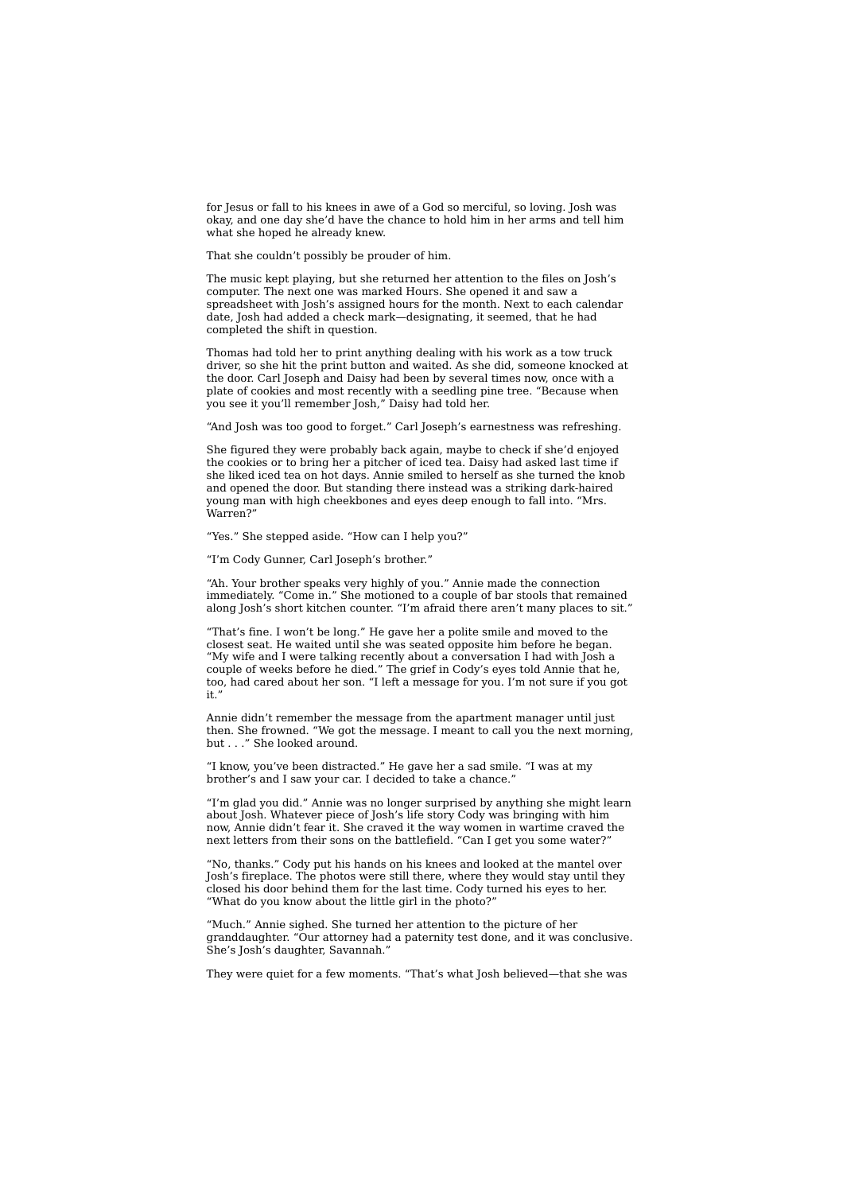for Jesus or fall to his knees in awe of a God so merciful, so loving. Josh was okay, and one day she'd have the chance to hold him in her arms and tell him what she hoped he already knew.

That she couldn't possibly be prouder of him.

The music kept playing, but she returned her attention to the files on Josh's computer. The next one was marked Hours. She opened it and saw a spreadsheet with Josh's assigned hours for the month. Next to each calendar date, Josh had added a check mark—designating, it seemed, that he had completed the shift in question.

Thomas had told her to print anything dealing with his work as a tow truck driver, so she hit the print button and waited. As she did, someone knocked at the door. Carl Joseph and Daisy had been by several times now, once with a plate of cookies and most recently with a seedling pine tree. "Because when you see it you'll remember Josh," Daisy had told her.

"And Josh was too good to forget." Carl Joseph's earnestness was refreshing.

She figured they were probably back again, maybe to check if she'd enjoyed the cookies or to bring her a pitcher of iced tea. Daisy had asked last time if she liked iced tea on hot days. Annie smiled to herself as she turned the knob and opened the door. But standing there instead was a striking dark-haired young man with high cheekbones and eyes deep enough to fall into. "Mrs. Warren?"

"Yes." She stepped aside. "How can I help you?"

"I'm Cody Gunner, Carl Joseph's brother."

"Ah. Your brother speaks very highly of you." Annie made the connection immediately. "Come in." She motioned to a couple of bar stools that remained along Josh's short kitchen counter. "I'm afraid there aren't many places to sit."

"That's fine. I won't be long." He gave her a polite smile and moved to the closest seat. He waited until she was seated opposite him before he began. "My wife and I were talking recently about a conversation I had with Josh a couple of weeks before he died." The grief in Cody's eyes told Annie that he, too, had cared about her son. "I left a message for you. I'm not sure if you got it."

Annie didn't remember the message from the apartment manager until just then. She frowned. "We got the message. I meant to call you the next morning, but . . ." She looked around.

"I know, you've been distracted." He gave her a sad smile. "I was at my brother's and I saw your car. I decided to take a chance."

"I'm glad you did." Annie was no longer surprised by anything she might learn about Josh. Whatever piece of Josh's life story Cody was bringing with him now, Annie didn't fear it. She craved it the way women in wartime craved the next letters from their sons on the battlefield. "Can I get you some water?"

"No, thanks." Cody put his hands on his knees and looked at the mantel over Josh's fireplace. The photos were still there, where they would stay until they closed his door behind them for the last time. Cody turned his eyes to her. "What do you know about the little girl in the photo?"

"Much." Annie sighed. She turned her attention to the picture of her granddaughter. "Our attorney had a paternity test done, and it was conclusive. She's Josh's daughter, Savannah."

They were quiet for a few moments. "That's what Josh believed—that she was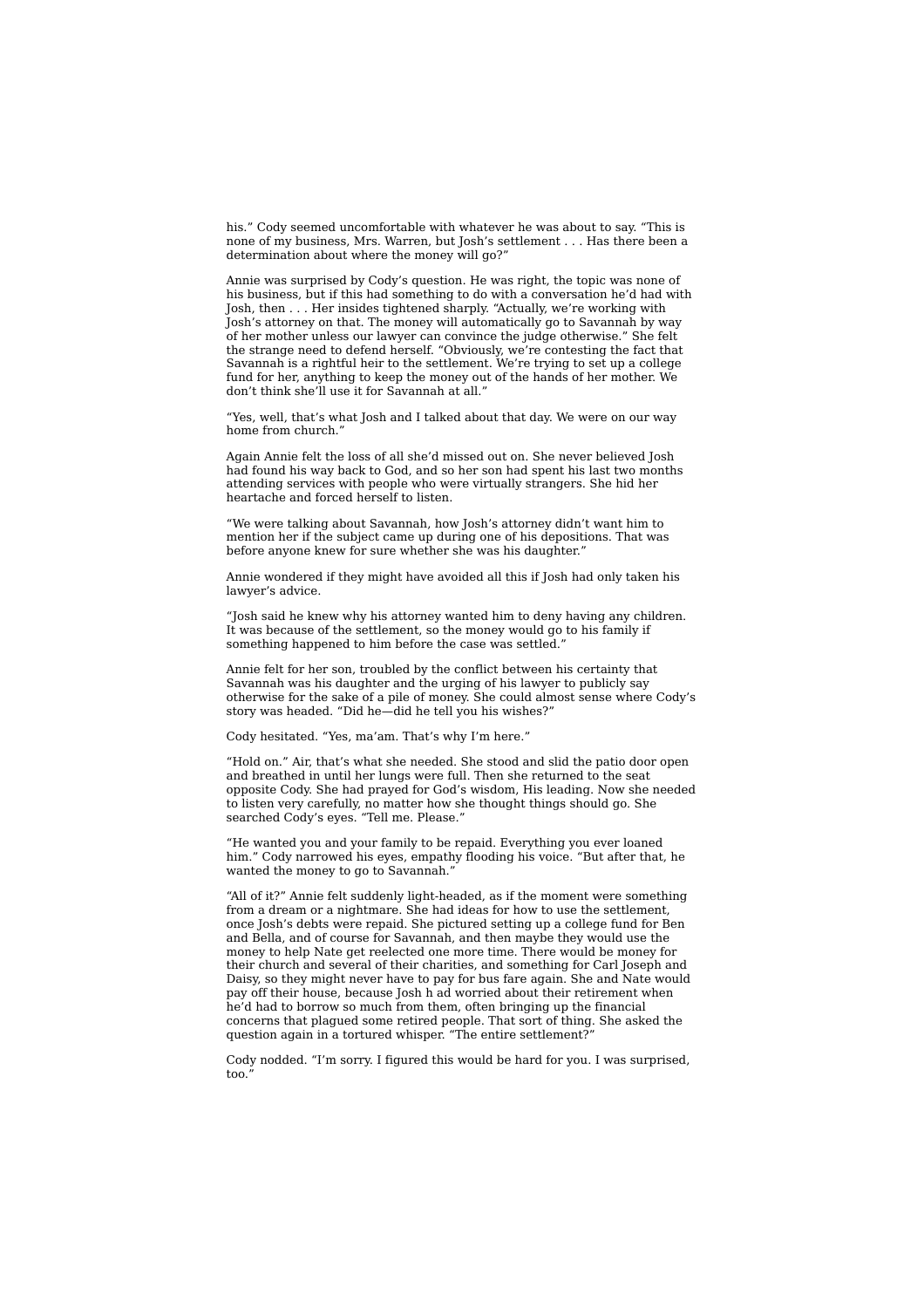his." Cody seemed uncomfortable with whatever he was about to say. "This is none of my business, Mrs. Warren, but Josh's settlement . . . Has there been a determination about where the money will go?"

Annie was surprised by Cody's question. He was right, the topic was none of his business, but if this had something to do with a conversation he'd had with Josh, then . . . Her insides tightened sharply. "Actually, we're working with Josh's attorney on that. The money will automatically go to Savannah by way of her mother unless our lawyer can convince the judge otherwise." She felt the strange need to defend herself. "Obviously, we're contesting the fact that Savannah is a rightful heir to the settlement. We're trying to set up a college fund for her, anything to keep the money out of the hands of her mother. We don't think she'll use it for Savannah at all."

"Yes, well, that's what Josh and I talked about that day. We were on our way home from church."

Again Annie felt the loss of all she'd missed out on. She never believed Josh had found his way back to God, and so her son had spent his last two months attending services with people who were virtually strangers. She hid her heartache and forced herself to listen.

"We were talking about Savannah, how Josh's attorney didn't want him to mention her if the subject came up during one of his depositions. That was before anyone knew for sure whether she was his daughter."

Annie wondered if they might have avoided all this if Josh had only taken his lawyer's advice.

"Josh said he knew why his attorney wanted him to deny having any children. It was because of the settlement, so the money would go to his family if something happened to him before the case was settled."

Annie felt for her son, troubled by the conflict between his certainty that Savannah was his daughter and the urging of his lawyer to publicly say otherwise for the sake of a pile of money. She could almost sense where Cody's story was headed. "Did he—did he tell you his wishes?"

Cody hesitated. "Yes, ma'am. That's why I'm here."

"Hold on." Air, that's what she needed. She stood and slid the patio door open and breathed in until her lungs were full. Then she returned to the seat opposite Cody. She had prayed for God's wisdom, His leading. Now she needed to listen very carefully, no matter how she thought things should go. She searched Cody's eyes. "Tell me. Please."

"He wanted you and your family to be repaid. Everything you ever loaned him." Cody narrowed his eyes, empathy flooding his voice. "But after that, he wanted the money to go to Savannah."

"All of it?" Annie felt suddenly light-headed, as if the moment were something from a dream or a nightmare. She had ideas for how to use the settlement, once Josh's debts were repaid. She pictured setting up a college fund for Ben and Bella, and of course for Savannah, and then maybe they would use the money to help Nate get reelected one more time. There would be money for their church and several of their charities, and something for Carl Joseph and Daisy, so they might never have to pay for bus fare again. She and Nate would pay off their house, because Josh h ad worried about their retirement when he'd had to borrow so much from them, often bringing up the financial concerns that plagued some retired people. That sort of thing. She asked the question again in a tortured whisper. "The entire settlement?"

Cody nodded. "I'm sorry. I figured this would be hard for you. I was surprised, too."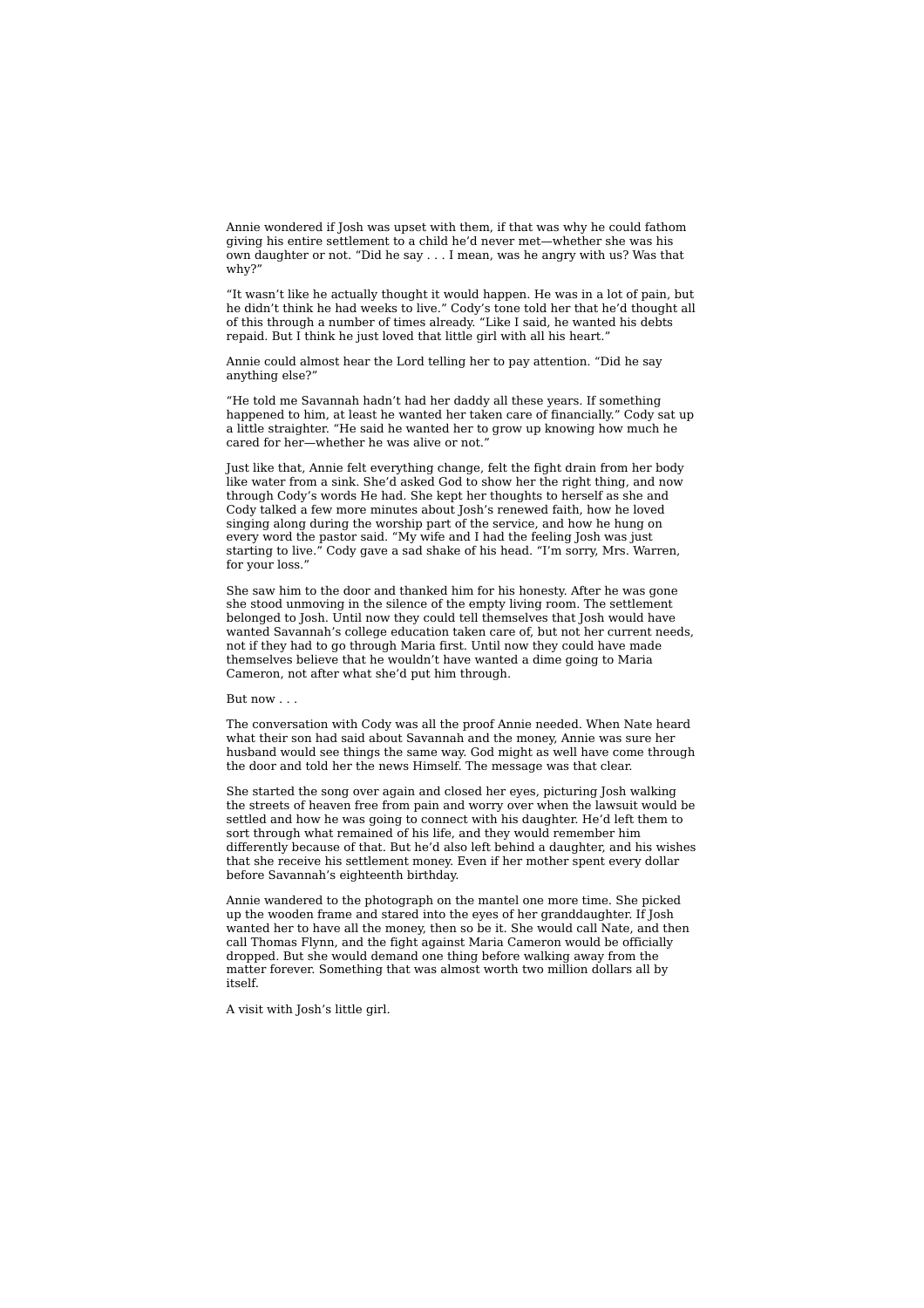Annie wondered if Josh was upset with them, if that was why he could fathom giving his entire settlement to a child he'd never met—whether she was his own daughter or not. "Did he say . . . I mean, was he angry with us? Was that why?"

"It wasn't like he actually thought it would happen. He was in a lot of pain, but he didn't think he had weeks to live." Cody's tone told her that he'd thought all of this through a number of times already. "Like I said, he wanted his debts repaid. But I think he just loved that little girl with all his heart."

Annie could almost hear the Lord telling her to pay attention. "Did he say anything else?"

"He told me Savannah hadn't had her daddy all these years. If something happened to him, at least he wanted her taken care of financially." Cody sat up a little straighter. "He said he wanted her to grow up knowing how much he cared for her—whether he was alive or not."

Just like that, Annie felt everything change, felt the fight drain from her body like water from a sink. She'd asked God to show her the right thing, and now through Cody's words He had. She kept her thoughts to herself as she and Cody talked a few more minutes about Josh's renewed faith, how he loved singing along during the worship part of the service, and how he hung on every word the pastor said. "My wife and I had the feeling Josh was just starting to live." Cody gave a sad shake of his head. "I'm sorry, Mrs. Warren, for your loss."

She saw him to the door and thanked him for his honesty. After he was gone she stood unmoving in the silence of the empty living room. The settlement belonged to Josh. Until now they could tell themselves that Josh would have wanted Savannah's college education taken care of, but not her current needs, not if they had to go through Maria first. Until now they could have made themselves believe that he wouldn't have wanted a dime going to Maria Cameron, not after what she'd put him through.

But now . . .

The conversation with Cody was all the proof Annie needed. When Nate heard what their son had said about Savannah and the money, Annie was sure her husband would see things the same way. God might as well have come through the door and told her the news Himself. The message was that clear.

She started the song over again and closed her eyes, picturing Josh walking the streets of heaven free from pain and worry over when the lawsuit would be settled and how he was going to connect with his daughter. He'd left them to sort through what remained of his life, and they would remember him differently because of that. But he'd also left behind a daughter, and his wishes that she receive his settlement money. Even if her mother spent every dollar before Savannah's eighteenth birthday.

Annie wandered to the photograph on the mantel one more time. She picked up the wooden frame and stared into the eyes of her granddaughter. If Josh wanted her to have all the money, then so be it. She would call Nate, and then call Thomas Flynn, and the fight against Maria Cameron would be officially dropped. But she would demand one thing before walking away from the matter forever. Something that was almost worth two million dollars all by itself.

A visit with Josh's little girl.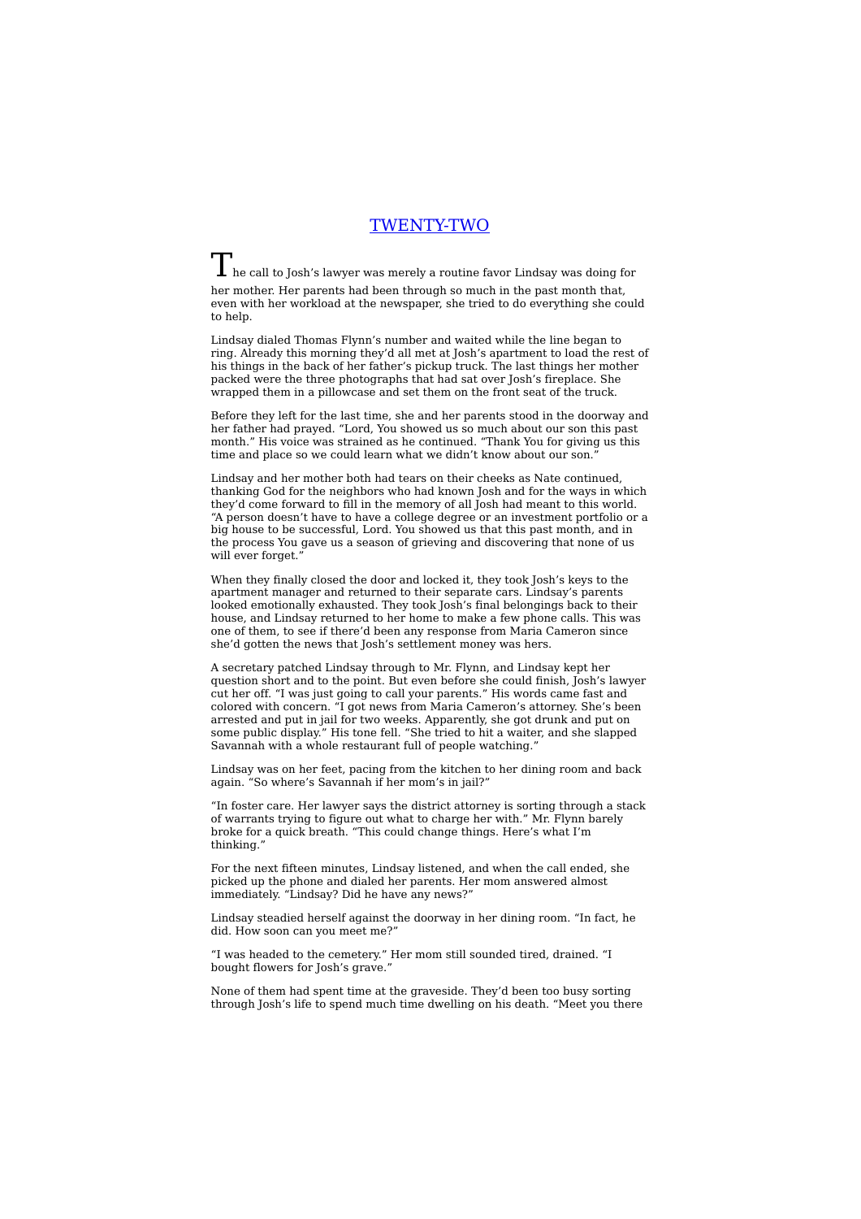# TWENTY-TWO

The call to Josh's lawyer was merely a routine favor Lindsay was doing for her mother. Her parents had been through so much in the past month that, even with her workload at the newspaper, she tried to do everything she could to help.

Lindsay dialed Thomas Flynn's number and waited while the line began to ring. Already this morning they'd all met at Josh's apartment to load the rest of his things in the back of her father's pickup truck. The last things her mother packed were the three photographs that had sat over Josh's fireplace. She wrapped them in a pillowcase and set them on the front seat of the truck.

Before they left for the last time, she and her parents stood in the doorway and her father had prayed. "Lord, You showed us so much about our son this past month." His voice was strained as he continued. "Thank You for giving us this time and place so we could learn what we didn't know about our son."

Lindsay and her mother both had tears on their cheeks as Nate continued, thanking God for the neighbors who had known Josh and for the ways in which they'd come forward to fill in the memory of all Josh had meant to this world. "A person doesn't have to have a college degree or an investment portfolio or a big house to be successful, Lord. You showed us that this past month, and in the process You gave us a season of grieving and discovering that none of us will ever forget."

When they finally closed the door and locked it, they took Josh's keys to the apartment manager and returned to their separate cars. Lindsay's parents looked emotionally exhausted. They took Josh's final belongings back to their house, and Lindsay returned to her home to make a few phone calls. This was one of them, to see if there'd been any response from Maria Cameron since she'd gotten the news that Josh's settlement money was hers.

A secretary patched Lindsay through to Mr. Flynn, and Lindsay kept her question short and to the point. But even before she could finish, Josh's lawyer cut her off. "I was just going to call your parents." His words came fast and colored with concern. "I got news from Maria Cameron's attorney. She's been arrested and put in jail for two weeks. Apparently, she got drunk and put on some public display." His tone fell. "She tried to hit a waiter, and she slapped Savannah with a whole restaurant full of people watching."

Lindsay was on her feet, pacing from the kitchen to her dining room and back again. "So where's Savannah if her mom's in jail?"

"In foster care. Her lawyer says the district attorney is sorting through a stack of warrants trying to figure out what to charge her with." Mr. Flynn barely broke for a quick breath. "This could change things. Here's what I'm thinking."

For the next fifteen minutes, Lindsay listened, and when the call ended, she picked up the phone and dialed her parents. Her mom answered almost immediately. "Lindsay? Did he have any news?"

Lindsay steadied herself against the doorway in her dining room. "In fact, he did. How soon can you meet me?"

"I was headed to the cemetery." Her mom still sounded tired, drained. "I bought flowers for Josh's grave."

None of them had spent time at the graveside. They'd been too busy sorting through Josh's life to spend much time dwelling on his death. "Meet you there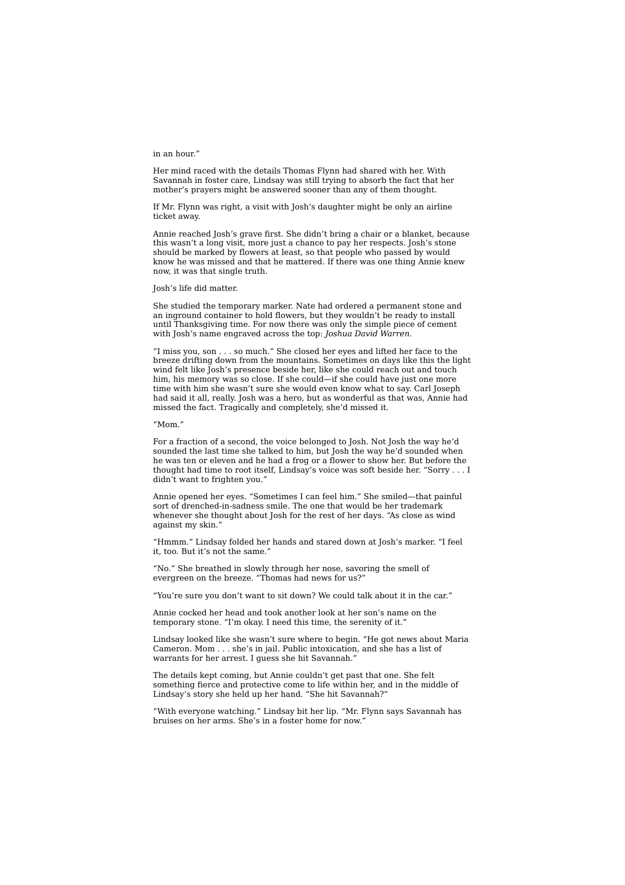in an hour."

Her mind raced with the details Thomas Flynn had shared with her. With Savannah in foster care, Lindsay was still trying to absorb the fact that her mother's prayers might be answered sooner than any of them thought.

If Mr. Flynn was right, a visit with Josh's daughter might be only an airline ticket away.

Annie reached Josh's grave first. She didn't bring a chair or a blanket, because this wasn't a long visit, more just a chance to pay her respects. Josh's stone should be marked by flowers at least, so that people who passed by would know he was missed and that he mattered. If there was one thing Annie knew now, it was that single truth.

Josh's life did matter.

She studied the temporary marker. Nate had ordered a permanent stone and an inground container to hold flowers, but they wouldn't be ready to install until Thanksgiving time. For now there was only the simple piece of cement with Josh's name engraved across the top: *Joshua David Warren*.

"I miss you, son . . . so much." She closed her eyes and lifted her face to the breeze drifting down from the mountains. Sometimes on days like this the light wind felt like Josh's presence beside her, like she could reach out and touch him, his memory was so close. If she could—if she could have just one more time with him she wasn't sure she would even know what to say. Carl Joseph had said it all, really. Josh was a hero, but as wonderful as that was, Annie had missed the fact. Tragically and completely, she'd missed it.

"Mom."

For a fraction of a second, the voice belonged to Josh. Not Josh the way he'd sounded the last time she talked to him, but Josh the way he'd sounded when he was ten or eleven and he had a frog or a flower to show her. But before the thought had time to root itself, Lindsay's voice was soft beside her. "Sorry . . . I didn't want to frighten you."

Annie opened her eyes. "Sometimes I can feel him." She smiled—that painful sort of drenched-in-sadness smile. The one that would be her trademark whenever she thought about Josh for the rest of her days. "As close as wind against my skin."

"Hmmm." Lindsay folded her hands and stared down at Josh's marker. "I feel it, too. But it's not the same."

"No." She breathed in slowly through her nose, savoring the smell of evergreen on the breeze. "Thomas had news for us?"

"You're sure you don't want to sit down? We could talk about it in the car."

Annie cocked her head and took another look at her son's name on the temporary stone. "I'm okay. I need this time, the serenity of it."

Lindsay looked like she wasn't sure where to begin. "He got news about Maria Cameron. Mom . . . she's in jail. Public intoxication, and she has a list of warrants for her arrest. I guess she hit Savannah."

The details kept coming, but Annie couldn't get past that one. She felt something fierce and protective come to life within her, and in the middle of Lindsay's story she held up her hand. "She hit Savannah?"

"With everyone watching." Lindsay bit her lip. "Mr. Flynn says Savannah has bruises on her arms. She's in a foster home for now."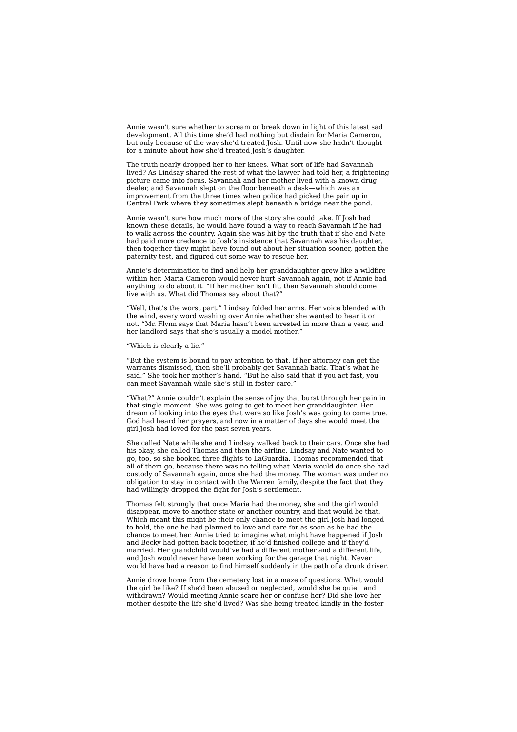Annie wasn't sure whether to scream or break down in light of this latest sad development. All this time she'd had nothing but disdain for Maria Cameron, but only because of the way she'd treated Josh. Until now she hadn't thought for a minute about how she'd treated Josh's daughter.

The truth nearly dropped her to her knees. What sort of life had Savannah lived? As Lindsay shared the rest of what the lawyer had told her, a frightening picture came into focus. Savannah and her mother lived with a known drug dealer, and Savannah slept on the floor beneath a desk—which was an improvement from the three times when police had picked the pair up in Central Park where they sometimes slept beneath a bridge near the pond.

Annie wasn't sure how much more of the story she could take. If Josh had known these details, he would have found a way to reach Savannah if he had to walk across the country. Again she was hit by the truth that if she and Nate had paid more credence to Josh's insistence that Savannah was his daughter, then together they might have found out about her situation sooner, gotten the paternity test, and figured out some way to rescue her.

Annie's determination to find and help her granddaughter grew like a wildfire within her. Maria Cameron would never hurt Savannah again, not if Annie had anything to do about it. "If her mother isn't fit, then Savannah should come live with us. What did Thomas say about that?"

"Well, that's the worst part." Lindsay folded her arms. Her voice blended with the wind, every word washing over Annie whether she wanted to hear it or not. "Mr. Flynn says that Maria hasn't been arrested in more than a year, and her landlord says that she's usually a model mother."

"Which is clearly a lie."

"But the system is bound to pay attention to that. If her attorney can get the warrants dismissed, then she'll probably get Savannah back. That's what he said." She took her mother's hand. "But he also said that if you act fast, you can meet Savannah while she's still in foster care."

"What?" Annie couldn't explain the sense of joy that burst through her pain in that single moment. She was going to get to meet her granddaughter. Her dream of looking into the eyes that were so like Josh's was going to come true. God had heard her prayers, and now in a matter of days she would meet the girl Josh had loved for the past seven years.

She called Nate while she and Lindsay walked back to their cars. Once she had his okay, she called Thomas and then the airline. Lindsay and Nate wanted to go, too, so she booked three flights to LaGuardia. Thomas recommended that all of them go, because there was no telling what Maria would do once she had custody of Savannah again, once she had the money. The woman was under no obligation to stay in contact with the Warren family, despite the fact that they had willingly dropped the fight for Josh's settlement.

Thomas felt strongly that once Maria had the money, she and the girl would disappear, move to another state or another country, and that would be that. Which meant this might be their only chance to meet the girl Josh had longed to hold, the one he had planned to love and care for as soon as he had the chance to meet her. Annie tried to imagine what might have happened if Josh and Becky had gotten back together, if he'd finished college and if they'd married. Her grandchild would've had a different mother and a different life, and Josh would never have been working for the garage that night. Never would have had a reason to find himself suddenly in the path of a drunk driver.

Annie drove home from the cemetery lost in a maze of questions. What would the girl be like? If she'd been abused or neglected, would she be quiet and withdrawn? Would meeting Annie scare her or confuse her? Did she love her mother despite the life she'd lived? Was she being treated kindly in the foster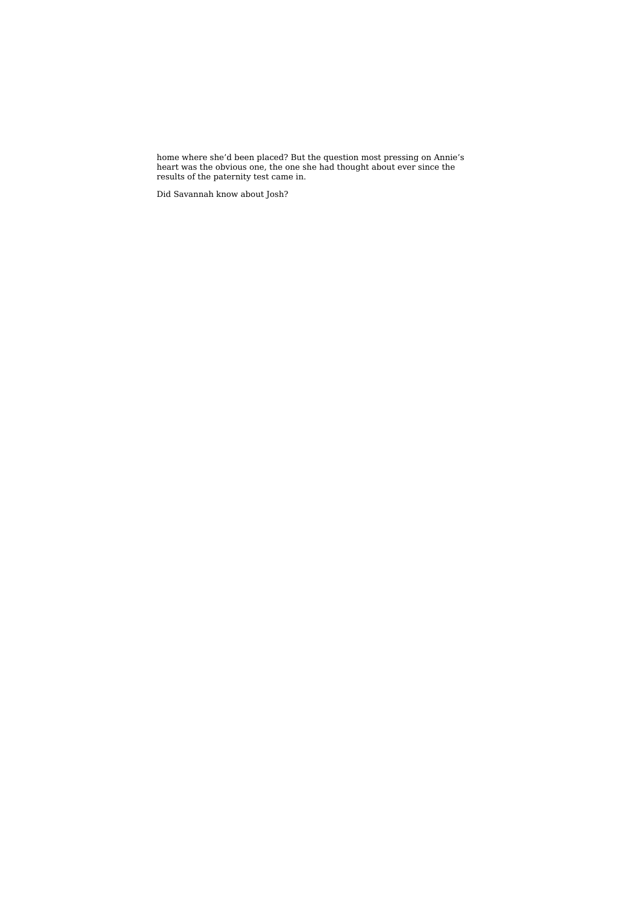home where she'd been placed? But the question most pressing on Annie's heart was the obvious one, the one she had thought about ever since the results of the paternity test came in.

Did Savannah know about Josh?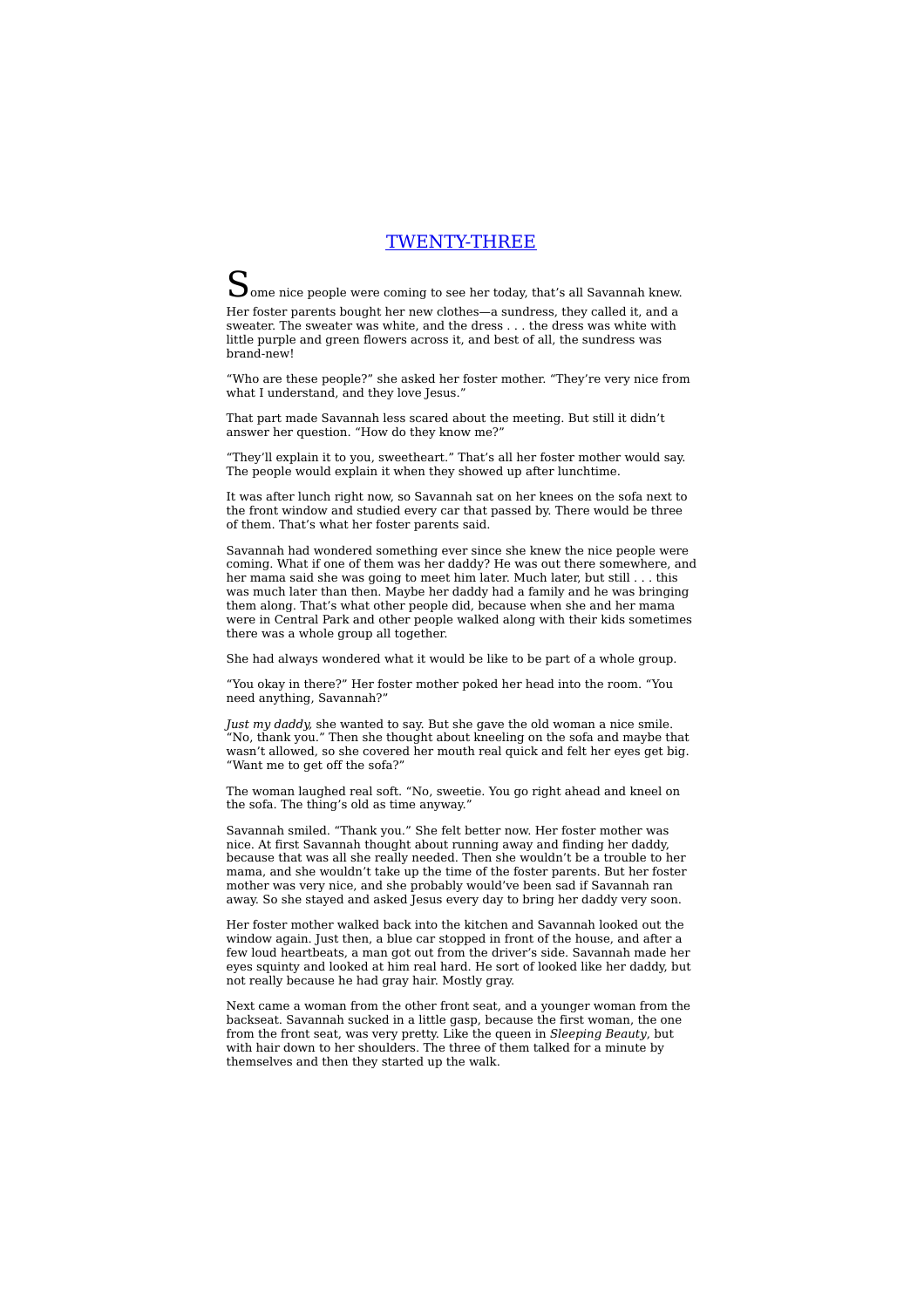## TWENTY-THREE

Some nice people were coming to see her today, that's all Savannah knew. Her foster parents bought her new clothes—a sundress, they called it, and a sweater. The sweater was white, and the dress . . . the dress was white with little purple and green flowers across it, and best of all, the sundress was brand-new!

"Who are these people?" she asked her foster mother. "They're very nice from what I understand, and they love Jesus."

That part made Savannah less scared about the meeting. But still it didn't answer her question. "How do they know me?"

"They'll explain it to you, sweetheart." That's all her foster mother would say. The people would explain it when they showed up after lunchtime.

It was after lunch right now, so Savannah sat on her knees on the sofa next to the front window and studied every car that passed by. There would be three of them. That's what her foster parents said.

Savannah had wondered something ever since she knew the nice people were coming. What if one of them was her daddy? He was out there somewhere, and her mama said she was going to meet him later. Much later, but still . . . this was much later than then. Maybe her daddy had a family and he was bringing them along. That's what other people did, because when she and her mama were in Central Park and other people walked along with their kids sometimes there was a whole group all together.

She had always wondered what it would be like to be part of a whole group.

"You okay in there?" Her foster mother poked her head into the room. "You need anything, Savannah?"

*Just my daddy,* she wanted to say. But she gave the old woman a nice smile. "No, thank you." Then she thought about kneeling on the sofa and maybe that wasn't allowed, so she covered her mouth real quick and felt her eyes get big. "Want me to get off the sofa?"

The woman laughed real soft. "No, sweetie. You go right ahead and kneel on the sofa. The thing's old as time anyway."

Savannah smiled. "Thank you." She felt better now. Her foster mother was nice. At first Savannah thought about running away and finding her daddy, because that was all she really needed. Then she wouldn't be a trouble to her mama, and she wouldn't take up the time of the foster parents. But her foster mother was very nice, and she probably would've been sad if Savannah ran away. So she stayed and asked Jesus every day to bring her daddy very soon.

Her foster mother walked back into the kitchen and Savannah looked out the window again. Just then, a blue car stopped in front of the house, and after a few loud heartbeats, a man got out from the driver's side. Savannah made her eyes squinty and looked at him real hard. He sort of looked like her daddy, but not really because he had gray hair. Mostly gray.

Next came a woman from the other front seat, and a younger woman from the backseat. Savannah sucked in a little gasp, because the first woman, the one from the front seat, was very pretty. Like the queen in *Sleeping Beauty*, but with hair down to her shoulders. The three of them talked for a minute by themselves and then they started up the walk.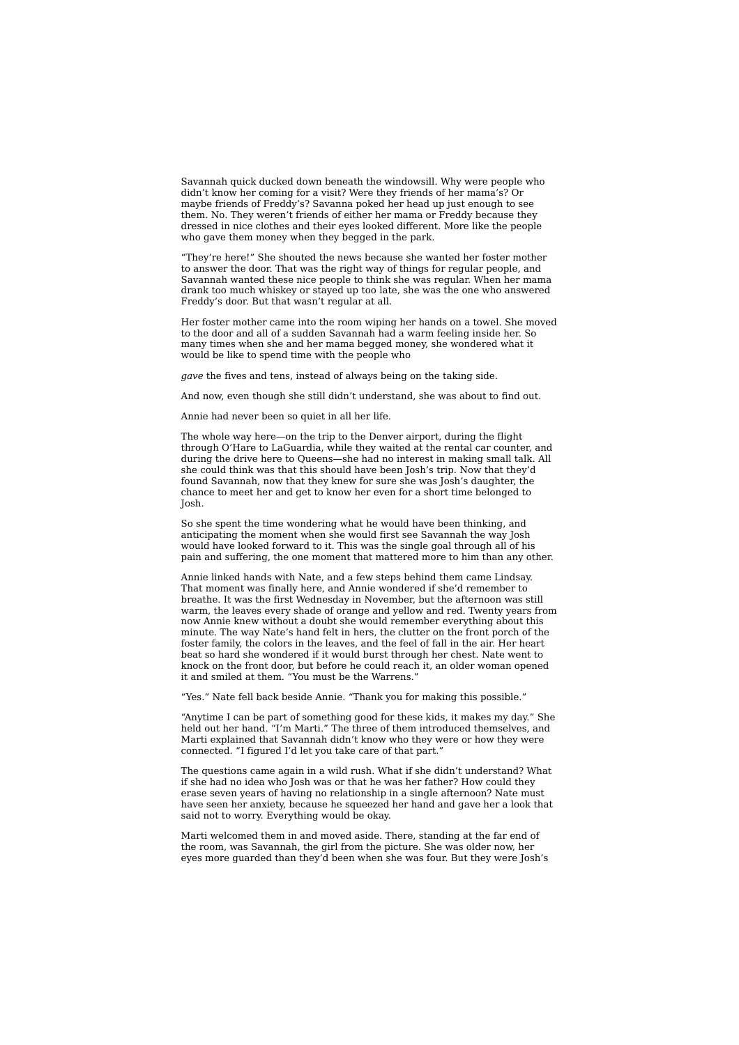Savannah quick ducked down beneath the windowsill. Why were people who didn't know her coming for a visit? Were they friends of her mama's? Or maybe friends of Freddy's? Savanna poked her head up just enough to see them. No. They weren't friends of either her mama or Freddy because they dressed in nice clothes and their eyes looked different. More like the people who gave them money when they begged in the park.

"They're here!" She shouted the news because she wanted her foster mother to answer the door. That was the right way of things for regular people, and Savannah wanted these nice people to think she was regular. When her mama drank too much whiskey or stayed up too late, she was the one who answered Freddy's door. But that wasn't regular at all.

Her foster mother came into the room wiping her hands on a towel. She moved to the door and all of a sudden Savannah had a warm feeling inside her. So many times when she and her mama begged money, she wondered what it would be like to spend time with the people who

*gave* the fives and tens, instead of always being on the taking side.

And now, even though she still didn't understand, she was about to find out.

Annie had never been so quiet in all her life.

The whole way here—on the trip to the Denver airport, during the flight through O'Hare to LaGuardia, while they waited at the rental car counter, and during the drive here to Queens—she had no interest in making small talk. All she could think was that this should have been Josh's trip. Now that they'd found Savannah, now that they knew for sure she was Josh's daughter, the chance to meet her and get to know her even for a short time belonged to Josh.

So she spent the time wondering what he would have been thinking, and anticipating the moment when she would first see Savannah the way Josh would have looked forward to it. This was the single goal through all of his pain and suffering, the one moment that mattered more to him than any other.

Annie linked hands with Nate, and a few steps behind them came Lindsay. That moment was finally here, and Annie wondered if she'd remember to breathe. It was the first Wednesday in November, but the afternoon was still warm, the leaves every shade of orange and yellow and red. Twenty years from now Annie knew without a doubt she would remember everything about this minute. The way Nate's hand felt in hers, the clutter on the front porch of the foster family, the colors in the leaves, and the feel of fall in the air. Her heart beat so hard she wondered if it would burst through her chest. Nate went to knock on the front door, but before he could reach it, an older woman opened it and smiled at them. "You must be the Warrens."

"Yes." Nate fell back beside Annie. "Thank you for making this possible."

"Anytime I can be part of something good for these kids, it makes my day." She held out her hand. "I'm Marti." The three of them introduced themselves, and Marti explained that Savannah didn't know who they were or how they were connected. "I figured I'd let you take care of that part."

The questions came again in a wild rush. What if she didn't understand? What if she had no idea who Josh was or that he was her father? How could they erase seven years of having no relationship in a single afternoon? Nate must have seen her anxiety, because he squeezed her hand and gave her a look that said not to worry. Everything would be okay.

Marti welcomed them in and moved aside. There, standing at the far end of the room, was Savannah, the girl from the picture. She was older now, her eyes more guarded than they'd been when she was four. But they were Josh's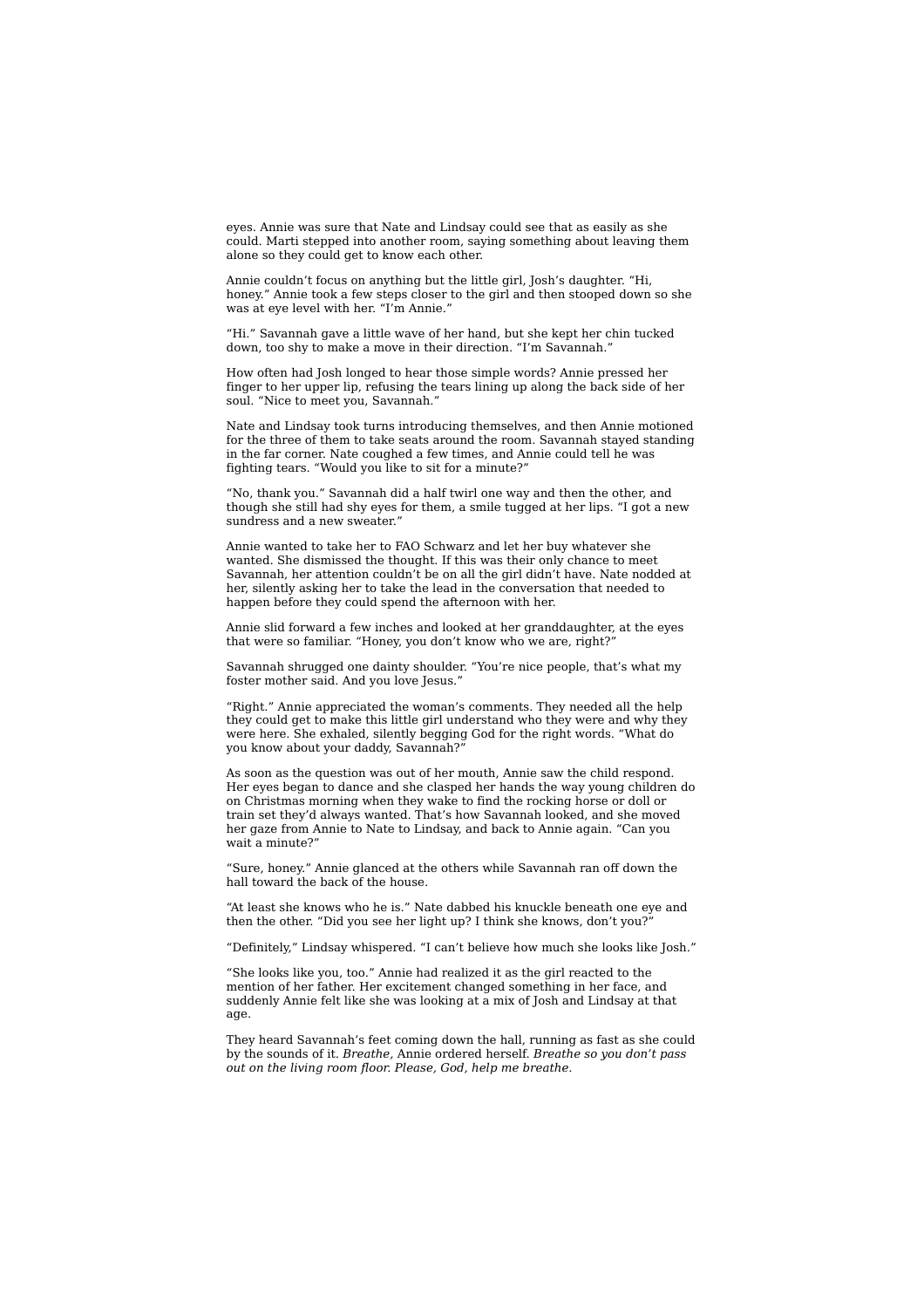eyes. Annie was sure that Nate and Lindsay could see that as easily as she could. Marti stepped into another room, saying something about leaving them alone so they could get to know each other.

Annie couldn't focus on anything but the little girl, Josh's daughter. "Hi, honey." Annie took a few steps closer to the girl and then stooped down so she was at eye level with her. "I'm Annie."

"Hi." Savannah gave a little wave of her hand, but she kept her chin tucked down, too shy to make a move in their direction. "I'm Savannah."

How often had Josh longed to hear those simple words? Annie pressed her finger to her upper lip, refusing the tears lining up along the back side of her soul. "Nice to meet you, Savannah."

Nate and Lindsay took turns introducing themselves, and then Annie motioned for the three of them to take seats around the room. Savannah stayed standing in the far corner. Nate coughed a few times, and Annie could tell he was fighting tears. "Would you like to sit for a minute?"

"No, thank you." Savannah did a half twirl one way and then the other, and though she still had shy eyes for them, a smile tugged at her lips. "I got a new sundress and a new sweater."

Annie wanted to take her to FAO Schwarz and let her buy whatever she wanted. She dismissed the thought. If this was their only chance to meet Savannah, her attention couldn't be on all the girl didn't have. Nate nodded at her, silently asking her to take the lead in the conversation that needed to happen before they could spend the afternoon with her.

Annie slid forward a few inches and looked at her granddaughter, at the eyes that were so familiar. "Honey, you don't know who we are, right?"

Savannah shrugged one dainty shoulder. "You're nice people, that's what my foster mother said. And you love Jesus."

"Right." Annie appreciated the woman's comments. They needed all the help they could get to make this little girl understand who they were and why they were here. She exhaled, silently begging God for the right words. "What do you know about your daddy, Savannah?"

As soon as the question was out of her mouth, Annie saw the child respond. Her eyes began to dance and she clasped her hands the way young children do on Christmas morning when they wake to find the rocking horse or doll or train set they'd always wanted. That's how Savannah looked, and she moved her gaze from Annie to Nate to Lindsay, and back to Annie again. "Can you wait a minute?"

"Sure, honey." Annie glanced at the others while Savannah ran off down the hall toward the back of the house.

"At least she knows who he is." Nate dabbed his knuckle beneath one eye and then the other. "Did you see her light up? I think she knows, don't you?"

"Definitely," Lindsay whispered. "I can't believe how much she looks like Josh."

"She looks like you, too." Annie had realized it as the girl reacted to the mention of her father. Her excitement changed something in her face, and suddenly Annie felt like she was looking at a mix of Josh and Lindsay at that age.

They heard Savannah's feet coming down the hall, running as fast as she could by the sounds of it. *Breathe*, Annie ordered herself. *Breathe so you don't pass out on the living room floor. Please, God, help me breathe.*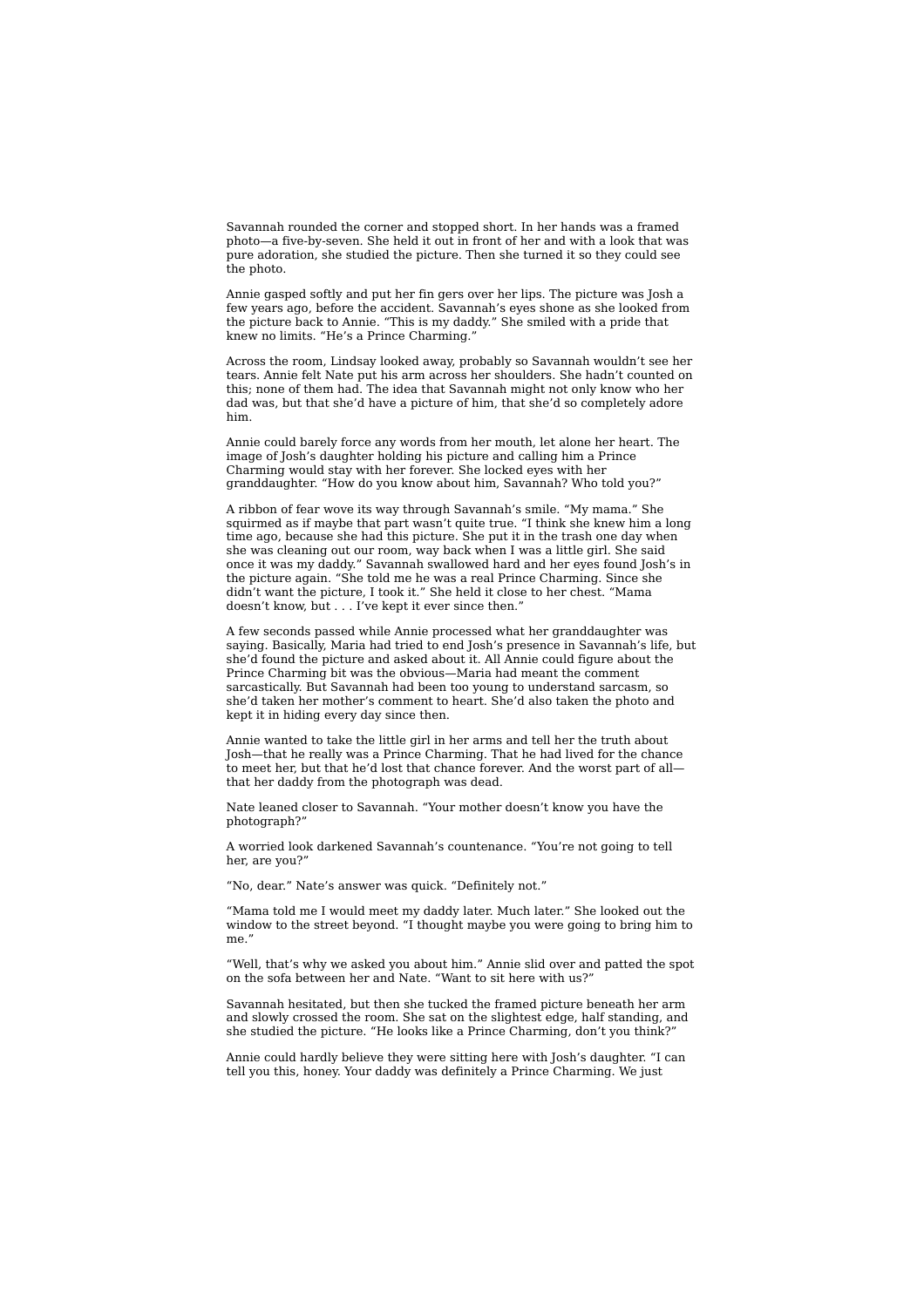Savannah rounded the corner and stopped short. In her hands was a framed photo—a five-by-seven. She held it out in front of her and with a look that was pure adoration, she studied the picture. Then she turned it so they could see the photo.

Annie gasped softly and put her fin gers over her lips. The picture was Josh a few years ago, before the accident. Savannah's eyes shone as she looked from the picture back to Annie. "This is my daddy." She smiled with a pride that knew no limits. "He's a Prince Charming."

Across the room, Lindsay looked away, probably so Savannah wouldn't see her tears. Annie felt Nate put his arm across her shoulders. She hadn't counted on this; none of them had. The idea that Savannah might not only know who her dad was, but that she'd have a picture of him, that she'd so completely adore him.

Annie could barely force any words from her mouth, let alone her heart. The image of Josh's daughter holding his picture and calling him a Prince Charming would stay with her forever. She locked eyes with her granddaughter. "How do you know about him, Savannah? Who told you?"

A ribbon of fear wove its way through Savannah's smile. "My mama." She squirmed as if maybe that part wasn't quite true. "I think she knew him a long time ago, because she had this picture. She put it in the trash one day when she was cleaning out our room, way back when I was a little girl. She said once it was my daddy." Savannah swallowed hard and her eyes found Josh's in the picture again. "She told me he was a real Prince Charming. Since she didn't want the picture, I took it." She held it close to her chest. "Mama doesn't know, but . . . I've kept it ever since then."

A few seconds passed while Annie processed what her granddaughter was saying. Basically, Maria had tried to end Josh's presence in Savannah's life, but she'd found the picture and asked about it. All Annie could figure about the Prince Charming bit was the obvious—Maria had meant the comment sarcastically. But Savannah had been too young to understand sarcasm, so she'd taken her mother's comment to heart. She'd also taken the photo and kept it in hiding every day since then.

Annie wanted to take the little girl in her arms and tell her the truth about Josh—that he really was a Prince Charming. That he had lived for the chance to meet her, but that he'd lost that chance forever. And the worst part of all—that her daddy from the photograph was dead.

Nate leaned closer to Savannah. "Your mother doesn't know you have the photograph?"

A worried look darkened Savannah's countenance. "You're not going to tell her, are you?"

"No, dear." Nate's answer was quick. "Definitely not."

"Mama told me I would meet my daddy later. Much later." She looked out the window to the street beyond. "I thought maybe you were going to bring him to me."

"Well, that's why we asked you about him." Annie slid over and patted the spot on the sofa between her and Nate. "Want to sit here with us?"

Savannah hesitated, but then she tucked the framed picture beneath her arm and slowly crossed the room. She sat on the slightest edge, half standing, and she studied the picture. "He looks like a Prince Charming, don't you think?"

Annie could hardly believe they were sitting here with Josh's daughter. "I can tell you this, honey. Your daddy was definitely a Prince Charming. We just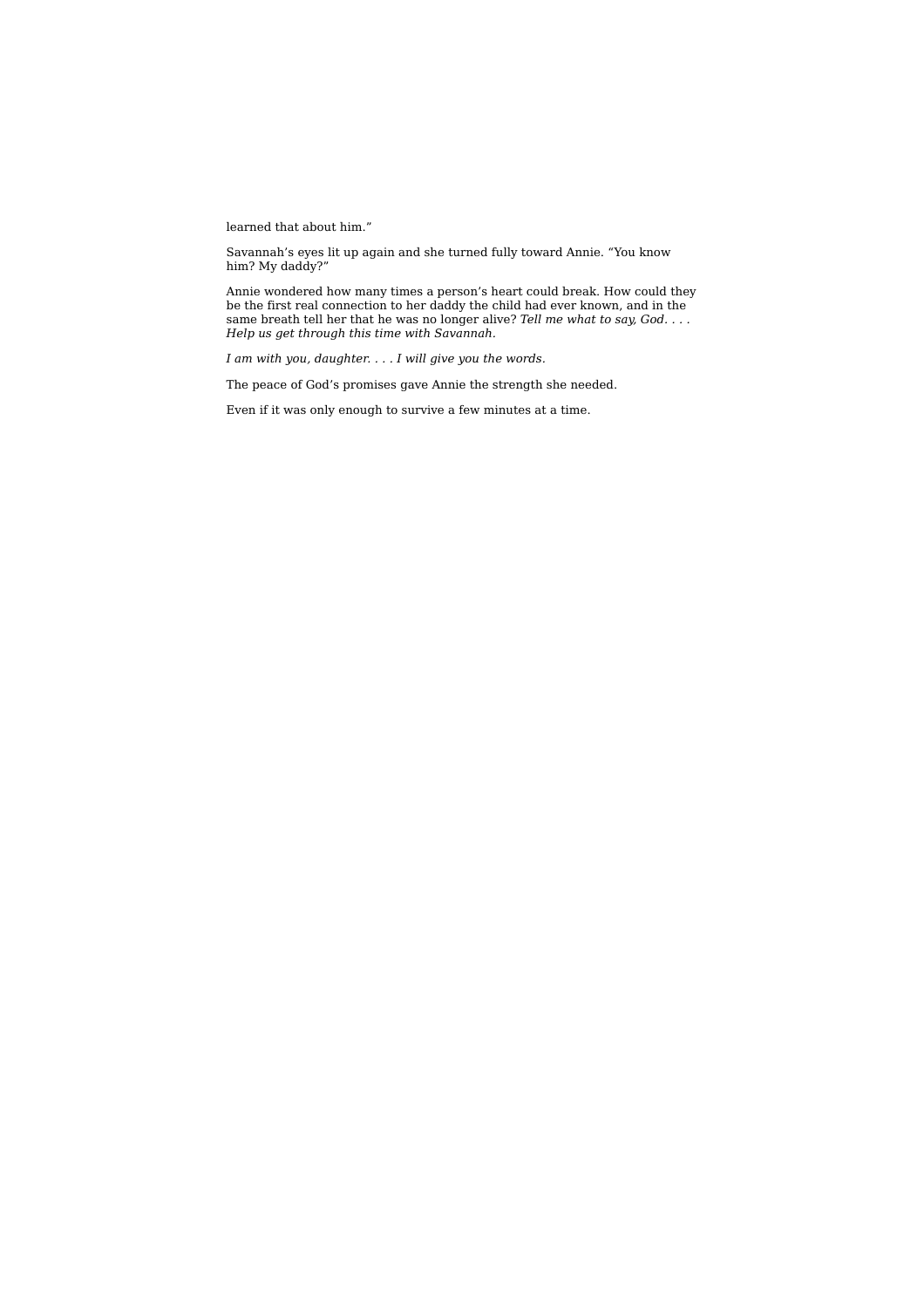learned that about him."

Savannah's eyes lit up again and she turned fully toward Annie. "You know him? My daddy?"

Annie wondered how many times a person's heart could break. How could they be the first real connection to her daddy the child had ever known, and in the same breath tell her that he was no longer alive? *Tell me what to say, God. . . . Help us get through this time with Savannah.*

*I am with you, daughter. . . . I will give you the words.*

The peace of God's promises gave Annie the strength she needed.

Even if it was only enough to survive a few minutes at a time.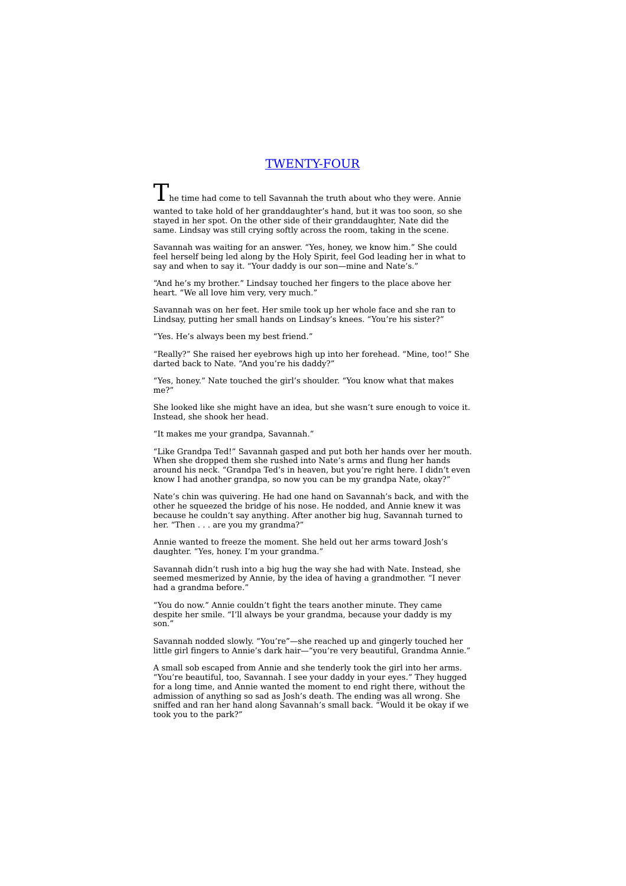# TWENTY-FOUR

The time had come to tell Savannah the truth about who they were. Annie wanted to take hold of her granddaughter's hand, but it was too soon, so she stayed in her spot. On the other side of their granddaughter, Nate did the same. Lindsay was still crying softly across the room, taking in the scene.

Savannah was waiting for an answer. "Yes, honey, we know him." She could feel herself being led along by the Holy Spirit, feel God leading her in what to say and when to say it. "Your daddy is our son—mine and Nate's."

"And he's my brother." Lindsay touched her fingers to the place above her heart. "We all love him very, very much."

Savannah was on her feet. Her smile took up her whole face and she ran to Lindsay, putting her small hands on Lindsay's knees. "You're his sister?"

"Yes. He's always been my best friend."

"Really?" She raised her eyebrows high up into her forehead. "Mine, too!" She darted back to Nate. "And you're his daddy?"

"Yes, honey." Nate touched the girl's shoulder. "You know what that makes me?"

She looked like she might have an idea, but she wasn't sure enough to voice it. Instead, she shook her head.

"It makes me your grandpa, Savannah."

"Like Grandpa Ted!" Savannah gasped and put both her hands over her mouth. When she dropped them she rushed into Nate's arms and flung her hands around his neck. "Grandpa Ted's in heaven, but you're right here. I didn't even know I had another grandpa, so now you can be my grandpa Nate, okay?"

Nate's chin was quivering. He had one hand on Savannah's back, and with the other he squeezed the bridge of his nose. He nodded, and Annie knew it was because he couldn't say anything. After another big hug, Savannah turned to her. "Then . . . are you my grandma?"

Annie wanted to freeze the moment. She held out her arms toward Josh's daughter. "Yes, honey. I'm your grandma."

Savannah didn't rush into a big hug the way she had with Nate. Instead, she seemed mesmerized by Annie, by the idea of having a grandmother. "I never had a grandma before."

"You do now." Annie couldn't fight the tears another minute. They came despite her smile. "I'll always be your grandma, because your daddy is my son."

Savannah nodded slowly. "You're"—she reached up and gingerly touched her little girl fingers to Annie's dark hair—"you're very beautiful, Grandma Annie."

A small sob escaped from Annie and she tenderly took the girl into her arms. "You're beautiful, too, Savannah. I see your daddy in your eyes." They hugged for a long time, and Annie wanted the moment to end right there, without the admission of anything so sad as Josh's death. The ending was all wrong. She sniffed and ran her hand along Savannah's small back. "Would it be okay if we took you to the park?"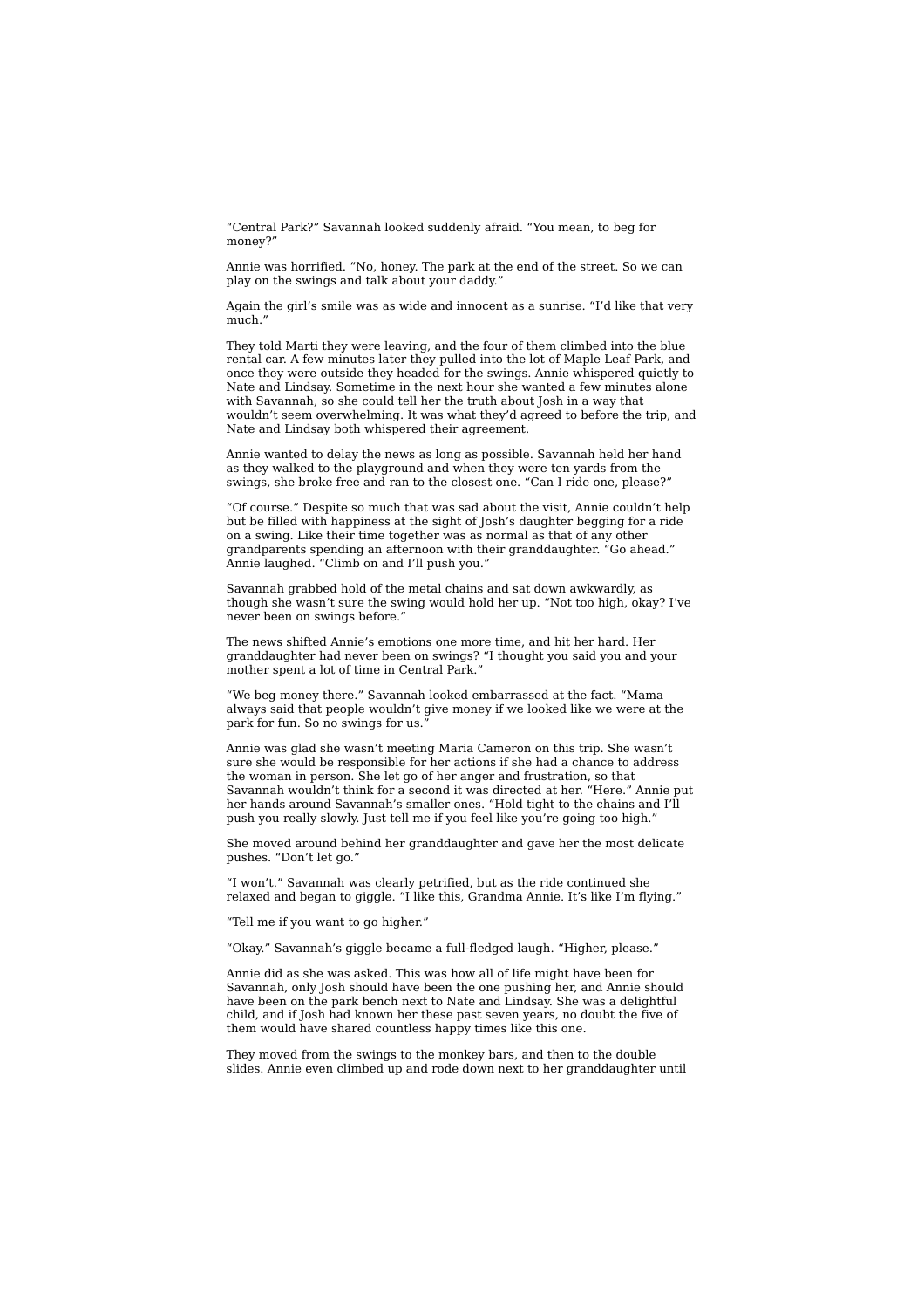“Central Park?” Savannah looked suddenly afraid. “You mean, to beg for money?”

Annie was horrified. “No, honey. The park at the end of the street. So we can play on the swings and talk about your daddy.”

Again the girl’s smile was as wide and innocent as a sunrise. “I’d like that very much.”

They told Marti they were leaving, and the four of them climbed into the blue rental car. A few minutes later they pulled into the lot of Maple Leaf Park, and once they were outside they headed for the swings. Annie whispered quietly to Nate and Lindsay. Sometime in the next hour she wanted a few minutes alone with Savannah, so she could tell her the truth about Josh in a way that wouldn’t seem overwhelming. It was what they’d agreed to before the trip, and Nate and Lindsay both whispered their agreement.

Annie wanted to delay the news as long as possible. Savannah held her hand as they walked to the playground and when they were ten yards from the swings, she broke free and ran to the closest one. “Can I ride one, please?”

“Of course.” Despite so much that was sad about the visit, Annie couldn’t help but be filled with happiness at the sight of Josh’s daughter begging for a ride on a swing. Like their time together was as normal as that of any other grandparents spending an afternoon with their granddaughter. “Go ahead.” Annie laughed. “Climb on and I’ll push you.”

Savannah grabbed hold of the metal chains and sat down awkwardly, as though she wasn’t sure the swing would hold her up. “Not too high, okay? I’ve never been on swings before.”

The news shifted Annie’s emotions one more time, and hit her hard. Her granddaughter had never been on swings? “I thought you said you and your mother spent a lot of time in Central Park.”

“We beg money there.” Savannah looked embarrassed at the fact. “Mama always said that people wouldn’t give money if we looked like we were at the park for fun. So no swings for us.”

Annie was glad she wasn’t meeting Maria Cameron on this trip. She wasn’t sure she would be responsible for her actions if she had a chance to address the woman in person. She let go of her anger and frustration, so that Savannah wouldn’t think for a second it was directed at her. “Here.” Annie put her hands around Savannah’s smaller ones. “Hold tight to the chains and I’ll push you really slowly. Just tell me if you feel like you’re going too high.”

She moved around behind her granddaughter and gave her the most delicate pushes. “Don’t let go.”

“I won’t.” Savannah was clearly petrified, but as the ride continued she relaxed and began to giggle. “I like this, Grandma Annie. It’s like I’m flying.”

“Tell me if you want to go higher.”

“Okay.” Savannah’s giggle became a full-fledged laugh. “Higher, please.”

Annie did as she was asked. This was how all of life might have been for Savannah, only Josh should have been the one pushing her, and Annie should have been on the park bench next to Nate and Lindsay. She was a delightful child, and if Josh had known her these past seven years, no doubt the five of them would have shared countless happy times like this one.

They moved from the swings to the monkey bars, and then to the double slides. Annie even climbed up and rode down next to her granddaughter until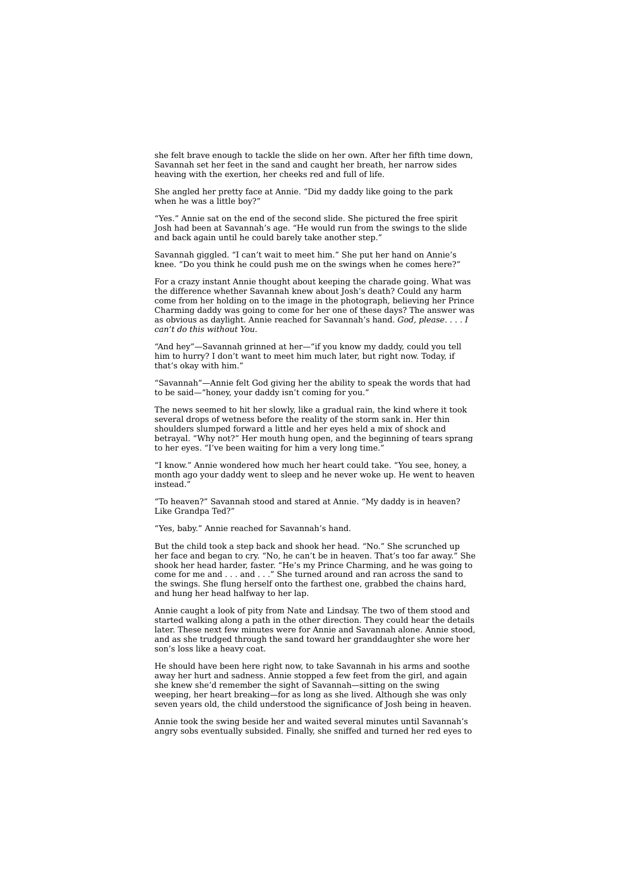she felt brave enough to tackle the slide on her own. After her fifth time down, Savannah set her feet in the sand and caught her breath, her narrow sides heaving with the exertion, her cheeks red and full of life.

She angled her pretty face at Annie. “Did my daddy like going to the park when he was a little boy?”

“Yes.” Annie sat on the end of the second slide. She pictured the free spirit Josh had been at Savannah’s age. “He would run from the swings to the slide and back again until he could barely take another step.”

Savannah giggled. “I can’t wait to meet him.” She put her hand on Annie’s knee. “Do you think he could push me on the swings when he comes here?”

For a crazy instant Annie thought about keeping the charade going. What was the difference whether Savannah knew about Josh’s death? Could any harm come from her holding on to the image in the photograph, believing her Prince Charming daddy was going to come for her one of these days? The answer was as obvious as daylight. Annie reached for Savannah’s hand. *God, please. . . . I can’t do this without You.*

“And hey”—Savannah grinned at her—“if you know my daddy, could you tell him to hurry? I don’t want to meet him much later, but right now. Today, if that’s okay with him.”

“Savannah”—Annie felt God giving her the ability to speak the words that had to be said—“honey, your daddy isn’t coming for you.”

The news seemed to hit her slowly, like a gradual rain, the kind where it took several drops of wetness before the reality of the storm sank in. Her thin shoulders slumped forward a little and her eyes held a mix of shock and betrayal. “Why not?” Her mouth hung open, and the beginning of tears sprang to her eyes. “I’ve been waiting for him a very long time.”

“I know.” Annie wondered how much her heart could take. “You see, honey, a month ago your daddy went to sleep and he never woke up. He went to heaven instead.”

“To heaven?” Savannah stood and stared at Annie. “My daddy is in heaven? Like Grandpa Ted?”

“Yes, baby.” Annie reached for Savannah’s hand.

But the child took a step back and shook her head. “No.” She scrunched up her face and began to cry. “No, he can’t be in heaven. That’s too far away.” She shook her head harder, faster. “He’s my Prince Charming, and he was going to come for me and . . . and . . .” She turned around and ran across the sand to the swings. She flung herself onto the farthest one, grabbed the chains hard, and hung her head halfway to her lap.

Annie caught a look of pity from Nate and Lindsay. The two of them stood and started walking along a path in the other direction. They could hear the details later. These next few minutes were for Annie and Savannah alone. Annie stood, and as she trudged through the sand toward her granddaughter she wore her son’s loss like a heavy coat.

He should have been here right now, to take Savannah in his arms and soothe away her hurt and sadness. Annie stopped a few feet from the girl, and again she knew she’d remember the sight of Savannah—sitting on the swing weeping, her heart breaking—for as long as she lived. Although she was only seven years old, the child understood the significance of Josh being in heaven.

Annie took the swing beside her and waited several minutes until Savannah’s angry sobs eventually subsided. Finally, she sniffed and turned her red eyes to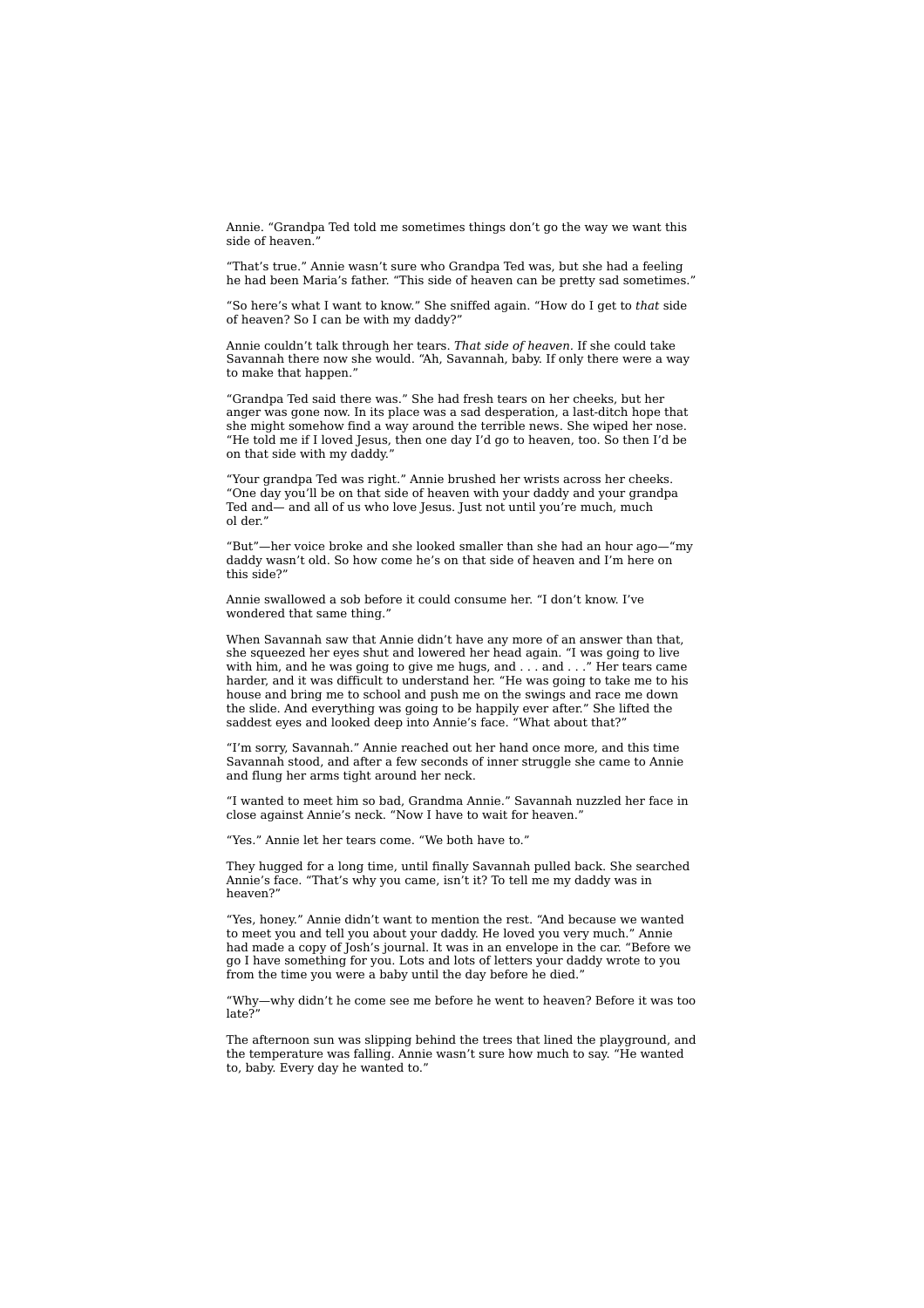Annie. “Grandpa Ted told me sometimes things don’t go the way we want this side of heaven.”

“That’s true.” Annie wasn’t sure who Grandpa Ted was, but she had a feeling he had been Maria’s father. “This side of heaven can be pretty sad sometimes.”

“So here’s what I want to know.” She sniffed again. “How do I get to *that* side of heaven? So I can be with my daddy?”

Annie couldn’t talk through her tears. *That side of heaven.* If she could take Savannah there now she would. “Ah, Savannah, baby. If only there were a way to make that happen.”

“Grandpa Ted said there was.” She had fresh tears on her cheeks, but her anger was gone now. In its place was a sad desperation, a last-ditch hope that she might somehow find a way around the terrible news. She wiped her nose. “He told me if I loved Jesus, then one day I’d go to heaven, too. So then I’d be on that side with my daddy.”

“Your grandpa Ted was right.” Annie brushed her wrists across her cheeks. “One day you’ll be on that side of heaven with your daddy and your grandpa Ted and— and all of us who love Jesus. Just not until you’re much, much ol der.”

“But”—her voice broke and she looked smaller than she had an hour ago—“my daddy wasn’t old. So how come he’s on that side of heaven and I’m here on this side?”

Annie swallowed a sob before it could consume her. “I don’t know. I’ve wondered that same thing.”

When Savannah saw that Annie didn’t have any more of an answer than that, she squeezed her eyes shut and lowered her head again. “I was going to live with him, and he was going to give me hugs, and . . . and . . .” Her tears came harder, and it was difficult to understand her. “He was going to take me to his house and bring me to school and push me on the swings and race me down the slide. And everything was going to be happily ever after.” She lifted the saddest eyes and looked deep into Annie’s face. “What about that?”

“I’m sorry, Savannah.” Annie reached out her hand once more, and this time Savannah stood, and after a few seconds of inner struggle she came to Annie and flung her arms tight around her neck.

“I wanted to meet him so bad, Grandma Annie.” Savannah nuzzled her face in close against Annie’s neck. “Now I have to wait for heaven.”

“Yes.” Annie let her tears come. “We both have to.”

They hugged for a long time, until finally Savannah pulled back. She searched Annie’s face. “That’s why you came, isn’t it? To tell me my daddy was in heaven?”

“Yes, honey.” Annie didn’t want to mention the rest. “And because we wanted to meet you and tell you about your daddy. He loved you very much.” Annie had made a copy of Josh’s journal. It was in an envelope in the car. “Before we go I have something for you. Lots and lots of letters your daddy wrote to you from the time you were a baby until the day before he died.”

“Why—why didn’t he come see me before he went to heaven? Before it was too late?”

The afternoon sun was slipping behind the trees that lined the playground, and the temperature was falling. Annie wasn’t sure how much to say. “He wanted to, baby. Every day he wanted to.”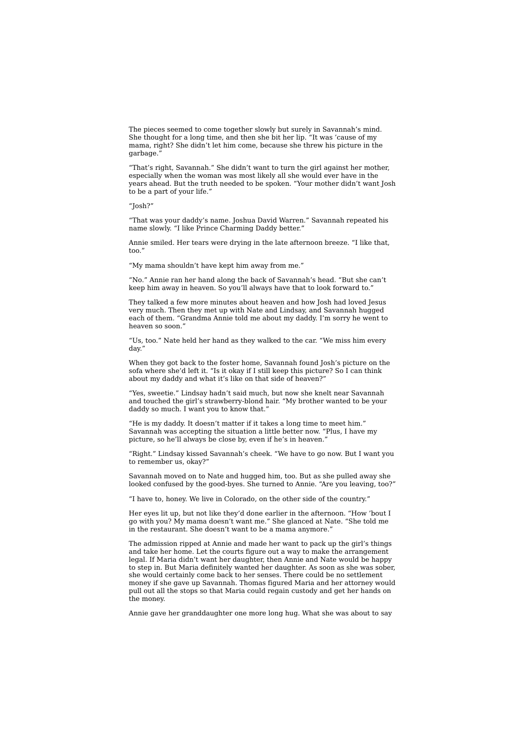The pieces seemed to come together slowly but surely in Savannah's mind. She thought for a long time, and then she bit her lip. "It was 'cause of my mama, right? She didn't let him come, because she threw his picture in the garbage."

"That's right, Savannah." She didn't want to turn the girl against her mother, especially when the woman was most likely all she would ever have in the years ahead. But the truth needed to be spoken. "Your mother didn't want Josh to be a part of your life."

"Josh?"

"That was your daddy's name. Joshua David Warren." Savannah repeated his name slowly. "I like Prince Charming Daddy better."

Annie smiled. Her tears were drying in the late afternoon breeze. "I like that, too."

"My mama shouldn't have kept him away from me."

"No." Annie ran her hand along the back of Savannah's head. "But she can't keep him away in heaven. So you'll always have that to look forward to."

They talked a few more minutes about heaven and how Josh had loved Jesus very much. Then they met up with Nate and Lindsay, and Savannah hugged each of them. "Grandma Annie told me about my daddy. I'm sorry he went to heaven so soon."

"Us, too." Nate held her hand as they walked to the car. "We miss him every day."

When they got back to the foster home, Savannah found Josh's picture on the sofa where she'd left it. "Is it okay if I still keep this picture? So I can think about my daddy and what it's like on that side of heaven?"

"Yes, sweetie." Lindsay hadn't said much, but now she knelt near Savannah and touched the girl's strawberry-blond hair. "My brother wanted to be your daddy so much. I want you to know that."

"He is my daddy. It doesn't matter if it takes a long time to meet him." Savannah was accepting the situation a little better now. "Plus, I have my picture, so he'll always be close by, even if he's in heaven."

"Right." Lindsay kissed Savannah's cheek. "We have to go now. But I want you to remember us, okay?"

Savannah moved on to Nate and hugged him, too. But as she pulled away she looked confused by the good-byes. She turned to Annie. "Are you leaving, too?"

"I have to, honey. We live in Colorado, on the other side of the country."

Her eyes lit up, but not like they'd done earlier in the afternoon. "How 'bout I go with you? My mama doesn't want me." She glanced at Nate. "She told me in the restaurant. She doesn't want to be a mama anymore."

The admission ripped at Annie and made her want to pack up the girl's things and take her home. Let the courts figure out a way to make the arrangement legal. If Maria didn't want her daughter, then Annie and Nate would be happy to step in. But Maria definitely wanted her daughter. As soon as she was sober, she would certainly come back to her senses. There could be no settlement money if she gave up Savannah. Thomas figured Maria and her attorney would pull out all the stops so that Maria could regain custody and get her hands on the money.

Annie gave her granddaughter one more long hug. What she was about to say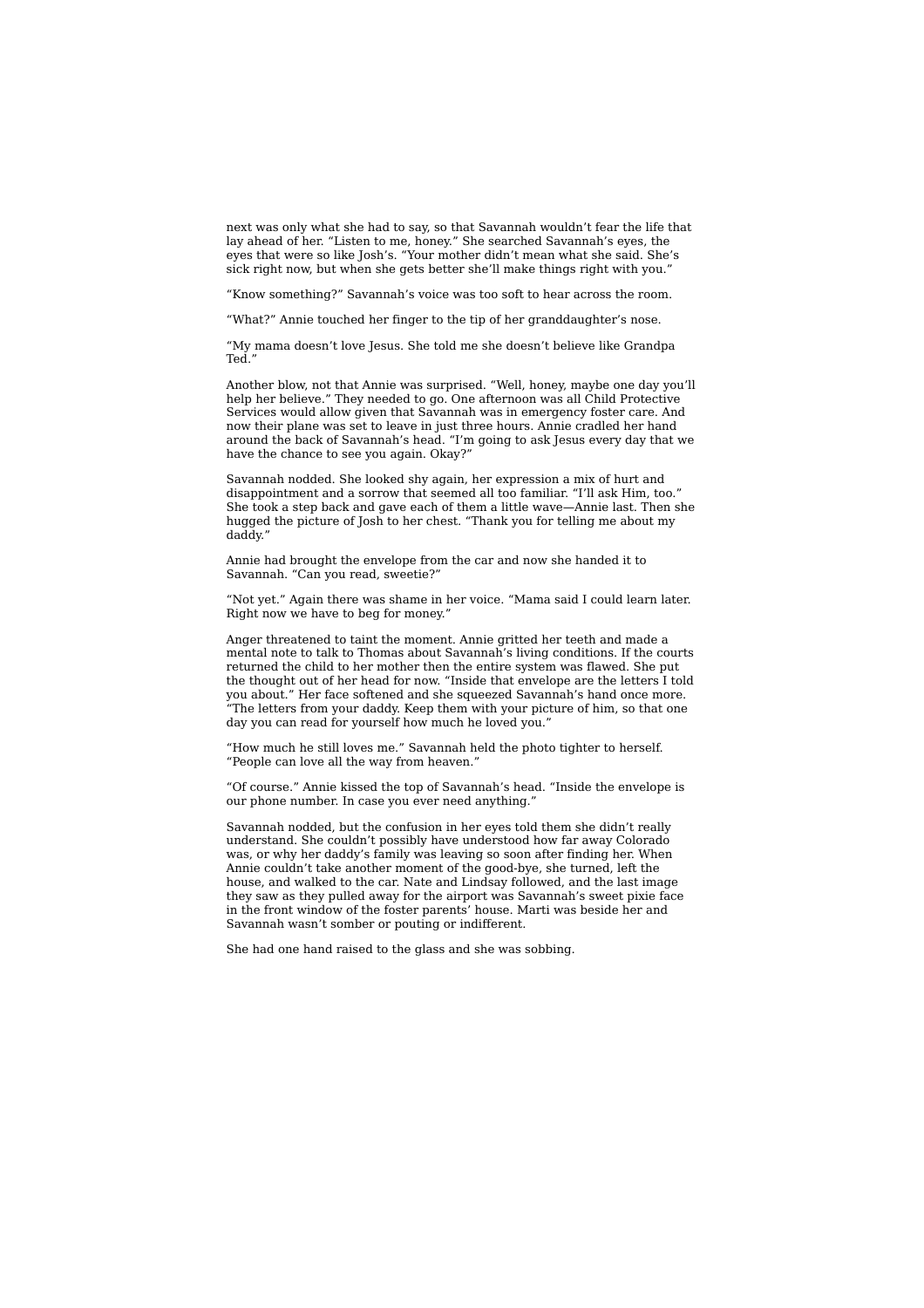next was only what she had to say, so that Savannah wouldn't fear the life that lay ahead of her. "Listen to me, honey." She searched Savannah's eyes, the eyes that were so like Josh's. "Your mother didn't mean what she said. She's sick right now, but when she gets better she'll make things right with you."

"Know something?" Savannah's voice was too soft to hear across the room.

"What?" Annie touched her finger to the tip of her granddaughter's nose.

"My mama doesn't love Jesus. She told me she doesn't believe like Grandpa Ted."

Another blow, not that Annie was surprised. "Well, honey, maybe one day you'll help her believe." They needed to go. One afternoon was all Child Protective Services would allow given that Savannah was in emergency foster care. And now their plane was set to leave in just three hours. Annie cradled her hand around the back of Savannah's head. "I'm going to ask Jesus every day that we have the chance to see you again. Okay?"

Savannah nodded. She looked shy again, her expression a mix of hurt and disappointment and a sorrow that seemed all too familiar. "I'll ask Him, too." She took a step back and gave each of them a little wave—Annie last. Then she hugged the picture of Josh to her chest. "Thank you for telling me about my daddy."

Annie had brought the envelope from the car and now she handed it to Savannah. "Can you read, sweetie?"

"Not yet." Again there was shame in her voice. "Mama said I could learn later. Right now we have to beg for money."

Anger threatened to taint the moment. Annie gritted her teeth and made a mental note to talk to Thomas about Savannah's living conditions. If the courts returned the child to her mother then the entire system was flawed. She put the thought out of her head for now. "Inside that envelope are the letters I told you about." Her face softened and she squeezed Savannah's hand once more. "The letters from your daddy. Keep them with your picture of him, so that one day you can read for yourself how much he loved you."

"How much he still loves me." Savannah held the photo tighter to herself. "People can love all the way from heaven."

"Of course." Annie kissed the top of Savannah's head. "Inside the envelope is our phone number. In case you ever need anything."

Savannah nodded, but the confusion in her eyes told them she didn't really understand. She couldn't possibly have understood how far away Colorado was, or why her daddy's family was leaving so soon after finding her. When Annie couldn't take another moment of the good-bye, she turned, left the house, and walked to the car. Nate and Lindsay followed, and the last image they saw as they pulled away for the airport was Savannah's sweet pixie face in the front window of the foster parents' house. Marti was beside her and Savannah wasn't somber or pouting or indifferent.

She had one hand raised to the glass and she was sobbing.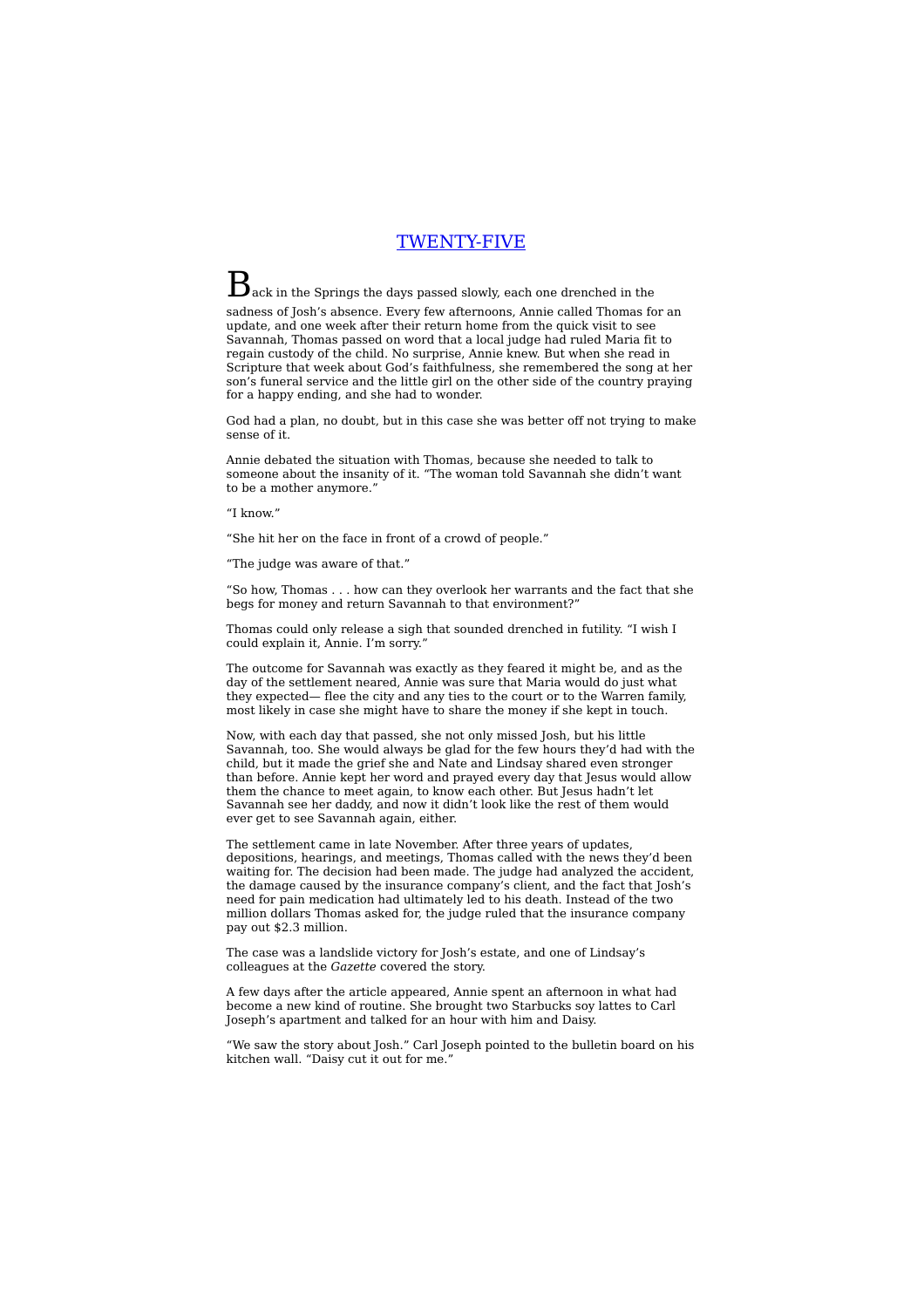# TWENTY-FIVE

Back in the Springs the days passed slowly, each one drenched in the sadness of Josh's absence. Every few afternoons, Annie called Thomas for an update, and one week after their return home from the quick visit to see Savannah, Thomas passed on word that a local judge had ruled Maria fit to regain custody of the child. No surprise, Annie knew. But when she read in Scripture that week about God's faithfulness, she remembered the song at her son's funeral service and the little girl on the other side of the country praying for a happy ending, and she had to wonder.

God had a plan, no doubt, but in this case she was better off not trying to make sense of it.

Annie debated the situation with Thomas, because she needed to talk to someone about the insanity of it. "The woman told Savannah she didn't want to be a mother anymore."

"I know."

"She hit her on the face in front of a crowd of people."

"The judge was aware of that."

"So how, Thomas . . . how can they overlook her warrants and the fact that she begs for money and return Savannah to that environment?"

Thomas could only release a sigh that sounded drenched in futility. "I wish I could explain it, Annie. I'm sorry."

The outcome for Savannah was exactly as they feared it might be, and as the day of the settlement neared, Annie was sure that Maria would do just what they expected— flee the city and any ties to the court or to the Warren family, most likely in case she might have to share the money if she kept in touch.

Now, with each day that passed, she not only missed Josh, but his little Savannah, too. She would always be glad for the few hours they'd had with the child, but it made the grief she and Nate and Lindsay shared even stronger than before. Annie kept her word and prayed every day that Jesus would allow them the chance to meet again, to know each other. But Jesus hadn't let Savannah see her daddy, and now it didn't look like the rest of them would ever get to see Savannah again, either.

The settlement came in late November. After three years of updates, depositions, hearings, and meetings, Thomas called with the news they'd been waiting for. The decision had been made. The judge had analyzed the accident, the damage caused by the insurance company's client, and the fact that Josh's need for pain medication had ultimately led to his death. Instead of the two million dollars Thomas asked for, the judge ruled that the insurance company pay out $2.3 million.

The case was a landslide victory for Josh's estate, and one of Lindsay's colleagues at the *Gazette* covered the story.

A few days after the article appeared, Annie spent an afternoon in what had become a new kind of routine. She brought two Starbucks soy lattes to Carl Joseph's apartment and talked for an hour with him and Daisy.

"We saw the story about Josh." Carl Joseph pointed to the bulletin board on his kitchen wall. "Daisy cut it out for me."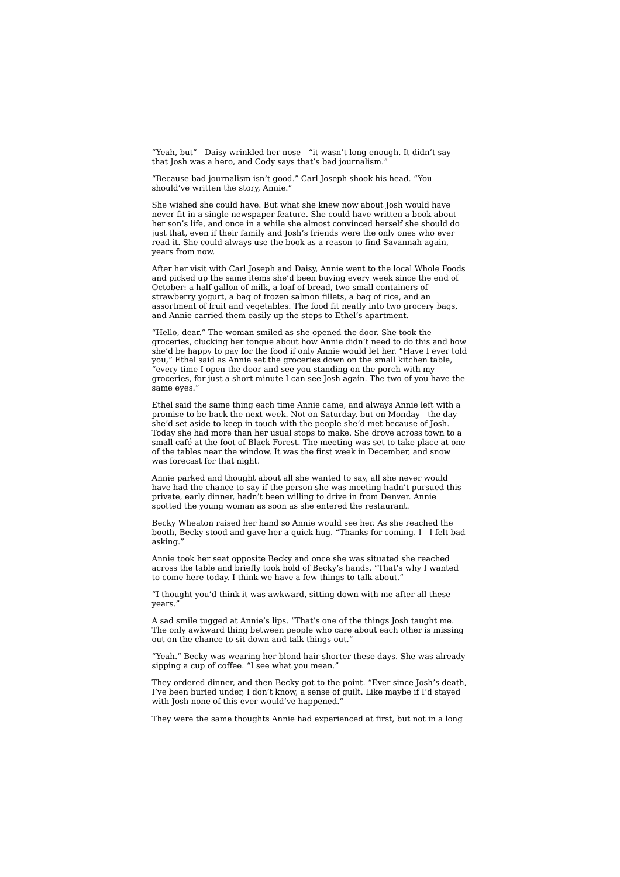“Yeah, but”—Daisy wrinkled her nose—“it wasn’t long enough. It didn’t say that Josh was a hero, and Cody says that’s bad journalism.”

“Because bad journalism isn’t good.” Carl Joseph shook his head. “You should’ve written the story, Annie.”

She wished she could have. But what she knew now about Josh would have never fit in a single newspaper feature. She could have written a book about her son’s life, and once in a while she almost convinced herself she should do just that, even if their family and Josh’s friends were the only ones who ever read it. She could always use the book as a reason to find Savannah again, years from now.

After her visit with Carl Joseph and Daisy, Annie went to the local Whole Foods and picked up the same items she’d been buying every week since the end of October: a half gallon of milk, a loaf of bread, two small containers of strawberry yogurt, a bag of frozen salmon fillets, a bag of rice, and an assortment of fruit and vegetables. The food fit neatly into two grocery bags, and Annie carried them easily up the steps to Ethel’s apartment.

“Hello, dear.” The woman smiled as she opened the door. She took the groceries, clucking her tongue about how Annie didn’t need to do this and how she’d be happy to pay for the food if only Annie would let her. “Have I ever told you,” Ethel said as Annie set the groceries down on the small kitchen table, “every time I open the door and see you standing on the porch with my groceries, for just a short minute I can see Josh again. The two of you have the same eyes.”

Ethel said the same thing each time Annie came, and always Annie left with a promise to be back the next week. Not on Saturday, but on Monday—the day she’d set aside to keep in touch with the people she’d met because of Josh. Today she had more than her usual stops to make. She drove across town to a small café at the foot of Black Forest. The meeting was set to take place at one of the tables near the window. It was the first week in December, and snow was forecast for that night.

Annie parked and thought about all she wanted to say, all she never would have had the chance to say if the person she was meeting hadn’t pursued this private, early dinner, hadn’t been willing to drive in from Denver. Annie spotted the young woman as soon as she entered the restaurant.

Becky Wheaton raised her hand so Annie would see her. As she reached the booth, Becky stood and gave her a quick hug. “Thanks for coming. I—I felt bad asking.”

Annie took her seat opposite Becky and once she was situated she reached across the table and briefly took hold of Becky’s hands. “That’s why I wanted to come here today. I think we have a few things to talk about.”

“I thought you’d think it was awkward, sitting down with me after all these years.”

A sad smile tugged at Annie’s lips. “That’s one of the things Josh taught me. The only awkward thing between people who care about each other is missing out on the chance to sit down and talk things out.”

“Yeah.” Becky was wearing her blond hair shorter these days. She was already sipping a cup of coffee. “I see what you mean.”

They ordered dinner, and then Becky got to the point. “Ever since Josh’s death, I’ve been buried under, I don’t know, a sense of guilt. Like maybe if I’d stayed with Josh none of this ever would’ve happened.”

They were the same thoughts Annie had experienced at first, but not in a long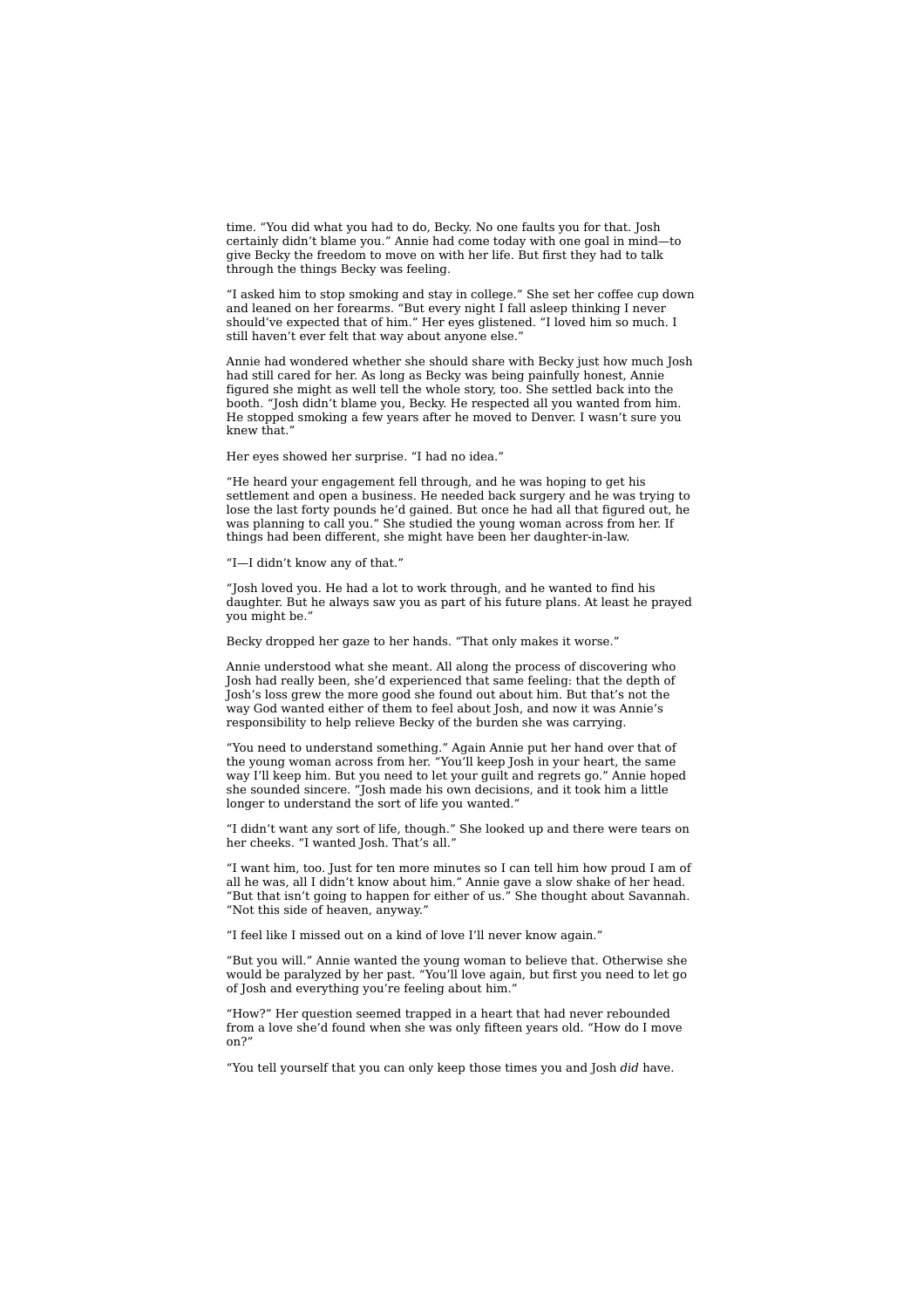time. “You did what you had to do, Becky. No one faults you for that. Josh certainly didn’t blame you.” Annie had come today with one goal in mind—to give Becky the freedom to move on with her life. But first they had to talk through the things Becky was feeling.

“I asked him to stop smoking and stay in college.” She set her coffee cup down and leaned on her forearms. “But every night I fall asleep thinking I never should’ve expected that of him.” Her eyes glistened. “I loved him so much. I still haven’t ever felt that way about anyone else.”

Annie had wondered whether she should share with Becky just how much Josh had still cared for her. As long as Becky was being painfully honest, Annie figured she might as well tell the whole story, too. She settled back into the booth. “Josh didn’t blame you, Becky. He respected all you wanted from him. He stopped smoking a few years after he moved to Denver. I wasn’t sure you knew that.”

Her eyes showed her surprise. “I had no idea.”

“He heard your engagement fell through, and he was hoping to get his settlement and open a business. He needed back surgery and he was trying to lose the last forty pounds he’d gained. But once he had all that figured out, he was planning to call you.” She studied the young woman across from her. If things had been different, she might have been her daughter-in-law.

“I—I didn’t know any of that.”

“Josh loved you. He had a lot to work through, and he wanted to find his daughter. But he always saw you as part of his future plans. At least he prayed you might be.”

Becky dropped her gaze to her hands. “That only makes it worse.”

Annie understood what she meant. All along the process of discovering who Josh had really been, she’d experienced that same feeling: that the depth of Josh’s loss grew the more good she found out about him. But that’s not the way God wanted either of them to feel about Josh, and now it was Annie’s responsibility to help relieve Becky of the burden she was carrying.

“You need to understand something.” Again Annie put her hand over that of the young woman across from her. “You’ll keep Josh in your heart, the same way I’ll keep him. But you need to let your guilt and regrets go.” Annie hoped she sounded sincere. “Josh made his own decisions, and it took him a little longer to understand the sort of life you wanted.”

“I didn’t want any sort of life, though.” She looked up and there were tears on her cheeks. “I wanted Josh. That’s all.”

“I want him, too. Just for ten more minutes so I can tell him how proud I am of all he was, all I didn’t know about him.” Annie gave a slow shake of her head. “But that isn’t going to happen for either of us.” She thought about Savannah. “Not this side of heaven, anyway.”

“I feel like I missed out on a kind of love I’ll never know again.”

“But you will.” Annie wanted the young woman to believe that. Otherwise she would be paralyzed by her past. “You’ll love again, but first you need to let go of Josh and everything you’re feeling about him.”

“How?” Her question seemed trapped in a heart that had never rebounded from a love she’d found when she was only fifteen years old. “How do I move on?”

“You tell yourself that you can only keep those times you and Josh *did* have.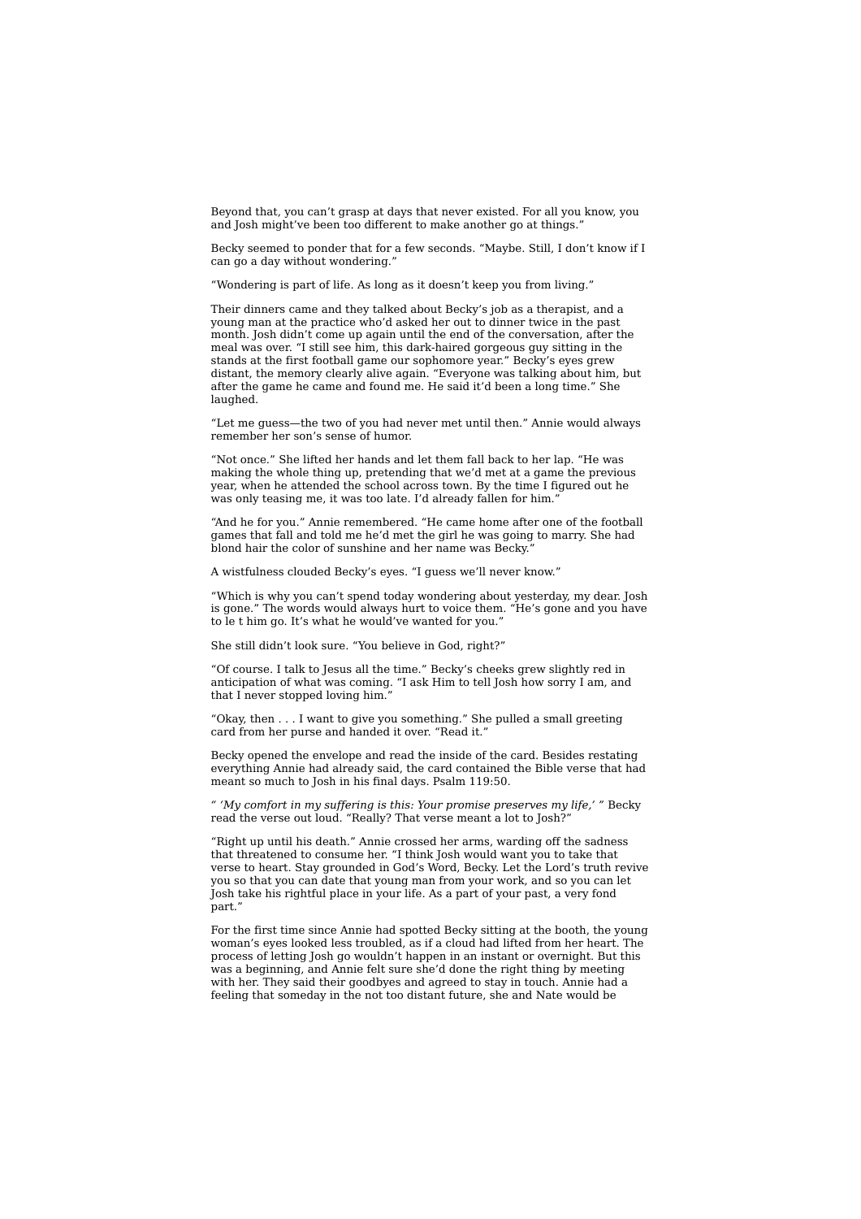Beyond that, you can’t grasp at days that never existed. For all you know, you and Josh might’ve been too different to make another go at things.”

Becky seemed to ponder that for a few seconds. “Maybe. Still, I don’t know if I can go a day without wondering.”

“Wondering is part of life. As long as it doesn’t keep you from living.”

Their dinners came and they talked about Becky’s job as a therapist, and a young man at the practice who’d asked her out to dinner twice in the past month. Josh didn’t come up again until the end of the conversation, after the meal was over. “I still see him, this dark-haired gorgeous guy sitting in the stands at the first football game our sophomore year.” Becky’s eyes grew distant, the memory clearly alive again. “Everyone was talking about him, but after the game he came and found me. He said it’d been a long time.” She laughed.

“Let me guess—the two of you had never met until then.” Annie would always remember her son’s sense of humor.

“Not once.” She lifted her hands and let them fall back to her lap. “He was making the whole thing up, pretending that we’d met at a game the previous year, when he attended the school across town. By the time I figured out he was only teasing me, it was too late. I’d already fallen for him.”

“And he for you.” Annie remembered. “He came home after one of the football games that fall and told me he’d met the girl he was going to marry. She had blond hair the color of sunshine and her name was Becky.”

A wistfulness clouded Becky’s eyes. “I guess we’ll never know.”

“Which is why you can’t spend today wondering about yesterday, my dear. Josh is gone.” The words would always hurt to voice them. “He’s gone and you have to le t him go. It’s what he would’ve wanted for you.”

She still didn’t look sure. “You believe in God, right?”

“Of course. I talk to Jesus all the time.” Becky’s cheeks grew slightly red in anticipation of what was coming. “I ask Him to tell Josh how sorry I am, and that I never stopped loving him.”

“Okay, then . . . I want to give you something.” She pulled a small greeting card from her purse and handed it over. “Read it.”

Becky opened the envelope and read the inside of the card. Besides restating everything Annie had already said, the card contained the Bible verse that had meant so much to Josh in his final days. Psalm 119:50.

“ ‘*My comfort in my suffering is this: Your promise preserves my life,*’ ” Becky read the verse out loud. “Really? That verse meant a lot to Josh?”

“Right up until his death.” Annie crossed her arms, warding off the sadness that threatened to consume her. “I think Josh would want you to take that verse to heart. Stay grounded in God’s Word, Becky. Let the Lord’s truth revive you so that you can date that young man from your work, and so you can let Josh take his rightful place in your life. As a part of your past, a very fond part.”

For the first time since Annie had spotted Becky sitting at the booth, the young woman’s eyes looked less troubled, as if a cloud had lifted from her heart. The process of letting Josh go wouldn’t happen in an instant or overnight. But this was a beginning, and Annie felt sure she’d done the right thing by meeting with her. They said their goodbyes and agreed to stay in touch. Annie had a feeling that someday in the not too distant future, she and Nate would be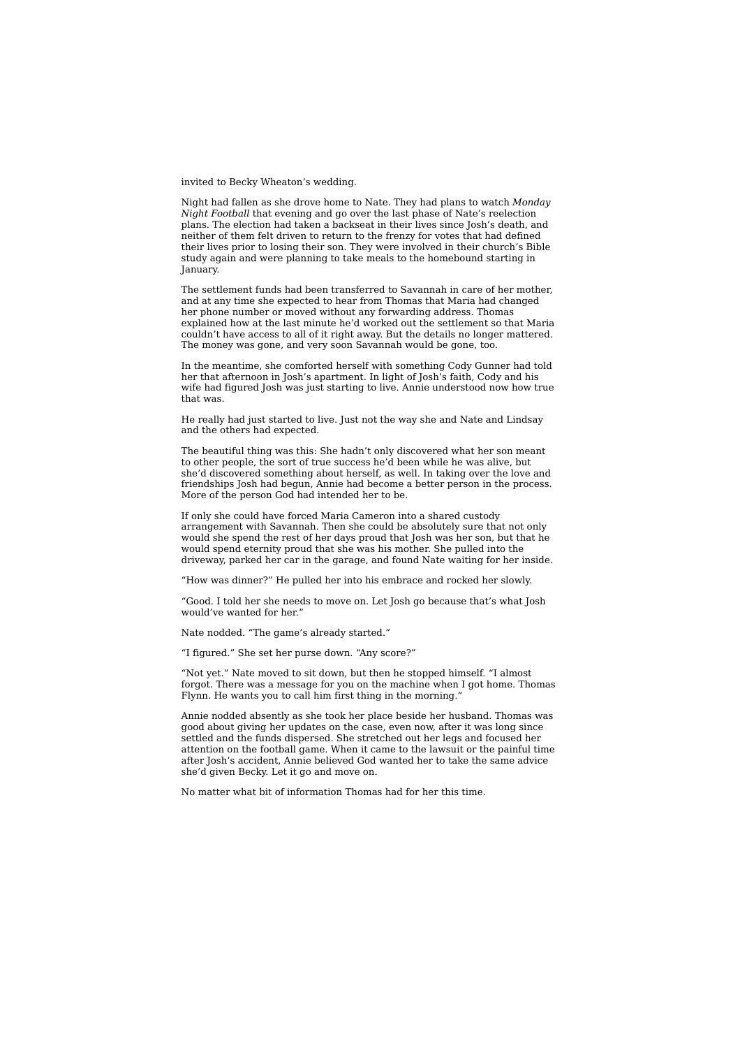invited to Becky Wheaton’s wedding.

Night had fallen as she drove home to Nate. They had plans to watch *Monday Night Football* that evening and go over the last phase of Nate’s reelection plans. The election had taken a backseat in their lives since Josh’s death, and neither of them felt driven to return to the frenzy for votes that had defined their lives prior to losing their son. They were involved in their church’s Bible study again and were planning to take meals to the homebound starting in January.

The settlement funds had been transferred to Savannah in care of her mother, and at any time she expected to hear from Thomas that Maria had changed her phone number or moved without any forwarding address. Thomas explained how at the last minute he’d worked out the settlement so that Maria couldn’t have access to all of it right away. But the details no longer mattered. The money was gone, and very soon Savannah would be gone, too.

In the meantime, she comforted herself with something Cody Gunner had told her that afternoon in Josh’s apartment. In light of Josh’s faith, Cody and his wife had figured Josh was just starting to live. Annie understood now how true that was.

He really had just started to live. Just not the way she and Nate and Lindsay and the others had expected.

The beautiful thing was this: She hadn’t only discovered what her son meant to other people, the sort of true success he’d been while he was alive, but she’d discovered something about herself, as well. In taking over the love and friendships Josh had begun, Annie had become a better person in the process. More of the person God had intended her to be.

If only she could have forced Maria Cameron into a shared custody arrangement with Savannah. Then she could be absolutely sure that not only would she spend the rest of her days proud that Josh was her son, but that he would spend eternity proud that she was his mother. She pulled into the driveway, parked her car in the garage, and found Nate waiting for her inside.

“How was dinner?” He pulled her into his embrace and rocked her slowly.

“Good. I told her she needs to move on. Let Josh go because that’s what Josh would’ve wanted for her.”

Nate nodded. “The game’s already started.”

“I figured.” She set her purse down. “Any score?”

“Not yet.” Nate moved to sit down, but then he stopped himself. “I almost forgot. There was a message for you on the machine when I got home. Thomas Flynn. He wants you to call him first thing in the morning.”

Annie nodded absently as she took her place beside her husband. Thomas was good about giving her updates on the case, even now, after it was long since settled and the funds dispersed. She stretched out her legs and focused her attention on the football game. When it came to the lawsuit or the painful time after Josh’s accident, Annie believed God wanted her to take the same advice she’d given Becky. Let it go and move on.

No matter what bit of information Thomas had for her this time.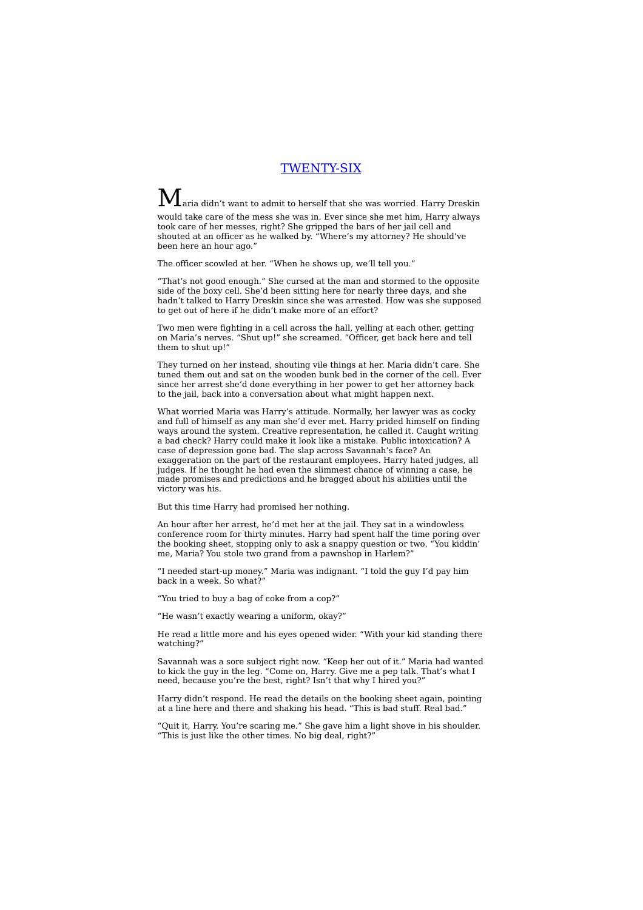## TWENTY-SIX

Maria didn't want to admit to herself that she was worried. Harry Dreskin would take care of the mess she was in. Ever since she met him, Harry always took care of her messes, right? She gripped the bars of her jail cell and shouted at an officer as he walked by. "Where's my attorney? He should've been here an hour ago."

The officer scowled at her. "When he shows up, we'll tell you."

"That's not good enough." She cursed at the man and stormed to the opposite side of the boxy cell. She'd been sitting here for nearly three days, and she hadn't talked to Harry Dreskin since she was arrested. How was she supposed to get out of here if he didn't make more of an effort?

Two men were fighting in a cell across the hall, yelling at each other, getting on Maria's nerves. "Shut up!" she screamed. "Officer, get back here and tell them to shut up!"

They turned on her instead, shouting vile things at her. Maria didn't care. She tuned them out and sat on the wooden bunk bed in the corner of the cell. Ever since her arrest she'd done everything in her power to get her attorney back to the jail, back into a conversation about what might happen next.

What worried Maria was Harry's attitude. Normally, her lawyer was as cocky and full of himself as any man she'd ever met. Harry prided himself on finding ways around the system. Creative representation, he called it. Caught writing a bad check? Harry could make it look like a mistake. Public intoxication? A case of depression gone bad. The slap across Savannah's face? An exaggeration on the part of the restaurant employees. Harry hated judges, all judges. If he thought he had even the slimmest chance of winning a case, he made promises and predictions and he bragged about his abilities until the victory was his.

But this time Harry had promised her nothing.

An hour after her arrest, he'd met her at the jail. They sat in a windowless conference room for thirty minutes. Harry had spent half the time poring over the booking sheet, stopping only to ask a snappy question or two. "You kiddin' me, Maria? You stole two grand from a pawnshop in Harlem?"

"I needed start-up money." Maria was indignant. "I told the guy I'd pay him back in a week. So what?"

"You tried to buy a bag of coke from a cop?"

"He wasn't exactly wearing a uniform, okay?"

He read a little more and his eyes opened wider. "With your kid standing there watching?"

Savannah was a sore subject right now. "Keep her out of it." Maria had wanted to kick the guy in the leg. "Come on, Harry. Give me a pep talk. That's what I need, because you're the best, right? Isn't that why I hired you?"

Harry didn't respond. He read the details on the booking sheet again, pointing at a line here and there and shaking his head. "This is bad stuff. Real bad."

"Quit it, Harry. You're scaring me." She gave him a light shove in his shoulder. "This is just like the other times. No big deal, right?"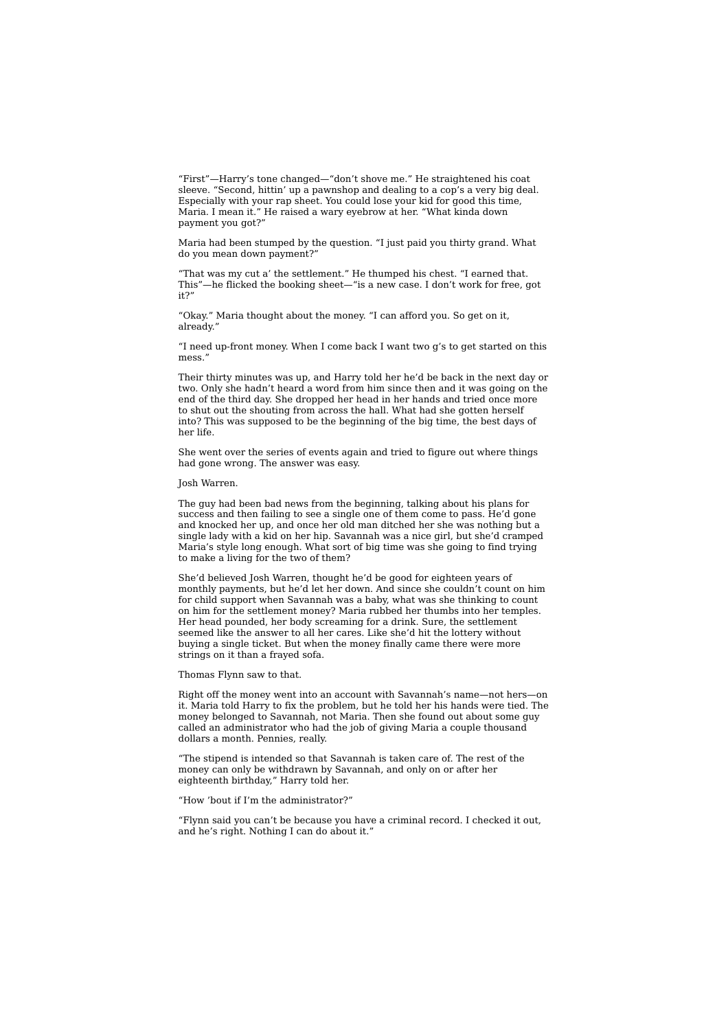“First”—Harry’s tone changed—“don’t shove me.” He straightened his coat sleeve. “Second, hittin’ up a pawnshop and dealing to a cop’s a very big deal. Especially with your rap sheet. You could lose your kid for good this time, Maria. I mean it.” He raised a wary eyebrow at her. “What kinda down payment you got?”

Maria had been stumped by the question. “I just paid you thirty grand. What do you mean down payment?”

“That was my cut a’ the settlement.” He thumped his chest. “I earned that. This”—he flicked the booking sheet—“is a new case. I don’t work for free, got it?”

“Okay.” Maria thought about the money. “I can afford you. So get on it, already.”

“I need up-front money. When I come back I want two g’s to get started on this mess.”

Their thirty minutes was up, and Harry told her he’d be back in the next day or two. Only she hadn’t heard a word from him since then and it was going on the end of the third day. She dropped her head in her hands and tried once more to shut out the shouting from across the hall. What had she gotten herself into? This was supposed to be the beginning of the big time, the best days of her life.

She went over the series of events again and tried to figure out where things had gone wrong. The answer was easy.

Josh Warren.

The guy had been bad news from the beginning, talking about his plans for success and then failing to see a single one of them come to pass. He’d gone and knocked her up, and once her old man ditched her she was nothing but a single lady with a kid on her hip. Savannah was a nice girl, but she’d cramped Maria’s style long enough. What sort of big time was she going to find trying to make a living for the two of them?

She’d believed Josh Warren, thought he’d be good for eighteen years of monthly payments, but he’d let her down. And since she couldn’t count on him for child support when Savannah was a baby, what was she thinking to count on him for the settlement money? Maria rubbed her thumbs into her temples. Her head pounded, her body screaming for a drink. Sure, the settlement seemed like the answer to all her cares. Like she’d hit the lottery without buying a single ticket. But when the money finally came there were more strings on it than a frayed sofa.

Thomas Flynn saw to that.

Right off the money went into an account with Savannah’s name—not hers—on it. Maria told Harry to fix the problem, but he told her his hands were tied. The money belonged to Savannah, not Maria. Then she found out about some guy called an administrator who had the job of giving Maria a couple thousand dollars a month. Pennies, really.

“The stipend is intended so that Savannah is taken care of. The rest of the money can only be withdrawn by Savannah, and only on or after her eighteenth birthday,” Harry told her.

“How ’bout if I’m the administrator?”

“Flynn said you can’t be because you have a criminal record. I checked it out, and he’s right. Nothing I can do about it.”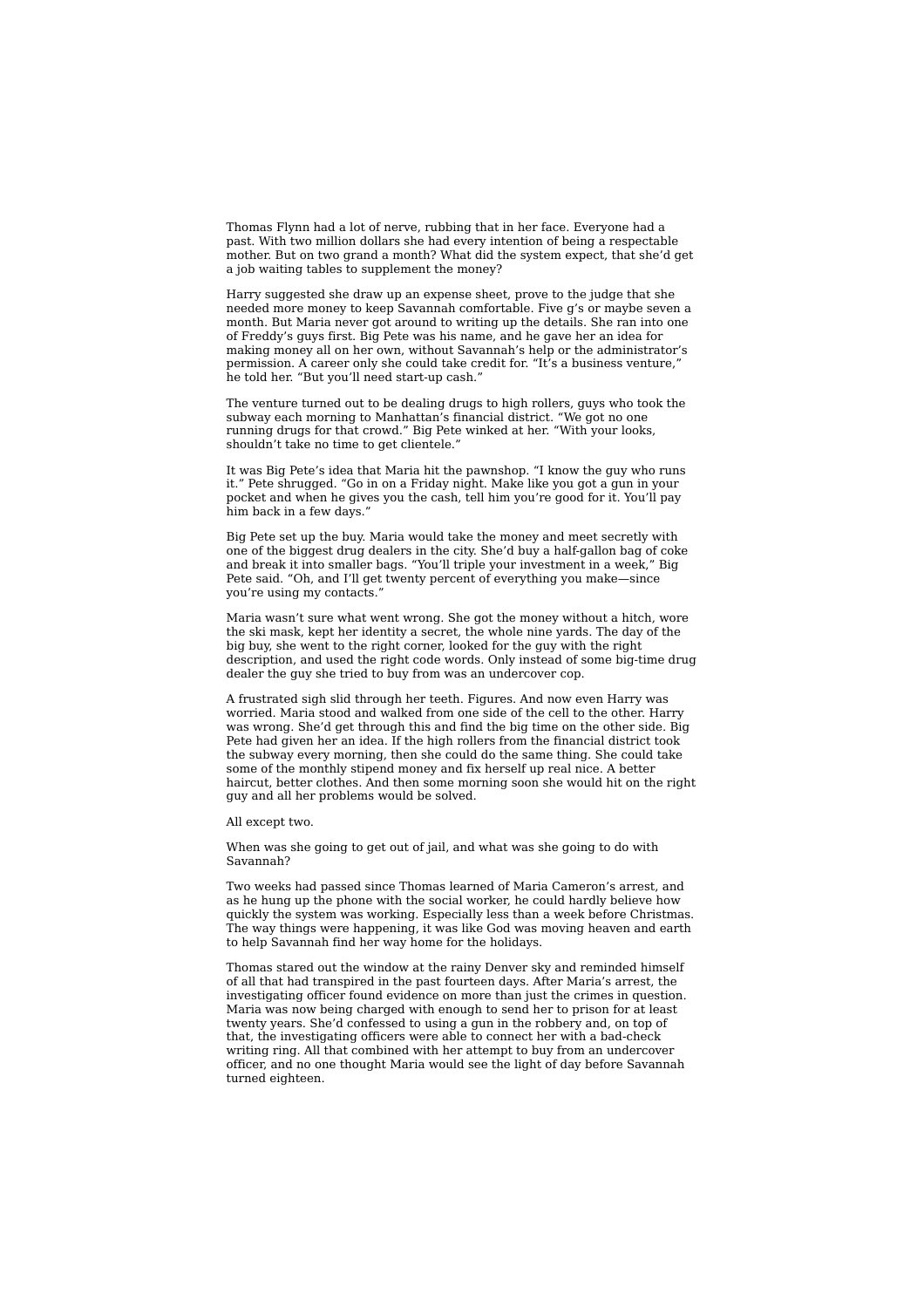Thomas Flynn had a lot of nerve, rubbing that in her face. Everyone had a past. With two million dollars she had every intention of being a respectable mother. But on two grand a month? What did the system expect, that she'd get a job waiting tables to supplement the money?

Harry suggested she draw up an expense sheet, prove to the judge that she needed more money to keep Savannah comfortable. Five g's or maybe seven a month. But Maria never got around to writing up the details. She ran into one of Freddy's guys first. Big Pete was his name, and he gave her an idea for making money all on her own, without Savannah's help or the administrator's permission. A career only she could take credit for. "It's a business venture," he told her. "But you'll need start-up cash."

The venture turned out to be dealing drugs to high rollers, guys who took the subway each morning to Manhattan's financial district. "We got no one running drugs for that crowd." Big Pete winked at her. "With your looks, shouldn't take no time to get clientele."

It was Big Pete's idea that Maria hit the pawnshop. "I know the guy who runs it." Pete shrugged. "Go in on a Friday night. Make like you got a gun in your pocket and when he gives you the cash, tell him you're good for it. You'll pay him back in a few days."

Big Pete set up the buy. Maria would take the money and meet secretly with one of the biggest drug dealers in the city. She'd buy a half-gallon bag of coke and break it into smaller bags. "You'll triple your investment in a week," Big Pete said. "Oh, and I'll get twenty percent of everything you make—since you're using my contacts."

Maria wasn't sure what went wrong. She got the money without a hitch, wore the ski mask, kept her identity a secret, the whole nine yards. The day of the big buy, she went to the right corner, looked for the guy with the right description, and used the right code words. Only instead of some big-time drug dealer the guy she tried to buy from was an undercover cop.

A frustrated sigh slid through her teeth. Figures. And now even Harry was worried. Maria stood and walked from one side of the cell to the other. Harry was wrong. She'd get through this and find the big time on the other side. Big Pete had given her an idea. If the high rollers from the financial district took the subway every morning, then she could do the same thing. She could take some of the monthly stipend money and fix herself up real nice. A better haircut, better clothes. And then some morning soon she would hit on the right guy and all her problems would be solved.

All except two.

When was she going to get out of jail, and what was she going to do with Savannah?

Two weeks had passed since Thomas learned of Maria Cameron's arrest, and as he hung up the phone with the social worker, he could hardly believe how quickly the system was working. Especially less than a week before Christmas. The way things were happening, it was like God was moving heaven and earth to help Savannah find her way home for the holidays.

Thomas stared out the window at the rainy Denver sky and reminded himself of all that had transpired in the past fourteen days. After Maria's arrest, the investigating officer found evidence on more than just the crimes in question. Maria was now being charged with enough to send her to prison for at least twenty years. She'd confessed to using a gun in the robbery and, on top of that, the investigating officers were able to connect her with a bad-check writing ring. All that combined with her attempt to buy from an undercover officer, and no one thought Maria would see the light of day before Savannah turned eighteen.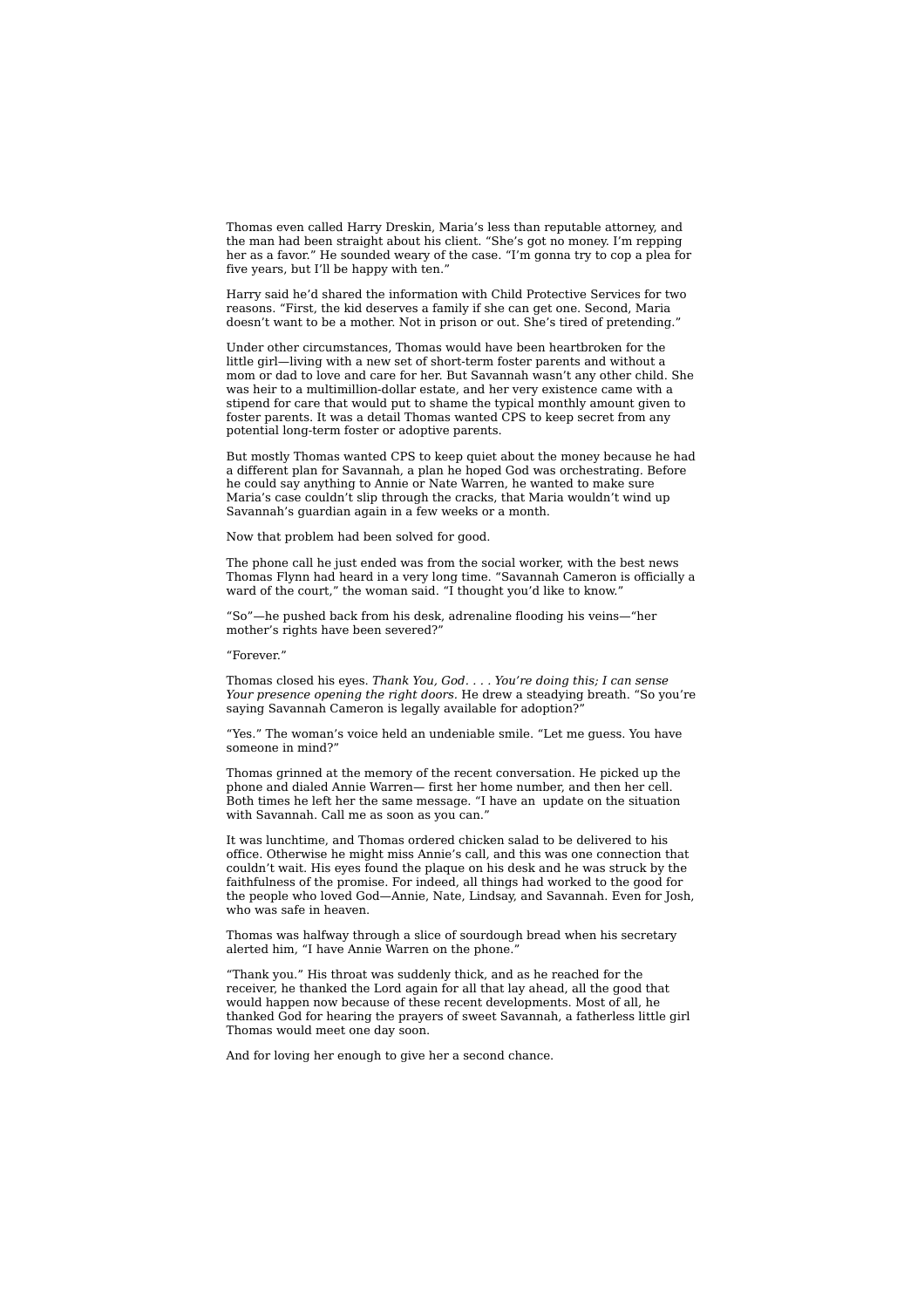Thomas even called Harry Dreskin, Maria's less than reputable attorney, and the man had been straight about his client. "She's got no money. I'm repping her as a favor." He sounded weary of the case. "I'm gonna try to cop a plea for five years, but I'll be happy with ten."

Harry said he'd shared the information with Child Protective Services for two reasons. "First, the kid deserves a family if she can get one. Second, Maria doesn't want to be a mother. Not in prison or out. She's tired of pretending."

Under other circumstances, Thomas would have been heartbroken for the little girl—living with a new set of short-term foster parents and without a mom or dad to love and care for her. But Savannah wasn't any other child. She was heir to a multimillion-dollar estate, and her very existence came with a stipend for care that would put to shame the typical monthly amount given to foster parents. It was a detail Thomas wanted CPS to keep secret from any potential long-term foster or adoptive parents.

But mostly Thomas wanted CPS to keep quiet about the money because he had a different plan for Savannah, a plan he hoped God was orchestrating. Before he could say anything to Annie or Nate Warren, he wanted to make sure Maria's case couldn't slip through the cracks, that Maria wouldn't wind up Savannah's guardian again in a few weeks or a month.

Now that problem had been solved for good.

The phone call he just ended was from the social worker, with the best news Thomas Flynn had heard in a very long time. "Savannah Cameron is officially a ward of the court," the woman said. "I thought you'd like to know."

"So"—he pushed back from his desk, adrenaline flooding his veins—"her mother's rights have been severed?"

"Forever."

Thomas closed his eyes. *Thank You, God. . . . You're doing this; I can sense Your presence opening the right doors.* He drew a steadying breath. "So you're saying Savannah Cameron is legally available for adoption?"

"Yes." The woman's voice held an undeniable smile. "Let me guess. You have someone in mind?"

Thomas grinned at the memory of the recent conversation. He picked up the phone and dialed Annie Warren— first her home number, and then her cell. Both times he left her the same message. "I have an update on the situation with Savannah. Call me as soon as you can."

It was lunchtime, and Thomas ordered chicken salad to be delivered to his office. Otherwise he might miss Annie's call, and this was one connection that couldn't wait. His eyes found the plaque on his desk and he was struck by the faithfulness of the promise. For indeed, all things had worked to the good for the people who loved God—Annie, Nate, Lindsay, and Savannah. Even for Josh, who was safe in heaven.

Thomas was halfway through a slice of sourdough bread when his secretary alerted him, "I have Annie Warren on the phone."

"Thank you." His throat was suddenly thick, and as he reached for the receiver, he thanked the Lord again for all that lay ahead, all the good that would happen now because of these recent developments. Most of all, he thanked God for hearing the prayers of sweet Savannah, a fatherless little girl Thomas would meet one day soon.

And for loving her enough to give her a second chance.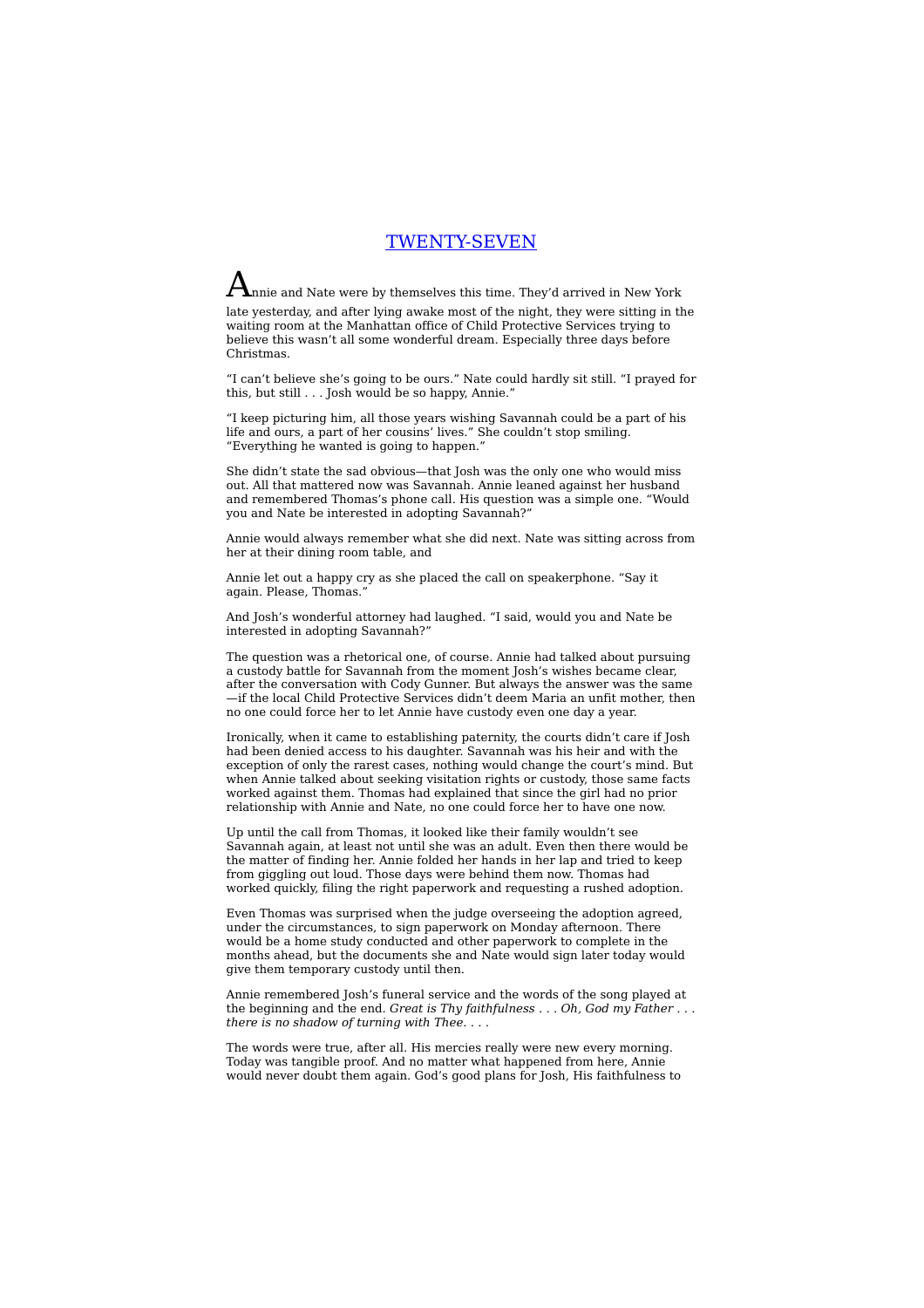## TWENTY-SEVEN

Annie and Nate were by themselves this time. They'd arrived in New York late yesterday, and after lying awake most of the night, they were sitting in the waiting room at the Manhattan office of Child Protective Services trying to believe this wasn't all some wonderful dream. Especially three days before Christmas.

"I can't believe she's going to be ours." Nate could hardly sit still. "I prayed for this, but still . . . Josh would be so happy, Annie."

"I keep picturing him, all those years wishing Savannah could be a part of his life and ours, a part of her cousins' lives." She couldn't stop smiling. "Everything he wanted is going to happen."

She didn't state the sad obvious—that Josh was the only one who would miss out. All that mattered now was Savannah. Annie leaned against her husband and remembered Thomas's phone call. His question was a simple one. "Would you and Nate be interested in adopting Savannah?"

Annie would always remember what she did next. Nate was sitting across from her at their dining room table, and

Annie let out a happy cry as she placed the call on speakerphone. "Say it again. Please, Thomas."

And Josh's wonderful attorney had laughed. "I said, would you and Nate be interested in adopting Savannah?"

The question was a rhetorical one, of course. Annie had talked about pursuing a custody battle for Savannah from the moment Josh's wishes became clear, after the conversation with Cody Gunner. But always the answer was the same—if the local Child Protective Services didn't deem Maria an unfit mother, then no one could force her to let Annie have custody even one day a year.

Ironically, when it came to establishing paternity, the courts didn't care if Josh had been denied access to his daughter. Savannah was his heir and with the exception of only the rarest cases, nothing would change the court's mind. But when Annie talked about seeking visitation rights or custody, those same facts worked against them. Thomas had explained that since the girl had no prior relationship with Annie and Nate, no one could force her to have one now.

Up until the call from Thomas, it looked like their family wouldn't see Savannah again, at least not until she was an adult. Even then there would be the matter of finding her. Annie folded her hands in her lap and tried to keep from giggling out loud. Those days were behind them now. Thomas had worked quickly, filing the right paperwork and requesting a rushed adoption.

Even Thomas was surprised when the judge overseeing the adoption agreed, under the circumstances, to sign paperwork on Monday afternoon. There would be a home study conducted and other paperwork to complete in the months ahead, but the documents she and Nate would sign later today would give them temporary custody until then.

Annie remembered Josh's funeral service and the words of the song played at the beginning and the end. *Great is Thy faithfulness . . . Oh, God my Father . . . there is no shadow of turning with Thee. . . .*

The words were true, after all. His mercies really were new every morning. Today was tangible proof. And no matter what happened from here, Annie would never doubt them again. God's good plans for Josh, His faithfulness to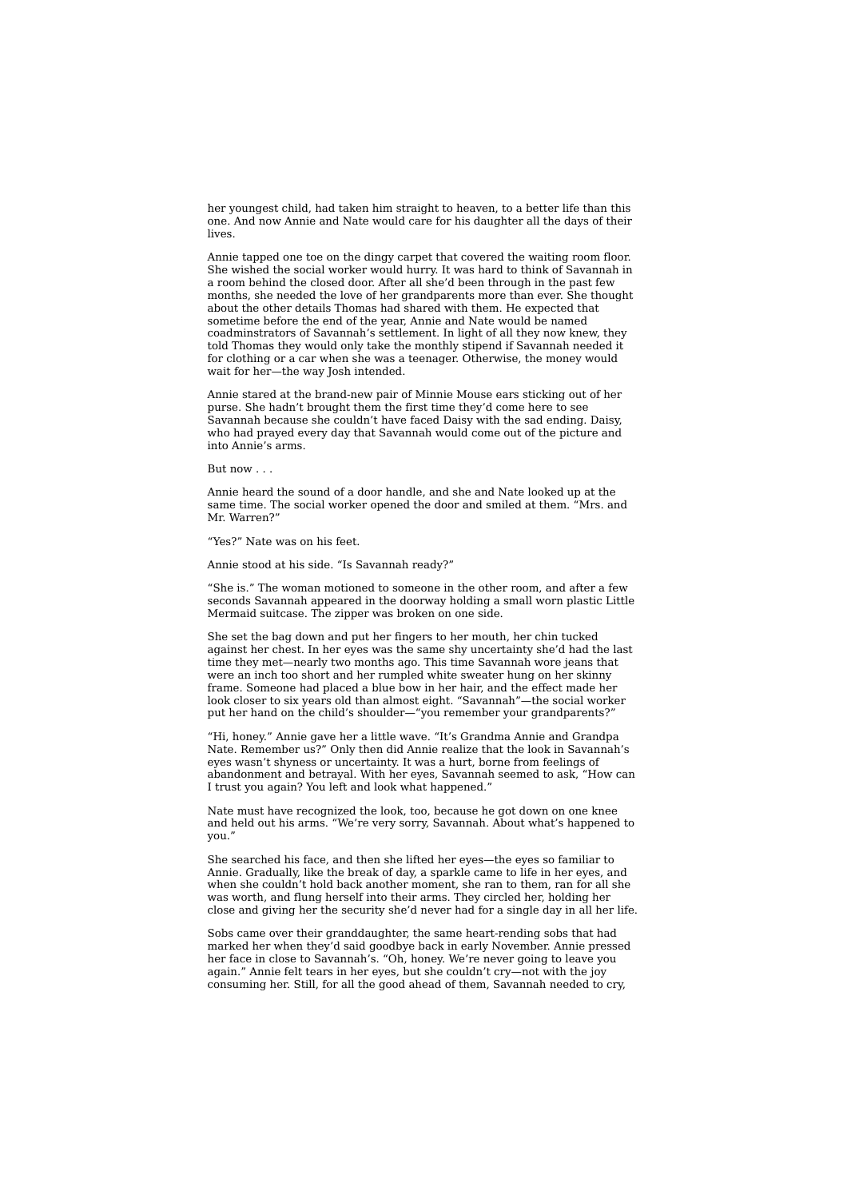her youngest child, had taken him straight to heaven, to a better life than this one. And now Annie and Nate would care for his daughter all the days of their lives.

Annie tapped one toe on the dingy carpet that covered the waiting room floor. She wished the social worker would hurry. It was hard to think of Savannah in a room behind the closed door. After all she'd been through in the past few months, she needed the love of her grandparents more than ever. She thought about the other details Thomas had shared with them. He expected that sometime before the end of the year, Annie and Nate would be named coadminstrators of Savannah's settlement. In light of all they now knew, they told Thomas they would only take the monthly stipend if Savannah needed it for clothing or a car when she was a teenager. Otherwise, the money would wait for her—the way Josh intended.

Annie stared at the brand-new pair of Minnie Mouse ears sticking out of her purse. She hadn't brought them the first time they'd come here to see Savannah because she couldn't have faced Daisy with the sad ending. Daisy, who had prayed every day that Savannah would come out of the picture and into Annie's arms.

But now . . .

Annie heard the sound of a door handle, and she and Nate looked up at the same time. The social worker opened the door and smiled at them. "Mrs. and Mr. Warren?"

"Yes?" Nate was on his feet.

Annie stood at his side. "Is Savannah ready?"

"She is." The woman motioned to someone in the other room, and after a few seconds Savannah appeared in the doorway holding a small worn plastic Little Mermaid suitcase. The zipper was broken on one side.

She set the bag down and put her fingers to her mouth, her chin tucked against her chest. In her eyes was the same shy uncertainty she'd had the last time they met—nearly two months ago. This time Savannah wore jeans that were an inch too short and her rumpled white sweater hung on her skinny frame. Someone had placed a blue bow in her hair, and the effect made her look closer to six years old than almost eight. "Savannah"—the social worker put her hand on the child's shoulder—"you remember your grandparents?"

"Hi, honey." Annie gave her a little wave. "It's Grandma Annie and Grandpa Nate. Remember us?" Only then did Annie realize that the look in Savannah's eyes wasn't shyness or uncertainty. It was a hurt, borne from feelings of abandonment and betrayal. With her eyes, Savannah seemed to ask, "How can I trust you again? You left and look what happened."

Nate must have recognized the look, too, because he got down on one knee and held out his arms. "We're very sorry, Savannah. About what's happened to you."

She searched his face, and then she lifted her eyes—the eyes so familiar to Annie. Gradually, like the break of day, a sparkle came to life in her eyes, and when she couldn't hold back another moment, she ran to them, ran for all she was worth, and flung herself into their arms. They circled her, holding her close and giving her the security she'd never had for a single day in all her life.

Sobs came over their granddaughter, the same heart-rending sobs that had marked her when they'd said goodbye back in early November. Annie pressed her face in close to Savannah's. "Oh, honey. We're never going to leave you again." Annie felt tears in her eyes, but she couldn't cry—not with the joy consuming her. Still, for all the good ahead of them, Savannah needed to cry,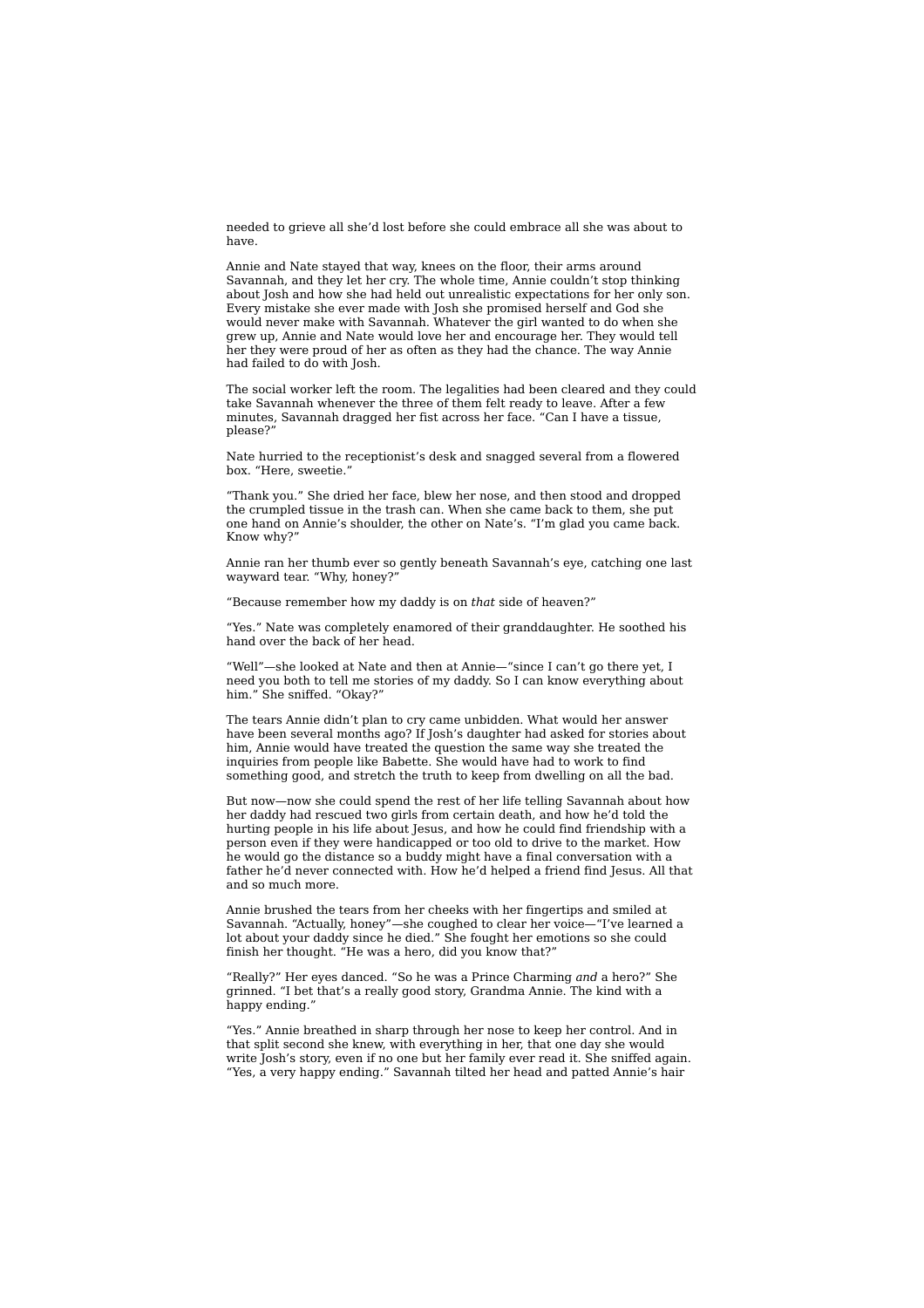needed to grieve all she'd lost before she could embrace all she was about to have.

Annie and Nate stayed that way, knees on the floor, their arms around Savannah, and they let her cry. The whole time, Annie couldn't stop thinking about Josh and how she had held out unrealistic expectations for her only son. Every mistake she ever made with Josh she promised herself and God she would never make with Savannah. Whatever the girl wanted to do when she grew up, Annie and Nate would love her and encourage her. They would tell her they were proud of her as often as they had the chance. The way Annie had failed to do with Josh.

The social worker left the room. The legalities had been cleared and they could take Savannah whenever the three of them felt ready to leave. After a few minutes, Savannah dragged her fist across her face. "Can I have a tissue, please?"

Nate hurried to the receptionist's desk and snagged several from a flowered box. "Here, sweetie."

"Thank you." She dried her face, blew her nose, and then stood and dropped the crumpled tissue in the trash can. When she came back to them, she put one hand on Annie's shoulder, the other on Nate's. "I'm glad you came back. Know why?"

Annie ran her thumb ever so gently beneath Savannah's eye, catching one last wayward tear. "Why, honey?"

"Because remember how my daddy is on *that* side of heaven?"

"Yes." Nate was completely enamored of their granddaughter. He soothed his hand over the back of her head.

"Well"—she looked at Nate and then at Annie—"since I can't go there yet, I need you both to tell me stories of my daddy. So I can know everything about him." She sniffed. "Okay?"

The tears Annie didn't plan to cry came unbidden. What would her answer have been several months ago? If Josh's daughter had asked for stories about him, Annie would have treated the question the same way she treated the inquiries from people like Babette. She would have had to work to find something good, and stretch the truth to keep from dwelling on all the bad.

But now—now she could spend the rest of her life telling Savannah about how her daddy had rescued two girls from certain death, and how he'd told the hurting people in his life about Jesus, and how he could find friendship with a person even if they were handicapped or too old to drive to the market. How he would go the distance so a buddy might have a final conversation with a father he'd never connected with. How he'd helped a friend find Jesus. All that and so much more.

Annie brushed the tears from her cheeks with her fingertips and smiled at Savannah. "Actually, honey"—she coughed to clear her voice—"I've learned a lot about your daddy since he died." She fought her emotions so she could finish her thought. "He was a hero, did you know that?"

"Really?" Her eyes danced. "So he was a Prince Charming *and* a hero?" She grinned. "I bet that's a really good story, Grandma Annie. The kind with a happy ending."

"Yes." Annie breathed in sharp through her nose to keep her control. And in that split second she knew, with everything in her, that one day she would write Josh's story, even if no one but her family ever read it. She sniffed again. "Yes, a very happy ending." Savannah tilted her head and patted Annie's hair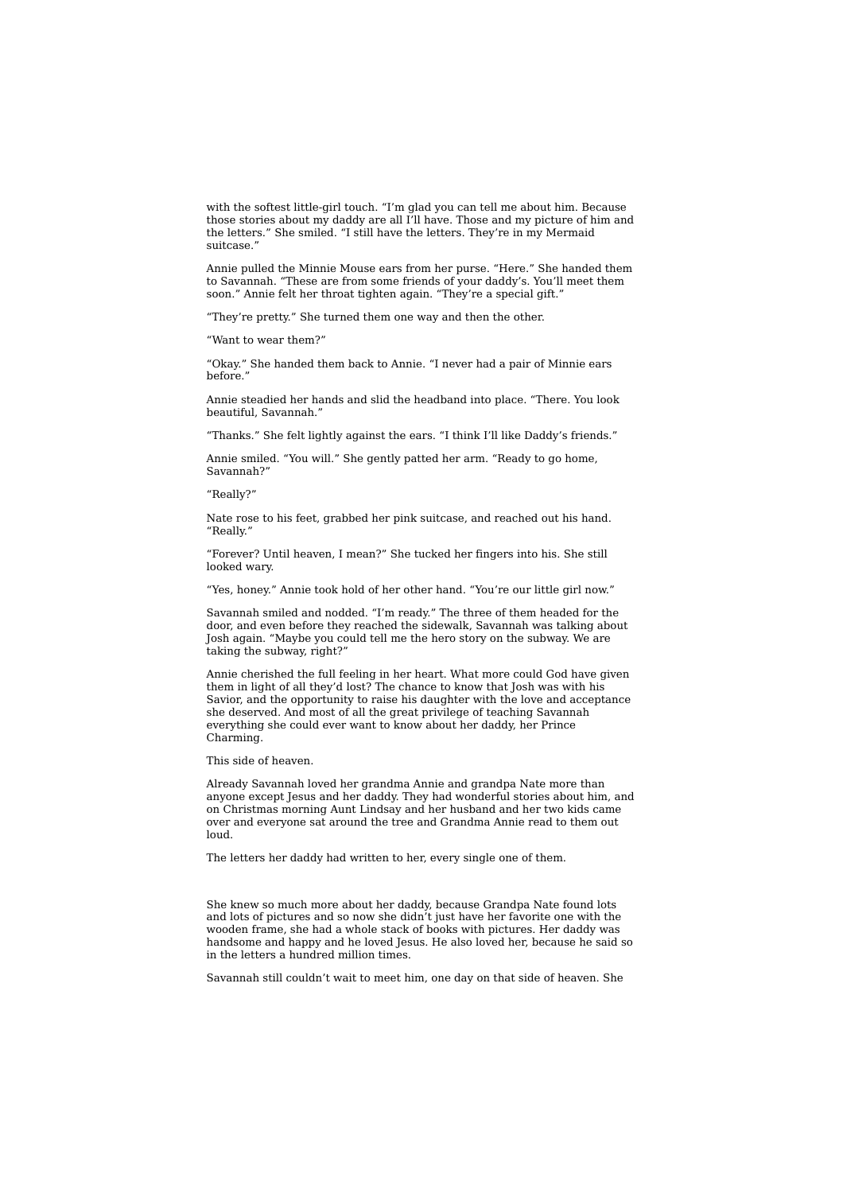with the softest little-girl touch. “I’m glad you can tell me about him. Because those stories about my daddy are all I’ll have. Those and my picture of him and the letters.” She smiled. “I still have the letters. They’re in my Mermaid suitcase.”

Annie pulled the Minnie Mouse ears from her purse. “Here.” She handed them to Savannah. “These are from some friends of your daddy’s. You’ll meet them soon.” Annie felt her throat tighten again. “They’re a special gift.”

“They’re pretty.” She turned them one way and then the other.

“Want to wear them?”

“Okay.” She handed them back to Annie. “I never had a pair of Minnie ears before.”

Annie steadied her hands and slid the headband into place. “There. You look beautiful, Savannah.”

“Thanks.” She felt lightly against the ears. “I think I’ll like Daddy’s friends.”

Annie smiled. “You will.” She gently patted her arm. “Ready to go home, Savannah?”

“Really?”

Nate rose to his feet, grabbed her pink suitcase, and reached out his hand. “Really.”

“Forever? Until heaven, I mean?” She tucked her fingers into his. She still looked wary.

“Yes, honey.” Annie took hold of her other hand. “You’re our little girl now.”

Savannah smiled and nodded. “I’m ready.” The three of them headed for the door, and even before they reached the sidewalk, Savannah was talking about Josh again. “Maybe you could tell me the hero story on the subway. We are taking the subway, right?”

Annie cherished the full feeling in her heart. What more could God have given them in light of all they’d lost? The chance to know that Josh was with his Savior, and the opportunity to raise his daughter with the love and acceptance she deserved. And most of all the great privilege of teaching Savannah everything she could ever want to know about her daddy, her Prince Charming.

This side of heaven.

Already Savannah loved her grandma Annie and grandpa Nate more than anyone except Jesus and her daddy. They had wonderful stories about him, and on Christmas morning Aunt Lindsay and her husband and her two kids came over and everyone sat around the tree and Grandma Annie read to them out loud.

The letters her daddy had written to her, every single one of them.

She knew so much more about her daddy, because Grandpa Nate found lots and lots of pictures and so now she didn’t just have her favorite one with the wooden frame, she had a whole stack of books with pictures. Her daddy was handsome and happy and he loved Jesus. He also loved her, because he said so in the letters a hundred million times.

Savannah still couldn’t wait to meet him, one day on that side of heaven. She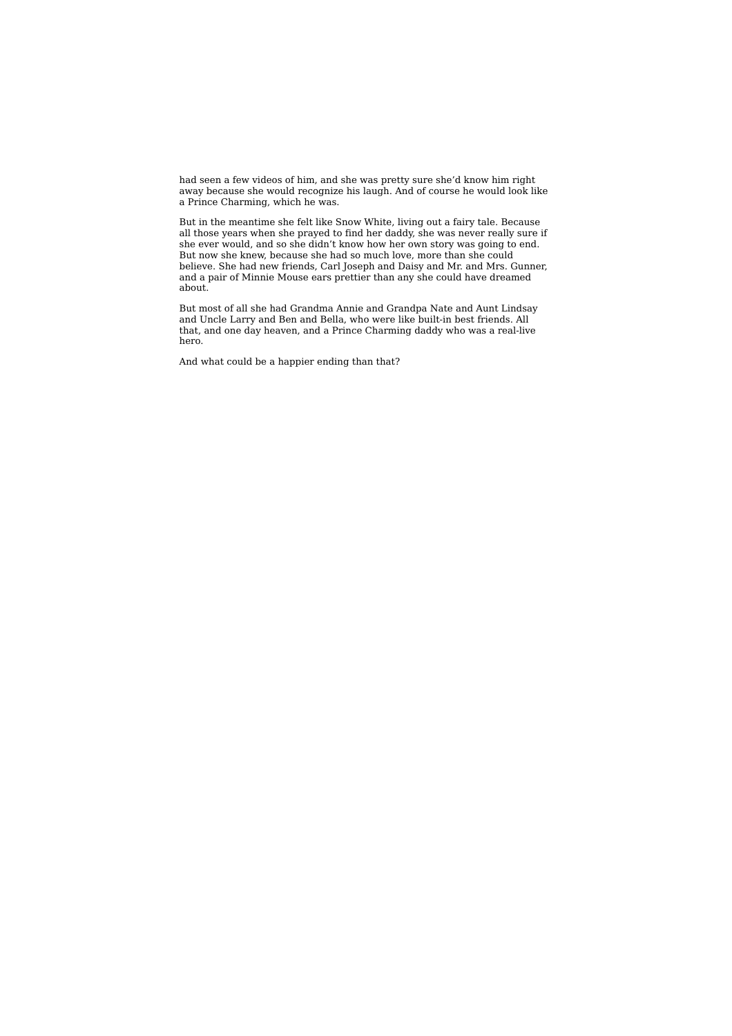had seen a few videos of him, and she was pretty sure she'd know him right away because she would recognize his laugh. And of course he would look like a Prince Charming, which he was.

But in the meantime she felt like Snow White, living out a fairy tale. Because all those years when she prayed to find her daddy, she was never really sure if she ever would, and so she didn't know how her own story was going to end. But now she knew, because she had so much love, more than she could believe. She had new friends, Carl Joseph and Daisy and Mr. and Mrs. Gunner, and a pair of Minnie Mouse ears prettier than any she could have dreamed about.

But most of all she had Grandma Annie and Grandpa Nate and Aunt Lindsay and Uncle Larry and Ben and Bella, who were like built-in best friends. All that, and one day heaven, and a Prince Charming daddy who was a real-live hero.

And what could be a happier ending than that?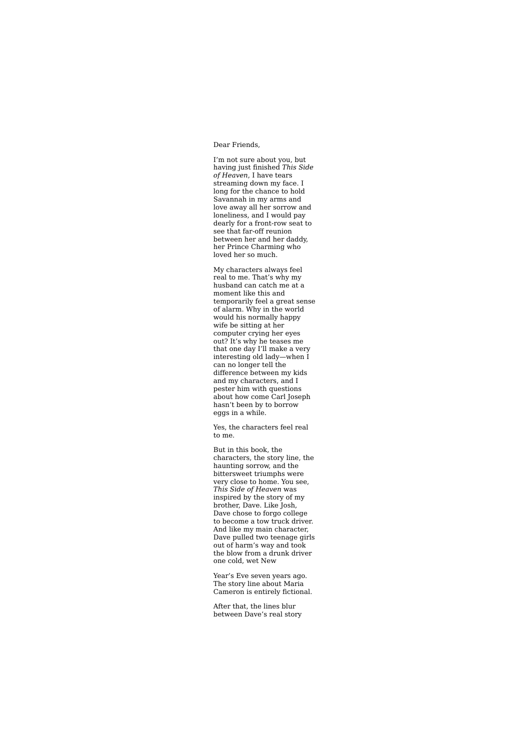Dear Friends,

I'm not sure about you, but having just finished *This Side of Heaven,* I have tears streaming down my face. I long for the chance to hold Savannah in my arms and love away all her sorrow and loneliness, and I would pay dearly for a front-row seat to see that far-off reunion between her and her daddy, her Prince Charming who loved her so much.

My characters always feel real to me. That's why my husband can catch me at a moment like this and temporarily feel a great sense of alarm. Why in the world would his normally happy wife be sitting at her computer crying her eyes out? It's why he teases me that one day I'll make a very interesting old lady—when I can no longer tell the difference between my kids and my characters, and I pester him with questions about how come Carl Joseph hasn't been by to borrow eggs in a while.

Yes, the characters feel real to me.

But in this book, the characters, the story line, the haunting sorrow, and the bittersweet triumphs were very close to home. You see, *This Side of Heaven* was inspired by the story of my brother, Dave. Like Josh, Dave chose to forgo college to become a tow truck driver. And like my main character, Dave pulled two teenage girls out of harm's way and took the blow from a drunk driver one cold, wet New Year's Eve seven years ago. The story line about Maria Cameron is entirely fictional.

After that, the lines blur between Dave's real story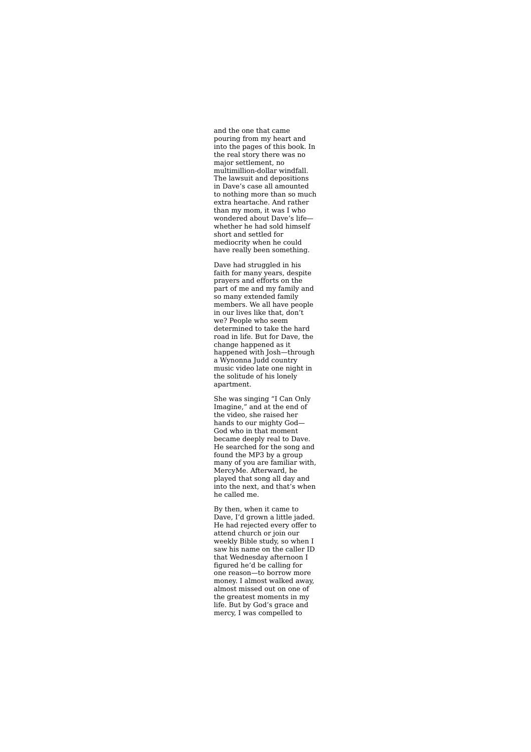and the one that came pouring from my heart and into the pages of this book. In the real story there was no major settlement, no multimillion-dollar windfall. The lawsuit and depositions in Dave's case all amounted to nothing more than so much extra heartache. And rather than my mom, it was I who wondered about Dave's life—whether he had sold himself short and settled for mediocrity when he could have really been something.

Dave had struggled in his faith for many years, despite prayers and efforts on the part of me and my family and so many extended family members. We all have people in our lives like that, don't we? People who seem determined to take the hard road in life. But for Dave, the change happened as it happened with Josh—through a Wynonna Judd country music video late one night in the solitude of his lonely apartment.

She was singing "I Can Only Imagine," and at the end of the video, she raised her hands to our mighty God—God who in that moment became deeply real to Dave. He searched for the song and found the MP3 by a group many of you are familiar with, MercyMe. Afterward, he played that song all day and into the next, and that's when he called me.

By then, when it came to Dave, I'd grown a little jaded. He had rejected every offer to attend church or join our weekly Bible study, so when I saw his name on the caller ID that Wednesday afternoon I figured he'd be calling for one reason—to borrow more money. I almost walked away, almost missed out on one of the greatest moments in my life. But by God's grace and mercy, I was compelled to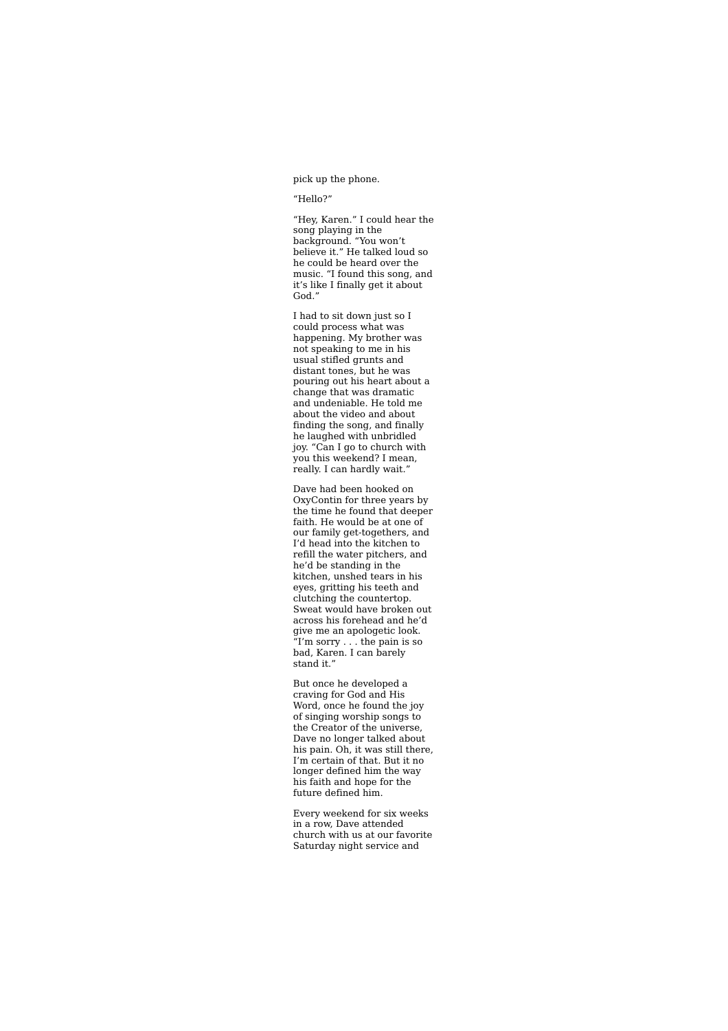pick up the phone.

“Hello?”

“Hey, Karen.” I could hear the song playing in the background. “You won’t believe it.” He talked loud so he could be heard over the music. “I found this song, and it’s like I finally get it about God.”

I had to sit down just so I could process what was happening. My brother was not speaking to me in his usual stifled grunts and distant tones, but he was pouring out his heart about a change that was dramatic and undeniable. He told me about the video and about finding the song, and finally he laughed with unbridled joy. “Can I go to church with you this weekend? I mean, really. I can hardly wait.”

Dave had been hooked on OxyContin for three years by the time he found that deeper faith. He would be at one of our family get-togethers, and I’d head into the kitchen to refill the water pitchers, and he’d be standing in the kitchen, unshed tears in his eyes, gritting his teeth and clutching the countertop. Sweat would have broken out across his forehead and he’d give me an apologetic look. “I’m sorry . . . the pain is so bad, Karen. I can barely stand it.”

But once he developed a craving for God and His Word, once he found the joy of singing worship songs to the Creator of the universe, Dave no longer talked about his pain. Oh, it was still there, I’m certain of that. But it no longer defined him the way his faith and hope for the future defined him.

Every weekend for six weeks in a row, Dave attended church with us at our favorite Saturday night service and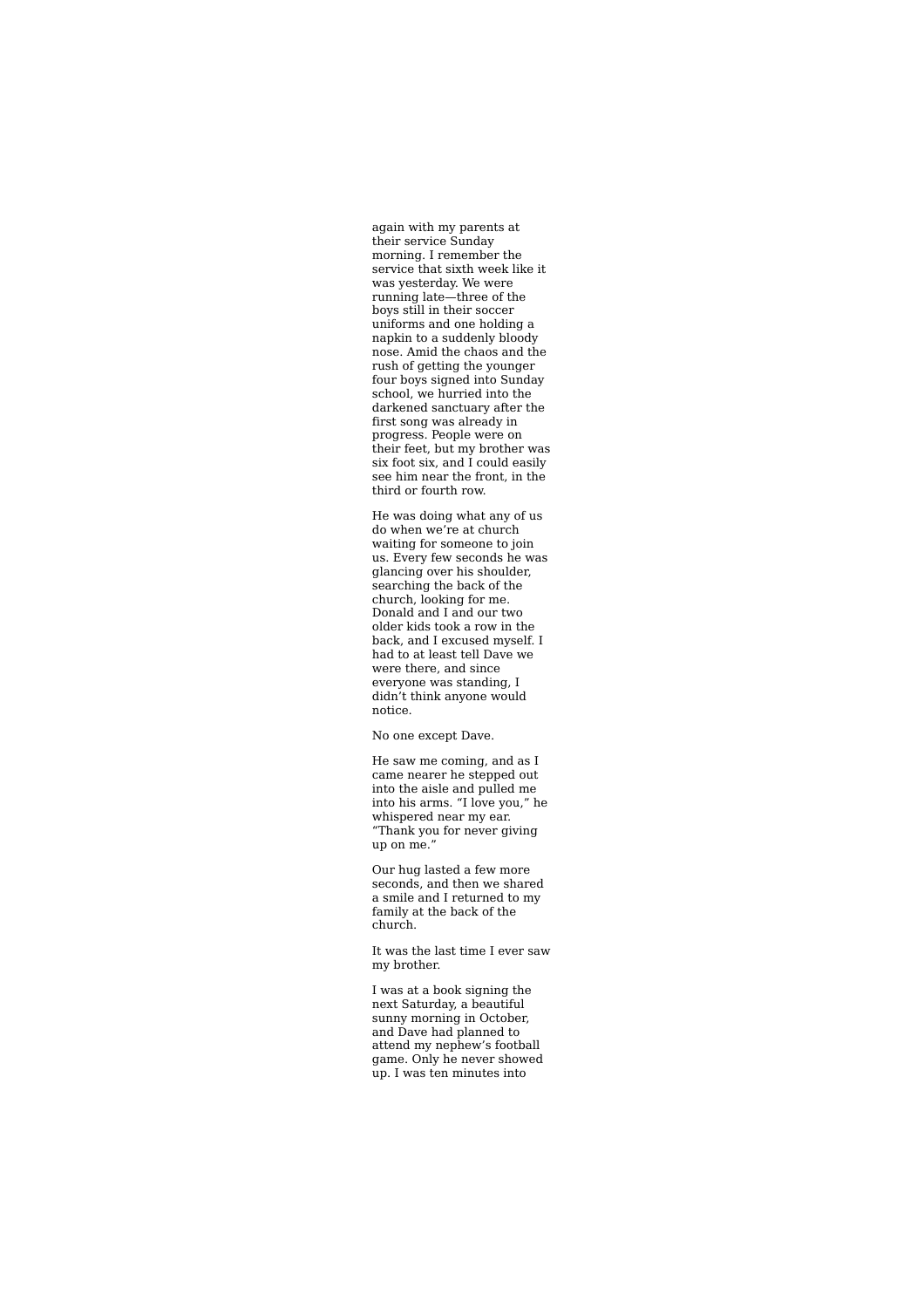again with my parents at their service Sunday morning. I remember the service that sixth week like it was yesterday. We were running late—three of the boys still in their soccer uniforms and one holding a napkin to a suddenly bloody nose. Amid the chaos and the rush of getting the younger four boys signed into Sunday school, we hurried into the darkened sanctuary after the first song was already in progress. People were on their feet, but my brother was six foot six, and I could easily see him near the front, in the third or fourth row.

He was doing what any of us do when we're at church waiting for someone to join us. Every few seconds he was glancing over his shoulder, searching the back of the church, looking for me. Donald and I and our two older kids took a row in the back, and I excused myself. I had to at least tell Dave we were there, and since everyone was standing, I didn't think anyone would notice.

No one except Dave.

He saw me coming, and as I came nearer he stepped out into the aisle and pulled me into his arms. "I love you," he whispered near my ear. "Thank you for never giving up on me."

Our hug lasted a few more seconds, and then we shared a smile and I returned to my family at the back of the church.

It was the last time I ever saw my brother.

I was at a book signing the next Saturday, a beautiful sunny morning in October, and Dave had planned to attend my nephew's football game. Only he never showed up. I was ten minutes into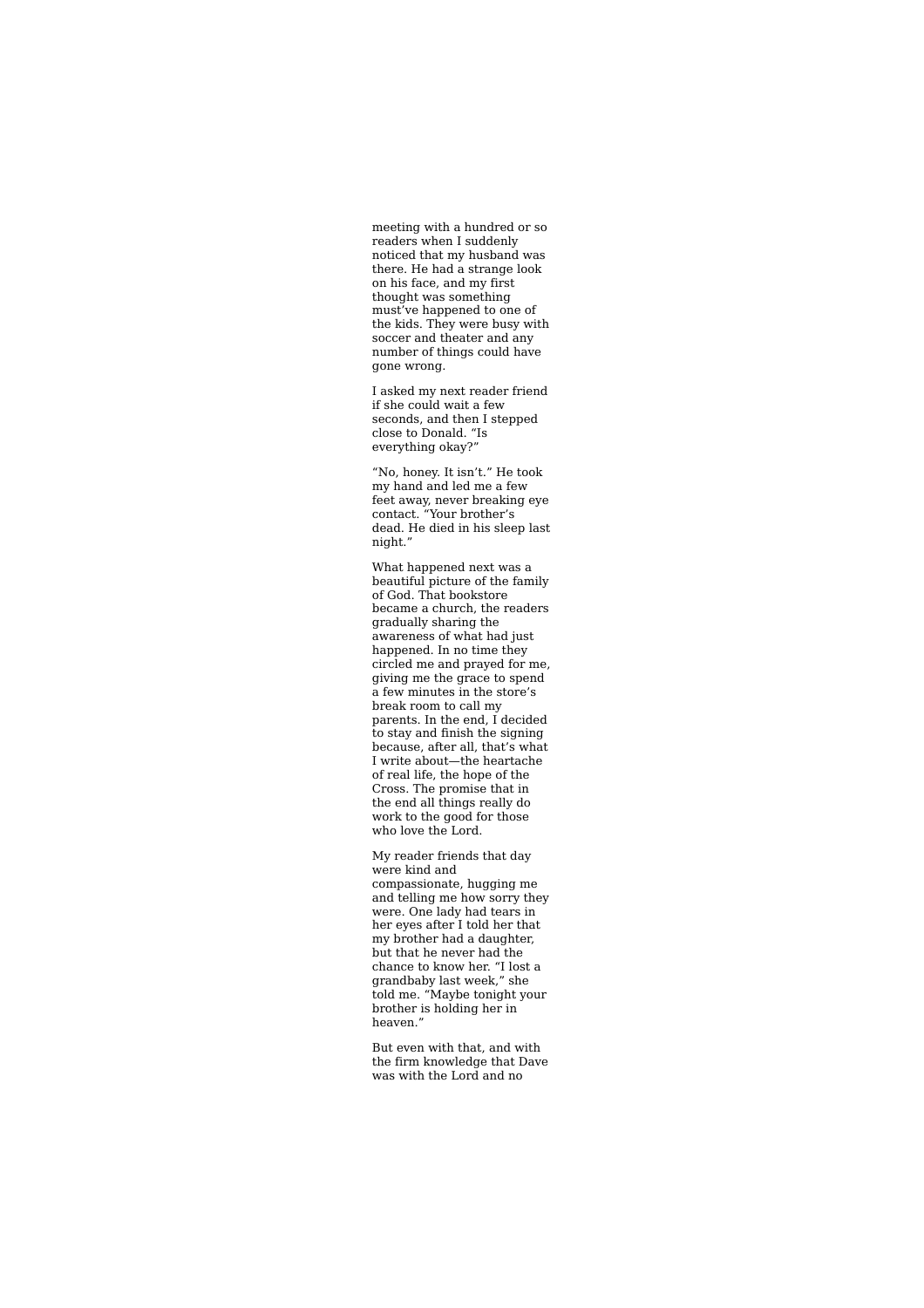meeting with a hundred or so readers when I suddenly noticed that my husband was there. He had a strange look on his face, and my first thought was something must've happened to one of the kids. They were busy with soccer and theater and any number of things could have gone wrong.

I asked my next reader friend if she could wait a few seconds, and then I stepped close to Donald. "Is everything okay?"

"No, honey. It isn't." He took my hand and led me a few feet away, never breaking eye contact. "Your brother's dead. He died in his sleep last night."

What happened next was a beautiful picture of the family of God. That bookstore became a church, the readers gradually sharing the awareness of what had just happened. In no time they circled me and prayed for me, giving me the grace to spend a few minutes in the store's break room to call my parents. In the end, I decided to stay and finish the signing because, after all, that's what I write about—the heartache of real life, the hope of the Cross. The promise that in the end all things really do work to the good for those who love the Lord.

My reader friends that day were kind and compassionate, hugging me and telling me how sorry they were. One lady had tears in her eyes after I told her that my brother had a daughter, but that he never had the chance to know her. "I lost a grandbaby last week," she told me. "Maybe tonight your brother is holding her in heaven."

But even with that, and with the firm knowledge that Dave was with the Lord and no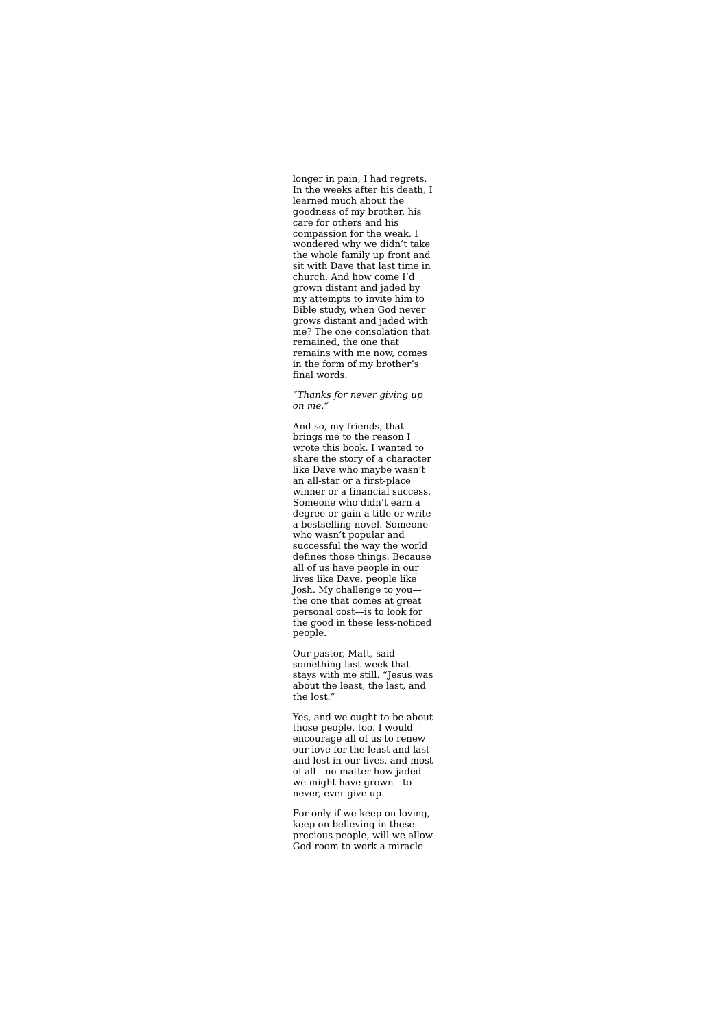longer in pain, I had regrets. In the weeks after his death, I learned much about the goodness of my brother, his care for others and his compassion for the weak. I wondered why we didn't take the whole family up front and sit with Dave that last time in church. And how come I'd grown distant and jaded by my attempts to invite him to Bible study, when God never grows distant and jaded with me? The one consolation that remained, the one that remains with me now, comes in the form of my brother's final words.

*"Thanks for never giving up on me."*

And so, my friends, that brings me to the reason I wrote this book. I wanted to share the story of a character like Dave who maybe wasn't an all-star or a first-place winner or a financial success. Someone who didn't earn a degree or gain a title or write a bestselling novel. Someone who wasn't popular and successful the way the world defines those things. Because all of us have people in our lives like Dave, people like Josh. My challenge to you—the one that comes at great personal cost—is to look for the good in these less-noticed people.

Our pastor, Matt, said something last week that stays with me still. "Jesus was about the least, the last, and the lost."

Yes, and we ought to be about those people, too. I would encourage all of us to renew our love for the least and last and lost in our lives, and most of all—no matter how jaded we might have grown—to never, ever give up.

For only if we keep on loving, keep on believing in these precious people, will we allow God room to work a miracle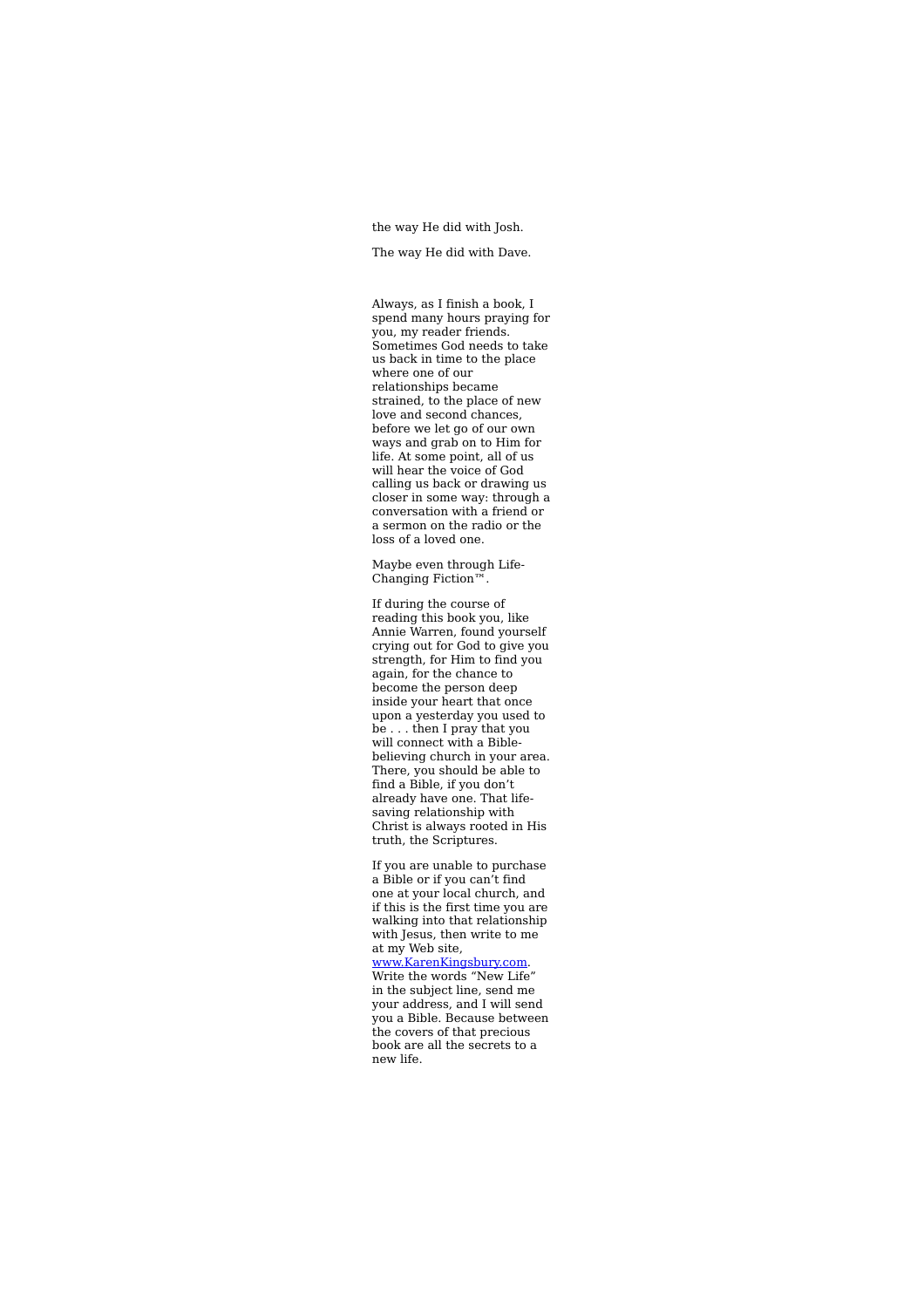the way He did with Josh.

The way He did with Dave.

Always, as I finish a book, I spend many hours praying for you, my reader friends. Sometimes God needs to take us back in time to the place where one of our relationships became strained, to the place of new love and second chances, before we let go of our own ways and grab on to Him for life. At some point, all of us will hear the voice of God calling us back or drawing us closer in some way: through a conversation with a friend or a sermon on the radio or the loss of a loved one.

Maybe even through Life-Changing Fiction™.

If during the course of reading this book you, like Annie Warren, found yourself crying out for God to give you strength, for Him to find you again, for the chance to become the person deep inside your heart that once upon a yesterday you used to be . . . then I pray that you will connect with a Bible-believing church in your area. There, you should be able to find a Bible, if you don't already have one. That life-saving relationship with Christ is always rooted in His truth, the Scriptures.

If you are unable to purchase a Bible or if you can't find one at your local church, and if this is the first time you are walking into that relationship with Jesus, then write to me at my Web site, [www.KarenKingsbury.com](http://www.KarenKingsbury.com). Write the words "New Life" in the subject line, send me your address, and I will send you a Bible. Because between the covers of that precious book are all the secrets to a new life.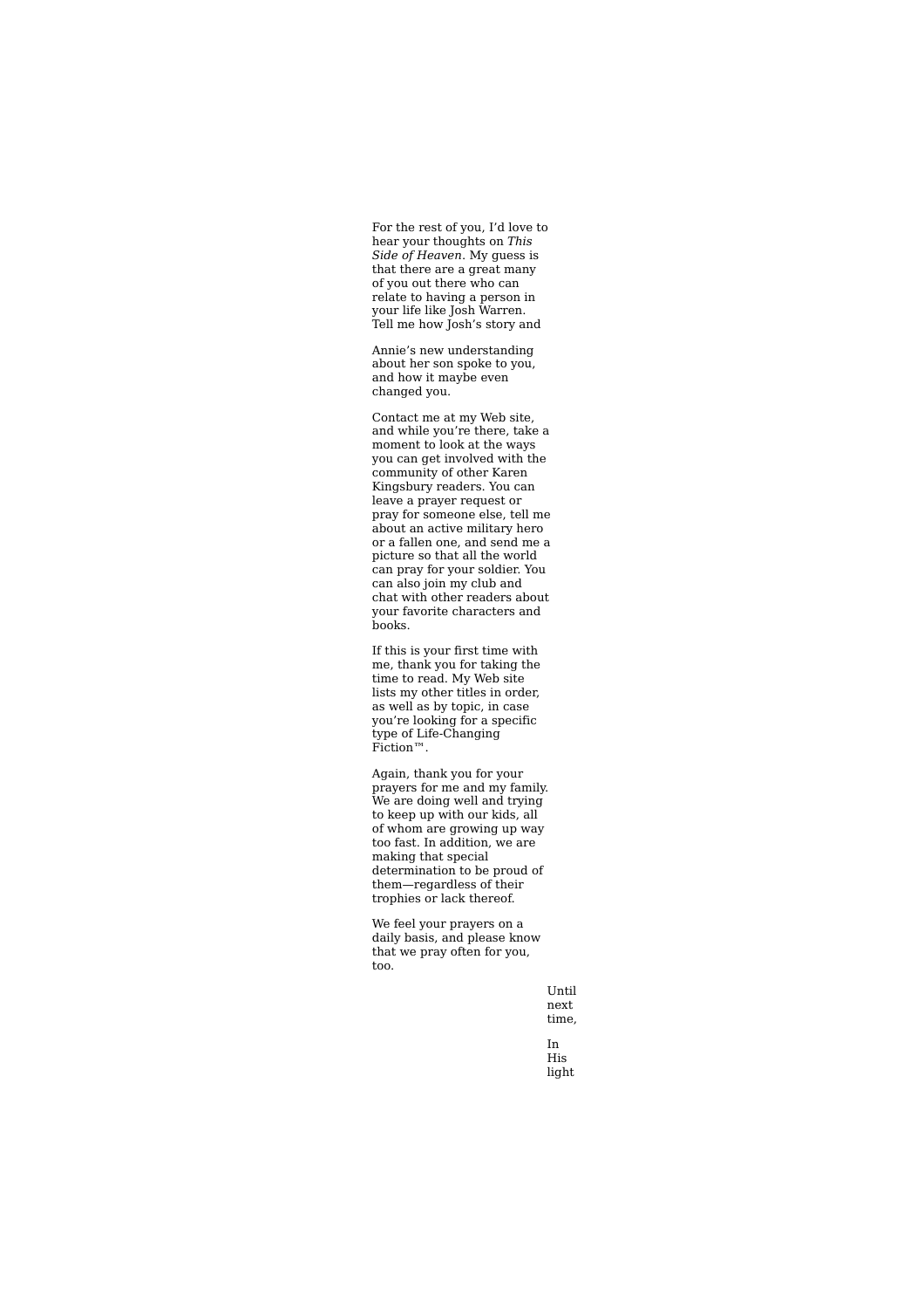For the rest of you, I'd love to hear your thoughts on *This Side of Heaven*. My guess is that there are a great many of you out there who can relate to having a person in your life like Josh Warren. Tell me how Josh's story and

Annie's new understanding about her son spoke to you, and how it maybe even changed you.

Contact me at my Web site, and while you're there, take a moment to look at the ways you can get involved with the community of other Karen Kingsbury readers. You can leave a prayer request or pray for someone else, tell me about an active military hero or a fallen one, and send me a picture so that all the world can pray for your soldier. You can also join my club and chat with other readers about your favorite characters and books.

If this is your first time with me, thank you for taking the time to read. My Web site lists my other titles in order, as well as by topic, in case you're looking for a specific type of Life-Changing Fiction™.

Again, thank you for your prayers for me and my family. We are doing well and trying to keep up with our kids, all of whom are growing up way too fast. In addition, we are making that special determination to be proud of them—regardless of their trophies or lack thereof.

We feel your prayers on a daily basis, and please know that we pray often for you, too.

Until next time,

In His light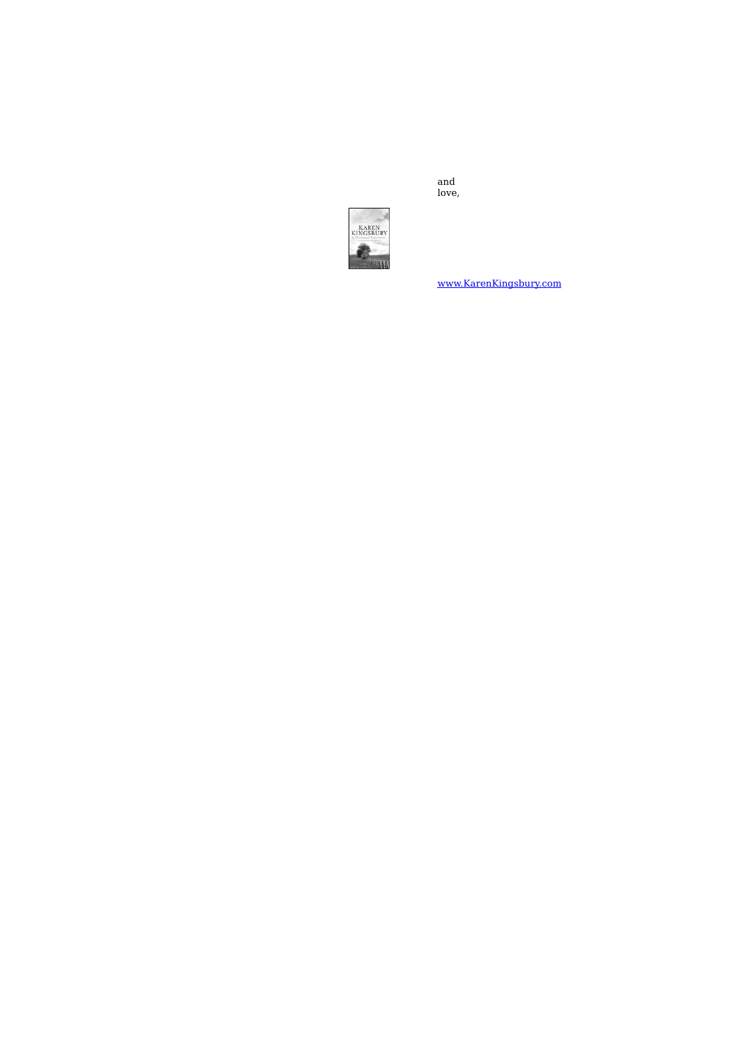and
love,

[www.KarenKingsbury.com](http://www.KarenKingsbury.com)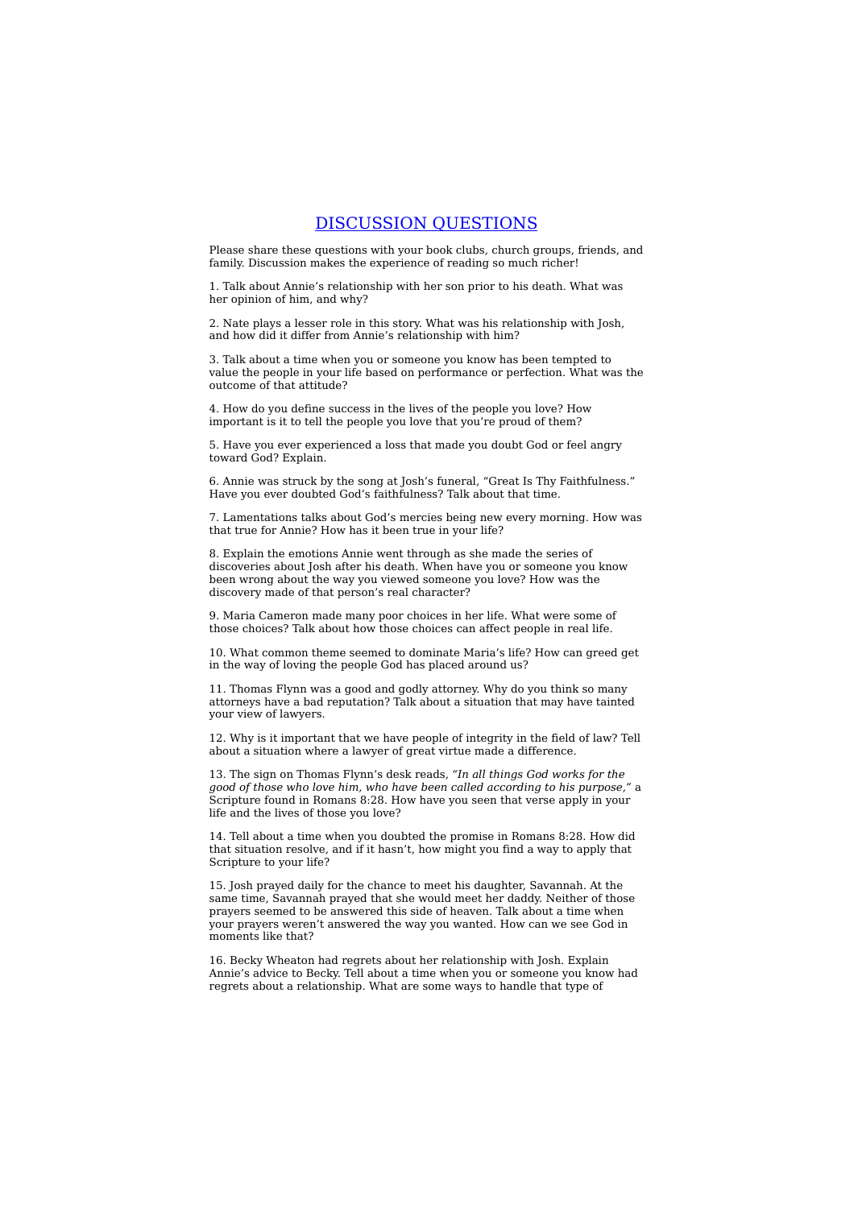# DISCUSSION QUESTIONS

Please share these questions with your book clubs, church groups, friends, and family. Discussion makes the experience of reading so much richer!

1. Talk about Annie's relationship with her son prior to his death. What was her opinion of him, and why?

2. Nate plays a lesser role in this story. What was his relationship with Josh, and how did it differ from Annie's relationship with him?

3. Talk about a time when you or someone you know has been tempted to value the people in your life based on performance or perfection. What was the outcome of that attitude?

4. How do you define success in the lives of the people you love? How important is it to tell the people you love that you're proud of them?

5. Have you ever experienced a loss that made you doubt God or feel angry toward God? Explain.

6. Annie was struck by the song at Josh's funeral, "Great Is Thy Faithfulness." Have you ever doubted God's faithfulness? Talk about that time.

7. Lamentations talks about God's mercies being new every morning. How was that true for Annie? How has it been true in your life?

8. Explain the emotions Annie went through as she made the series of discoveries about Josh after his death. When have you or someone you know been wrong about the way you viewed someone you love? How was the discovery made of that person's real character?

9. Maria Cameron made many poor choices in her life. What were some of those choices? Talk about how those choices can affect people in real life.

10. What common theme seemed to dominate Maria's life? How can greed get in the way of loving the people God has placed around us?

11. Thomas Flynn was a good and godly attorney. Why do you think so many attorneys have a bad reputation? Talk about a situation that may have tainted your view of lawyers.

12. Why is it important that we have people of integrity in the field of law? Tell about a situation where a lawyer of great virtue made a difference.

13. The sign on Thomas Flynn's desk reads, *"In all things God works for the good of those who love him, who have been called according to his purpose,"* a Scripture found in Romans 8:28. How have you seen that verse apply in your life and the lives of those you love?

14. Tell about a time when you doubted the promise in Romans 8:28. How did that situation resolve, and if it hasn't, how might you find a way to apply that Scripture to your life?

15. Josh prayed daily for the chance to meet his daughter, Savannah. At the same time, Savannah prayed that she would meet her daddy. Neither of those prayers seemed to be answered this side of heaven. Talk about a time when your prayers weren't answered the way you wanted. How can we see God in moments like that?

16. Becky Wheaton had regrets about her relationship with Josh. Explain Annie's advice to Becky. Tell about a time when you or someone you know had regrets about a relationship. What are some ways to handle that type of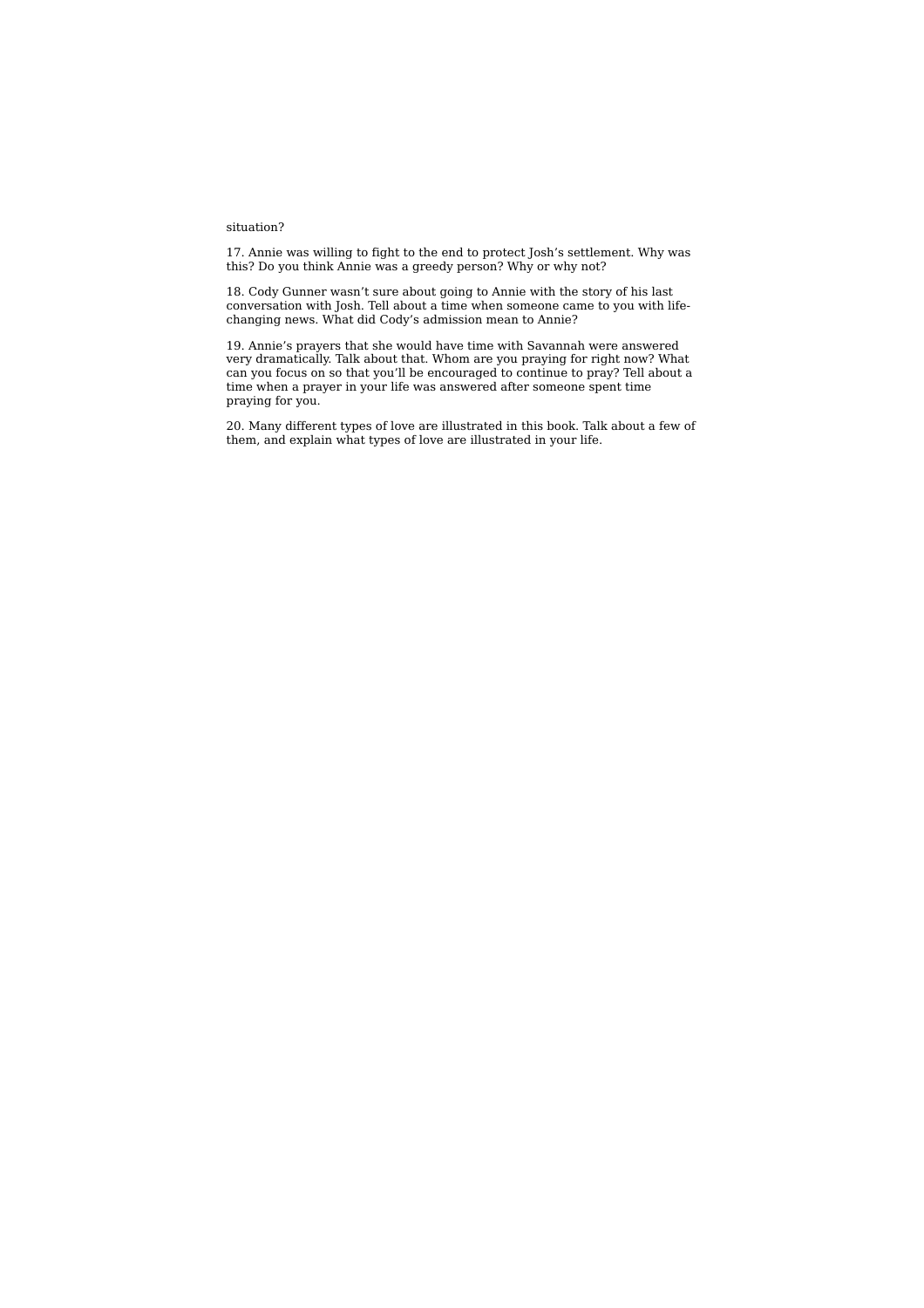situation?

17. Annie was willing to fight to the end to protect Josh's settlement. Why was this? Do you think Annie was a greedy person? Why or why not?

18. Cody Gunner wasn't sure about going to Annie with the story of his last conversation with Josh. Tell about a time when someone came to you with life-changing news. What did Cody's admission mean to Annie?

19. Annie's prayers that she would have time with Savannah were answered very dramatically. Talk about that. Whom are you praying for right now? What can you focus on so that you'll be encouraged to continue to pray? Tell about a time when a prayer in your life was answered after someone spent time praying for you.

20. Many different types of love are illustrated in this book. Talk about a few of them, and explain what types of love are illustrated in your life.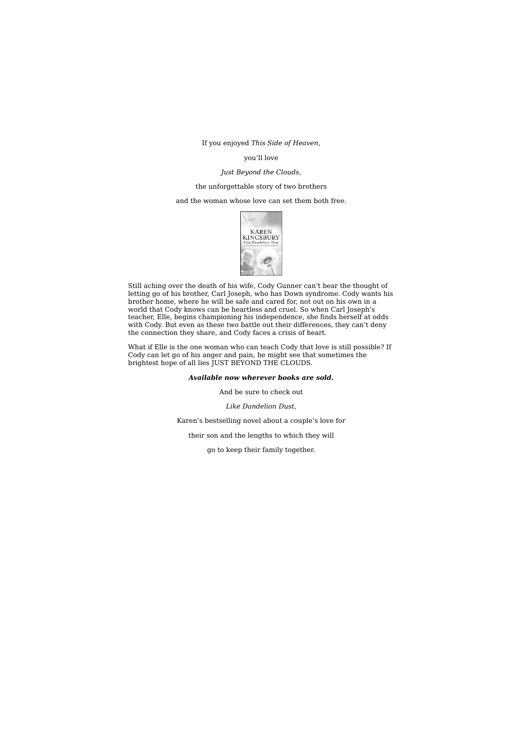If you enjoyed *This Side of Heaven*,

you'll love

*Just Beyond the Clouds*,

the unforgettable story of two brothers

and the woman whose love can set them both free.

Still aching over the death of his wife, Cody Gunner can't bear the thought of letting go of his brother, Carl Joseph, who has Down syndrome. Cody wants his brother home, where he will be safe and cared for, not out on his own in a world that Cody knows can be heartless and cruel. So when Carl Joseph's teacher, Elle, begins championing his independence, she finds herself at odds with Cody. But even as these two battle out their differences, they can't deny the connection they share, and Cody faces a crisis of heart.

What if Elle is the one woman who can teach Cody that love is still possible? If Cody can let go of his anger and pain, he might see that sometimes the brightest hope of all lies JUST BEYOND THE CLOUDS.

***Available now wherever books are sold.***

And be sure to check out

*Like Dandelion Dust*,

Karen's bestselling novel about a couple's love for

their son and the lengths to which they will

go to keep their family together.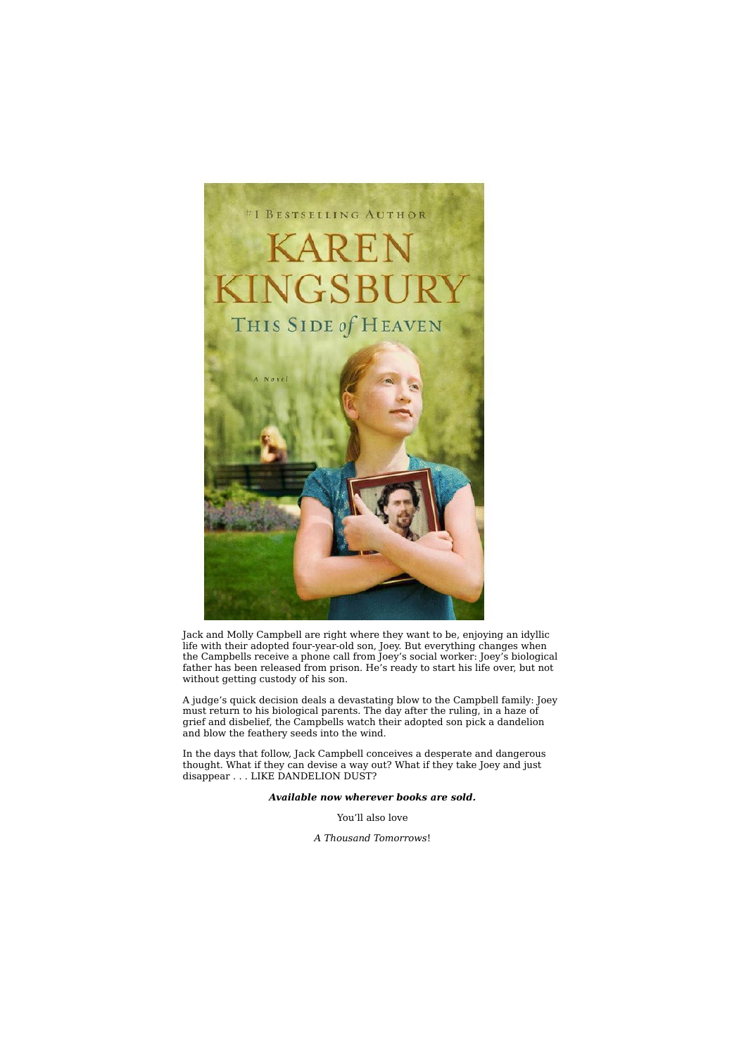Jack and Molly Campbell are right where they want to be, enjoying an idyllic life with their adopted four-year-old son, Joey. But everything changes when the Campbells receive a phone call from Joey's social worker: Joey's biological father has been released from prison. He's ready to start his life over, but not without getting custody of his son.

A judge's quick decision deals a devastating blow to the Campbell family: Joey must return to his biological parents. The day after the ruling, in a haze of grief and disbelief, the Campbells watch their adopted son pick a dandelion and blow the feathery seeds into the wind.

In the days that follow, Jack Campbell conceives a desperate and dangerous thought. What if they can devise a way out? What if they take Joey and just disappear . . . LIKE DANDELION DUST?

***Available now wherever books are sold.***

You'll also love

*A Thousand Tomorrows*!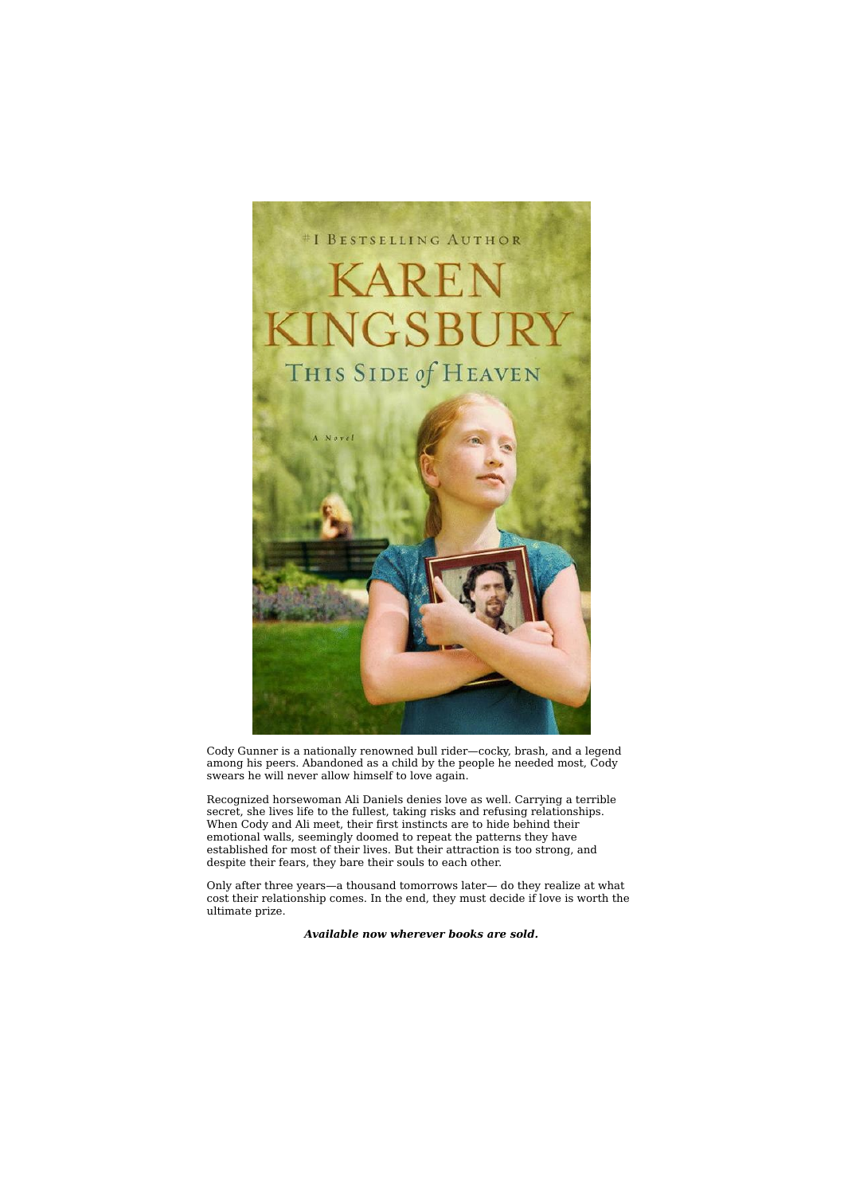Cody Gunner is a nationally renowned bull rider—cocky, brash, and a legend among his peers. Abandoned as a child by the people he needed most, Cody swears he will never allow himself to love again.

Recognized horsewoman Ali Daniels denies love as well. Carrying a terrible secret, she lives life to the fullest, taking risks and refusing relationships. When Cody and Ali meet, their first instincts are to hide behind their emotional walls, seemingly doomed to repeat the patterns they have established for most of their lives. But their attraction is too strong, and despite their fears, they bare their souls to each other.

Only after three years—a thousand tomorrows later— do they realize at what cost their relationship comes. In the end, they must decide if love is worth the ultimate prize.

***Available now wherever books are sold.***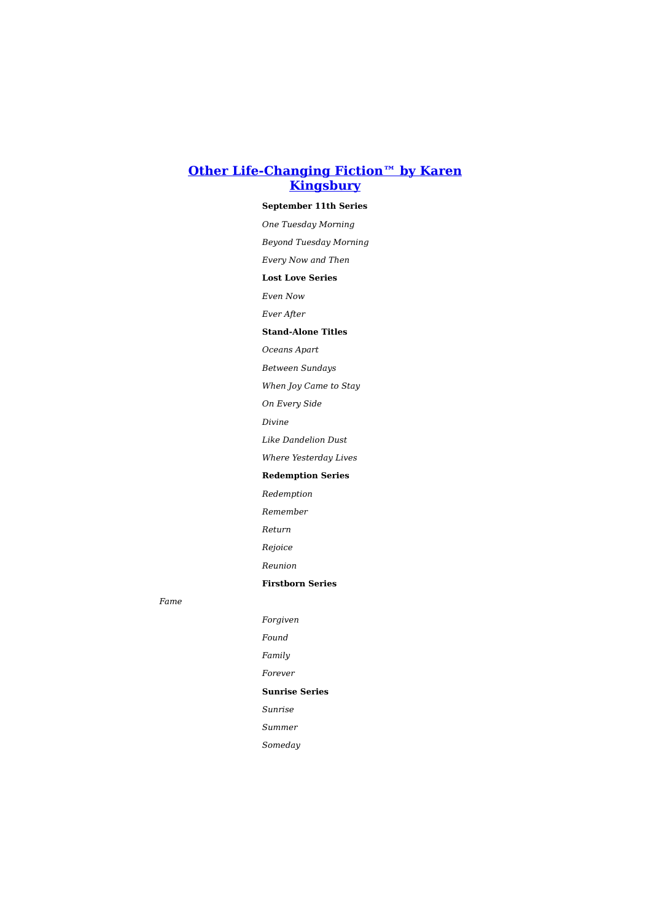# [Other Life-Changing Fiction™ by Karen Kingsbury]

**September 11th Series**

*One Tuesday Morning*

*Beyond Tuesday Morning*

*Every Now and Then*

**Lost Love Series**

*Even Now*

*Ever After*

**Stand-Alone Titles**

*Oceans Apart*

*Between Sundays*

*When Joy Came to Stay*

*On Every Side*

*Divine*

*Like Dandelion Dust*

*Where Yesterday Lives*

**Redemption Series**

*Redemption*

*Remember*

*Return*

*Rejoice*

*Reunion*

**Firstborn Series**

*Fame*

*Forgiven*

*Found*

*Family*

*Forever*

**Sunrise Series**

*Sunrise*

*Summer*

*Someday*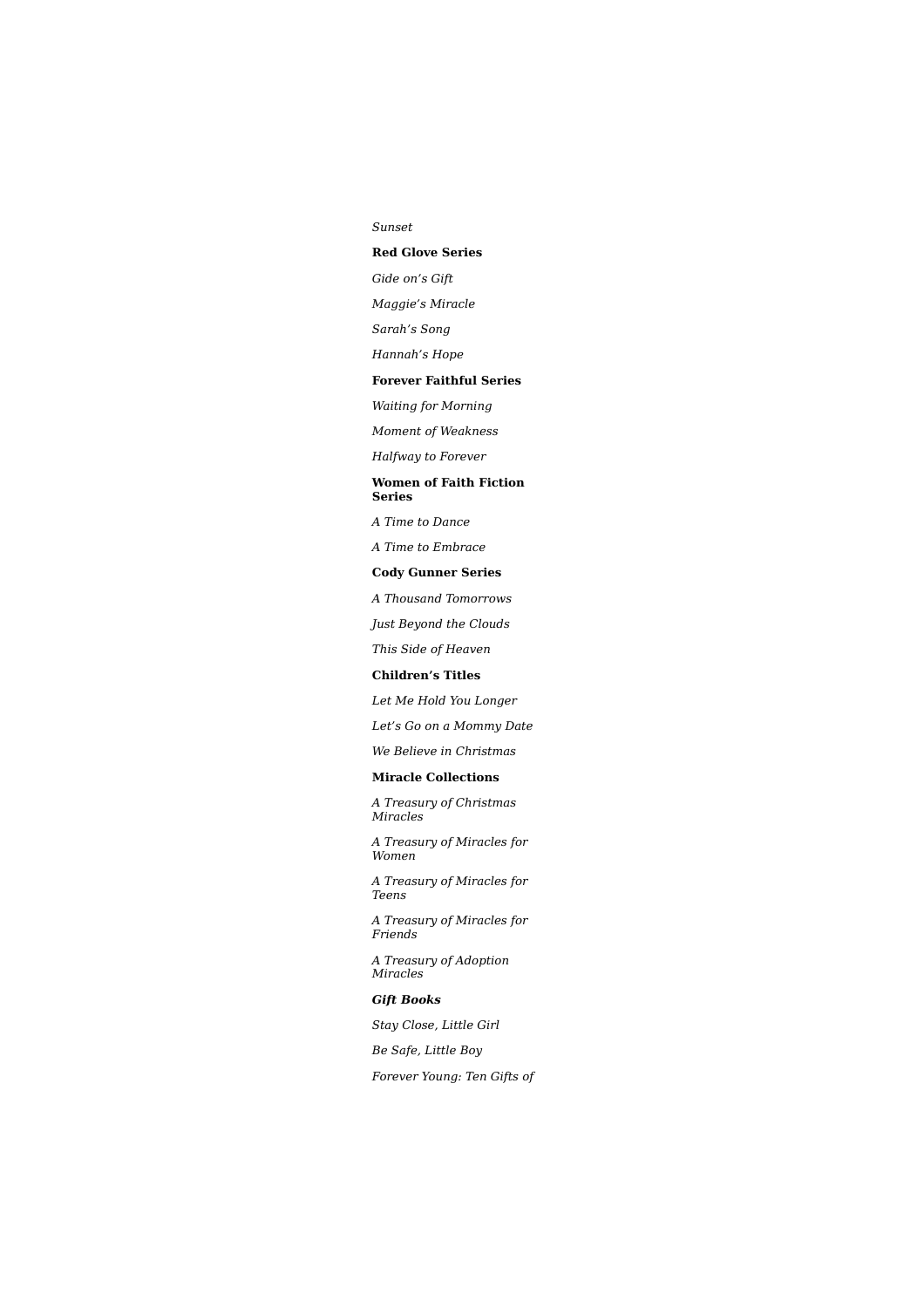*Sunset*

**Red Glove Series**

*Gide on's Gift*

*Maggie's Miracle*

*Sarah's Song*

*Hannah's Hope*

**Forever Faithful Series**

*Waiting for Morning*

*Moment of Weakness*

*Halfway to Forever*

**Women of Faith Fiction Series**

*A Time to Dance*

*A Time to Embrace*

**Cody Gunner Series**

*A Thousand Tomorrows*

*Just Beyond the Clouds*

*This Side of Heaven*

**Children's Titles**

*Let Me Hold You Longer*

*Let's Go on a Mommy Date*

*We Believe in Christmas*

**Miracle Collections**

*A Treasury of Christmas Miracles*

*A Treasury of Miracles for Women*

*A Treasury of Miracles for Teens*

*A Treasury of Miracles for Friends*

*A Treasury of Adoption Miracles*

***Gift Books***

*Stay Close, Little Girl*

*Be Safe, Little Boy*

*Forever Young: Ten Gifts of*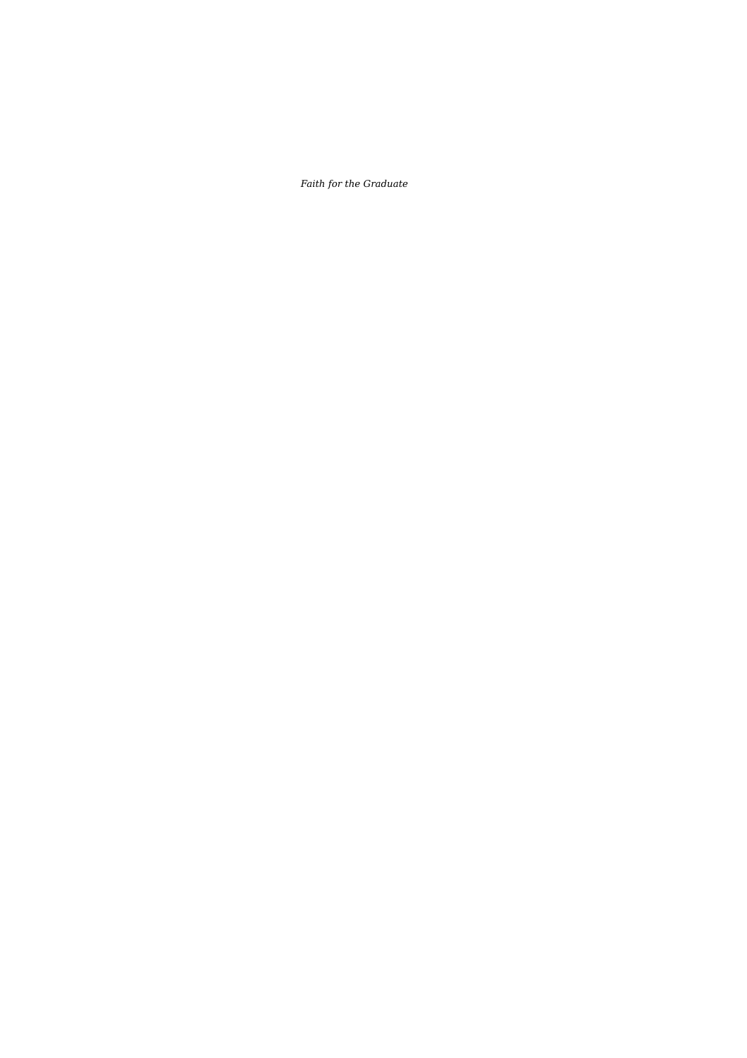*Faith for the Graduate*